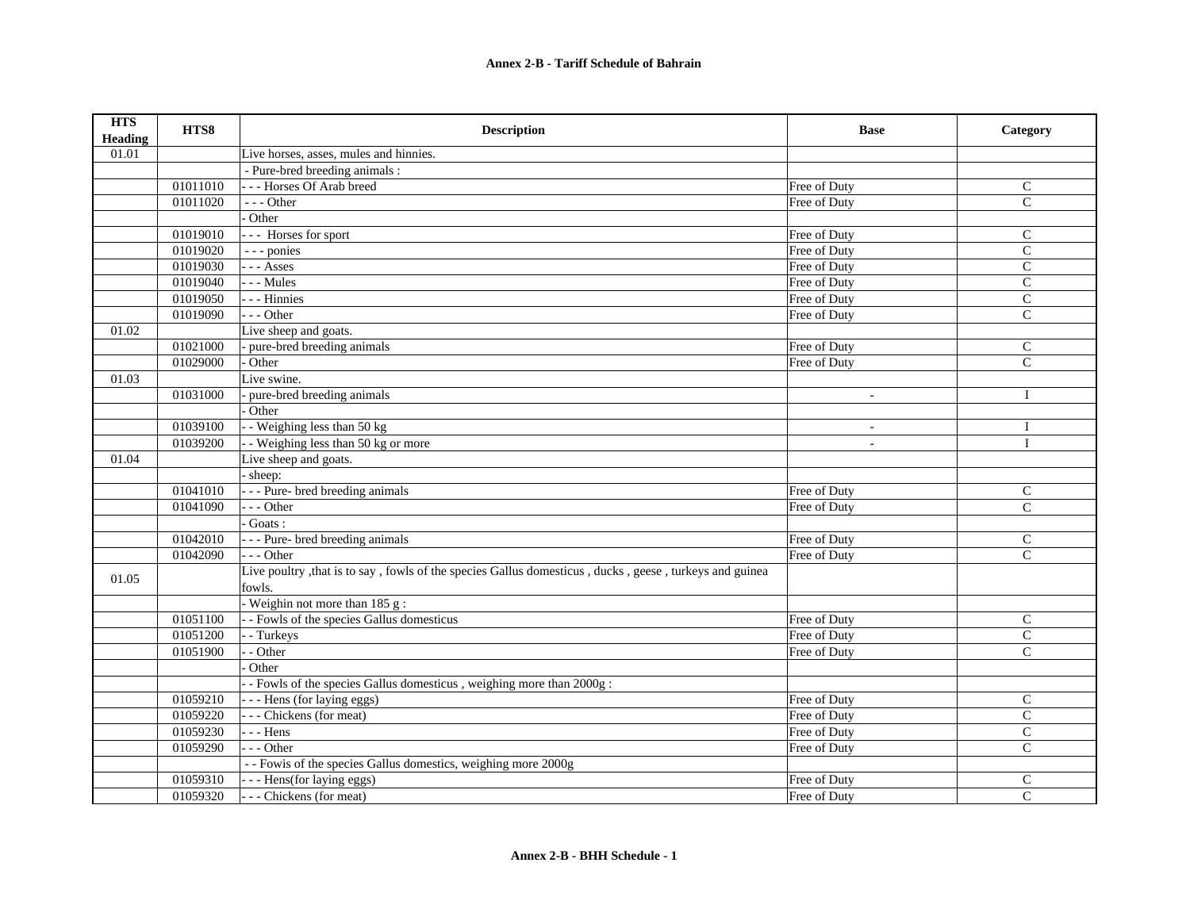# Annex 2-B - Tariff Schedule of Bahrain

| HTS Heading | HTS8 | Description | Base | Category |
|---|---|---|---|---|
| 01.01 | | Live horses, asses, mules and hinnies. | | |
| | | - Pure-bred breeding animals : | | |
| | 01011010 | - - - Horses Of Arab breed | Free of Duty | C |
| | 01011020 | - - - Other | Free of Duty | C |
| | | - Other | | |
| | 01019010 | - - - Horses for sport | Free of Duty | C |
| | 01019020 | - - - ponies | Free of Duty | C |
| | 01019030 | - - - Asses | Free of Duty | C |
| | 01019040 | - - - Mules | Free of Duty | C |
| | 01019050 | - - - Hinnies | Free of Duty | C |
| | 01019090 | - - - Other | Free of Duty | C |
| 01.02 | | Live sheep and goats. | | |
| | 01021000 | - pure-bred breeding animals | Free of Duty | C |
| | 01029000 | - Other | Free of Duty | C |
| 01.03 | | Live swine. | | |
| | 01031000 | - pure-bred breeding animals | - | I |
| | | - Other | | |
| | 01039100 | - - Weighing less than 50 kg | - | I |
| | 01039200 | - - Weighing less than 50 kg or more | - | I |
| 01.04 | | Live sheep and goats. | | |
| | | - sheep: | | |
| | 01041010 | - - - Pure- bred breeding animals | Free of Duty | C |
| | 01041090 | - - - Other | Free of Duty | C |
| | | - Goats : | | |
| | 01042010 | - - - Pure- bred breeding animals | Free of Duty | C |
| | 01042090 | - - - Other | Free of Duty | C |
| 01.05 | | Live poultry ,that is to say , fowls of the species Gallus domesticus , ducks , geese , turkeys and guinea fowls. | | |
| | | - Weighin not more than 185 g : | | |
| | 01051100 | - - Fowls of the species Gallus domesticus | Free of Duty | C |
| | 01051200 | - - Turkeys | Free of Duty | C |
| | 01051900 | - - Other | Free of Duty | C |
| | | - Other | | |
| | | - - Fowls of the species Gallus domesticus , weighing more than 2000g : | | |
| | 01059210 | - - - Hens (for laying eggs) | Free of Duty | C |
| | 01059220 | - - - Chickens (for meat) | Free of Duty | C |
| | 01059230 | - - - Hens | Free of Duty | C |
| | 01059290 | - - - Other | Free of Duty | C |
| | | - - Fowis of the species Gallus domestics, weighing more 2000g | | |
| | 01059310 | - - - Hens(for laying eggs) | Free of Duty | C |
| | 01059320 | - - - Chickens (for meat) | Free of Duty | C |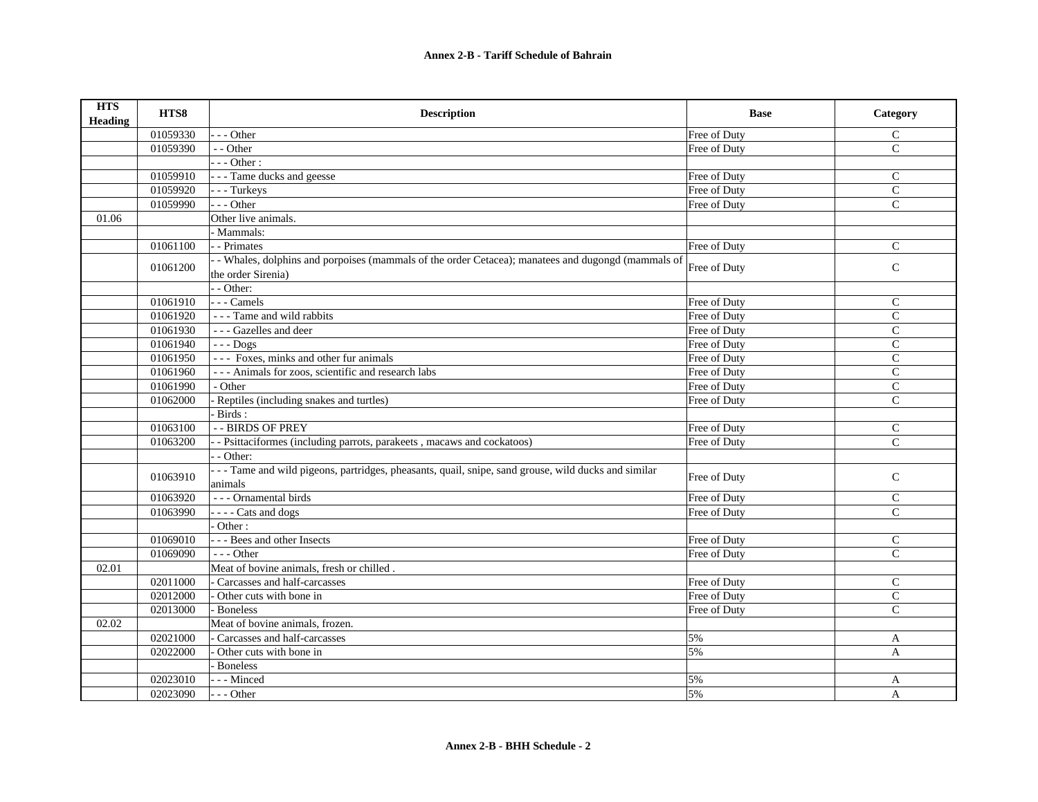**Annex 2-B - Tariff Schedule of Bahrain**

| HTS Heading | HTS8 | Description | Base | Category |
|---|---|---|---|---|
| | 01059330 | - - - Other | Free of Duty | C |
| | 01059390 | - - Other | Free of Duty | C |
| | | - - - Other : | | |
| | 01059910 | - - - Tame ducks and geesse | Free of Duty | C |
| | 01059920 | - - - Turkeys | Free of Duty | C |
| | 01059990 | - - - Other | Free of Duty | C |
| 01.06 | | Other live animals. | | |
| | | - Mammals: | | |
| | 01061100 | - - Primates | Free of Duty | C |
| | 01061200 | - - Whales, dolphins and porpoises (mammals of the order Cetacea); manatees and dugongd (mammals of the order Sirenia) | Free of Duty | C |
| | | - - Other: | | |
| | 01061910 | - - - Camels | Free of Duty | C |
| | 01061920 | - - - Tame and wild rabbits | Free of Duty | C |
| | 01061930 | - - - Gazelles and deer | Free of Duty | C |
| | 01061940 | - - - Dogs | Free of Duty | C |
| | 01061950 | - - - Foxes, minks and other fur animals | Free of Duty | C |
| | 01061960 | - - - Animals for zoos, scientific and research labs | Free of Duty | C |
| | 01061990 | - Other | Free of Duty | C |
| | 01062000 | - Reptiles (including snakes and turtles) | Free of Duty | C |
| | | - Birds : | | |
| | 01063100 | - - BIRDS OF PREY | Free of Duty | C |
| | 01063200 | - - Psittaciformes (including parrots, parakeets , macaws and cockatoos) | Free of Duty | C |
| | | - - Other: | | |
| | 01063910 | - - - Tame and wild pigeons, partridges, pheasants, quail, snipe, sand grouse, wild ducks and similar animals | Free of Duty | C |
| | 01063920 | - - - Ornamental birds | Free of Duty | C |
| | 01063990 | - - - - Cats and dogs | Free of Duty | C |
| | | - Other : | | |
| | 01069010 | - - - Bees and other Insects | Free of Duty | C |
| | 01069090 | - - - Other | Free of Duty | C |
| 02.01 | | Meat of bovine animals, fresh or chilled . | | |
| | 02011000 | - Carcasses and half-carcasses | Free of Duty | C |
| | 02012000 | - Other cuts with bone in | Free of Duty | C |
| | 02013000 | - Boneless | Free of Duty | C |
| 02.02 | | Meat of bovine animals, frozen. | | |
| | 02021000 | - Carcasses and half-carcasses | 5% | A |
| | 02022000 | - Other cuts with bone in | 5% | A |
| | | - Boneless | | |
| | 02023010 | - - - Minced | 5% | A |
| | 02023090 | - - - Other | 5% | A |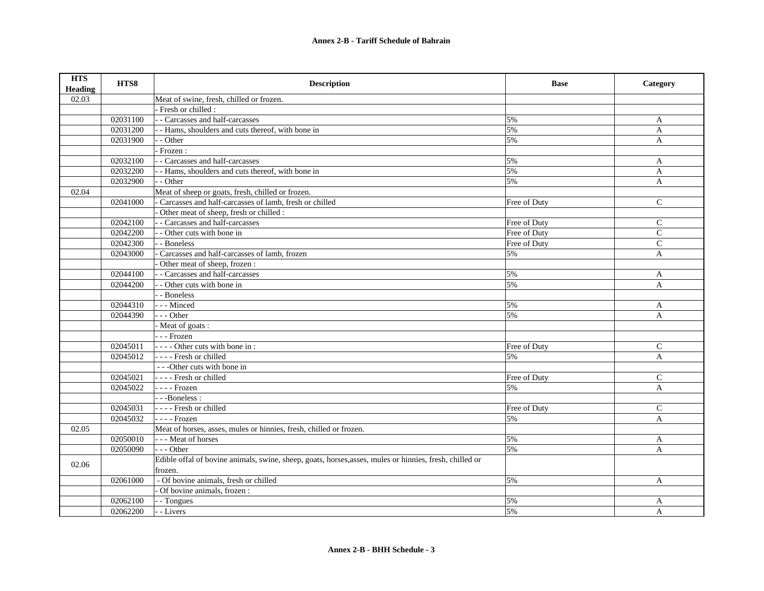**Annex 2-B - Tariff Schedule of Bahrain**

| HTS Heading | HTS8 | Description | Base | Category |
|---|---|---|---|---|
| 02.03 | | Meat of swine, fresh, chilled or frozen. | | |
| | | - Fresh or chilled : | | |
| | 02031100 | - - Carcasses and half-carcasses | 5% | A |
| | 02031200 | - - Hams, shoulders and cuts thereof, with bone in | 5% | A |
| | 02031900 | - - Other | 5% | A |
| | | - Frozen : | | |
| | 02032100 | - - Carcasses and half-carcasses | 5% | A |
| | 02032200 | - - Hams, shoulders and cuts thereof, with bone in | 5% | A |
| | 02032900 | - - Other | 5% | A |
| 02.04 | | Meat of sheep or goats, fresh, chilled or frozen. | | |
| | 02041000 | - Carcasses and half-carcasses of lamb, fresh or chilled | Free of Duty | C |
| | | - Other meat of sheep, fresh or chilled : | | |
| | 02042100 | - - Carcasses and half-carcasses | Free of Duty | C |
| | 02042200 | - - Other cuts with bone in | Free of Duty | C |
| | 02042300 | - - Boneless | Free of Duty | C |
| | 02043000 | - Carcasses and half-carcasses of lamb, frozen | 5% | A |
| | | - Other meat of sheep, frozen : | | |
| | 02044100 | - - Carcasses and half-carcasses | 5% | A |
| | 02044200 | - - Other cuts with bone in | 5% | A |
| | | - - Boneless | | |
| | 02044310 | - - - Minced | 5% | A |
| | 02044390 | - - - Other | 5% | A |
| | | - Meat of goats : | | |
| | | - - - Frozen | | |
| | 02045011 | - - - - Other cuts with bone in : | Free of Duty | C |
| | 02045012 | - - - - Fresh or chilled | 5% | A |
| | | - - -Other cuts with bone in | | |
| | 02045021 | - - - - Fresh or chilled | Free of Duty | C |
| | 02045022 | - - - - Frozen | 5% | A |
| | | - - -Boneless : | | |
| | 02045031 | - - - - Fresh or chilled | Free of Duty | C |
| | 02045032 | - - - - Frozen | 5% | A |
| 02.05 | | Meat of horses, asses, mules or hinnies, fresh, chilled or frozen. | | |
| | 02050010 | - - - Meat of horses | 5% | A |
| | 02050090 | - - - Other | 5% | A |
| 02.06 | | Edible offal of bovine animals, swine, sheep, goats, horses,asses, mules or hinnies, fresh, chilled or frozen. | | |
| | 02061000 | - Of bovine animals, fresh or chilled | 5% | A |
| | | - Of bovine animals, frozen : | | |
| | 02062100 | - - Tongues | 5% | A |
| | 02062200 | - - Livers | 5% | A |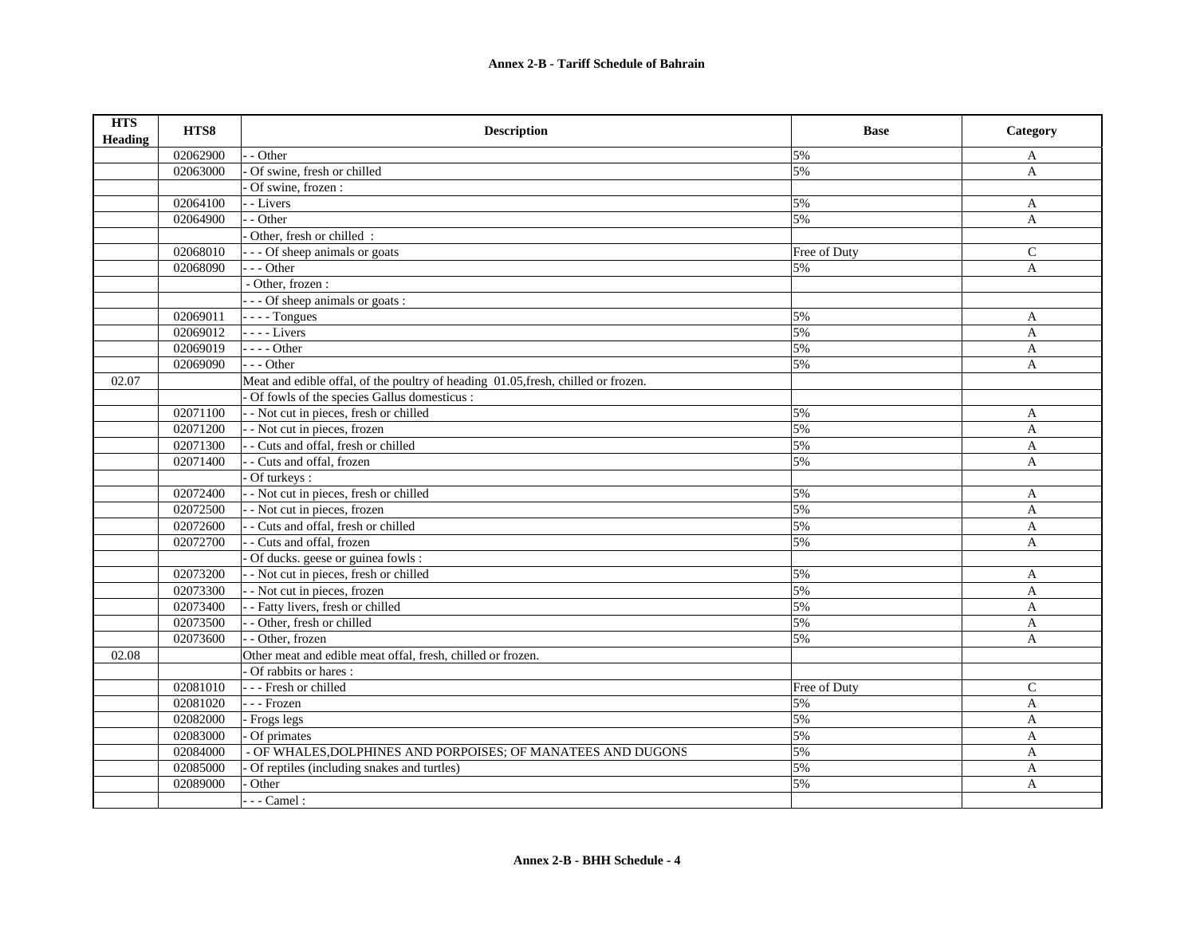| HTS Heading | HTS8 | Description | Base | Category |
|---|---|---|---|---|
| | 02062900 | - - Other | 5% | A |
| | 02063000 | - Of swine, fresh or chilled | 5% | A |
| | | - Of swine, frozen : | | |
| | 02064100 | - - Livers | 5% | A |
| | 02064900 | - - Other | 5% | A |
| | | - Other, fresh or chilled : | | |
| | 02068010 | - - - Of sheep animals or goats | Free of Duty | C |
| | 02068090 | - - - Other | 5% | A |
| | | - Other, frozen : | | |
| | | - - - Of sheep animals or goats : | | |
| | 02069011 | - - - - Tongues | 5% | A |
| | 02069012 | - - - - Livers | 5% | A |
| | 02069019 | - - - - Other | 5% | A |
| | 02069090 | - - - Other | 5% | A |
| 02.07 | | Meat and edible offal, of the poultry of heading 01.05,fresh, chilled or frozen. | | |
| | | - Of fowls of the species Gallus domesticus : | | |
| | 02071100 | - - Not cut in pieces, fresh or chilled | 5% | A |
| | 02071200 | - - Not cut in pieces, frozen | 5% | A |
| | 02071300 | - - Cuts and offal, fresh or chilled | 5% | A |
| | 02071400 | - - Cuts and offal, frozen | 5% | A |
| | | - Of turkeys : | | |
| | 02072400 | - - Not cut in pieces, fresh or chilled | 5% | A |
| | 02072500 | - - Not cut in pieces, frozen | 5% | A |
| | 02072600 | - - Cuts and offal, fresh or chilled | 5% | A |
| | 02072700 | - - Cuts and offal, frozen | 5% | A |
| | | - Of ducks. geese or guinea fowls : | | |
| | 02073200 | - - Not cut in pieces, fresh or chilled | 5% | A |
| | 02073300 | - - Not cut in pieces, frozen | 5% | A |
| | 02073400 | - - Fatty livers, fresh or chilled | 5% | A |
| | 02073500 | - - Other, fresh or chilled | 5% | A |
| | 02073600 | - - Other, frozen | 5% | A |
| 02.08 | | Other meat and edible meat offal, fresh, chilled or frozen. | | |
| | | - Of rabbits or hares : | | |
| | 02081010 | - - - Fresh or chilled | Free of Duty | C |
| | 02081020 | - - - Frozen | 5% | A |
| | 02082000 | - Frogs legs | 5% | A |
| | 02083000 | - Of primates | 5% | A |
| | 02084000 | - OF WHALES,DOLPHINES AND PORPOISES; OF MANATEES AND DUGONS | 5% | A |
| | 02085000 | - Of reptiles (including snakes and turtles) | 5% | A |
| | 02089000 | - Other | 5% | A |
| | | - - - Camel : | | |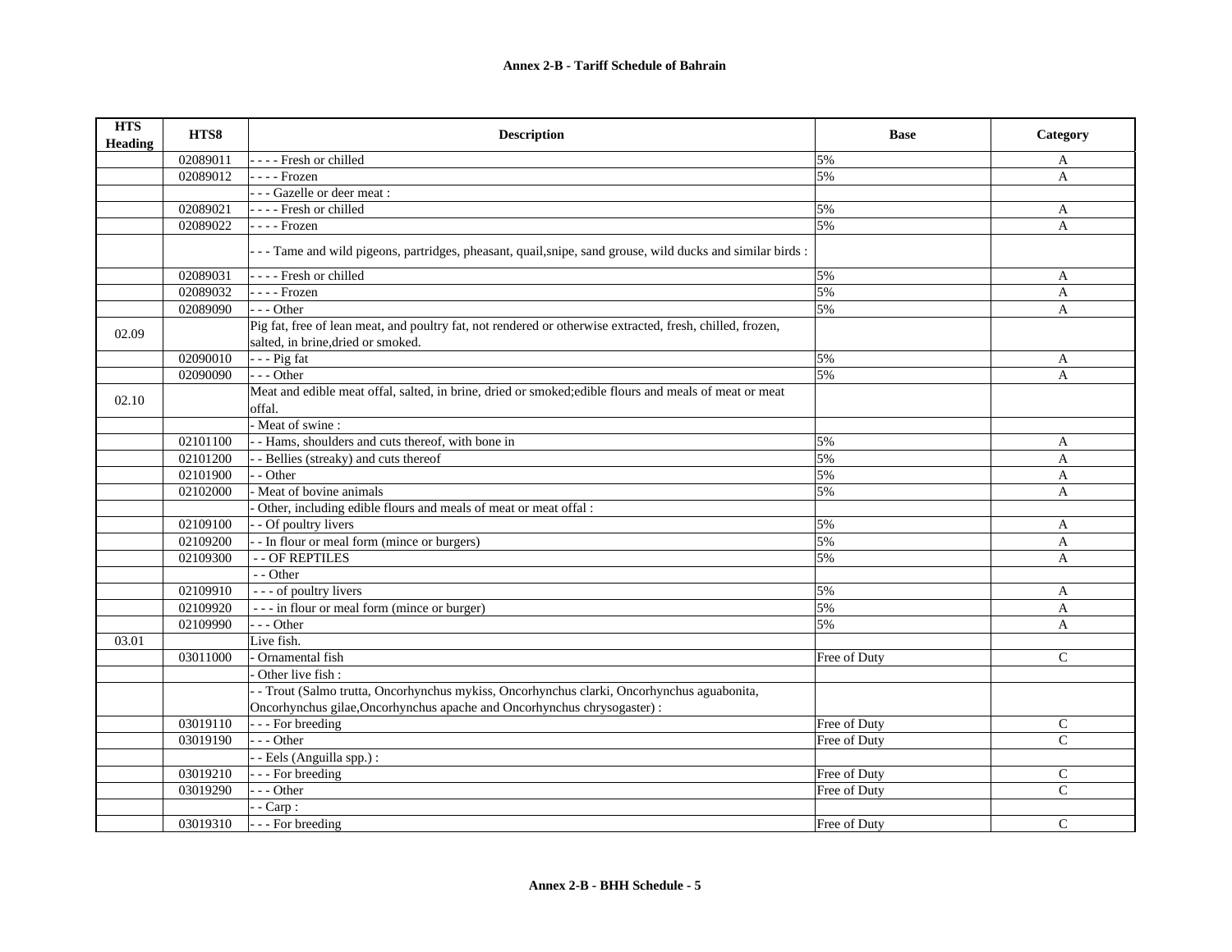| HTS Heading | HTS8 | Description | Base | Category |
|---|---|---|---|---|
| | 02089011 | - - - - Fresh or chilled | 5% | A |
| | 02089012 | - - - - Frozen | 5% | A |
| | | - - - Gazelle or deer meat : | | |
| | 02089021 | - - - - Fresh or chilled | 5% | A |
| | 02089022 | - - - - Frozen | 5% | A |
| | | - - - Tame and wild pigeons, partridges, pheasant, quail,snipe, sand grouse, wild ducks and similar birds : | | |
| | 02089031 | - - - - Fresh or chilled | 5% | A |
| | 02089032 | - - - - Frozen | 5% | A |
| | 02089090 | - - - Other | 5% | A |
| 02.09 | | Pig fat, free of lean meat, and poultry fat, not rendered or otherwise extracted, fresh, chilled, frozen, salted, in brine,dried or smoked. | | |
| | 02090010 | - - - Pig fat | 5% | A |
| | 02090090 | - - - Other | 5% | A |
| 02.10 | | Meat and edible meat offal, salted, in brine, dried or smoked;edible flours and meals of meat or meat offal. | | |
| | | - Meat of swine : | | |
| | 02101100 | - - Hams, shoulders and cuts thereof, with bone in | 5% | A |
| | 02101200 | - - Bellies (streaky) and cuts thereof | 5% | A |
| | 02101900 | - - Other | 5% | A |
| | 02102000 | - Meat of bovine animals | 5% | A |
| | | - Other, including edible flours and meals of meat or meat offal : | | |
| | 02109100 | - - Of poultry livers | 5% | A |
| | 02109200 | - - In flour or meal form (mince or burgers) | 5% | A |
| | 02109300 | - - OF REPTILES | 5% | A |
| | | - - Other | | |
| | 02109910 | - - - of poultry livers | 5% | A |
| | 02109920 | - - - in flour or meal form (mince or burger) | 5% | A |
| | 02109990 | - - - Other | 5% | A |
| 03.01 | | Live fish. | | |
| | 03011000 | - Ornamental fish | Free of Duty | C |
| | | - Other live fish : | | |
| | | - - Trout (Salmo trutta, Oncorhynchus mykiss, Oncorhynchus clarki, Oncorhynchus aguabonita, Oncorhynchus gilae,Oncorhynchus apache and Oncorhynchus chrysogaster) : | | |
| | 03019110 | - - - For breeding | Free of Duty | C |
| | 03019190 | - - - Other | Free of Duty | C |
| | | - - Eels (Anguilla spp.) : | | |
| | 03019210 | - - - For breeding | Free of Duty | C |
| | 03019290 | - - - Other | Free of Duty | C |
| | | - - Carp : | | |
| | 03019310 | - - - For breeding | Free of Duty | C |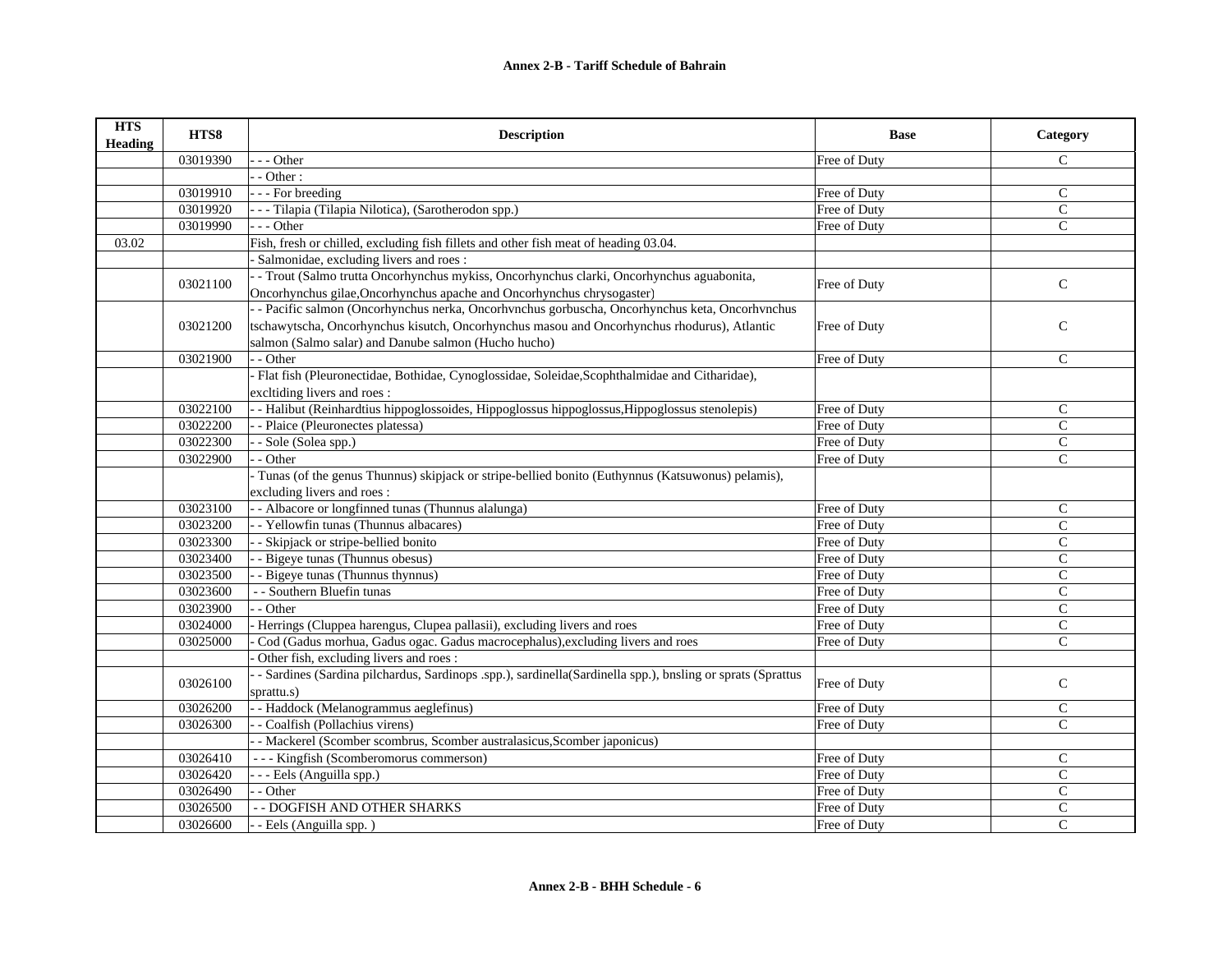**Annex 2-B - Tariff Schedule of Bahrain**

| HTS Heading | HTS8 | Description | Base | Category |
|---|---|---|---|---|
| | 03019390 | - - - Other | Free of Duty | C |
| | | - - Other : | | |
| | 03019910 | - - - For breeding | Free of Duty | C |
| | 03019920 | - - - Tilapia (Tilapia Nilotica), (Sarotherodon spp.) | Free of Duty | C |
| | 03019990 | - - - Other | Free of Duty | C |
| 03.02 | | Fish, fresh or chilled, excluding fish fillets and other fish meat of heading 03.04. | | |
| | | - Salmonidae, excluding livers and roes : | | |
| | 03021100 | - - Trout (Salmo trutta Oncorhynchus mykiss, Oncorhynchus clarki, Oncorhynchus aguabonita, Oncorhynchus gilae,Oncorhynchus apache and Oncorhynchus chrysogaster) | Free of Duty | C |
| | 03021200 | - - Pacific salmon (Oncorhynchus nerka, Oncorhvnchus gorbuscha, Oncorhynchus keta, Oncorhvnchus tschawytscha, Oncorhynchus kisutch, Oncorhynchus masou and Oncorhynchus rhodurus), Atlantic salmon (Salmo salar) and Danube salmon (Hucho hucho) | Free of Duty | C |
| | 03021900 | - - Other | Free of Duty | C |
| | | - Flat fish (Pleuronectidae, Bothidae, Cynoglossidae, Soleidae,Scophthalmidae and Citharidae), excltiding livers and roes : | | |
| | 03022100 | - - Halibut (Reinhardtius hippoglossoides, Hippoglossus hippoglossus,Hippoglossus stenolepis) | Free of Duty | C |
| | 03022200 | - - Plaice (Pleuronectes platessa) | Free of Duty | C |
| | 03022300 | - - Sole (Solea spp.) | Free of Duty | C |
| | 03022900 | - - Other | Free of Duty | C |
| | | - Tunas (of the genus Thunnus) skipjack or stripe-bellied bonito (Euthynnus (Katsuwonus) pelamis), excluding livers and roes : | | |
| | 03023100 | - - Albacore or longfinned tunas (Thunnus alalunga) | Free of Duty | C |
| | 03023200 | - - Yellowfin tunas (Thunnus albacares) | Free of Duty | C |
| | 03023300 | - - Skipjack or stripe-bellied bonito | Free of Duty | C |
| | 03023400 | - - Bigeye tunas (Thunnus obesus) | Free of Duty | C |
| | 03023500 | - - Bigeye tunas (Thunnus thynnus) | Free of Duty | C |
| | 03023600 | - - Southern Bluefin tunas | Free of Duty | C |
| | 03023900 | - - Other | Free of Duty | C |
| | 03024000 | - Herrings (Cluppea harengus, Clupea pallasii), excluding livers and roes | Free of Duty | C |
| | 03025000 | - Cod (Gadus morhua, Gadus ogac. Gadus macrocephalus),excluding livers and roes | Free of Duty | C |
| | | - Other fish, excluding livers and roes : | | |
| | 03026100 | - - Sardines (Sardina pilchardus, Sardinops .spp.), sardinella(Sardinella spp.), bnsling or sprats (Sprattus sprattu.s) | Free of Duty | C |
| | 03026200 | - - Haddock (Melanogrammus aeglefinus) | Free of Duty | C |
| | 03026300 | - - Coalfish (Pollachius virens) | Free of Duty | C |
| | | - - Mackerel (Scomber scombrus, Scomber australasicus,Scomber japonicus) | | |
| | 03026410 | - - - Kingfish (Scomberomorus commerson) | Free of Duty | C |
| | 03026420 | - - - Eels (Anguilla spp.) | Free of Duty | C |
| | 03026490 | - - Other | Free of Duty | C |
| | 03026500 | - - DOGFISH AND OTHER SHARKS | Free of Duty | C |
| | 03026600 | - - Eels (Anguilla spp. ) | Free of Duty | C |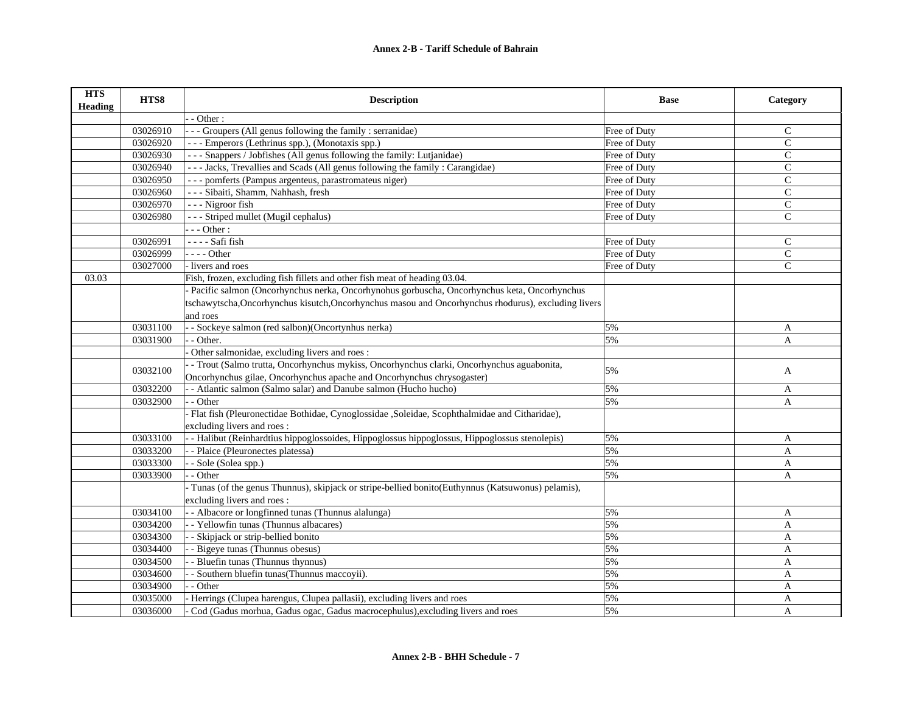| HTS Heading | HTS8 | Description | Base | Category |
|---|---|---|---|---|
| | | - - Other : | | |
| | 03026910 | - - - Groupers (All genus following the family : serranidae) | Free of Duty | C |
| | 03026920 | - - - Emperors (Lethrinus spp.), (Monotaxis spp.) | Free of Duty | C |
| | 03026930 | - - - Snappers / Jobfishes (All genus following the family: Lutjanidae) | Free of Duty | C |
| | 03026940 | - - - Jacks, Trevallies and Scads (All genus following the family : Carangidae) | Free of Duty | C |
| | 03026950 | - - - pomferts (Pampus argenteus, parastromateus niger) | Free of Duty | C |
| | 03026960 | - - - Sibaiti, Shamm, Nahhash, fresh | Free of Duty | C |
| | 03026970 | - - - Nigroor fish | Free of Duty | C |
| | 03026980 | - - - Striped mullet (Mugil cephalus) | Free of Duty | C |
| | | - - - Other : | | |
| | 03026991 | - - - - Safi fish | Free of Duty | C |
| | 03026999 | - - - - Other | Free of Duty | C |
| | 03027000 | - livers and roes | Free of Duty | C |
| 03.03 | | Fish, frozen, excluding fish fillets and other fish meat of heading 03.04. | | |
| | | - Pacific salmon (Oncorhynchus nerka, Oncorhynohus gorbuscha, Oncorhynchus keta, Oncorhynchus tschawytscha,Oncorhynchus kisutch,Oncorhynchus masou and Oncorhynchus rhodurus), excluding livers and roes | | |
| | 03031100 | - - Sockeye salmon (red salbon)(Oncortynhus nerka) | 5% | A |
| | 03031900 | - - Other. | 5% | A |
| | | - Other salmonidae, excluding livers and roes : | | |
| | 03032100 | - - Trout (Salmo trutta, Oncorhynchus mykiss, Oncorhynchus clarki, Oncorhynchus aguabonita, Oncorhynchus gilae, Oncorhynchus apache and Oncorhynchus chrysogaster) | 5% | A |
| | 03032200 | - - Atlantic salmon (Salmo salar) and Danube salmon (Hucho hucho) | 5% | A |
| | 03032900 | - - Other | 5% | A |
| | | - Flat fish (Pleuronectidae Bothidae, Cynoglossidae ,Soleidae, Scophthalmidae and Citharidae), excluding livers and roes : | | |
| | 03033100 | - - Halibut (Reinhardtius hippoglossoides, Hippoglossus hippoglossus, Hippoglossus stenolepis) | 5% | A |
| | 03033200 | - - Plaice (Pleuronectes platessa) | 5% | A |
| | 03033300 | - - Sole (Solea spp.) | 5% | A |
| | 03033900 | - - Other | 5% | A |
| | | - Tunas (of the genus Thunnus), skipjack or stripe-bellied bonito(Euthynnus (Katsuwonus) pelamis), excluding livers and roes : | | |
| | 03034100 | - - Albacore or longfinned tunas (Thunnus alalunga) | 5% | A |
| | 03034200 | - - Yellowfin tunas (Thunnus albacares) | 5% | A |
| | 03034300 | - - Skipjack or strip-bellied bonito | 5% | A |
| | 03034400 | - - Bigeye tunas (Thunnus obesus) | 5% | A |
| | 03034500 | - - Bluefin tunas (Thunnus thynnus) | 5% | A |
| | 03034600 | - - Southern bluefin tunas(Thunnus maccoyii). | 5% | A |
| | 03034900 | - - Other | 5% | A |
| | 03035000 | - Herrings (Clupea harengus, Clupea pallasii), excluding livers and roes | 5% | A |
| | 03036000 | - Cod (Gadus morhua, Gadus ogac, Gadus macrocephulus),excluding livers and roes | 5% | A |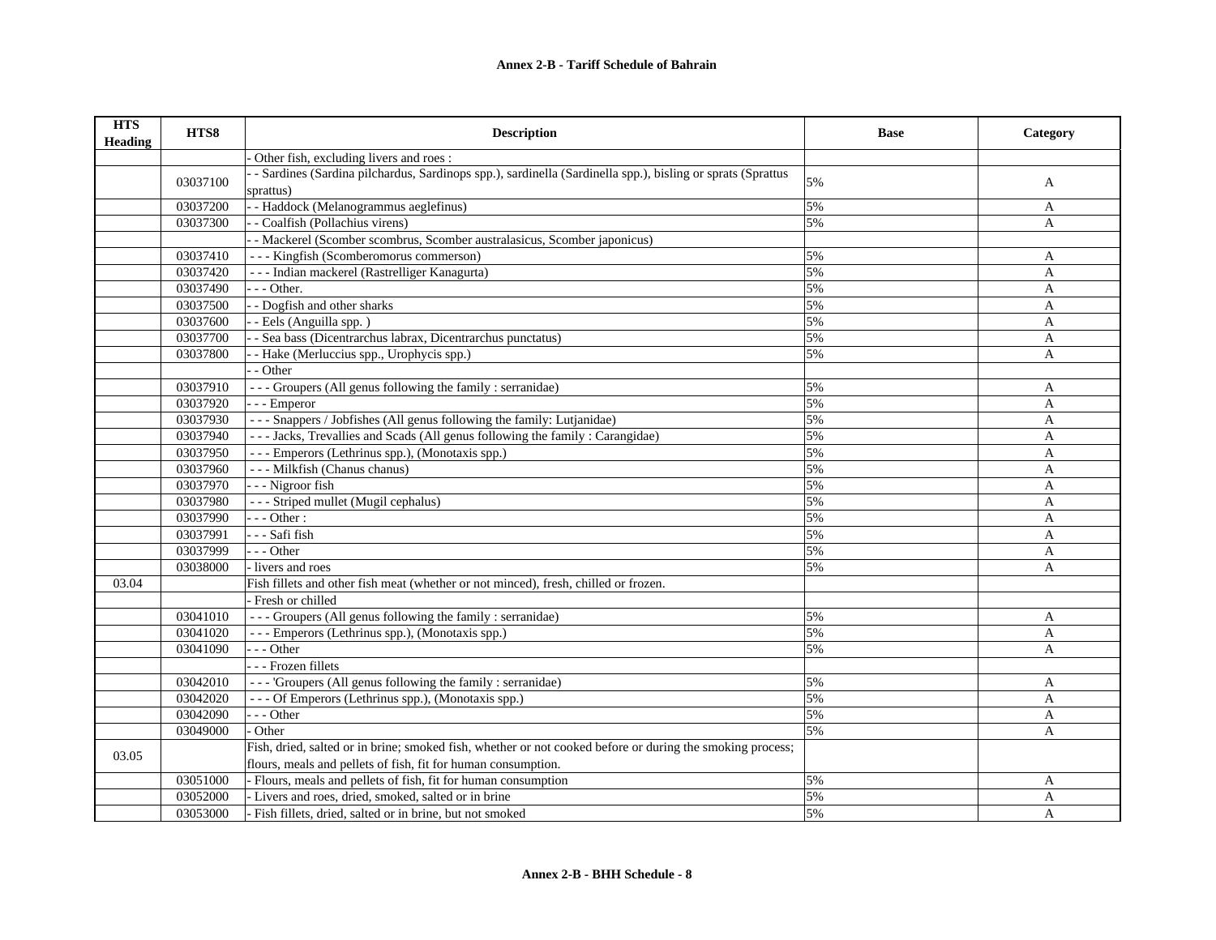**Annex 2-B - Tariff Schedule of Bahrain**

| HTS Heading | HTS8 | Description | Base | Category |
|---|---|---|---|---|
| | | - Other fish, excluding livers and roes : | | |
| | 03037100 | - - Sardines (Sardina pilchardus, Sardinops spp.), sardinella (Sardinella spp.), bisling or sprats (Sprattus sprattus) | 5% | A |
| | 03037200 | - - Haddock (Melanogrammus aeglefinus) | 5% | A |
| | 03037300 | - - Coalfish (Pollachius virens) | 5% | A |
| | | - - Mackerel (Scomber scombrus, Scomber australasicus, Scomber japonicus) | | |
| | 03037410 | - - - Kingfish (Scomberomorus commerson) | 5% | A |
| | 03037420 | - - - Indian mackerel (Rastrelliger Kanagurta) | 5% | A |
| | 03037490 | - - - Other. | 5% | A |
| | 03037500 | - - Dogfish and other sharks | 5% | A |
| | 03037600 | - - Eels (Anguilla spp. ) | 5% | A |
| | 03037700 | - - Sea bass (Dicentrarchus labrax, Dicentrarchus punctatus) | 5% | A |
| | 03037800 | - - Hake (Merluccius spp., Urophycis spp.) | 5% | A |
| | | - - Other | | |
| | 03037910 | - - - Groupers (All genus following the family : serranidae) | 5% | A |
| | 03037920 | - - - Emperor | 5% | A |
| | 03037930 | - - - Snappers / Jobfishes (All genus following the family: Lutjanidae) | 5% | A |
| | 03037940 | - - - Jacks, Trevallies and Scads (All genus following the family : Carangidae) | 5% | A |
| | 03037950 | - - - Emperors (Lethrinus spp.), (Monotaxis spp.) | 5% | A |
| | 03037960 | - - - Milkfish (Chanus chanus) | 5% | A |
| | 03037970 | - - - Nigroor fish | 5% | A |
| | 03037980 | - - - Striped mullet (Mugil cephalus) | 5% | A |
| | 03037990 | - - - Other : | 5% | A |
| | 03037991 | - - - Safi fish | 5% | A |
| | 03037999 | - - - Other | 5% | A |
| | 03038000 | - livers and roes | 5% | A |
| 03.04 | | Fish fillets and other fish meat (whether or not minced), fresh, chilled or frozen. | | |
| | | - Fresh or chilled | | |
| | 03041010 | - - - Groupers (All genus following the family : serranidae) | 5% | A |
| | 03041020 | - - - Emperors (Lethrinus spp.), (Monotaxis spp.) | 5% | A |
| | 03041090 | - - - Other | 5% | A |
| | | - - - Frozen fillets | | |
| | 03042010 | - - - 'Groupers (All genus following the family : serranidae) | 5% | A |
| | 03042020 | - - - Of Emperors (Lethrinus spp.), (Monotaxis spp.) | 5% | A |
| | 03042090 | - - - Other | 5% | A |
| | 03049000 | - Other | 5% | A |
| 03.05 | | Fish, dried, salted or in brine; smoked fish, whether or not cooked before or during the smoking process; flours, meals and pellets of fish, fit for human consumption. | | |
| | 03051000 | - Flours, meals and pellets of fish, fit for human consumption | 5% | A |
| | 03052000 | - Livers and roes, dried, smoked, salted or in brine | 5% | A |
| | 03053000 | - Fish fillets, dried, salted or in brine, but not smoked | 5% | A |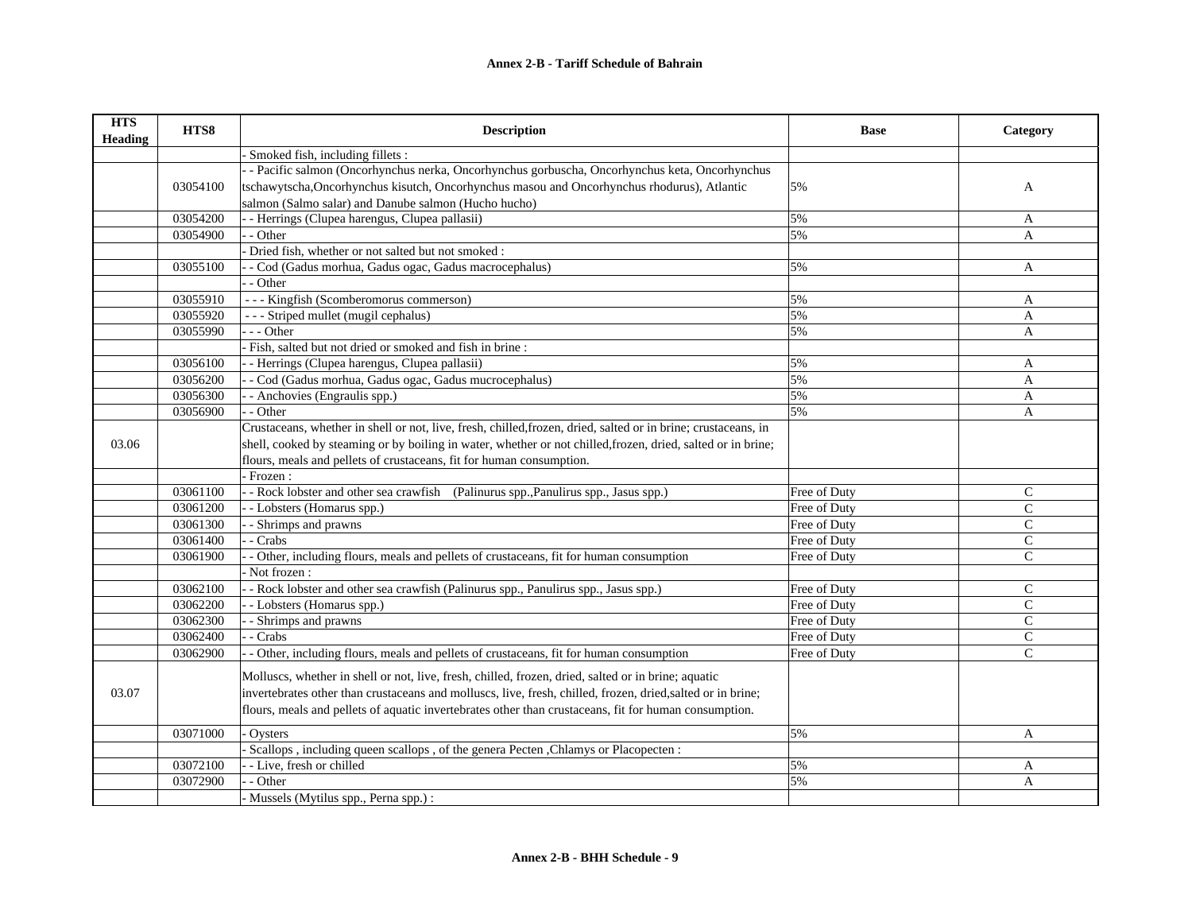## Annex 2-B - Tariff Schedule of Bahrain

| HTS Heading | HTS8 | Description | Base | Category |
|---|---|---|---|---|
| | | - Smoked fish, including fillets : | | |
| | 03054100 | - - Pacific salmon (Oncorhynchus nerka, Oncorhynchus gorbuscha, Oncorhynchus keta, Oncorhynchus tschawytscha,Oncorhynchus kisutch, Oncorhynchus masou and Oncorhynchus rhodurus), Atlantic salmon (Salmo salar) and Danube salmon (Hucho hucho) | 5% | A |
| | 03054200 | - - Herrings (Clupea harengus, Clupea pallasii) | 5% | A |
| | 03054900 | - - Other | 5% | A |
| | | - Dried fish, whether or not salted but not smoked : | | |
| | 03055100 | - - Cod (Gadus morhua, Gadus ogac, Gadus macrocephalus) | 5% | A |
| | | - - Other | | |
| | 03055910 | - - - Kingfish (Scomberomorus commerson) | 5% | A |
| | 03055920 | - - - Striped mullet (mugil cephalus) | 5% | A |
| | 03055990 | - - - Other | 5% | A |
| | | - Fish, salted but not dried or smoked and fish in brine : | | |
| | 03056100 | - - Herrings (Clupea harengus, Clupea pallasii) | 5% | A |
| | 03056200 | - - Cod (Gadus morhua, Gadus ogac, Gadus mucrocephalus) | 5% | A |
| | 03056300 | - - Anchovies (Engraulis spp.) | 5% | A |
| | 03056900 | - - Other | 5% | A |
| 03.06 | | Crustaceans, whether in shell or not, live, fresh, chilled,frozen, dried, salted or in brine; crustaceans, in shell, cooked by steaming or by boiling in water, whether or not chilled,frozen, dried, salted or in brine; flours, meals and pellets of crustaceans, fit for human consumption. | | |
| | | - Frozen : | | |
| | 03061100 | - - Rock lobster and other sea crawfish (Palinurus spp.,Panulirus spp., Jasus spp.) | Free of Duty | C |
| | 03061200 | - - Lobsters (Homarus spp.) | Free of Duty | C |
| | 03061300 | - - Shrimps and prawns | Free of Duty | C |
| | 03061400 | - - Crabs | Free of Duty | C |
| | 03061900 | - - Other, including flours, meals and pellets of crustaceans, fit for human consumption | Free of Duty | C |
| | | - Not frozen : | | |
| | 03062100 | - - Rock lobster and other sea crawfish (Palinurus spp., Panulirus spp., Jasus spp.) | Free of Duty | C |
| | 03062200 | - - Lobsters (Homarus spp.) | Free of Duty | C |
| | 03062300 | - - Shrimps and prawns | Free of Duty | C |
| | 03062400 | - - Crabs | Free of Duty | C |
| | 03062900 | - - Other, including flours, meals and pellets of crustaceans, fit for human consumption | Free of Duty | C |
| 03.07 | | Molluscs, whether in shell or not, live, fresh, chilled, frozen, dried, salted or in brine; aquatic invertebrates other than crustaceans and molluscs, live, fresh, chilled, frozen, dried,salted or in brine; flours, meals and pellets of aquatic invertebrates other than crustaceans, fit for human consumption. | | |
| | 03071000 | - Oysters | 5% | A |
| | | - Scallops , including queen scallops , of the genera Pecten ,Chlamys or Placopecten : | | |
| | 03072100 | - - Live, fresh or chilled | 5% | A |
| | 03072900 | - - Other | 5% | A |
| | | - Mussels (Mytilus spp., Perna spp.) : | | |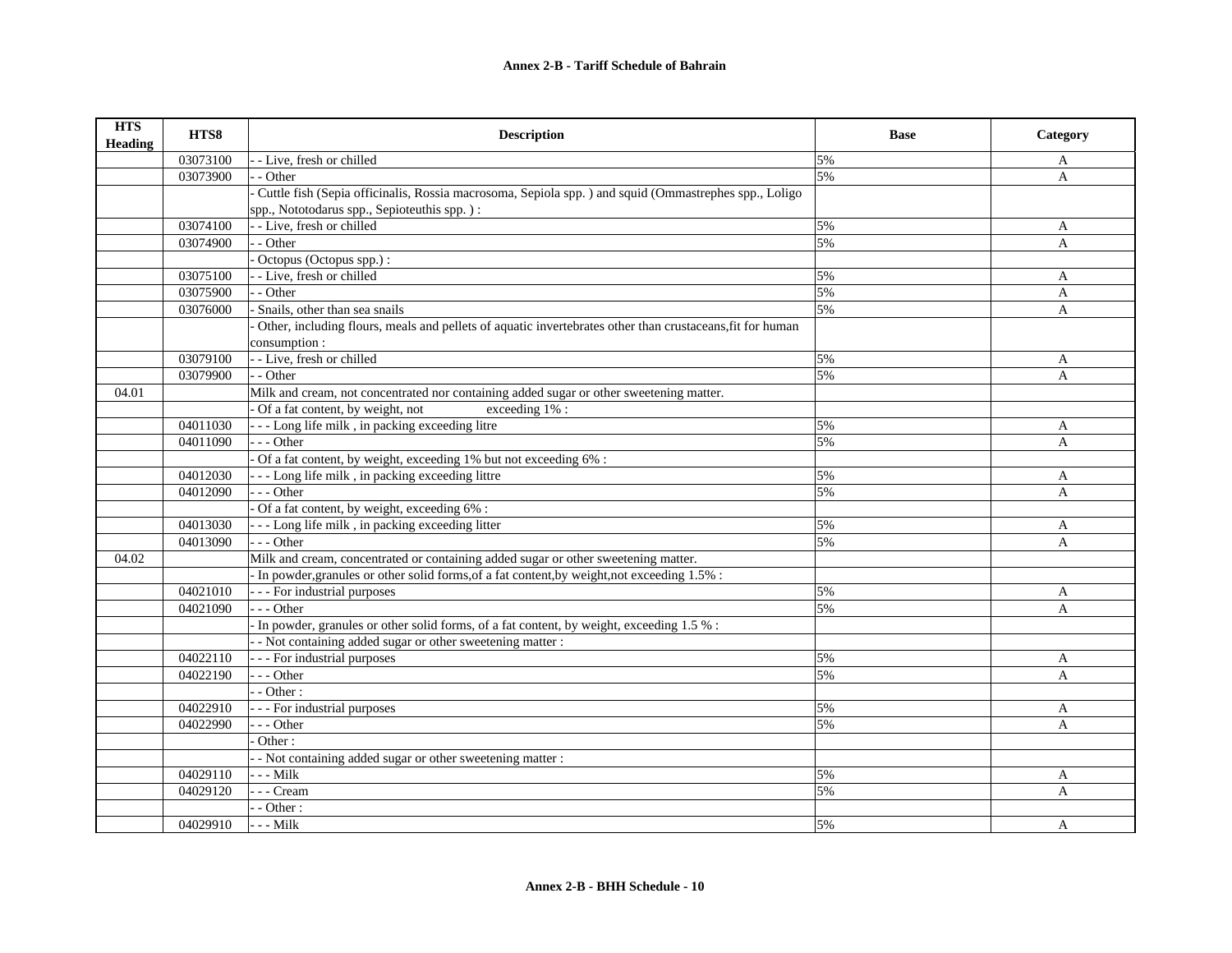# Annex 2-B - Tariff Schedule of Bahrain

| HTS Heading | HTS8 | Description | Base | Category |
|---|---|---|---|---|
| | 03073100 | - - Live, fresh or chilled | 5% | A |
| | 03073900 | - - Other | 5% | A |
| | | - Cuttle fish (Sepia officinalis, Rossia macrosoma, Sepiola spp. ) and squid (Ommastrephes spp., Loligo spp., Nototodarus spp., Sepioteuthis spp. ) : | | |
| | 03074100 | - - Live, fresh or chilled | 5% | A |
| | 03074900 | - - Other | 5% | A |
| | | - Octopus (Octopus spp.) : | | |
| | 03075100 | - - Live, fresh or chilled | 5% | A |
| | 03075900 | - - Other | 5% | A |
| | 03076000 | - Snails, other than sea snails | 5% | A |
| | | - Other, including flours, meals and pellets of aquatic invertebrates other than crustaceans,fit for human consumption : | | |
| | 03079100 | - - Live, fresh or chilled | 5% | A |
| | 03079900 | - - Other | 5% | A |
| 04.01 | | Milk and cream, not concentrated nor containing added sugar or other sweetening matter. | | |
| | | - Of a fat content, by weight, not exceeding 1% : | | |
| | 04011030 | - - - Long life milk , in packing exceeding litre | 5% | A |
| | 04011090 | - - - Other | 5% | A |
| | | - Of a fat content, by weight, exceeding 1% but not exceeding 6% : | | |
| | 04012030 | - - - Long life milk , in packing exceeding littre | 5% | A |
| | 04012090 | - - - Other | 5% | A |
| | | - Of a fat content, by weight, exceeding 6% : | | |
| | 04013030 | - - - Long life milk , in packing exceeding litter | 5% | A |
| | 04013090 | - - - Other | 5% | A |
| 04.02 | | Milk and cream, concentrated or containing added sugar or other sweetening matter. | | |
| | | - In powder,granules or other solid forms,of a fat content,by weight,not exceeding 1.5% : | | |
| | 04021010 | - - - For industrial purposes | 5% | A |
| | 04021090 | - - - Other | 5% | A |
| | | - In powder, granules or other solid forms, of a fat content, by weight, exceeding 1.5 % : | | |
| | | - - Not containing added sugar or other sweetening matter : | | |
| | 04022110 | - - - For industrial purposes | 5% | A |
| | 04022190 | - - - Other | 5% | A |
| | | - - Other : | | |
| | 04022910 | - - - For industrial purposes | 5% | A |
| | 04022990 | - - - Other | 5% | A |
| | | - Other : | | |
| | | - - Not containing added sugar or other sweetening matter : | | |
| | 04029110 | - - - Milk | 5% | A |
| | 04029120 | - - - Cream | 5% | A |
| | | - - Other : | | |
| | 04029910 | - - - Milk | 5% | A |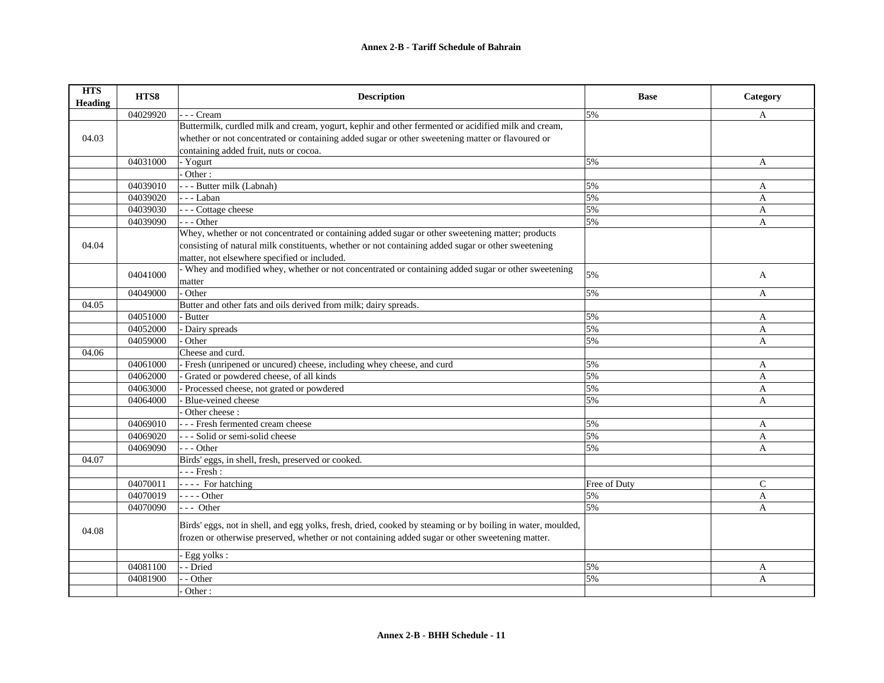# Annex 2-B - Tariff Schedule of Bahrain

| HTS Heading | HTS8 | Description | Base | Category |
|---|---|---|---|---|
| | 04029920 | - - - Cream | 5% | A |
| 04.03 | | Buttermilk, curdled milk and cream, yogurt, kephir and other fermented or acidified milk and cream, whether or not concentrated or containing added sugar or other sweetening matter or flavoured or containing added fruit, nuts or cocoa. | | |
| | 04031000 | - Yogurt | 5% | A |
| | | - Other : | | |
| | 04039010 | - - - Butter milk (Labnah) | 5% | A |
| | 04039020 | - - - Laban | 5% | A |
| | 04039030 | - - - Cottage cheese | 5% | A |
| | 04039090 | - - - Other | 5% | A |
| 04.04 | | Whey, whether or not concentrated or containing added sugar or other sweetening matter; products consisting of natural milk constituents, whether or not containing added sugar or other sweetening matter, not elsewhere specified or included. | | |
| | 04041000 | - Whey and modified whey, whether or not concentrated or containing added sugar or other sweetening matter | 5% | A |
| | 04049000 | - Other | 5% | A |
| 04.05 | | Butter and other fats and oils derived from milk; dairy spreads. | | |
| | 04051000 | - Butter | 5% | A |
| | 04052000 | - Dairy spreads | 5% | A |
| | 04059000 | - Other | 5% | A |
| 04.06 | | Cheese and curd. | | |
| | 04061000 | - Fresh (unripened or uncured) cheese, including whey cheese, and curd | 5% | A |
| | 04062000 | - Grated or powdered cheese, of all kinds | 5% | A |
| | 04063000 | - Processed cheese, not grated or powdered | 5% | A |
| | 04064000 | - Blue-veined cheese | 5% | A |
| | | - Other cheese : | | |
| | 04069010 | - - - Fresh fermented cream cheese | 5% | A |
| | 04069020 | - - - Solid or semi-solid cheese | 5% | A |
| | 04069090 | - - - Other | 5% | A |
| 04.07 | | Birds' eggs, in shell, fresh, preserved or cooked. | | |
| | | - - - Fresh : | | |
| | 04070011 | - - - - For hatching | Free of Duty | C |
| | 04070019 | - - - - Other | 5% | A |
| | 04070090 | - - - Other | 5% | A |
| 04.08 | | Birds' eggs, not in shell, and egg yolks, fresh, dried, cooked by steaming or by boiling in water, moulded, frozen or otherwise preserved, whether or not containing added sugar or other sweetening matter. | | |
| | | - Egg yolks : | | |
| | 04081100 | - - Dried | 5% | A |
| | 04081900 | - - Other | 5% | A |
| | | - Other : | | |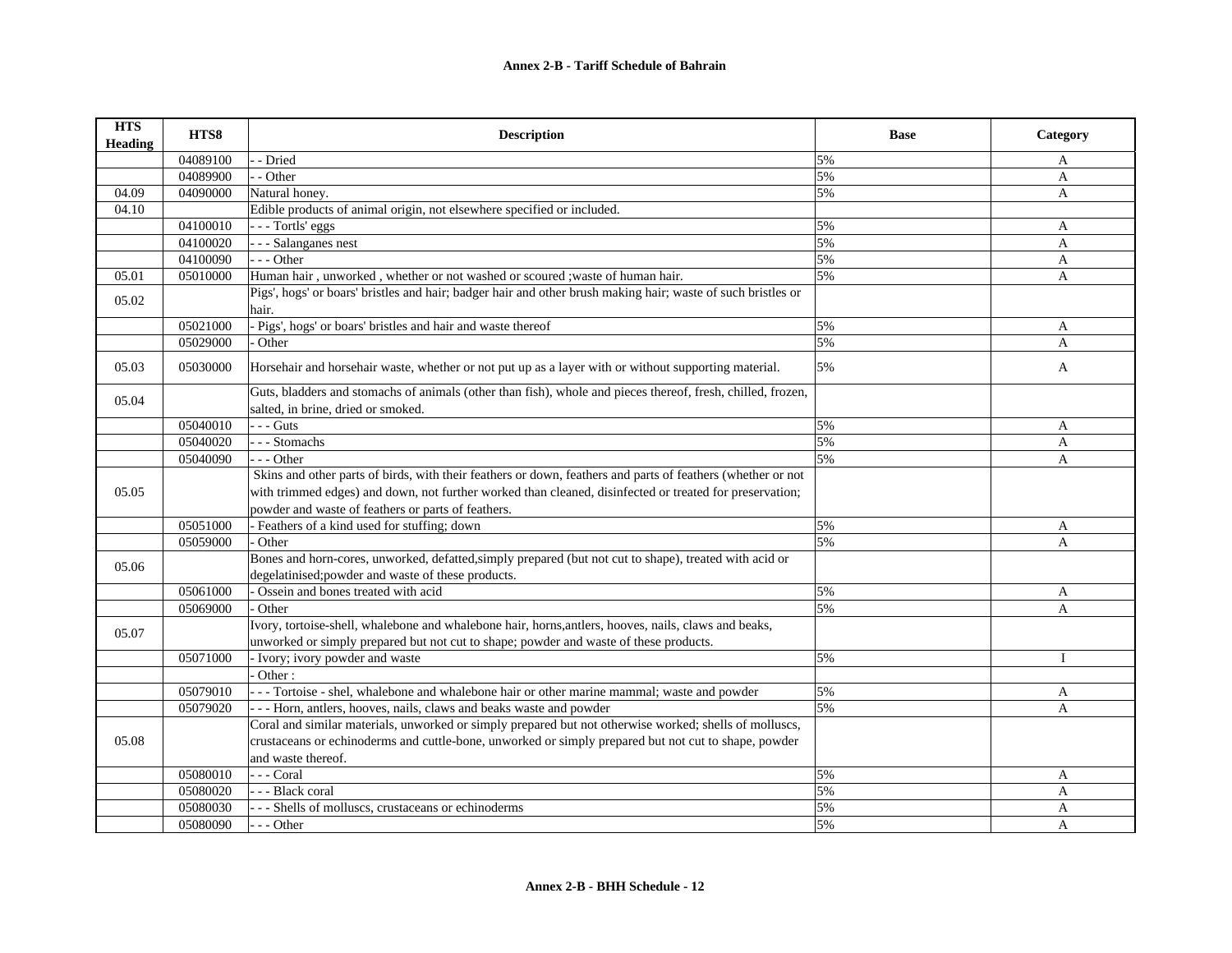| HTS Heading | HTS8 | Description | Base | Category |
|---|---|---|---|---|
| | 04089100 | - - Dried | 5% | A |
| | 04089900 | - - Other | 5% | A |
| 04.09 | 04090000 | Natural honey. | 5% | A |
| 04.10 | | Edible products of animal origin, not elsewhere specified or included. | | |
| | 04100010 | - - - Tortls' eggs | 5% | A |
| | 04100020 | - - - Salanganes nest | 5% | A |
| | 04100090 | - - - Other | 5% | A |
| 05.01 | 05010000 | Human hair , unworked , whether or not washed or scoured ;waste of human hair. | 5% | A |
| 05.02 | | Pigs', hogs' or boars' bristles and hair; badger hair and other brush making hair; waste of such bristles or hair. | | |
| | 05021000 | - Pigs', hogs' or boars' bristles and hair and waste thereof | 5% | A |
| | 05029000 | - Other | 5% | A |
| 05.03 | 05030000 | Horsehair and horsehair waste, whether or not put up as a layer with or without supporting material. | 5% | A |
| 05.04 | | Guts, bladders and stomachs of animals (other than fish), whole and pieces thereof, fresh, chilled, frozen, salted, in brine, dried or smoked. | | |
| | 05040010 | - - - Guts | 5% | A |
| | 05040020 | - - - Stomachs | 5% | A |
| | 05040090 | - - - Other | 5% | A |
| 05.05 | | Skins and other parts of birds, with their feathers or down, feathers and parts of feathers (whether or not with trimmed edges) and down, not further worked than cleaned, disinfected or treated for preservation; powder and waste of feathers or parts of feathers. | | |
| | 05051000 | - Feathers of a kind used for stuffing; down | 5% | A |
| | 05059000 | - Other | 5% | A |
| 05.06 | | Bones and horn-cores, unworked, defatted,simply prepared (but not cut to shape), treated with acid or degelatinised;powder and waste of these products. | | |
| | 05061000 | - Ossein and bones treated with acid | 5% | A |
| | 05069000 | - Other | 5% | A |
| 05.07 | | Ivory, tortoise-shell, whalebone and whalebone hair, horns,antlers, hooves, nails, claws and beaks, unworked or simply prepared but not cut to shape; powder and waste of these products. | | |
| | 05071000 | - Ivory; ivory powder and waste | 5% | I |
| | | - Other : | | |
| | 05079010 | - - - Tortoise - shel, whalebone and whalebone hair or other marine mammal; waste and powder | 5% | A |
| | 05079020 | - - - Horn, antlers, hooves, nails, claws and beaks waste and powder | 5% | A |
| 05.08 | | Coral and similar materials, unworked or simply prepared but not otherwise worked; shells of molluscs, crustaceans or echinoderms and cuttle-bone, unworked or simply prepared but not cut to shape, powder and waste thereof. | | |
| | 05080010 | - - - Coral | 5% | A |
| | 05080020 | - - - Black coral | 5% | A |
| | 05080030 | - - - Shells of molluscs, crustaceans or echinoderms | 5% | A |
| | 05080090 | - - - Other | 5% | A |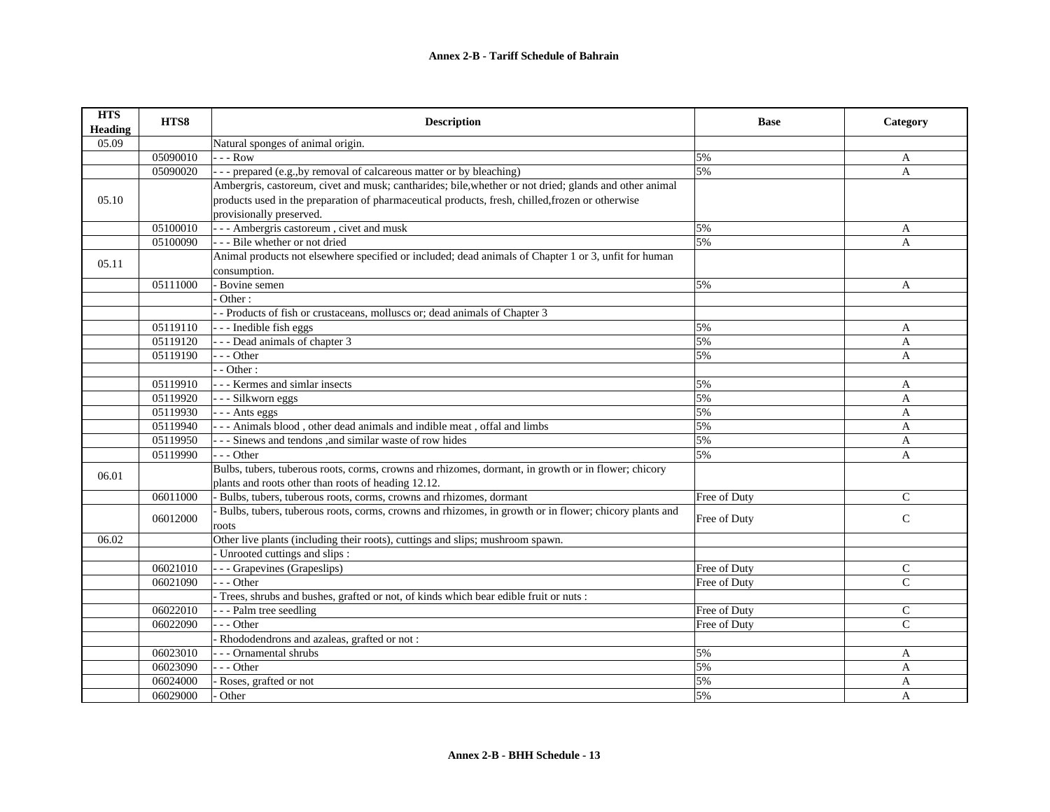# Annex 2-B - Tariff Schedule of Bahrain

| HTS Heading | HTS8 | Description | Base | Category |
|---|---|---|---|---|
| 05.09 | | Natural sponges of animal origin. | | |
| | 05090010 | - - - Row | 5% | A |
| | 05090020 | - - - prepared (e.g.,by removal of calcareous matter or by bleaching) | 5% | A |
| 05.10 | | Ambergris, castoreum, civet and musk; cantharides; bile,whether or not dried; glands and other animal products used in the preparation of pharmaceutical products, fresh, chilled,frozen or otherwise provisionally preserved. | | |
| | 05100010 | - - - Ambergris castoreum , civet and musk | 5% | A |
| | 05100090 | - - - Bile whether or not dried | 5% | A |
| 05.11 | | Animal products not elsewhere specified or included; dead animals of Chapter 1 or 3, unfit for human consumption. | | |
| | 05111000 | - Bovine semen | 5% | A |
| | | - Other : | | |
| | | - - Products of fish or crustaceans, molluscs or; dead animals of Chapter 3 | | |
| | 05119110 | - - - Inedible fish eggs | 5% | A |
| | 05119120 | - - - Dead animals of chapter 3 | 5% | A |
| | 05119190 | - - - Other | 5% | A |
| | | - - Other : | | |
| | 05119910 | - - - Kermes and simlar insects | 5% | A |
| | 05119920 | - - - Silkworn eggs | 5% | A |
| | 05119930 | - - - Ants eggs | 5% | A |
| | 05119940 | - - - Animals blood , other dead animals and indible meat , offal and limbs | 5% | A |
| | 05119950 | - - - Sinews and tendons ,and similar waste of row hides | 5% | A |
| | 05119990 | - - - Other | 5% | A |
| 06.01 | | Bulbs, tubers, tuberous roots, corms, crowns and rhizomes, dormant, in growth or in flower; chicory plants and roots other than roots of heading 12.12. | | |
| | 06011000 | - Bulbs, tubers, tuberous roots, corms, crowns and rhizomes, dormant | Free of Duty | C |
| | 06012000 | - Bulbs, tubers, tuberous roots, corms, crowns and rhizomes, in growth or in flower; chicory plants and roots | Free of Duty | C |
| 06.02 | | Other live plants (including their roots), cuttings and slips; mushroom spawn. | | |
| | | - Unrooted cuttings and slips : | | |
| | 06021010 | - - - Grapevines (Grapeslips) | Free of Duty | C |
| | 06021090 | - - - Other | Free of Duty | C |
| | | - Trees, shrubs and bushes, grafted or not, of kinds which bear edible fruit or nuts : | | |
| | 06022010 | - - - Palm tree seedling | Free of Duty | C |
| | 06022090 | - - - Other | Free of Duty | C |
| | | - Rhododendrons and azaleas, grafted or not : | | |
| | 06023010 | - - - Ornamental shrubs | 5% | A |
| | 06023090 | - - - Other | 5% | A |
| | 06024000 | - Roses, grafted or not | 5% | A |
| | 06029000 | - Other | 5% | A |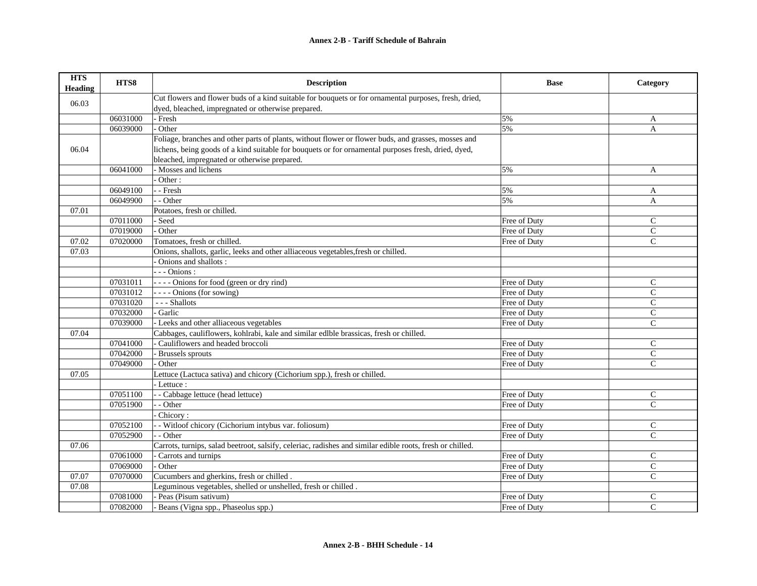## Annex 2-B - Tariff Schedule of Bahrain

| HTS Heading | HTS8 | Description | Base | Category |
|---|---|---|---|---|
| 06.03 | | Cut flowers and flower buds of a kind suitable for bouquets or for ornamental purposes, fresh, dried, dyed, bleached, impregnated or otherwise prepared. | | |
| | 06031000 | - Fresh | 5% | A |
| | 06039000 | - Other | 5% | A |
| 06.04 | | Foliage, branches and other parts of plants, without flower or flower buds, and grasses, mosses and lichens, being goods of a kind suitable for bouquets or for ornamental purposes fresh, dried, dyed, bleached, impregnated or otherwise prepared. | | |
| | 06041000 | - Mosses and lichens | 5% | A |
| | | - Other : | | |
| | 06049100 | - - Fresh | 5% | A |
| | 06049900 | - - Other | 5% | A |
| 07.01 | | Potatoes, fresh or chilled. | | |
| | 07011000 | - Seed | Free of Duty | C |
| | 07019000 | - Other | Free of Duty | C |
| 07.02 | 07020000 | Tomatoes, fresh or chilled. | Free of Duty | C |
| 07.03 | | Onions, shallots, garlic, leeks and other alliaceous vegetables,fresh or chilled. | | |
| | | - Onions and shallots : | | |
| | | - - - Onions : | | |
| | 07031011 | - - - - Onions for food (green or dry rind) | Free of Duty | C |
| | 07031012 | - - - - Onions (for sowing) | Free of Duty | C |
| | 07031020 | - - - Shallots | Free of Duty | C |
| | 07032000 | - Garlic | Free of Duty | C |
| | 07039000 | - Leeks and other alliaceous vegetables | Free of Duty | C |
| 07.04 | | Cabbages, cauliflowers, kohlrabi, kale and similar edlble brassicas, fresh or chilled. | | |
| | 07041000 | - Cauliflowers and headed broccoli | Free of Duty | C |
| | 07042000 | - Brussels sprouts | Free of Duty | C |
| | 07049000 | - Other | Free of Duty | C |
| 07.05 | | Lettuce (Lactuca sativa) and chicory (Cichorium spp.), fresh or chilled. | | |
| | | - Lettuce : | | |
| | 07051100 | - - Cabbage lettuce (head lettuce) | Free of Duty | C |
| | 07051900 | - - Other | Free of Duty | C |
| | | - Chicory : | | |
| | 07052100 | - - Witloof chicory (Cichorium intybus var. foliosum) | Free of Duty | C |
| | 07052900 | - - Other | Free of Duty | C |
| 07.06 | | Carrots, turnips, salad beetroot, salsify, celeriac, radishes and similar edible roots, fresh or chilled. | | |
| | 07061000 | - Carrots and turnips | Free of Duty | C |
| | 07069000 | - Other | Free of Duty | C |
| 07.07 | 07070000 | Cucumbers and gherkins, fresh or chilled . | Free of Duty | C |
| 07.08 | | Leguminous vegetables, shelled or unshelled, fresh or chilled . | | |
| | 07081000 | - Peas (Pisum sativum) | Free of Duty | C |
| | 07082000 | - Beans (Vigna spp., Phaseolus spp.) | Free of Duty | C |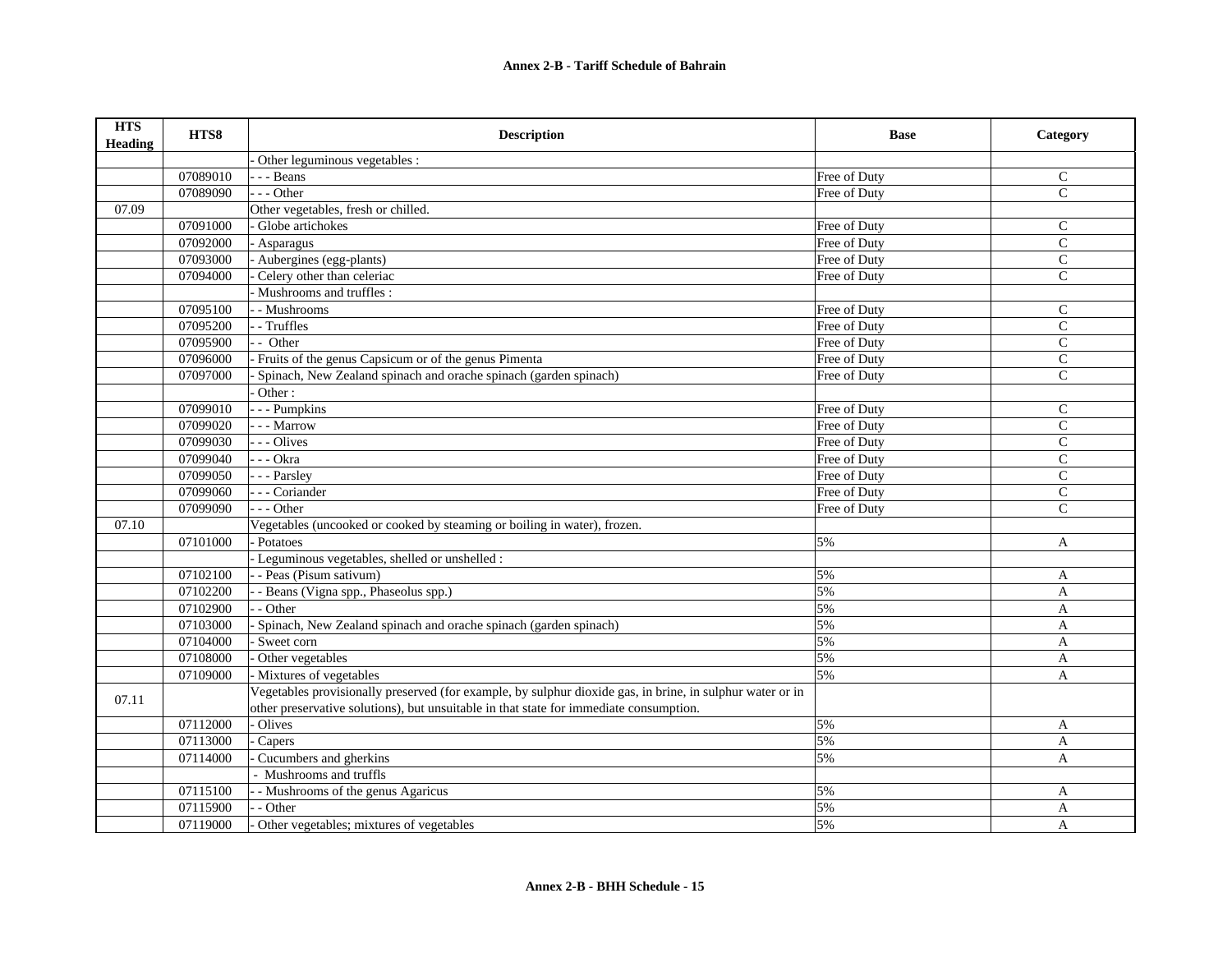**Annex 2-B - Tariff Schedule of Bahrain**

| HTS Heading | HTS8 | Description | Base | Category |
|---|---|---|---|---|
| | | - Other leguminous vegetables : | | |
| | 07089010 | - - - Beans | Free of Duty | C |
| | 07089090 | - - - Other | Free of Duty | C |
| 07.09 | | Other vegetables, fresh or chilled. | | |
| | 07091000 | - Globe artichokes | Free of Duty | C |
| | 07092000 | - Asparagus | Free of Duty | C |
| | 07093000 | - Aubergines (egg-plants) | Free of Duty | C |
| | 07094000 | - Celery other than celeriac | Free of Duty | C |
| | | - Mushrooms and truffles : | | |
| | 07095100 | - - Mushrooms | Free of Duty | C |
| | 07095200 | - - Truffles | Free of Duty | C |
| | 07095900 | - - Other | Free of Duty | C |
| | 07096000 | - Fruits of the genus Capsicum or of the genus Pimenta | Free of Duty | C |
| | 07097000 | - Spinach, New Zealand spinach and orache spinach (garden spinach) | Free of Duty | C |
| | | - Other : | | |
| | 07099010 | - - - Pumpkins | Free of Duty | C |
| | 07099020 | - - - Marrow | Free of Duty | C |
| | 07099030 | - - - Olives | Free of Duty | C |
| | 07099040 | - - - Okra | Free of Duty | C |
| | 07099050 | - - - Parsley | Free of Duty | C |
| | 07099060 | - - - Coriander | Free of Duty | C |
| | 07099090 | - - - Other | Free of Duty | C |
| 07.10 | | Vegetables (uncooked or cooked by steaming or boiling in water), frozen. | | |
| | 07101000 | - Potatoes | 5% | A |
| | | - Leguminous vegetables, shelled or unshelled : | | |
| | 07102100 | - - Peas (Pisum sativum) | 5% | A |
| | 07102200 | - - Beans (Vigna spp., Phaseolus spp.) | 5% | A |
| | 07102900 | - - Other | 5% | A |
| | 07103000 | - Spinach, New Zealand spinach and orache spinach (garden spinach) | 5% | A |
| | 07104000 | - Sweet corn | 5% | A |
| | 07108000 | - Other vegetables | 5% | A |
| | 07109000 | - Mixtures of vegetables | 5% | A |
| 07.11 | | Vegetables provisionally preserved (for example, by sulphur dioxide gas, in brine, in sulphur water or in other preservative solutions), but unsuitable in that state for immediate consumption. | | |
| | 07112000 | - Olives | 5% | A |
| | 07113000 | - Capers | 5% | A |
| | 07114000 | - Cucumbers and gherkins | 5% | A |
| | | - Mushrooms and truffls | | |
| | 07115100 | - - Mushrooms of the genus Agaricus | 5% | A |
| | 07115900 | - - Other | 5% | A |
| | 07119000 | - Other vegetables; mixtures of vegetables | 5% | A |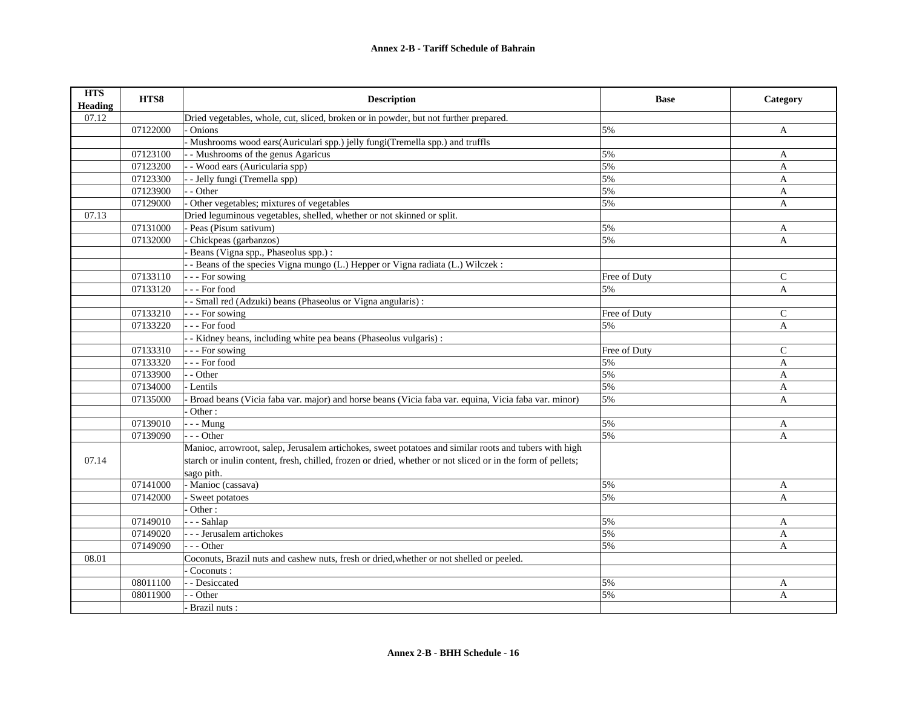# Annex 2-B - Tariff Schedule of Bahrain

| HTS Heading | HTS8 | Description | Base | Category |
|---|---|---|---|---|
| 07.12 | | Dried vegetables, whole, cut, sliced, broken or in powder, but not further prepared. | | |
| | 07122000 | - Onions | 5% | A |
| | | - Mushrooms wood ears(Auriculari spp.) jelly fungi(Tremella spp.) and truffls | | |
| | 07123100 | - - Mushrooms of the genus Agaricus | 5% | A |
| | 07123200 | - - Wood ears (Auricularia spp) | 5% | A |
| | 07123300 | - - Jelly fungi (Tremella spp) | 5% | A |
| | 07123900 | - - Other | 5% | A |
| | 07129000 | - Other vegetables; mixtures of vegetables | 5% | A |
| 07.13 | | Dried leguminous vegetables, shelled, whether or not skinned or split. | | |
| | 07131000 | - Peas (Pisum sativum) | 5% | A |
| | 07132000 | - Chickpeas (garbanzos) | 5% | A |
| | | - Beans (Vigna spp., Phaseolus spp.) : | | |
| | | - - Beans of the species Vigna mungo (L.) Hepper or Vigna radiata (L.) Wilczek : | | |
| | 07133110 | - - - For sowing | Free of Duty | C |
| | 07133120 | - - - For food | 5% | A |
| | | - - Small red (Adzuki) beans (Phaseolus or Vigna angularis) : | | |
| | 07133210 | - - - For sowing | Free of Duty | C |
| | 07133220 | - - - For food | 5% | A |
| | | - - Kidney beans, including white pea beans (Phaseolus vulgaris) : | | |
| | 07133310 | - - - For sowing | Free of Duty | C |
| | 07133320 | - - - For food | 5% | A |
| | 07133900 | - - Other | 5% | A |
| | 07134000 | - Lentils | 5% | A |
| | 07135000 | - Broad beans (Vicia faba var. major) and horse beans (Vicia faba var. equina, Vicia faba var. minor) | 5% | A |
| | | - Other : | | |
| | 07139010 | - - - Mung | 5% | A |
| | 07139090 | - - - Other | 5% | A |
| 07.14 | | Manioc, arrowroot, salep, Jerusalem artichokes, sweet potatoes and similar roots and tubers with high starch or inulin content, fresh, chilled, frozen or dried, whether or not sliced or in the form of pellets; sago pith. | | |
| | 07141000 | - Manioc (cassava) | 5% | A |
| | 07142000 | - Sweet potatoes | 5% | A |
| | | - Other : | | |
| | 07149010 | - - - Sahlap | 5% | A |
| | 07149020 | - - - Jerusalem artichokes | 5% | A |
| | 07149090 | - - - Other | 5% | A |
| 08.01 | | Coconuts, Brazil nuts and cashew nuts, fresh or dried,whether or not shelled or peeled. | | |
| | | - Coconuts : | | |
| | 08011100 | - - Desiccated | 5% | A |
| | 08011900 | - - Other | 5% | A |
| | | - Brazil nuts : | | |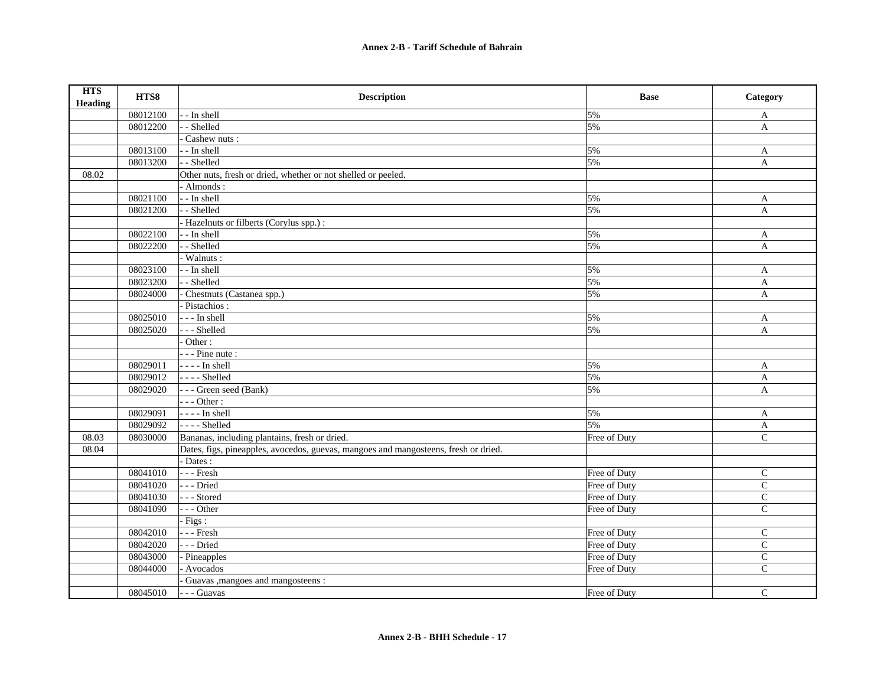**Annex 2-B - Tariff Schedule of Bahrain**

| HTS Heading | HTS8 | Description | Base | Category |
|---|---|---|---|---|
| | 08012100 | - - In shell | 5% | A |
| | 08012200 | - - Shelled | 5% | A |
| | | - Cashew nuts : | | |
| | 08013100 | - - In shell | 5% | A |
| | 08013200 | - - Shelled | 5% | A |
| 08.02 | | Other nuts, fresh or dried, whether or not shelled or peeled. | | |
| | | - Almonds : | | |
| | 08021100 | - - In shell | 5% | A |
| | 08021200 | - - Shelled | 5% | A |
| | | - Hazelnuts or filberts (Corylus spp.) : | | |
| | 08022100 | - - In shell | 5% | A |
| | 08022200 | - - Shelled | 5% | A |
| | | - Walnuts : | | |
| | 08023100 | - - In shell | 5% | A |
| | 08023200 | - - Shelled | 5% | A |
| | 08024000 | - Chestnuts (Castanea spp.) | 5% | A |
| | | - Pistachios : | | |
| | 08025010 | - - - In shell | 5% | A |
| | 08025020 | - - - Shelled | 5% | A |
| | | - Other : | | |
| | | - - - Pine nute : | | |
| | 08029011 | - - - - In shell | 5% | A |
| | 08029012 | - - - - Shelled | 5% | A |
| | 08029020 | - - - Green seed (Bank) | 5% | A |
| | | - - - Other : | | |
| | 08029091 | - - - - In shell | 5% | A |
| | 08029092 | - - - - Shelled | 5% | A |
| 08.03 | 08030000 | Bananas, including plantains, fresh or dried. | Free of Duty | C |
| 08.04 | | Dates, figs, pineapples, avocedos, guevas, mangoes and mangosteens, fresh or dried. | | |
| | | - Dates : | | |
| | 08041010 | - - - Fresh | Free of Duty | C |
| | 08041020 | - - - Dried | Free of Duty | C |
| | 08041030 | - - - Stored | Free of Duty | C |
| | 08041090 | - - - Other | Free of Duty | C |
| | | - Figs : | | |
| | 08042010 | - - - Fresh | Free of Duty | C |
| | 08042020 | - - - Dried | Free of Duty | C |
| | 08043000 | - Pineapples | Free of Duty | C |
| | 08044000 | - Avocados | Free of Duty | C |
| | | - Guavas ,mangoes and mangosteens : | | |
| | 08045010 | - - - Guavas | Free of Duty | C |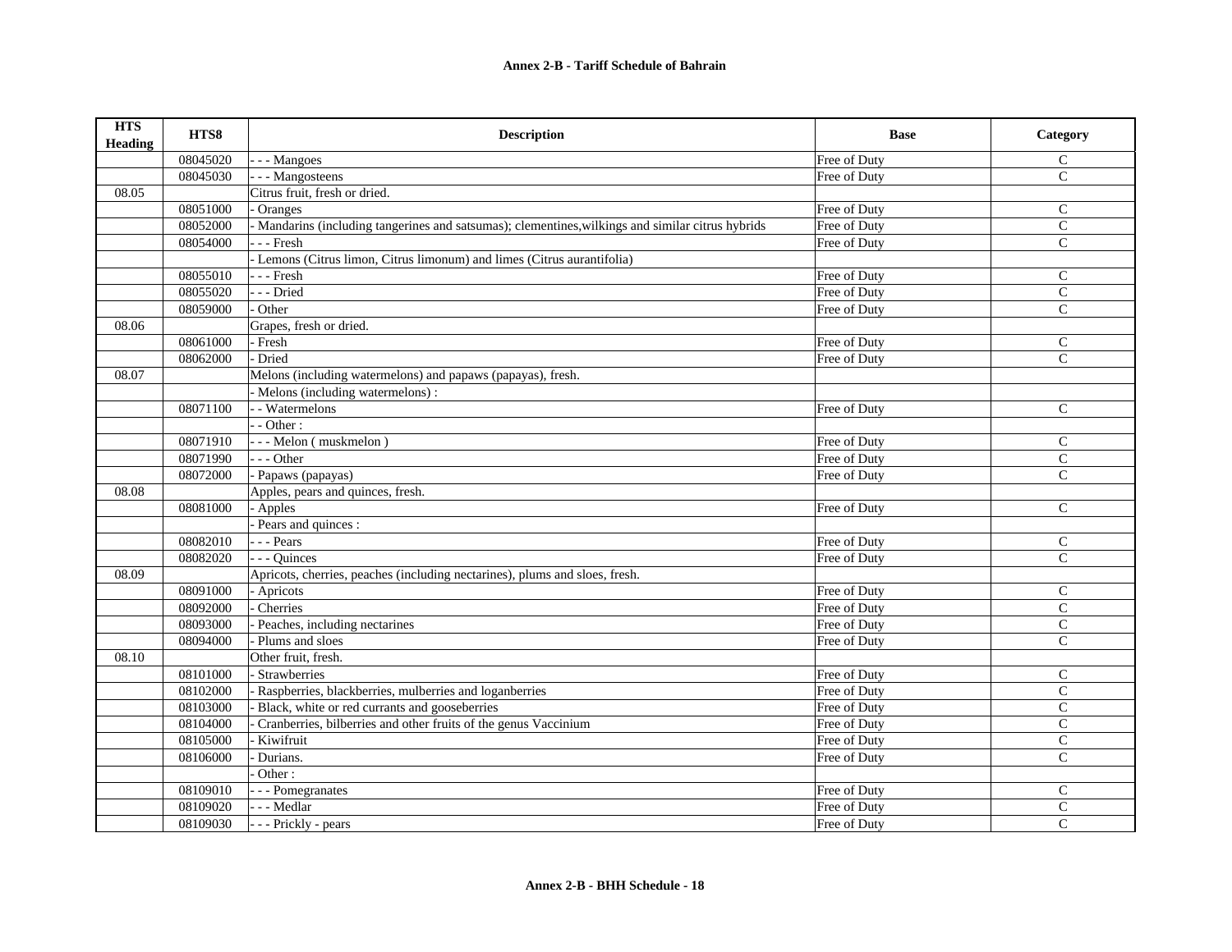| HTS Heading | HTS8 | Description | Base | Category |
|---|---|---|---|---|
| | 08045020 | - - - Mangoes | Free of Duty | C |
| | 08045030 | - - - Mangosteens | Free of Duty | C |
| 08.05 | | Citrus fruit, fresh or dried. | | |
| | 08051000 | - Oranges | Free of Duty | C |
| | 08052000 | - Mandarins (including tangerines and satsumas); clementines,wilkings and similar citrus hybrids | Free of Duty | C |
| | 08054000 | - - - Fresh | Free of Duty | C |
| | | - Lemons (Citrus limon, Citrus limonum) and limes (Citrus aurantifolia) | | |
| | 08055010 | - - - Fresh | Free of Duty | C |
| | 08055020 | - - - Dried | Free of Duty | C |
| | 08059000 | - Other | Free of Duty | C |
| 08.06 | | Grapes, fresh or dried. | | |
| | 08061000 | - Fresh | Free of Duty | C |
| | 08062000 | - Dried | Free of Duty | C |
| 08.07 | | Melons (including watermelons) and papaws (papayas), fresh. | | |
| | | - Melons (including watermelons) : | | |
| | 08071100 | - - Watermelons | Free of Duty | C |
| | | - - Other : | | |
| | 08071910 | - - - Melon ( muskmelon ) | Free of Duty | C |
| | 08071990 | - - - Other | Free of Duty | C |
| | 08072000 | - Papaws (papayas) | Free of Duty | C |
| 08.08 | | Apples, pears and quinces, fresh. | | |
| | 08081000 | - Apples | Free of Duty | C |
| | | - Pears and quinces : | | |
| | 08082010 | - - - Pears | Free of Duty | C |
| | 08082020 | - - - Quinces | Free of Duty | C |
| 08.09 | | Apricots, cherries, peaches (including nectarines), plums and sloes, fresh. | | |
| | 08091000 | - Apricots | Free of Duty | C |
| | 08092000 | - Cherries | Free of Duty | C |
| | 08093000 | - Peaches, including nectarines | Free of Duty | C |
| | 08094000 | - Plums and sloes | Free of Duty | C |
| 08.10 | | Other fruit, fresh. | | |
| | 08101000 | - Strawberries | Free of Duty | C |
| | 08102000 | - Raspberries, blackberries, mulberries and loganberries | Free of Duty | C |
| | 08103000 | - Black, white or red currants and gooseberries | Free of Duty | C |
| | 08104000 | - Cranberries, bilberries and other fruits of the genus Vaccinium | Free of Duty | C |
| | 08105000 | - Kiwifruit | Free of Duty | C |
| | 08106000 | - Durians. | Free of Duty | C |
| | | - Other : | | |
| | 08109010 | - - - Pomegranates | Free of Duty | C |
| | 08109020 | - - - Medlar | Free of Duty | C |
| | 08109030 | - - - Prickly - pears | Free of Duty | C |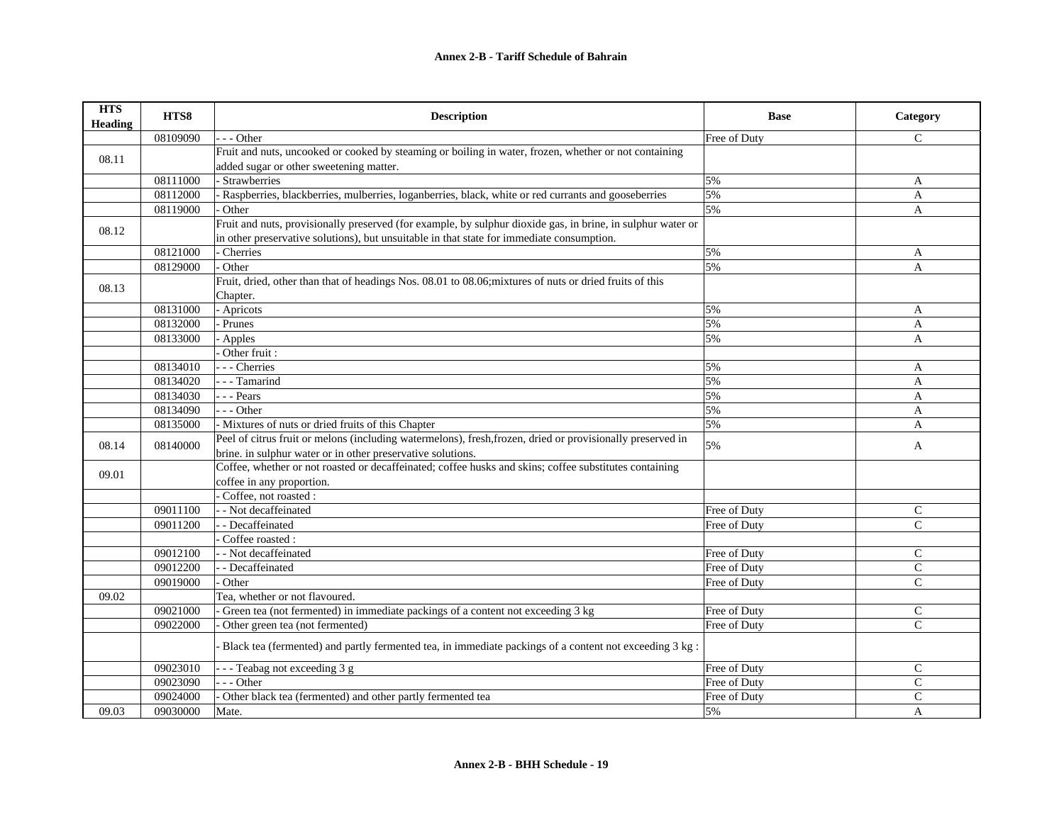# Annex 2-B - Tariff Schedule of Bahrain

| HTS Heading | HTS8 | Description | Base | Category |
|---|---|---|---|---|
| | 08109090 | - - - Other | Free of Duty | C |
| 08.11 | | Fruit and nuts, uncooked or cooked by steaming or boiling in water, frozen, whether or not containing added sugar or other sweetening matter. | | |
| | 08111000 | - Strawberries | 5% | A |
| | 08112000 | - Raspberries, blackberries, mulberries, loganberries, black, white or red currants and gooseberries | 5% | A |
| | 08119000 | - Other | 5% | A |
| 08.12 | | Fruit and nuts, provisionally preserved (for example, by sulphur dioxide gas, in brine, in sulphur water or in other preservative solutions), but unsuitable in that state for immediate consumption. | | |
| | 08121000 | - Cherries | 5% | A |
| | 08129000 | - Other | 5% | A |
| 08.13 | | Fruit, dried, other than that of headings Nos. 08.01 to 08.06;mixtures of nuts or dried fruits of this Chapter. | | |
| | 08131000 | - Apricots | 5% | A |
| | 08132000 | - Prunes | 5% | A |
| | 08133000 | - Apples | 5% | A |
| | | - Other fruit : | | |
| | 08134010 | - - - Cherries | 5% | A |
| | 08134020 | - - - Tamarind | 5% | A |
| | 08134030 | - - - Pears | 5% | A |
| | 08134090 | - - - Other | 5% | A |
| | 08135000 | - Mixtures of nuts or dried fruits of this Chapter | 5% | A |
| 08.14 | 08140000 | Peel of citrus fruit or melons (including watermelons), fresh,frozen, dried or provisionally preserved in brine. in sulphur water or in other preservative solutions. | 5% | A |
| 09.01 | | Coffee, whether or not roasted or decaffeinated; coffee husks and skins; coffee substitutes containing coffee in any proportion. | | |
| | | - Coffee, not roasted : | | |
| | 09011100 | - - Not decaffeinated | Free of Duty | C |
| | 09011200 | - - Decaffeinated | Free of Duty | C |
| | | - Coffee roasted : | | |
| | 09012100 | - - Not decaffeinated | Free of Duty | C |
| | 09012200 | - - Decaffeinated | Free of Duty | C |
| | 09019000 | - Other | Free of Duty | C |
| 09.02 | | Tea, whether or not flavoured. | | |
| | 09021000 | - Green tea (not fermented) in immediate packings of a content not exceeding 3 kg | Free of Duty | C |
| | 09022000 | - Other green tea (not fermented) | Free of Duty | C |
| | | - Black tea (fermented) and partly fermented tea, in immediate packings of a content not exceeding 3 kg : | | |
| | 09023010 | - - - Teabag not exceeding 3 g | Free of Duty | C |
| | 09023090 | - - - Other | Free of Duty | C |
| | 09024000 | - Other black tea (fermented) and other partly fermented tea | Free of Duty | C |
| 09.03 | 09030000 | Mate. | 5% | A |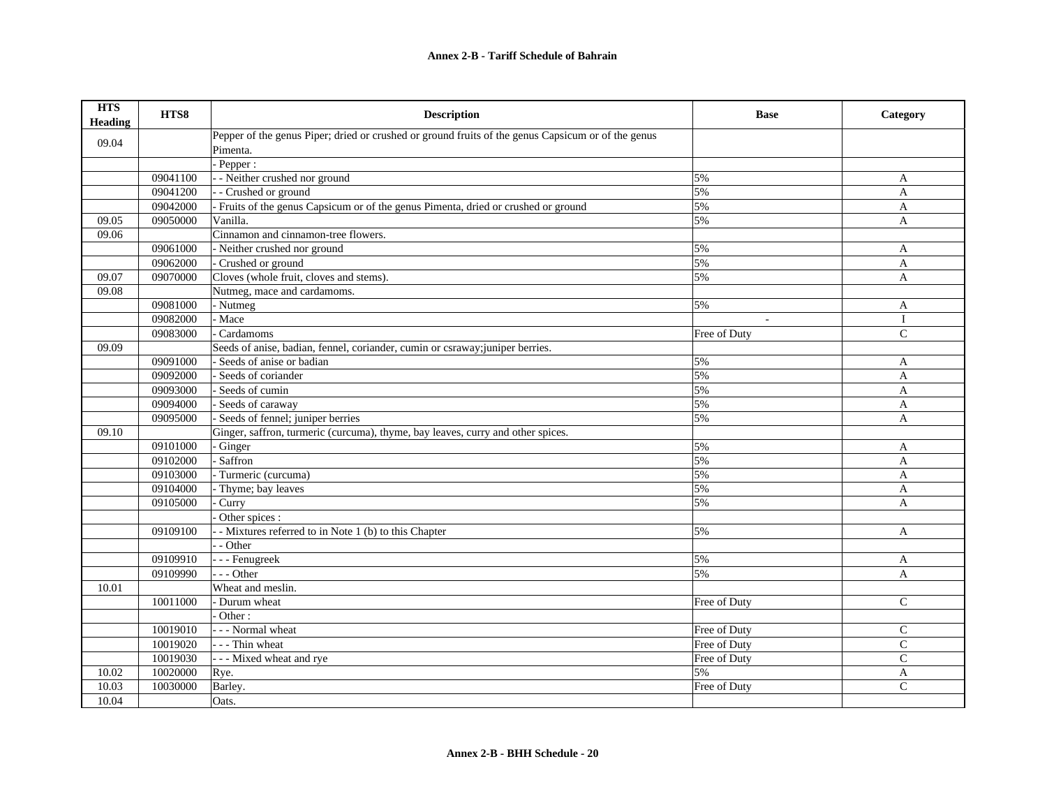| HTS Heading | HTS8 | Description | Base | Category |
|---|---|---|---|---|
| 09.04 | | Pepper of the genus Piper; dried or crushed or ground fruits of the genus Capsicum or of the genus Pimenta. | | |
| | | - Pepper : | | |
| | 09041100 | - - Neither crushed nor ground | 5% | A |
| | 09041200 | - - Crushed or ground | 5% | A |
| | 09042000 | - Fruits of the genus Capsicum or of the genus Pimenta, dried or crushed or ground | 5% | A |
| 09.05 | 09050000 | Vanilla. | 5% | A |
| 09.06 | | Cinnamon and cinnamon-tree flowers. | | |
| | 09061000 | - Neither crushed nor ground | 5% | A |
| | 09062000 | - Crushed or ground | 5% | A |
| 09.07 | 09070000 | Cloves (whole fruit, cloves and stems). | 5% | A |
| 09.08 | | Nutmeg, mace and cardamoms. | | |
| | 09081000 | - Nutmeg | 5% | A |
| | 09082000 | - Mace | - | I |
| | 09083000 | - Cardamoms | Free of Duty | C |
| 09.09 | | Seeds of anise, badian, fennel, coriander, cumin or csraway;juniper berries. | | |
| | 09091000 | - Seeds of anise or badian | 5% | A |
| | 09092000 | - Seeds of coriander | 5% | A |
| | 09093000 | - Seeds of cumin | 5% | A |
| | 09094000 | - Seeds of caraway | 5% | A |
| | 09095000 | - Seeds of fennel; juniper berries | 5% | A |
| 09.10 | | Ginger, saffron, turmeric (curcuma), thyme, bay leaves, curry and other spices. | | |
| | 09101000 | - Ginger | 5% | A |
| | 09102000 | - Saffron | 5% | A |
| | 09103000 | - Turmeric (curcuma) | 5% | A |
| | 09104000 | - Thyme; bay leaves | 5% | A |
| | 09105000 | - Curry | 5% | A |
| | | - Other spices : | | |
| | 09109100 | - - Mixtures referred to in Note 1 (b) to this Chapter | 5% | A |
| | | - - Other | | |
| | 09109910 | - - - Fenugreek | 5% | A |
| | 09109990 | - - - Other | 5% | A |
| 10.01 | | Wheat and meslin. | | |
| | 10011000 | - Durum wheat | Free of Duty | C |
| | | - Other : | | |
| | 10019010 | - - - Normal wheat | Free of Duty | C |
| | 10019020 | - - - Thin wheat | Free of Duty | C |
| | 10019030 | - - - Mixed wheat and rye | Free of Duty | C |
| 10.02 | 10020000 | Rye. | 5% | A |
| 10.03 | 10030000 | Barley. | Free of Duty | C |
| 10.04 | | Oats. | | |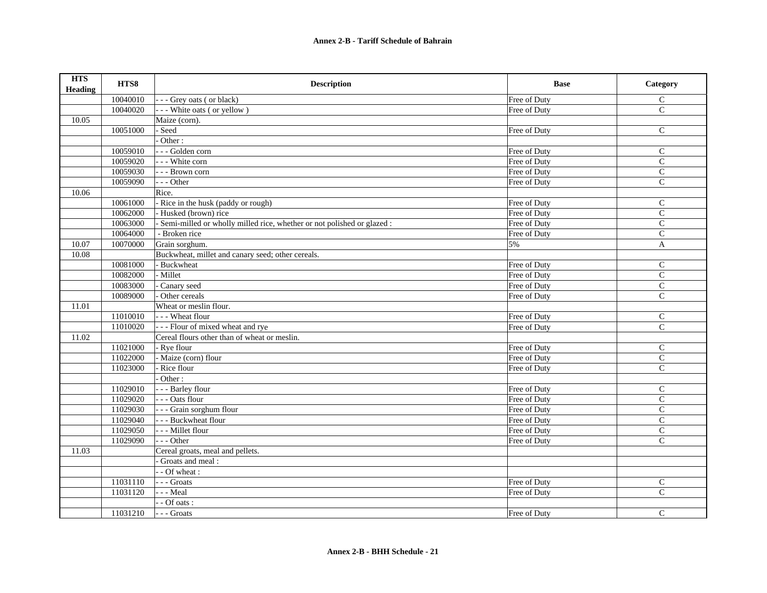| HTS Heading | HTS8 | Description | Base | Category |
|---|---|---|---|---|
| | 10040010 | - - - Grey oats ( or black) | Free of Duty | C |
| | 10040020 | - - - White oats ( or yellow ) | Free of Duty | C |
| 10.05 | | Maize (corn). | | |
| | 10051000 | - Seed | Free of Duty | C |
| | | - Other : | | |
| | 10059010 | - - - Golden corn | Free of Duty | C |
| | 10059020 | - - - White corn | Free of Duty | C |
| | 10059030 | - - - Brown corn | Free of Duty | C |
| | 10059090 | - - - Other | Free of Duty | C |
| 10.06 | | Rice. | | |
| | 10061000 | - Rice in the husk (paddy or rough) | Free of Duty | C |
| | 10062000 | - Husked (brown) rice | Free of Duty | C |
| | 10063000 | - Semi-milled or wholly milled rice, whether or not polished or glazed : | Free of Duty | C |
| | 10064000 | - Broken rice | Free of Duty | C |
| 10.07 | 10070000 | Grain sorghum. | 5% | A |
| 10.08 | | Buckwheat, millet and canary seed; other cereals. | | |
| | 10081000 | - Buckwheat | Free of Duty | C |
| | 10082000 | - Millet | Free of Duty | C |
| | 10083000 | - Canary seed | Free of Duty | C |
| | 10089000 | - Other cereals | Free of Duty | C |
| 11.01 | | Wheat or meslin flour. | | |
| | 11010010 | - - - Wheat flour | Free of Duty | C |
| | 11010020 | - - - Flour of mixed wheat and rye | Free of Duty | C |
| 11.02 | | Cereal flours other than of wheat or meslin. | | |
| | 11021000 | - Rye flour | Free of Duty | C |
| | 11022000 | - Maize (corn) flour | Free of Duty | C |
| | 11023000 | - Rice flour | Free of Duty | C |
| | | - Other : | | |
| | 11029010 | - - - Barley flour | Free of Duty | C |
| | 11029020 | - - - Oats flour | Free of Duty | C |
| | 11029030 | - - - Grain sorghum flour | Free of Duty | C |
| | 11029040 | - - - Buckwheat flour | Free of Duty | C |
| | 11029050 | - - - Millet flour | Free of Duty | C |
| | 11029090 | - - - Other | Free of Duty | C |
| 11.03 | | Cereal groats, meal and pellets. | | |
| | | - Groats and meal : | | |
| | | - - Of wheat : | | |
| | 11031110 | - - - Groats | Free of Duty | C |
| | 11031120 | - - - Meal | Free of Duty | C |
| | | - - Of oats : | | |
| | 11031210 | - - - Groats | Free of Duty | C |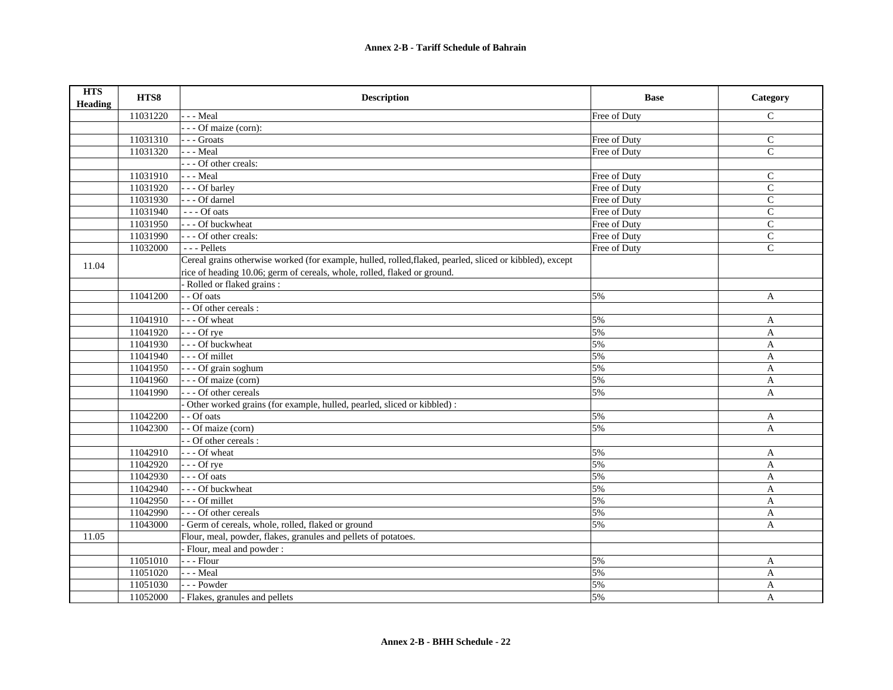| HTS Heading | HTS8 | Description | Base | Category |
|---|---|---|---|---|
| | 11031220 | - - - Meal | Free of Duty | C |
| | | - - - Of maize (corn): | | |
| | 11031310 | - - - Groats | Free of Duty | C |
| | 11031320 | - - - Meal | Free of Duty | C |
| | | - - - Of other creals: | | |
| | 11031910 | - - - Meal | Free of Duty | C |
| | 11031920 | - - - Of barley | Free of Duty | C |
| | 11031930 | - - - Of darnel | Free of Duty | C |
| | 11031940 | - - - Of oats | Free of Duty | C |
| | 11031950 | - - - Of buckwheat | Free of Duty | C |
| | 11031990 | - - - Of other creals: | Free of Duty | C |
| | 11032000 | - - - Pellets | Free of Duty | C |
| 11.04 | | Cereal grains otherwise worked (for example, hulled, rolled,flaked, pearled, sliced or kibbled), except rice of heading 10.06; germ of cereals, whole, rolled, flaked or ground. | | |
| | | - Rolled or flaked grains : | | |
| | 11041200 | - - Of oats | 5% | A |
| | | - - Of other cereals : | | |
| | 11041910 | - - - Of wheat | 5% | A |
| | 11041920 | - - - Of rye | 5% | A |
| | 11041930 | - - - Of buckwheat | 5% | A |
| | 11041940 | - - - Of millet | 5% | A |
| | 11041950 | - - - Of grain soghum | 5% | A |
| | 11041960 | - - - Of maize (corn) | 5% | A |
| | 11041990 | - - - Of other cereals | 5% | A |
| | | - Other worked grains (for example, hulled, pearled, sliced or kibbled) : | | |
| | 11042200 | - - Of oats | 5% | A |
| | 11042300 | - - Of maize (corn) | 5% | A |
| | | - - Of other cereals : | | |
| | 11042910 | - - - Of wheat | 5% | A |
| | 11042920 | - - - Of rye | 5% | A |
| | 11042930 | - - - Of oats | 5% | A |
| | 11042940 | - - - Of buckwheat | 5% | A |
| | 11042950 | - - - Of millet | 5% | A |
| | 11042990 | - - - Of other cereals | 5% | A |
| | 11043000 | - Germ of cereals, whole, rolled, flaked or ground | 5% | A |
| 11.05 | | Flour, meal, powder, flakes, granules and pellets of potatoes. | | |
| | | - Flour, meal and powder : | | |
| | 11051010 | - - - Flour | 5% | A |
| | 11051020 | - - - Meal | 5% | A |
| | 11051030 | - - - Powder | 5% | A |
| | 11052000 | - Flakes, granules and pellets | 5% | A |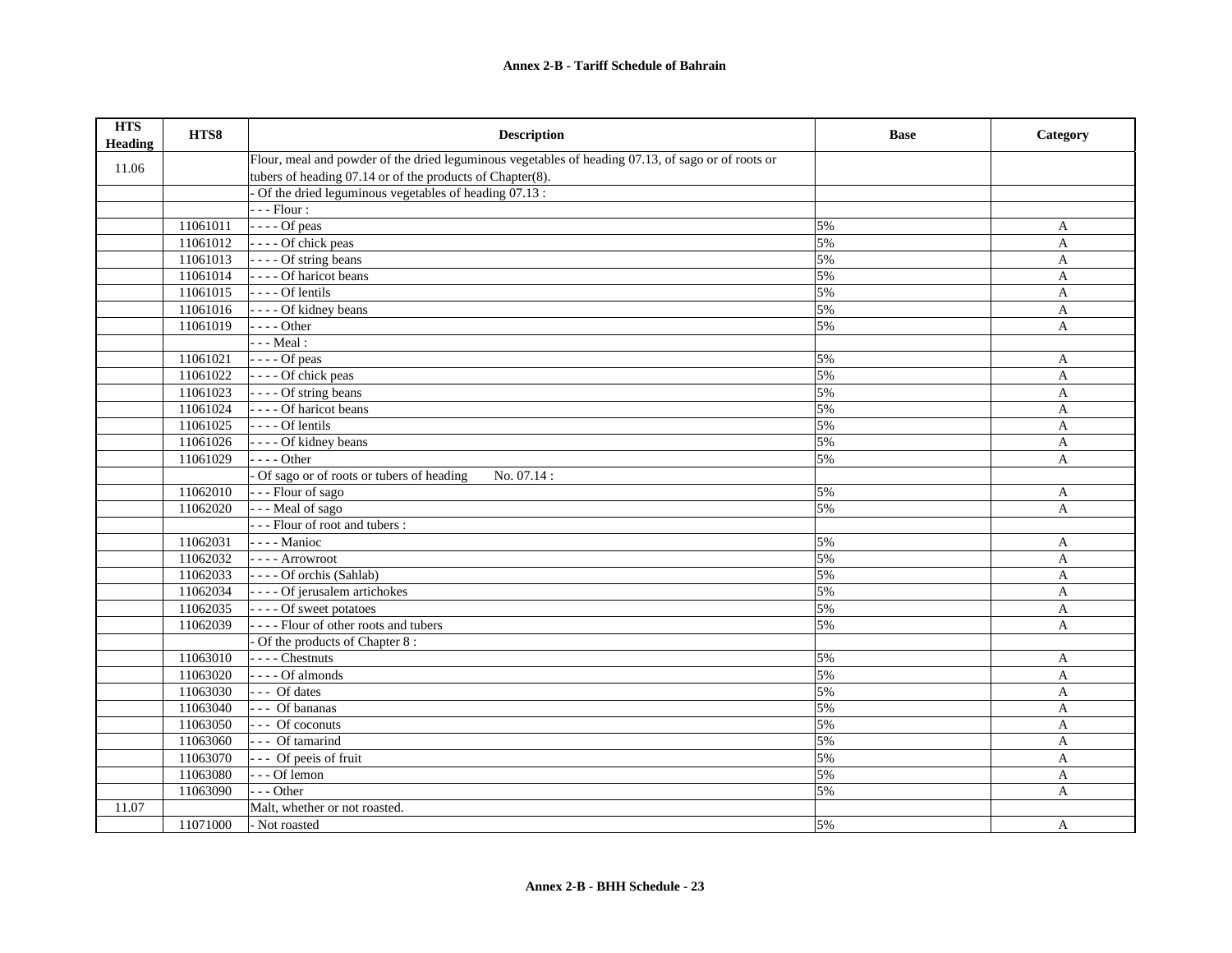| HTS Heading | HTS8 | Description | Base | Category |
|---|---|---|---|---|
| 11.06 | | Flour, meal and powder of the dried leguminous vegetables of heading 07.13, of sago or of roots or tubers of heading 07.14 or of the products of Chapter(8). | | |
| | | - Of the dried leguminous vegetables of heading 07.13 : | | |
| | | - - - Flour : | | |
| | 11061011 | - - - - Of peas | 5% | A |
| | 11061012 | - - - - Of chick peas | 5% | A |
| | 11061013 | - - - - Of string beans | 5% | A |
| | 11061014 | - - - - Of haricot beans | 5% | A |
| | 11061015 | - - - - Of lentils | 5% | A |
| | 11061016 | - - - - Of kidney beans | 5% | A |
| | 11061019 | - - - - Other | 5% | A |
| | | - - - Meal : | | |
| | 11061021 | - - - - Of peas | 5% | A |
| | 11061022 | - - - - Of chick peas | 5% | A |
| | 11061023 | - - - - Of string beans | 5% | A |
| | 11061024 | - - - - Of haricot beans | 5% | A |
| | 11061025 | - - - - Of lentils | 5% | A |
| | 11061026 | - - - - Of kidney beans | 5% | A |
| | 11061029 | - - - - Other | 5% | A |
| | | - Of sago or of roots or tubers of heading No. 07.14 : | | |
| | 11062010 | - - - Flour of sago | 5% | A |
| | 11062020 | - - - Meal of sago | 5% | A |
| | | - - - Flour of root and tubers : | | |
| | 11062031 | - - - - Manioc | 5% | A |
| | 11062032 | - - - - Arrowroot | 5% | A |
| | 11062033 | - - - - Of orchis (Sahlab) | 5% | A |
| | 11062034 | - - - - Of jerusalem artichokes | 5% | A |
| | 11062035 | - - - - Of sweet potatoes | 5% | A |
| | 11062039 | - - - - Flour of other roots and tubers | 5% | A |
| | | - Of the products of Chapter 8 : | | |
| | 11063010 | - - - - Chestnuts | 5% | A |
| | 11063020 | - - - - Of almonds | 5% | A |
| | 11063030 | - - - Of dates | 5% | A |
| | 11063040 | - - - Of bananas | 5% | A |
| | 11063050 | - - - Of coconuts | 5% | A |
| | 11063060 | - - - Of tamarind | 5% | A |
| | 11063070 | - - - Of peeis of fruit | 5% | A |
| | 11063080 | - - - Of lemon | 5% | A |
| | 11063090 | - - - Other | 5% | A |
| 11.07 | | Malt, whether or not roasted. | | |
| | 11071000 | - Not roasted | 5% | A |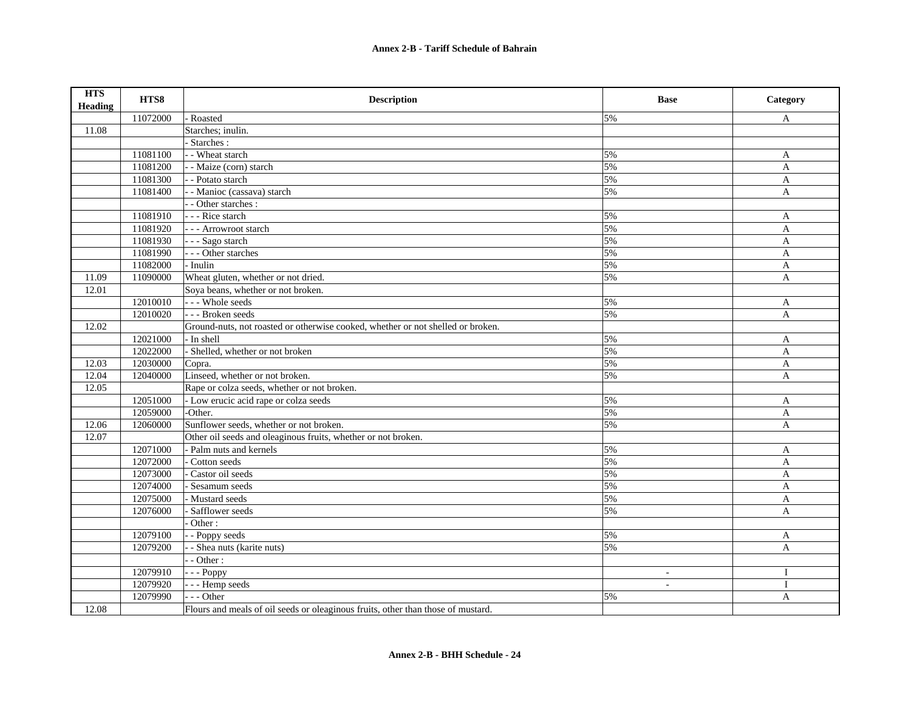| HTS Heading | HTS8 | Description | Base | Category |
|---|---|---|---|---|
| | 11072000 | - Roasted | 5% | A |
| 11.08 | | Starches; inulin. | | |
| | | - Starches : | | |
| | 11081100 | - - Wheat starch | 5% | A |
| | 11081200 | - - Maize (corn) starch | 5% | A |
| | 11081300 | - - Potato starch | 5% | A |
| | 11081400 | - - Manioc (cassava) starch | 5% | A |
| | | - - Other starches : | | |
| | 11081910 | - - - Rice starch | 5% | A |
| | 11081920 | - - - Arrowroot starch | 5% | A |
| | 11081930 | - - - Sago starch | 5% | A |
| | 11081990 | - - - Other starches | 5% | A |
| | 11082000 | - Inulin | 5% | A |
| 11.09 | 11090000 | Wheat gluten, whether or not dried. | 5% | A |
| 12.01 | | Soya beans, whether or not broken. | | |
| | 12010010 | - - - Whole seeds | 5% | A |
| | 12010020 | - - - Broken seeds | 5% | A |
| 12.02 | | Ground-nuts, not roasted or otherwise cooked, whether or not shelled or broken. | | |
| | 12021000 | - In shell | 5% | A |
| | 12022000 | - Shelled, whether or not broken | 5% | A |
| 12.03 | 12030000 | Copra. | 5% | A |
| 12.04 | 12040000 | Linseed, whether or not broken. | 5% | A |
| 12.05 | | Rape or colza seeds, whether or not broken. | | |
| | 12051000 | - Low erucic acid rape or colza seeds | 5% | A |
| | 12059000 | -Other. | 5% | A |
| 12.06 | 12060000 | Sunflower seeds, whether or not broken. | 5% | A |
| 12.07 | | Other oil seeds and oleaginous fruits, whether or not broken. | | |
| | 12071000 | - Palm nuts and kernels | 5% | A |
| | 12072000 | - Cotton seeds | 5% | A |
| | 12073000 | - Castor oil seeds | 5% | A |
| | 12074000 | - Sesamum seeds | 5% | A |
| | 12075000 | - Mustard seeds | 5% | A |
| | 12076000 | - Safflower seeds | 5% | A |
| | | - Other : | | |
| | 12079100 | - - Poppy seeds | 5% | A |
| | 12079200 | - - Shea nuts (karite nuts) | 5% | A |
| | | - - Other : | | |
| | 12079910 | - - - Poppy | - | I |
| | 12079920 | - - - Hemp seeds | - | I |
| | 12079990 | - - - Other | 5% | A |
| 12.08 | | Flours and meals of oil seeds or oleaginous fruits, other than those of mustard. | | |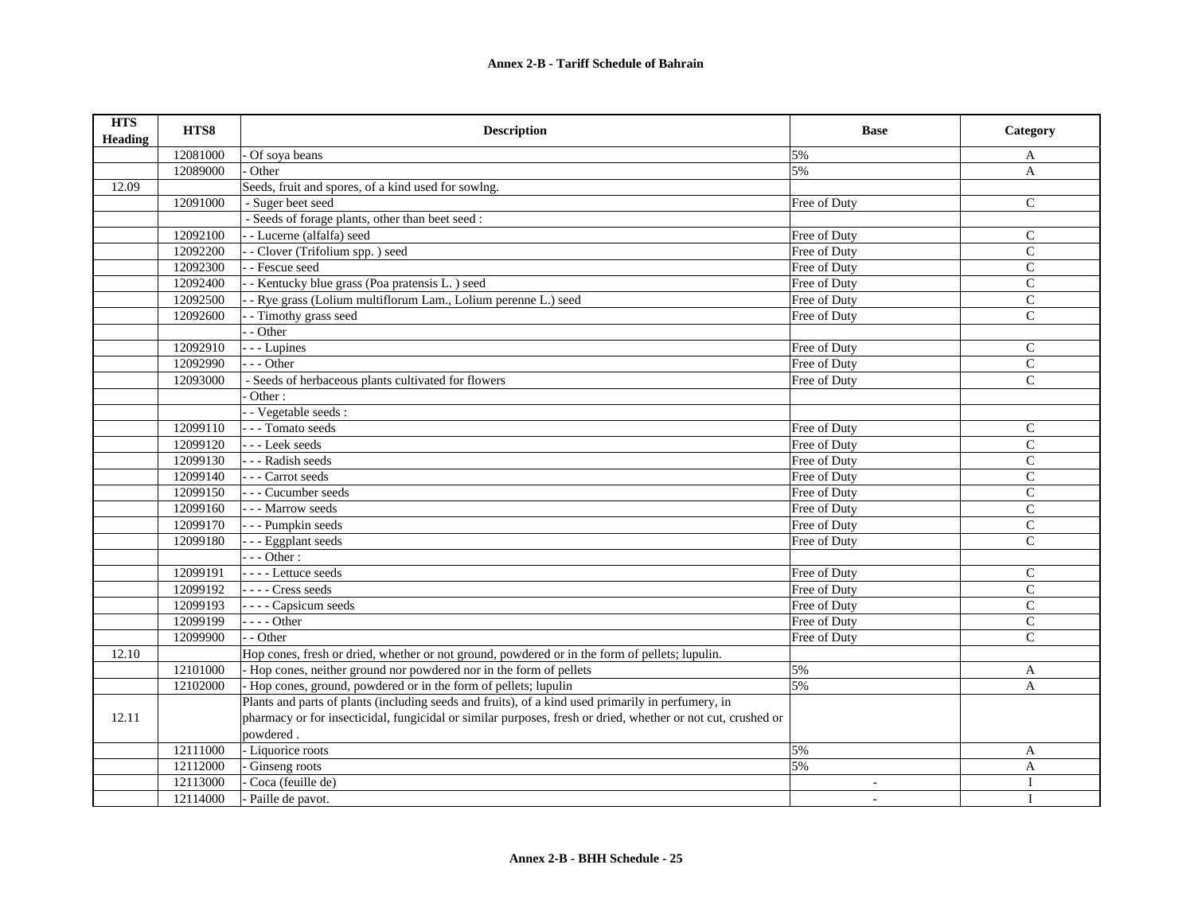| HTS Heading | HTS8 | Description | Base | Category |
|---|---|---|---|---|
| | 12081000 | - Of soya beans | 5% | A |
| | 12089000 | - Other | 5% | A |
| 12.09 | | Seeds, fruit and spores, of a kind used for sowlng. | | |
| | 12091000 | - Suger beet seed | Free of Duty | C |
| | | - Seeds of forage plants, other than beet seed : | | |
| | 12092100 | - - Lucerne (alfalfa) seed | Free of Duty | C |
| | 12092200 | - - Clover (Trifolium spp. ) seed | Free of Duty | C |
| | 12092300 | - - Fescue seed | Free of Duty | C |
| | 12092400 | - - Kentucky blue grass (Poa pratensis L. ) seed | Free of Duty | C |
| | 12092500 | - - Rye grass (Lolium multiflorum Lam., Lolium perenne L.) seed | Free of Duty | C |
| | 12092600 | - - Timothy grass seed | Free of Duty | C |
| | | - - Other | | |
| | 12092910 | - - - Lupines | Free of Duty | C |
| | 12092990 | - - - Other | Free of Duty | C |
| | 12093000 | - Seeds of herbaceous plants cultivated for flowers | Free of Duty | C |
| | | - Other : | | |
| | | - - Vegetable seeds : | | |
| | 12099110 | - - - Tomato seeds | Free of Duty | C |
| | 12099120 | - - - Leek seeds | Free of Duty | C |
| | 12099130 | - - - Radish seeds | Free of Duty | C |
| | 12099140 | - - - Carrot seeds | Free of Duty | C |
| | 12099150 | - - - Cucumber seeds | Free of Duty | C |
| | 12099160 | - - - Marrow seeds | Free of Duty | C |
| | 12099170 | - - - Pumpkin seeds | Free of Duty | C |
| | 12099180 | - - - Eggplant seeds | Free of Duty | C |
| | | - - - Other : | | |
| | 12099191 | - - - - Lettuce seeds | Free of Duty | C |
| | 12099192 | - - - - Cress seeds | Free of Duty | C |
| | 12099193 | - - - - Capsicum seeds | Free of Duty | C |
| | 12099199 | - - - - Other | Free of Duty | C |
| | 12099900 | - - Other | Free of Duty | C |
| 12.10 | | Hop cones, fresh or dried, whether or not ground, powdered or in the form of pellets; lupulin. | | |
| | 12101000 | - Hop cones, neither ground nor powdered nor in the form of pellets | 5% | A |
| | 12102000 | - Hop cones, ground, powdered or in the form of pellets; lupulin | 5% | A |
| 12.11 | | Plants and parts of plants (including seeds and fruits), of a kind used primarily in perfumery, in pharmacy or for insecticidal, fungicidal or similar purposes, fresh or dried, whether or not cut, crushed or powdered . | | |
| | 12111000 | - Liquorice roots | 5% | A |
| | 12112000 | - Ginseng roots | 5% | A |
| | 12113000 | - Coca (feuille de) | - | I |
| | 12114000 | - Paille de pavot. | - | I |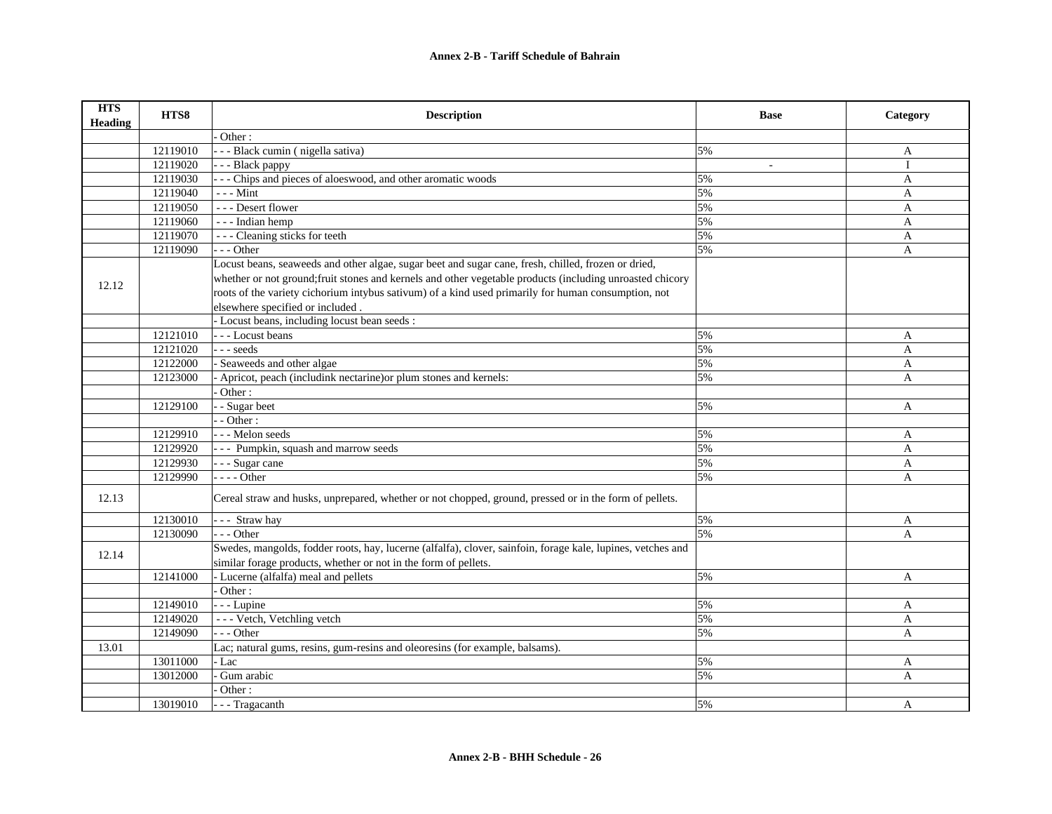| HTS Heading | HTS8 | Description | Base | Category |
|---|---|---|---|---|
| | | - Other : | | |
| | 12119010 | - - - Black cumin ( nigella sativa) | 5% | A |
| | 12119020 | - - - Black pappy | - | I |
| | 12119030 | - - - Chips and pieces of aloeswood, and other aromatic woods | 5% | A |
| | 12119040 | - - - Mint | 5% | A |
| | 12119050 | - - - Desert flower | 5% | A |
| | 12119060 | - - - Indian hemp | 5% | A |
| | 12119070 | - - - Cleaning sticks for teeth | 5% | A |
| | 12119090 | - - - Other | 5% | A |
| 12.12 | | Locust beans, seaweeds and other algae, sugar beet and sugar cane, fresh, chilled, frozen or dried, whether or not ground;fruit stones and kernels and other vegetable products (including unroasted chicory roots of the variety cichorium intybus sativum) of a kind used primarily for human consumption, not elsewhere specified or included . | | |
| | | - Locust beans, including locust bean seeds : | | |
| | 12121010 | - - - Locust beans | 5% | A |
| | 12121020 | - - - seeds | 5% | A |
| | 12122000 | - Seaweeds and other algae | 5% | A |
| | 12123000 | - Apricot, peach (includink nectarine)or plum stones and kernels: | 5% | A |
| | | - Other : | | |
| | 12129100 | - - Sugar beet | 5% | A |
| | | - - Other : | | |
| | 12129910 | - - - Melon seeds | 5% | A |
| | 12129920 | - - - Pumpkin, squash and marrow seeds | 5% | A |
| | 12129930 | - - - Sugar cane | 5% | A |
| | 12129990 | - - - - Other | 5% | A |
| 12.13 | | Cereal straw and husks, unprepared, whether or not chopped, ground, pressed or in the form of pellets. | | |
| | 12130010 | - - - Straw hay | 5% | A |
| | 12130090 | - - - Other | 5% | A |
| 12.14 | | Swedes, mangolds, fodder roots, hay, lucerne (alfalfa), clover, sainfoin, forage kale, lupines, vetches and similar forage products, whether or not in the form of pellets. | | |
| | 12141000 | - Lucerne (alfalfa) meal and pellets | 5% | A |
| | | - Other : | | |
| | 12149010 | - - - Lupine | 5% | A |
| | 12149020 | - - - Vetch, Vetchling vetch | 5% | A |
| | 12149090 | - - - Other | 5% | A |
| 13.01 | | Lac; natural gums, resins, gum-resins and oleoresins (for example, balsams). | | |
| | 13011000 | - Lac | 5% | A |
| | 13012000 | - Gum arabic | 5% | A |
| | | - Other : | | |
| | 13019010 | - - - Tragacanth | 5% | A |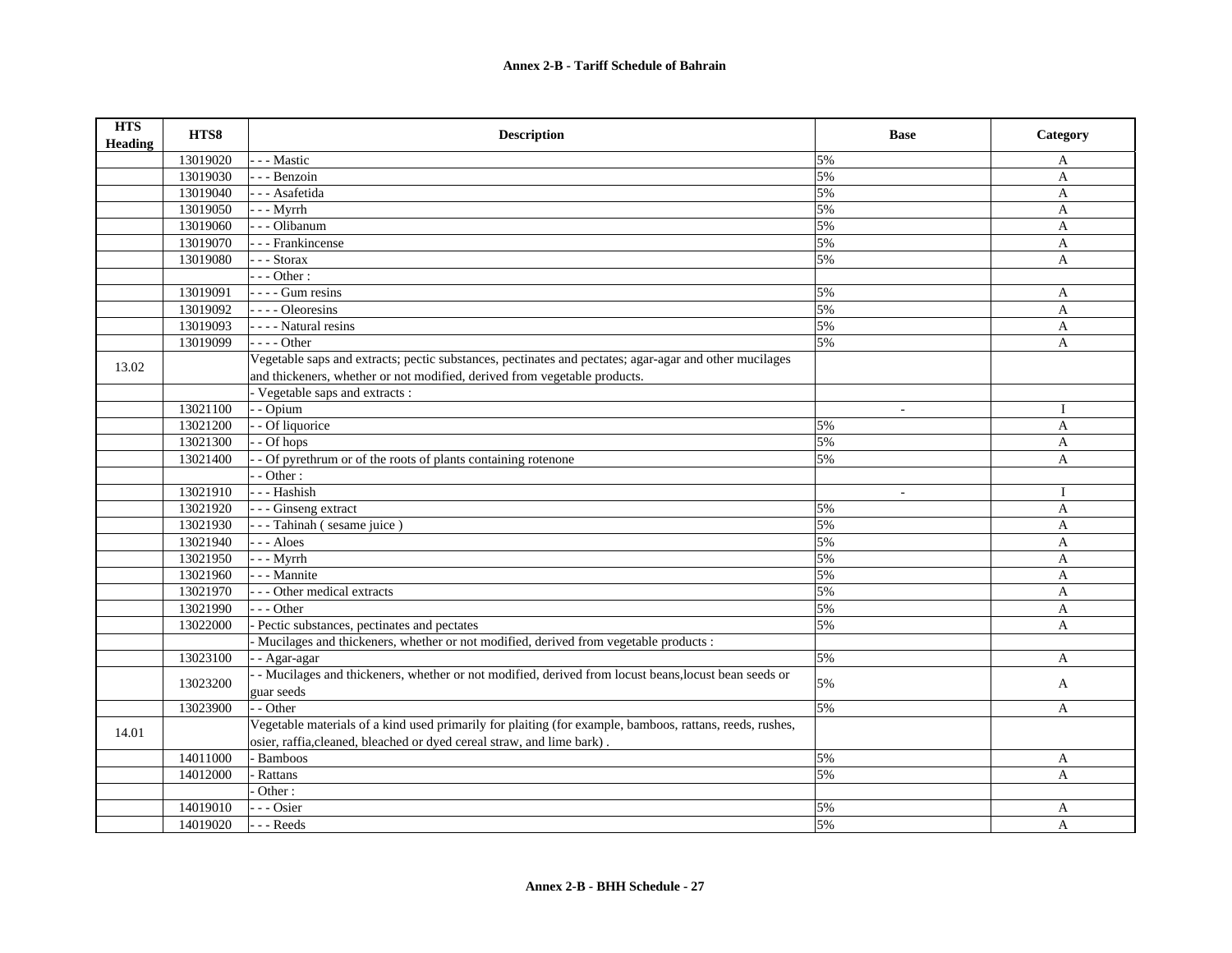**Annex 2-B - Tariff Schedule of Bahrain**

| HTS Heading | HTS8 | Description | Base | Category |
|---|---|---|---|---|
| | 13019020 | - - - Mastic | 5% | A |
| | 13019030 | - - - Benzoin | 5% | A |
| | 13019040 | - - - Asafetida | 5% | A |
| | 13019050 | - - - Myrrh | 5% | A |
| | 13019060 | - - - Olibanum | 5% | A |
| | 13019070 | - - - Frankincense | 5% | A |
| | 13019080 | - - - Storax | 5% | A |
| | | - - - Other : | | |
| | 13019091 | - - - - Gum resins | 5% | A |
| | 13019092 | - - - - Oleoresins | 5% | A |
| | 13019093 | - - - - Natural resins | 5% | A |
| | 13019099 | - - - - Other | 5% | A |
| 13.02 | | Vegetable saps and extracts; pectic substances, pectinates and pectates; agar-agar and other mucilages and thickeners, whether or not modified, derived from vegetable products. | | |
| | | - Vegetable saps and extracts : | | |
| | 13021100 | - - Opium | - | I |
| | 13021200 | - - Of liquorice | 5% | A |
| | 13021300 | - - Of hops | 5% | A |
| | 13021400 | - - Of pyrethrum or of the roots of plants containing rotenone | 5% | A |
| | | - - Other : | | |
| | 13021910 | - - - Hashish | - | I |
| | 13021920 | - - - Ginseng extract | 5% | A |
| | 13021930 | - - - Tahinah ( sesame juice ) | 5% | A |
| | 13021940 | - - - Aloes | 5% | A |
| | 13021950 | - - - Myrrh | 5% | A |
| | 13021960 | - - - Mannite | 5% | A |
| | 13021970 | - - - Other medical extracts | 5% | A |
| | 13021990 | - - - Other | 5% | A |
| | 13022000 | - Pectic substances, pectinates and pectates | 5% | A |
| | | - Mucilages and thickeners, whether or not modified, derived from vegetable products : | | |
| | 13023100 | - - Agar-agar | 5% | A |
| | 13023200 | - - Mucilages and thickeners, whether or not modified, derived from locust beans,locust bean seeds or guar seeds | 5% | A |
| | 13023900 | - - Other | 5% | A |
| 14.01 | | Vegetable materials of a kind used primarily for plaiting (for example, bamboos, rattans, reeds, rushes, osier, raffia,cleaned, bleached or dyed cereal straw, and lime bark) . | | |
| | 14011000 | - Bamboos | 5% | A |
| | 14012000 | - Rattans | 5% | A |
| | | - Other : | | |
| | 14019010 | - - - Osier | 5% | A |
| | 14019020 | - - - Reeds | 5% | A |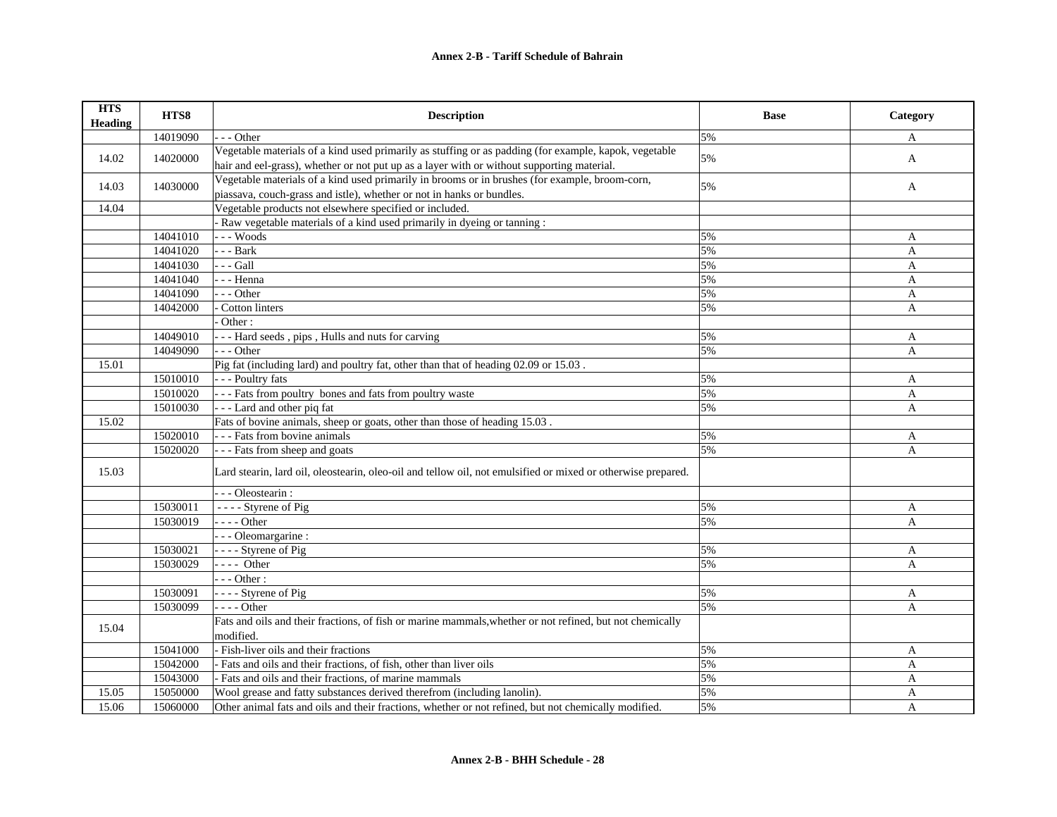| HTS Heading | HTS8 | Description | Base | Category |
|---|---|---|---|---|
| | 14019090 | - - - Other | 5% | A |
| 14.02 | 14020000 | Vegetable materials of a kind used primarily as stuffing or as padding (for example, kapok, vegetable hair and eel-grass), whether or not put up as a layer with or without supporting material. | 5% | A |
| 14.03 | 14030000 | Vegetable materials of a kind used primarily in brooms or in brushes (for example, broom-corn, piassava, couch-grass and istle), whether or not in hanks or bundles. | 5% | A |
| 14.04 | | Vegetable products not elsewhere specified or included. | | |
| | | - Raw vegetable materials of a kind used primarily in dyeing or tanning : | | |
| | 14041010 | - - - Woods | 5% | A |
| | 14041020 | - - - Bark | 5% | A |
| | 14041030 | - - - Gall | 5% | A |
| | 14041040 | - - - Henna | 5% | A |
| | 14041090 | - - - Other | 5% | A |
| | 14042000 | - Cotton linters | 5% | A |
| | | - Other : | | |
| | 14049010 | - - - Hard seeds , pips , Hulls and nuts for carving | 5% | A |
| | 14049090 | - - - Other | 5% | A |
| 15.01 | | Pig fat (including lard) and poultry fat, other than that of heading 02.09 or 15.03 . | | |
| | 15010010 | - - - Poultry fats | 5% | A |
| | 15010020 | - - - Fats from poultry bones and fats from poultry waste | 5% | A |
| | 15010030 | - - - Lard and other piq fat | 5% | A |
| 15.02 | | Fats of bovine animals, sheep or goats, other than those of heading 15.03 . | | |
| | 15020010 | - - - Fats from bovine animals | 5% | A |
| | 15020020 | - - - Fats from sheep and goats | 5% | A |
| 15.03 | | Lard stearin, lard oil, oleostearin, oleo-oil and tellow oil, not emulsified or mixed or otherwise prepared. | | |
| | | - - - Oleostearin : | | |
| | 15030011 | - - - - Styrene of Pig | 5% | A |
| | 15030019 | - - - - Other | 5% | A |
| | | - - - Oleomargarine : | | |
| | 15030021 | - - - - Styrene of Pig | 5% | A |
| | 15030029 | - - - - Other | 5% | A |
| | | - - - Other : | | |
| | 15030091 | - - - - Styrene of Pig | 5% | A |
| | 15030099 | - - - - Other | 5% | A |
| 15.04 | | Fats and oils and their fractions, of fish or marine mammals,whether or not refined, but not chemically modified. | | |
| | 15041000 | - Fish-liver oils and their fractions | 5% | A |
| | 15042000 | - Fats and oils and their fractions, of fish, other than liver oils | 5% | A |
| | 15043000 | - Fats and oils and their fractions, of marine mammals | 5% | A |
| 15.05 | 15050000 | Wool grease and fatty substances derived therefrom (including lanolin). | 5% | A |
| 15.06 | 15060000 | Other animal fats and oils and their fractions, whether or not refined, but not chemically modified. | 5% | A |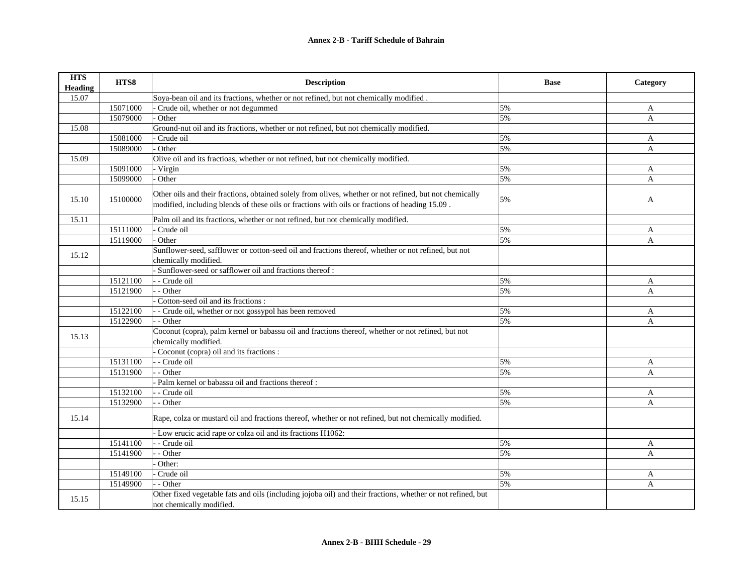| HTS Heading | HTS8 | Description | Base | Category |
|---|---|---|---|---|
| 15.07 | | Soya-bean oil and its fractions, whether or not refined, but not chemically modified . | | |
| | 15071000 | - Crude oil, whether or not degummed | 5% | A |
| | 15079000 | - Other | 5% | A |
| 15.08 | | Ground-nut oil and its fractions, whether or not refined, but not chemically modified. | | |
| | 15081000 | - Crude oil | 5% | A |
| | 15089000 | - Other | 5% | A |
| 15.09 | | Olive oil and its fractioas, whether or not refined, but not chemically modified. | | |
| | 15091000 | - Virgin | 5% | A |
| | 15099000 | - Other | 5% | A |
| 15.10 | 15100000 | Other oils and their fractions, obtained solely from olives, whether or not refined, but not chemically modified, including blends of these oils or fractions with oils or fractions of heading 15.09 . | 5% | A |
| 15.11 | | Palm oil and its fractions, whether or not refined, but not chemically modified. | | |
| | 15111000 | - Crude oil | 5% | A |
| | 15119000 | - Other | 5% | A |
| 15.12 | | Sunflower-seed, safflower or cotton-seed oil and fractions thereof, whether or not refined, but not chemically modified. | | |
| | | - Sunflower-seed or safflower oil and fractions thereof : | | |
| | 15121100 | - - Crude oil | 5% | A |
| | 15121900 | - - Other | 5% | A |
| | | - Cotton-seed oil and its fractions : | | |
| | 15122100 | - - Crude oil, whether or not gossypol has been removed | 5% | A |
| | 15122900 | - - Other | 5% | A |
| 15.13 | | Coconut (copra), palm kernel or babassu oil and fractions thereof, whether or not refined, but not chemically modified. | | |
| | | - Coconut (copra) oil and its fractions : | | |
| | 15131100 | - - Crude oil | 5% | A |
| | 15131900 | - - Other | 5% | A |
| | | - Palm kernel or babassu oil and fractions thereof : | | |
| | 15132100 | - - Crude oil | 5% | A |
| | 15132900 | - - Other | 5% | A |
| 15.14 | | Rape, colza or mustard oil and fractions thereof, whether or not refined, but not chemically modified. | | |
| | | - Low erucic acid rape or colza oil and its fractions H1062: | | |
| | 15141100 | - - Crude oil | 5% | A |
| | 15141900 | - - Other | 5% | A |
| | | - Other: | | |
| | 15149100 | - Crude oil | 5% | A |
| | 15149900 | - - Other | 5% | A |
| 15.15 | | Other fixed vegetable fats and oils (including jojoba oil) and their fractions, whether or not refined, but not chemically modified. | | |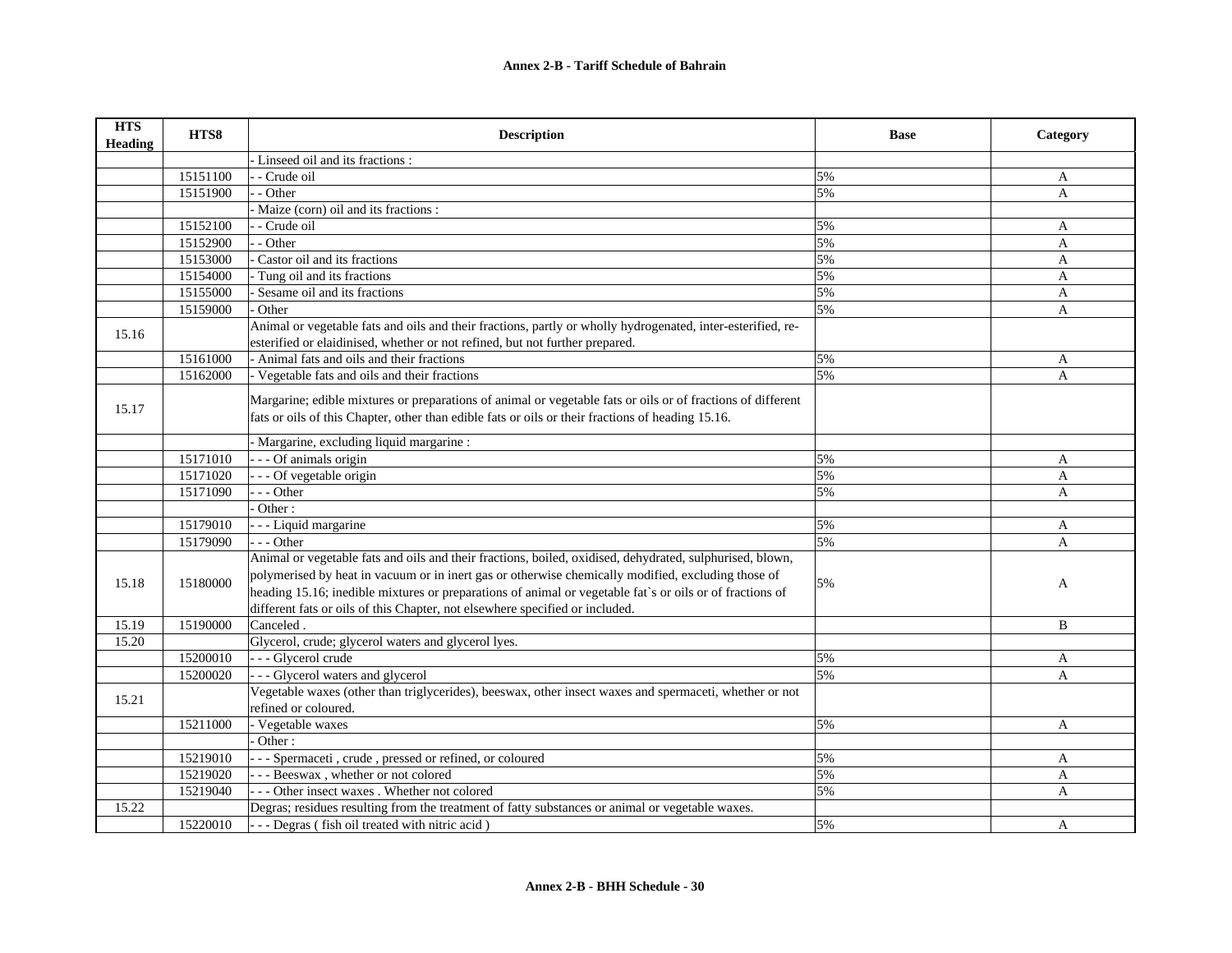# Annex 2-B - Tariff Schedule of Bahrain

| HTS Heading | HTS8 | Description | Base | Category |
|---|---|---|---|---|
| | | - Linseed oil and its fractions : | | |
| | 15151100 | - - Crude oil | 5% | A |
| | 15151900 | - - Other | 5% | A |
| | | - Maize (corn) oil and its fractions : | | |
| | 15152100 | - - Crude oil | 5% | A |
| | 15152900 | - - Other | 5% | A |
| | 15153000 | - Castor oil and its fractions | 5% | A |
| | 15154000 | - Tung oil and its fractions | 5% | A |
| | 15155000 | - Sesame oil and its fractions | 5% | A |
| | 15159000 | - Other | 5% | A |
| 15.16 | | Animal or vegetable fats and oils and their fractions, partly or wholly hydrogenated, inter-esterified, re-esterified or elaidinised, whether or not refined, but not further prepared. | | |
| | 15161000 | - Animal fats and oils and their fractions | 5% | A |
| | 15162000 | - Vegetable fats and oils and their fractions | 5% | A |
| 15.17 | | Margarine; edible mixtures or preparations of animal or vegetable fats or oils or of fractions of different fats or oils of this Chapter, other than edible fats or oils or their fractions of heading 15.16. | | |
| | | - Margarine, excluding liquid margarine : | | |
| | 15171010 | - - - Of animals origin | 5% | A |
| | 15171020 | - - - Of vegetable origin | 5% | A |
| | 15171090 | - - - Other | 5% | A |
| | | - Other : | | |
| | 15179010 | - - - Liquid margarine | 5% | A |
| | 15179090 | - - - Other | 5% | A |
| 15.18 | 15180000 | Animal or vegetable fats and oils and their fractions, boiled, oxidised, dehydrated, sulphurised, blown, polymerised by heat in vacuum or in inert gas or otherwise chemically modified, excluding those of heading 15.16; inedible mixtures or preparations of animal or vegetable fat`s or oils or of fractions of different fats or oils of this Chapter, not elsewhere specified or included. | 5% | A |
| 15.19 | 15190000 | Canceled . | | B |
| 15.20 | | Glycerol, crude; glycerol waters and glycerol lyes. | | |
| | 15200010 | - - - Glycerol crude | 5% | A |
| | 15200020 | - - - Glycerol waters and glycerol | 5% | A |
| 15.21 | | Vegetable waxes (other than triglycerides), beeswax, other insect waxes and spermaceti, whether or not refined or coloured. | | |
| | 15211000 | - Vegetable waxes | 5% | A |
| | | - Other : | | |
| | 15219010 | - - - Spermaceti , crude , pressed or refined, or coloured | 5% | A |
| | 15219020 | - - - Beeswax , whether or not colored | 5% | A |
| | 15219040 | - - - Other insect waxes . Whether not colored | 5% | A |
| 15.22 | | Degras; residues resulting from the treatment of fatty substances or animal or vegetable waxes. | | |
| | 15220010 | - - - Degras ( fish oil treated with nitric acid ) | 5% | A |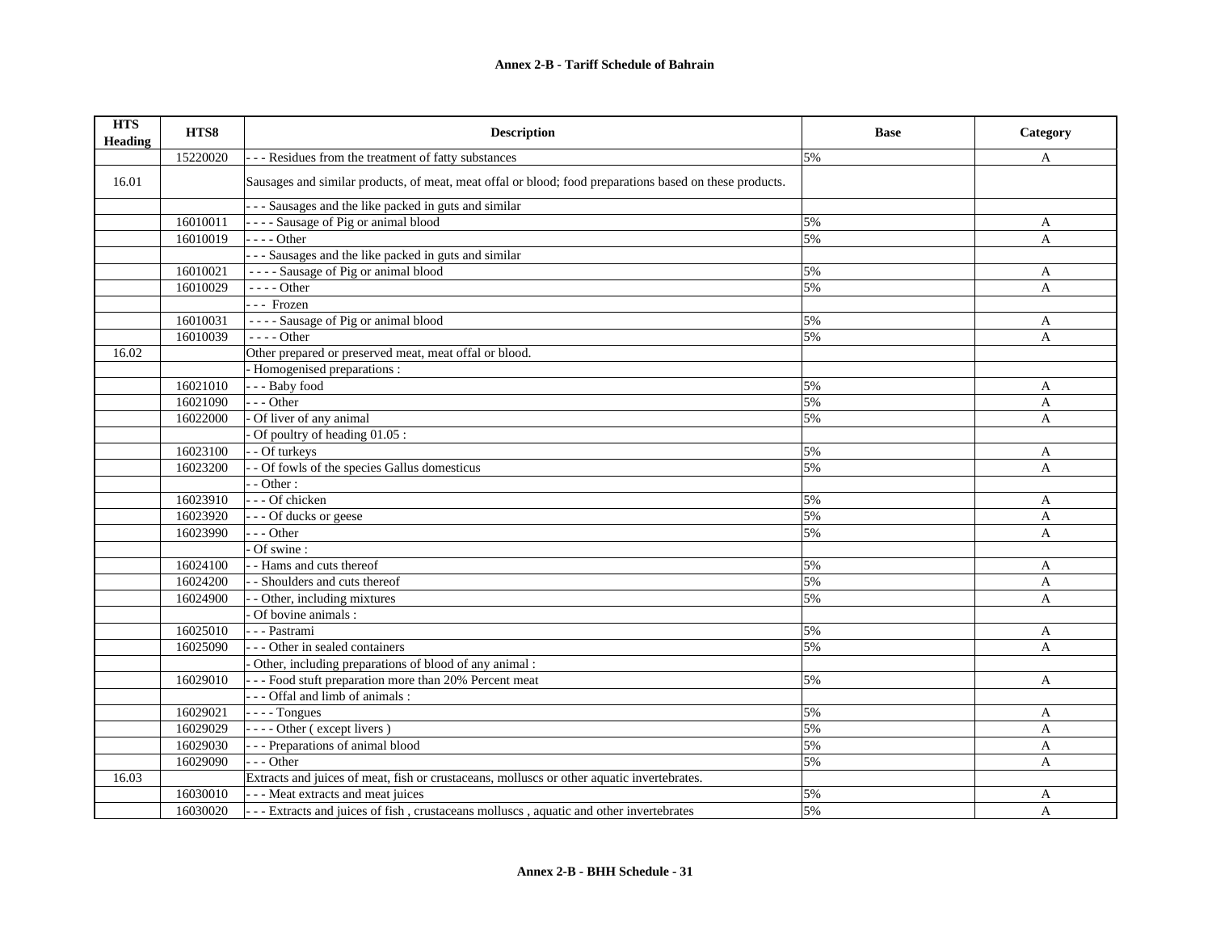| HTS Heading | HTS8 | Description | Base | Category |
|---|---|---|---|---|
| | 15220020 | - - - Residues from the treatment of fatty substances | 5% | A |
| 16.01 | | Sausages and similar products, of meat, meat offal or blood; food preparations based on these products. | | |
| | | - - - Sausages and the like packed in guts and similar | | |
| | 16010011 | - - - - Sausage of Pig or animal blood | 5% | A |
| | 16010019 | - - - - Other | 5% | A |
| | | - - - Sausages and the like packed in guts and similar | | |
| | 16010021 | - - - - Sausage of Pig or animal blood | 5% | A |
| | 16010029 | - - - - Other | 5% | A |
| | | - - - Frozen | | |
| | 16010031 | - - - - Sausage of Pig or animal blood | 5% | A |
| | 16010039 | - - - - Other | 5% | A |
| 16.02 | | Other prepared or preserved meat, meat offal or blood. | | |
| | | - Homogenised preparations : | | |
| | 16021010 | - - - Baby food | 5% | A |
| | 16021090 | - - - Other | 5% | A |
| | 16022000 | - Of liver of any animal | 5% | A |
| | | - Of poultry of heading 01.05 : | | |
| | 16023100 | - - Of turkeys | 5% | A |
| | 16023200 | - - Of fowls of the species Gallus domesticus | 5% | A |
| | | - - Other : | | |
| | 16023910 | - - - Of chicken | 5% | A |
| | 16023920 | - - - Of ducks or geese | 5% | A |
| | 16023990 | - - - Other | 5% | A |
| | | - Of swine : | | |
| | 16024100 | - - Hams and cuts thereof | 5% | A |
| | 16024200 | - - Shoulders and cuts thereof | 5% | A |
| | 16024900 | - - Other, including mixtures | 5% | A |
| | | - Of bovine animals : | | |
| | 16025010 | - - - Pastrami | 5% | A |
| | 16025090 | - - - Other in sealed containers | 5% | A |
| | | - Other, including preparations of blood of any animal : | | |
| | 16029010 | - - - Food stuft preparation more than 20% Percent meat | 5% | A |
| | | - - - Offal and limb of animals : | | |
| | 16029021 | - - - - Tongues | 5% | A |
| | 16029029 | - - - - Other ( except livers ) | 5% | A |
| | 16029030 | - - - Preparations of animal blood | 5% | A |
| | 16029090 | - - - Other | 5% | A |
| 16.03 | | Extracts and juices of meat, fish or crustaceans, molluscs or other aquatic invertebrates. | | |
| | 16030010 | - - - Meat extracts and meat juices | 5% | A |
| | 16030020 | - - - Extracts and juices of fish , crustaceans molluscs , aquatic and other invertebrates | 5% | A |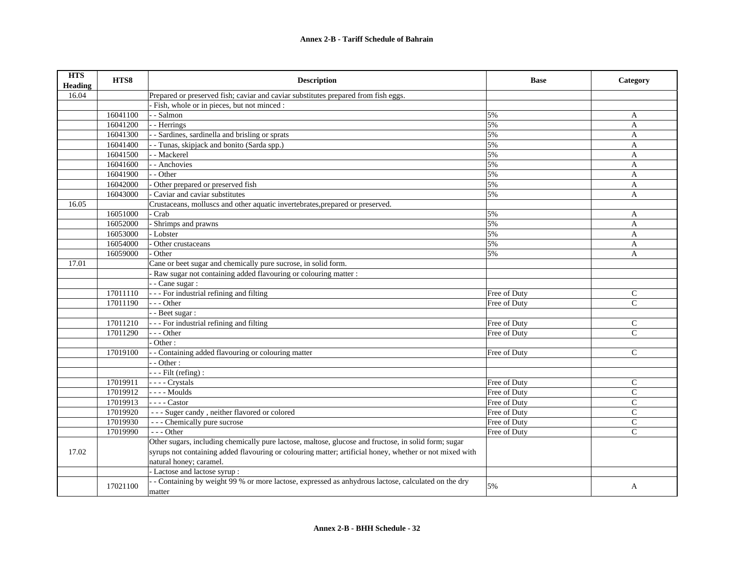# Annex 2-B - Tariff Schedule of Bahrain

| HTS Heading | HTS8 | Description | Base | Category |
|---|---|---|---|---|
| 16.04 | | Prepared or preserved fish; caviar and caviar substitutes prepared from fish eggs. | | |
| | | - Fish, whole or in pieces, but not minced : | | |
| | 16041100 | - - Salmon | 5% | A |
| | 16041200 | - - Herrings | 5% | A |
| | 16041300 | - - Sardines, sardinella and brisling or sprats | 5% | A |
| | 16041400 | - - Tunas, skipjack and bonito (Sarda spp.) | 5% | A |
| | 16041500 | - - Mackerel | 5% | A |
| | 16041600 | - - Anchovies | 5% | A |
| | 16041900 | - - Other | 5% | A |
| | 16042000 | - Other prepared or preserved fish | 5% | A |
| | 16043000 | - Caviar and caviar substitutes | 5% | A |
| 16.05 | | Crustaceans, molluscs and other aquatic invertebrates,prepared or preserved. | | |
| | 16051000 | - Crab | 5% | A |
| | 16052000 | - Shrimps and prawns | 5% | A |
| | 16053000 | - Lobster | 5% | A |
| | 16054000 | - Other crustaceans | 5% | A |
| | 16059000 | - Other | 5% | A |
| 17.01 | | Cane or beet sugar and chemically pure sucrose, in solid form. | | |
| | | - Raw sugar not containing added flavouring or colouring matter : | | |
| | | - - Cane sugar : | | |
| | 17011110 | - - - For industrial refining and filting | Free of Duty | C |
| | 17011190 | - - - Other | Free of Duty | C |
| | | - - Beet sugar : | | |
| | 17011210 | - - - For industrial refining and filting | Free of Duty | C |
| | 17011290 | - - - Other | Free of Duty | C |
| | | - Other : | | |
| | 17019100 | - - Containing added flavouring or colouring matter | Free of Duty | C |
| | | - - Other : | | |
| | | - - - Filt (refing) : | | |
| | 17019911 | - - - - Crystals | Free of Duty | C |
| | 17019912 | - - - - Moulds | Free of Duty | C |
| | 17019913 | - - - - Castor | Free of Duty | C |
| | 17019920 | - - - Suger candy , neither flavored or colored | Free of Duty | C |
| | 17019930 | - - - Chemically pure sucrose | Free of Duty | C |
| | 17019990 | - - - Other | Free of Duty | C |
| 17.02 | | Other sugars, including chemically pure lactose, maltose, glucose and fructose, in solid form; sugar syrups not containing added flavouring or colouring matter; artificial honey, whether or not mixed with natural honey; caramel. | | |
| | | - Lactose and lactose syrup : | | |
| | 17021100 | - - Containing by weight 99 % or more lactose, expressed as anhydrous lactose, calculated on the dry matter | 5% | A |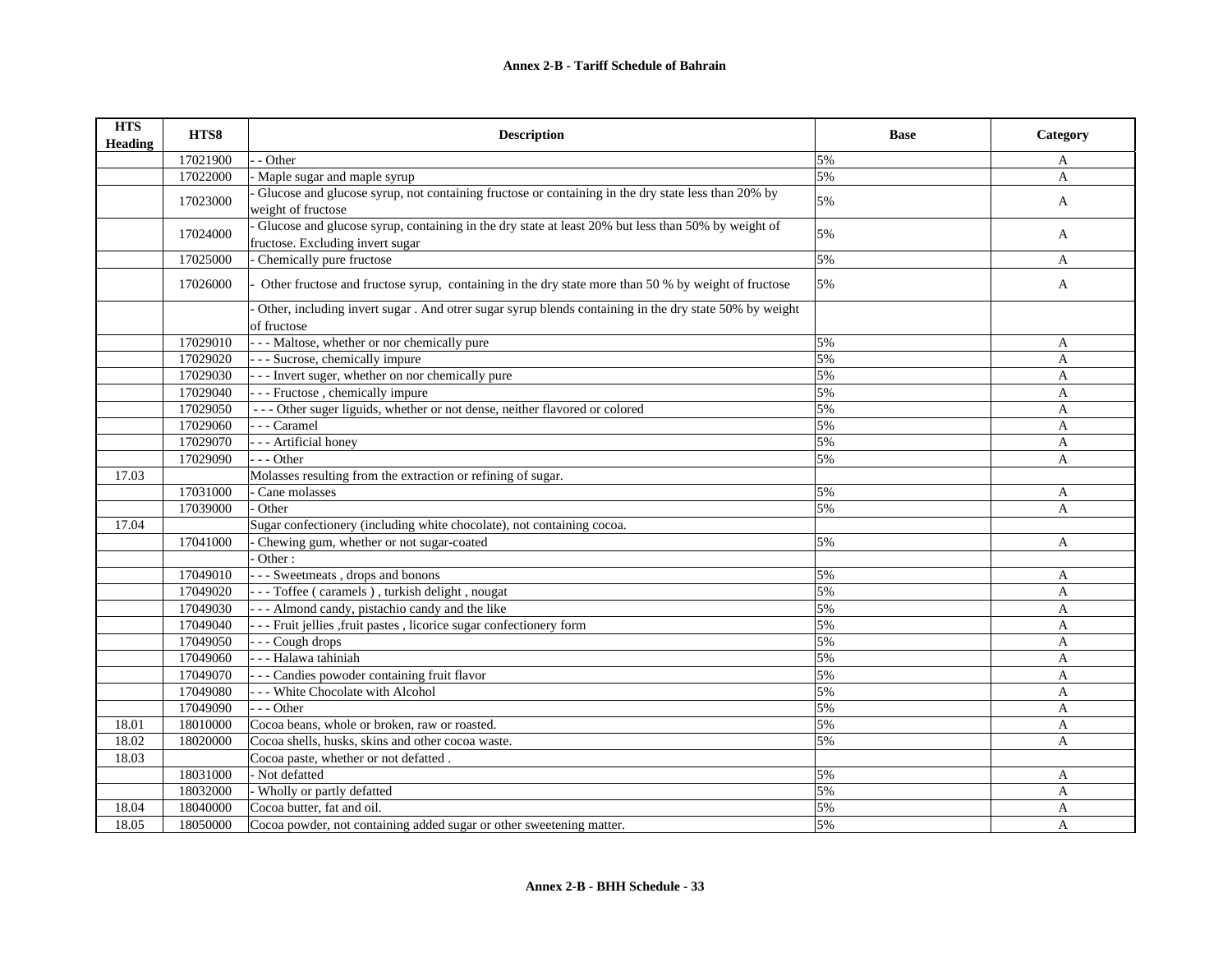| HTS Heading | HTS8 | Description | Base | Category |
| --- | --- | --- | --- | --- |
| | 17021900 | - - Other | 5% | A |
| | 17022000 | - Maple sugar and maple syrup | 5% | A |
| | 17023000 | - Glucose and glucose syrup, not containing fructose or containing in the dry state less than 20% by weight of fructose | 5% | A |
| | 17024000 | - Glucose and glucose syrup, containing in the dry state at least 20% but less than 50% by weight of fructose. Excluding invert sugar | 5% | A |
| | 17025000 | - Chemically pure fructose | 5% | A |
| | 17026000 | - Other fructose and fructose syrup, containing in the dry state more than 50 % by weight of fructose | 5% | A |
| | | - Other, including invert sugar . And otrer sugar syrup blends containing in the dry state 50% by weight of fructose | | |
| | 17029010 | - - - Maltose, whether or nor chemically pure | 5% | A |
| | 17029020 | - - - Sucrose, chemically impure | 5% | A |
| | 17029030 | - - - Invert suger, whether on nor chemically pure | 5% | A |
| | 17029040 | - - - Fructose , chemically impure | 5% | A |
| | 17029050 | - - - Other suger liguids, whether or not dense, neither flavored or colored | 5% | A |
| | 17029060 | - - - Caramel | 5% | A |
| | 17029070 | - - - Artificial honey | 5% | A |
| | 17029090 | - - - Other | 5% | A |
| 17.03 | | Molasses resulting from the extraction or refining of sugar. | | |
| | 17031000 | - Cane molasses | 5% | A |
| | 17039000 | - Other | 5% | A |
| 17.04 | | Sugar confectionery (including white chocolate), not containing cocoa. | | |
| | 17041000 | - Chewing gum, whether or not sugar-coated | 5% | A |
| | | - Other : | | |
| | 17049010 | - - - Sweetmeats , drops and bonons | 5% | A |
| | 17049020 | - - - Toffee ( caramels ) , turkish delight , nougat | 5% | A |
| | 17049030 | - - - Almond candy, pistachio candy and the like | 5% | A |
| | 17049040 | - - - Fruit jellies ,fruit pastes , licorice sugar confectionery form | 5% | A |
| | 17049050 | - - - Cough drops | 5% | A |
| | 17049060 | - - - Halawa tahiniah | 5% | A |
| | 17049070 | - - - Candies powoder containing fruit flavor | 5% | A |
| | 17049080 | - - - White Chocolate with Alcohol | 5% | A |
| | 17049090 | - - - Other | 5% | A |
| 18.01 | 18010000 | Cocoa beans, whole or broken, raw or roasted. | 5% | A |
| 18.02 | 18020000 | Cocoa shells, husks, skins and other cocoa waste. | 5% | A |
| 18.03 | | Cocoa paste, whether or not defatted . | | |
| | 18031000 | - Not defatted | 5% | A |
| | 18032000 | - Wholly or partly defatted | 5% | A |
| 18.04 | 18040000 | Cocoa butter, fat and oil. | 5% | A |
| 18.05 | 18050000 | Cocoa powder, not containing added sugar or other sweetening matter. | 5% | A |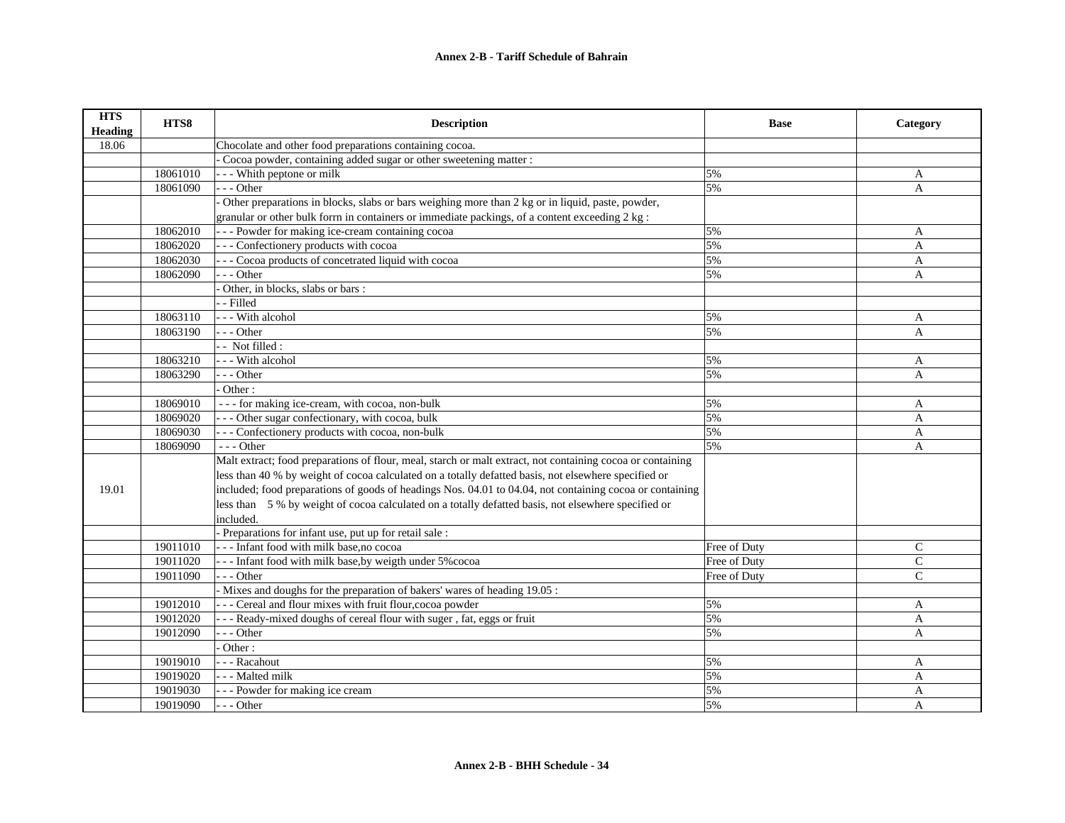## Annex 2-B - Tariff Schedule of Bahrain

| HTS Heading | HTS8 | Description | Base | Category |
|---|---|---|---|---|
| 18.06 | | Chocolate and other food preparations containing cocoa. | | |
| | | - Cocoa powder, containing added sugar or other sweetening matter : | | |
| | 18061010 | - - - Whith peptone or milk | 5% | A |
| | 18061090 | - - - Other | 5% | A |
| | | - Other preparations in blocks, slabs or bars weighing more than 2 kg or in liquid, paste, powder, granular or other bulk forrn in containers or immediate packings, of a content exceeding 2 kg : | | |
| | 18062010 | - - - Powder for making ice-cream containing cocoa | 5% | A |
| | 18062020 | - - - Confectionery products with cocoa | 5% | A |
| | 18062030 | - - - Cocoa products of concetrated liquid with cocoa | 5% | A |
| | 18062090 | - - - Other | 5% | A |
| | | - Other, in blocks, slabs or bars : | | |
| | | - - Filled | | |
| | 18063110 | - - - With alcohol | 5% | A |
| | 18063190 | - - - Other | 5% | A |
| | | - - Not filled : | | |
| | 18063210 | - - - With alcohol | 5% | A |
| | 18063290 | - - - Other | 5% | A |
| | | - Other : | | |
| | 18069010 | - - - for making ice-cream, with cocoa, non-bulk | 5% | A |
| | 18069020 | - - - Other sugar confectionary, with cocoa, bulk | 5% | A |
| | 18069030 | - - - Confectionery products with cocoa, non-bulk | 5% | A |
| | 18069090 | - - - Other | 5% | A |
| 19.01 | | Malt extract; food preparations of flour, meal, starch or malt extract, not containing cocoa or containing less than 40 % by weight of cocoa calculated on a totally defatted basis, not elsewhere specified or included; food preparations of goods of headings Nos. 04.01 to 04.04, not containing cocoa or containing less than 5 % by weight of cocoa calculated on a totally defatted basis, not elsewhere specified or included. | | |
| | | - Preparations for infant use, put up for retail sale : | | |
| | 19011010 | - - - Infant food with milk base,no cocoa | Free of Duty | C |
| | 19011020 | - - - Infant food with milk base,by weigth under 5%cocoa | Free of Duty | C |
| | 19011090 | - - - Other | Free of Duty | C |
| | | - Mixes and doughs for the preparation of bakers' wares of heading 19.05 : | | |
| | 19012010 | - - - Cereal and flour mixes with fruit flour,cocoa powder | 5% | A |
| | 19012020 | - - - Ready-mixed doughs of cereal flour with suger , fat, eggs or fruit | 5% | A |
| | 19012090 | - - - Other | 5% | A |
| | | - Other : | | |
| | 19019010 | - - - Racahout | 5% | A |
| | 19019020 | - - - Malted milk | 5% | A |
| | 19019030 | - - - Powder for making ice cream | 5% | A |
| | 19019090 | - - - Other | 5% | A |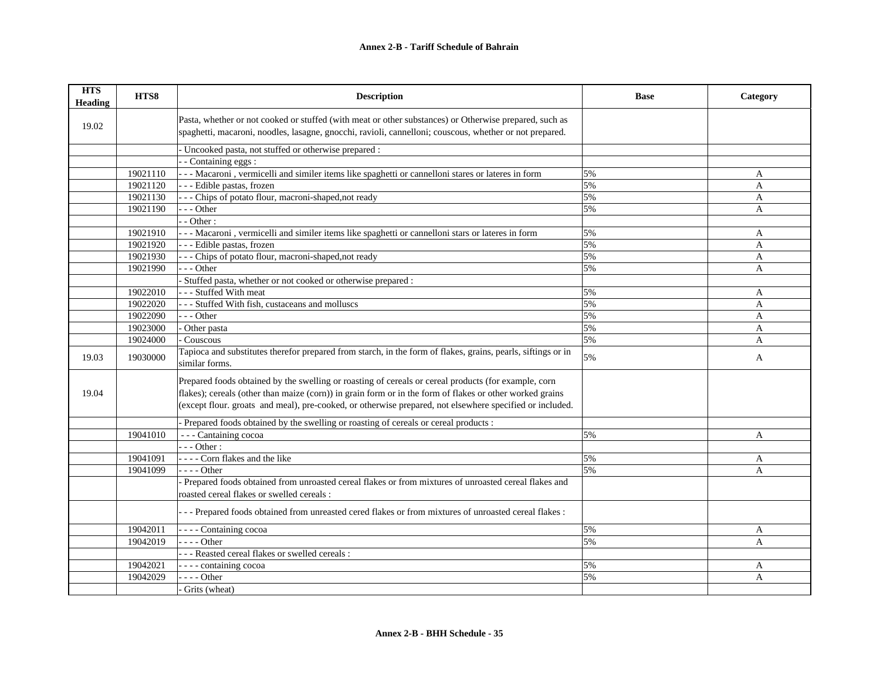# Annex 2-B - Tariff Schedule of Bahrain

| HTS Heading | HTS8 | Description | Base | Category |
|---|---|---|---|---|
| 19.02 | | Pasta, whether or not cooked or stuffed (with meat or other substances) or Otherwise prepared, such as spaghetti, macaroni, noodles, lasagne, gnocchi, ravioli, cannelloni; couscous, whether or not prepared. | | |
| | | - Uncooked pasta, not stuffed or otherwise prepared : | | |
| | | - - Containing eggs : | | |
| | 19021110 | - - - Macaroni , vermicelli and similer items like spaghetti or cannelloni stares or lateres in form | 5% | A |
| | 19021120 | - - - Edible pastas, frozen | 5% | A |
| | 19021130 | - - - Chips of potato flour, macroni-shaped,not ready | 5% | A |
| | 19021190 | - - - Other | 5% | A |
| | | - - Other : | | |
| | 19021910 | - - - Macaroni , vermicelli and similer items like spaghetti or cannelloni stars or lateres in form | 5% | A |
| | 19021920 | - - - Edible pastas, frozen | 5% | A |
| | 19021930 | - - - Chips of potato flour, macroni-shaped,not ready | 5% | A |
| | 19021990 | - - - Other | 5% | A |
| | | - Stuffed pasta, whether or not cooked or otherwise prepared : | | |
| | 19022010 | - - - Stuffed With meat | 5% | A |
| | 19022020 | - - - Stuffed With fish, custaceans and molluscs | 5% | A |
| | 19022090 | - - - Other | 5% | A |
| | 19023000 | - Other pasta | 5% | A |
| | 19024000 | - Couscous | 5% | A |
| 19.03 | 19030000 | Tapioca and substitutes therefor prepared from starch, in the form of flakes, grains, pearls, siftings or in similar forms. | 5% | A |
| 19.04 | | Prepared foods obtained by the swelling or roasting of cereals or cereal products (for example, corn flakes); cereals (other than maize (corn)) in grain form or in the form of flakes or other worked grains (except flour. groats and meal), pre-cooked, or otherwise prepared, not elsewhere specified or included. | | |
| | | - Prepared foods obtained by the swelling or roasting of cereals or cereal products : | | |
| | 19041010 | - - - Cantaining cocoa | 5% | A |
| | | - - - Other : | | |
| | 19041091 | - - - - Corn flakes and the like | 5% | A |
| | 19041099 | - - - - Other | 5% | A |
| | | - Prepared foods obtained from unroasted cereal flakes or from mixtures of unroasted cereal flakes and roasted cereal flakes or swelled cereals : | | |
| | | - - - Prepared foods obtained from unreasted cered flakes or from mixtures of unroasted cereal flakes : | | |
| | 19042011 | - - - - Containing cocoa | 5% | A |
| | 19042019 | - - - - Other | 5% | A |
| | | - - - Reasted cereal flakes or swelled cereals : | | |
| | 19042021 | - - - - containing cocoa | 5% | A |
| | 19042029 | - - - - Other | 5% | A |
| | | - Grits (wheat) | | |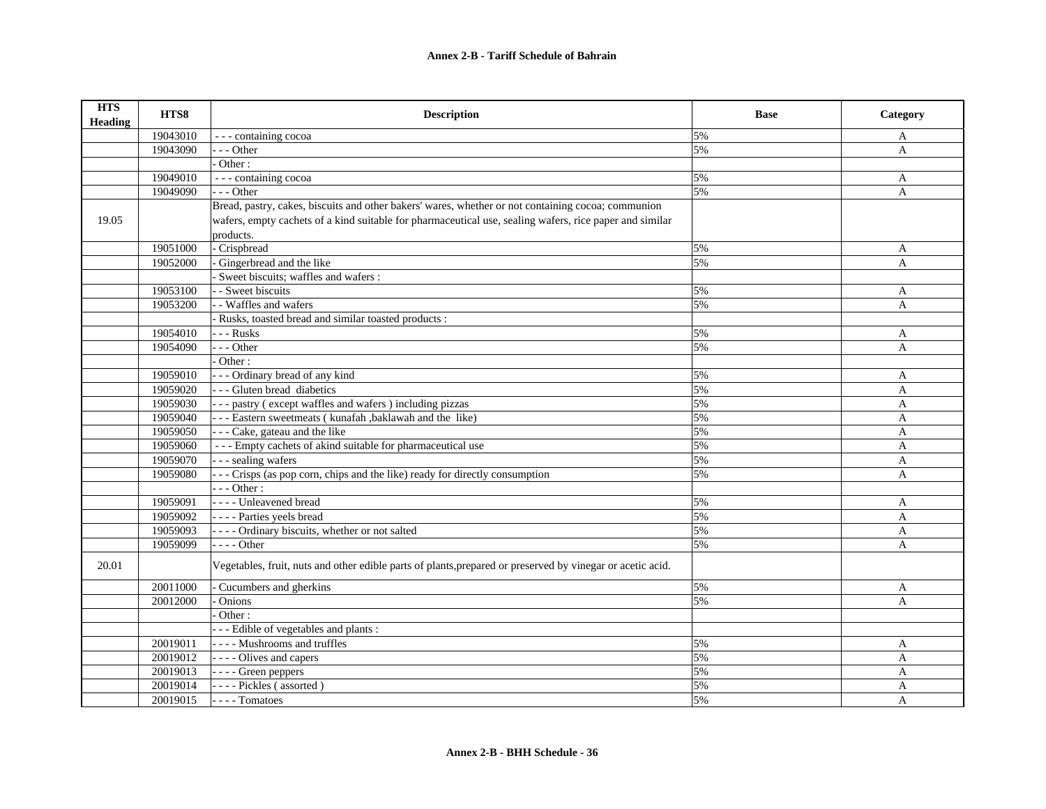# Annex 2-B - Tariff Schedule of Bahrain

| HTS Heading | HTS8 | Description | Base | Category |
|---|---|---|---|---|
| | 19043010 | - - - containing cocoa | 5% | A |
| | 19043090 | - - - Other | 5% | A |
| | | - Other : | | |
| | 19049010 | - - - containing cocoa | 5% | A |
| | 19049090 | - - - Other | 5% | A |
| 19.05 | | Bread, pastry, cakes, biscuits and other bakers' wares, whether or not containing cocoa; communion wafers, empty cachets of a kind suitable for pharmaceutical use, sealing wafers, rice paper and similar products. | | |
| | 19051000 | - Crispbread | 5% | A |
| | 19052000 | - Gingerbread and the like | 5% | A |
| | | - Sweet biscuits; waffles and wafers : | | |
| | 19053100 | - - Sweet biscuits | 5% | A |
| | 19053200 | - - Waffles and wafers | 5% | A |
| | | - Rusks, toasted bread and similar toasted products : | | |
| | 19054010 | - - - Rusks | 5% | A |
| | 19054090 | - - - Other | 5% | A |
| | | - Other : | | |
| | 19059010 | - - - Ordinary bread of any kind | 5% | A |
| | 19059020 | - - - Gluten bread diabetics | 5% | A |
| | 19059030 | - - - pastry ( except waffles and wafers ) including pizzas | 5% | A |
| | 19059040 | - - - Eastern sweetmeats ( kunafah ,baklawah and the like) | 5% | A |
| | 19059050 | - - - Cake, gateau and the like | 5% | A |
| | 19059060 | - - - Empty cachets of akind suitable for pharmaceutical use | 5% | A |
| | 19059070 | - - - sealing wafers | 5% | A |
| | 19059080 | - - - Crisps (as pop corn, chips and the like) ready for directly consumption | 5% | A |
| | | - - - Other : | | |
| | 19059091 | - - - - Unleavened bread | 5% | A |
| | 19059092 | - - - - Parties yeels bread | 5% | A |
| | 19059093 | - - - - Ordinary biscuits, whether or not salted | 5% | A |
| | 19059099 | - - - - Other | 5% | A |
| 20.01 | | Vegetables, fruit, nuts and other edible parts of plants,prepared or preserved by vinegar or acetic acid. | | |
| | 20011000 | - Cucumbers and gherkins | 5% | A |
| | 20012000 | - Onions | 5% | A |
| | | - Other : | | |
| | | - - - Edible of vegetables and plants : | | |
| | 20019011 | - - - - Mushrooms and truffles | 5% | A |
| | 20019012 | - - - - Olives and capers | 5% | A |
| | 20019013 | - - - - Green peppers | 5% | A |
| | 20019014 | - - - - Pickles ( assorted ) | 5% | A |
| | 20019015 | - - - - Tomatoes | 5% | A |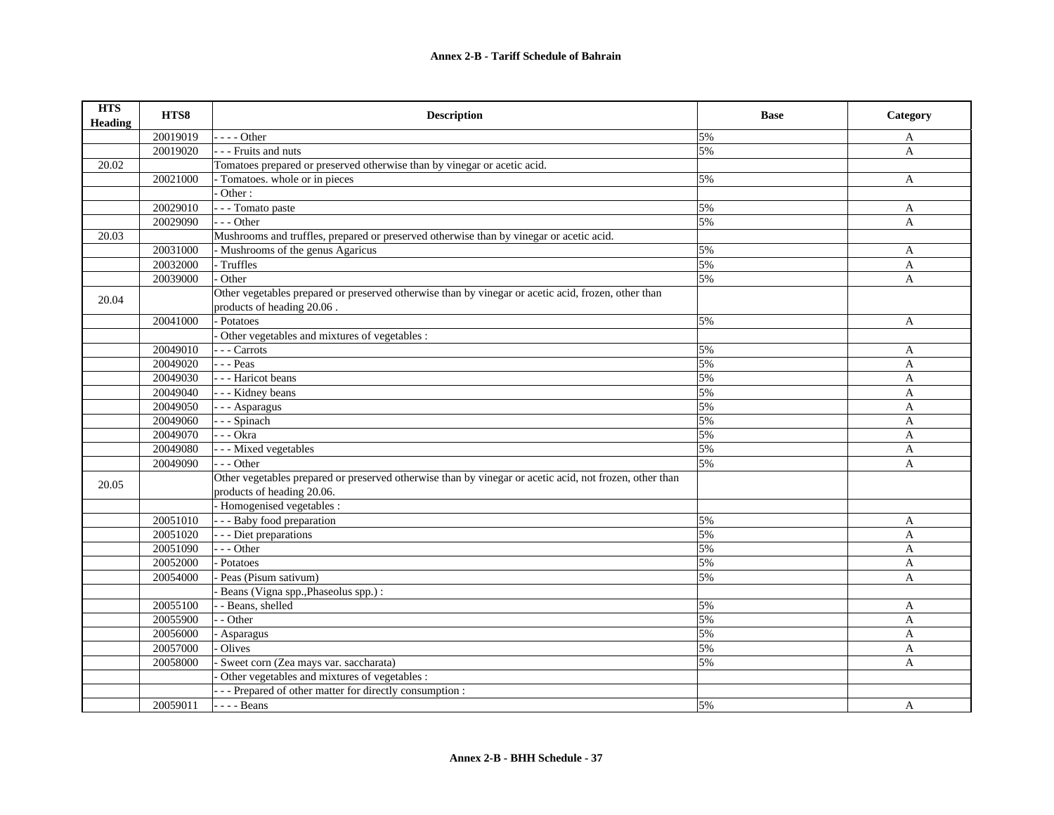| HTS Heading | HTS8 | Description | Base | Category |
|---|---|---|---|---|
| | 20019019 | - - - - Other | 5% | A |
| | 20019020 | - - - Fruits and nuts | 5% | A |
| 20.02 | | Tomatoes prepared or preserved otherwise than by vinegar or acetic acid. | | |
| | 20021000 | - Tomatoes. whole or in pieces | 5% | A |
| | | - Other : | | |
| | 20029010 | - - - Tomato paste | 5% | A |
| | 20029090 | - - - Other | 5% | A |
| 20.03 | | Mushrooms and truffles, prepared or preserved otherwise than by vinegar or acetic acid. | | |
| | 20031000 | - Mushrooms of the genus Agaricus | 5% | A |
| | 20032000 | - Truffles | 5% | A |
| | 20039000 | - Other | 5% | A |
| 20.04 | | Other vegetables prepared or preserved otherwise than by vinegar or acetic acid, frozen, other than products of heading 20.06 . | | |
| | 20041000 | - Potatoes | 5% | A |
| | | - Other vegetables and mixtures of vegetables : | | |
| | 20049010 | - - - Carrots | 5% | A |
| | 20049020 | - - - Peas | 5% | A |
| | 20049030 | - - - Haricot beans | 5% | A |
| | 20049040 | - - - Kidney beans | 5% | A |
| | 20049050 | - - - Asparagus | 5% | A |
| | 20049060 | - - - Spinach | 5% | A |
| | 20049070 | - - - Okra | 5% | A |
| | 20049080 | - - - Mixed vegetables | 5% | A |
| | 20049090 | - - - Other | 5% | A |
| 20.05 | | Other vegetables prepared or preserved otherwise than by vinegar or acetic acid, not frozen, other than products of heading 20.06. | | |
| | | - Homogenised vegetables : | | |
| | 20051010 | - - - Baby food preparation | 5% | A |
| | 20051020 | - - - Diet preparations | 5% | A |
| | 20051090 | - - - Other | 5% | A |
| | 20052000 | - Potatoes | 5% | A |
| | 20054000 | - Peas (Pisum sativum) | 5% | A |
| | | - Beans (Vigna spp.,Phaseolus spp.) : | | |
| | 20055100 | - - Beans, shelled | 5% | A |
| | 20055900 | - - Other | 5% | A |
| | 20056000 | - Asparagus | 5% | A |
| | 20057000 | - Olives | 5% | A |
| | 20058000 | - Sweet corn (Zea mays var. saccharata) | 5% | A |
| | | - Other vegetables and mixtures of vegetables : | | |
| | | - - - Prepared of other matter for directly consumption : | | |
| | 20059011 | - - - - Beans | 5% | A |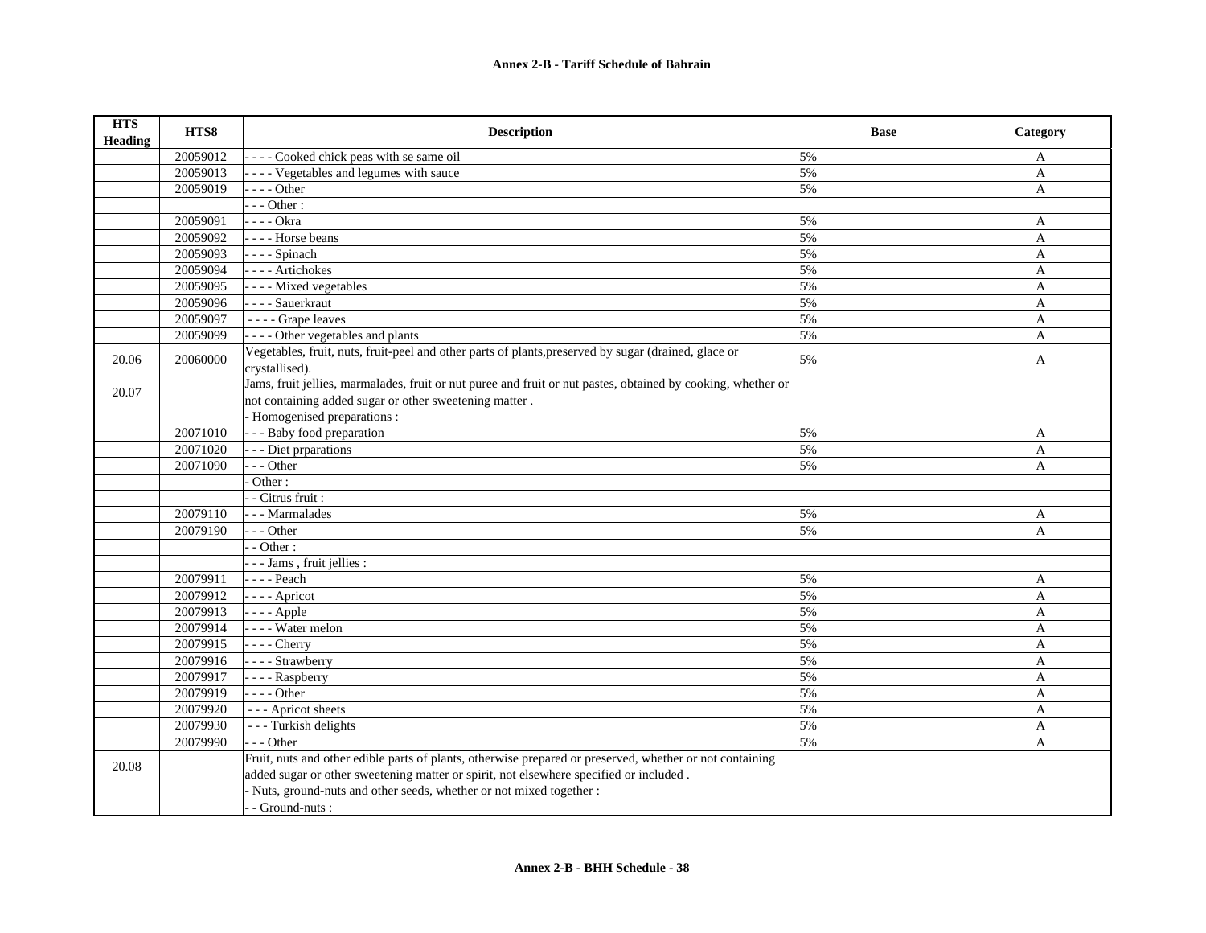## Annex 2-B - Tariff Schedule of Bahrain

| HTS Heading | HTS8 | Description | Base | Category |
|---|---|---|---|---|
| | 20059012 | - - - - Cooked chick peas with se same oil | 5% | A |
| | 20059013 | - - - - Vegetables and legumes with sauce | 5% | A |
| | 20059019 | - - - - Other | 5% | A |
| | | - - - Other : | | |
| | 20059091 | - - - - Okra | 5% | A |
| | 20059092 | - - - - Horse beans | 5% | A |
| | 20059093 | - - - - Spinach | 5% | A |
| | 20059094 | - - - - Artichokes | 5% | A |
| | 20059095 | - - - - Mixed vegetables | 5% | A |
| | 20059096 | - - - - Sauerkraut | 5% | A |
| | 20059097 | - - - - Grape leaves | 5% | A |
| | 20059099 | - - - - Other vegetables and plants | 5% | A |
| 20.06 | 20060000 | Vegetables, fruit, nuts, fruit-peel and other parts of plants,preserved by sugar (drained, glace or crystallised). | 5% | A |
| 20.07 | | Jams, fruit jellies, marmalades, fruit or nut puree and fruit or nut pastes, obtained by cooking, whether or not containing added sugar or other sweetening matter . | | |
| | | - Homogenised preparations : | | |
| | 20071010 | - - - Baby food preparation | 5% | A |
| | 20071020 | - - - Diet prparations | 5% | A |
| | 20071090 | - - - Other | 5% | A |
| | | - Other : | | |
| | | - - Citrus fruit : | | |
| | 20079110 | - - - Marmalades | 5% | A |
| | 20079190 | - - - Other | 5% | A |
| | | - - Other : | | |
| | | - - - Jams , fruit jellies : | | |
| | 20079911 | - - - - Peach | 5% | A |
| | 20079912 | - - - - Apricot | 5% | A |
| | 20079913 | - - - - Apple | 5% | A |
| | 20079914 | - - - - Water melon | 5% | A |
| | 20079915 | - - - - Cherry | 5% | A |
| | 20079916 | - - - - Strawberry | 5% | A |
| | 20079917 | - - - - Raspberry | 5% | A |
| | 20079919 | - - - - Other | 5% | A |
| | 20079920 | - - - Apricot sheets | 5% | A |
| | 20079930 | - - - Turkish delights | 5% | A |
| | 20079990 | - - - Other | 5% | A |
| 20.08 | | Fruit, nuts and other edible parts of plants, otherwise prepared or preserved, whether or not containing added sugar or other sweetening matter or spirit, not elsewhere specified or included . | | |
| | | - Nuts, ground-nuts and other seeds, whether or not mixed together : | | |
| | | - - Ground-nuts : | | |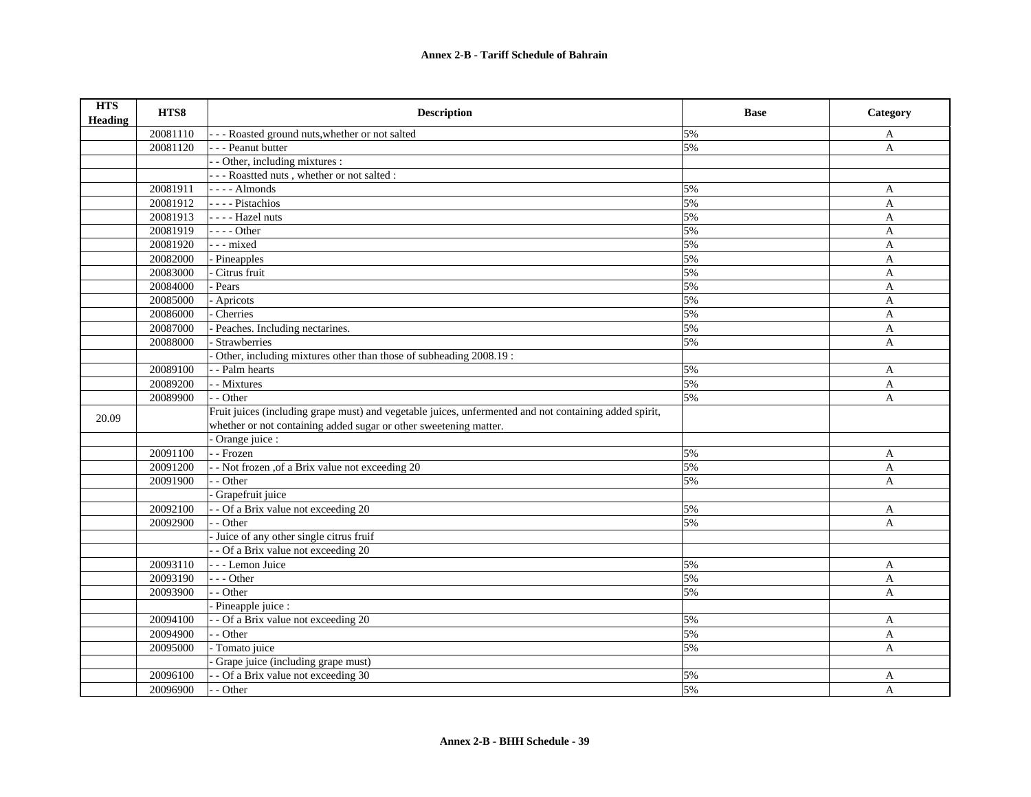| HTS Heading | HTS8 | Description | Base | Category |
|---|---|---|---|---|
| | 20081110 | - - - Roasted ground nuts,whether or not salted | 5% | A |
| | 20081120 | - - - Peanut butter | 5% | A |
| | | - - Other, including mixtures : | | |
| | | - - - Roastted nuts , whether or not salted : | | |
| | 20081911 | - - - - Almonds | 5% | A |
| | 20081912 | - - - - Pistachios | 5% | A |
| | 20081913 | - - - - Hazel nuts | 5% | A |
| | 20081919 | - - - - Other | 5% | A |
| | 20081920 | - - - mixed | 5% | A |
| | 20082000 | - Pineapples | 5% | A |
| | 20083000 | - Citrus fruit | 5% | A |
| | 20084000 | - Pears | 5% | A |
| | 20085000 | - Apricots | 5% | A |
| | 20086000 | - Cherries | 5% | A |
| | 20087000 | - Peaches. Including nectarines. | 5% | A |
| | 20088000 | - Strawberries | 5% | A |
| | | - Other, including mixtures other than those of subheading 2008.19 : | | |
| | 20089100 | - - Palm hearts | 5% | A |
| | 20089200 | - - Mixtures | 5% | A |
| | 20089900 | - - Other | 5% | A |
| 20.09 | | Fruit juices (including grape must) and vegetable juices, unfermented and not containing added spirit, whether or not containing added sugar or other sweetening matter. | | |
| | | - Orange juice : | | |
| | 20091100 | - - Frozen | 5% | A |
| | 20091200 | - - Not frozen ,of a Brix value not exceeding 20 | 5% | A |
| | 20091900 | - - Other | 5% | A |
| | | - Grapefruit juice | | |
| | 20092100 | - - Of a Brix value not exceeding 20 | 5% | A |
| | 20092900 | - - Other | 5% | A |
| | | - Juice of any other single citrus fruif | | |
| | | - - Of a Brix value not exceeding 20 | | |
| | 20093110 | - - - Lemon Juice | 5% | A |
| | 20093190 | - - - Other | 5% | A |
| | 20093900 | - - Other | 5% | A |
| | | - Pineapple juice : | | |
| | 20094100 | - - Of a Brix value not exceeding 20 | 5% | A |
| | 20094900 | - - Other | 5% | A |
| | 20095000 | - Tomato juice | 5% | A |
| | | - Grape juice (including grape must) | | |
| | 20096100 | - - Of a Brix value not exceeding 30 | 5% | A |
| | 20096900 | - - Other | 5% | A |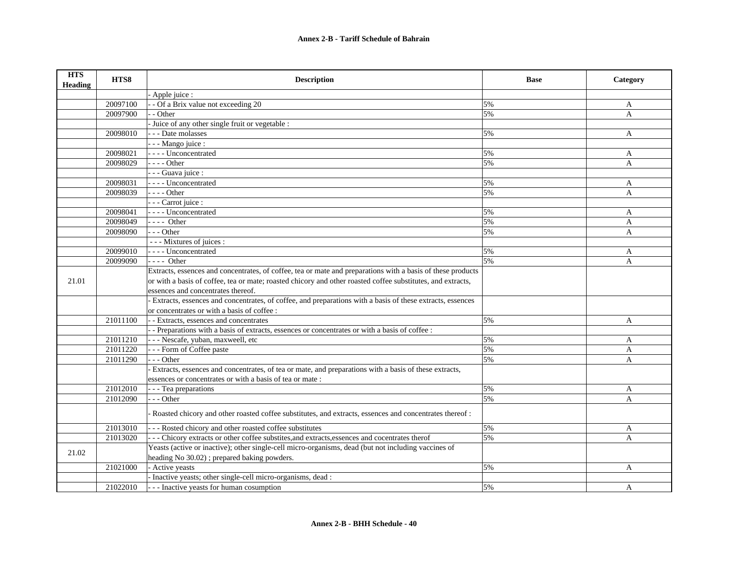# Annex 2-B - Tariff Schedule of Bahrain

| HTS Heading | HTS8 | Description | Base | Category |
|---|---|---|---|---|
| | | - Apple juice : | | |
| | 20097100 | - - Of a Brix value not exceeding 20 | 5% | A |
| | 20097900 | - - Other | 5% | A |
| | | - Juice of any other single fruit or vegetable : | | |
| | 20098010 | - - - Date molasses | 5% | A |
| | | - - - Mango juice : | | |
| | 20098021 | - - - - Unconcentrated | 5% | A |
| | 20098029 | - - - - Other | 5% | A |
| | | - - - Guava juice : | | |
| | 20098031 | - - - - Unconcentrated | 5% | A |
| | 20098039 | - - - - Other | 5% | A |
| | | - - - Carrot juice : | | |
| | 20098041 | - - - - Unconcentrated | 5% | A |
| | 20098049 | - - - - Other | 5% | A |
| | 20098090 | - - - Other | 5% | A |
| | | - - - Mixtures of juices : | | |
| | 20099010 | - - - - Unconcentrated | 5% | A |
| | 20099090 | - - - - Other | 5% | A |
| 21.01 | | Extracts, essences and concentrates, of coffee, tea or mate and preparations with a basis of these products or with a basis of coffee, tea or mate; roasted chicory and other roasted coffee substitutes, and extracts, essences and concentrates thereof. | | |
| | | - Extracts, essences and concentrates, of coffee, and preparations with a basis of these extracts, essences or concentrates or with a basis of coffee : | | |
| | 21011100 | - - Extracts, essences and concentrates | 5% | A |
| | | - - Preparations with a basis of extracts, essences or concentrates or with a basis of coffee : | | |
| | 21011210 | - - - Nescafe, yuban, maxweell, etc | 5% | A |
| | 21011220 | - - - Form of Coffee paste | 5% | A |
| | 21011290 | - - - Other | 5% | A |
| | | - Extracts, essences and concentrates, of tea or mate, and preparations with a basis of these extracts, essences or concentrates or with a basis of tea or mate : | | |
| | 21012010 | - - - Tea preparations | 5% | A |
| | 21012090 | - - - Other | 5% | A |
| | | - Roasted chicory and other roasted coffee substitutes, and extracts, essences and concentrates thereof : | | |
| | 21013010 | - - - Rosted chicory and other roasted coffee substitutes | 5% | A |
| | 21013020 | - - - Chicory extracts or other coffee substites,and extracts,essences and cocentrates therof | 5% | A |
| 21.02 | | Yeasts (active or inactive); other single-cell micro-organisms, dead (but not including vaccines of heading No 30.02) ; prepared baking powders. | | |
| | 21021000 | - Active yeasts | 5% | A |
| | | - Inactive yeasts; other single-cell micro-organisms, dead : | | |
| | 21022010 | - - - Inactive yeasts for human cosumption | 5% | A |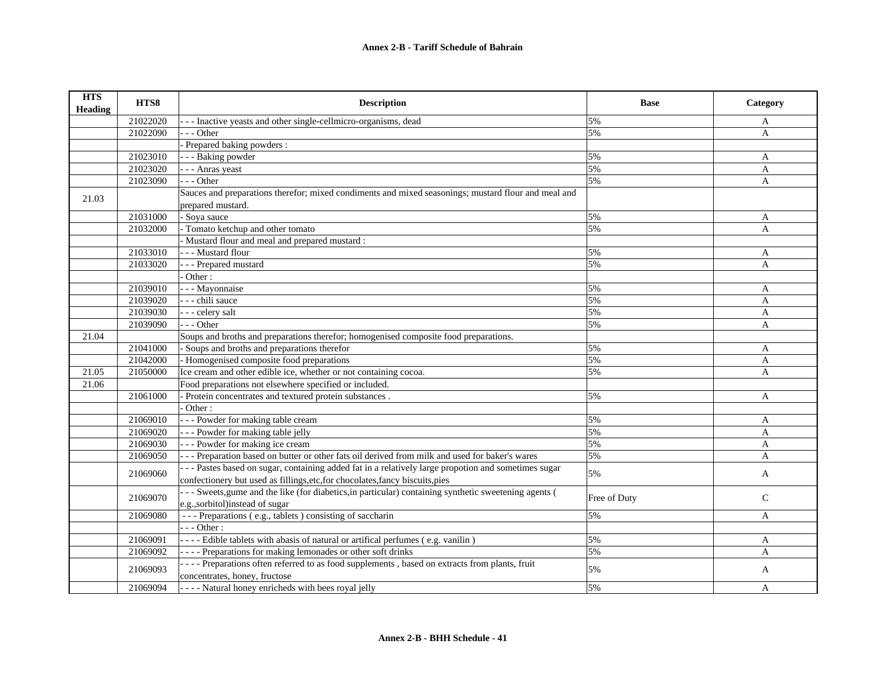| HTS Heading | HTS8 | Description | Base | Category |
|---|---|---|---|---|
| | 21022020 | - - - Inactive yeasts and other single-cellmicro-organisms, dead | 5% | A |
| | 21022090 | - - - Other | 5% | A |
| | | - Prepared baking powders : | | |
| | 21023010 | - - - Baking powder | 5% | A |
| | 21023020 | - - - Anras yeast | 5% | A |
| | 21023090 | - - - Other | 5% | A |
| 21.03 | | Sauces and preparations therefor; mixed condiments and mixed seasonings; mustard flour and meal and prepared mustard. | | |
| | 21031000 | - Soya sauce | 5% | A |
| | 21032000 | - Tomato ketchup and other tomato | 5% | A |
| | | - Mustard flour and meal and prepared mustard : | | |
| | 21033010 | - - - Mustard flour | 5% | A |
| | 21033020 | - - - Prepared mustard | 5% | A |
| | | - Other : | | |
| | 21039010 | - - - Mayonnaise | 5% | A |
| | 21039020 | - - - chili sauce | 5% | A |
| | 21039030 | - - - celery salt | 5% | A |
| | 21039090 | - - - Other | 5% | A |
| 21.04 | | Soups and broths and preparations therefor; homogenised composite food preparations. | | |
| | 21041000 | - Soups and broths and preparations therefor | 5% | A |
| | 21042000 | - Homogenised composite food preparations | 5% | A |
| 21.05 | 21050000 | Ice cream and other edible ice, whether or not containing cocoa. | 5% | A |
| 21.06 | | Food preparations not elsewhere specified or included. | | |
| | 21061000 | - Protein concentrates and textured protein substances . | 5% | A |
| | | - Other : | | |
| | 21069010 | - - - Powder for making table cream | 5% | A |
| | 21069020 | - - - Powder for making table jelly | 5% | A |
| | 21069030 | - - - Powder for making ice cream | 5% | A |
| | 21069050 | - - - Preparation based on butter or other fats oil derived from milk and used for baker's wares | 5% | A |
| | 21069060 | - - - Pastes based on sugar, containing added fat in a relatively large propotion and sometimes sugar confectionery but used as fillings,etc,for chocolates,fancy biscuits,pies | 5% | A |
| | 21069070 | - - - Sweets,gume and the like (for diabetics,in particular) containing synthetic sweetening agents ( e.g.,sorbitol)instead of sugar | Free of Duty | C |
| | 21069080 | - - - Preparations ( e.g., tablets ) consisting of saccharin | 5% | A |
| | | - - - Other : | | |
| | 21069091 | - - - - Edible tablets with abasis of natural or artifical perfumes ( e.g. vanilin ) | 5% | A |
| | 21069092 | - - - - Preparations for making lemonades or other soft drinks | 5% | A |
| | 21069093 | - - - - Preparations often referred to as food supplements , based on extracts from plants, fruit concentrates, honey, fructose | 5% | A |
| | 21069094 | - - - - Natural honey enricheds with bees royal jelly | 5% | A |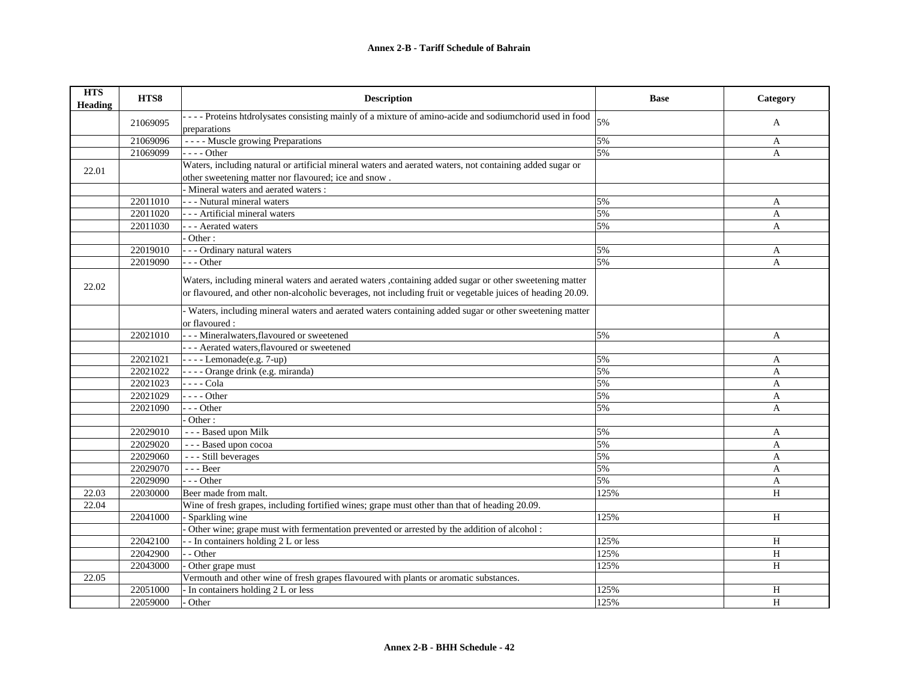# Annex 2-B - Tariff Schedule of Bahrain

| HTS Heading | HTS8 | Description | Base | Category |
|---|---|---|---|---|
| | 21069095 | - - - - Proteins htdrolysates consisting mainly of a mixture of amino-acide and sodiumchorid used in food preparations | 5% | A |
| | 21069096 | - - - - Muscle growing Preparations | 5% | A |
| | 21069099 | - - - - Other | 5% | A |
| 22.01 | | Waters, including natural or artificial mineral waters and aerated waters, not containing added sugar or other sweetening matter nor flavoured; ice and snow . | | |
| | | - Mineral waters and aerated waters : | | |
| | 22011010 | - - - Nutural mineral waters | 5% | A |
| | 22011020 | - - - Artificial mineral waters | 5% | A |
| | 22011030 | - - - Aerated waters | 5% | A |
| | | - Other : | | |
| | 22019010 | - - - Ordinary natural waters | 5% | A |
| | 22019090 | - - - Other | 5% | A |
| 22.02 | | Waters, including mineral waters and aerated waters ,containing added sugar or other sweetening matter or flavoured, and other non-alcoholic beverages, not including fruit or vegetable juices of heading 20.09. | | |
| | | - Waters, including mineral waters and aerated waters containing added sugar or other sweetening matter or flavoured : | | |
| | 22021010 | - - - Mineralwaters,flavoured or sweetened | 5% | A |
| | | - - - Aerated waters,flavoured or sweetened | | |
| | 22021021 | - - - - Lemonade(e.g. 7-up) | 5% | A |
| | 22021022 | - - - - Orange drink (e.g. miranda) | 5% | A |
| | 22021023 | - - - - Cola | 5% | A |
| | 22021029 | - - - - Other | 5% | A |
| | 22021090 | - - - Other | 5% | A |
| | | - Other : | | |
| | 22029010 | - - - Based upon Milk | 5% | A |
| | 22029020 | - - - Based upon cocoa | 5% | A |
| | 22029060 | - - - Still beverages | 5% | A |
| | 22029070 | - - - Beer | 5% | A |
| | 22029090 | - - - Other | 5% | A |
| 22.03 | 22030000 | Beer made from malt. | 125% | H |
| 22.04 | | Wine of fresh grapes, including fortified wines; grape must other than that of heading 20.09. | | |
| | 22041000 | - Sparkling wine | 125% | H |
| | | - Other wine; grape must with fermentation prevented or arrested by the addition of alcohol : | | |
| | 22042100 | - - In containers holding 2 L or less | 125% | H |
| | 22042900 | - - Other | 125% | H |
| | 22043000 | - Other grape must | 125% | H |
| 22.05 | | Vermouth and other wine of fresh grapes flavoured with plants or aromatic substances. | | |
| | 22051000 | - In containers holding 2 L or less | 125% | H |
| | 22059000 | - Other | 125% | H |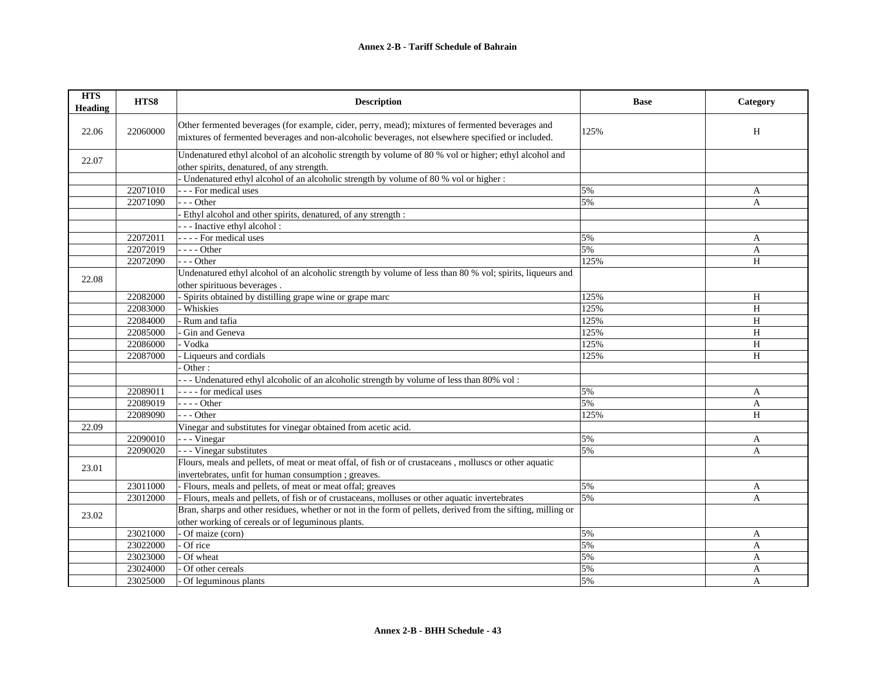**Annex 2-B - Tariff Schedule of Bahrain**

| HTS Heading | HTS8 | Description | Base | Category |
|---|---|---|---|---|
| 22.06 | 22060000 | Other fermented beverages (for example, cider, perry, mead); mixtures of fermented beverages and mixtures of fermented beverages and non-alcoholic beverages, not elsewhere specified or included. | 125% | H |
| 22.07 | | Undenatured ethyl alcohol of an alcoholic strength by volume of 80 % vol or higher; ethyl alcohol and other spirits, denatured, of any strength. | | |
| | | - Undenatured ethyl alcohol of an alcoholic strength by volume of 80 % vol or higher : | | |
| | 22071010 | - - - For medical uses | 5% | A |
| | 22071090 | - - - Other | 5% | A |
| | | - Ethyl alcohol and other spirits, denatured, of any strength : | | |
| | | - - - Inactive ethyl alcohol : | | |
| | 22072011 | - - - - For medical uses | 5% | A |
| | 22072019 | - - - - Other | 5% | A |
| | 22072090 | - - - Other | 125% | H |
| 22.08 | | Undenatured ethyl alcohol of an alcoholic strength by volume of less than 80 % vol; spirits, liqueurs and other spirituous beverages . | | |
| | 22082000 | - Spirits obtained by distilling grape wine or grape marc | 125% | H |
| | 22083000 | - Whiskies | 125% | H |
| | 22084000 | - Rum and tafia | 125% | H |
| | 22085000 | - Gin and Geneva | 125% | H |
| | 22086000 | - Vodka | 125% | H |
| | 22087000 | - Liqueurs and cordials | 125% | H |
| | | - Other : | | |
| | | - - - Undenatured ethyl alcoholic of an alcoholic strength by volume of less than 80% vol : | | |
| | 22089011 | - - - - for medical uses | 5% | A |
| | 22089019 | - - - - Other | 5% | A |
| | 22089090 | - - - Other | 125% | H |
| 22.09 | | Vinegar and substitutes for vinegar obtained from acetic acid. | | |
| | 22090010 | - - - Vinegar | 5% | A |
| | 22090020 | - - - Vinegar substitutes | 5% | A |
| 23.01 | | Flours, meals and pellets, of meat or meat offal, of fish or of crustaceans , molluscs or other aquatic invertebrates, unfit for human consumption ; greaves. | | |
| | 23011000 | - Flours, meals and pellets, of meat or meat offal; greaves | 5% | A |
| | 23012000 | - Flours, meals and pellets, of fish or of crustaceans, molluses or other aquatic invertebrates | 5% | A |
| 23.02 | | Bran, sharps and other residues, whether or not in the form of pellets, derived from the sifting, milling or other working of cereals or of leguminous plants. | | |
| | 23021000 | - Of maize (corn) | 5% | A |
| | 23022000 | - Of rice | 5% | A |
| | 23023000 | - Of wheat | 5% | A |
| | 23024000 | - Of other cereals | 5% | A |
| | 23025000 | - Of leguminous plants | 5% | A |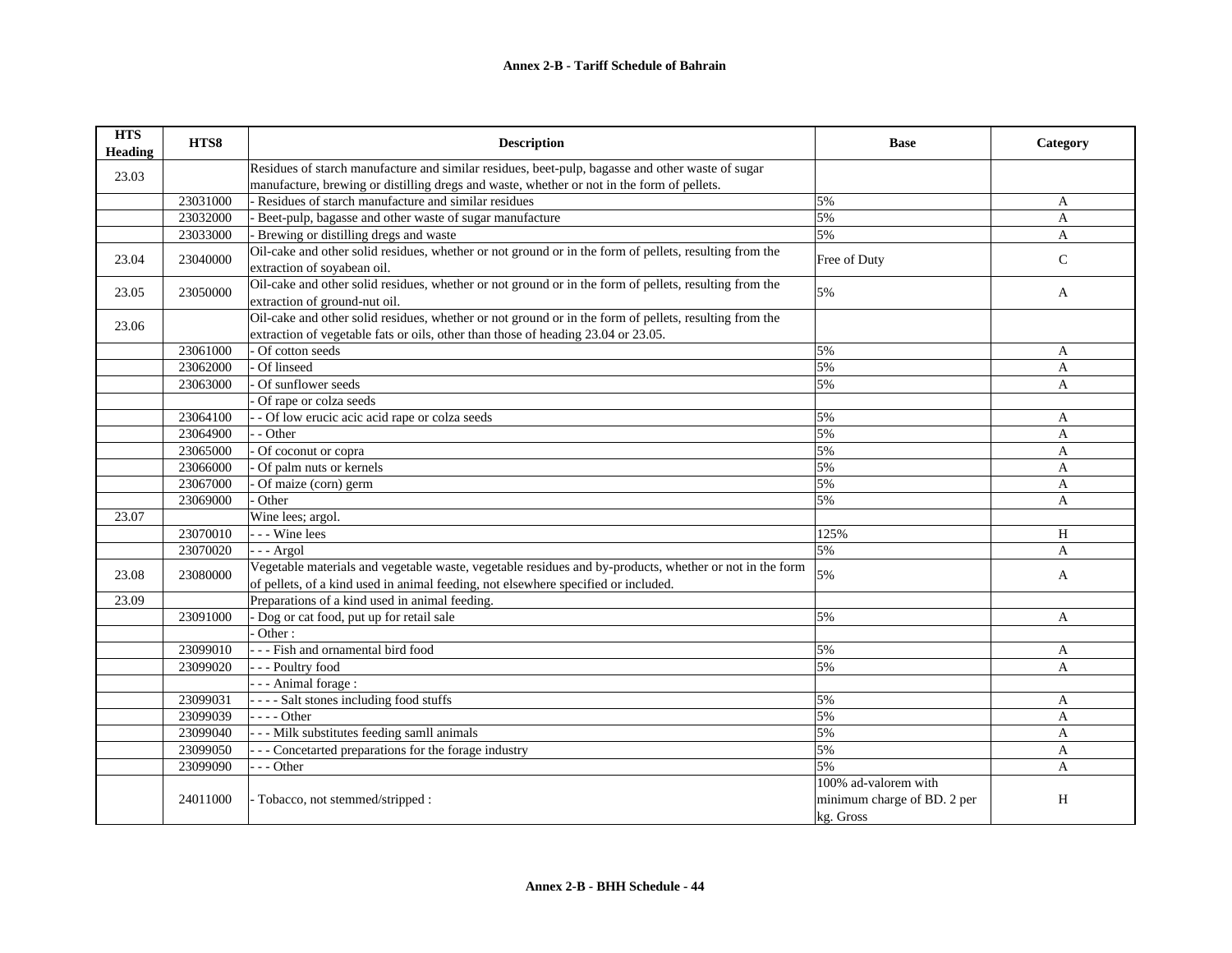| HTS Heading | HTS8 | Description | Base | Category |
|---|---|---|---|---|
| 23.03 | | Residues of starch manufacture and similar residues, beet-pulp, bagasse and other waste of sugar manufacture, brewing or distilling dregs and waste, whether or not in the form of pellets. | | |
| | 23031000 | - Residues of starch manufacture and similar residues | 5% | A |
| | 23032000 | - Beet-pulp, bagasse and other waste of sugar manufacture | 5% | A |
| | 23033000 | - Brewing or distilling dregs and waste | 5% | A |
| 23.04 | 23040000 | Oil-cake and other solid residues, whether or not ground or in the form of pellets, resulting from the extraction of soyabean oil. | Free of Duty | C |
| 23.05 | 23050000 | Oil-cake and other solid residues, whether or not ground or in the form of pellets, resulting from the extraction of ground-nut oil. | 5% | A |
| 23.06 | | Oil-cake and other solid residues, whether or not ground or in the form of pellets, resulting from the extraction of vegetable fats or oils, other than those of heading 23.04 or 23.05. | | |
| | 23061000 | - Of cotton seeds | 5% | A |
| | 23062000 | - Of linseed | 5% | A |
| | 23063000 | - Of sunflower seeds | 5% | A |
| | | - Of rape or colza seeds | | |
| | 23064100 | - - Of low erucic acic acid rape or colza seeds | 5% | A |
| | 23064900 | - - Other | 5% | A |
| | 23065000 | - Of coconut or copra | 5% | A |
| | 23066000 | - Of palm nuts or kernels | 5% | A |
| | 23067000 | - Of maize (corn) germ | 5% | A |
| | 23069000 | - Other | 5% | A |
| 23.07 | | Wine lees; argol. | | |
| | 23070010 | - - - Wine lees | 125% | H |
| | 23070020 | - - - Argol | 5% | A |
| 23.08 | 23080000 | Vegetable materials and vegetable waste, vegetable residues and by-products, whether or not in the form of pellets, of a kind used in animal feeding, not elsewhere specified or included. | 5% | A |
| 23.09 | | Preparations of a kind used in animal feeding. | | |
| | 23091000 | - Dog or cat food, put up for retail sale | 5% | A |
| | | - Other : | | |
| | 23099010 | - - - Fish and ornamental bird food | 5% | A |
| | 23099020 | - - - Poultry food | 5% | A |
| | | - - - Animal forage : | | |
| | 23099031 | - - - - Salt stones including food stuffs | 5% | A |
| | 23099039 | - - - - Other | 5% | A |
| | 23099040 | - - - Milk substitutes feeding samll animals | 5% | A |
| | 23099050 | - - - Concetarted preparations for the forage industry | 5% | A |
| | 23099090 | - - - Other | 5% | A |
| | 24011000 | - Tobacco, not stemmed/stripped : | 100% ad-valorem with minimum charge of BD. 2 per kg. Gross | H |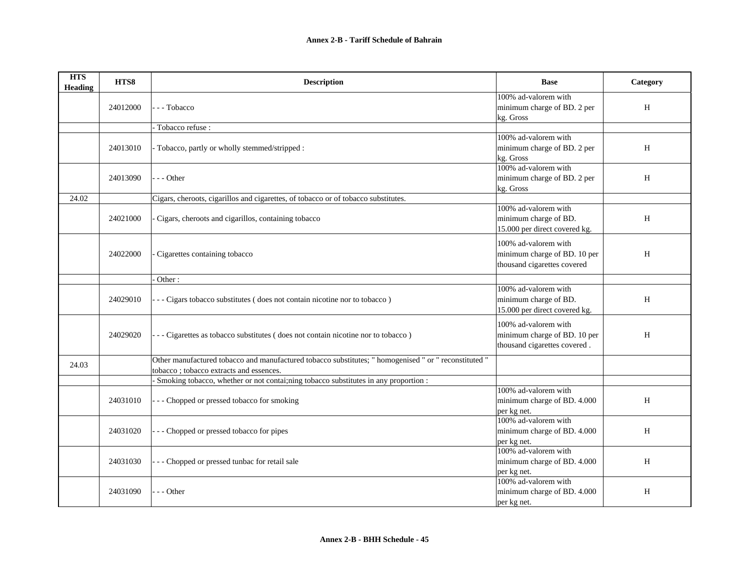| HTS Heading | HTS8 | Description | Base | Category |
| --- | --- | --- | --- | --- |
| | 24012000 | - - - Tobacco | 100% ad-valorem with minimum charge of BD. 2 per kg. Gross | H |
| | | - Tobacco refuse : | | |
| | 24013010 | - Tobacco, partly or wholly stemmed/stripped : | 100% ad-valorem with minimum charge of BD. 2 per kg. Gross | H |
| | 24013090 | - - - Other | 100% ad-valorem with minimum charge of BD. 2 per kg. Gross | H |
| 24.02 | | Cigars, cheroots, cigarillos and cigarettes, of tobacco or of tobacco substitutes. | | |
| | 24021000 | - Cigars, cheroots and cigarillos, containing tobacco | 100% ad-valorem with minimum charge of BD. 15.000 per direct covered kg. | H |
| | 24022000 | - Cigarettes containing tobacco | 100% ad-valorem with minimum charge of BD. 10 per thousand cigarettes covered | H |
| | | - Other : | | |
| | 24029010 | - - - Cigars tobacco substitutes ( does not contain nicotine nor to tobacco ) | 100% ad-valorem with minimum charge of BD. 15.000 per direct covered kg. | H |
| | 24029020 | - - - Cigarettes as tobacco substitutes ( does not contain nicotine nor to tobacco ) | 100% ad-valorem with minimum charge of BD. 10 per thousand cigarettes covered . | H |
| 24.03 | | Other manufactured tobacco and manufactured tobacco substitutes; " homogenised " or " reconstituted " tobacco ; tobacco extracts and essences. | | |
| | | - Smoking tobacco, whether or not contai;ning tobacco substitutes in any proportion : | | |
| | 24031010 | - - - Chopped or pressed tobacco for smoking | 100% ad-valorem with minimum charge of BD. 4.000 per kg net. | H |
| | 24031020 | - - - Chopped or pressed tobacco for pipes | 100% ad-valorem with minimum charge of BD. 4.000 per kg net. | H |
| | 24031030 | - - - Chopped or pressed tunbac for retail sale | 100% ad-valorem with minimum charge of BD. 4.000 per kg net. | H |
| | 24031090 | - - - Other | 100% ad-valorem with minimum charge of BD. 4.000 per kg net. | H |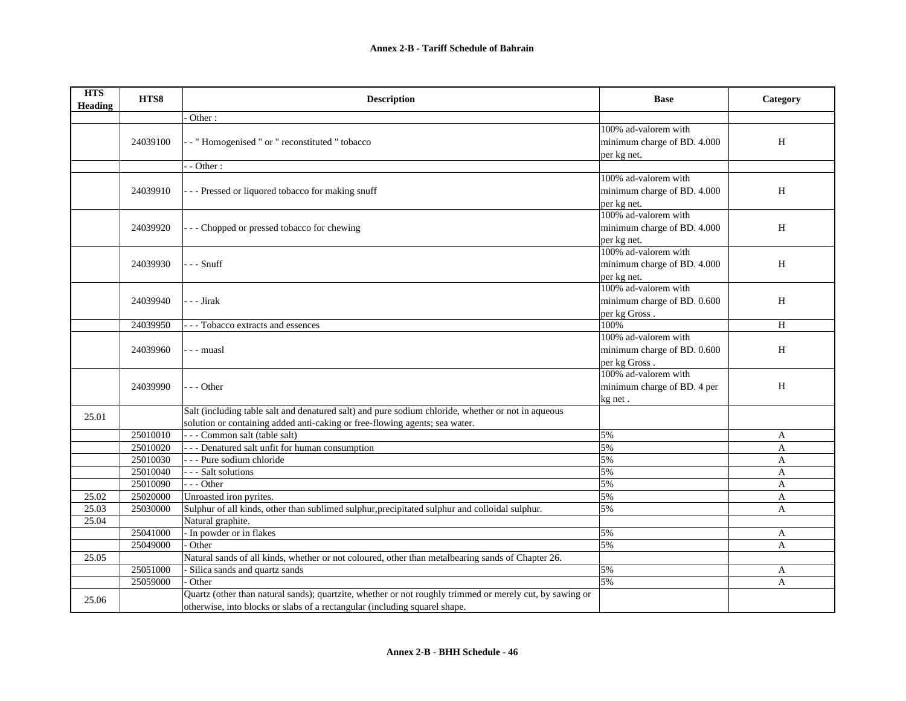**Annex 2-B - Tariff Schedule of Bahrain**

| HTS Heading | HTS8 | Description | Base | Category |
|---|---|---|---|---|
| | | - Other : | | |
| | 24039100 | - - " Homogenised " or " reconstituted " tobacco | 100% ad-valorem with minimum charge of BD. 4.000 per kg net. | H |
| | | - - Other : | | |
| | 24039910 | - - - Pressed or liquored tobacco for making snuff | 100% ad-valorem with minimum charge of BD. 4.000 per kg net. | H |
| | 24039920 | - - - Chopped or pressed tobacco for chewing | 100% ad-valorem with minimum charge of BD. 4.000 per kg net. | H |
| | 24039930 | - - - Snuff | 100% ad-valorem with minimum charge of BD. 4.000 per kg net. | H |
| | 24039940 | - - - Jirak | 100% ad-valorem with minimum charge of BD. 0.600 per kg Gross . | H |
| | 24039950 | - - - Tobacco extracts and essences | 100% | H |
| | 24039960 | - - - muasl | 100% ad-valorem with minimum charge of BD. 0.600 per kg Gross . | H |
| | 24039990 | - - - Other | 100% ad-valorem with minimum charge of BD. 4 per kg net . | H |
| 25.01 | | Salt (including table salt and denatured salt) and pure sodium chloride, whether or not in aqueous solution or containing added anti-caking or free-flowing agents; sea water. | | |
| | 25010010 | - - - Common salt (table salt) | 5% | A |
| | 25010020 | - - - Denatured salt unfit for human consumption | 5% | A |
| | 25010030 | - - - Pure sodium chloride | 5% | A |
| | 25010040 | - - - Salt solutions | 5% | A |
| | 25010090 | - - - Other | 5% | A |
| 25.02 | 25020000 | Unroasted iron pyrites. | 5% | A |
| 25.03 | 25030000 | Sulphur of all kinds, other than sublimed sulphur,precipitated sulphur and colloidal sulphur. | 5% | A |
| 25.04 | | Natural graphite. | | |
| | 25041000 | - In powder or in flakes | 5% | A |
| | 25049000 | - Other | 5% | A |
| 25.05 | | Natural sands of all kinds, whether or not coloured, other than metalbearing sands of Chapter 26. | | |
| | 25051000 | - Silica sands and quartz sands | 5% | A |
| | 25059000 | - Other | 5% | A |
| 25.06 | | Quartz (other than natural sands); quartzite, whether or not roughly trimmed or merely cut, by sawing or otherwise, into blocks or slabs of a rectangular (including squarel shape. | | |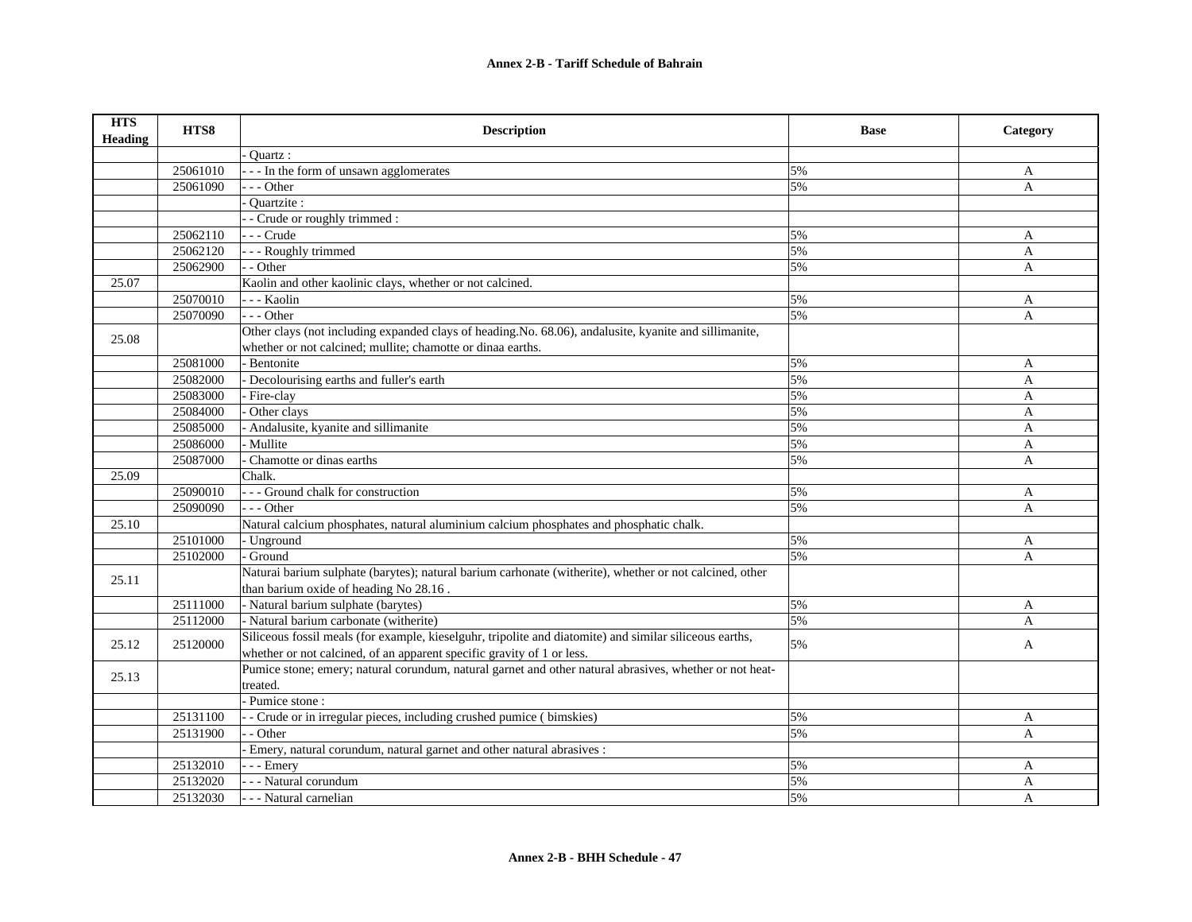| HTS Heading | HTS8 | Description | Base | Category |
|---|---|---|---|---|
| | | - Quartz : | | |
| | 25061010 | - - - In the form of unsawn agglomerates | 5% | A |
| | 25061090 | - - - Other | 5% | A |
| | | - Quartzite : | | |
| | | - - Crude or roughly trimmed : | | |
| | 25062110 | - - - Crude | 5% | A |
| | 25062120 | - - - Roughly trimmed | 5% | A |
| | 25062900 | - - Other | 5% | A |
| 25.07 | | Kaolin and other kaolinic clays, whether or not calcined. | | |
| | 25070010 | - - - Kaolin | 5% | A |
| | 25070090 | - - - Other | 5% | A |
| 25.08 | | Other clays (not including expanded clays of heading.No. 68.06), andalusite, kyanite and sillimanite, whether or not calcined; mullite; chamotte or dinaa earths. | | |
| | 25081000 | - Bentonite | 5% | A |
| | 25082000 | - Decolourising earths and fuller's earth | 5% | A |
| | 25083000 | - Fire-clay | 5% | A |
| | 25084000 | - Other clays | 5% | A |
| | 25085000 | - Andalusite, kyanite and sillimanite | 5% | A |
| | 25086000 | - Mullite | 5% | A |
| | 25087000 | - Chamotte or dinas earths | 5% | A |
| 25.09 | | Chalk. | | |
| | 25090010 | - - - Ground chalk for construction | 5% | A |
| | 25090090 | - - - Other | 5% | A |
| 25.10 | | Natural calcium phosphates, natural aluminium calcium phosphates and phosphatic chalk. | | |
| | 25101000 | - Unground | 5% | A |
| | 25102000 | - Ground | 5% | A |
| 25.11 | | Naturai barium sulphate (barytes); natural barium carhonate (witherite), whether or not calcined, other than barium oxide of heading No 28.16 . | | |
| | 25111000 | - Natural barium sulphate (barytes) | 5% | A |
| | 25112000 | - Natural barium carbonate (witherite) | 5% | A |
| 25.12 | 25120000 | Siliceous fossil meals (for example, kieselguhr, tripolite and diatomite) and similar siliceous earths, whether or not calcined, of an apparent specific gravity of 1 or less. | 5% | A |
| 25.13 | | Pumice stone; emery; natural corundum, natural garnet and other natural abrasives, whether or not heat-treated. | | |
| | | - Pumice stone : | | |
| | 25131100 | - - Crude or in irregular pieces, including crushed pumice ( bimskies) | 5% | A |
| | 25131900 | - - Other | 5% | A |
| | | - Emery, natural corundum, natural garnet and other natural abrasives : | | |
| | 25132010 | - - - Emery | 5% | A |
| | 25132020 | - - - Natural corundum | 5% | A |
| | 25132030 | - - - Natural carnelian | 5% | A |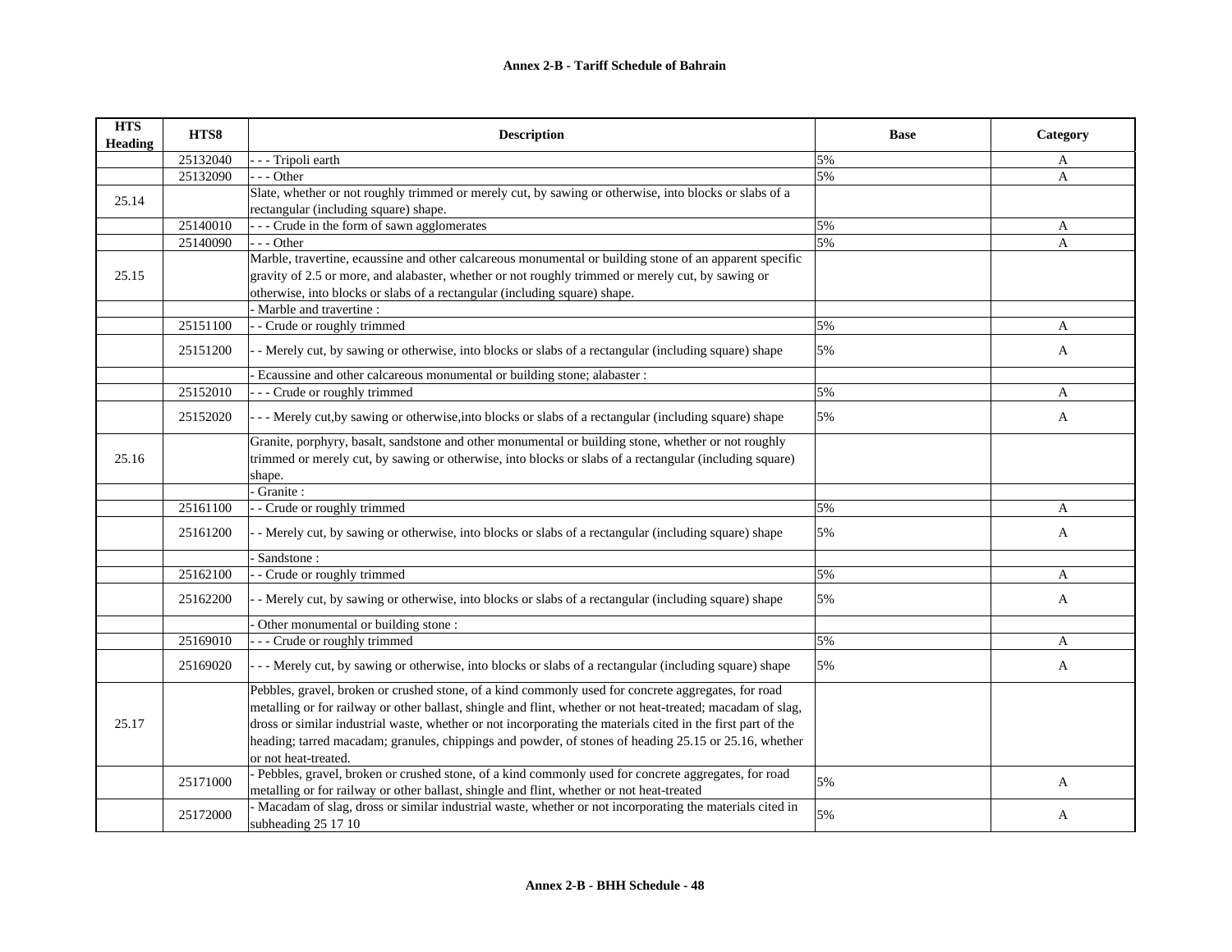| HTS Heading | HTS8 | Description | Base | Category |
|---|---|---|---|---|
| | 25132040 | - - - Tripoli earth | 5% | A |
| | 25132090 | - - - Other | 5% | A |
| 25.14 | | Slate, whether or not roughly trimmed or merely cut, by sawing or otherwise, into blocks or slabs of a rectangular (including square) shape. | | |
| | 25140010 | - - - Crude in the form of sawn agglomerates | 5% | A |
| | 25140090 | - - - Other | 5% | A |
| 25.15 | | Marble, travertine, ecaussine and other calcareous monumental or building stone of an apparent specific gravity of 2.5 or more, and alabaster, whether or not roughly trimmed or merely cut, by sawing or otherwise, into blocks or slabs of a rectangular (including square) shape. | | |
| | | - Marble and travertine : | | |
| | 25151100 | - - Crude or roughly trimmed | 5% | A |
| | 25151200 | - - Merely cut, by sawing or otherwise, into blocks or slabs of a rectangular (including square) shape | 5% | A |
| | | - Ecaussine and other calcareous monumental or building stone; alabaster : | | |
| | 25152010 | - - - Crude or roughly trimmed | 5% | A |
| | 25152020 | - - - Merely cut,by sawing or otherwise,into blocks or slabs of a rectangular (including square) shape | 5% | A |
| 25.16 | | Granite, porphyry, basalt, sandstone and other monumental or building stone, whether or not roughly trimmed or merely cut, by sawing or otherwise, into blocks or slabs of a rectangular (including square) shape. | | |
| | | - Granite : | | |
| | 25161100 | - - Crude or roughly trimmed | 5% | A |
| | 25161200 | - - Merely cut, by sawing or otherwise, into blocks or slabs of a rectangular (including square) shape | 5% | A |
| | | - Sandstone : | | |
| | 25162100 | - - Crude or roughly trimmed | 5% | A |
| | 25162200 | - - Merely cut, by sawing or otherwise, into blocks or slabs of a rectangular (including square) shape | 5% | A |
| | | - Other monumental or building stone : | | |
| | 25169010 | - - - Crude or roughly trimmed | 5% | A |
| | 25169020 | - - - Merely cut, by sawing or otherwise, into blocks or slabs of a rectangular (including square) shape | 5% | A |
| 25.17 | | Pebbles, gravel, broken or crushed stone, of a kind commonly used for concrete aggregates, for road metalling or for railway or other ballast, shingle and flint, whether or not heat-treated; macadam of slag, dross or similar industrial waste, whether or not incorporating the materials cited in the first part of the heading; tarred macadam; granules, chippings and powder, of stones of heading 25.15 or 25.16, whether or not heat-treated. | | |
| | 25171000 | - Pebbles, gravel, broken or crushed stone, of a kind commonly used for concrete aggregates, for road metalling or for railway or other ballast, shingle and flint, whether or not heat-treated | 5% | A |
| | 25172000 | - Macadam of slag, dross or similar industrial waste, whether or not incorporating the materials cited in subheading 25 17 10 | 5% | A |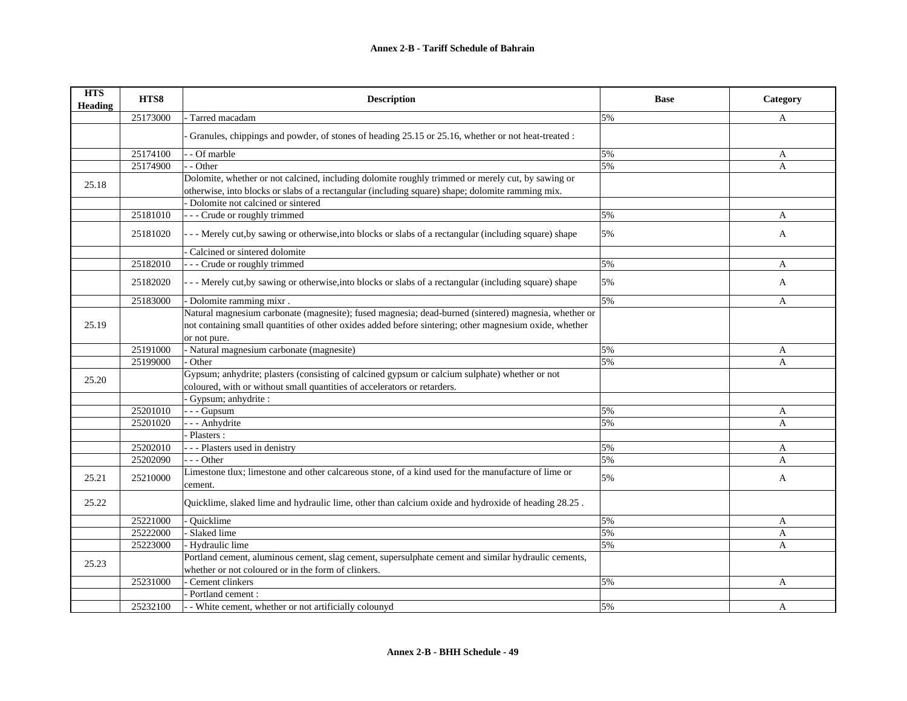## Annex 2-B - Tariff Schedule of Bahrain

| HTS Heading | HTS8 | Description | Base | Category |
|---|---|---|---|---|
| | 25173000 | - Tarred macadam | 5% | A |
| | | - Granules, chippings and powder, of stones of heading 25.15 or 25.16, whether or not heat-treated : | | |
| | 25174100 | - - Of marble | 5% | A |
| | 25174900 | - - Other | 5% | A |
| 25.18 | | Dolomite, whether or not calcined, including dolomite roughly trimmed or merely cut, by sawing or otherwise, into blocks or slabs of a rectangular (including square) shape; dolomite ramming mix. | | |
| | | - Dolomite not calcined or sintered | | |
| | 25181010 | - - - Crude or roughly trimmed | 5% | A |
| | 25181020 | - - - Merely cut,by sawing or otherwise,into blocks or slabs of a rectangular (including square) shape | 5% | A |
| | | - Calcined or sintered dolomite | | |
| | 25182010 | - - - Crude or roughly trimmed | 5% | A |
| | 25182020 | - - - Merely cut,by sawing or otherwise,into blocks or slabs of a rectangular (including square) shape | 5% | A |
| | 25183000 | - Dolomite ramming mixr . | 5% | A |
| 25.19 | | Natural magnesium carbonate (magnesite); fused magnesia; dead-burned (sintered) magnesia, whether or not containing small quantities of other oxides added before sintering; other magnesium oxide, whether or not pure. | | |
| | 25191000 | - Natural magnesium carbonate (magnesite) | 5% | A |
| | 25199000 | - Other | 5% | A |
| 25.20 | | Gypsum; anhydrite; plasters (consisting of calcined gypsum or calcium sulphate) whether or not coloured, with or without small quantities of accelerators or retarders. | | |
| | | - Gypsum; anhydrite : | | |
| | 25201010 | - - - Gupsum | 5% | A |
| | 25201020 | - - - Anhydrite | 5% | A |
| | | - Plasters : | | |
| | 25202010 | - - - Plasters used in denistry | 5% | A |
| | 25202090 | - - - Other | 5% | A |
| 25.21 | 25210000 | Limestone tlux; limestone and other calcareous stone, of a kind used for the manufacture of lime or cement. | 5% | A |
| 25.22 | | Quicklime, slaked lime and hydraulic lime, other than calcium oxide and hydroxide of heading 28.25 . | | |
| | 25221000 | - Quicklime | 5% | A |
| | 25222000 | - Slaked lime | 5% | A |
| | 25223000 | - Hydraulic lime | 5% | A |
| 25.23 | | Portland cement, aluminous cement, slag cement, supersulphate cement and similar hydraulic cements, whether or not coloured or in the form of clinkers. | | |
| | 25231000 | - Cement clinkers | 5% | A |
| | | - Portland cement : | | |
| | 25232100 | - - White cement, whether or not artificially colounyd | 5% | A |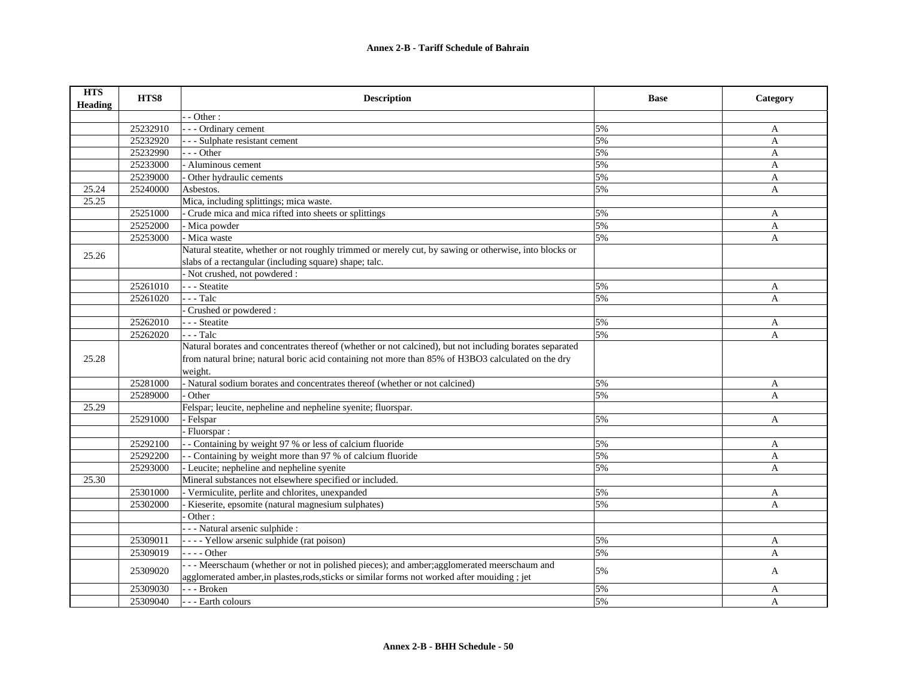| HTS Heading | HTS8 | Description | Base | Category |
|---|---|---|---|---|
| | | - - Other : | | |
| | 25232910 | - - - Ordinary cement | 5% | A |
| | 25232920 | - - - Sulphate resistant cement | 5% | A |
| | 25232990 | - - - Other | 5% | A |
| | 25233000 | - Aluminous cement | 5% | A |
| | 25239000 | - Other hydraulic cements | 5% | A |
| 25.24 | 25240000 | Asbestos. | 5% | A |
| 25.25 | | Mica, including splittings; mica waste. | | |
| | 25251000 | - Crude mica and mica rifted into sheets or splittings | 5% | A |
| | 25252000 | - Mica powder | 5% | A |
| | 25253000 | - Mica waste | 5% | A |
| 25.26 | | Natural steatite, whether or not roughly trimmed or merely cut, by sawing or otherwise, into blocks or slabs of a rectangular (including square) shape; talc. | | |
| | | - Not crushed, not powdered : | | |
| | 25261010 | - - - Steatite | 5% | A |
| | 25261020 | - - - Talc | 5% | A |
| | | - Crushed or powdered : | | |
| | 25262010 | - - - Steatite | 5% | A |
| | 25262020 | - - - Talc | 5% | A |
| 25.28 | | Natural borates and concentrates thereof (whether or not calcined), but not including borates separated from natural brine; natural boric acid containing not more than 85% of $H_3BO_3$ calculated on the dry weight. | | |
| | 25281000 | - Natural sodium borates and concentrates thereof (whether or not calcined) | 5% | A |
| | 25289000 | - Other | 5% | A |
| 25.29 | | Felspar; leucite, nepheline and nepheline syenite; fluorspar. | | |
| | 25291000 | - Felspar | 5% | A |
| | | - Fluorspar : | | |
| | 25292100 | - - Containing by weight 97 % or less of calcium fluoride | 5% | A |
| | 25292200 | - - Containing by weight more than 97 % of calcium fluoride | 5% | A |
| | 25293000 | - Leucite; nepheline and nepheline syenite | 5% | A |
| 25.30 | | Mineral substances not elsewhere specified or included. | | |
| | 25301000 | - Vermiculite, perlite and chlorites, unexpanded | 5% | A |
| | 25302000 | - Kieserite, epsomite (natural magnesium sulphates) | 5% | A |
| | | - Other : | | |
| | | - - - Natural arsenic sulphide : | | |
| | 25309011 | - - - - Yellow arsenic sulphide (rat poison) | 5% | A |
| | 25309019 | - - - - Other | 5% | A |
| | 25309020 | - - - Meerschaum (whether or not in polished pieces); and amber;agglomerated meerschaum and agglomerated amber,in plastes,rods,sticks or similar forms not worked after mouiding ; jet | 5% | A |
| | 25309030 | - - - Broken | 5% | A |
| | 25309040 | - - - Earth colours | 5% | A |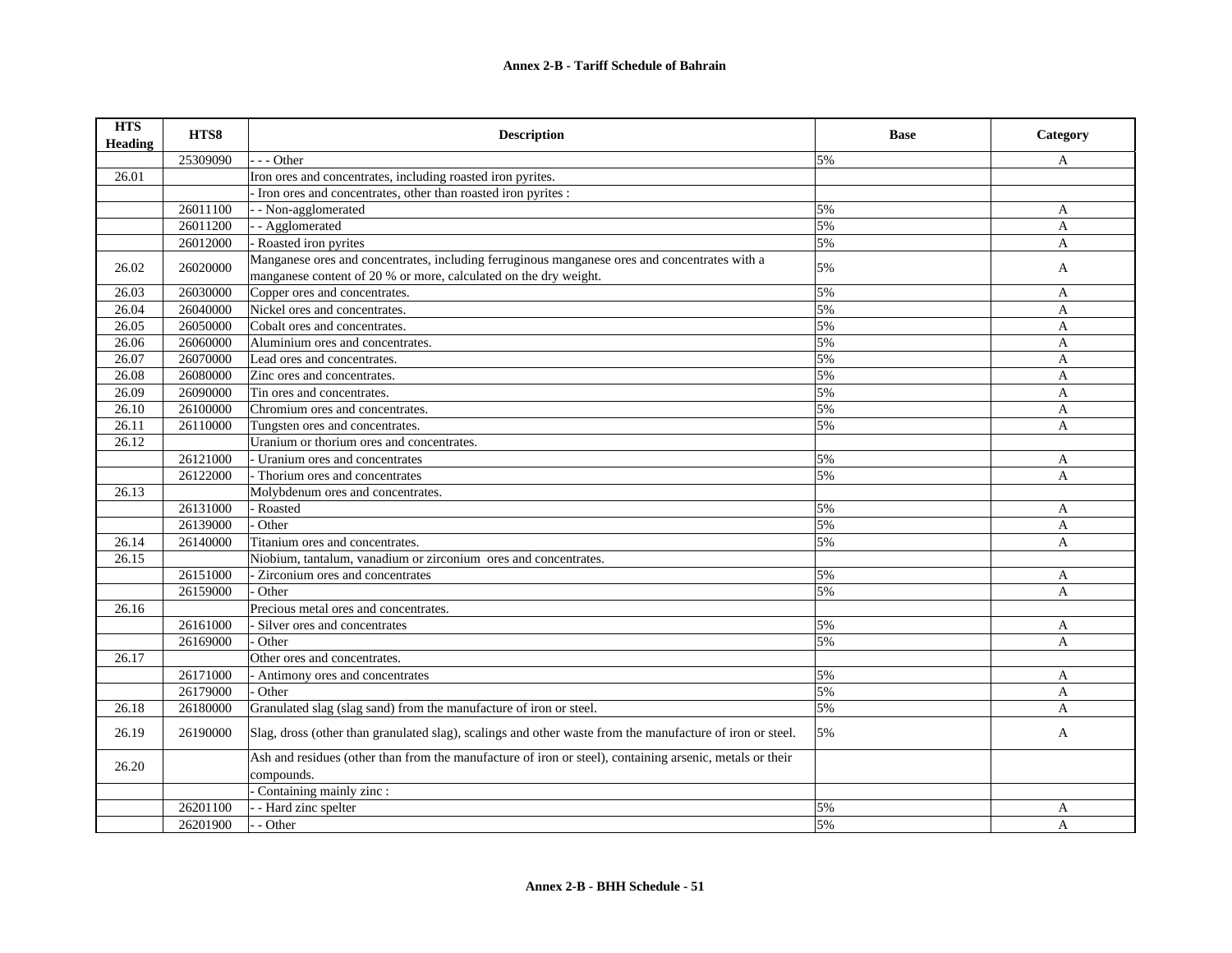| HTS Heading | HTS8 | Description | Base | Category |
|---|---|---|---|---|
| | 25309090 | - - - Other | 5% | A |
| 26.01 | | Iron ores and concentrates, including roasted iron pyrites. | | |
| | | - Iron ores and concentrates, other than roasted iron pyrites : | | |
| | 26011100 | - - Non-agglomerated | 5% | A |
| | 26011200 | - - Agglomerated | 5% | A |
| | 26012000 | - Roasted iron pyrites | 5% | A |
| 26.02 | 26020000 | Manganese ores and concentrates, including ferruginous manganese ores and concentrates with a manganese content of 20 % or more, calculated on the dry weight. | 5% | A |
| 26.03 | 26030000 | Copper ores and concentrates. | 5% | A |
| 26.04 | 26040000 | Nickel ores and concentrates. | 5% | A |
| 26.05 | 26050000 | Cobalt ores and concentrates. | 5% | A |
| 26.06 | 26060000 | Aluminium ores and concentrates. | 5% | A |
| 26.07 | 26070000 | Lead ores and concentrates. | 5% | A |
| 26.08 | 26080000 | Zinc ores and concentrates. | 5% | A |
| 26.09 | 26090000 | Tin ores and concentrates. | 5% | A |
| 26.10 | 26100000 | Chromium ores and concentrates. | 5% | A |
| 26.11 | 26110000 | Tungsten ores and concentrates. | 5% | A |
| 26.12 | | Uranium or thorium ores and concentrates. | | |
| | 26121000 | - Uranium ores and concentrates | 5% | A |
| | 26122000 | - Thorium ores and concentrates | 5% | A |
| 26.13 | | Molybdenum ores and concentrates. | | |
| | 26131000 | - Roasted | 5% | A |
| | 26139000 | - Other | 5% | A |
| 26.14 | 26140000 | Titanium ores and concentrates. | 5% | A |
| 26.15 | | Niobium, tantalum, vanadium or zirconium ores and concentrates. | | |
| | 26151000 | - Zirconium ores and concentrates | 5% | A |
| | 26159000 | - Other | 5% | A |
| 26.16 | | Precious metal ores and concentrates. | | |
| | 26161000 | - Silver ores and concentrates | 5% | A |
| | 26169000 | - Other | 5% | A |
| 26.17 | | Other ores and concentrates. | | |
| | 26171000 | - Antimony ores and concentrates | 5% | A |
| | 26179000 | - Other | 5% | A |
| 26.18 | 26180000 | Granulated slag (slag sand) from the manufacture of iron or steel. | 5% | A |
| 26.19 | 26190000 | Slag, dross (other than granulated slag), scalings and other waste from the manufacture of iron or steel. | 5% | A |
| 26.20 | | Ash and residues (other than from the manufacture of iron or steel), containing arsenic, metals or their compounds. | | |
| | | - Containing mainly zinc : | | |
| | 26201100 | - - Hard zinc spelter | 5% | A |
| | 26201900 | - - Other | 5% | A |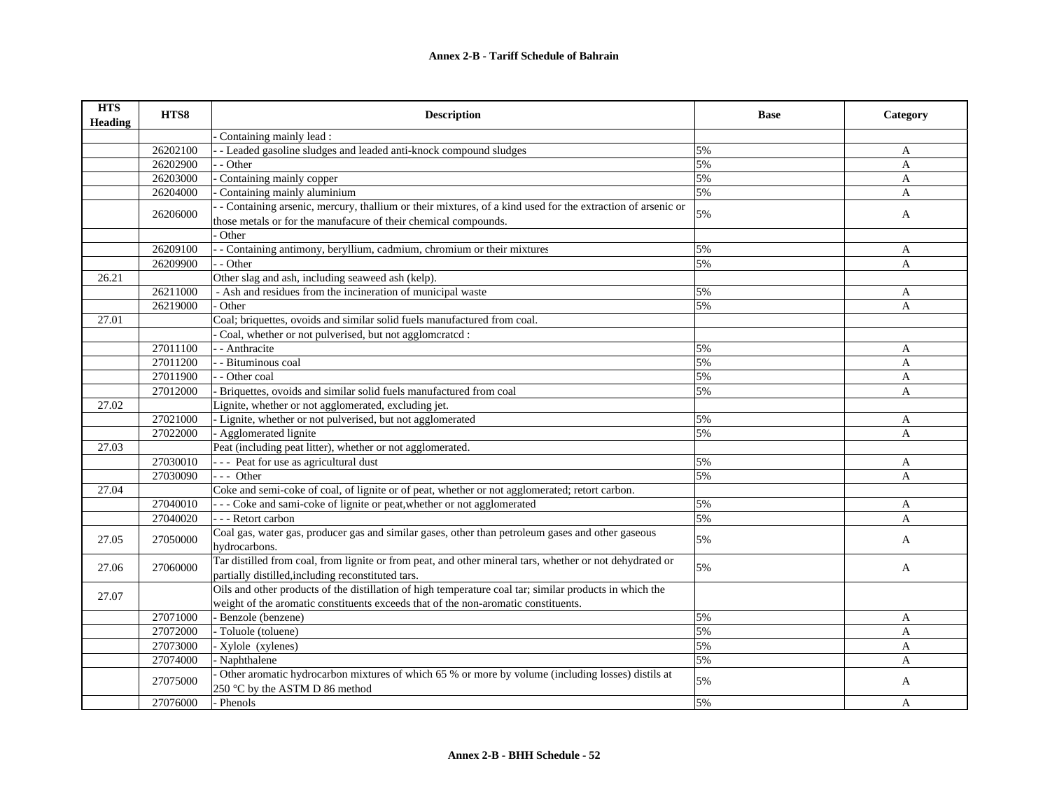**Annex 2-B - Tariff Schedule of Bahrain**

| HTS Heading | HTS8 | Description | Base | Category |
|---|---|---|---|---|
| | | - Containing mainly lead : | | |
| | 26202100 | - - Leaded gasoline sludges and leaded anti-knock compound sludges | 5% | A |
| | 26202900 | - - Other | 5% | A |
| | 26203000 | - Containing mainly copper | 5% | A |
| | 26204000 | - Containing mainly aluminium | 5% | A |
| | 26206000 | - - Containing arsenic, mercury, thallium or their mixtures, of a kind used for the extraction of arsenic or those metals or for the manufacure of their chemical compounds. | 5% | A |
| | | - Other | | |
| | 26209100 | - - Containing antimony, beryllium, cadmium, chromium or their mixtures | 5% | A |
| | 26209900 | - - Other | 5% | A |
| 26.21 | | Other slag and ash, including seaweed ash (kelp). | | |
| | 26211000 | - Ash and residues from the incineration of municipal waste | 5% | A |
| | 26219000 | - Other | 5% | A |
| 27.01 | | Coal; briquettes, ovoids and similar solid fuels manufactured from coal. | | |
| | | - Coal, whether or not pulverised, but not agglomcratcd : | | |
| | 27011100 | - - Anthracite | 5% | A |
| | 27011200 | - - Bituminous coal | 5% | A |
| | 27011900 | - - Other coal | 5% | A |
| | 27012000 | - Briquettes, ovoids and similar solid fuels manufactured from coal | 5% | A |
| 27.02 | | Lignite, whether or not agglomerated, excluding jet. | | |
| | 27021000 | - Lignite, whether or not pulverised, but not agglomerated | 5% | A |
| | 27022000 | - Agglomerated lignite | 5% | A |
| 27.03 | | Peat (including peat litter), whether or not agglomerated. | | |
| | 27030010 | - - - Peat for use as agricultural dust | 5% | A |
| | 27030090 | - - - Other | 5% | A |
| 27.04 | | Coke and semi-coke of coal, of lignite or of peat, whether or not agglomerated; retort carbon. | | |
| | 27040010 | - - - Coke and sami-coke of lignite or peat,whether or not agglomerated | 5% | A |
| | 27040020 | - - - Retort carbon | 5% | A |
| 27.05 | 27050000 | Coal gas, water gas, producer gas and similar gases, other than petroleum gases and other gaseous hydrocarbons. | 5% | A |
| 27.06 | 27060000 | Tar distilled from coal, from lignite or from peat, and other mineral tars, whether or not dehydrated or partially distilled,including reconstituted tars. | 5% | A |
| 27.07 | | Oils and other products of the distillation of high temperature coal tar; similar products in which the weight of the aromatic constituents exceeds that of the non-aromatic constituents. | | |
| | 27071000 | - Benzole (benzene) | 5% | A |
| | 27072000 | - Toluole (toluene) | 5% | A |
| | 27073000 | - Xylole (xylenes) | 5% | A |
| | 27074000 | - Naphthalene | 5% | A |
| | 27075000 | - Other aromatic hydrocarbon mixtures of which 65 % or more by volume (including losses) distils at 250 °C by the ASTM D 86 method | 5% | A |
| | 27076000 | - Phenols | 5% | A |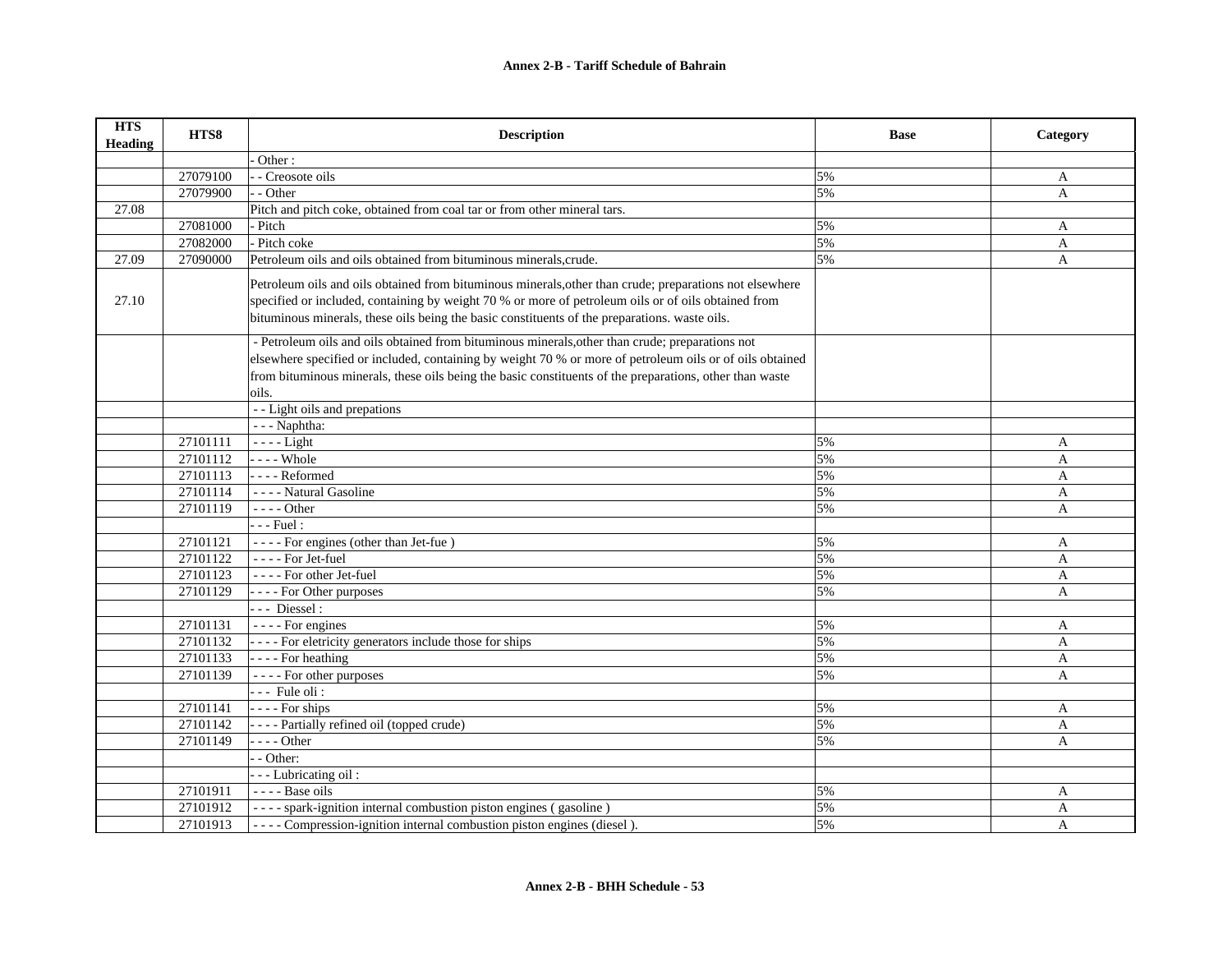**Annex 2-B - Tariff Schedule of Bahrain**

| HTS Heading | HTS8 | Description | Base | Category |
|---|---|---|---|---|
| | | - Other : | | |
| | 27079100 | - - Creosote oils | 5% | A |
| | 27079900 | - - Other | 5% | A |
| 27.08 | | Pitch and pitch coke, obtained from coal tar or from other mineral tars. | | |
| | 27081000 | - Pitch | 5% | A |
| | 27082000 | - Pitch coke | 5% | A |
| 27.09 | 27090000 | Petroleum oils and oils obtained from bituminous minerals,crude. | 5% | A |
| 27.10 | | Petroleum oils and oils obtained from bituminous minerals,other than crude; preparations not elsewhere specified or included, containing by weight 70 % or more of petroleum oils or of oils obtained from bituminous minerals, these oils being the basic constituents of the preparations. waste oils. | | |
| | | - Petroleum oils and oils obtained from bituminous minerals,other than crude; preparations not elsewhere specified or included, containing by weight 70 % or more of petroleum oils or of oils obtained from bituminous minerals, these oils being the basic constituents of the preparations, other than waste oils. | | |
| | | - - Light oils and prepations | | |
| | | - - - Naphtha: | | |
| | 27101111 | - - - - Light | 5% | A |
| | 27101112 | - - - - Whole | 5% | A |
| | 27101113 | - - - - Reformed | 5% | A |
| | 27101114 | - - - - Natural Gasoline | 5% | A |
| | 27101119 | - - - - Other | 5% | A |
| | | - - - Fuel : | | |
| | 27101121 | - - - - For engines (other than Jet-fue ) | 5% | A |
| | 27101122 | - - - - For Jet-fuel | 5% | A |
| | 27101123 | - - - - For other Jet-fuel | 5% | A |
| | 27101129 | - - - - For Other purposes | 5% | A |
| | | - - - Diessel : | | |
| | 27101131 | - - - - For engines | 5% | A |
| | 27101132 | - - - - For eletricity generators include those for ships | 5% | A |
| | 27101133 | - - - - For heathing | 5% | A |
| | 27101139 | - - - - For other purposes | 5% | A |
| | | - - - Fule oli : | | |
| | 27101141 | - - - - For ships | 5% | A |
| | 27101142 | - - - - Partially refined oil (topped crude) | 5% | A |
| | 27101149 | - - - - Other | 5% | A |
| | | - - Other: | | |
| | | - - - Lubricating oil : | | |
| | 27101911 | - - - - Base oils | 5% | A |
| | 27101912 | - - - - spark-ignition internal combustion piston engines ( gasoline ) | 5% | A |
| | 27101913 | - - - - Compression-ignition internal combustion piston engines (diesel ). | 5% | A |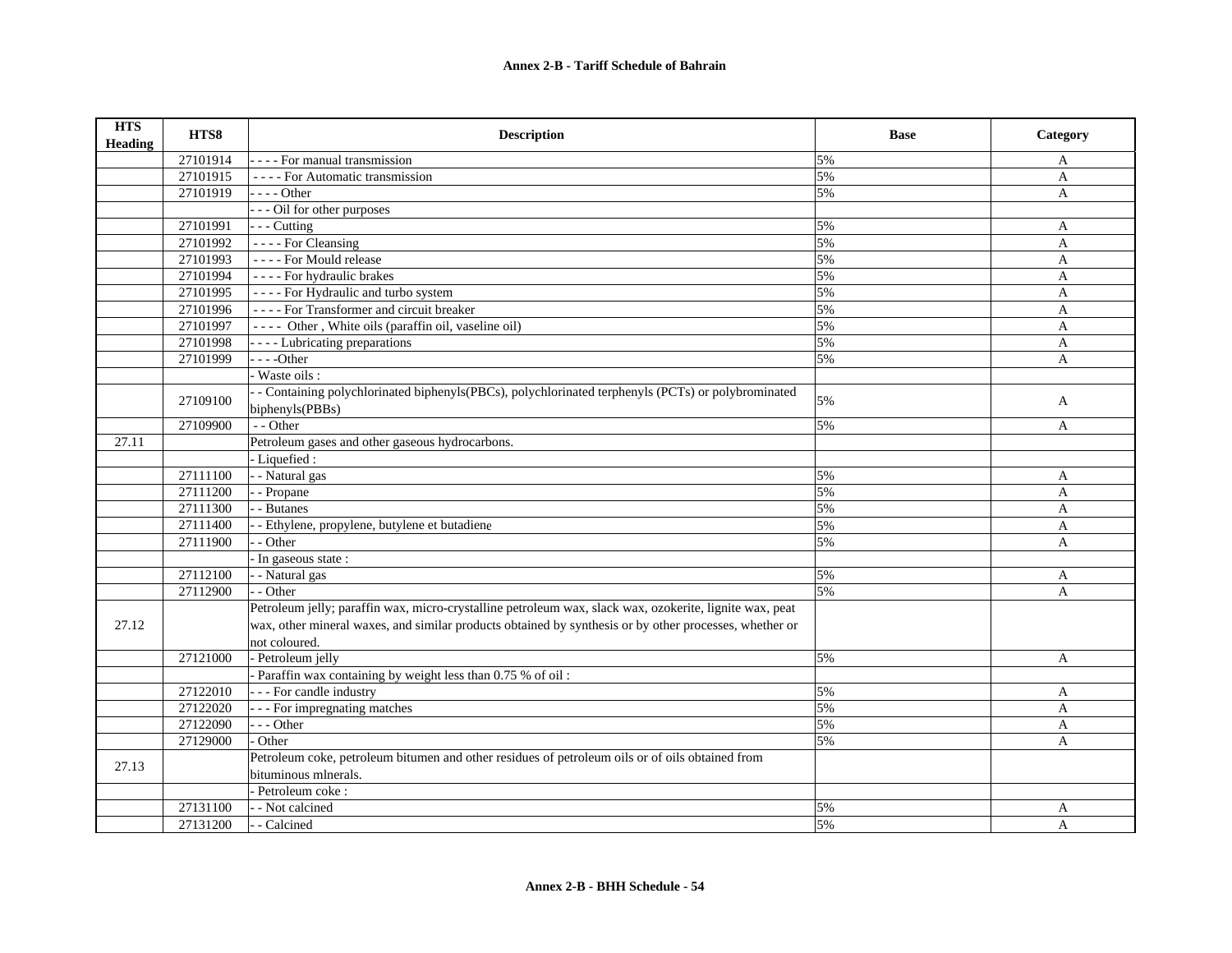| HTS Heading | HTS8 | Description | Base | Category |
|---|---|---|---|---|
| | 27101914 | - - - - For manual transmission | 5% | A |
| | 27101915 | - - - - For Automatic transmission | 5% | A |
| | 27101919 | - - - - Other | 5% | A |
| | | - - - Oil for other purposes | | |
| | 27101991 | - - - Cutting | 5% | A |
| | 27101992 | - - - - For Cleansing | 5% | A |
| | 27101993 | - - - - For Mould release | 5% | A |
| | 27101994 | - - - - For hydraulic brakes | 5% | A |
| | 27101995 | - - - - For Hydraulic and turbo system | 5% | A |
| | 27101996 | - - - - For Transformer and circuit breaker | 5% | A |
| | 27101997 | - - - - Other , White oils (paraffin oil, vaseline oil) | 5% | A |
| | 27101998 | - - - - Lubricating preparations | 5% | A |
| | 27101999 | - - - -Other | 5% | A |
| | | - Waste oils : | | |
| | 27109100 | - - Containing polychlorinated biphenyls(PBCs), polychlorinated terphenyls (PCTs) or polybrominated biphenyls(PBBs) | 5% | A |
| | 27109900 | - - Other | 5% | A |
| 27.11 | | Petroleum gases and other gaseous hydrocarbons. | | |
| | | - Liquefied : | | |
| | 27111100 | - - Natural gas | 5% | A |
| | 27111200 | - - Propane | 5% | A |
| | 27111300 | - - Butanes | 5% | A |
| | 27111400 | - - Ethylene, propylene, butylene et butadiene | 5% | A |
| | 27111900 | - - Other | 5% | A |
| | | - In gaseous state : | | |
| | 27112100 | - - Natural gas | 5% | A |
| | 27112900 | - - Other | 5% | A |
| 27.12 | | Petroleum jelly; paraffin wax, micro-crystalline petroleum wax, slack wax, ozokerite, lignite wax, peat wax, other mineral waxes, and similar products obtained by synthesis or by other processes, whether or not coloured. | | |
| | 27121000 | - Petroleum jelly | 5% | A |
| | | - Paraffin wax containing by weight less than 0.75 % of oil : | | |
| | 27122010 | - - - For candle industry | 5% | A |
| | 27122020 | - - - For impregnating matches | 5% | A |
| | 27122090 | - - - Other | 5% | A |
| | 27129000 | - Other | 5% | A |
| 27.13 | | Petroleum coke, petroleum bitumen and other residues of petroleum oils or of oils obtained from bituminous mlnerals. | | |
| | | - Petroleum coke : | | |
| | 27131100 | - - Not calcined | 5% | A |
| | 27131200 | - - Calcined | 5% | A |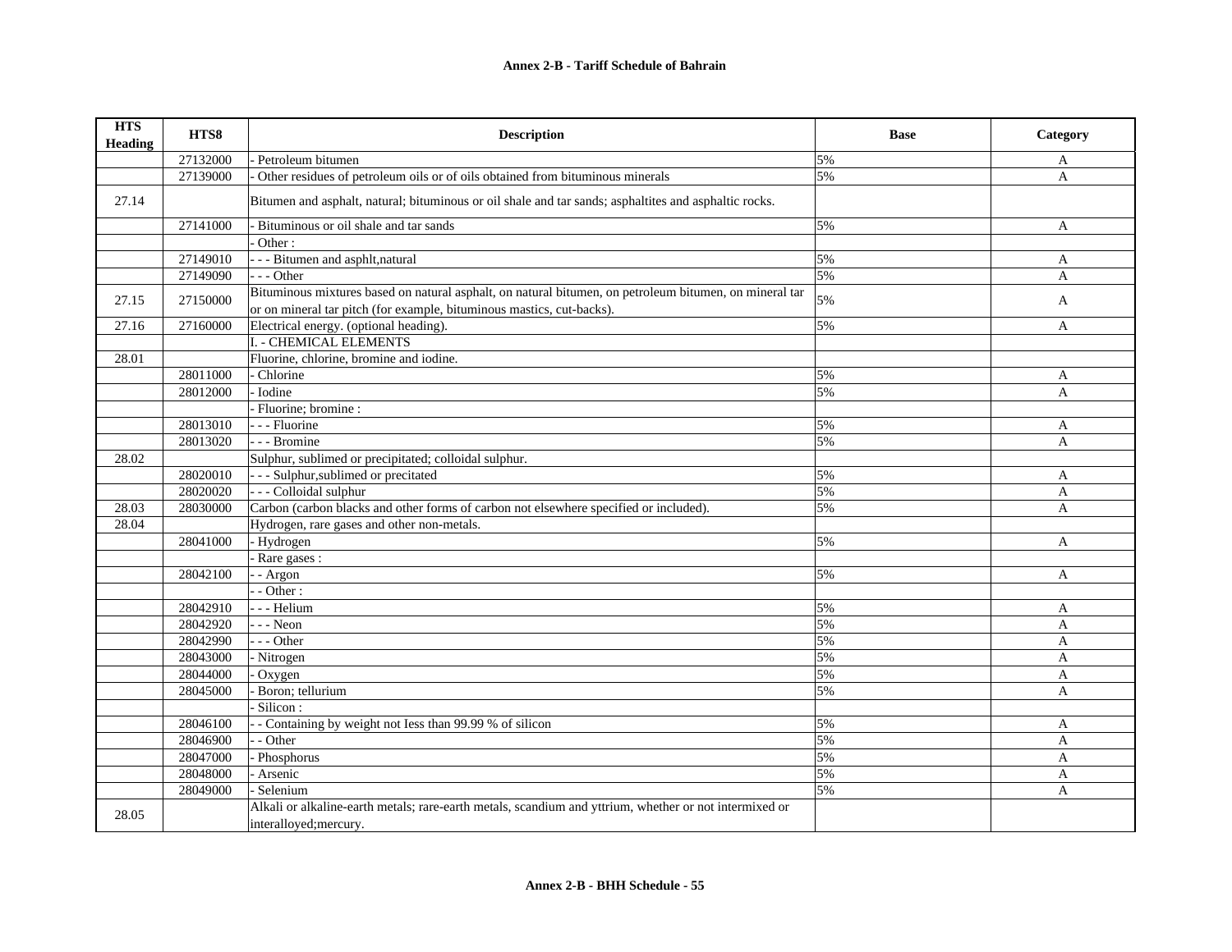## Annex 2-B - Tariff Schedule of Bahrain

| HTS Heading | HTS8 | Description | Base | Category |
|---|---|---|---|---|
| | 27132000 | - Petroleum bitumen | 5% | A |
| | 27139000 | - Other residues of petroleum oils or of oils obtained from bituminous minerals | 5% | A |
| 27.14 | | Bitumen and asphalt, natural; bituminous or oil shale and tar sands; asphaltites and asphaltic rocks. | | |
| | 27141000 | - Bituminous or oil shale and tar sands | 5% | A |
| | | - Other : | | |
| | 27149010 | - - - Bitumen and asphlt,natural | 5% | A |
| | 27149090 | - - - Other | 5% | A |
| 27.15 | 27150000 | Bituminous mixtures based on natural asphalt, on natural bitumen, on petroleum bitumen, on mineral tar or on mineral tar pitch (for example, bituminous mastics, cut-backs). | 5% | A |
| 27.16 | 27160000 | Electrical energy. (optional heading). | 5% | A |
| | | I. - CHEMICAL ELEMENTS | | |
| 28.01 | | Fluorine, chlorine, bromine and iodine. | | |
| | 28011000 | - Chlorine | 5% | A |
| | 28012000 | - Iodine | 5% | A |
| | | - Fluorine; bromine : | | |
| | 28013010 | - - - Fluorine | 5% | A |
| | 28013020 | - - - Bromine | 5% | A |
| 28.02 | | Sulphur, sublimed or precipitated; colloidal sulphur. | | |
| | 28020010 | - - - Sulphur,sublimed or precitated | 5% | A |
| | 28020020 | - - - Colloidal sulphur | 5% | A |
| 28.03 | 28030000 | Carbon (carbon blacks and other forms of carbon not elsewhere specified or included). | 5% | A |
| 28.04 | | Hydrogen, rare gases and other non-metals. | | |
| | 28041000 | - Hydrogen | 5% | A |
| | | - Rare gases : | | |
| | 28042100 | - - Argon | 5% | A |
| | | - - Other : | | |
| | 28042910 | - - - Helium | 5% | A |
| | 28042920 | - - - Neon | 5% | A |
| | 28042990 | - - - Other | 5% | A |
| | 28043000 | - Nitrogen | 5% | A |
| | 28044000 | - Oxygen | 5% | A |
| | 28045000 | - Boron; tellurium | 5% | A |
| | | - Silicon : | | |
| | 28046100 | - - Containing by weight not Iess than 99.99 % of silicon | 5% | A |
| | 28046900 | - - Other | 5% | A |
| | 28047000 | - Phosphorus | 5% | A |
| | 28048000 | - Arsenic | 5% | A |
| | 28049000 | - Selenium | 5% | A |
| 28.05 | | Alkali or alkaline-earth metals; rare-earth metals, scandium and yttrium, whether or not intermixed or interalloyed;mercury. | | |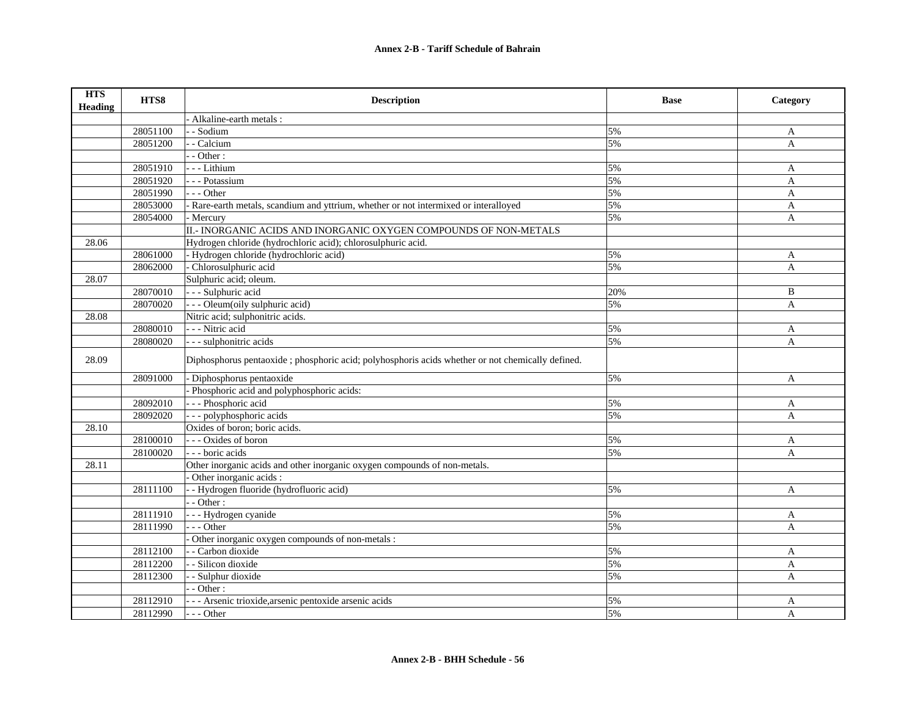| HTS Heading | HTS8 | Description | Base | Category |
|---|---|---|---|---|
| | | - Alkaline-earth metals : | | |
| | 28051100 | - - Sodium | 5% | A |
| | 28051200 | - - Calcium | 5% | A |
| | | - - Other : | | |
| | 28051910 | - - - Lithium | 5% | A |
| | 28051920 | - - - Potassium | 5% | A |
| | 28051990 | - - - Other | 5% | A |
| | 28053000 | - Rare-earth metals, scandium and yttrium, whether or not intermixed or interalloyed | 5% | A |
| | 28054000 | - Mercury | 5% | A |
| | | II.- INORGANIC ACIDS AND INORGANIC OXYGEN COMPOUNDS OF NON-METALS | | |
| 28.06 | | Hydrogen chloride (hydrochloric acid); chlorosulphuric acid. | | |
| | 28061000 | - Hydrogen chloride (hydrochloric acid) | 5% | A |
| | 28062000 | - Chlorosulphuric acid | 5% | A |
| 28.07 | | Sulphuric acid; oleum. | | |
| | 28070010 | - - - Sulphuric acid | 20% | B |
| | 28070020 | - - - Oleum(oily sulphuric acid) | 5% | A |
| 28.08 | | Nitric acid; sulphonitric acids. | | |
| | 28080010 | - - - Nitric acid | 5% | A |
| | 28080020 | - - - sulphonitric acids | 5% | A |
| 28.09 | | Diphosphorus pentaoxide ; phosphoric acid; polyhosphoris acids whether or not chemically defined. | | |
| | 28091000 | - Diphosphorus pentaoxide | 5% | A |
| | | - Phosphoric acid and polyphosphoric acids: | | |
| | 28092010 | - - - Phosphoric acid | 5% | A |
| | 28092020 | - - - polyphosphoric acids | 5% | A |
| 28.10 | | Oxides of boron; boric acids. | | |
| | 28100010 | - - - Oxides of boron | 5% | A |
| | 28100020 | - - - boric acids | 5% | A |
| 28.11 | | Other inorganic acids and other inorganic oxygen compounds of non-metals. | | |
| | | - Other inorganic acids : | | |
| | 28111100 | - - Hydrogen fluoride (hydrofluoric acid) | 5% | A |
| | | - - Other : | | |
| | 28111910 | - - - Hydrogen cyanide | 5% | A |
| | 28111990 | - - - Other | 5% | A |
| | | - Other inorganic oxygen compounds of non-metals : | | |
| | 28112100 | - - Carbon dioxide | 5% | A |
| | 28112200 | - - Silicon dioxide | 5% | A |
| | 28112300 | - - Sulphur dioxide | 5% | A |
| | | - - Other : | | |
| | 28112910 | - - - Arsenic trioxide,arsenic pentoxide arsenic acids | 5% | A |
| | 28112990 | - - - Other | 5% | A |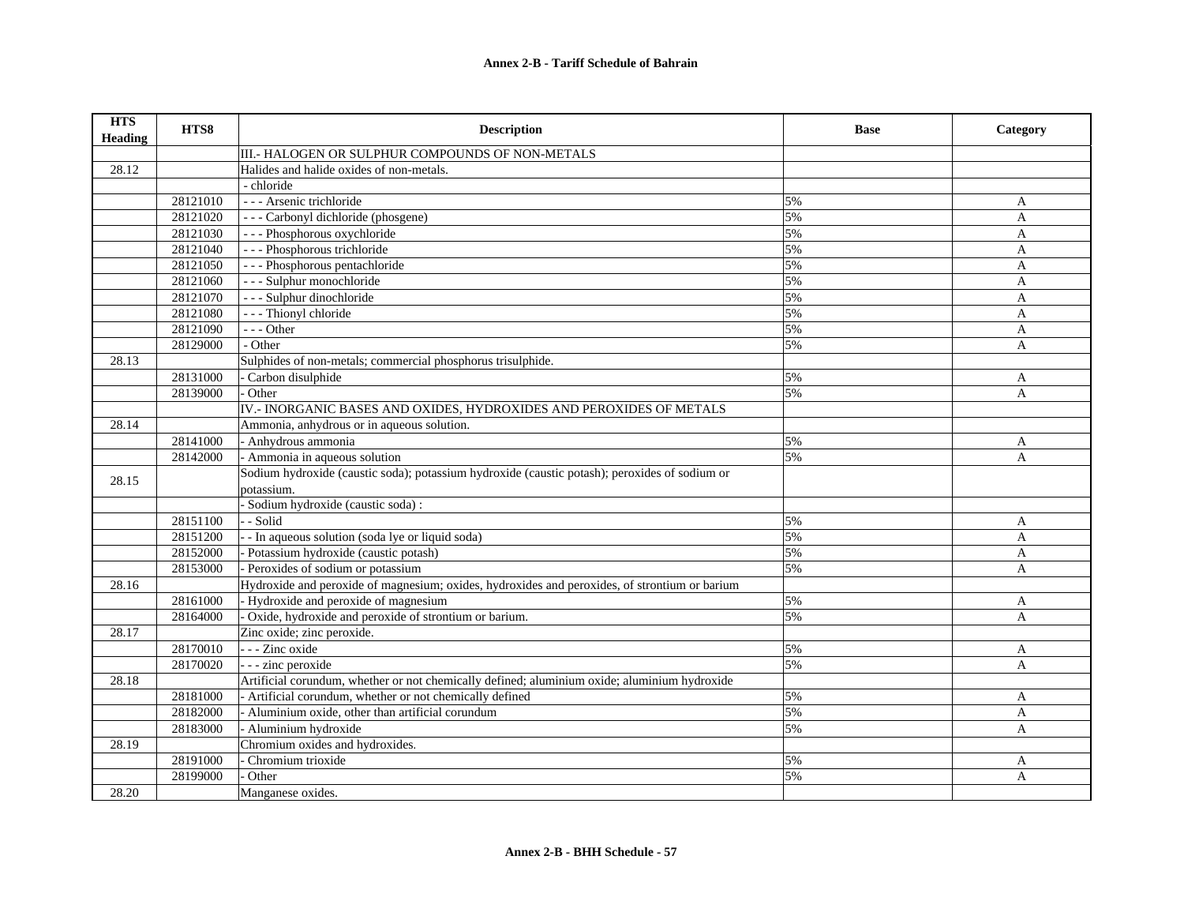| HTS Heading | HTS8 | Description | Base | Category |
|---|---|---|---|---|
| | | III.- HALOGEN OR SULPHUR COMPOUNDS OF NON-METALS | | |
| 28.12 | | Halides and halide oxides of non-metals. | | |
| | | - chloride | | |
| | 28121010 | - - - Arsenic trichloride | 5% | A |
| | 28121020 | - - - Carbonyl dichloride (phosgene) | 5% | A |
| | 28121030 | - - - Phosphorous oxychloride | 5% | A |
| | 28121040 | - - - Phosphorous trichloride | 5% | A |
| | 28121050 | - - - Phosphorous pentachloride | 5% | A |
| | 28121060 | - - - Sulphur monochloride | 5% | A |
| | 28121070 | - - - Sulphur dinochloride | 5% | A |
| | 28121080 | - - - Thionyl chloride | 5% | A |
| | 28121090 | - - - Other | 5% | A |
| | 28129000 | - Other | 5% | A |
| 28.13 | | Sulphides of non-metals; commercial phosphorus trisulphide. | | |
| | 28131000 | - Carbon disulphide | 5% | A |
| | 28139000 | - Other | 5% | A |
| | | IV.- INORGANIC BASES AND OXIDES, HYDROXIDES AND PEROXIDES OF METALS | | |
| 28.14 | | Ammonia, anhydrous or in aqueous solution. | | |
| | 28141000 | - Anhydrous ammonia | 5% | A |
| | 28142000 | - Ammonia in aqueous solution | 5% | A |
| 28.15 | | Sodium hydroxide (caustic soda); potassium hydroxide (caustic potash); peroxides of sodium or potassium. | | |
| | | - Sodium hydroxide (caustic soda) : | | |
| | 28151100 | - - Solid | 5% | A |
| | 28151200 | - - In aqueous solution (soda lye or liquid soda) | 5% | A |
| | 28152000 | - Potassium hydroxide (caustic potash) | 5% | A |
| | 28153000 | - Peroxides of sodium or potassium | 5% | A |
| 28.16 | | Hydroxide and peroxide of magnesium; oxides, hydroxides and peroxides, of strontium or barium | | |
| | 28161000 | - Hydroxide and peroxide of magnesium | 5% | A |
| | 28164000 | - Oxide, hydroxide and peroxide of strontium or barium. | 5% | A |
| 28.17 | | Zinc oxide; zinc peroxide. | | |
| | 28170010 | - - - Zinc oxide | 5% | A |
| | 28170020 | - - - zinc peroxide | 5% | A |
| 28.18 | | Artificial corundum, whether or not chemically defined; aluminium oxide; aluminium hydroxide | | |
| | 28181000 | - Artificial corundum, whether or not chemically defined | 5% | A |
| | 28182000 | - Aluminium oxide, other than artificial corundum | 5% | A |
| | 28183000 | - Aluminium hydroxide | 5% | A |
| 28.19 | | Chromium oxides and hydroxides. | | |
| | 28191000 | - Chromium trioxide | 5% | A |
| | 28199000 | - Other | 5% | A |
| 28.20 | | Manganese oxides. | | |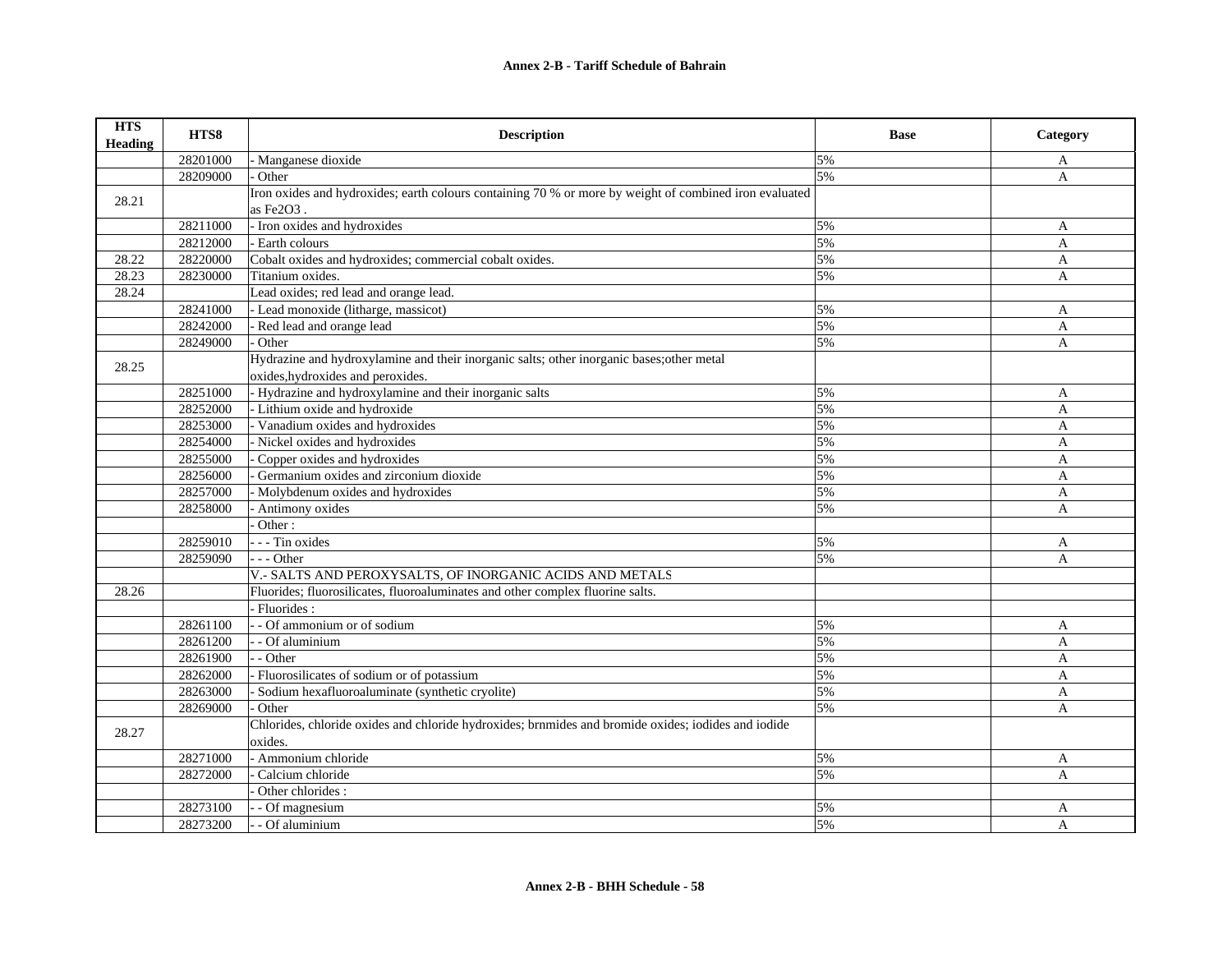| HTS Heading | HTS8 | Description | Base | Category |
|---|---|---|---|---|
| | 28201000 | - Manganese dioxide | 5% | A |
| | 28209000 | - Other | 5% | A |
| 28.21 | | Iron oxides and hydroxides; earth colours containing 70 % or more by weight of combined iron evaluated as $Fe_2O_3$ . | | |
| | 28211000 | - Iron oxides and hydroxides | 5% | A |
| | 28212000 | - Earth colours | 5% | A |
| 28.22 | 28220000 | Cobalt oxides and hydroxides; commercial cobalt oxides. | 5% | A |
| 28.23 | 28230000 | Titanium oxides. | 5% | A |
| 28.24 | | Lead oxides; red lead and orange lead. | | |
| | 28241000 | - Lead monoxide (litharge, massicot) | 5% | A |
| | 28242000 | - Red lead and orange lead | 5% | A |
| | 28249000 | - Other | 5% | A |
| 28.25 | | Hydrazine and hydroxylamine and their inorganic salts; other inorganic bases;other metal oxides,hydroxides and peroxides. | | |
| | 28251000 | - Hydrazine and hydroxylamine and their inorganic salts | 5% | A |
| | 28252000 | - Lithium oxide and hydroxide | 5% | A |
| | 28253000 | - Vanadium oxides and hydroxides | 5% | A |
| | 28254000 | - Nickel oxides and hydroxides | 5% | A |
| | 28255000 | - Copper oxides and hydroxides | 5% | A |
| | 28256000 | - Germanium oxides and zirconium dioxide | 5% | A |
| | 28257000 | - Molybdenum oxides and hydroxides | 5% | A |
| | 28258000 | - Antimony oxides | 5% | A |
| | | - Other : | | |
| | 28259010 | - - - Tin oxides | 5% | A |
| | 28259090 | - - - Other | 5% | A |
| | | V.- SALTS AND PEROXYSALTS, OF INORGANIC ACIDS AND METALS | | |
| 28.26 | | Fluorides; fluorosilicates, fluoroaluminates and other complex fluorine salts. | | |
| | | - Fluorides : | | |
| | 28261100 | - - Of ammonium or of sodium | 5% | A |
| | 28261200 | - - Of aluminium | 5% | A |
| | 28261900 | - - Other | 5% | A |
| | 28262000 | - Fluorosilicates of sodium or of potassium | 5% | A |
| | 28263000 | - Sodium hexafluoroaluminate (synthetic cryolite) | 5% | A |
| | 28269000 | - Other | 5% | A |
| 28.27 | | Chlorides, chloride oxides and chloride hydroxides; brnmides and bromide oxides; iodides and iodide oxides. | | |
| | 28271000 | - Ammonium chloride | 5% | A |
| | 28272000 | - Calcium chloride | 5% | A |
| | | - Other chlorides : | | |
| | 28273100 | - - Of magnesium | 5% | A |
| | 28273200 | - - Of aluminium | 5% | A |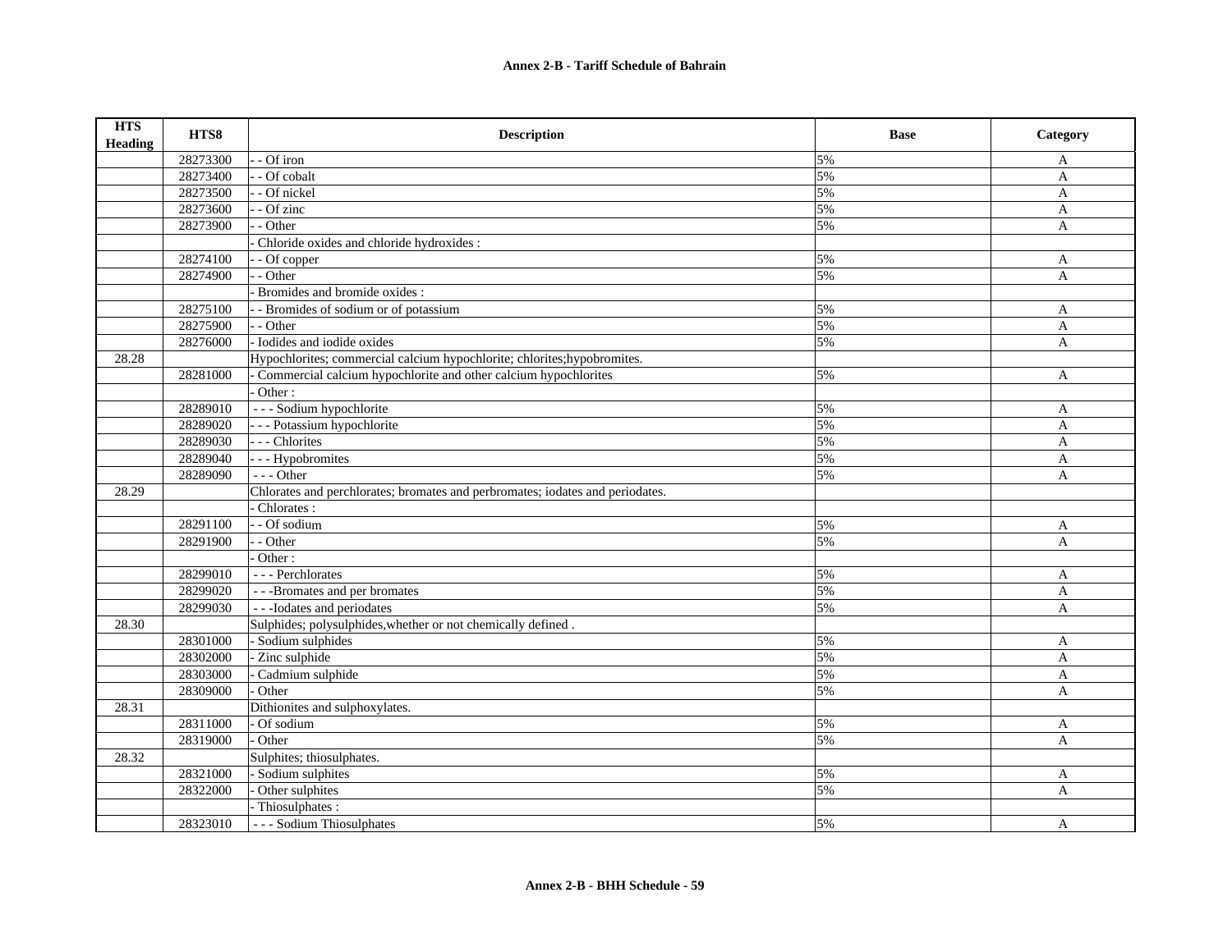| HTS Heading | HTS8 | Description | Base | Category |
|---|---|---|---|---|
| | 28273300 | - - Of iron | 5% | A |
| | 28273400 | - - Of cobalt | 5% | A |
| | 28273500 | - - Of nickel | 5% | A |
| | 28273600 | - - Of zinc | 5% | A |
| | 28273900 | - - Other | 5% | A |
| | | - Chloride oxides and chloride hydroxides : | | |
| | 28274100 | - - Of copper | 5% | A |
| | 28274900 | - - Other | 5% | A |
| | | - Bromides and bromide oxides : | | |
| | 28275100 | - - Bromides of sodium or of potassium | 5% | A |
| | 28275900 | - - Other | 5% | A |
| | 28276000 | - Iodides and iodide oxides | 5% | A |
| 28.28 | | Hypochlorites; commercial calcium hypochlorite; chlorites;hypobromites. | | |
| | 28281000 | - Commercial calcium hypochlorite and other calcium hypochlorites | 5% | A |
| | | - Other : | | |
| | 28289010 | - - - Sodium hypochlorite | 5% | A |
| | 28289020 | - - - Potassium hypochlorite | 5% | A |
| | 28289030 | - - - Chlorites | 5% | A |
| | 28289040 | - - - Hypobromites | 5% | A |
| | 28289090 | - - - Other | 5% | A |
| 28.29 | | Chlorates and perchlorates; bromates and perbromates; iodates and periodates. | | |
| | | - Chlorates : | | |
| | 28291100 | - - Of sodium | 5% | A |
| | 28291900 | - - Other | 5% | A |
| | | - Other : | | |
| | 28299010 | - - - Perchlorates | 5% | A |
| | 28299020 | - - -Bromates and per bromates | 5% | A |
| | 28299030 | - - -Iodates and periodates | 5% | A |
| 28.30 | | Sulphides; polysulphides,whether or not chemically defined . | | |
| | 28301000 | - Sodium sulphides | 5% | A |
| | 28302000 | - Zinc sulphide | 5% | A |
| | 28303000 | - Cadmium sulphide | 5% | A |
| | 28309000 | - Other | 5% | A |
| 28.31 | | Dithionites and sulphoxylates. | | |
| | 28311000 | - Of sodium | 5% | A |
| | 28319000 | - Other | 5% | A |
| 28.32 | | Sulphites; thiosulphates. | | |
| | 28321000 | - Sodium sulphites | 5% | A |
| | 28322000 | - Other sulphites | 5% | A |
| | | - Thiosulphates : | | |
| | 28323010 | - - - Sodium Thiosulphates | 5% | A |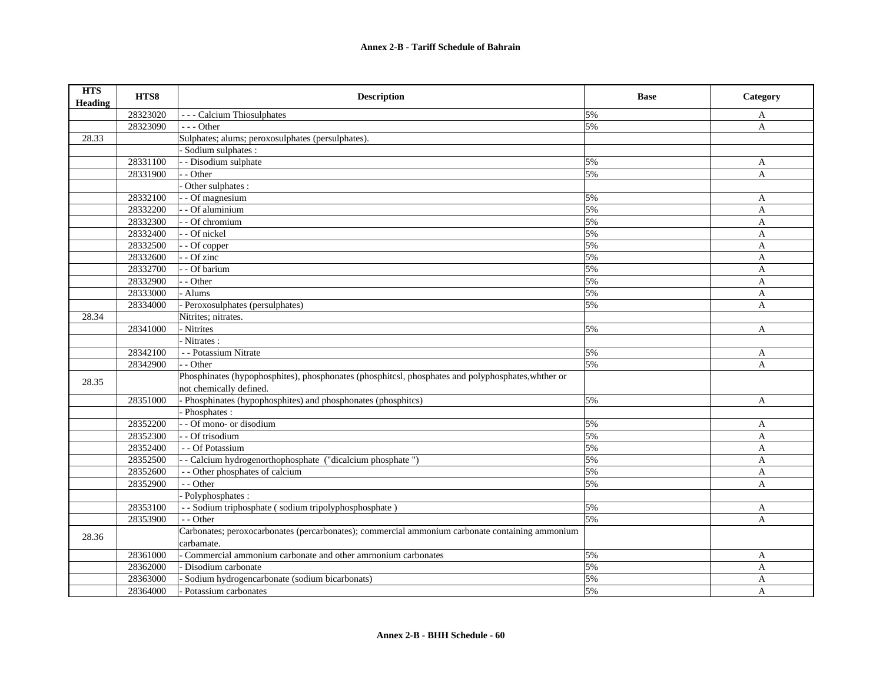| HTS Heading | HTS8 | Description | Base | Category |
|---|---|---|---|---|
| | 28323020 | - - - Calcium Thiosulphates | 5% | A |
| | 28323090 | - - - Other | 5% | A |
| 28.33 | | Sulphates; alums; peroxosulphates (persulphates). | | |
| | | - Sodium sulphates : | | |
| | 28331100 | - - Disodium sulphate | 5% | A |
| | 28331900 | - - Other | 5% | A |
| | | - Other sulphates : | | |
| | 28332100 | - - Of magnesium | 5% | A |
| | 28332200 | - - Of aluminium | 5% | A |
| | 28332300 | - - Of chromium | 5% | A |
| | 28332400 | - - Of nickel | 5% | A |
| | 28332500 | - - Of copper | 5% | A |
| | 28332600 | - - Of zinc | 5% | A |
| | 28332700 | - - Of barium | 5% | A |
| | 28332900 | - - Other | 5% | A |
| | 28333000 | - Alums | 5% | A |
| | 28334000 | - Peroxosulphates (persulphates) | 5% | A |
| 28.34 | | Nitrites; nitrates. | | |
| | 28341000 | - Nitrites | 5% | A |
| | | - Nitrates : | | |
| | 28342100 | - - Potassium Nitrate | 5% | A |
| | 28342900 | - - Other | 5% | A |
| 28.35 | | Phosphinates (hypophosphites), phosphonates (phosphitcsl, phosphates and polyphosphates,whther or not chemically defined. | | |
| | 28351000 | - Phosphinates (hypophosphites) and phosphonates (phosphitcs) | 5% | A |
| | | - Phosphates : | | |
| | 28352200 | - - Of mono- or disodium | 5% | A |
| | 28352300 | - - Of trisodium | 5% | A |
| | 28352400 | - - Of Potassium | 5% | A |
| | 28352500 | - - Calcium hydrogenorthophosphate ("dicalcium phosphate ") | 5% | A |
| | 28352600 | - - Other phosphates of calcium | 5% | A |
| | 28352900 | - - Other | 5% | A |
| | | - Polyphosphates : | | |
| | 28353100 | - - Sodium triphosphate ( sodium tripolyphosphosphate ) | 5% | A |
| | 28353900 | - - Other | 5% | A |
| 28.36 | | Carbonates; peroxocarbonates (percarbonates); commercial ammonium carbonate containing ammonium carbamate. | | |
| | 28361000 | - Commercial ammonium carbonate and other amrnonium carbonates | 5% | A |
| | 28362000 | - Disodium carbonate | 5% | A |
| | 28363000 | - Sodium hydrogencarbonate (sodium bicarbonats) | 5% | A |
| | 28364000 | - Potassium carbonates | 5% | A |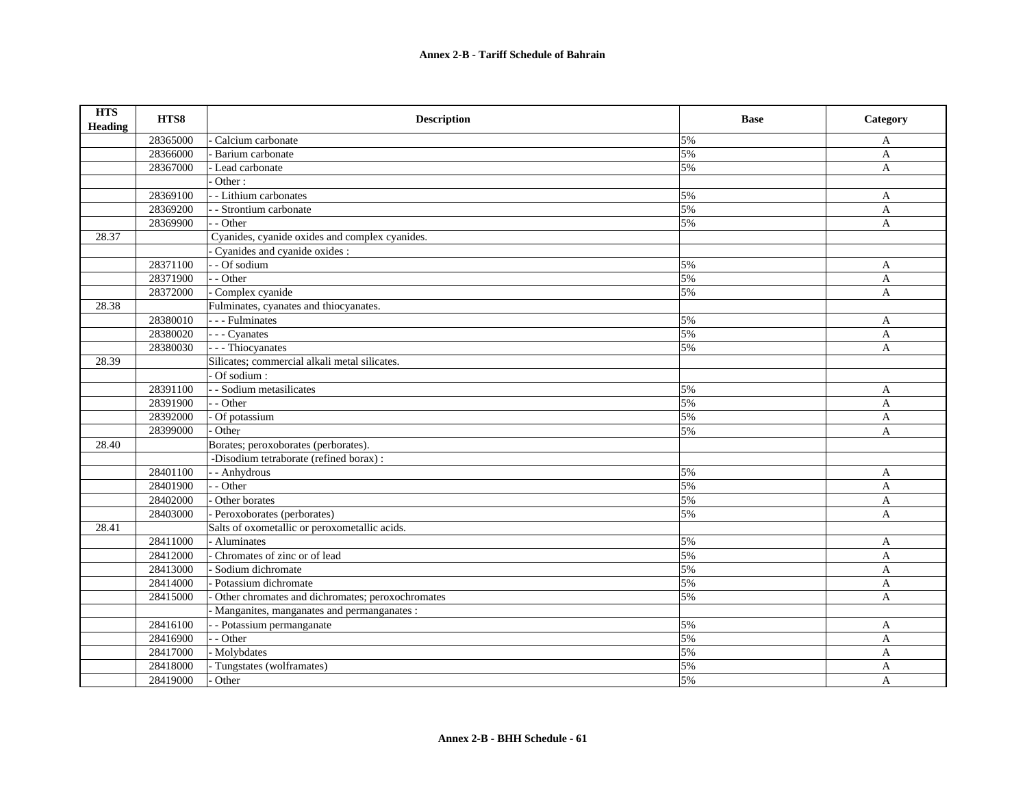| HTS Heading | HTS8 | Description | Base | Category |
| --- | --- | --- | --- | --- |
| | 28365000 | - Calcium carbonate | 5% | A |
| | 28366000 | - Barium carbonate | 5% | A |
| | 28367000 | - Lead carbonate | 5% | A |
| | | - Other : | | |
| | 28369100 | - - Lithium carbonates | 5% | A |
| | 28369200 | - - Strontium carbonate | 5% | A |
| | 28369900 | - - Other | 5% | A |
| 28.37 | | Cyanides, cyanide oxides and complex cyanides. | | |
| | | - Cyanides and cyanide oxides : | | |
| | 28371100 | - - Of sodium | 5% | A |
| | 28371900 | - - Other | 5% | A |
| | 28372000 | - Complex cyanide | 5% | A |
| 28.38 | | Fulminates, cyanates and thiocyanates. | | |
| | 28380010 | - - - Fulminates | 5% | A |
| | 28380020 | - - - Cyanates | 5% | A |
| | 28380030 | - - - Thiocyanates | 5% | A |
| 28.39 | | Silicates; commercial alkali metal silicates. | | |
| | | - Of sodium : | | |
| | 28391100 | - - Sodium metasilicates | 5% | A |
| | 28391900 | - - Other | 5% | A |
| | 28392000 | - Of potassium | 5% | A |
| | 28399000 | - Other | 5% | A |
| 28.40 | | Borates; peroxoborates (perborates). | | |
| | | -Disodium tetraborate (refined borax) : | | |
| | 28401100 | - - Anhydrous | 5% | A |
| | 28401900 | - - Other | 5% | A |
| | 28402000 | - Other borates | 5% | A |
| | 28403000 | - Peroxoborates (perborates) | 5% | A |
| 28.41 | | Salts of oxometallic or peroxometallic acids. | | |
| | 28411000 | - Aluminates | 5% | A |
| | 28412000 | - Chromates of zinc or of lead | 5% | A |
| | 28413000 | - Sodium dichromate | 5% | A |
| | 28414000 | - Potassium dichromate | 5% | A |
| | 28415000 | - Other chromates and dichromates; peroxochromates | 5% | A |
| | | - Manganites, manganates and permanganates : | | |
| | 28416100 | - - Potassium permanganate | 5% | A |
| | 28416900 | - - Other | 5% | A |
| | 28417000 | - Molybdates | 5% | A |
| | 28418000 | - Tungstates (wolframates) | 5% | A |
| | 28419000 | - Other | 5% | A |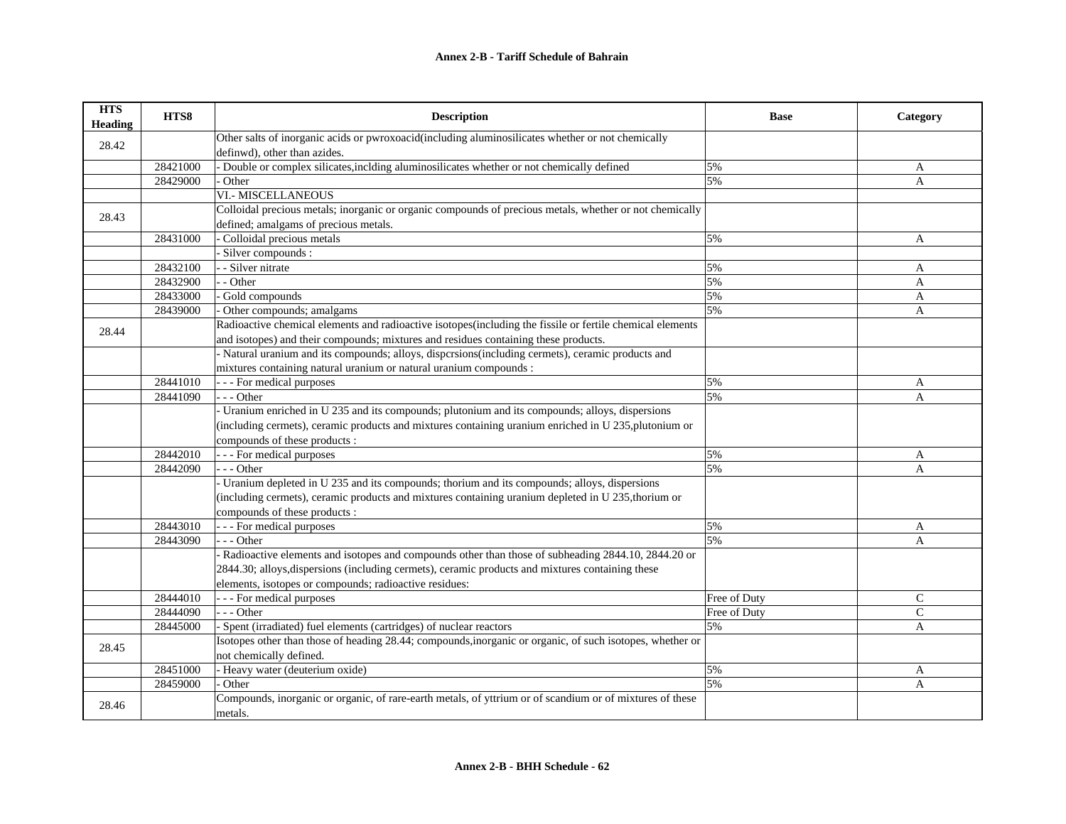| HTS Heading | HTS8 | Description | Base | Category |
|---|---|---|---|---|
| 28.42 | | Other salts of inorganic acids or pwroxoacid(including aluminosilicates whether or not chemically definwd), other than azides. | | |
| | 28421000 | - Double or complex silicates,inclding aluminosilicates whether or not chemically defined | 5% | A |
| | 28429000 | - Other | 5% | A |
| | | VI.- MISCELLANEOUS | | |
| 28.43 | | Colloidal precious metals; inorganic or organic compounds of precious metals, whether or not chemically defined; amalgams of precious metals. | | |
| | 28431000 | - Colloidal precious metals | 5% | A |
| | | - Silver compounds : | | |
| | 28432100 | - - Silver nitrate | 5% | A |
| | 28432900 | - - Other | 5% | A |
| | 28433000 | - Gold compounds | 5% | A |
| | 28439000 | - Other compounds; amalgams | 5% | A |
| 28.44 | | Radioactive chemical elements and radioactive isotopes(including the fissile or fertile chemical elements and isotopes) and their compounds; mixtures and residues containing these products. | | |
| | | - Natural uranium and its compounds; alloys, dispcrsions(including cermets), ceramic products and mixtures containing natural uranium or natural uranium compounds : | | |
| | 28441010 | - - - For medical purposes | 5% | A |
| | 28441090 | - - - Other | 5% | A |
| | | - Uranium enriched in U 235 and its compounds; plutonium and its compounds; alloys, dispersions (including cermets), ceramic products and mixtures containing uranium enriched in U 235,plutonium or compounds of these products : | | |
| | 28442010 | - - - For medical purposes | 5% | A |
| | 28442090 | - - - Other | 5% | A |
| | | - Uranium depleted in U 235 and its compounds; thorium and its compounds; alloys, dispersions (including cermets), ceramic products and mixtures containing uranium depleted in U 235,thorium or compounds of these products : | | |
| | 28443010 | - - - For medical purposes | 5% | A |
| | 28443090 | - - - Other | 5% | A |
| | | - Radioactive elements and isotopes and compounds other than those of subheading 2844.10, 2844.20 or 2844.30; alloys,dispersions (including cermets), ceramic products and mixtures containing these elements, isotopes or compounds; radioactive residues: | | |
| | 28444010 | - - - For medical purposes | Free of Duty | C |
| | 28444090 | - - - Other | Free of Duty | C |
| | 28445000 | - Spent (irradiated) fuel elements (cartridges) of nuclear reactors | 5% | A |
| 28.45 | | Isotopes other than those of heading 28.44; compounds,inorganic or organic, of such isotopes, whether or not chemically defined. | | |
| | 28451000 | - Heavy water (deuterium oxide) | 5% | A |
| | 28459000 | - Other | 5% | A |
| 28.46 | | Compounds, inorganic or organic, of rare-earth metals, of yttrium or of scandium or of mixtures of these metals. | | |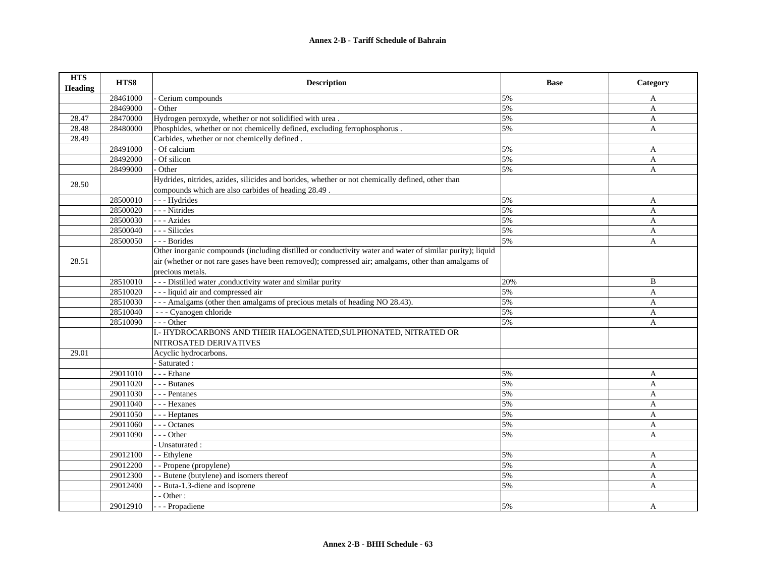| HTS Heading | HTS8 | Description | Base | Category |
|---|---|---|---|---|
| | 28461000 | - Cerium compounds | 5% | A |
| | 28469000 | - Other | 5% | A |
| 28.47 | 28470000 | Hydrogen peroxyde, whether or not solidified with urea . | 5% | A |
| 28.48 | 28480000 | Phosphides, whether or not chemically defined, excluding ferrophosphorus . | 5% | A |
| 28.49 | | Carbides, whether or not chemically defined . | | |
| | 28491000 | - Of calcium | 5% | A |
| | 28492000 | - Of silicon | 5% | A |
| | 28499000 | - Other | 5% | A |
| 28.50 | | Hydrides, nitrides, azides, silicides and borides, whether or not chemically defined, other than compounds which are also carbides of heading 28.49 . | | |
| | 28500010 | - - - Hydrides | 5% | A |
| | 28500020 | - - - Nitrides | 5% | A |
| | 28500030 | - - - Azides | 5% | A |
| | 28500040 | - - - Silicdes | 5% | A |
| | 28500050 | - - - Borides | 5% | A |
| 28.51 | | Other inorganic compounds (including distilled or conductivity water and water of similar purity); liquid air (whether or not rare gases have been removed); compressed air; amalgams, other than amalgams of precious metals. | | |
| | 28510010 | - - - Distilled water ,conductivity water and similar purity | 20% | B |
| | 28510020 | - - - liquid air and compressed air | 5% | A |
| | 28510030 | - - - Amalgams (other then amalgams of precious metals of heading NO 28.43). | 5% | A |
| | 28510040 | - - - Cyanogen chloride | 5% | A |
| | 28510090 | - - - Other | 5% | A |
| | | I.- HYDROCARBONS AND THEIR HALOGENATED,SULPHONATED, NITRATED OR NITROSATED DERIVATIVES | | |
| 29.01 | | Acyclic hydrocarbons. | | |
| | | - Saturated : | | |
| | 29011010 | - - - Ethane | 5% | A |
| | 29011020 | - - - Butanes | 5% | A |
| | 29011030 | - - - Pentanes | 5% | A |
| | 29011040 | - - - Hexanes | 5% | A |
| | 29011050 | - - - Heptanes | 5% | A |
| | 29011060 | - - - Octanes | 5% | A |
| | 29011090 | - - - Other | 5% | A |
| | | - Unsaturated : | | |
| | 29012100 | - - Ethylene | 5% | A |
| | 29012200 | - - Propene (propylene) | 5% | A |
| | 29012300 | - - Butene (butylene) and isomers thereof | 5% | A |
| | 29012400 | - - Buta-1.3-diene and isoprene | 5% | A |
| | | - - Other : | | |
| | 29012910 | - - - Propadiene | 5% | A |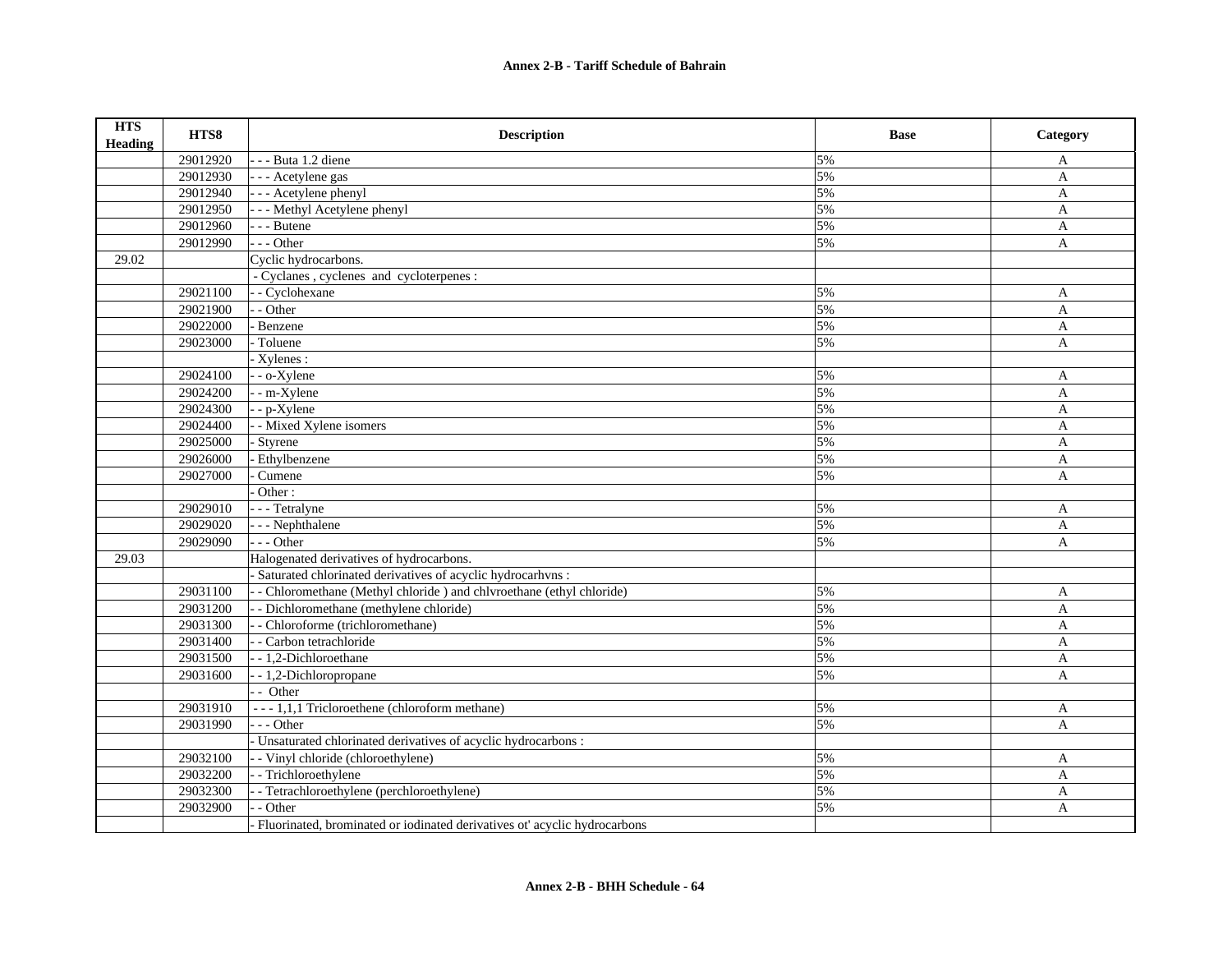| HTS Heading | HTS8 | Description | Base | Category |
|---|---|---|---|---|
| | 29012920 | - - - Buta 1.2 diene | 5% | A |
| | 29012930 | - - - Acetylene gas | 5% | A |
| | 29012940 | - - - Acetylene phenyl | 5% | A |
| | 29012950 | - - - Methyl Acetylene phenyl | 5% | A |
| | 29012960 | - - - Butene | 5% | A |
| | 29012990 | - - - Other | 5% | A |
| 29.02 | | Cyclic hydrocarbons. | | |
| | | - Cyclanes , cyclenes and cycloterpenes : | | |
| | 29021100 | - - Cyclohexane | 5% | A |
| | 29021900 | - - Other | 5% | A |
| | 29022000 | - Benzene | 5% | A |
| | 29023000 | - Toluene | 5% | A |
| | | - Xylenes : | | |
| | 29024100 | - - o-Xylene | 5% | A |
| | 29024200 | - - m-Xylene | 5% | A |
| | 29024300 | - - p-Xylene | 5% | A |
| | 29024400 | - - Mixed Xylene isomers | 5% | A |
| | 29025000 | - Styrene | 5% | A |
| | 29026000 | - Ethylbenzene | 5% | A |
| | 29027000 | - Cumene | 5% | A |
| | | - Other : | | |
| | 29029010 | - - - Tetralyne | 5% | A |
| | 29029020 | - - - Nephthalene | 5% | A |
| | 29029090 | - - - Other | 5% | A |
| 29.03 | | Halogenated derivatives of hydrocarbons. | | |
| | | - Saturated chlorinated derivatives of acyclic hydrocarhvns : | | |
| | 29031100 | - - Chloromethane (Methyl chloride ) and chlvroethane (ethyl chloride) | 5% | A |
| | 29031200 | - - Dichloromethane (methylene chloride) | 5% | A |
| | 29031300 | - - Chloroforme (trichloromethane) | 5% | A |
| | 29031400 | - - Carbon tetrachloride | 5% | A |
| | 29031500 | - - 1,2-Dichloroethane | 5% | A |
| | 29031600 | - - 1,2-Dichloropropane | 5% | A |
| | | - - Other | | |
| | 29031910 | - - - 1,1,1 Tricloroethene (chloroform methane) | 5% | A |
| | 29031990 | - - - Other | 5% | A |
| | | - Unsaturated chlorinated derivatives of acyclic hydrocarbons : | | |
| | 29032100 | - - Vinyl chloride (chloroethylene) | 5% | A |
| | 29032200 | - - Trichloroethylene | 5% | A |
| | 29032300 | - - Tetrachloroethylene (perchloroethylene) | 5% | A |
| | 29032900 | - - Other | 5% | A |
| | | - Fluorinated, brominated or iodinated derivatives ot' acyclic hydrocarbons | | |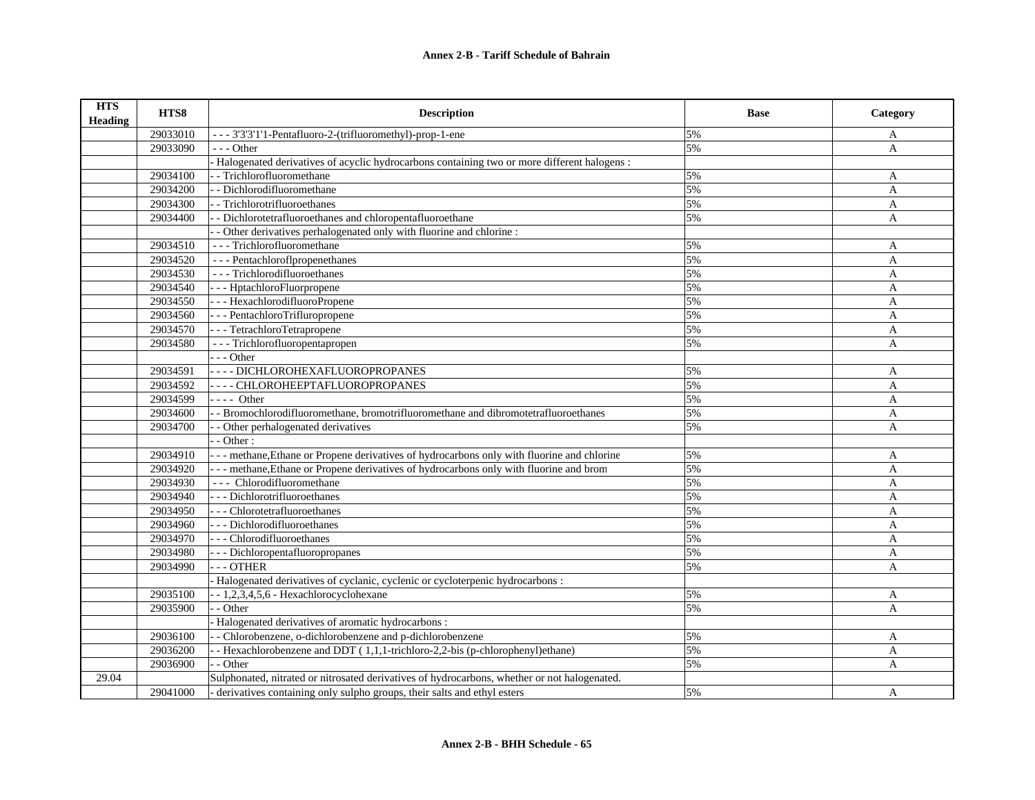**Annex 2-B - Tariff Schedule of Bahrain**

| HTS Heading | HTS8 | Description | Base | Category |
|---|---|---|---|---|
| | 29033010 | - - - 3'3'3'1'1-Pentafluoro-2-(trifluoromethyl)-prop-1-ene | 5% | A |
| | 29033090 | - - - Other | 5% | A |
| | | - Halogenated derivatives of acyclic hydrocarbons containing two or more different halogens : | | |
| | 29034100 | - - Trichlorofluoromethane | 5% | A |
| | 29034200 | - - Dichlorodifluoromethane | 5% | A |
| | 29034300 | - - Trichlorotrifluoroethanes | 5% | A |
| | 29034400 | - - Dichlorotetrafluoroethanes and chloropentafluoroethane | 5% | A |
| | | - - Other derivatives perhalogenated only with fluorine and chlorine : | | |
| | 29034510 | - - - Trichlorofluoromethane | 5% | A |
| | 29034520 | - - - Pentachloroflpropenethanes | 5% | A |
| | 29034530 | - - - Trichlorodifluoroethanes | 5% | A |
| | 29034540 | - - - HptachloroFluorpropene | 5% | A |
| | 29034550 | - - - HexachlorodifluoroPropene | 5% | A |
| | 29034560 | - - - PentachloroTrifluropropene | 5% | A |
| | 29034570 | - - - TetrachloroTetrapropene | 5% | A |
| | 29034580 | - - - Trichlorofluoropentapropen | 5% | A |
| | | - - - Other | | |
| | 29034591 | - - - - DICHLOROHEXAFLUOROPROPANES | 5% | A |
| | 29034592 | - - - - CHLOROHEEPTAFLUOROPROPANES | 5% | A |
| | 29034599 | - - - - Other | 5% | A |
| | 29034600 | - - Bromochlorodifluoromethane, bromotrifluoromethane and dibromotetrafluoroethanes | 5% | A |
| | 29034700 | - - Other perhalogenated derivatives | 5% | A |
| | | - - Other : | | |
| | 29034910 | - - - methane,Ethane or Propene derivatives of hydrocarbons only with fluorine and chlorine | 5% | A |
| | 29034920 | - - - methane,Ethane or Propene derivatives of hydrocarbons only with fluorine and brom | 5% | A |
| | 29034930 | - - - Chlorodifluoromethane | 5% | A |
| | 29034940 | - - - Dichlorotrifluoroethanes | 5% | A |
| | 29034950 | - - - Chlorotetrafluoroethanes | 5% | A |
| | 29034960 | - - - Dichlorodifluoroethanes | 5% | A |
| | 29034970 | - - - Chlorodifluoroethanes | 5% | A |
| | 29034980 | - - - Dichloropentafluoropropanes | 5% | A |
| | 29034990 | - - - OTHER | 5% | A |
| | | - Halogenated derivatives of cyclanic, cyclenic or cycloterpenic hydrocarbons : | | |
| | 29035100 | - - 1,2,3,4,5,6 - Hexachlorocyclohexane | 5% | A |
| | 29035900 | - - Other | 5% | A |
| | | - Halogenated derivatives of aromatic hydrocarbons : | | |
| | 29036100 | - - Chlorobenzene, o-dichlorobenzene and p-dichlorobenzene | 5% | A |
| | 29036200 | - - Hexachlorobenzene and DDT ( 1,1,1-trichloro-2,2-bis (p-chlorophenyl)ethane) | 5% | A |
| | 29036900 | - - Other | 5% | A |
| 29.04 | | Sulphonated, nitrated or nitrosated derivatives of hydrocarbons, whether or not halogenated. | | |
| | 29041000 | - derivatives containing only sulpho groups, their salts and ethyl esters | 5% | A |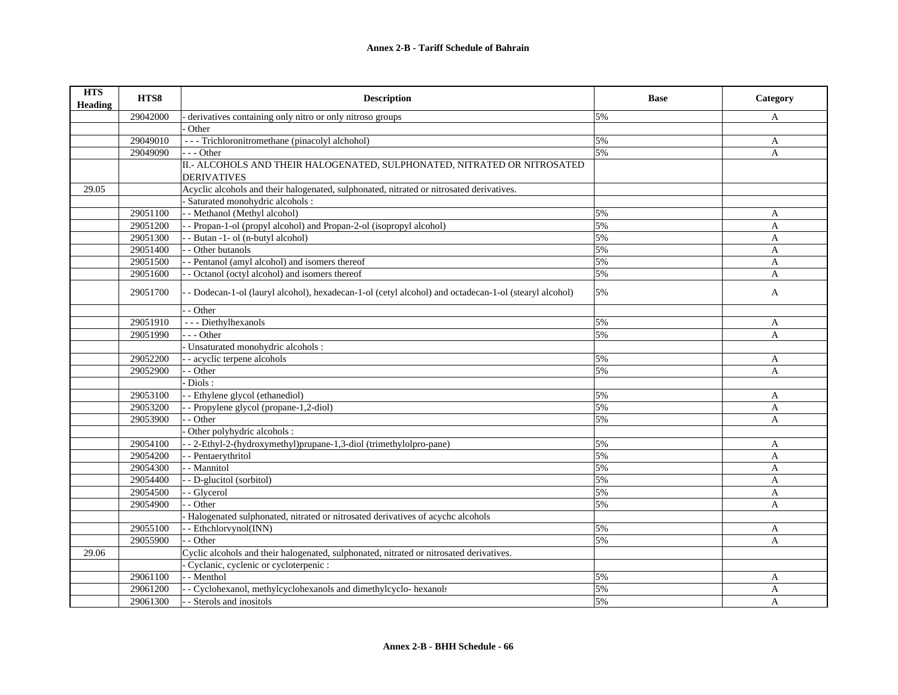| HTS Heading | HTS8 | Description | Base | Category |
|---|---|---|---|---|
| | 29042000 | - derivatives containing only nitro or only nitroso groups | 5% | A |
| | | - Other | | |
| | 29049010 | - - - Trichloronitromethane (pinacolyl alchohol) | 5% | A |
| | 29049090 | - - - Other | 5% | A |
| | | II.- ALCOHOLS AND THEIR HALOGENATED, SULPHONATED, NITRATED OR NITROSATED DERIVATIVES | | |
| 29.05 | | Acyclic alcohols and their halogenated, sulphonated, nitrated or nitrosated derivatives. | | |
| | | - Saturated monohydric alcohols : | | |
| | 29051100 | - - Methanol (Methyl alcohol) | 5% | A |
| | 29051200 | - - Propan-1-ol (propyl alcohol) and Propan-2-ol (isopropyl alcohol) | 5% | A |
| | 29051300 | - - Butan -1- ol (n-butyl alcohol) | 5% | A |
| | 29051400 | - - Other butanols | 5% | A |
| | 29051500 | - - Pentanol (amyl alcohol) and isomers thereof | 5% | A |
| | 29051600 | - - Octanol (octyl alcohol) and isomers thereof | 5% | A |
| | 29051700 | - - Dodecan-1-ol (lauryl alcohol), hexadecan-1-ol (cetyl alcohol) and octadecan-1-ol (stearyl alcohol) | 5% | A |
| | | - - Other | | |
| | 29051910 | - - - Diethylhexanols | 5% | A |
| | 29051990 | - - - Other | 5% | A |
| | | - Unsaturated monohydric alcohols : | | |
| | 29052200 | - - acyclic terpene alcohols | 5% | A |
| | 29052900 | - - Other | 5% | A |
| | | - Diols : | | |
| | 29053100 | - - Ethylene glycol (ethanediol) | 5% | A |
| | 29053200 | - - Propylene glycol (propane-1,2-diol) | 5% | A |
| | 29053900 | - - Other | 5% | A |
| | | - Other polyhydric alcohols : | | |
| | 29054100 | - - 2-Ethyl-2-(hydroxymethyl)prupane-1,3-diol (trimethylolpro-pane) | 5% | A |
| | 29054200 | - - Pentaerythritol | 5% | A |
| | 29054300 | - - Mannitol | 5% | A |
| | 29054400 | - - D-glucitol (sorbitol) | 5% | A |
| | 29054500 | - - Glycerol | 5% | A |
| | 29054900 | - - Other | 5% | A |
| | | - Halogenated sulphonated, nitrated or nitrosated derivatives of acychc alcohols | | |
| | 29055100 | - - Ethchlorvynol(INN) | 5% | A |
| | 29055900 | - - Other | 5% | A |
| 29.06 | | Cyclic alcohols and their halogenated, sulphonated, nitrated or nitrosated derivatives. | | |
| | | - Cyclanic, cyclenic or cycloterpenic : | | |
| | 29061100 | - - Menthol | 5% | A |
| | 29061200 | - - Cyclohexanol, methylcyclohexanols and dimethylcyclo- hexanols | 5% | A |
| | 29061300 | - - Sterols and inositols | 5% | A |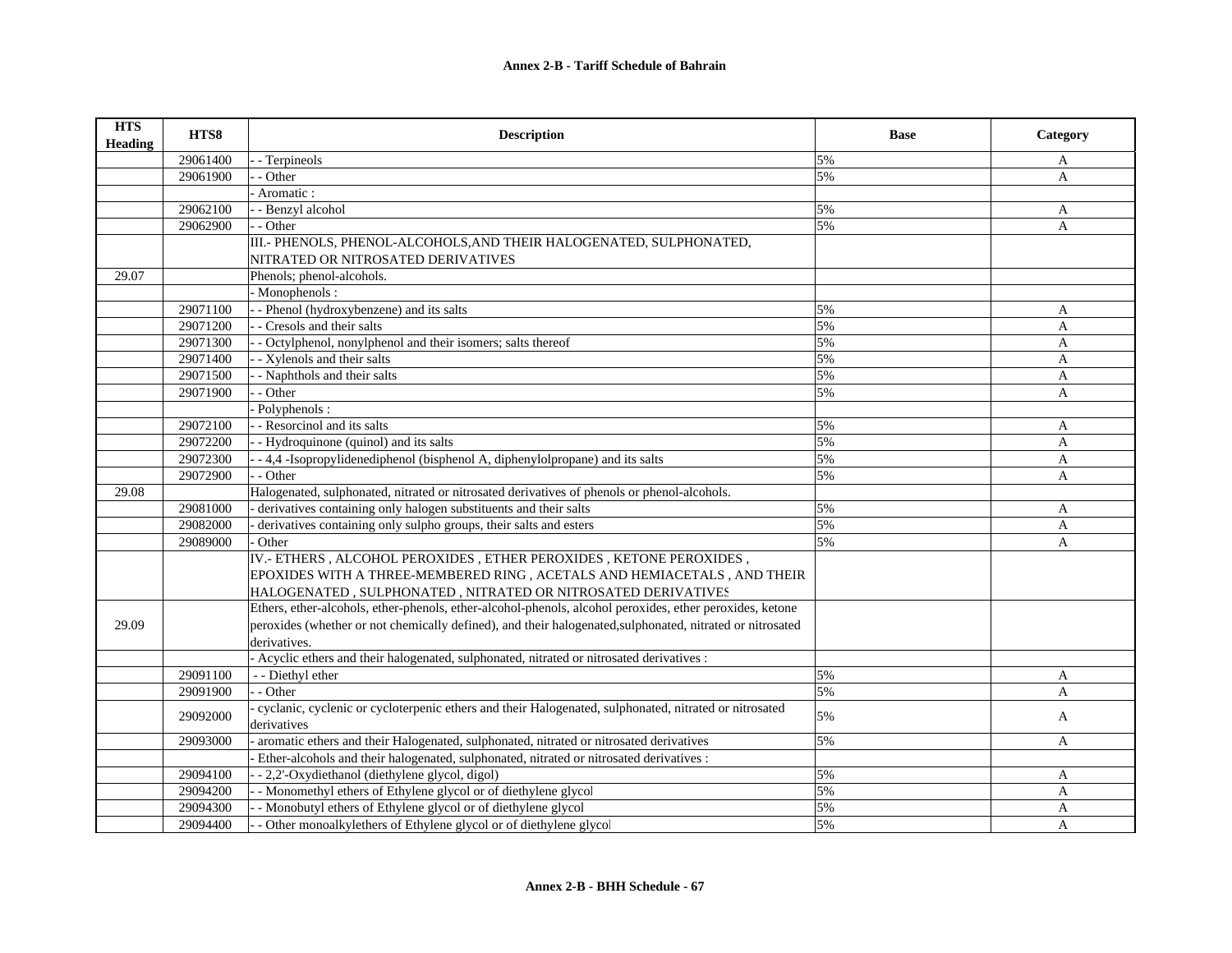**Annex 2-B - Tariff Schedule of Bahrain**

| HTS Heading | HTS8 | Description | Base | Category |
|---|---|---|---|---|
| | 29061400 | - - Terpineols | 5% | A |
| | 29061900 | - - Other | 5% | A |
| | | - Aromatic : | | |
| | 29062100 | - - Benzyl alcohol | 5% | A |
| | 29062900 | - - Other | 5% | A |
| | | III.- PHENOLS, PHENOL-ALCOHOLS,AND THEIR HALOGENATED, SULPHONATED, NITRATED OR NITROSATED DERIVATIVES | | |
| 29.07 | | Phenols; phenol-alcohols. | | |
| | | - Monophenols : | | |
| | 29071100 | - - Phenol (hydroxybenzene) and its salts | 5% | A |
| | 29071200 | - - Cresols and their salts | 5% | A |
| | 29071300 | - - Octylphenol, nonylphenol and their isomers; salts thereof | 5% | A |
| | 29071400 | - - Xylenols and their salts | 5% | A |
| | 29071500 | - - Naphthols and their salts | 5% | A |
| | 29071900 | - - Other | 5% | A |
| | | - Polyphenols : | | |
| | 29072100 | - - Resorcinol and its salts | 5% | A |
| | 29072200 | - - Hydroquinone (quinol) and its salts | 5% | A |
| | 29072300 | - - 4,4 -Isopropylidenediphenol (bisphenol A, diphenylolpropane) and its salts | 5% | A |
| | 29072900 | - - Other | 5% | A |
| 29.08 | | Halogenated, sulphonated, nitrated or nitrosated derivatives of phenols or phenol-alcohols. | | |
| | 29081000 | - derivatives containing only halogen substituents and their salts | 5% | A |
| | 29082000 | - derivatives containing only sulpho groups, their salts and esters | 5% | A |
| | 29089000 | - Other | 5% | A |
| | | IV.- ETHERS , ALCOHOL PEROXIDES , ETHER PEROXIDES , KETONE PEROXIDES , EPOXIDES WITH A THREE-MEMBERED RING , ACETALS AND HEMIACETALS , AND THEIR HALOGENATED , SULPHONATED , NITRATED OR NITROSATED DERIVATIVES | | |
| 29.09 | | Ethers, ether-alcohols, ether-phenols, ether-alcohol-phenols, alcohol peroxides, ether peroxides, ketone peroxides (whether or not chemically defined), and their halogenated,sulphonated, nitrated or nitrosated derivatives. | | |
| | | - Acyclic ethers and their halogenated, sulphonated, nitrated or nitrosated derivatives : | | |
| | 29091100 | - - Diethyl ether | 5% | A |
| | 29091900 | - - Other | 5% | A |
| | 29092000 | - cyclanic, cyclenic or cycloterpenic ethers and their Halogenated, sulphonated, nitrated or nitrosated derivatives | 5% | A |
| | 29093000 | - aromatic ethers and their Halogenated, sulphonated, nitrated or nitrosated derivatives | 5% | A |
| | | - Ether-alcohols and their halogenated, sulphonated, nitrated or nitrosated derivatives : | | |
| | 29094100 | - - 2,2'-Oxydiethanol (diethylene glycol, digol) | 5% | A |
| | 29094200 | - - Monomethyl ethers of Ethylene glycol or of diethylene glycol | 5% | A |
| | 29094300 | - - Monobutyl ethers of Ethylene glycol or of diethylene glycol | 5% | A |
| | 29094400 | - - Other monoalkylethers of Ethylene glycol or of diethylene glycol | 5% | A |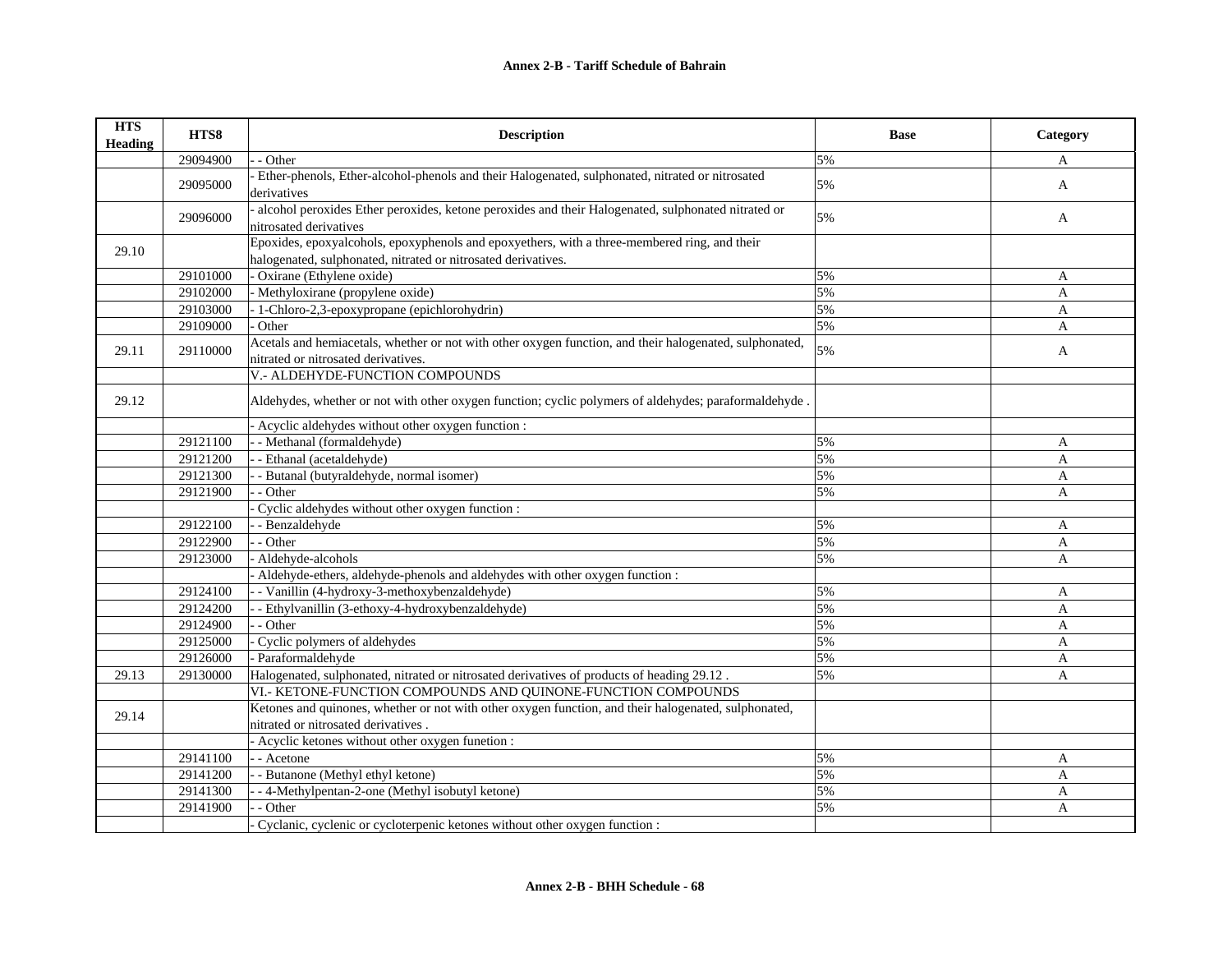| HTS Heading | HTS8 | Description | Base | Category |
|---|---|---|---|---|
| | 29094900 | - - Other | 5% | A |
| | 29095000 | - Ether-phenols, Ether-alcohol-phenols and their Halogenated, sulphonated, nitrated or nitrosated derivatives | 5% | A |
| | 29096000 | - alcohol peroxides Ether peroxides, ketone peroxides and their Halogenated, sulphonated nitrated or nitrosated derivatives | 5% | A |
| 29.10 | | Epoxides, epoxyalcohols, epoxyphenols and epoxyethers, with a three-membered ring, and their halogenated, sulphonated, nitrated or nitrosated derivatives. | | |
| | 29101000 | - Oxirane (Ethylene oxide) | 5% | A |
| | 29102000 | - Methyloxirane (propylene oxide) | 5% | A |
| | 29103000 | - 1-Chloro-2,3-epoxypropane (epichlorohydrin) | 5% | A |
| | 29109000 | - Other | 5% | A |
| 29.11 | 29110000 | Acetals and hemiacetals, whether or not with other oxygen function, and their halogenated, sulphonated, nitrated or nitrosated derivatives. | 5% | A |
| | | V.- ALDEHYDE-FUNCTION COMPOUNDS | | |
| 29.12 | | Aldehydes, whether or not with other oxygen function; cyclic polymers of aldehydes; paraformaldehyde . | | |
| | | - Acyclic aldehydes without other oxygen function : | | |
| | 29121100 | - - Methanal (formaldehyde) | 5% | A |
| | 29121200 | - - Ethanal (acetaldehyde) | 5% | A |
| | 29121300 | - - Butanal (butyraldehyde, normal isomer) | 5% | A |
| | 29121900 | - - Other | 5% | A |
| | | - Cyclic aldehydes without other oxygen function : | | |
| | 29122100 | - - Benzaldehyde | 5% | A |
| | 29122900 | - - Other | 5% | A |
| | 29123000 | - Aldehyde-alcohols | 5% | A |
| | | - Aldehyde-ethers, aldehyde-phenols and aldehydes with other oxygen function : | | |
| | 29124100 | - - Vanillin (4-hydroxy-3-methoxybenzaldehyde) | 5% | A |
| | 29124200 | - - Ethylvanillin (3-ethoxy-4-hydroxybenzaldehyde) | 5% | A |
| | 29124900 | - - Other | 5% | A |
| | 29125000 | - Cyclic polymers of aldehydes | 5% | A |
| | 29126000 | - Paraformaldehyde | 5% | A |
| 29.13 | 29130000 | Halogenated, sulphonated, nitrated or nitrosated derivatives of products of heading 29.12 . | 5% | A |
| | | VI.- KETONE-FUNCTION COMPOUNDS AND QUINONE-FUNCTION COMPOUNDS | | |
| 29.14 | | Ketones and quinones, whether or not with other oxygen function, and their halogenated, sulphonated, nitrated or nitrosated derivatives . | | |
| | | - Acyclic ketones without other oxygen funetion : | | |
| | 29141100 | - - Acetone | 5% | A |
| | 29141200 | - - Butanone (Methyl ethyl ketone) | 5% | A |
| | 29141300 | - - 4-Methylpentan-2-one (Methyl isobutyl ketone) | 5% | A |
| | 29141900 | - - Other | 5% | A |
| | | - Cyclanic, cyclenic or cycloterpenic ketones without other oxygen function : | | |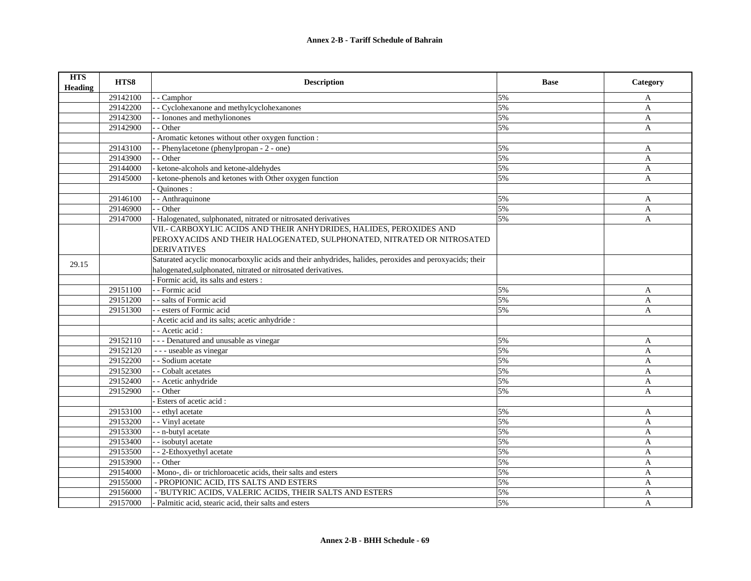| HTS Heading | HTS8 | Description | Base | Category |
|---|---|---|---|---|
| | 29142100 | - - Camphor | 5% | A |
| | 29142200 | - - Cyclohexanone and methylcyclohexanones | 5% | A |
| | 29142300 | - - Ionones and methylionones | 5% | A |
| | 29142900 | - - Other | 5% | A |
| | | - Aromatic ketones without other oxygen function : | | |
| | 29143100 | - - Phenylacetone (phenylpropan - 2 - one) | 5% | A |
| | 29143900 | - - Other | 5% | A |
| | 29144000 | - ketone-alcohols and ketone-aldehydes | 5% | A |
| | 29145000 | - ketone-phenols and ketones with Other oxygen function | 5% | A |
| | | - Quinones : | | |
| | 29146100 | - - Anthraquinone | 5% | A |
| | 29146900 | - - Other | 5% | A |
| | 29147000 | - Halogenated, sulphonated, nitrated or nitrosated derivatives | 5% | A |
| | | VII.- CARBOXYLIC ACIDS AND THEIR ANHYDRIDES, HALIDES, PEROXIDES AND PEROXYACIDS AND THEIR HALOGENATED, SULPHONATED, NITRATED OR NITROSATED DERIVATIVES | | |
| 29.15 | | Saturated acyclic monocarboxylic acids and their anhydrides, halides, peroxides and peroxyacids; their halogenated,sulphonated, nitrated or nitrosated derivatives. | | |
| | | - Formic acid, its salts and esters : | | |
| | 29151100 | - - Formic acid | 5% | A |
| | 29151200 | - - salts of Formic acid | 5% | A |
| | 29151300 | - - esters of Formic acid | 5% | A |
| | | - Acetic acid and its salts; acetic anhydride : | | |
| | | - - Acetic acid : | | |
| | 29152110 | - - - Denatured and unusable as vinegar | 5% | A |
| | 29152120 | - - - useable as vinegar | 5% | A |
| | 29152200 | - - Sodium acetate | 5% | A |
| | 29152300 | - - Cobalt acetates | 5% | A |
| | 29152400 | - - Acetic anhydride | 5% | A |
| | 29152900 | - - Other | 5% | A |
| | | - Esters of acetic acid : | | |
| | 29153100 | - - ethyl acetate | 5% | A |
| | 29153200 | - - Vinyl acetate | 5% | A |
| | 29153300 | - - n-butyl acetate | 5% | A |
| | 29153400 | - - isobutyl acetate | 5% | A |
| | 29153500 | - - 2-Ethoxyethyl acetate | 5% | A |
| | 29153900 | - - Other | 5% | A |
| | 29154000 | - Mono-, di- or trichloroacetic acids, their salts and esters | 5% | A |
| | 29155000 | - PROPIONIC ACID, ITS SALTS AND ESTERS | 5% | A |
| | 29156000 | - 'BUTYRIC ACIDS, VALERIC ACIDS, THEIR SALTS AND ESTERS | 5% | A |
| | 29157000 | - Palmitic acid, stearic acid, their salts and esters | 5% | A |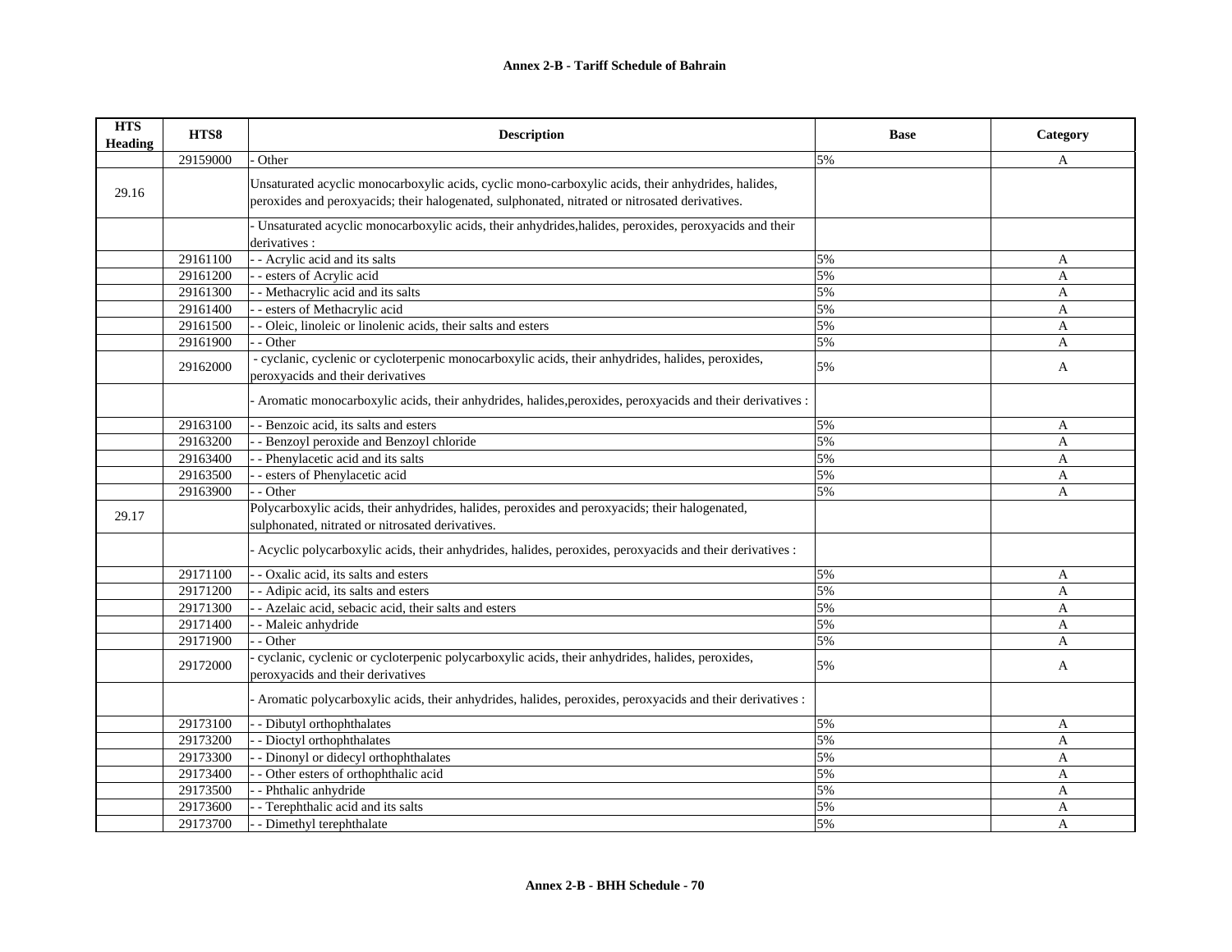| HTS Heading | HTS8 | Description | Base | Category |
|---|---|---|---|---|
| | 29159000 | - Other | 5% | A |
| 29.16 | | Unsaturated acyclic monocarboxylic acids, cyclic mono-carboxylic acids, their anhydrides, halides, peroxides and peroxyacids; their halogenated, sulphonated, nitrated or nitrosated derivatives. | | |
| | | - Unsaturated acyclic monocarboxylic acids, their anhydrides,halides, peroxides, peroxyacids and their derivatives : | | |
| | 29161100 | - - Acrylic acid and its salts | 5% | A |
| | 29161200 | - - esters of Acrylic acid | 5% | A |
| | 29161300 | - - Methacrylic acid and its salts | 5% | A |
| | 29161400 | - - esters of Methacrylic acid | 5% | A |
| | 29161500 | - - Oleic, linoleic or linolenic acids, their salts and esters | 5% | A |
| | 29161900 | - - Other | 5% | A |
| | 29162000 | - cyclanic, cyclenic or cycloterpenic monocarboxylic acids, their anhydrides, halides, peroxides, peroxyacids and their derivatives | 5% | A |
| | | - Aromatic monocarboxylic acids, their anhydrides, halides,peroxides, peroxyacids and their derivatives : | | |
| | 29163100 | - - Benzoic acid, its salts and esters | 5% | A |
| | 29163200 | - - Benzoyl peroxide and Benzoyl chloride | 5% | A |
| | 29163400 | - - Phenylacetic acid and its salts | 5% | A |
| | 29163500 | - - esters of Phenylacetic acid | 5% | A |
| | 29163900 | - - Other | 5% | A |
| 29.17 | | Polycarboxylic acids, their anhydrides, halides, peroxides and peroxyacids; their halogenated, sulphonated, nitrated or nitrosated derivatives. | | |
| | | - Acyclic polycarboxylic acids, their anhydrides, halides, peroxides, peroxyacids and their derivatives : | | |
| | 29171100 | - - Oxalic acid, its salts and esters | 5% | A |
| | 29171200 | - - Adipic acid, its salts and esters | 5% | A |
| | 29171300 | - - Azelaic acid, sebacic acid, their salts and esters | 5% | A |
| | 29171400 | - - Maleic anhydride | 5% | A |
| | 29171900 | - - Other | 5% | A |
| | 29172000 | - cyclanic, cyclenic or cycloterpenic polycarboxylic acids, their anhydrides, halides, peroxides, peroxyacids and their derivatives | 5% | A |
| | | - Aromatic polycarboxylic acids, their anhydrides, halides, peroxides, peroxyacids and their derivatives : | | |
| | 29173100 | - - Dibutyl orthophthalates | 5% | A |
| | 29173200 | - - Dioctyl orthophthalates | 5% | A |
| | 29173300 | - - Dinonyl or didecyl orthophthalates | 5% | A |
| | 29173400 | - - Other esters of orthophthalic acid | 5% | A |
| | 29173500 | - - Phthalic anhydride | 5% | A |
| | 29173600 | - - Terephthalic acid and its salts | 5% | A |
| | 29173700 | - - Dimethyl terephthalate | 5% | A |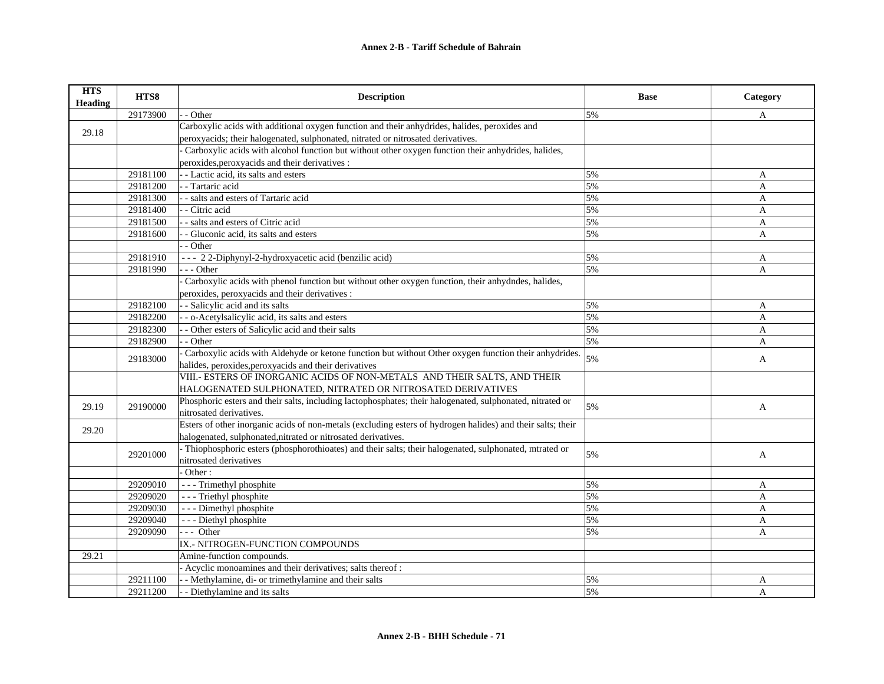# Annex 2-B - Tariff Schedule of Bahrain

| HTS Heading | HTS8 | Description | Base | Category |
|---|---|---|---|---|
| | 29173900 | - - Other | 5% | A |
| 29.18 | | Carboxylic acids with additional oxygen function and their anhydrides, halides, peroxides and peroxyacids; their halogenated, sulphonated, nitrated or nitrosated derivatives. | | |
| | | - Carboxylic acids with alcohol function but without other oxygen function their anhydrides, halides, peroxides,peroxyacids and their derivatives : | | |
| | 29181100 | - - Lactic acid, its salts and esters | 5% | A |
| | 29181200 | - - Tartaric acid | 5% | A |
| | 29181300 | - - salts and esters of Tartaric acid | 5% | A |
| | 29181400 | - - Citric acid | 5% | A |
| | 29181500 | - - salts and esters of Citric acid | 5% | A |
| | 29181600 | - - Gluconic acid, its salts and esters | 5% | A |
| | | - - Other | | |
| | 29181910 | - - - 2 2-Diphynyl-2-hydroxyacetic acid (benzilic acid) | 5% | A |
| | 29181990 | - - - Other | 5% | A |
| | | - Carboxylic acids with phenol function but without other oxygen function, their anhydndes, halides, peroxides, peroxyacids and their derivatives : | | |
| | 29182100 | - - Salicylic acid and its salts | 5% | A |
| | 29182200 | - - o-Acetylsalicylic acid, its salts and esters | 5% | A |
| | 29182300 | - - Other esters of Salicylic acid and their salts | 5% | A |
| | 29182900 | - - Other | 5% | A |
| | 29183000 | - Carboxylic acids with Aldehyde or ketone function but without Other oxygen function their anhydrides. halides, peroxides,peroxyacids and their derivatives | 5% | A |
| | | VIII.- ESTERS OF INORGANIC ACIDS OF NON-METALS AND THEIR SALTS, AND THEIR HALOGENATED SULPHONATED, NITRATED OR NITROSATED DERIVATIVES | | |
| 29.19 | 29190000 | Phosphoric esters and their salts, including lactophosphates; their halogenated, sulphonated, nitrated or nitrosated derivatives. | 5% | A |
| 29.20 | | Esters of other inorganic acids of non-metals (excluding esters of hydrogen halides) and their salts; their halogenated, sulphonated,nitrated or nitrosated derivatives. | | |
| | 29201000 | - Thiophosphoric esters (phosphorothioates) and their salts; their halogenated, sulphonated, mtrated or nitrosated derivatives | 5% | A |
| | | - Other : | | |
| | 29209010 | - - - Trimethyl phosphite | 5% | A |
| | 29209020 | - - - Triethyl phosphite | 5% | A |
| | 29209030 | - - - Dimethyl phosphite | 5% | A |
| | 29209040 | - - - Diethyl phosphite | 5% | A |
| | 29209090 | - - - Other | 5% | A |
| | | IX.- NITROGEN-FUNCTION COMPOUNDS | | |
| 29.21 | | Amine-function compounds. | | |
| | | - Acyclic monoamines and their derivatives; salts thereof : | | |
| | 29211100 | - - Methylamine, di- or trimethylamine and their salts | 5% | A |
| | 29211200 | - - Diethylamine and its salts | 5% | A |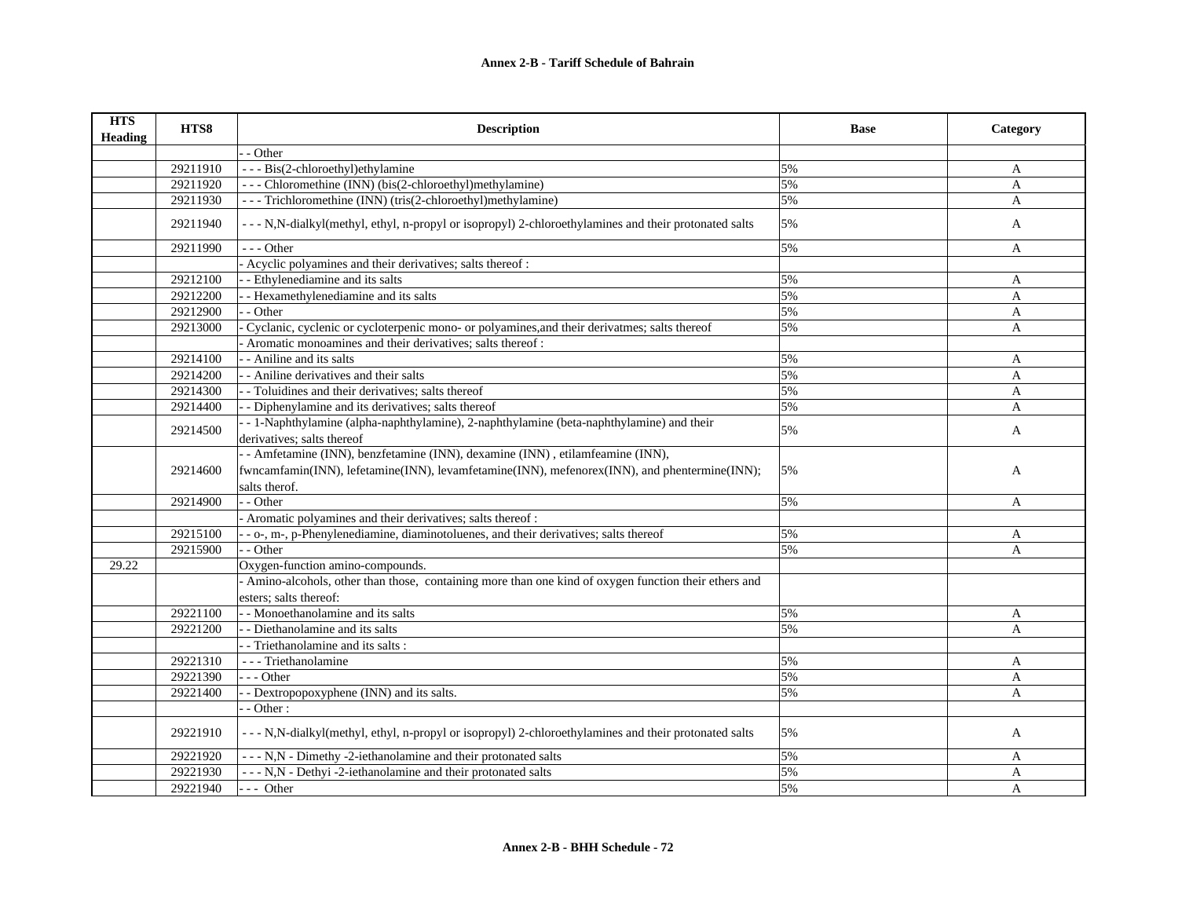**Annex 2-B - Tariff Schedule of Bahrain**

| HTS Heading | HTS8 | Description | Base | Category |
|---|---|---|---|---|
| | | - - Other | | |
| | 29211910 | - - - Bis(2-chloroethyl)ethylamine | 5% | A |
| | 29211920 | - - - Chlormethine (INN) (bis(2-chloroethyl)methylamine) | 5% | A |
| | 29211930 | - - - Trichlormethine (INN) (tris(2-chloroethyl)methylamine) | 5% | A |
| | 29211940 | - - - N,N-dialkyl(methyl, ethyl, n-propyl or isopropyl) 2-chloroethylamines and their protonated salts | 5% | A |
| | 29211990 | - - - Other | 5% | A |
| | | - Acyclic polyamines and their derivatives; salts thereof : | | |
| | 29212100 | - - Ethylenediamine and its salts | 5% | A |
| | 29212200 | - - Hexamethylenediamine and its salts | 5% | A |
| | 29212900 | - - Other | 5% | A |
| | 29213000 | - Cyclanic, cyclenic or cycloterpenic mono- or polyamines,and their derivatmes; salts thereof | 5% | A |
| | | - Aromatic monoamines and their derivatives; salts thereof : | | |
| | 29214100 | - - Aniline and its salts | 5% | A |
| | 29214200 | - - Aniline derivatives and their salts | 5% | A |
| | 29214300 | - - Toluidines and their derivatives; salts thereof | 5% | A |
| | 29214400 | - - Diphenylamine and its derivatives; salts thereof | 5% | A |
| | 29214500 | - - 1-Naphthylamine (alpha-naphthylamine), 2-naphthylamine (beta-naphthylamine) and their derivatives; salts thereof | 5% | A |
| | 29214600 | - - Amfetamine (INN), benzfetamine (INN), dexamine (INN) , etilamfeamine (INN), fwncamfamin(INN), lefetamine(INN), levamfetamine(INN), mefenorex(INN), and phentermine(INN); salts therof. | 5% | A |
| | 29214900 | - - Other | 5% | A |
| | | - Aromatic polyamines and their derivatives; salts thereof : | | |
| | 29215100 | - - o-, m-, p-Phenylenediamine, diaminotoluenes, and their derivatives; salts thereof | 5% | A |
| | 29215900 | - - Other | 5% | A |
| 29.22 | | Oxygen-function amino-compounds. | | |
| | | - Amino-alcohols, other than those, containing more than one kind of oxygen function their ethers and esters; salts thereof: | | |
| | 29221100 | - - Monoethanolamine and its salts | 5% | A |
| | 29221200 | - - Diethanolamine and its salts | 5% | A |
| | | - - Triethanolamine and its salts : | | |
| | 29221310 | - - - Triethanolamine | 5% | A |
| | 29221390 | - - - Other | 5% | A |
| | 29221400 | - - Dextropopoxyphene (INN) and its salts. | 5% | A |
| | | - - Other : | | |
| | 29221910 | - - - N,N-dialkyl(methyl, ethyl, n-propyl or isopropyl) 2-chloroethylamines and their protonated salts | 5% | A |
| | 29221920 | - - - N,N - Dimethy -2-iethanolamine and their protonated salts | 5% | A |
| | 29221930 | - - - N,N - Dethyi -2-iethanolamine and their protonated salts | 5% | A |
| | 29221940 | - - - Other | 5% | A |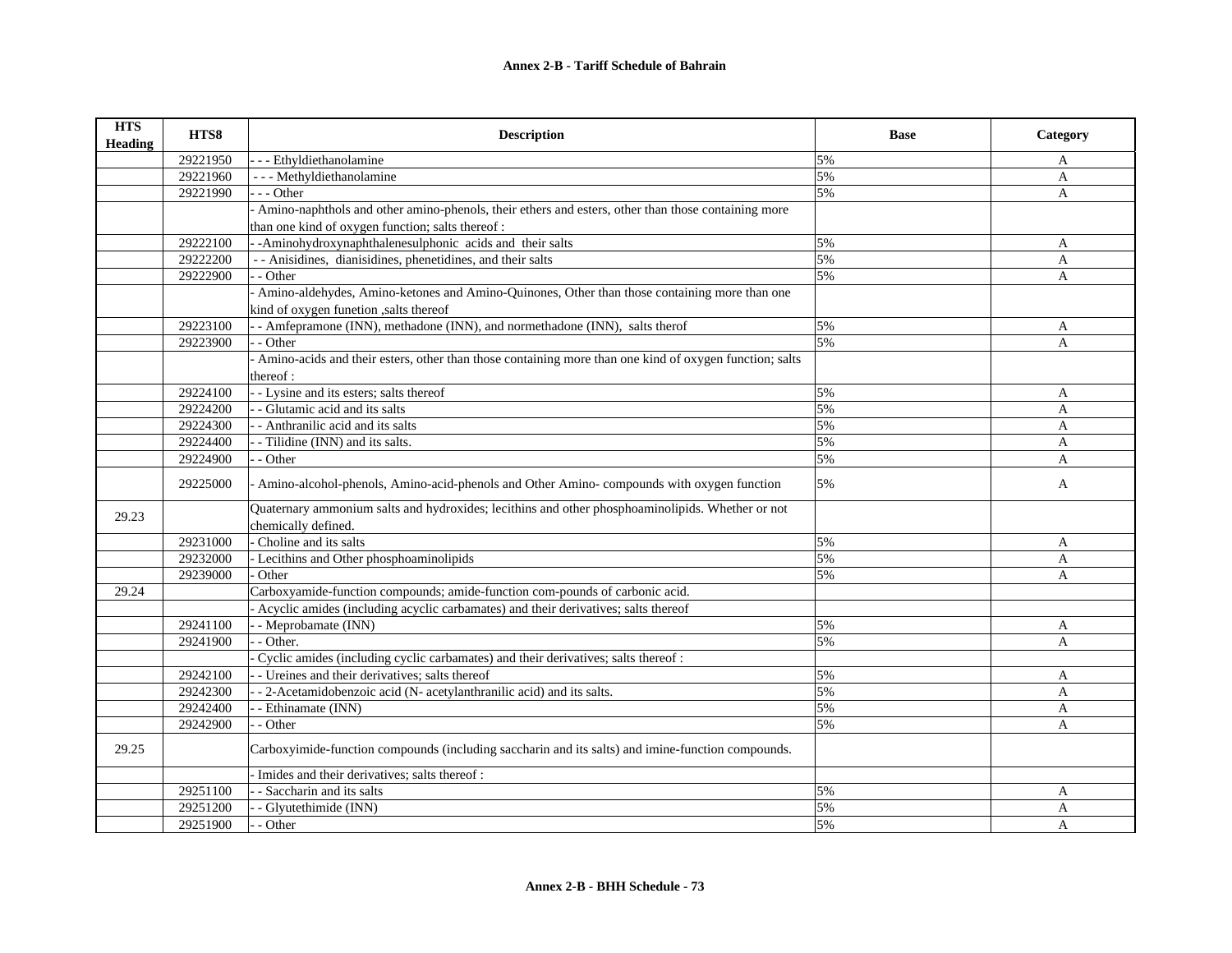**Annex 2-B - Tariff Schedule of Bahrain**

| HTS Heading | HTS8 | Description | Base | Category |
|---|---|---|---|---|
| | 29221950 | - - - Ethyldiethanolamine | 5% | A |
| | 29221960 | - - - Methyldiethanolamine | 5% | A |
| | 29221990 | - - - Other | 5% | A |
| | | - Amino-naphthols and other amino-phenols, their ethers and esters, other than those containing more than one kind of oxygen function; salts thereof : | | |
| | 29222100 | - -Aminohydroxynaphthalenesulphonic acids and their salts | 5% | A |
| | 29222200 | - - Anisidines, dianisidines, phenetidines, and their salts | 5% | A |
| | 29222900 | - - Other | 5% | A |
| | | - Amino-aldehydes, Amino-ketones and Amino-Quinones, Other than those containing more than one kind of oxygen funetion ,salts thereof | | |
| | 29223100 | - - Amfepramone (INN), methadone (INN), and normethadone (INN), salts therof | 5% | A |
| | 29223900 | - - Other | 5% | A |
| | | - Amino-acids and their esters, other than those containing more than one kind of oxygen function; salts thereof : | | |
| | 29224100 | - - Lysine and its esters; salts thereof | 5% | A |
| | 29224200 | - - Glutamic acid and its salts | 5% | A |
| | 29224300 | - - Anthranilic acid and its salts | 5% | A |
| | 29224400 | - - Tilidine (INN) and its salts. | 5% | A |
| | 29224900 | - - Other | 5% | A |
| | 29225000 | - Amino-alcohol-phenols, Amino-acid-phenols and Other Amino- compounds with oxygen function | 5% | A |
| 29.23 | | Quaternary ammonium salts and hydroxides; lecithins and other phosphoaminolipids. Whether or not chemically defined. | | |
| | 29231000 | - Choline and its salts | 5% | A |
| | 29232000 | - Lecithins and Other phosphoaminolipids | 5% | A |
| | 29239000 | - Other | 5% | A |
| 29.24 | | Carboxyamide-function compounds; amide-function com-pounds of carbonic acid. | | |
| | | - Acyclic amides (including acyclic carbamates) and their derivatives; salts thereof | | |
| | 29241100 | - - Meprobamate (INN) | 5% | A |
| | 29241900 | - - Other. | 5% | A |
| | | - Cyclic amides (including cyclic carbamates) and their derivatives; salts thereof : | | |
| | 29242100 | - - Ureines and their derivatives; salts thereof | 5% | A |
| | 29242300 | - - 2-Acetamidobenzoic acid (N- acetylanthranilic acid) and its salts. | 5% | A |
| | 29242400 | - - Ethinamate (INN) | 5% | A |
| | 29242900 | - - Other | 5% | A |
| 29.25 | | Carboxyimide-function compounds (including saccharin and its salts) and imine-function compounds. | | |
| | | - Imides and their derivatives; salts thereof : | | |
| | 29251100 | - - Saccharin and its salts | 5% | A |
| | 29251200 | - - Glyutethimide (INN) | 5% | A |
| | 29251900 | - - Other | 5% | A |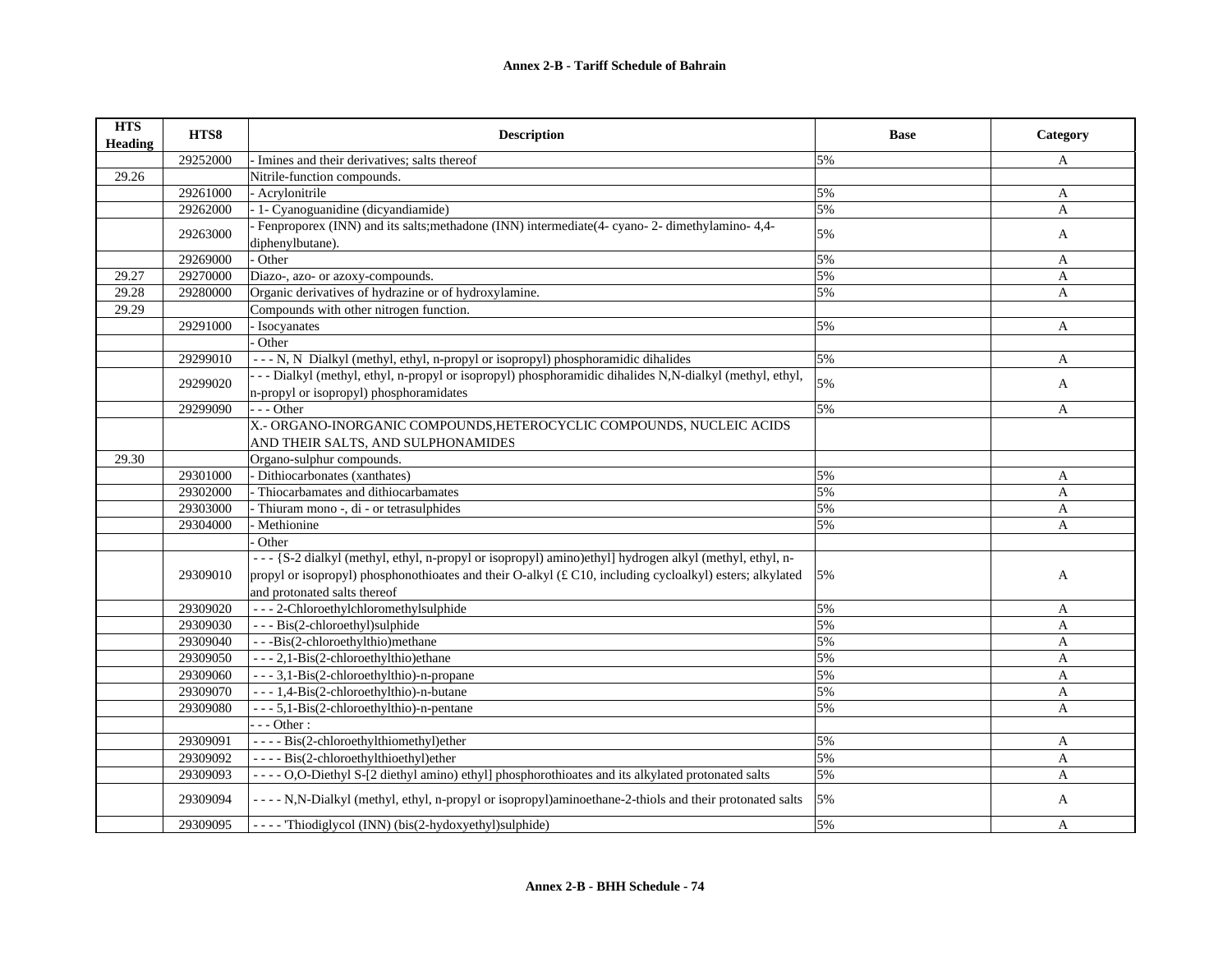| HTS Heading | HTS8 | Description | Base | Category |
|---|---|---|---|---|
| | 29252000 | - Imines and their derivatives; salts thereof | 5% | A |
| 29.26 | | Nitrile-function compounds. | | |
| | 29261000 | - Acrylonitrile | 5% | A |
| | 29262000 | - 1- Cyanoguanidine (dicyandiamide) | 5% | A |
| | 29263000 | - Fenproporex (INN) and its salts;methadone (INN) intermediate(4- cyano- 2- dimethylamino- 4,4-diphenylbutane). | 5% | A |
| | 29269000 | - Other | 5% | A |
| 29.27 | 29270000 | Diazo-, azo- or azoxy-compounds. | 5% | A |
| 29.28 | 29280000 | Organic derivatives of hydrazine or of hydroxylamine. | 5% | A |
| 29.29 | | Compounds with other nitrogen function. | | |
| | 29291000 | - Isocyanates | 5% | A |
| | | - Other | | |
| | 29299010 | - - - N, N Dialkyl (methyl, ethyl, n-propyl or isopropyl) phosphoramidic dihalides | 5% | A |
| | 29299020 | - - - Dialkyl (methyl, ethyl, n-propyl or isopropyl) phosphoramidic dihalides N,N-dialkyl (methyl, ethyl, n-propyl or isopropyl) phosphoramidates | 5% | A |
| | 29299090 | - - - Other | 5% | A |
| | | X.- ORGANO-INORGANIC COMPOUNDS,HETEROCYCLIC COMPOUNDS, NUCLEIC ACIDS AND THEIR SALTS, AND SULPHONAMIDES | | |
| 29.30 | | Organo-sulphur compounds. | | |
| | 29301000 | - Dithiocarbonates (xanthates) | 5% | A |
| | 29302000 | - Thiocarbamates and dithiocarbamates | 5% | A |
| | 29303000 | - Thiuram mono -, di - or tetrasulphides | 5% | A |
| | 29304000 | - Methionine | 5% | A |
| | | - Other | | |
| | 29309010 | - - - {S-2 dialkyl (methyl, ethyl, n-propyl or isopropyl) amino)ethyl] hydrogen alkyl (methyl, ethyl, n-propyl or isopropyl) phosphonothioates and their O-alkyl (£ C10, including cycloalkyl) esters; alkylated and protonated salts thereof | 5% | A |
| | 29309020 | - - - 2-Chloroethylchloromethylsulphide | 5% | A |
| | 29309030 | - - - Bis(2-chloroethyl)sulphide | 5% | A |
| | 29309040 | - - -Bis(2-chloroethylthio)methane | 5% | A |
| | 29309050 | - - - 2,1-Bis(2-chloroethylthio)ethane | 5% | A |
| | 29309060 | - - - 3,1-Bis(2-chloroethylthio)-n-propane | 5% | A |
| | 29309070 | - - - 1,4-Bis(2-chloroethylthio)-n-butane | 5% | A |
| | 29309080 | - - - 5,1-Bis(2-chloroethylthio)-n-pentane | 5% | A |
| | | - - - Other : | | |
| | 29309091 | - - - - Bis(2-chloroethylthiomethyl)ether | 5% | A |
| | 29309092 | - - - - Bis(2-chloroethylthioethyl)ether | 5% | A |
| | 29309093 | - - - - O,O-Diethyl S-[2 diethyl amino) ethyl] phosphorothioates and its alkylated protonated salts | 5% | A |
| | 29309094 | - - - - N,N-Dialkyl (methyl, ethyl, n-propyl or isopropyl)aminoethane-2-thiols and their protonated salts | 5% | A |
| | 29309095 | - - - - 'Thiodiglycol (INN) (bis(2-hydoxyethyl)sulphide) | 5% | A |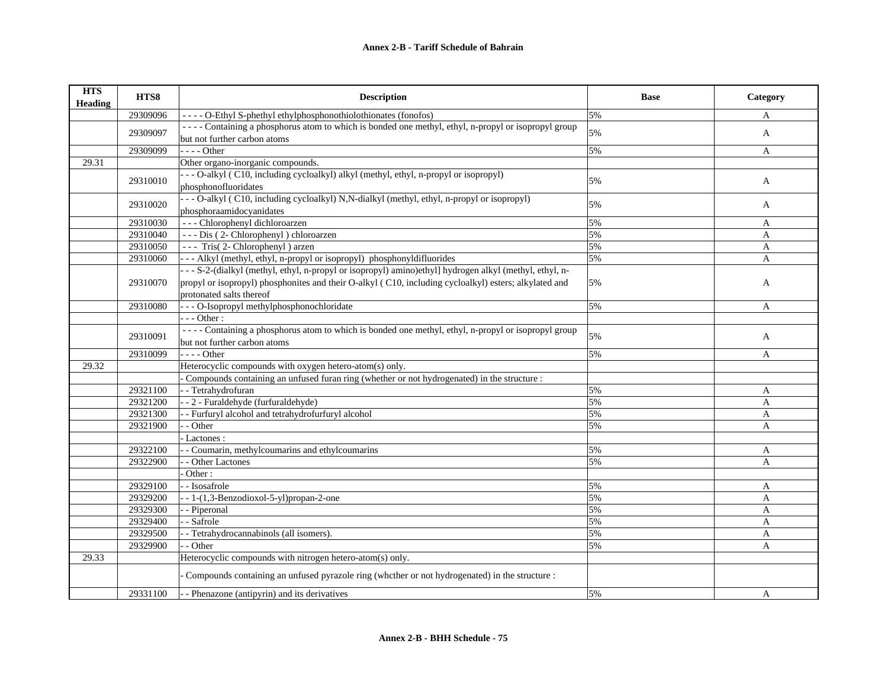**Annex 2-B - Tariff Schedule of Bahrain**

| HTS Heading | HTS8 | Description | Base | Category |
|---|---|---|---|---|
| | 29309096 | - - - - O-Ethyl S-phethyl ethylphosphonothiolothionates (fonofos) | 5% | A |
| | 29309097 | - - - - Containing a phosphorus atom to which is bonded one methyl, ethyl, n-propyl or isopropyl group but not further carbon atoms | 5% | A |
| | 29309099 | - - - - Other | 5% | A |
| 29.31 | | Other organo-inorganic compounds. | | |
| | 29310010 | - - - O-alkyl ( C10, including cycloalkyl) alkyl (methyl, ethyl, n-propyl or isopropyl) phosphonofluoridates | 5% | A |
| | 29310020 | - - - O-alkyl ( C10, including cycloalkyl) N,N-dialkyl (methyl, ethyl, n-propyl or isopropyl) phosphoraamidocyanidates | 5% | A |
| | 29310030 | - - - Chlorophenyl dichloroarzen | 5% | A |
| | 29310040 | - - - Dis ( 2- Chlorophenyl ) chloroarzen | 5% | A |
| | 29310050 | - - - Tris( 2- Chlorophenyl ) arzen | 5% | A |
| | 29310060 | - - - Alkyl (methyl, ethyl, n-propyl or isopropyl) phosphonyldifluorides | 5% | A |
| | 29310070 | - - - S-2-(dialkyl (methyl, ethyl, n-propyl or isopropyl) amino)ethyl] hydrogen alkyl (methyl, ethyl, n-propyl or isopropyl) phosphonites and their O-alkyl ( C10, including cycloalkyl) esters; alkylated and protonated salts thereof | 5% | A |
| | 29310080 | - - - O-Isopropyl methylphosphonochloridate | 5% | A |
| | | - - - Other : | | |
| | 29310091 | - - - - Containing a phosphorus atom to which is bonded one methyl, ethyl, n-propyl or isopropyl group but not further carbon atoms | 5% | A |
| | 29310099 | - - - - Other | 5% | A |
| 29.32 | | Heterocyclic compounds with oxygen hetero-atom(s) only. | | |
| | | - Compounds containing an unfused furan ring (whether or not hydrogenated) in the structure : | | |
| | 29321100 | - - Tetrahydrofuran | 5% | A |
| | 29321200 | - - 2 - Furaldehyde (furfuraldehyde) | 5% | A |
| | 29321300 | - - Furfuryl alcohol and tetrahydrofurfuryl alcohol | 5% | A |
| | 29321900 | - - Other | 5% | A |
| | | - Lactones : | | |
| | 29322100 | - - Coumarin, methylcoumarins and ethylcoumarins | 5% | A |
| | 29322900 | - - Other Lactones | 5% | A |
| | | - Other : | | |
| | 29329100 | - - Isosafrole | 5% | A |
| | 29329200 | - - 1-(1,3-Benzodioxol-5-yl)propan-2-one | 5% | A |
| | 29329300 | - - Piperonal | 5% | A |
| | 29329400 | - - Safrole | 5% | A |
| | 29329500 | - - Tetrahydrocannabinols (all isomers). | 5% | A |
| | 29329900 | - - Other | 5% | A |
| 29.33 | | Heterocyclic compounds with nitrogen hetero-atom(s) only. | | |
| | | - Compounds containing an unfused pyrazole ring (whcther or not hydrogenated) in the structure : | | |
| | 29331100 | - - Phenazone (antipyrin) and its derivatives | 5% | A |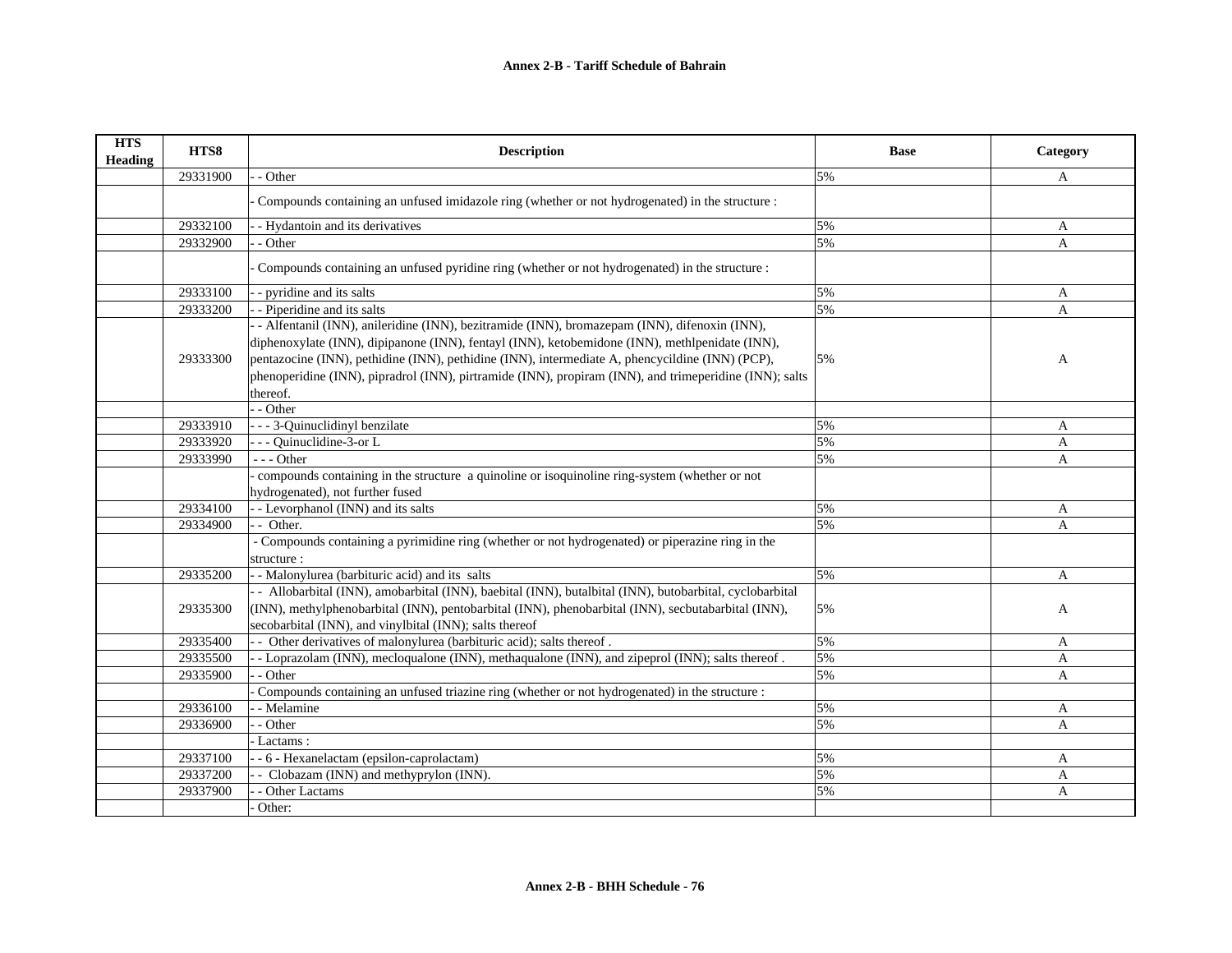| HTS Heading | HTS8 | Description | Base | Category |
|---|---|---|---|---|
| | 29331900 | - - Other | 5% | A |
| | | - Compounds containing an unfused imidazole ring (whether or not hydrogenated) in the structure : | | |
| | 29332100 | - - Hydantoin and its derivatives | 5% | A |
| | 29332900 | - - Other | 5% | A |
| | | - Compounds containing an unfused pyridine ring (whether or not hydrogenated) in the structure : | | |
| | 29333100 | - - pyridine and its salts | 5% | A |
| | 29333200 | - - Piperidine and its salts | 5% | A |
| | 29333300 | - - Alfentanil (INN), anileridine (INN), bezitramide (INN), bromazepam (INN), difenoxin (INN), diphenoxylate (INN), dipipanone (INN), fentayl (INN), ketobemidone (INN), methlpenidate (INN), pentazocine (INN), pethidine (INN), pethidine (INN), intermediate A, phencycildine (INN) (PCP), phenoperidine (INN), pipradrol (INN), pirtramide (INN), propiram (INN), and trimeperidine (INN); salts thereof. | 5% | A |
| | | - - Other | | |
| | 29333910 | - - - 3-Quinuclidinyl benzilate | 5% | A |
| | 29333920 | - - - Quinuclidine-3-or L | 5% | A |
| | 29333990 | - - - Other | 5% | A |
| | | - compounds containing in the structure a quinoline or isoquinoline ring-system (whether or not hydrogenated), not further fused | | |
| | 29334100 | - - Levorphanol (INN) and its salts | 5% | A |
| | 29334900 | - - Other. | 5% | A |
| | | - Compounds containing a pyrimidine ring (whether or not hydrogenated) or piperazine ring in the structure : | | |
| | 29335200 | - - Malonylurea (barbituric acid) and its salts | 5% | A |
| | 29335300 | - - Allobarbital (INN), amobarbital (INN), baebital (INN), butalbital (INN), butobarbital, cyclobarbital (INN), methylphenobarbital (INN), pentobarbital (INN), phenobarbital (INN), secbutabarbital (INN), secobarbital (INN), and vinylbital (INN); salts thereof | 5% | A |
| | 29335400 | - - Other derivatives of malonylurea (barbituric acid); salts thereof . | 5% | A |
| | 29335500 | - - Loprazolam (INN), mecloqualone (INN), methaqualone (INN), and zipeprol (INN); salts thereof . | 5% | A |
| | 29335900 | - - Other | 5% | A |
| | | - Compounds containing an unfused triazine ring (whether or not hydrogenated) in the structure : | | |
| | 29336100 | - - Melamine | 5% | A |
| | 29336900 | - - Other | 5% | A |
| | | - Lactams : | | |
| | 29337100 | - - 6 - Hexanelactam (epsilon-caprolactam) | 5% | A |
| | 29337200 | - - Clobazam (INN) and methyprylon (INN). | 5% | A |
| | 29337900 | - - Other Lactams | 5% | A |
| | | - Other: | | |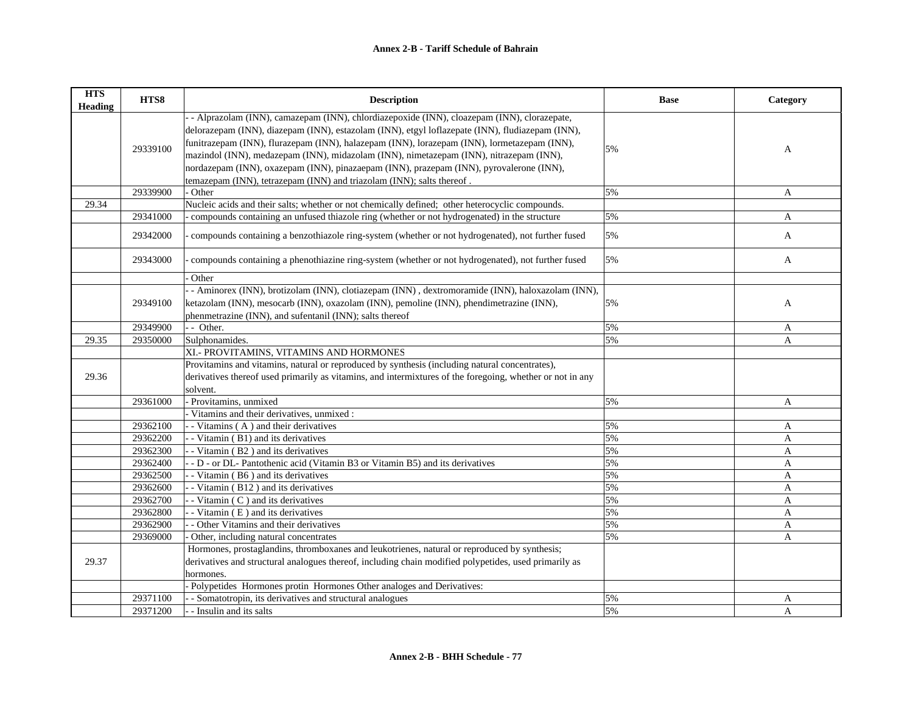| HTS Heading | HTS8 | Description | Base | Category |
|---|---|---|---|---|
| | 29339100 | - - Alprazolam (INN), camazepam (INN), chlordiazepoxide (INN), cloazepam (INN), clorazepate, delorazepam (INN), diazepam (INN), estazolam (INN), etgyl loflazepate (INN), fludiazepam (INN), funitrazepam (INN), flurazepam (INN), halazepam (INN), lorazepam (INN), lormetazepam (INN), mazindol (INN), medazepam (INN), midazolam (INN), nimetazepam (INN), nitrazepam (INN), nordazepam (INN), oxazepam (INN), pinazaepam (INN), prazepam (INN), pyrovalerone (INN), temazepam (INN), tetrazepam (INN) and triazolam (INN); salts thereof . | 5% | A |
| | 29339900 | - Other | 5% | A |
| 29.34 | | Nucleic acids and their salts; whether or not chemically defined; other heterocyclic compounds. | | |
| | 29341000 | - compounds containing an unfused thiazole ring (whether or not hydrogenated) in the structure | 5% | A |
| | 29342000 | - compounds containing a benzothiazole ring-system (whether or not hydrogenated), not further fused | 5% | A |
| | 29343000 | - compounds containing a phenothiazine ring-system (whether or not hydrogenated), not further fused | 5% | A |
| | | - Other | | |
| | 29349100 | - - Aminorex (INN), brotizolam (INN), clotiazepam (INN) , dextromoramide (INN), haloxazolam (INN), ketazolam (INN), mesocarb (INN), oxazolam (INN), pemoline (INN), phendimetrazine (INN), phenmetrazine (INN), and sufentanil (INN); salts thereof | 5% | A |
| | 29349900 | - - Other. | 5% | A |
| 29.35 | 29350000 | Sulphonamides. | 5% | A |
| | | XI.- PROVITAMINS, VITAMINS AND HORMONES | | |
| 29.36 | | Provitamins and vitamins, natural or reproduced by synthesis (including natural concentrates), derivatives thereof used primarily as vitamins, and intermixtures of the foregoing, whether or not in any solvent. | | |
| | 29361000 | - Provitamins, unmixed | 5% | A |
| | | - Vitamins and their derivatives, unmixed : | | |
| | 29362100 | - - Vitamins ( A ) and their derivatives | 5% | A |
| | 29362200 | - - Vitamin ( B1) and its derivatives | 5% | A |
| | 29362300 | - - Vitamin ( B2 ) and its derivatives | 5% | A |
| | 29362400 | - - D - or DL- Pantothenic acid (Vitamin B3 or Vitamin B5) and its derivatives | 5% | A |
| | 29362500 | - - Vitamin ( B6 ) and its derivatives | 5% | A |
| | 29362600 | - - Vitamin ( B12 ) and its derivatives | 5% | A |
| | 29362700 | - - Vitamin ( C ) and its derivatives | 5% | A |
| | 29362800 | - - Vitamin ( E ) and its derivatives | 5% | A |
| | 29362900 | - - Other Vitamins and their derivatives | 5% | A |
| | 29369000 | - Other, including natural concentrates | 5% | A |
| 29.37 | | Hormones, prostaglandins, thromboxanes and leukotrienes, natural or reproduced by synthesis; derivatives and structural analogues thereof, including chain modified polypetides, used primarily as hormones. | | |
| | | - Polypetides Hormones protin Hormones Other analoges and Derivatives: | | |
| | 29371100 | - - Somatotropin, its derivatives and structural analogues | 5% | A |
| | 29371200 | - - Insulin and its salts | 5% | A |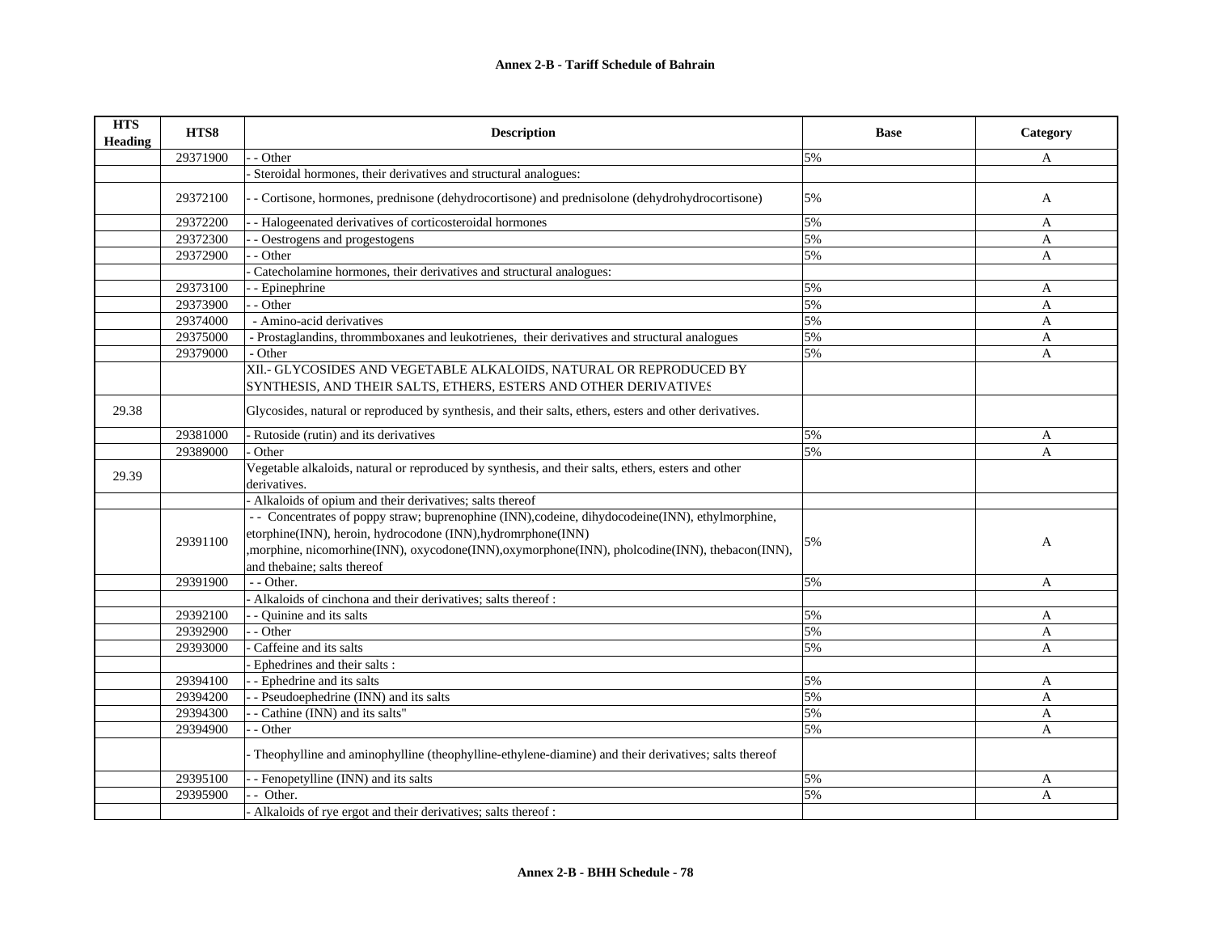# Annex 2-B - Tariff Schedule of Bahrain

| HTS Heading | HTS8 | Description | Base | Category |
|---|---|---|---|---|
| | 29371900 | - - Other | 5% | A |
| | | - Steroidal hormones, their derivatives and structural analogues: | | |
| | 29372100 | - - Cortisone, hormones, prednisone (dehydrocortisone) and prednisolone (dehydrohydrocortisone) | 5% | A |
| | 29372200 | - - Halogeenated derivatives of corticosteroidal hormones | 5% | A |
| | 29372300 | - - Oestrogens and progestogens | 5% | A |
| | 29372900 | - - Other | 5% | A |
| | | - Catecholamine hormones, their derivatives and structural analogues: | | |
| | 29373100 | - - Epinephrine | 5% | A |
| | 29373900 | - - Other | 5% | A |
| | 29374000 | - Amino-acid derivatives | 5% | A |
| | 29375000 | - Prostaglandins, thrommboxanes and leukotrienes, their derivatives and structural analogues | 5% | A |
| | 29379000 | - Other | 5% | A |
| | | XIl.- GLYCOSIDES AND VEGETABLE ALKALOIDS, NATURAL OR REPRODUCED BY SYNTHESIS, AND THEIR SALTS, ETHERS, ESTERS AND OTHER DERIVATIVES | | |
| 29.38 | | Glycosides, natural or reproduced by synthesis, and their salts, ethers, esters and other derivatives. | | |
| | 29381000 | - Rutoside (rutin) and its derivatives | 5% | A |
| | 29389000 | - Other | 5% | A |
| 29.39 | | Vegetable alkaloids, natural or reproduced by synthesis, and their salts, ethers, esters and other derivatives. | | |
| | | - Alkaloids of opium and their derivatives; salts thereof | | |
| | 29391100 | - - Concentrates of poppy straw; buprenophine (INN),codeine, dihydocodeine(INN), ethylmorphine, etorphine(INN), heroin, hydrocodone (INN),hydromrphone(INN) ,morphine, nicomorhine(INN), oxycodone(INN),oxymorphone(INN), pholcodine(INN), thebacon(INN), and thebaine; salts thereof | 5% | A |
| | 29391900 | - - Other. | 5% | A |
| | | - Alkaloids of cinchona and their derivatives; salts thereof : | | |
| | 29392100 | - - Quinine and its salts | 5% | A |
| | 29392900 | - - Other | 5% | A |
| | 29393000 | - Caffeine and its salts | 5% | A |
| | | - Ephedrines and their salts : | | |
| | 29394100 | - - Ephedrine and its salts | 5% | A |
| | 29394200 | - - Pseudoephedrine (INN) and its salts | 5% | A |
| | 29394300 | - - Cathine (INN) and its salts" | 5% | A |
| | 29394900 | - - Other | 5% | A |
| | | - Theophylline and aminophylline (theophylline-ethylene-diamine) and their derivatives; salts thereof | | |
| | 29395100 | - - Fenopetylline (INN) and its salts | 5% | A |
| | 29395900 | - - Other. | 5% | A |
| | | - Alkaloids of rye ergot and their derivatives; salts thereof : | | |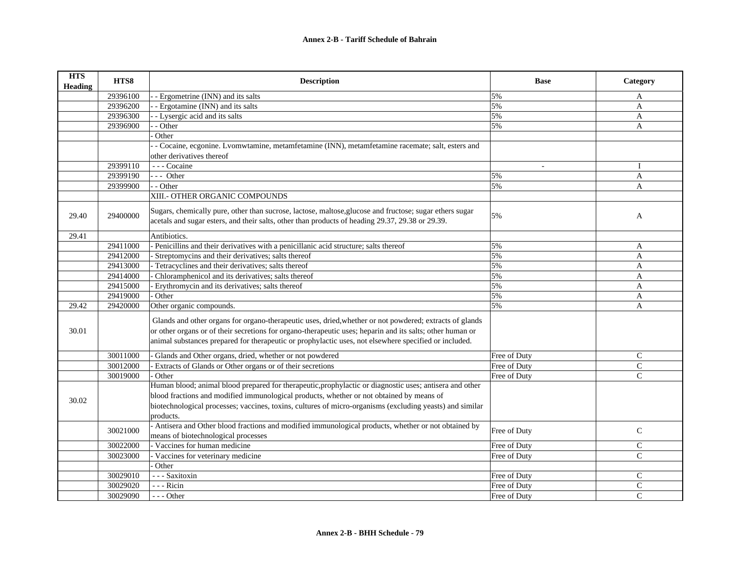**Annex 2-B - Tariff Schedule of Bahrain**

| HTS Heading | HTS8 | Description | Base | Category |
|---|---|---|---|---|
| | 29396100 | - - Ergometrine (INN) and its salts | 5% | A |
| | 29396200 | - - Ergotamine (INN) and its salts | 5% | A |
| | 29396300 | - - Lysergic acid and its salts | 5% | A |
| | 29396900 | - - Other | 5% | A |
| | | - Other | | |
| | | - - Cocaine, ecgonine. Lvomwtamine, metamfetamine (INN), metamfetamine racemate; salt, esters and other derivatives thereof | | |
| | 29399110 | - - - Cocaine | - | I |
| | 29399190 | - - - Other | 5% | A |
| | 29399900 | - - Other | 5% | A |
| | | XIII.- OTHER ORGANIC COMPOUNDS | | |
| 29.40 | 29400000 | Sugars, chemically pure, other than sucrose, lactose, maltose,glucose and fructose; sugar ethers sugar acetals and sugar esters, and their salts, other than products of heading 29.37, 29.38 or 29.39. | 5% | A |
| 29.41 | | Antibiotics. | | |
| | 29411000 | - Penicillins and their derivatives with a penicillanic acid structure; salts thereof | 5% | A |
| | 29412000 | - Streptomycins and their derivatives; salts thereof | 5% | A |
| | 29413000 | - Tetracyclines and their derivatives; salts thereof | 5% | A |
| | 29414000 | - Chloramphenicol and its derivatives; salts thereof | 5% | A |
| | 29415000 | - Erythromycin and its derivatives; salts thereof | 5% | A |
| | 29419000 | - Other | 5% | A |
| 29.42 | 29420000 | Other organic compounds. | 5% | A |
| 30.01 | | Glands and other organs for organo-therapeutic uses, dried,whether or not powdered; extracts of glands or other organs or of their secretions for organo-therapeutic uses; heparin and its salts; other human or animal substances prepared for therapeutic or prophylactic uses, not elsewhere specified or included. | | |
| | 30011000 | - Glands and Other organs, dried, whether or not powdered | Free of Duty | C |
| | 30012000 | - Extracts of Glands or Other organs or of their secretions | Free of Duty | C |
| | 30019000 | - Other | Free of Duty | C |
| 30.02 | | Human blood; animal blood prepared for therapeutic,prophylactic or diagnostic uses; antisera and other blood fractions and modified immunological products, whether or not obtained by means of biotechnological processes; vaccines, toxins, cultures of micro-organisms (excluding yeasts) and similar products. | | |
| | 30021000 | - Antisera and Other blood fractions and modified immunological products, whether or not obtained by means of biotechnological processes | Free of Duty | C |
| | 30022000 | - Vaccines for human medicine | Free of Duty | C |
| | 30023000 | - Vaccines for veterinary medicine | Free of Duty | C |
| | | - Other | | |
| | 30029010 | - - - Saxitoxin | Free of Duty | C |
| | 30029020 | - - - Ricin | Free of Duty | C |
| | 30029090 | - - - Other | Free of Duty | C |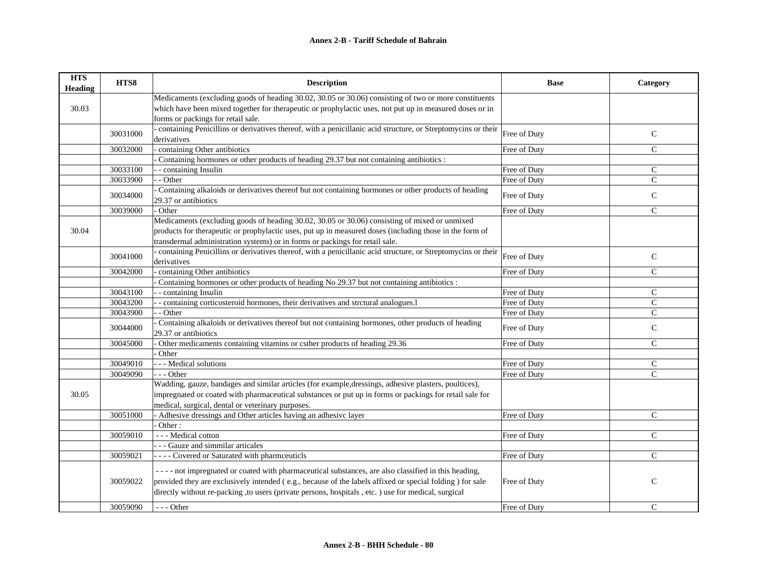| HTS Heading | HTS8 | Description | Base | Category |
|---|---|---|---|---|
| 30.03 | | Medicaments (excluding goods of heading 30.02, 30.05 or 30.06) consisting of two or more constituents which have been mixed together for therapeutic or prophylactic uses, not put up in measured doses or in forms or packings for retail sale. | | |
| | 30031000 | - containing Penicillins or derivatives thereof, with a penicillanic acid structure, or Streptomycins or their derivatives | Free of Duty | C |
| | 30032000 | - containing Other antibiotics | Free of Duty | C |
| | | - Containing hormones or other products of heading 29.37 but not containing antibiotics : | | |
| | 30033100 | - - containing Insulin | Free of Duty | C |
| | 30033900 | - - Other | Free of Duty | C |
| | 30034000 | - Containing alkaloids or derivatives thereof but not containing hormones or other products of heading 29.37 or antibiotics | Free of Duty | C |
| | 30039000 | - Other | Free of Duty | C |
| 30.04 | | Medicaments (excluding goods of heading 30.02, 30.05 or 30.06) consisting of mixed or unmixed products for therapeutic or prophylactic uses, put up in measured doses (including those in the form of transdermal administration systems) or in forms or packings for retail sale. | | |
| | 30041000 | - containing Penicillins or derivatives thereof, with a penicillanic acid structure, or Streptomycins or their derivatives | Free of Duty | C |
| | 30042000 | - containing Other antibiotics | Free of Duty | C |
| | | - Containing hormones or other products of heading No 29.37 but not containing antibiotics : | | |
| | 30043100 | - - containing Insulin | Free of Duty | C |
| | 30043200 | - - containing corticosteroid hormones, their derivatives and strctural analogues.l | Free of Duty | C |
| | 30043900 | - - Other | Free of Duty | C |
| | 30044000 | - Containing alkaloids or derivatives thereof but not containing hormones, other products of heading 29.37 or antibiotics | Free of Duty | C |
| | 30045000 | - Other medicaments containing vitamins or csther products of heading 29.36 | Free of Duty | C |
| | | - Other | | |
| | 30049010 | - - - Medical solutions | Free of Duty | C |
| | 30049090 | - - - Other | Free of Duty | C |
| 30.05 | | Wadding, gauze, bandages and similar articles (for example,dressings, adhesive plasters, poultices), impregnated or coated with pharmaceutical substances or put up in forms or packings for retail sale for medical, surgical, dental or veterinary purposes. | | |
| | 30051000 | - Adhesive dressings and Other articles having an adhesivc layer | Free of Duty | C |
| | | - Other : | | |
| | 30059010 | - - - Medical cotton | Free of Duty | C |
| | | - - - Gauze and simmilar articales | | |
| | 30059021 | - - - - Covered or Saturated with pharmceuticls | Free of Duty | C |
| | 30059022 | - - - - not impregnated or coated with pharmaceutical substances, are also classified in this heading, provided they are exclusively intended ( e.g., because of the labels affixed or special folding ) for sale directly without re-packing ,to users (private persons, hospitals , etc. ) use for medical, surgical | Free of Duty | C |
| | 30059090 | - - - Other | Free of Duty | C |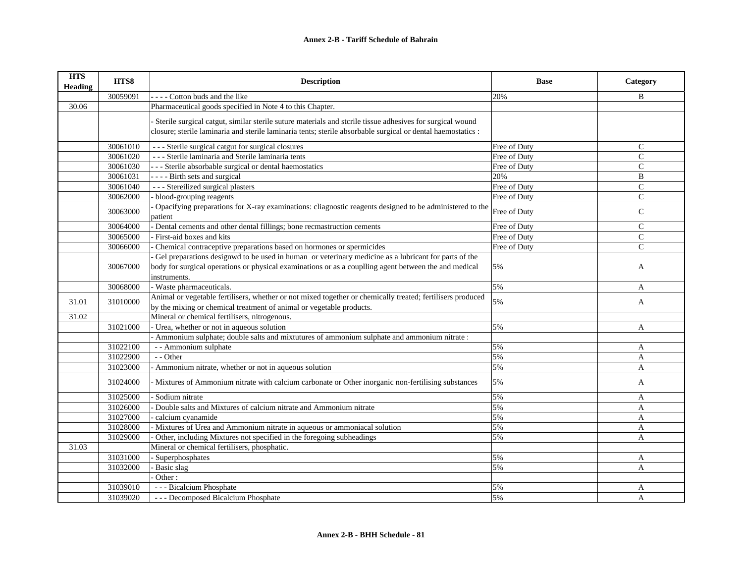**Annex 2-B - Tariff Schedule of Bahrain**

| HTS Heading | HTS8 | Description | Base | Category |
|---|---|---|---|---|
| | 30059091 | - - - - Cotton buds and the like | 20% | B |
| 30.06 | | Pharmaceutical goods specified in Note 4 to this Chapter. | | |
| | | - Sterile surgical catgut, similar sterile suture materials and stcrile tissue adhesives for surgical wound closure; sterile laminaria and sterile laminaria tents; sterile absorbable surgical or dental haemostatics : | | |
| | 30061010 | - - - Sterile surgical catgut for surgical closures | Free of Duty | C |
| | 30061020 | - - - Sterile laminaria and Sterile laminaria tents | Free of Duty | C |
| | 30061030 | - - - Sterile absorbable surgical or dental haemostatics | Free of Duty | C |
| | 30061031 | - - - - Birth sets and surgical | 20% | B |
| | 30061040 | - - - Stereilized surgical plasters | Free of Duty | C |
| | 30062000 | - blood-grouping reagents | Free of Duty | C |
| | 30063000 | - Opacifying preparations for X-ray examinations: cliagnostic reagents designed to be administered to the patient | Free of Duty | C |
| | 30064000 | - Dental cements and other dental fillings; bone recmastruction cements | Free of Duty | C |
| | 30065000 | - First-aid boxes and kits | Free of Duty | C |
| | 30066000 | - Chemical contraceptive preparations based on hormones or spermicides | Free of Duty | C |
| | 30067000 | - Gel preparations designwd to be used in human or veterinary medicine as a lubricant for parts of the body for surgical operations or physical examinations or as a couplling agent between the and medical instruments. | 5% | A |
| | 30068000 | - Waste pharmaceuticals. | 5% | A |
| 31.01 | 31010000 | Animal or vegetable fertilisers, whether or not mixed together or chemically treated; fertilisers produced by the mixing or chemical treatment of animal or vegetable products. | 5% | A |
| 31.02 | | Mineral or chemical fertilisers, nitrogenous. | | |
| | 31021000 | - Urea, whether or not in aqueous solution | 5% | A |
| | | - Ammonium sulphate; double salts and mixtutures of ammonium sulphate and ammonium nitrate : | | |
| | 31022100 | - - Ammonium sulphate | 5% | A |
| | 31022900 | - - Other | 5% | A |
| | 31023000 | - Ammonium nitrate, whether or not in aqueous solution | 5% | A |
| | 31024000 | - Mixtures of Ammonium nitrate with calcium carbonate or Other inorganic non-fertilising substances | 5% | A |
| | 31025000 | - Sodium nitrate | 5% | A |
| | 31026000 | - Double salts and Mixtures of calcium nitrate and Ammonium nitrate | 5% | A |
| | 31027000 | - calcium cyanamide | 5% | A |
| | 31028000 | - Mixtures of Urea and Ammonium nitrate in aqueous or ammoniacal solution | 5% | A |
| | 31029000 | - Other, including Mixtures not specified in the foregoing subheadings | 5% | A |
| 31.03 | | Mineral or chemical fertilisers, phosphatic. | | |
| | 31031000 | - Superphosphates | 5% | A |
| | 31032000 | - Basic slag | 5% | A |
| | | - Other : | | |
| | 31039010 | - - - Bicalcium Phosphate | 5% | A |
| | 31039020 | - - - Decomposed Bicalcium Phosphate | 5% | A |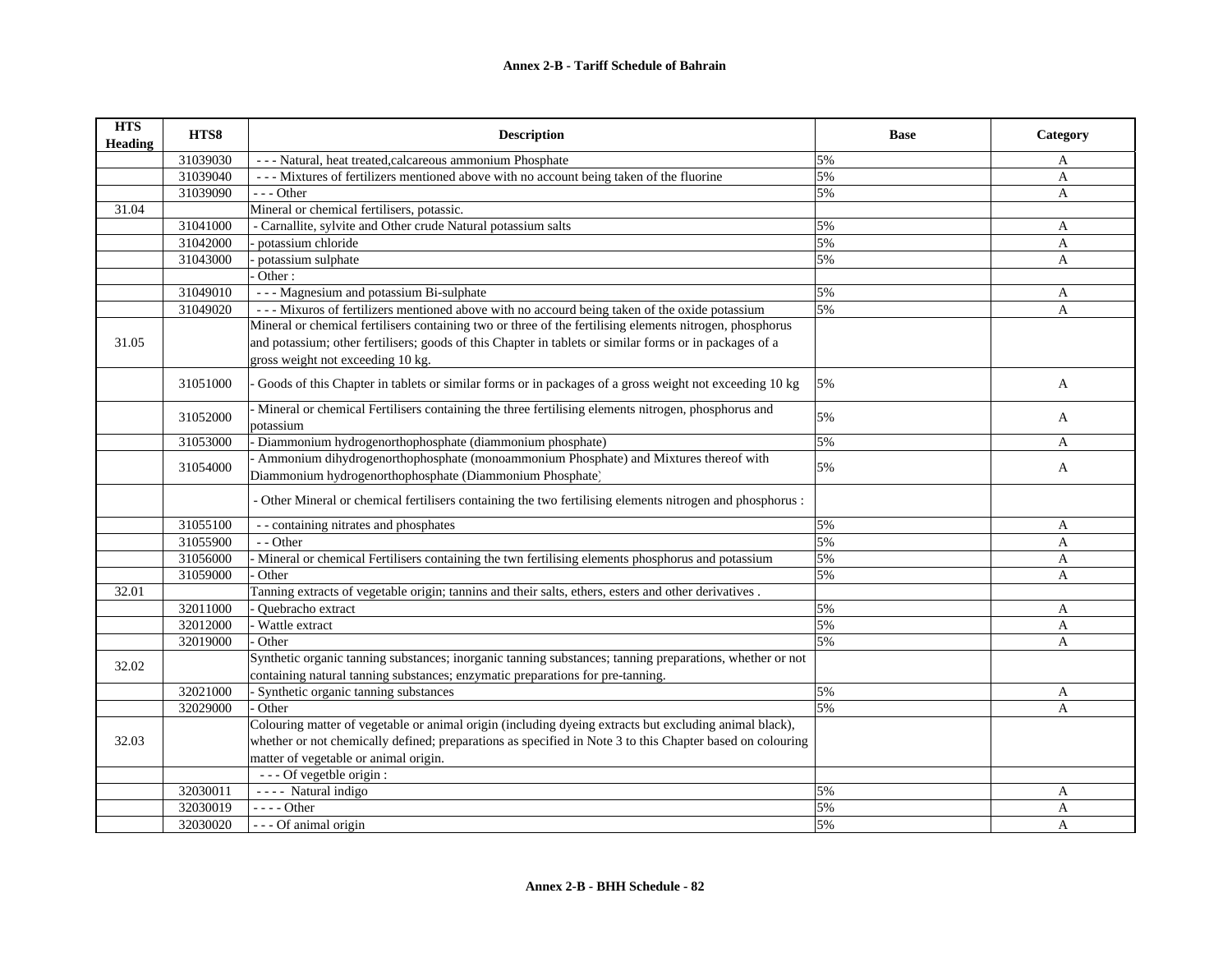| HTS Heading | HTS8 | Description | Base | Category |
|---|---|---|---|---|
| | 31039030 | - - - Natural, heat treated,calcareous ammonium Phosphate | 5% | A |
| | 31039040 | - - - Mixtures of fertilizers mentioned above with no account being taken of the fluorine | 5% | A |
| | 31039090 | - - - Other | 5% | A |
| 31.04 | | Mineral or chemical fertilisers, potassic. | | |
| | 31041000 | - Carnallite, sylvite and Other crude Natural potassium salts | 5% | A |
| | 31042000 | - potassium chloride | 5% | A |
| | 31043000 | - potassium sulphate | 5% | A |
| | | - Other : | | |
| | 31049010 | - - - Magnesium and potassium Bi-sulphate | 5% | A |
| | 31049020 | - - - Mixuros of fertilizers mentioned above with no accourd being taken of the oxide potassium | 5% | A |
| 31.05 | | Mineral or chemical fertilisers containing two or three of the fertilising elements nitrogen, phosphorus and potassium; other fertilisers; goods of this Chapter in tablets or similar forms or in packages of a gross weight not exceeding 10 kg. | | |
| | 31051000 | - Goods of this Chapter in tablets or similar forms or in packages of a gross weight not exceeding 10 kg | 5% | A |
| | 31052000 | - Mineral or chemical Fertilisers containing the three fertilising elements nitrogen, phosphorus and potassium | 5% | A |
| | 31053000 | - Diammonium hydrogenorthophosphate (diammonium phosphate) | 5% | A |
| | 31054000 | - Ammonium dihydrogenorthophosphate (monoammonium Phosphate) and Mixtures thereof with Diammonium hydrogenorthophosphate (Diammonium Phosphate` | 5% | A |
| | | - Other Mineral or chemical fertilisers containing the two fertilising elements nitrogen and phosphorus : | | |
| | 31055100 | - - containing nitrates and phosphates | 5% | A |
| | 31055900 | - - Other | 5% | A |
| | 31056000 | - Mineral or chemical Fertilisers containing the twn fertilising elements phosphorus and potassium | 5% | A |
| | 31059000 | - Other | 5% | A |
| 32.01 | | Tanning extracts of vegetable origin; tannins and their salts, ethers, esters and other derivatives . | | |
| | 32011000 | - Quebracho extract | 5% | A |
| | 32012000 | - Wattle extract | 5% | A |
| | 32019000 | - Other | 5% | A |
| 32.02 | | Synthetic organic tanning substances; inorganic tanning substances; tanning preparations, whether or not containing natural tanning substances; enzymatic preparations for pre-tanning. | | |
| | 32021000 | - Synthetic organic tanning substances | 5% | A |
| | 32029000 | - Other | 5% | A |
| 32.03 | | Colouring matter of vegetable or animal origin (including dyeing extracts but excluding animal black), whether or not chemically defined; preparations as specified in Note 3 to this Chapter based on colouring matter of vegetable or animal origin. | | |
| | | - - - Of vegetble origin : | | |
| | 32030011 | - - - - Natural indigo | 5% | A |
| | 32030019 | - - - - Other | 5% | A |
| | 32030020 | - - - Of animal origin | 5% | A |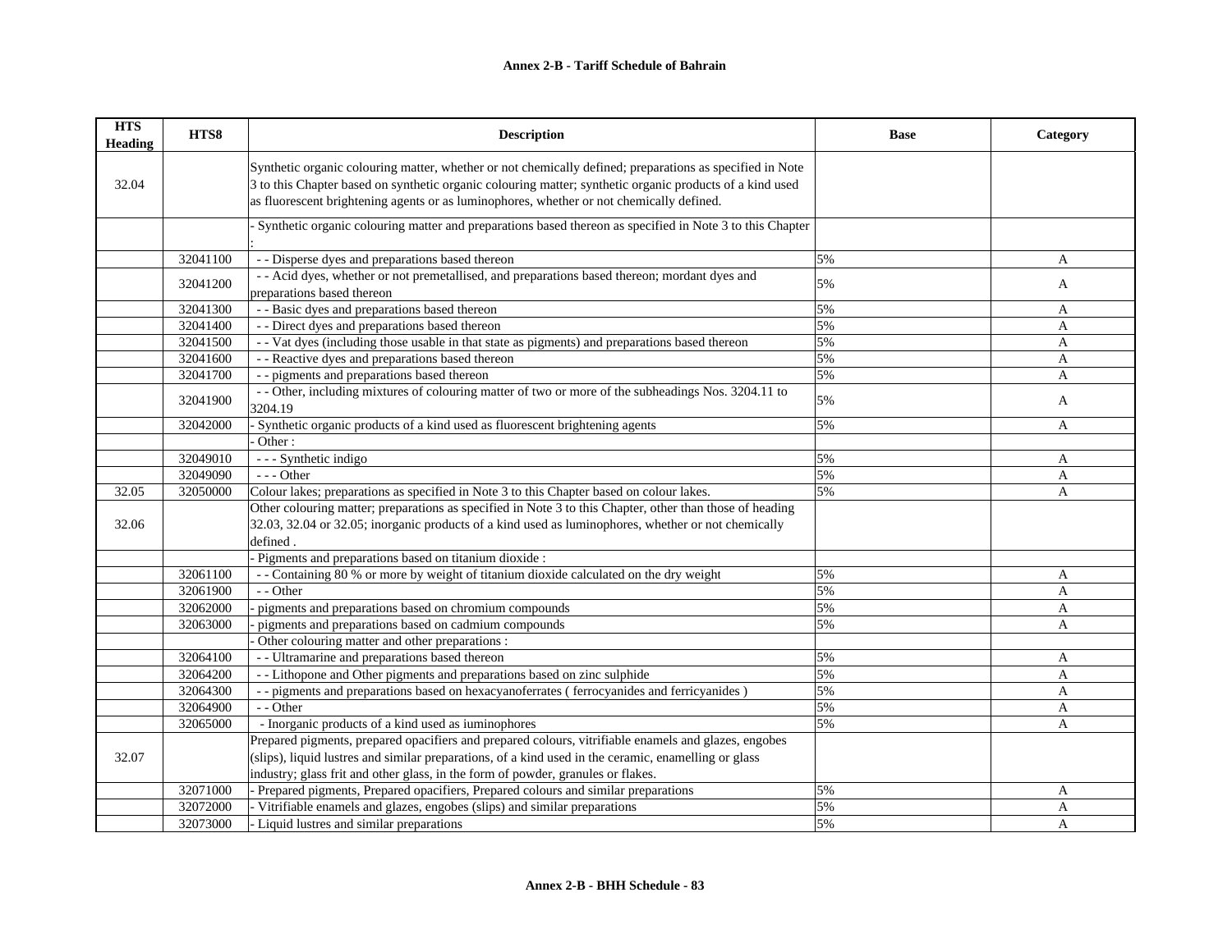| HTS Heading | HTS8 | Description | Base | Category |
|---|---|---|---|---|
| 32.04 | | Synthetic organic colouring matter, whether or not chemically defined; preparations as specified in Note 3 to this Chapter based on synthetic organic colouring matter; synthetic organic products of a kind used as fluorescent brightening agents or as luminophores, whether or not chemically defined. | | |
| | | - Synthetic organic colouring matter and preparations based thereon as specified in Note 3 to this Chapter : | | |
| | 32041100 | - - Disperse dyes and preparations based thereon | 5% | A |
| | 32041200 | - - Acid dyes, whether or not premetallised, and preparations based thereon; mordant dyes and preparations based thereon | 5% | A |
| | 32041300 | - - Basic dyes and preparations based thereon | 5% | A |
| | 32041400 | - - Direct dyes and preparations based thereon | 5% | A |
| | 32041500 | - - Vat dyes (including those usable in that state as pigments) and preparations based thereon | 5% | A |
| | 32041600 | - - Reactive dyes and preparations based thereon | 5% | A |
| | 32041700 | - - pigments and preparations based thereon | 5% | A |
| | 32041900 | - - Other, including mixtures of colouring matter of two or more of the subheadings Nos. 3204.11 to 3204.19 | 5% | A |
| | 32042000 | - Synthetic organic products of a kind used as fluorescent brightening agents | 5% | A |
| | | - Other : | | |
| | 32049010 | - - - Synthetic indigo | 5% | A |
| | 32049090 | - - - Other | 5% | A |
| 32.05 | 32050000 | Colour lakes; preparations as specified in Note 3 to this Chapter based on colour lakes. | 5% | A |
| 32.06 | | Other colouring matter; preparations as specified in Note 3 to this Chapter, other than those of heading 32.03, 32.04 or 32.05; inorganic products of a kind used as luminophores, whether or not chemically defined . | | |
| | | - Pigments and preparations based on titanium dioxide : | | |
| | 32061100 | - - Containing 80 % or more by weight of titanium dioxide calculated on the dry weight | 5% | A |
| | 32061900 | - - Other | 5% | A |
| | 32062000 | - pigments and preparations based on chromium compounds | 5% | A |
| | 32063000 | - pigments and preparations based on cadmium compounds | 5% | A |
| | | - Other colouring matter and other preparations : | | |
| | 32064100 | - - Ultramarine and preparations based thereon | 5% | A |
| | 32064200 | - - Lithopone and Other pigments and preparations based on zinc sulphide | 5% | A |
| | 32064300 | - - pigments and preparations based on hexacyanoferrates ( ferrocyanides and ferricyanides ) | 5% | A |
| | 32064900 | - - Other | 5% | A |
| | 32065000 | - Inorganic products of a kind used as iuminophores | 5% | A |
| 32.07 | | Prepared pigments, prepared opacifiers and prepared colours, vitrifiable enamels and glazes, engobes (slips), liquid lustres and similar preparations, of a kind used in the ceramic, enamelling or glass industry; glass frit and other glass, in the form of powder, granules or flakes. | | |
| | 32071000 | - Prepared pigments, Prepared opacifiers, Prepared colours and similar preparations | 5% | A |
| | 32072000 | - Vitrifiable enamels and glazes, engobes (slips) and similar preparations | 5% | A |
| | 32073000 | - Liquid lustres and similar preparations | 5% | A |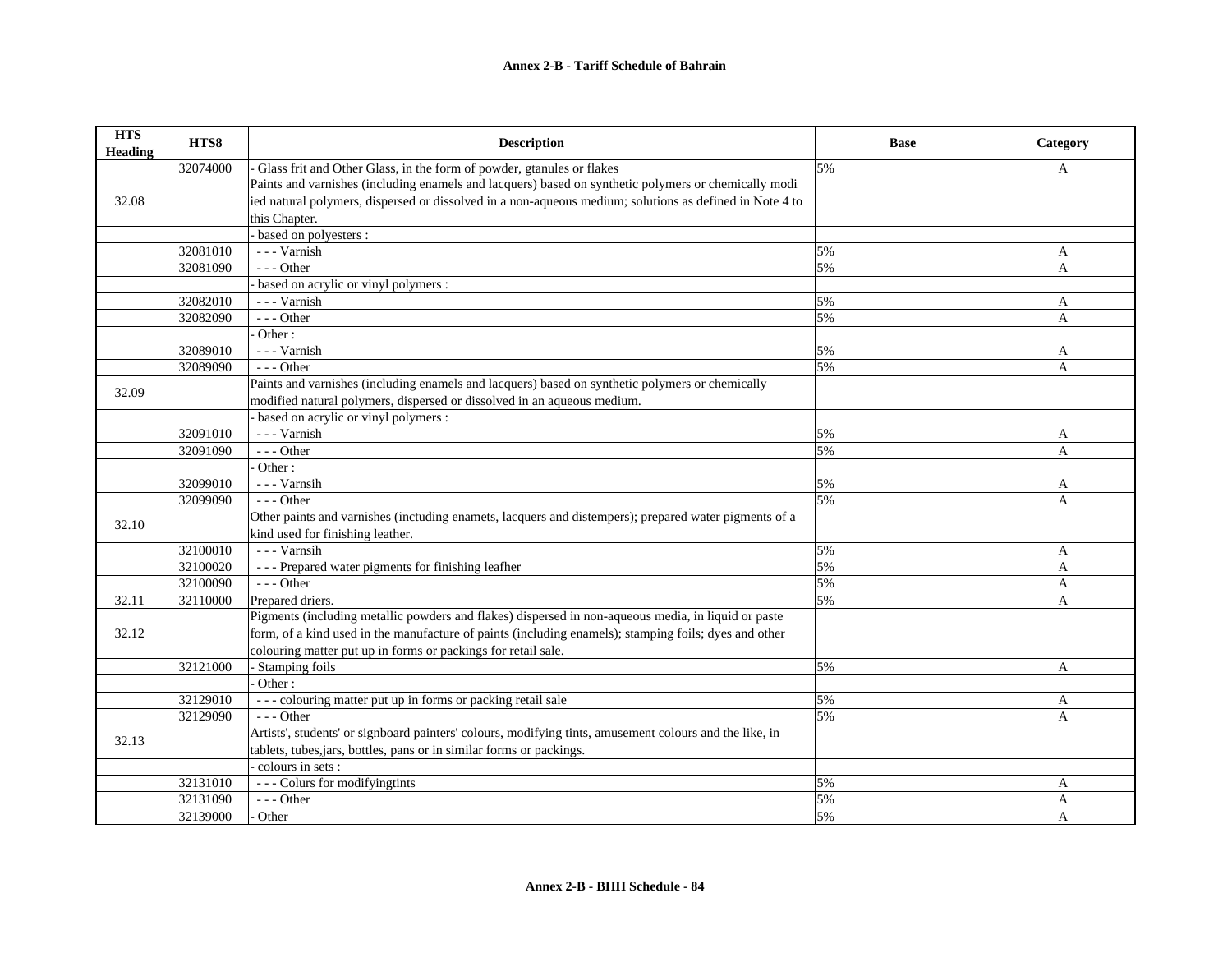| HTS Heading | HTS8 | Description | Base | Category |
|---|---|---|---|---|
| | 32074000 | - Glass frit and Other Glass, in the form of powder, gtanules or flakes | 5% | A |
| 32.08 | | Paints and varnishes (including enamels and lacquers) based on synthetic polymers or chemically modi ied natural polymers, dispersed or dissolved in a non-aqueous medium; solutions as defined in Note 4 to this Chapter. | | |
| | | - based on polyesters : | | |
| | 32081010 | - - - Varnish | 5% | A |
| | 32081090 | - - - Other | 5% | A |
| | | - based on acrylic or vinyl polymers : | | |
| | 32082010 | - - - Varnish | 5% | A |
| | 32082090 | - - - Other | 5% | A |
| | | - Other : | | |
| | 32089010 | - - - Varnish | 5% | A |
| | 32089090 | - - - Other | 5% | A |
| 32.09 | | Paints and varnishes (including enamels and lacquers) based on synthetic polymers or chemically modified natural polymers, dispersed or dissolved in an aqueous medium. | | |
| | | - based on acrylic or vinyl polymers : | | |
| | 32091010 | - - - Varnish | 5% | A |
| | 32091090 | - - - Other | 5% | A |
| | | - Other : | | |
| | 32099010 | - - - Varnsih | 5% | A |
| | 32099090 | - - - Other | 5% | A |
| 32.10 | | Other paints and varnishes (inctuding enamets, lacquers and distempers); prepared water pigments of a kind used for finishing leather. | | |
| | 32100010 | - - - Varnsih | 5% | A |
| | 32100020 | - - - Prepared water pigments for finishing leafher | 5% | A |
| | 32100090 | - - - Other | 5% | A |
| 32.11 | 32110000 | Prepared driers. | 5% | A |
| 32.12 | | Pigments (including metallic powders and flakes) dispersed in non-aqueous media, in liquid or paste form, of a kind used in the manufacture of paints (including enamels); stamping foils; dyes and other colouring matter put up in forms or packings for retail sale. | | |
| | 32121000 | - Stamping foils | 5% | A |
| | | - Other : | | |
| | 32129010 | - - - colouring matter put up in forms or packing retail sale | 5% | A |
| | 32129090 | - - - Other | 5% | A |
| 32.13 | | Artists', students' or signboard painters' colours, modifying tints, amusement colours and the like, in tablets, tubes,jars, bottles, pans or in similar forms or packings. | | |
| | | - colours in sets : | | |
| | 32131010 | - - - Colurs for modifyingtints | 5% | A |
| | 32131090 | - - - Other | 5% | A |
| | 32139000 | - Other | 5% | A |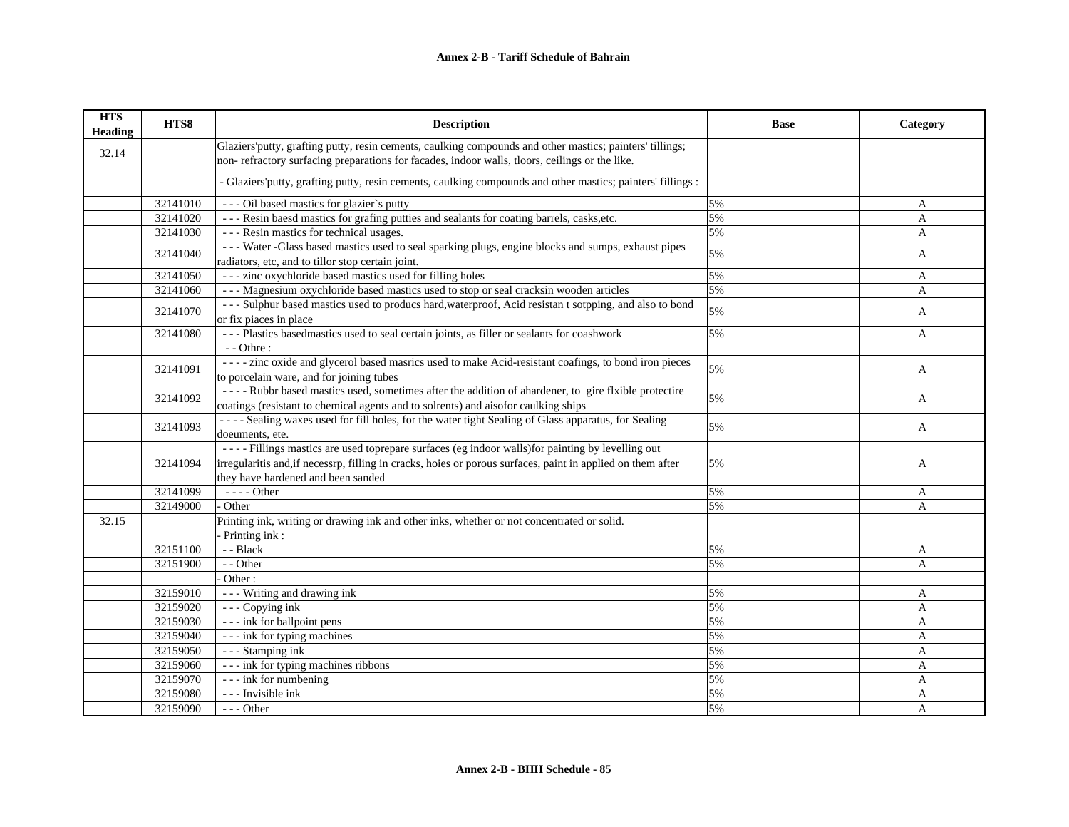**Annex 2-B - Tariff Schedule of Bahrain**

| HTS Heading | HTS8 | Description | Base | Category |
|---|---|---|---|---|
| 32.14 | | Glaziers'putty, grafting putty, resin cements, caulking compounds and other mastics; painters' tillings; non- refractory surfacing preparations for facades, indoor walls, tloors, ceilings or the like. | | |
| | | - Glaziers'putty, grafting putty, resin cements, caulking compounds and other mastics; painters' fillings : | | |
| | 32141010 | - - - Oil based mastics for glazier`s putty | 5% | A |
| | 32141020 | - - - Resin baesd mastics for grafing putties and sealants for coating barrels, casks,etc. | 5% | A |
| | 32141030 | - - - Resin mastics for technical usages. | 5% | A |
| | 32141040 | - - - Water -Glass based mastics used to seal sparking plugs, engine blocks and sumps, exhaust pipes radiators, etc, and to tillor stop certain joint. | 5% | A |
| | 32141050 | - - - zinc oxychloride based mastics used for filling holes | 5% | A |
| | 32141060 | - - - Magnesium oxychloride based mastics used to stop or seal cracksin wooden articles | 5% | A |
| | 32141070 | - - - Sulphur based mastics used to producs hard,waterproof, Acid resistan t sotpping, and also to bond or fix piaces in place | 5% | A |
| | 32141080 | - - - Plastics basedmastics used to seal certain joints, as filler or sealants for coashwork | 5% | A |
| | | - - Othre : | | |
| | 32141091 | - - - - zinc oxide and glycerol based masrics used to make Acid-resistant coafings, to bond iron pieces to porcelain ware, and for joining tubes | 5% | A |
| | 32141092 | - - - - Rubbr based mastics used, sometimes after the addition of ahardener, to gire flxible protectire coatings (resistant to chemical agents and to solrents) and aisofor caulking ships | 5% | A |
| | 32141093 | - - - - Sealing waxes used for fill holes, for the water tight Sealing of Glass apparatus, for Sealing doeuments, ete. | 5% | A |
| | 32141094 | - - - - Fillings mastics are used toprepare surfaces (eg indoor walls)for painting by levelling out irregularitis and,if necessrp, filling in cracks, hoies or porous surfaces, paint in applied on them after they have hardened and been sanded | 5% | A |
| | 32141099 | - - - - Other | 5% | A |
| | 32149000 | - Other | 5% | A |
| 32.15 | | Printing ink, writing or drawing ink and other inks, whether or not concentrated or solid. | | |
| | | - Printing ink : | | |
| | 32151100 | - - Black | 5% | A |
| | 32151900 | - - Other | 5% | A |
| | | - Other : | | |
| | 32159010 | - - - Writing and drawing ink | 5% | A |
| | 32159020 | - - - Copying ink | 5% | A |
| | 32159030 | - - - ink for ballpoint pens | 5% | A |
| | 32159040 | - - - ink for typing machines | 5% | A |
| | 32159050 | - - - Stamping ink | 5% | A |
| | 32159060 | - - - ink for typing machines ribbons | 5% | A |
| | 32159070 | - - - ink for numbening | 5% | A |
| | 32159080 | - - - Invisible ink | 5% | A |
| | 32159090 | - - - Other | 5% | A |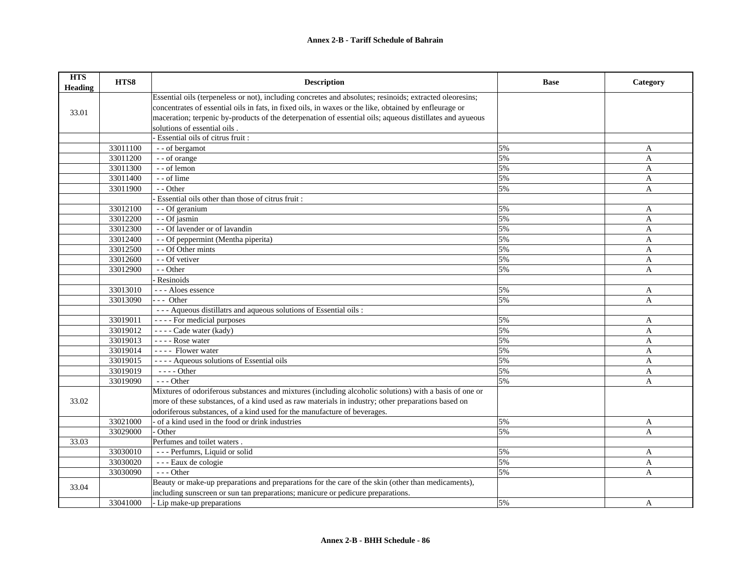**Annex 2-B - Tariff Schedule of Bahrain**

| HTS Heading | HTS8 | Description | Base | Category |
|---|---|---|---|---|
| 33.01 | | Essential oils (terpeneless or not), including concretes and absolutes; resinoids; extracted oleoresins; concentrates of essential oils in fats, in fixed oils, in waxes or the like, obtained by enfleurage or maceration; terpenic by-products of the deterpenation of essential oils; aqueous distillates and ayueous solutions of essential oils . | | |
| | | - Essential oils of citrus fruit : | | |
| | 33011100 | - - of bergamot | 5% | A |
| | 33011200 | - - of orange | 5% | A |
| | 33011300 | - - of lemon | 5% | A |
| | 33011400 | - - of lime | 5% | A |
| | 33011900 | - - Other | 5% | A |
| | | - Essential oils other than those of citrus fruit : | | |
| | 33012100 | - - Of geranium | 5% | A |
| | 33012200 | - - Of jasmin | 5% | A |
| | 33012300 | - - Of lavender or of lavandin | 5% | A |
| | 33012400 | - - Of peppermint (Mentha piperita) | 5% | A |
| | 33012500 | - - Of Other mints | 5% | A |
| | 33012600 | - - Of vetiver | 5% | A |
| | 33012900 | - - Other | 5% | A |
| | | - Resinoids | | |
| | 33013010 | - - - Aloes essence | 5% | A |
| | 33013090 | - - - Other | 5% | A |
| | | - - - Aqueous distillatrs and aqueous solutions of Essential oils : | | |
| | 33019011 | - - - - For medicial purposes | 5% | A |
| | 33019012 | - - - - Cade water (kady) | 5% | A |
| | 33019013 | - - - - Rose water | 5% | A |
| | 33019014 | - - - - Flower water | 5% | A |
| | 33019015 | - - - - Aqueous solutions of Essential oils | 5% | A |
| | 33019019 | - - - - Other | 5% | A |
| | 33019090 | - - - Other | 5% | A |
| 33.02 | | Mixtures of odoriferous substances and mixtures (including alcoholic solutions) with a basis of one or more of these substances, of a kind used as raw materials in industry; other preparations based on odoriferous substances, of a kind used for the manufacture of beverages. | | |
| | 33021000 | - of a kind used in the food or drink industries | 5% | A |
| | 33029000 | - Other | 5% | A |
| 33.03 | | Perfumes and toilet waters . | | |
| | 33030010 | - - - Perfumrs, Liquid or solid | 5% | A |
| | 33030020 | - - - Eaux de cologie | 5% | A |
| | 33030090 | - - - Other | 5% | A |
| 33.04 | | Beauty or make-up preparations and preparations for the care of the skin (other than medicaments), including sunscreen or sun tan preparations; manicure or pedicure preparations. | | |
| | 33041000 | - Lip make-up preparations | 5% | A |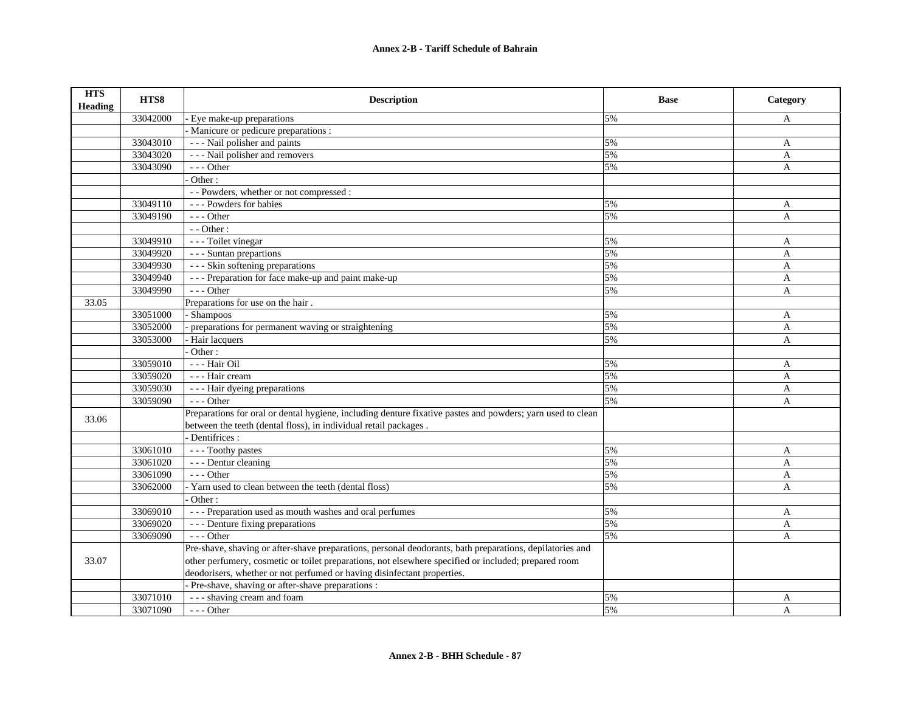**Annex 2-B - Tariff Schedule of Bahrain**

| HTS Heading | HTS8 | Description | Base | Category |
|---|---|---|---|---|
| | 33042000 | - Eye make-up preparations | 5% | A |
| | | - Manicure or pedicure preparations : | | |
| | 33043010 | - - - Nail polisher and paints | 5% | A |
| | 33043020 | - - - Nail polisher and removers | 5% | A |
| | 33043090 | - - - Other | 5% | A |
| | | - Other : | | |
| | | - - Powders, whether or not compressed : | | |
| | 33049110 | - - - Powders for babies | 5% | A |
| | 33049190 | - - - Other | 5% | A |
| | | - - Other : | | |
| | 33049910 | - - - Toilet vinegar | 5% | A |
| | 33049920 | - - - Suntan prepartions | 5% | A |
| | 33049930 | - - - Skin softening preparations | 5% | A |
| | 33049940 | - - - Preparation for face make-up and paint make-up | 5% | A |
| | 33049990 | - - - Other | 5% | A |
| 33.05 | | Preparations for use on the hair . | | |
| | 33051000 | - Shampoos | 5% | A |
| | 33052000 | - preparations for permanent waving or straightening | 5% | A |
| | 33053000 | - Hair lacquers | 5% | A |
| | | - Other : | | |
| | 33059010 | - - - Hair Oil | 5% | A |
| | 33059020 | - - - Hair cream | 5% | A |
| | 33059030 | - - - Hair dyeing preparations | 5% | A |
| | 33059090 | - - - Other | 5% | A |
| 33.06 | | Preparations for oral or dental hygiene, including denture fixative pastes and powders; yarn used to clean between the teeth (dental floss), in individual retail packages . | | |
| | | - Dentifrices : | | |
| | 33061010 | - - - Toothy pastes | 5% | A |
| | 33061020 | - - - Dentur cleaning | 5% | A |
| | 33061090 | - - - Other | 5% | A |
| | 33062000 | - Yarn used to clean between the teeth (dental floss) | 5% | A |
| | | - Other : | | |
| | 33069010 | - - - Preparation used as mouth washes and oral perfumes | 5% | A |
| | 33069020 | - - - Denture fixing preparations | 5% | A |
| | 33069090 | - - - Other | 5% | A |
| 33.07 | | Pre-shave, shaving or after-shave preparations, personal deodorants, bath preparations, depilatories and other perfumery, cosmetic or toilet preparations, not elsewhere specified or included; prepared room deodorisers, whether or not perfumed or having disinfectant properties. | | |
| | | - Pre-shave, shaving or after-shave preparations : | | |
| | 33071010 | - - - shaving cream and foam | 5% | A |
| | 33071090 | - - - Other | 5% | A |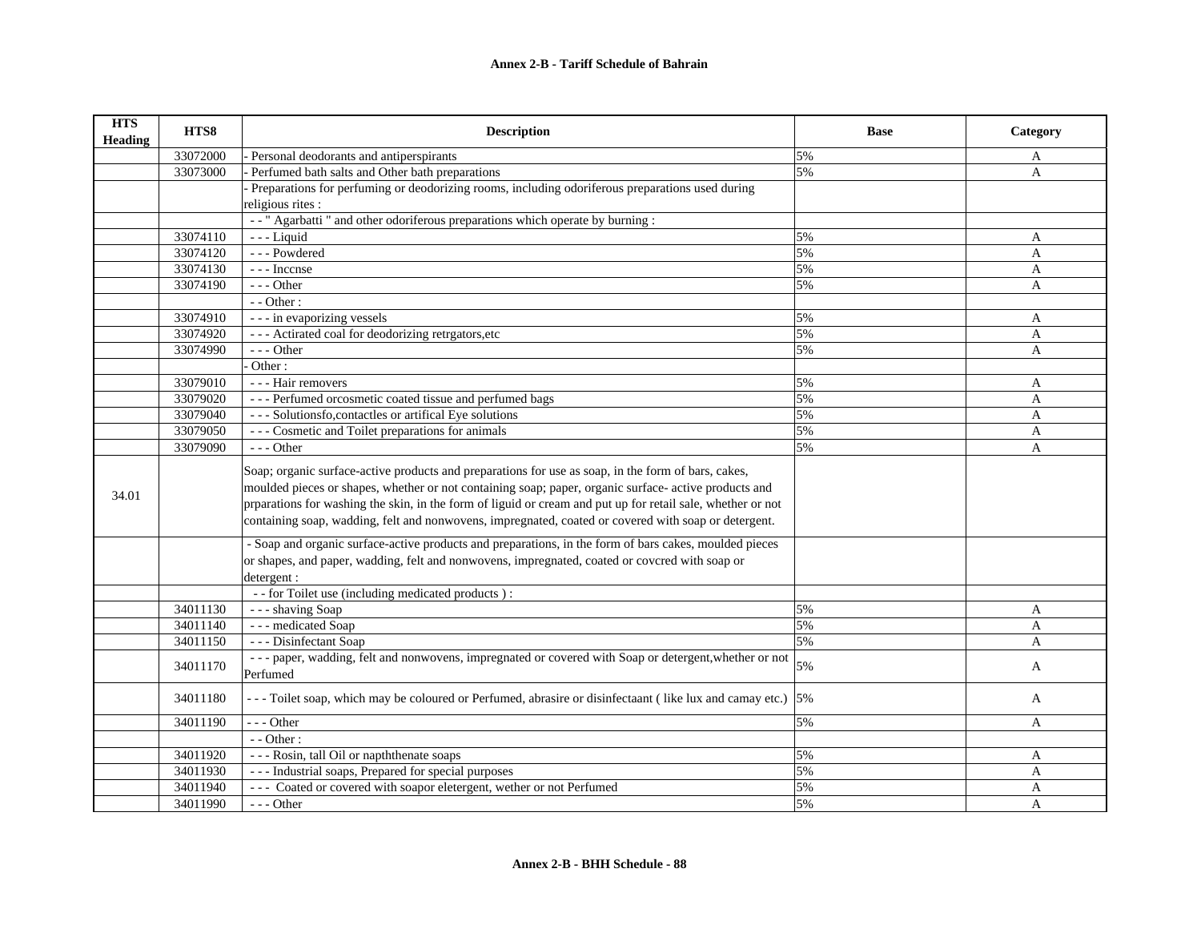| HTS Heading | HTS8 | Description | Base | Category |
|---|---|---|---|---|
| | 33072000 | - Personal deodorants and antiperspirants | 5% | A |
| | 33073000 | - Perfumed bath salts and Other bath preparations | 5% | A |
| | | - Preparations for perfuming or deodorizing rooms, including odoriferous preparations used during religious rites : | | |
| | | - - " Agarbatti " and other odoriferous preparations which operate by burning : | | |
| | 33074110 | - - - Liquid | 5% | A |
| | 33074120 | - - - Powdered | 5% | A |
| | 33074130 | - - - Inccnse | 5% | A |
| | 33074190 | - - - Other | 5% | A |
| | | - - Other : | | |
| | 33074910 | - - - in evaporizing vessels | 5% | A |
| | 33074920 | - - - Actirated coal for deodorizing retrgators,etc | 5% | A |
| | 33074990 | - - - Other | 5% | A |
| | | - Other : | | |
| | 33079010 | - - - Hair removers | 5% | A |
| | 33079020 | - - - Perfumed orcosmetic coated tissue and perfumed bags | 5% | A |
| | 33079040 | - - - Solutionsfo,contactles or artifical Eye solutions | 5% | A |
| | 33079050 | - - - Cosmetic and Toilet preparations for animals | 5% | A |
| | 33079090 | - - - Other | 5% | A |
| 34.01 | | Soap; organic surface-active products and preparations for use as soap, in the form of bars, cakes, moulded pieces or shapes, whether or not containing soap; paper, organic surface- active products and prparations for washing the skin, in the form of liguid or cream and put up for retail sale, whether or not containing soap, wadding, felt and nonwovens, impregnated, coated or covered with soap or detergent. | | |
| | | - Soap and organic surface-active products and preparations, in the form of bars cakes, moulded pieces or shapes, and paper, wadding, felt and nonwovens, impregnated, coated or covcred with soap or detergent : | | |
| | | - - for Toilet use (including medicated products ) : | | |
| | 34011130 | - - - shaving Soap | 5% | A |
| | 34011140 | - - - medicated Soap | 5% | A |
| | 34011150 | - - - Disinfectant Soap | 5% | A |
| | 34011170 | - - - paper, wadding, felt and nonwovens, impregnated or covered with Soap or detergent,whether or not Perfumed | 5% | A |
| | 34011180 | - - - Toilet soap, which may be coloured or Perfumed, abrasire or disinfectaant ( like lux and camay etc.) | 5% | A |
| | 34011190 | - - - Other | 5% | A |
| | | - - Other : | | |
| | 34011920 | - - - Rosin, tall Oil or napththenate soaps | 5% | A |
| | 34011930 | - - - Industrial soaps, Prepared for special purposes | 5% | A |
| | 34011940 | - - - Coated or covered with soapor eletergent, wether or not Perfumed | 5% | A |
| | 34011990 | - - - Other | 5% | A |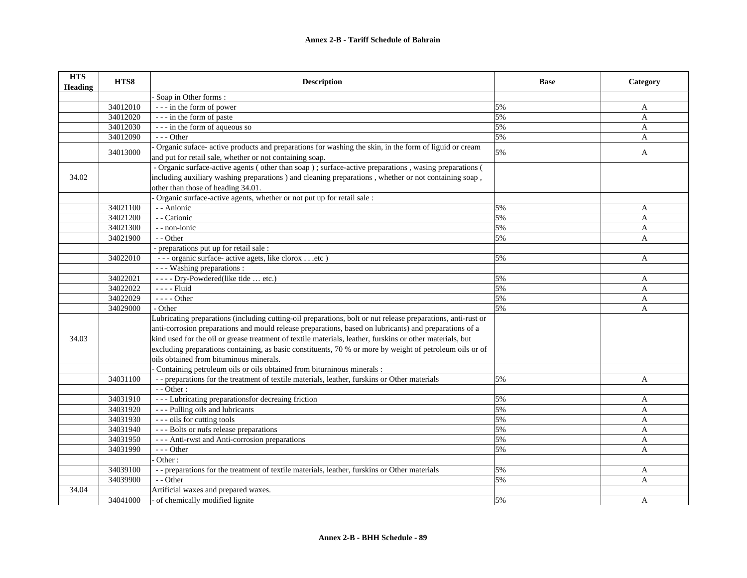| HTS Heading | HTS8 | Description | Base | Category |
|---|---|---|---|---|
| | | - Soap in Other forms : | | |
| | 34012010 | - - - in the form of power | 5% | A |
| | 34012020 | - - - in the form of paste | 5% | A |
| | 34012030 | - - - in the form of aqueous so | 5% | A |
| | 34012090 | - - - Other | 5% | A |
| | 34013000 | - Organic suface- active products and preparations for washing the skin, in the form of liguid or cream and put for retail sale, whether or not containing soap. | 5% | A |
| 34.02 | | - Organic surface-active agents ( other than soap ) ; surface-active preparations , wasing preparations ( including auxiliary washing preparations ) and cleaning preparations , whether or not containing soap , other than those of heading 34.01. | | |
| | | - Organic surface-active agents, whether or not put up for retail sale : | | |
| | 34021100 | - - Anionic | 5% | A |
| | 34021200 | - - Cationic | 5% | A |
| | 34021300 | - - non-ionic | 5% | A |
| | 34021900 | - - Other | 5% | A |
| | | - preparations put up for retail sale : | | |
| | 34022010 | - - - organic surface- active agets, like clorox . . .etc ) | 5% | A |
| | | - - - Washing preparations : | | |
| | 34022021 | - - - - Dry-Powdered(like tide … etc.) | 5% | A |
| | 34022022 | - - - - Fluid | 5% | A |
| | 34022029 | - - - - Other | 5% | A |
| | 34029000 | - Other | 5% | A |
| 34.03 | | Lubricating preparations (including cutting-oil preparations, bolt or nut release preparations, anti-rust or anti-corrosion preparations and mould release preparations, based on lubricants) and preparations of a kind used for the oil or grease treatment of textile materials, leather, furskins or other materials, but excluding preparations containing, as basic constituents, 70 % or more by weight of petroleum oils or of oils obtained from bituminous minerals. | | |
| | | - Containing petroleum oils or oils obtained from biturninous minerals : | | |
| | 34031100 | - - preparations for the treatment of textile materials, leather, furskins or Other materials | 5% | A |
| | | - - Other : | | |
| | 34031910 | - - - Lubricating preparationsfor decreaing friction | 5% | A |
| | 34031920 | - - - Pulling oils and lubricants | 5% | A |
| | 34031930 | - - - oils for cutting tools | 5% | A |
| | 34031940 | - - - Bolts or nufs release preparations | 5% | A |
| | 34031950 | - - - Anti-rwst and Anti-corrosion preparations | 5% | A |
| | 34031990 | - - - Other | 5% | A |
| | | - Other : | | |
| | 34039100 | - - preparations for the treatment of textile materials, leather, furskins or Other materials | 5% | A |
| | 34039900 | - - Other | 5% | A |
| 34.04 | | Artificial waxes and prepared waxes. | | |
| | 34041000 | - of chemically modified lignite | 5% | A |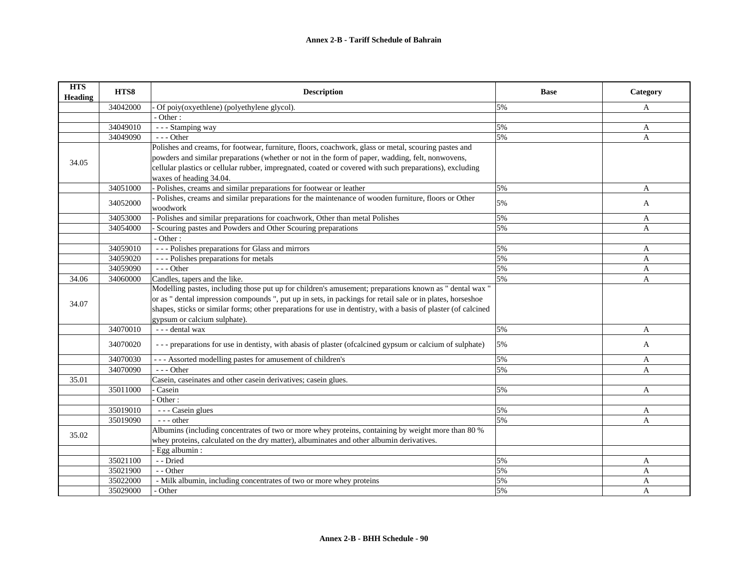**Annex 2-B - Tariff Schedule of Bahrain**

| HTS Heading | HTS8 | Description | Base | Category |
|---|---|---|---|---|
| | 34042000 | - Of poiy(oxyethlene) (polyethylene glycol). | 5% | A |
| | | - Other : | | |
| | 34049010 | - - - Stamping way | 5% | A |
| | 34049090 | - - - Other | 5% | A |
| 34.05 | | Polishes and creams, for footwear, furniture, floors, coachwork, glass or metal, scouring pastes and powders and similar preparations (whether or not in the form of paper, wadding, felt, nonwovens, cellular plastics or cellular rubber, impregnated, coated or covered with such preparations), excluding waxes of heading 34.04. | | |
| | 34051000 | - Polishes, creams and similar preparations for footwear or leather | 5% | A |
| | 34052000 | - Polishes, creams and similar preparations for the maintenance of wooden furniture, floors or Other woodwork | 5% | A |
| | 34053000 | - Polishes and similar preparations for coachwork, Other than metal Polishes | 5% | A |
| | 34054000 | - Scouring pastes and Powders and Other Scouring preparations | 5% | A |
| | | - Other : | | |
| | 34059010 | - - - Polishes preparations for Glass and mirrors | 5% | A |
| | 34059020 | - - - Polishes preparations for metals | 5% | A |
| | 34059090 | - - - Other | 5% | A |
| 34.06 | 34060000 | Candles, tapers and the like. | 5% | A |
| 34.07 | | Modelling pastes, including those put up for children's amusement; preparations known as " dental wax " or as " dental impression compounds ", put up in sets, in packings for retail sale or in plates, horseshoe shapes, sticks or similar forms; other preparations for use in dentistry, with a basis of plaster (of calcined gypsum or calcium sulphate). | | |
| | 34070010 | - - - dental wax | 5% | A |
| | 34070020 | - - - preparations for use in dentisty, with abasis of plaster (ofcalcined gypsum or calcium of sulphate) | 5% | A |
| | 34070030 | - - - Assorted modelling pastes for amusement of children's | 5% | A |
| | 34070090 | - - - Other | 5% | A |
| 35.01 | | Casein, caseinates and other casein derivatives; casein glues. | | |
| | 35011000 | - Casein | 5% | A |
| | | - Other : | | |
| | 35019010 | - - - Casein glues | 5% | A |
| | 35019090 | - - - other | 5% | A |
| 35.02 | | Albumins (including concentrates of two or more whey proteins, containing by weight more than 80 % whey proteins, calculated on the dry matter), albuminates and other albumin derivatives. | | |
| | | - Egg albumin : | | |
| | 35021100 | - - Dried | 5% | A |
| | 35021900 | - - Other | 5% | A |
| | 35022000 | - Milk albumin, including concentrates of two or more whey proteins | 5% | A |
| | 35029000 | - Other | 5% | A |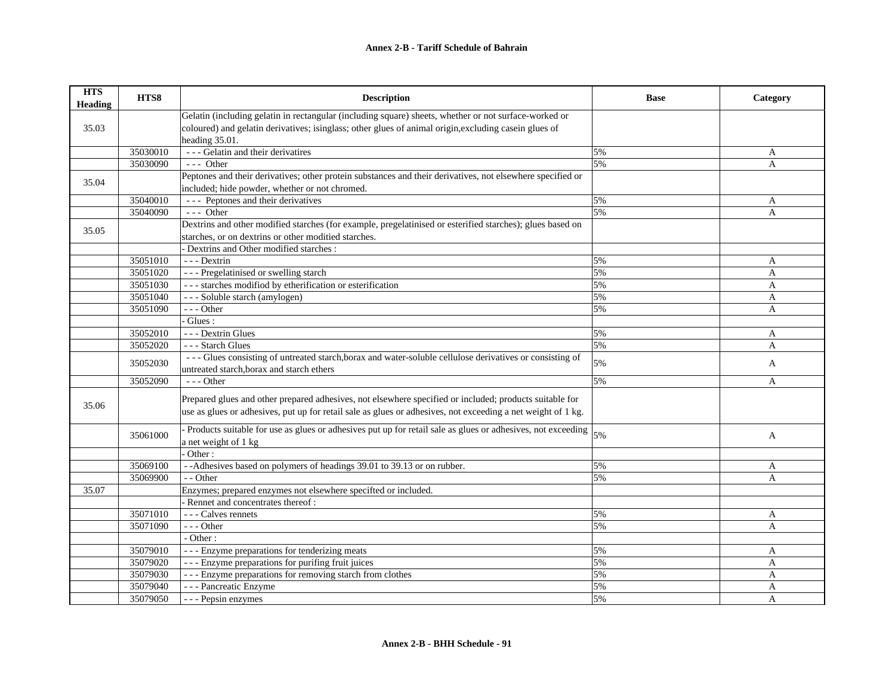# Annex 2-B - Tariff Schedule of Bahrain

| HTS Heading | HTS8 | Description | Base | Category |
|---|---|---|---|---|
| 35.03 | | Gelatin (including gelatin in rectangular (including square) sheets, whether or not surface-worked or coloured) and gelatin derivatives; isinglass; other glues of animal origin,excluding casein glues of heading 35.01. | | |
| | 35030010 | - - - Gelatin and their derivatires | 5% | A |
| | 35030090 | - - - Other | 5% | A |
| 35.04 | | Peptones and their derivatives; other protein substances and their derivatives, not elsewhere specified or included; hide powder, whether or not chromed. | | |
| | 35040010 | - - - Peptones and their derivatives | 5% | A |
| | 35040090 | - - - Other | 5% | A |
| 35.05 | | Dextrins and other modified starches (for example, pregelatinised or esterified starches); glues based on starches, or on dextrins or other moditied starches. | | |
| | | - Dextrins and Other modified starches : | | |
| | 35051010 | - - - Dextrin | 5% | A |
| | 35051020 | - - - Pregelatinised or swelling starch | 5% | A |
| | 35051030 | - - - starches modifiod by etherification or esterification | 5% | A |
| | 35051040 | - - - Soluble starch (amylogen) | 5% | A |
| | 35051090 | - - - Other | 5% | A |
| | | - Glues : | | |
| | 35052010 | - - - Dextrin Glues | 5% | A |
| | 35052020 | - - - Starch Glues | 5% | A |
| | 35052030 | - - - Glues consisting of untreated starch,borax and water-soluble cellulose derivatives or consisting of untreated starch,borax and starch ethers | 5% | A |
| | 35052090 | - - - Other | 5% | A |
| 35.06 | | Prepared glues and other prepared adhesives, not elsewhere specified or included; products suitable for use as glues or adhesives, put up for retail sale as glues or adhesives, not exceeding a net weight of 1 kg. | | |
| | 35061000 | - Products suitable for use as glues or adhesives put up for retail sale as glues or adhesives, not exceeding a net weight of 1 kg | 5% | A |
| | | - Other : | | |
| | 35069100 | - -Adhesives based on polymers of headings 39.01 to 39.13 or on rubber. | 5% | A |
| | 35069900 | - - Other | 5% | A |
| 35.07 | | Enzymes; prepared enzymes not elsewhere specifted or included. | | |
| | | - Rennet and concentrates thereof : | | |
| | 35071010 | - - - Calves rennets | 5% | A |
| | 35071090 | - - - Other | 5% | A |
| | | - Other : | | |
| | 35079010 | - - - Enzyme preparations for tenderizing meats | 5% | A |
| | 35079020 | - - - Enzyme preparations for purifing fruit juices | 5% | A |
| | 35079030 | - - - Enzyme preparations for removing starch from clothes | 5% | A |
| | 35079040 | - - - Pancreatic Enzyme | 5% | A |
| | 35079050 | - - - Pepsin enzymes | 5% | A |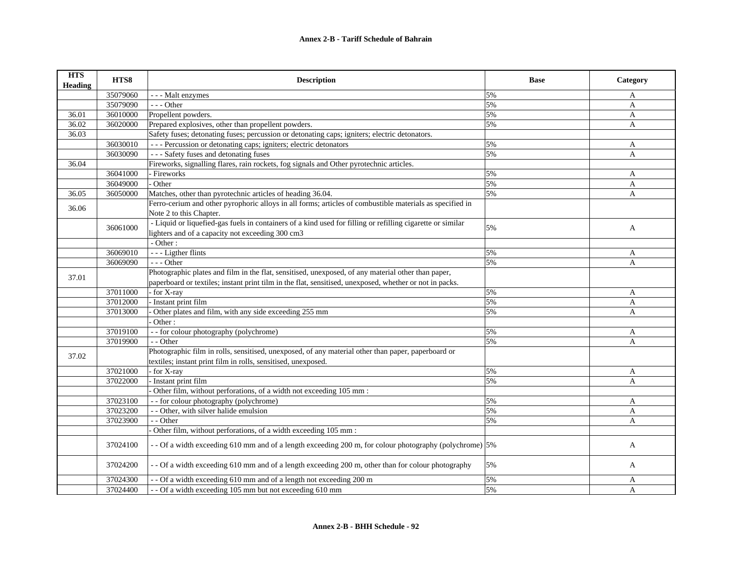# Annex 2-B - Tariff Schedule of Bahrain

| HTS Heading | HTS8 | Description | Base | Category |
|---|---|---|---|---|
| | 35079060 | - - - Malt enzymes | 5% | A |
| | 35079090 | - - - Other | 5% | A |
| 36.01 | 36010000 | Propellent powders. | 5% | A |
| 36.02 | 36020000 | Prepared explosives, other than propellent powders. | 5% | A |
| 36.03 | | Safety fuses; detonating fuses; percussion or detonating caps; igniters; electric detonators. | | |
| | 36030010 | - - - Percussion or detonating caps; igniters; electric detonators | 5% | A |
| | 36030090 | - - - Safety fuses and detonating fuses | 5% | A |
| 36.04 | | Fireworks, signalling flares, rain rockets, fog signals and Other pyrotechnic articles. | | |
| | 36041000 | - Fireworks | 5% | A |
| | 36049000 | - Other | 5% | A |
| 36.05 | 36050000 | Matches, other than pyrotechnic articles of heading 36.04. | 5% | A |
| 36.06 | | Ferro-cerium and other pyrophoric alloys in all forms; articles of combustible materials as specified in Note 2 to this Chapter. | | |
| | 36061000 | - Liquid or liquefied-gas fuels in containers of a kind used for filling or refilling cigarette or similar lighters and of a capacity not exceeding 300 cm3 | 5% | A |
| | | - Other : | | |
| | 36069010 | - - - Ligther flints | 5% | A |
| | 36069090 | - - - Other | 5% | A |
| 37.01 | | Photographic plates and film in the flat, sensitised, unexposed, of any material other than paper, paperboard or textiles; instant print tilm in the flat, sensitised, unexposed, whether or not in packs. | | |
| | 37011000 | - for X-ray | 5% | A |
| | 37012000 | - Instant print film | 5% | A |
| | 37013000 | - Other plates and film, with any side exceeding 255 mm | 5% | A |
| | | - Other : | | |
| | 37019100 | - - for colour photography (polychrome) | 5% | A |
| | 37019900 | - - Other | 5% | A |
| 37.02 | | Photographic film in rolls, sensitised, unexposed, of any material other than paper, paperboard or textiles; instant print film in rolls, sensitised, unexposed. | | |
| | 37021000 | - for X-ray | 5% | A |
| | 37022000 | - Instant print film | 5% | A |
| | | - Other film, without perforations, of a width not exceeding 105 mm : | | |
| | 37023100 | - - for colour photography (polychrome) | 5% | A |
| | 37023200 | - - Other, with silver halide emulsion | 5% | A |
| | 37023900 | - - Other | 5% | A |
| | | - Other film, without perforations, of a width exceeding 105 mm : | | |
| | 37024100 | - - Of a width exceeding 610 mm and of a length exceeding 200 m, for colour photography (polychrome) | 5% | A |
| | 37024200 | - - Of a width exceeding 610 mm and of a length exceeding 200 m, other than for colour photography | 5% | A |
| | 37024300 | - - Of a width exceeding 610 mm and of a length not exceeding 200 m | 5% | A |
| | 37024400 | - - Of a width exceeding 105 mm but not exceeding 610 mm | 5% | A |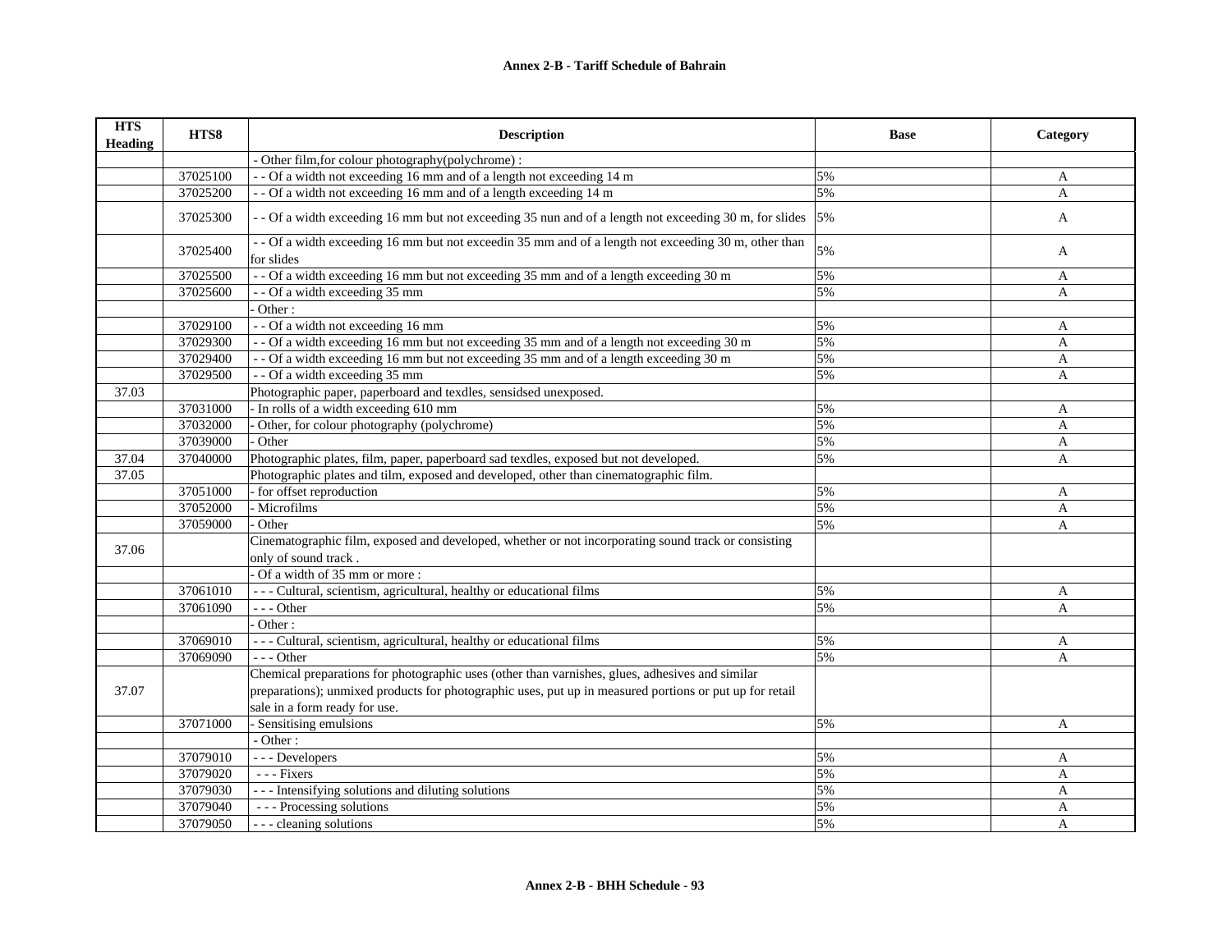## Annex 2-B - Tariff Schedule of Bahrain

| HTS Heading | HTS8 | Description | Base | Category |
|---|---|---|---|---|
| | | - Other film,for colour photography(polychrome) : | | |
| | 37025100 | - - Of a width not exceeding 16 mm and of a length not exceeding 14 m | 5% | A |
| | 37025200 | - - Of a width not exceeding 16 mm and of a length exceeding 14 m | 5% | A |
| | 37025300 | - - Of a width exceeding 16 mm but not exceeding 35 nun and of a length not exceeding 30 m, for slides | 5% | A |
| | 37025400 | - - Of a width exceeding 16 mm but not exceedin 35 mm and of a length not exceeding 30 m, other than for slides | 5% | A |
| | 37025500 | - - Of a width exceeding 16 mm but not exceeding 35 mm and of a length exceeding 30 m | 5% | A |
| | 37025600 | - - Of a width exceeding 35 mm | 5% | A |
| | | - Other : | | |
| | 37029100 | - - Of a width not exceeding 16 mm | 5% | A |
| | 37029300 | - - Of a width exceeding 16 mm but not exceeding 35 mm and of a length not exceeding 30 m | 5% | A |
| | 37029400 | - - Of a width exceeding 16 mm but not exceeding 35 mm and of a length exceeding 30 m | 5% | A |
| | 37029500 | - - Of a width exceeding 35 mm | 5% | A |
| 37.03 | | Photographic paper, paperboard and texdles, sensidsed unexposed. | | |
| | 37031000 | - In rolls of a width exceeding 610 mm | 5% | A |
| | 37032000 | - Other, for colour photography (polychrome) | 5% | A |
| | 37039000 | - Other | 5% | A |
| 37.04 | 37040000 | Photographic plates, film, paper, paperboard sad texdles, exposed but not developed. | 5% | A |
| 37.05 | | Photographic plates and tilm, exposed and developed, other than cinematographic film. | | |
| | 37051000 | - for offset reproduction | 5% | A |
| | 37052000 | - Microfilms | 5% | A |
| | 37059000 | - Other | 5% | A |
| 37.06 | | Cinematographic film, exposed and developed, whether or not incorporating sound track or consisting only of sound track . | | |
| | | - Of a width of 35 mm or more : | | |
| | 37061010 | - - - Cultural, scientism, agricultural, healthy or educational films | 5% | A |
| | 37061090 | - - - Other | 5% | A |
| | | - Other : | | |
| | 37069010 | - - - Cultural, scientism, agricultural, healthy or educational films | 5% | A |
| | 37069090 | - - - Other | 5% | A |
| 37.07 | | Chemical preparations for photographic uses (other than varnishes, glues, adhesives and similar preparations); unmixed products for photographic uses, put up in measured portions or put up for retail sale in a form ready for use. | | |
| | 37071000 | - Sensitising emulsions | 5% | A |
| | | - Other : | | |
| | 37079010 | - - - Developers | 5% | A |
| | 37079020 | - - - Fixers | 5% | A |
| | 37079030 | - - - Intensifying solutions and diluting solutions | 5% | A |
| | 37079040 | - - - Processing solutions | 5% | A |
| | 37079050 | - - - cleaning solutions | 5% | A |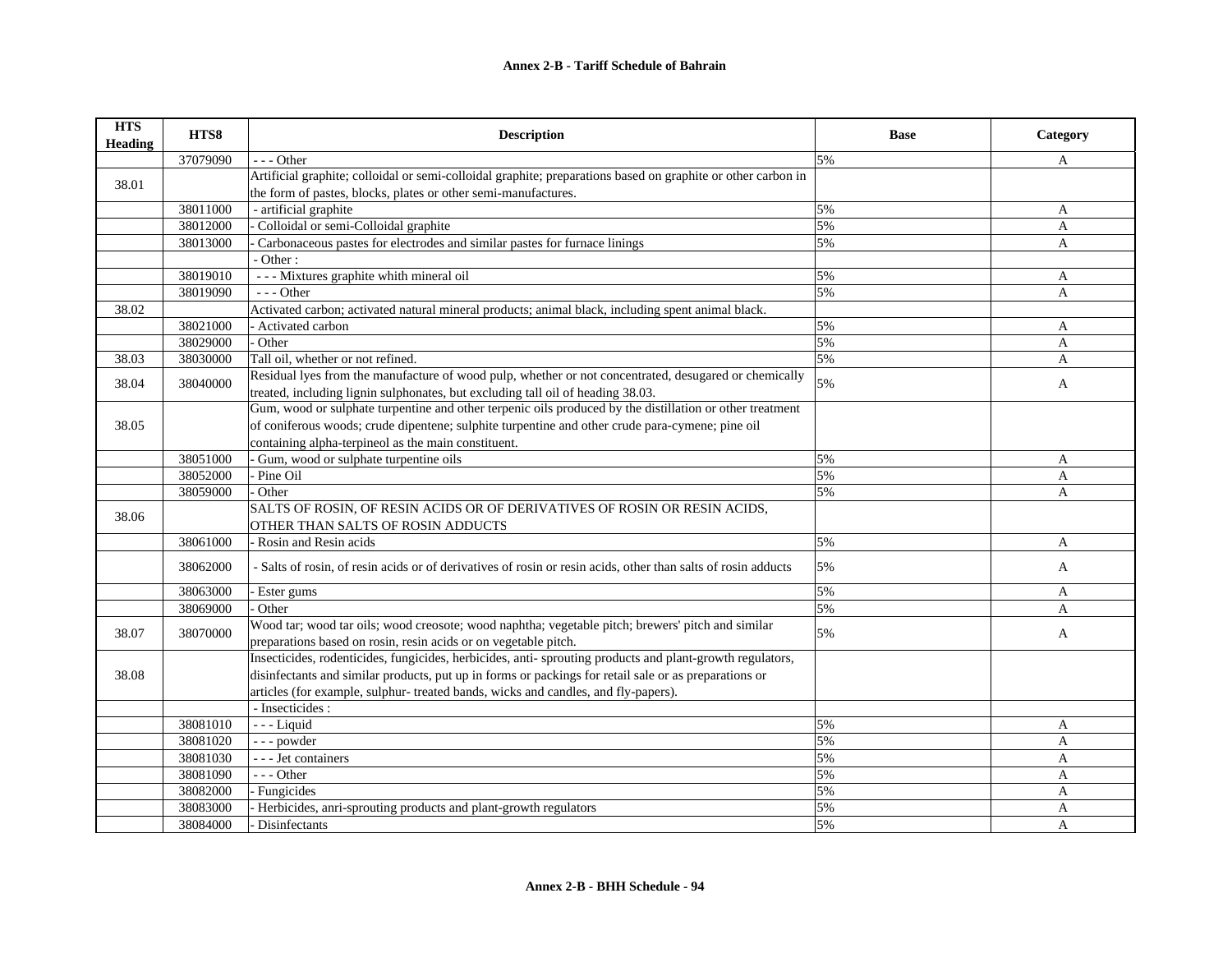| HTS Heading | HTS8 | Description | Base | Category |
|---|---|---|---|---|
| | 37079090 | - - - Other | 5% | A |
| 38.01 | | Artificial graphite; colloidal or semi-colloidal graphite; preparations based on graphite or other carbon in the form of pastes, blocks, plates or other semi-manufactures. | | |
| | 38011000 | - artificial graphite | 5% | A |
| | 38012000 | - Colloidal or semi-Colloidal graphite | 5% | A |
| | 38013000 | - Carbonaceous pastes for electrodes and similar pastes for furnace linings | 5% | A |
| | | - Other : | | |
| | 38019010 | - - - Mixtures graphite whith mineral oil | 5% | A |
| | 38019090 | - - - Other | 5% | A |
| 38.02 | | Activated carbon; activated natural mineral products; animal black, including spent animal black. | | |
| | 38021000 | - Activated carbon | 5% | A |
| | 38029000 | - Other | 5% | A |
| 38.03 | 38030000 | Tall oil, whether or not refined. | 5% | A |
| 38.04 | 38040000 | Residual lyes from the manufacture of wood pulp, whether or not concentrated, desugared or chemically treated, including lignin sulphonates, but excluding tall oil of heading 38.03. | 5% | A |
| 38.05 | | Gum, wood or sulphate turpentine and other terpenic oils produced by the distillation or other treatment of coniferous woods; crude dipentene; sulphite turpentine and other crude para-cymene; pine oil containing alpha-terpineol as the main constituent. | | |
| | 38051000 | - Gum, wood or sulphate turpentine oils | 5% | A |
| | 38052000 | - Pine Oil | 5% | A |
| | 38059000 | - Other | 5% | A |
| 38.06 | | SALTS OF ROSIN, OF RESIN ACIDS OR OF DERIVATIVES OF ROSIN OR RESIN ACIDS, OTHER THAN SALTS OF ROSIN ADDUCTS | | |
| | 38061000 | - Rosin and Resin acids | 5% | A |
| | 38062000 | - Salts of rosin, of resin acids or of derivatives of rosin or resin acids, other than salts of rosin adducts | 5% | A |
| | 38063000 | - Ester gums | 5% | A |
| | 38069000 | - Other | 5% | A |
| 38.07 | 38070000 | Wood tar; wood tar oils; wood creosote; wood naphtha; vegetable pitch; brewers' pitch and similar preparations based on rosin, resin acids or on vegetable pitch. | 5% | A |
| 38.08 | | Insecticides, rodenticides, fungicides, herbicides, anti- sprouting products and plant-growth regulators, disinfectants and similar products, put up in forms or packings for retail sale or as preparations or articles (for example, sulphur- treated bands, wicks and candles, and fly-papers). | | |
| | | - Insecticides : | | |
| | 38081010 | - - - Liquid | 5% | A |
| | 38081020 | - - - powder | 5% | A |
| | 38081030 | - - - Jet containers | 5% | A |
| | 38081090 | - - - Other | 5% | A |
| | 38082000 | - Fungicides | 5% | A |
| | 38083000 | - Herbicides, anri-sprouting products and plant-growth regulators | 5% | A |
| | 38084000 | - Disinfectants | 5% | A |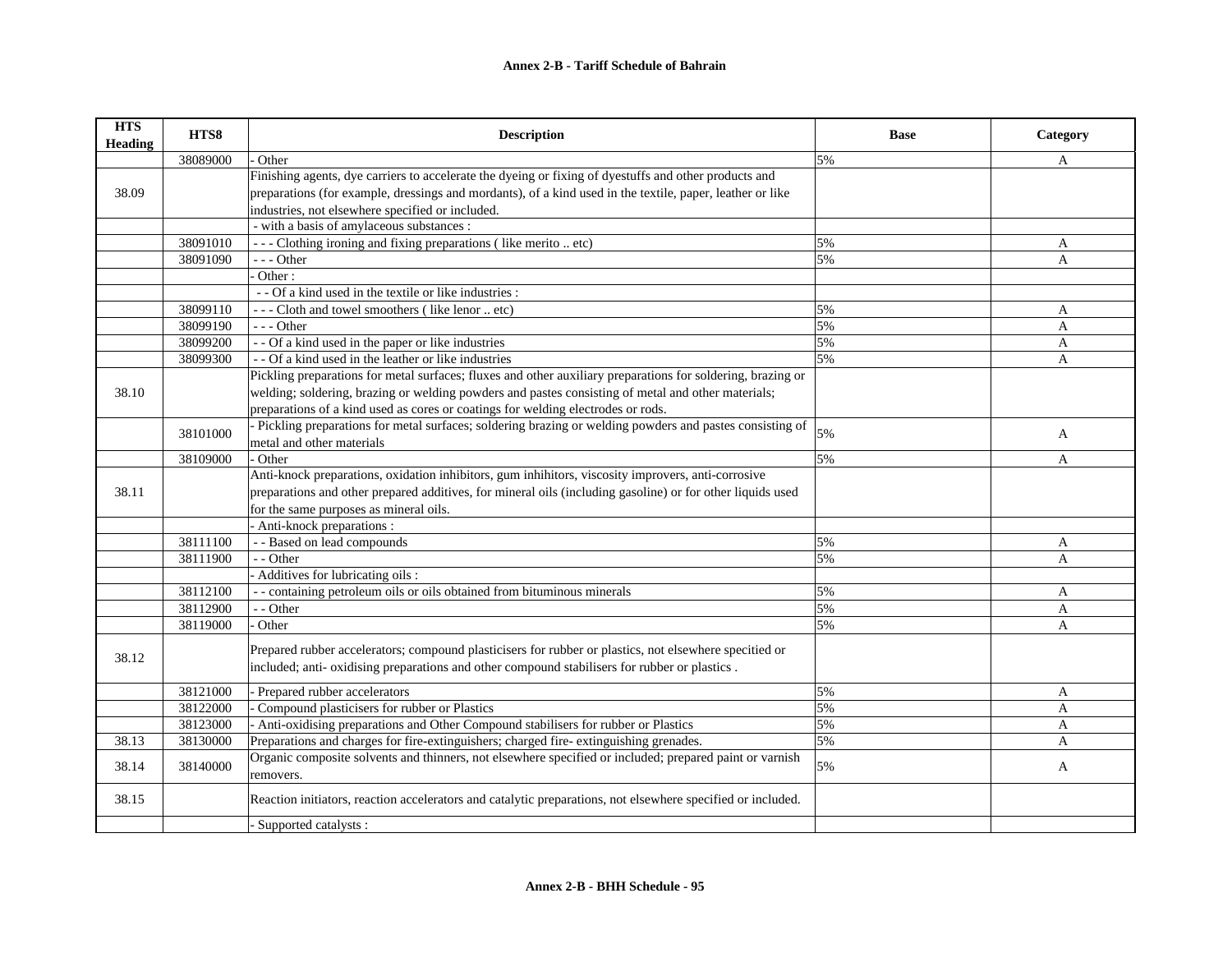**Annex 2-B - Tariff Schedule of Bahrain**

| HTS Heading | HTS8 | Description | Base | Category |
|---|---|---|---|---|
| | 38089000 | - Other | 5% | A |
| 38.09 | | Finishing agents, dye carriers to accelerate the dyeing or fixing of dyestuffs and other products and preparations (for example, dressings and mordants), of a kind used in the textile, paper, leather or like industries, not elsewhere specified or included. | | |
| | | - with a basis of amylaceous substances : | | |
| | 38091010 | - - - Clothing ironing and fixing preparations ( like merito .. etc) | 5% | A |
| | 38091090 | - - - Other | 5% | A |
| | | - Other : | | |
| | | - - Of a kind used in the textile or like industries : | | |
| | 38099110 | - - - Cloth and towel smoothers ( like lenor .. etc) | 5% | A |
| | 38099190 | - - - Other | 5% | A |
| | 38099200 | - - Of a kind used in the paper or like industries | 5% | A |
| | 38099300 | - - Of a kind used in the leather or like industries | 5% | A |
| 38.10 | | Pickling preparations for metal surfaces; fluxes and other auxiliary preparations for soldering, brazing or welding; soldering, brazing or welding powders and pastes consisting of metal and other materials; preparations of a kind used as cores or coatings for welding electrodes or rods. | | |
| | 38101000 | - Pickling preparations for metal surfaces; soldering brazing or welding powders and pastes consisting of metal and other materials | 5% | A |
| | 38109000 | - Other | 5% | A |
| 38.11 | | Anti-knock preparations, oxidation inhibitors, gum inhihitors, viscosity improvers, anti-corrosive preparations and other prepared additives, for mineral oils (including gasoline) or for other liquids used for the same purposes as mineral oils. | | |
| | | - Anti-knock preparations : | | |
| | 38111100 | - - Based on lead compounds | 5% | A |
| | 38111900 | - - Other | 5% | A |
| | | - Additives for lubricating oils : | | |
| | 38112100 | - - containing petroleum oils or oils obtained from bituminous minerals | 5% | A |
| | 38112900 | - - Other | 5% | A |
| | 38119000 | - Other | 5% | A |
| 38.12 | | Prepared rubber accelerators; compound plasticisers for rubber or plastics, not elsewhere specitied or included; anti- oxidising preparations and other compound stabilisers for rubber or plastics . | | |
| | 38121000 | - Prepared rubber accelerators | 5% | A |
| | 38122000 | - Compound plasticisers for rubber or Plastics | 5% | A |
| | 38123000 | - Anti-oxidising preparations and Other Compound stabilisers for rubber or Plastics | 5% | A |
| 38.13 | 38130000 | Preparations and charges for fire-extinguishers; charged fire- extinguishing grenades. | 5% | A |
| 38.14 | 38140000 | Organic composite solvents and thinners, not elsewhere specified or included; prepared paint or varnish removers. | 5% | A |
| 38.15 | | Reaction initiators, reaction accelerators and catalytic preparations, not elsewhere specified or included. | | |
| | | - Supported catalysts : | | |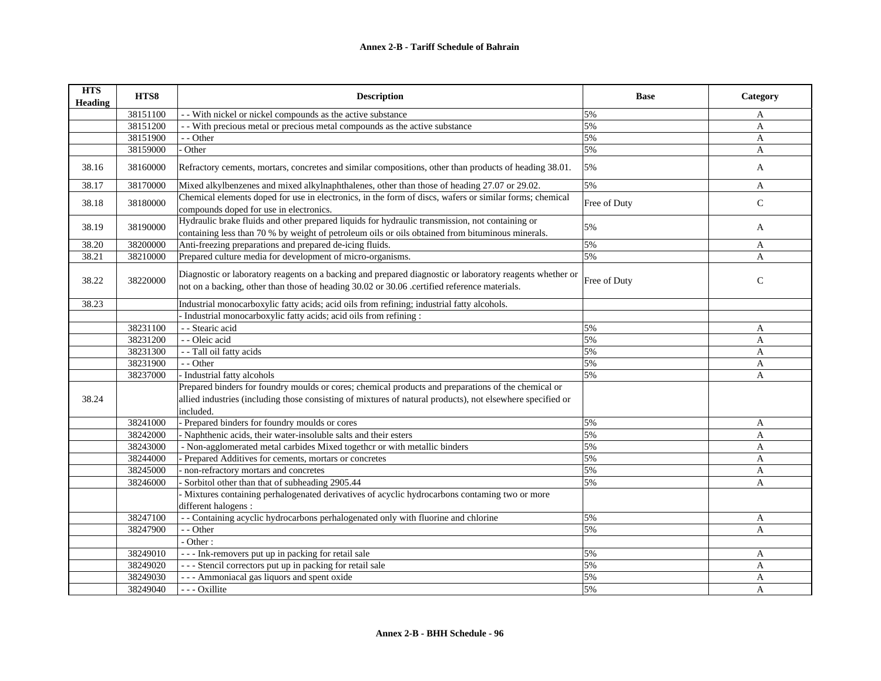# Annex 2-B - Tariff Schedule of Bahrain

| HTS Heading | HTS8 | Description | Base | Category |
|---|---|---|---|---|
| | 38151100 | - - With nickel or nickel compounds as the active substance | 5% | A |
| | 38151200 | - - With precious metal or precious metal compounds as the active substance | 5% | A |
| | 38151900 | - - Other | 5% | A |
| | 38159000 | - Other | 5% | A |
| 38.16 | 38160000 | Refractory cements, mortars, concretes and similar compositions, other than products of heading 38.01. | 5% | A |
| 38.17 | 38170000 | Mixed alkylbenzenes and mixed alkylnaphthalenes, other than those of heading 27.07 or 29.02. | 5% | A |
| 38.18 | 38180000 | Chemical elements doped for use in electronics, in the form of discs, wafers or similar forms; chemical compounds doped for use in electronics. | Free of Duty | C |
| 38.19 | 38190000 | Hydraulic brake fluids and other prepared liquids for hydraulic transmission, not containing or containing less than 70 % by weight of petroleum oils or oils obtained from bituminous minerals. | 5% | A |
| 38.20 | 38200000 | Anti-freezing preparations and prepared de-icing fluids. | 5% | A |
| 38.21 | 38210000 | Prepared culture media for development of micro-organisms. | 5% | A |
| 38.22 | 38220000 | Diagnostic or laboratory reagents on a backing and prepared diagnostic or laboratory reagents whether or not on a backing, other than those of heading 30.02 or 30.06 .certified reference materials. | Free of Duty | C |
| 38.23 | | Industrial monocarboxylic fatty acids; acid oils from refining; industrial fatty alcohols. | | |
| | | - Industrial monocarboxylic fatty acids; acid oils from refining : | | |
| | 38231100 | - - Stearic acid | 5% | A |
| | 38231200 | - - Oleic acid | 5% | A |
| | 38231300 | - - Tall oil fatty acids | 5% | A |
| | 38231900 | - - Other | 5% | A |
| | 38237000 | - Industrial fatty alcohols | 5% | A |
| 38.24 | | Prepared binders for foundry moulds or cores; chemical products and preparations of the chemical or allied industries (including those consisting of mixtures of natural products), not elsewhere specified or included. | | |
| | 38241000 | - Prepared binders for foundry moulds or cores | 5% | A |
| | 38242000 | - Naphthenic acids, their water-insoluble salts and their esters | 5% | A |
| | 38243000 | - Non-agglomerated metal carbides Mixed togethcr or with metallic binders | 5% | A |
| | 38244000 | - Prepared Additives for cements, mortars or concretes | 5% | A |
| | 38245000 | - non-refractory mortars and concretes | 5% | A |
| | 38246000 | - Sorbitol other than that of subheading 2905.44 | 5% | A |
| | | - Mixtures containing perhalogenated derivatives of acyclic hydrocarbons contaming two or more different halogens : | | |
| | 38247100 | - - Containing acyclic hydrocarbons perhalogenated only with fluorine and chlorine | 5% | A |
| | 38247900 | - - Other | 5% | A |
| | | - Other : | | |
| | 38249010 | - - - Ink-removers put up in packing for retail sale | 5% | A |
| | 38249020 | - - - Stencil correctors put up in packing for retail sale | 5% | A |
| | 38249030 | - - - Ammoniacal gas liquors and spent oxide | 5% | A |
| | 38249040 | - - - Oxillite | 5% | A |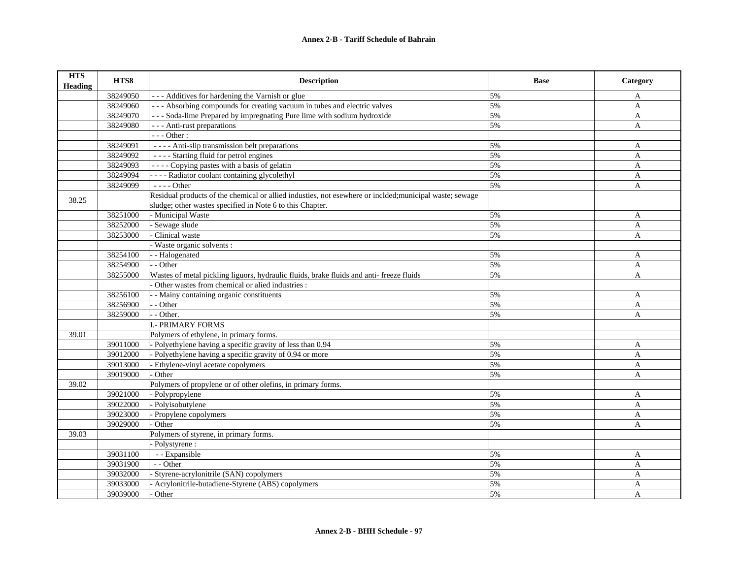| HTS Heading | HTS8 | Description | Base | Category |
|---|---|---|---|---|
| | 38249050 | - - - Additives for hardening the Varnish or glue | 5% | A |
| | 38249060 | - - - Absorbing compounds for creating vacuum in tubes and electric valves | 5% | A |
| | 38249070 | - - - Soda-lime Prepared by impregnating Pure lime with sodium hydroxide | 5% | A |
| | 38249080 | - - - Anti-rust preparations | 5% | A |
| | | - - - Other : | | |
| | 38249091 | - - - - Anti-slip transmission belt preparations | 5% | A |
| | 38249092 | - - - - Starting fluid for petrol engines | 5% | A |
| | 38249093 | - - - - Copying pastes with a basis of gelatin | 5% | A |
| | 38249094 | - - - - Radiator coolant containing glycolethyl | 5% | A |
| | 38249099 | - - - - Other | 5% | A |
| 38.25 | | Residual products of the chemical or allied industies, not esewhere or inclded;municipal waste; sewage sludge; other wastes specified in Note 6 to this Chapter. | | |
| | 38251000 | - Municipal Waste | 5% | A |
| | 38252000 | - Sewage slude | 5% | A |
| | 38253000 | - Clinical waste | 5% | A |
| | | - Waste organic solvents : | | |
| | 38254100 | - - Halogenated | 5% | A |
| | 38254900 | - - Other | 5% | A |
| | 38255000 | Wastes of metal pickling liguors, hydraulic fluids, brake fluids and anti- freeze fluids | 5% | A |
| | | - Other wastes from chemical or alied industries : | | |
| | 38256100 | - - Mainy containing organic constituents | 5% | A |
| | 38256900 | - - Other | 5% | A |
| | 38259000 | - - Other. | 5% | A |
| | | I.- PRIMARY FORMS | | |
| 39.01 | | Polymers of ethylene, in primary forms. | | |
| | 39011000 | - Polyethylene having a specific gravity of less than 0.94 | 5% | A |
| | 39012000 | - Polyethylene having a specific gravity of 0.94 or more | 5% | A |
| | 39013000 | - Ethylene-vinyl acetate copolymers | 5% | A |
| | 39019000 | - Other | 5% | A |
| 39.02 | | Polymers of propylene or of other olefins, in primary forms. | | |
| | 39021000 | - Polypropylene | 5% | A |
| | 39022000 | - Polyisobutylene | 5% | A |
| | 39023000 | - Propylene copolymers | 5% | A |
| | 39029000 | - Other | 5% | A |
| 39.03 | | Polymers of styrene, in primary forms. | | |
| | | - Polystyrene : | | |
| | 39031100 | - - Expansible | 5% | A |
| | 39031900 | - - Other | 5% | A |
| | 39032000 | - Styrene-acrylonitrile (SAN) copolymers | 5% | A |
| | 39033000 | - Acrylonitrile-butadiene-Styrene (ABS) copolymers | 5% | A |
| | 39039000 | - Other | 5% | A |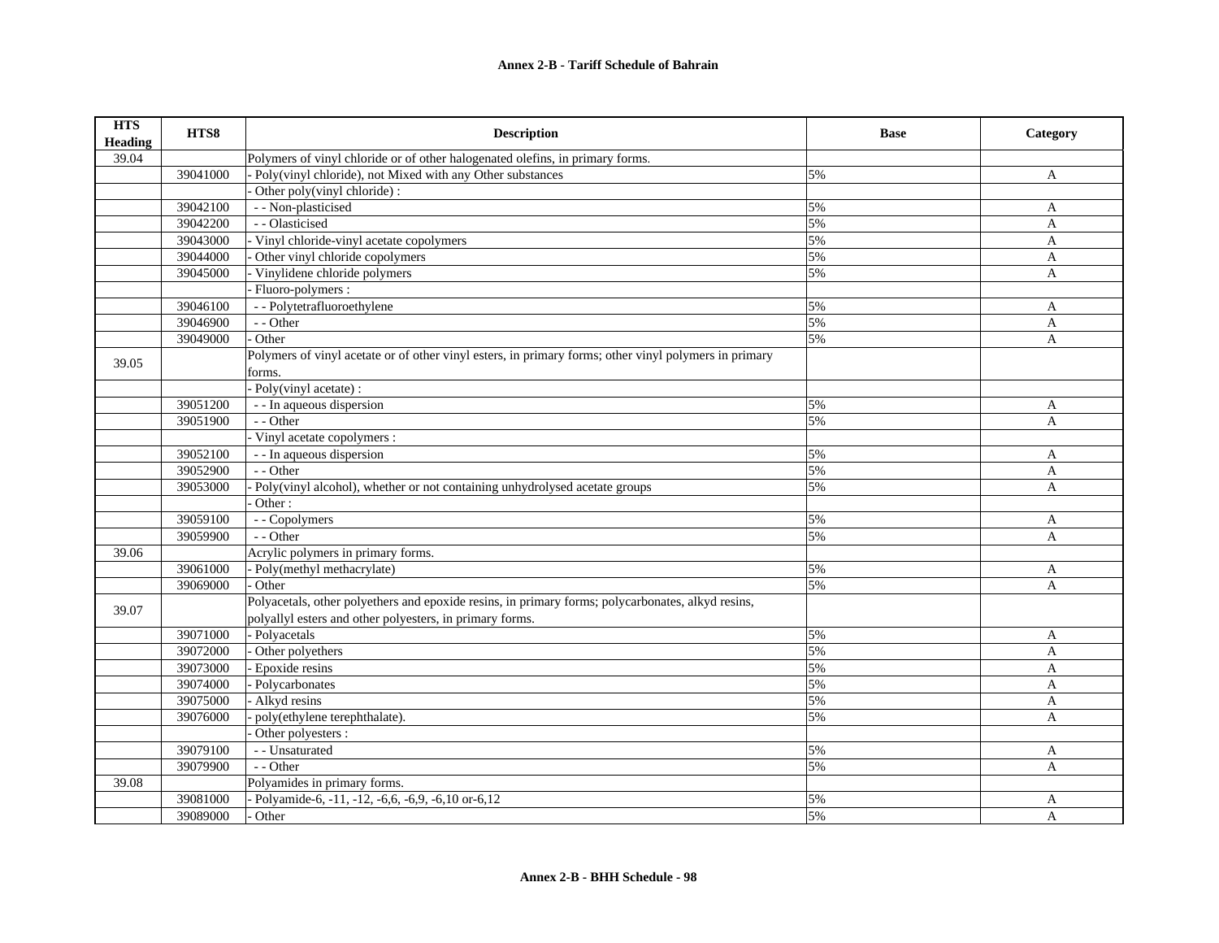| HTS Heading | HTS8 | Description | Base | Category |
|---|---|---|---|---|
| 39.04 | | Polymers of vinyl chloride or of other halogenated olefins, in primary forms. | | |
| | 39041000 | - Poly(vinyl chloride), not Mixed with any Other substances | 5% | A |
| | | - Other poly(vinyl chloride) : | | |
| | 39042100 | - - Non-plasticised | 5% | A |
| | 39042200 | - - Olasticised | 5% | A |
| | 39043000 | - Vinyl chloride-vinyl acetate copolymers | 5% | A |
| | 39044000 | - Other vinyl chloride copolymers | 5% | A |
| | 39045000 | - Vinylidene chloride polymers | 5% | A |
| | | - Fluoro-polymers : | | |
| | 39046100 | - - Polytetrafluoroethylene | 5% | A |
| | 39046900 | - - Other | 5% | A |
| | 39049000 | - Other | 5% | A |
| 39.05 | | Polymers of vinyl acetate or of other vinyl esters, in primary forms; other vinyl polymers in primary forms. | | |
| | | - Poly(vinyl acetate) : | | |
| | 39051200 | - - In aqueous dispersion | 5% | A |
| | 39051900 | - - Other | 5% | A |
| | | - Vinyl acetate copolymers : | | |
| | 39052100 | - - In aqueous dispersion | 5% | A |
| | 39052900 | - - Other | 5% | A |
| | 39053000 | - Poly(vinyl alcohol), whether or not containing unhydrolysed acetate groups | 5% | A |
| | | - Other : | | |
| | 39059100 | - - Copolymers | 5% | A |
| | 39059900 | - - Other | 5% | A |
| 39.06 | | Acrylic polymers in primary forms. | | |
| | 39061000 | - Poly(methyl methacrylate) | 5% | A |
| | 39069000 | - Other | 5% | A |
| 39.07 | | Polyacetals, other polyethers and epoxide resins, in primary forms; polycarbonates, alkyd resins, polyallyl esters and other polyesters, in primary forms. | | |
| | 39071000 | - Polyacetals | 5% | A |
| | 39072000 | - Other polyethers | 5% | A |
| | 39073000 | - Epoxide resins | 5% | A |
| | 39074000 | - Polycarbonates | 5% | A |
| | 39075000 | - Alkyd resins | 5% | A |
| | 39076000 | - poly(ethylene terephthalate). | 5% | A |
| | | - Other polyesters : | | |
| | 39079100 | - - Unsaturated | 5% | A |
| | 39079900 | - - Other | 5% | A |
| 39.08 | | Polyamides in primary forms. | | |
| | 39081000 | - Polyamide-6, -11, -12, -6,6, -6,9, -6,10 or-6,12 | 5% | A |
| | 39089000 | - Other | 5% | A |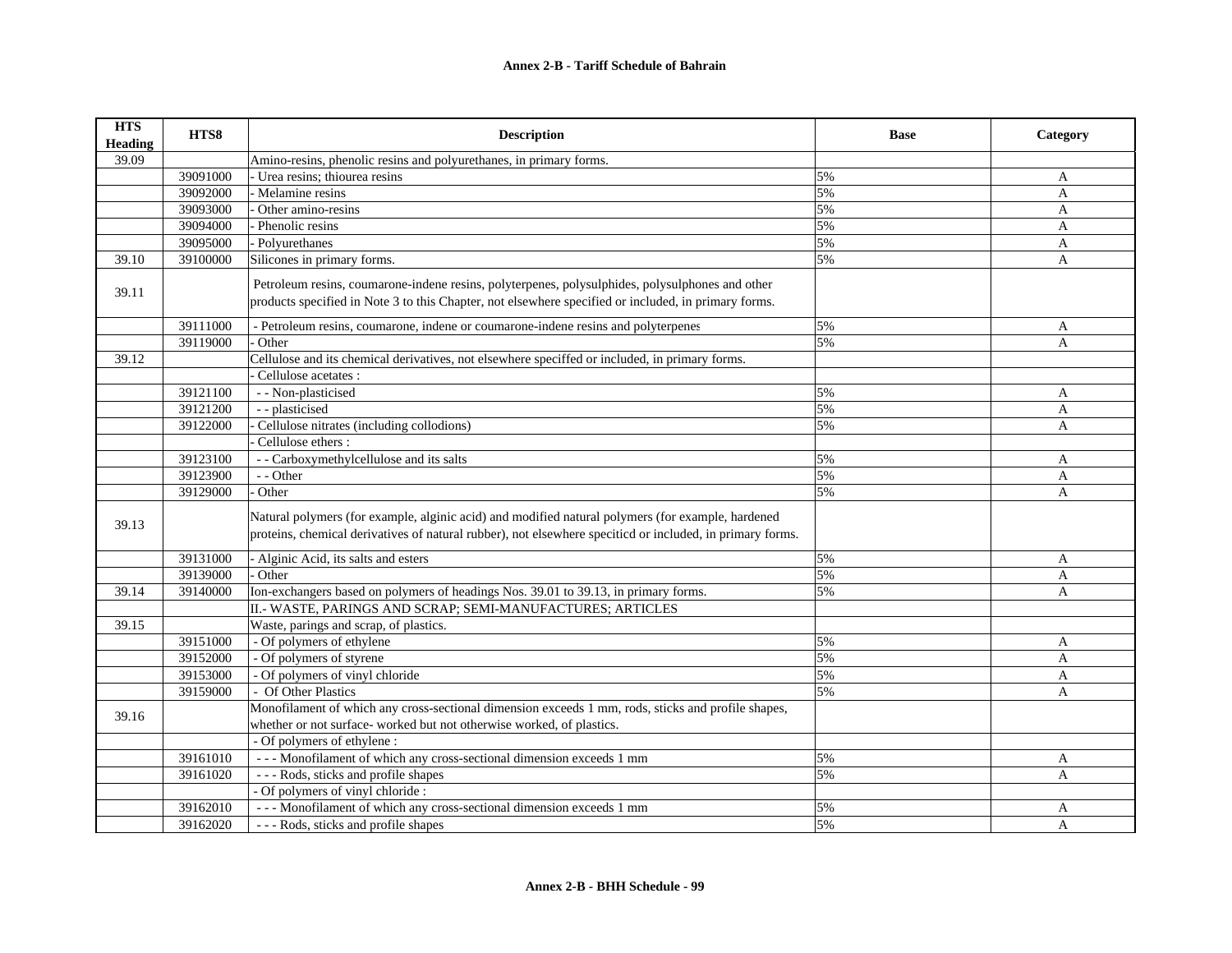**Annex 2-B - Tariff Schedule of Bahrain**

| HTS Heading | HTS8 | Description | Base | Category |
|---|---|---|---|---|
| 39.09 | | Amino-resins, phenolic resins and polyurethanes, in primary forms. | | |
| | 39091000 | - Urea resins; thiourea resins | 5% | A |
| | 39092000 | - Melamine resins | 5% | A |
| | 39093000 | - Other amino-resins | 5% | A |
| | 39094000 | - Phenolic resins | 5% | A |
| | 39095000 | - Polyurethanes | 5% | A |
| 39.10 | 39100000 | Silicones in primary forms. | 5% | A |
| 39.11 | | Petroleum resins, coumarone-indene resins, polyterpenes, polysulphides, polysulphones and other products specified in Note 3 to this Chapter, not elsewhere specified or included, in primary forms. | | |
| | 39111000 | - Petroleum resins, coumarone, indene or coumarone-indene resins and polyterpenes | 5% | A |
| | 39119000 | - Other | 5% | A |
| 39.12 | | Cellulose and its chemical derivatives, not elsewhere speciffed or included, in primary forms. | | |
| | | - Cellulose acetates : | | |
| | 39121100 | - - Non-plasticised | 5% | A |
| | 39121200 | - - plasticised | 5% | A |
| | 39122000 | - Cellulose nitrates (including collodions) | 5% | A |
| | | - Cellulose ethers : | | |
| | 39123100 | - - Carboxymethylcellulose and its salts | 5% | A |
| | 39123900 | - - Other | 5% | A |
| | 39129000 | - Other | 5% | A |
| 39.13 | | Natural polymers (for example, alginic acid) and modified natural polymers (for example, hardened proteins, chemical derivatives of natural rubber), not elsewhere speciticd or included, in primary forms. | | |
| | 39131000 | - Alginic Acid, its salts and esters | 5% | A |
| | 39139000 | - Other | 5% | A |
| 39.14 | 39140000 | Ion-exchangers based on polymers of headings Nos. 39.01 to 39.13, in primary forms. | 5% | A |
| | | II.- WASTE, PARINGS AND SCRAP; SEMI-MANUFACTURES; ARTICLES | | |
| 39.15 | | Waste, parings and scrap, of plastics. | | |
| | 39151000 | - Of polymers of ethylene | 5% | A |
| | 39152000 | - Of polymers of styrene | 5% | A |
| | 39153000 | - Of polymers of vinyl chloride | 5% | A |
| | 39159000 | - Of Other Plastics | 5% | A |
| 39.16 | | Monofilament of which any cross-sectional dimension exceeds 1 mm, rods, sticks and profile shapes, whether or not surface- worked but not otherwise worked, of plastics. | | |
| | | - Of polymers of ethylene : | | |
| | 39161010 | - - - Monofilament of which any cross-sectional dimension exceeds 1 mm | 5% | A |
| | 39161020 | - - - Rods, sticks and profile shapes | 5% | A |
| | | - Of polymers of vinyl chloride : | | |
| | 39162010 | - - - Monofilament of which any cross-sectional dimension exceeds 1 mm | 5% | A |
| | 39162020 | - - - Rods, sticks and profile shapes | 5% | A |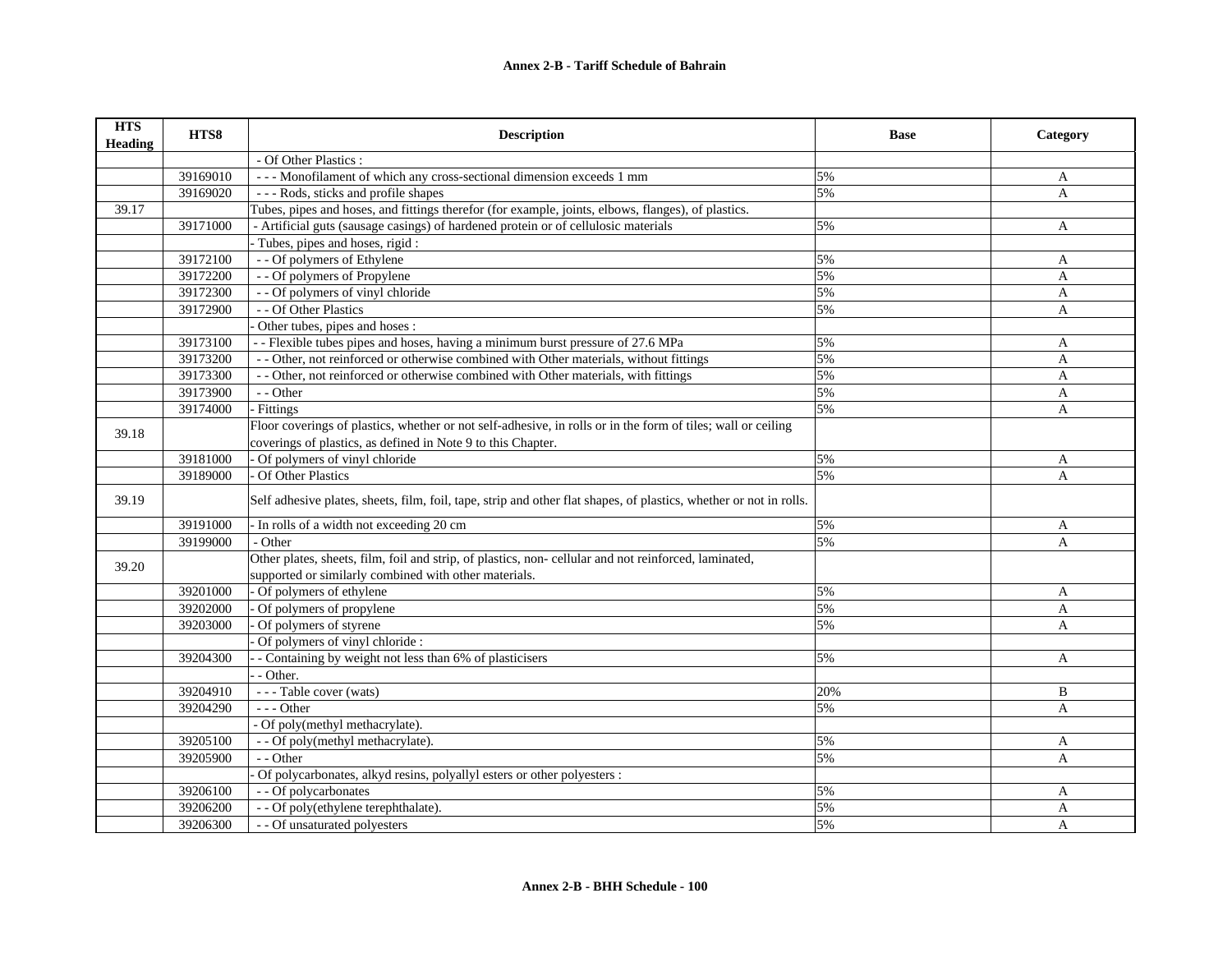**Annex 2-B - Tariff Schedule of Bahrain**

| HTS Heading | HTS8 | Description | Base | Category |
|---|---|---|---|---|
| | | - Of Other Plastics : | | |
| | 39169010 | - - - Monofilament of which any cross-sectional dimension exceeds 1 mm | 5% | A |
| | 39169020 | - - - Rods, sticks and profile shapes | 5% | A |
| 39.17 | | Tubes, pipes and hoses, and fittings therefor (for example, joints, elbows, flanges), of plastics. | | |
| | 39171000 | - Artificial guts (sausage casings) of hardened protein or of cellulosic materials | 5% | A |
| | | - Tubes, pipes and hoses, rigid : | | |
| | 39172100 | - - Of polymers of Ethylene | 5% | A |
| | 39172200 | - - Of polymers of Propylene | 5% | A |
| | 39172300 | - - Of polymers of vinyl chloride | 5% | A |
| | 39172900 | - - Of Other Plastics | 5% | A |
| | | - Other tubes, pipes and hoses : | | |
| | 39173100 | - - Flexible tubes pipes and hoses, having a minimum burst pressure of 27.6 MPa | 5% | A |
| | 39173200 | - - Other, not reinforced or otherwise combined with Other materials, without fittings | 5% | A |
| | 39173300 | - - Other, not reinforced or otherwise combined with Other materials, with fittings | 5% | A |
| | 39173900 | - - Other | 5% | A |
| | 39174000 | - Fittings | 5% | A |
| 39.18 | | Floor coverings of plastics, whether or not self-adhesive, in rolls or in the form of tiles; wall or ceiling coverings of plastics, as defined in Note 9 to this Chapter. | | |
| | 39181000 | - Of polymers of vinyl chloride | 5% | A |
| | 39189000 | - Of Other Plastics | 5% | A |
| 39.19 | | Self adhesive plates, sheets, film, foil, tape, strip and other flat shapes, of plastics, whether or not in rolls. | | |
| | 39191000 | - In rolls of a width not exceeding 20 cm | 5% | A |
| | 39199000 | - Other | 5% | A |
| 39.20 | | Other plates, sheets, film, foil and strip, of plastics, non- cellular and not reinforced, laminated, supported or similarly combined with other materials. | | |
| | 39201000 | - Of polymers of ethylene | 5% | A |
| | 39202000 | - Of polymers of propylene | 5% | A |
| | 39203000 | - Of polymers of styrene | 5% | A |
| | | - Of polymers of vinyl chloride : | | |
| | 39204300 | - - Containing by weight not less than 6% of plasticisers | 5% | A |
| | | - - Other. | | |
| | 39204910 | - - - Table cover (wats) | 20% | B |
| | 39204290 | - - - Other | 5% | A |
| | | - Of poly(methyl methacrylate). | | |
| | 39205100 | - - Of poly(methyl methacrylate). | 5% | A |
| | 39205900 | - - Other | 5% | A |
| | | - Of polycarbonates, alkyd resins, polyallyl esters or other polyesters : | | |
| | 39206100 | - - Of polycarbonates | 5% | A |
| | 39206200 | - - Of poly(ethylene terephthalate). | 5% | A |
| | 39206300 | - - Of unsaturated polyesters | 5% | A |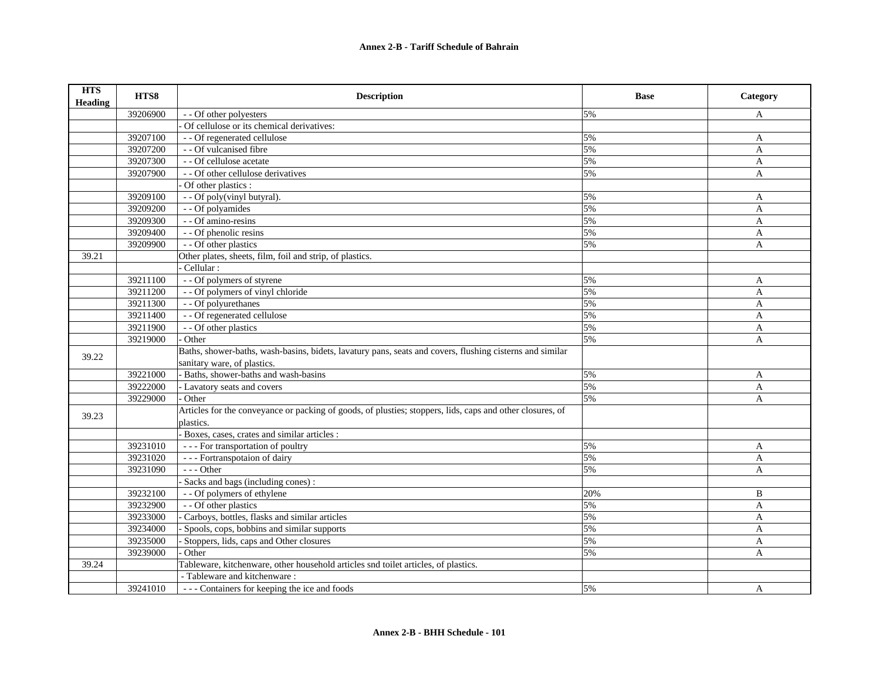**Annex 2-B - Tariff Schedule of Bahrain**

| HTS Heading | HTS8 | Description | Base | Category |
|---|---|---|---|---|
| | 39206900 | - - Of other polyesters | 5% | A |
| | | - Of cellulose or its chemical derivatives: | | |
| | 39207100 | - - Of regenerated cellulose | 5% | A |
| | 39207200 | - - Of vulcanised fibre | 5% | A |
| | 39207300 | - - Of cellulose acetate | 5% | A |
| | 39207900 | - - Of other cellulose derivatives | 5% | A |
| | | - Of other plastics : | | |
| | 39209100 | - - Of poly(vinyl butyral). | 5% | A |
| | 39209200 | - - Of polyamides | 5% | A |
| | 39209300 | - - Of amino-resins | 5% | A |
| | 39209400 | - - Of phenolic resins | 5% | A |
| | 39209900 | - - Of other plastics | 5% | A |
| 39.21 | | Other plates, sheets, film, foil and strip, of plastics. | | |
| | | - Cellular : | | |
| | 39211100 | - - Of polymers of styrene | 5% | A |
| | 39211200 | - - Of polymers of vinyl chloride | 5% | A |
| | 39211300 | - - Of polyurethanes | 5% | A |
| | 39211400 | - - Of regenerated cellulose | 5% | A |
| | 39211900 | - - Of other plastics | 5% | A |
| | 39219000 | - Other | 5% | A |
| 39.22 | | Baths, shower-baths, wash-basins, bidets, lavatury pans, seats and covers, flushing cisterns and similar sanitary ware, of plastics. | | |
| | 39221000 | - Baths, shower-baths and wash-basins | 5% | A |
| | 39222000 | - Lavatory seats and covers | 5% | A |
| | 39229000 | - Other | 5% | A |
| 39.23 | | Articles for the conveyance or packing of goods, of plusties; stoppers, lids, caps and other closures, of plastics. | | |
| | | - Boxes, cases, crates and similar articles : | | |
| | 39231010 | - - - For transportation of poultry | 5% | A |
| | 39231020 | - - - Fortranspotaion of dairy | 5% | A |
| | 39231090 | - - - Other | 5% | A |
| | | - Sacks and bags (including cones) : | | |
| | 39232100 | - - Of polymers of ethylene | 20% | B |
| | 39232900 | - - Of other plastics | 5% | A |
| | 39233000 | - Carboys, bottles, flasks and similar articles | 5% | A |
| | 39234000 | - Spools, cops, bobbins and similar supports | 5% | A |
| | 39235000 | - Stoppers, lids, caps and Other closures | 5% | A |
| | 39239000 | - Other | 5% | A |
| 39.24 | | Tableware, kitchenware, other household articles snd toilet articles, of plastics. | | |
| | | - Tableware and kitchenware : | | |
| | 39241010 | - - - Containers for keeping the ice and foods | 5% | A |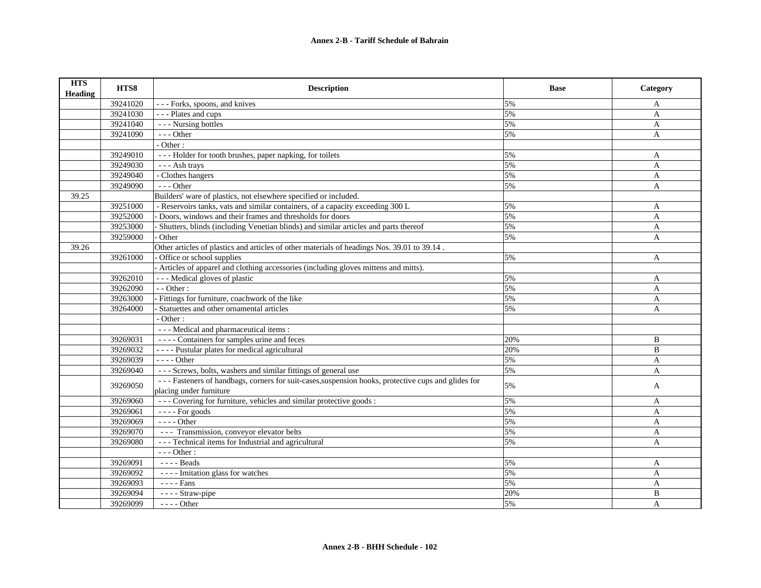## Annex 2-B - Tariff Schedule of Bahrain

| HTS Heading | HTS8 | Description | Base | Category |
|---|---|---|---|---|
| | 39241020 | - - - Forks, spoons, and knives | 5% | A |
| | 39241030 | - - - Plates and cups | 5% | A |
| | 39241040 | - - - Nursing bottles | 5% | A |
| | 39241090 | - - - Other | 5% | A |
| | | - Other : | | |
| | 39249010 | - - - Holder for tooth brushes, paper napking, for toilets | 5% | A |
| | 39249030 | - - - Ash trays | 5% | A |
| | 39249040 | - Clothes hangers | 5% | A |
| | 39249090 | - - - Other | 5% | A |
| 39.25 | | Builders' ware of plastics, not elsewhere specified or included. | | |
| | 39251000 | - Reservoirs tanks, vats and similar containers, of a capacity exceeding 300 L | 5% | A |
| | 39252000 | - Doors, windows and their frames and thresholds for doors | 5% | A |
| | 39253000 | - Shutters, blinds (including Venetian blinds) and similar articles and parts thereof | 5% | A |
| | 39259000 | - Other | 5% | A |
| 39.26 | | Other articles of plastics and articles of other materials of headings Nos. 39.01 to 39.14 . | | |
| | 39261000 | - Office or school supplies | 5% | A |
| | | - Articles of apparel and clothing accessories (including gloves mittens and mitts). | | |
| | 39262010 | - - - Medical gloves of plastic | 5% | A |
| | 39262090 | - - Other : | 5% | A |
| | 39263000 | - Fittings for furniture, coachwork of the like | 5% | A |
| | 39264000 | - Statuettes and other ornamental articles | 5% | A |
| | | - Other : | | |
| | | - - - Medical and pharmaceutical items : | | |
| | 39269031 | - - - - Containers for samples urine and feces | 20% | B |
| | 39269032 | - - - - Pustular plates for medical agricultural | 20% | B |
| | 39269039 | - - - - Other | 5% | A |
| | 39269040 | - - - Screws, bolts, washers and similar fittings of general use | 5% | A |
| | 39269050 | - - - Fasteners of handbags, corners for suit-cases,suspension hooks, protective cups and glides for placing under furniture | 5% | A |
| | 39269060 | - - - Covering for furniture, vehicles and similar protective goods : | 5% | A |
| | 39269061 | - - - - For goods | 5% | A |
| | 39269069 | - - - - Other | 5% | A |
| | 39269070 | - - - Transmission, conveyor elevator belts | 5% | A |
| | 39269080 | - - - Technical items for Industrial and agricultural | 5% | A |
| | | - - - Other : | | |
| | 39269091 | - - - - Beads | 5% | A |
| | 39269092 | - - - - Imitation glass for watches | 5% | A |
| | 39269093 | - - - - Fans | 5% | A |
| | 39269094 | - - - - Straw-pipe | 20% | B |
| | 39269099 | - - - - Other | 5% | A |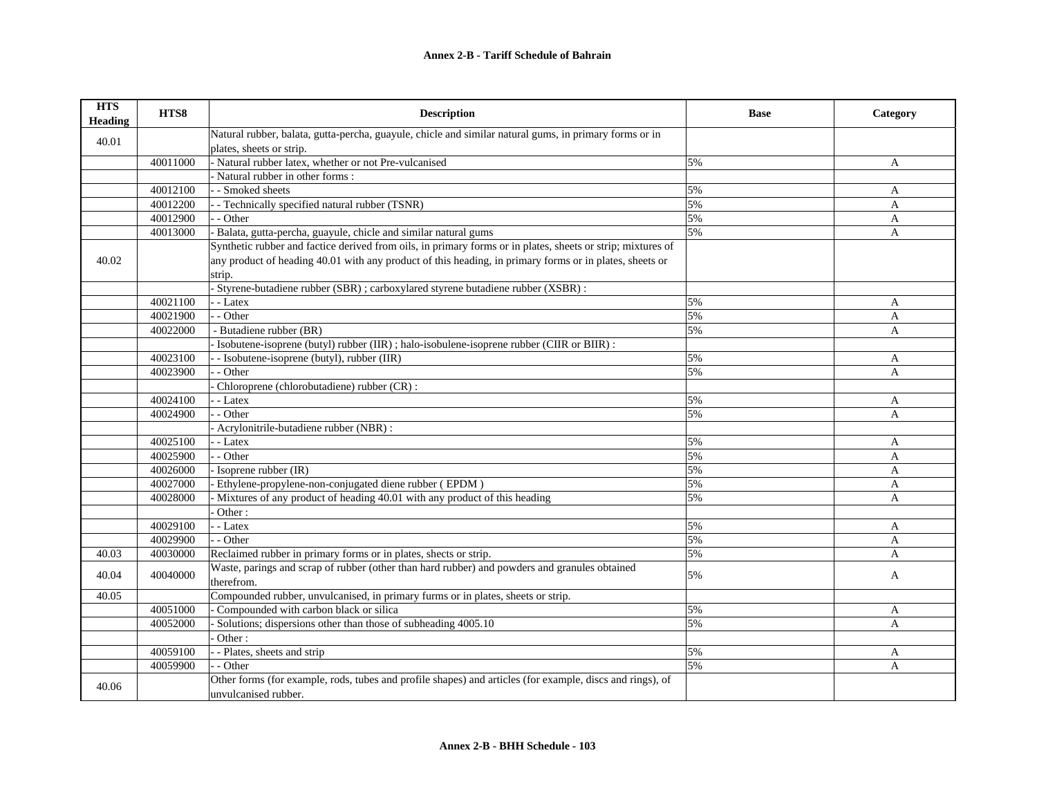## Annex 2-B - Tariff Schedule of Bahrain

| HTS Heading | HTS8 | Description | Base | Category |
|---|---|---|---|---|
| 40.01 | | Natural rubber, balata, gutta-percha, guayule, chicle and similar natural gums, in primary forms or in plates, sheets or strip. | | |
| | 40011000 | - Natural rubber latex, whether or not Pre-vulcanised | 5% | A |
| | | - Natural rubber in other forms : | | |
| | 40012100 | - - Smoked sheets | 5% | A |
| | 40012200 | - - Technically specified natural rubber (TSNR) | 5% | A |
| | 40012900 | - - Other | 5% | A |
| | 40013000 | - Balata, gutta-percha, guayule, chicle and similar natural gums | 5% | A |
| 40.02 | | Synthetic rubber and factice derived from oils, in primary forms or in plates, sheets or strip; mixtures of any product of heading 40.01 with any product of this heading, in primary forms or in plates, sheets or strip. | | |
| | | - Styrene-butadiene rubber (SBR) ; carboxylared styrene butadiene rubber (XSBR) : | | |
| | 40021100 | - - Latex | 5% | A |
| | 40021900 | - - Other | 5% | A |
| | 40022000 | - Butadiene rubber (BR) | 5% | A |
| | | - Isobutene-isoprene (butyl) rubber (IIR) ; halo-isobulene-isoprene rubber (CIIR or BIIR) : | | |
| | 40023100 | - - Isobutene-isoprene (butyl), rubber (IIR) | 5% | A |
| | 40023900 | - - Other | 5% | A |
| | | - Chloroprene (chlorobutadiene) rubber (CR) : | | |
| | 40024100 | - - Latex | 5% | A |
| | 40024900 | - - Other | 5% | A |
| | | - Acrylonitrile-butadiene rubber (NBR) : | | |
| | 40025100 | - - Latex | 5% | A |
| | 40025900 | - - Other | 5% | A |
| | 40026000 | - Isoprene rubber (IR) | 5% | A |
| | 40027000 | - Ethylene-propylene-non-conjugated diene rubber ( EPDM ) | 5% | A |
| | 40028000 | - Mixtures of any product of heading 40.01 with any product of this heading | 5% | A |
| | | - Other : | | |
| | 40029100 | - - Latex | 5% | A |
| | 40029900 | - - Other | 5% | A |
| 40.03 | 40030000 | Reclaimed rubber in primary forms or in plates, shects or strip. | 5% | A |
| 40.04 | 40040000 | Waste, parings and scrap of rubber (other than hard rubber) and powders and granules obtained therefrom. | 5% | A |
| 40.05 | | Compounded rubber, unvulcanised, in primary furms or in plates, sheets or strip. | | |
| | 40051000 | - Compounded with carbon black or silica | 5% | A |
| | 40052000 | - Solutions; dispersions other than those of subheading 4005.10 | 5% | A |
| | | - Other : | | |
| | 40059100 | - - Plates, sheets and strip | 5% | A |
| | 40059900 | - - Other | 5% | A |
| 40.06 | | Other forms (for example, rods, tubes and profile shapes) and articles (for example, discs and rings), of unvulcanised rubber. | | |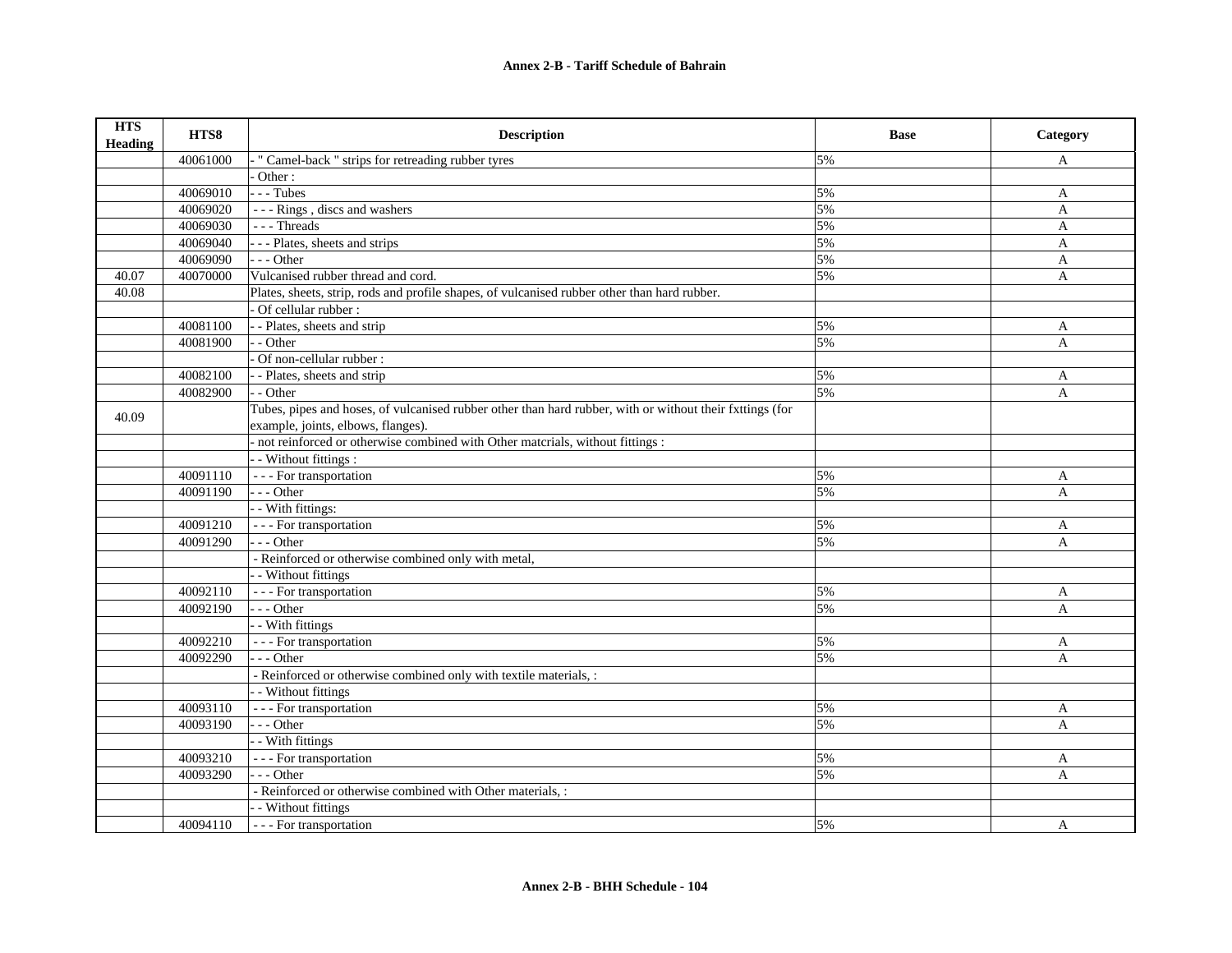**Annex 2-B - Tariff Schedule of Bahrain**

| HTS Heading | HTS8 | Description | Base | Category |
|---|---|---|---|---|
| | 40061000 | - " Camel-back " strips for retreading rubber tyres | 5% | A |
| | | - Other : | | |
| | 40069010 | - - - Tubes | 5% | A |
| | 40069020 | - - - Rings , discs and washers | 5% | A |
| | 40069030 | - - - Threads | 5% | A |
| | 40069040 | - - - Plates, sheets and strips | 5% | A |
| | 40069090 | - - - Other | 5% | A |
| 40.07 | 40070000 | Vulcanised rubber thread and cord. | 5% | A |
| 40.08 | | Plates, sheets, strip, rods and profile shapes, of vulcanised rubber other than hard rubber. | | |
| | | - Of cellular rubber : | | |
| | 40081100 | - - Plates, sheets and strip | 5% | A |
| | 40081900 | - - Other | 5% | A |
| | | - Of non-cellular rubber : | | |
| | 40082100 | - - Plates, sheets and strip | 5% | A |
| | 40082900 | - - Other | 5% | A |
| 40.09 | | Tubes, pipes and hoses, of vulcanised rubber other than hard rubber, with or without their fxttings (for example, joints, elbows, flanges). | | |
| | | - not reinforced or otherwise combined with Other matcrials, without fittings : | | |
| | | - - Without fittings : | | |
| | 40091110 | - - - For transportation | 5% | A |
| | 40091190 | - - - Other | 5% | A |
| | | - - With fittings: | | |
| | 40091210 | - - - For transportation | 5% | A |
| | 40091290 | - - - Other | 5% | A |
| | | - Reinforced or otherwise combined only with metal, | | |
| | | - - Without fittings | | |
| | 40092110 | - - - For transportation | 5% | A |
| | 40092190 | - - - Other | 5% | A |
| | | - - With fittings | | |
| | 40092210 | - - - For transportation | 5% | A |
| | 40092290 | - - - Other | 5% | A |
| | | - Reinforced or otherwise combined only with textile materials, : | | |
| | | - - Without fittings | | |
| | 40093110 | - - - For transportation | 5% | A |
| | 40093190 | - - - Other | 5% | A |
| | | - - With fittings | | |
| | 40093210 | - - - For transportation | 5% | A |
| | 40093290 | - - - Other | 5% | A |
| | | - Reinforced or otherwise combined with Other materials, : | | |
| | | - - Without fittings | | |
| | 40094110 | - - - For transportation | 5% | A |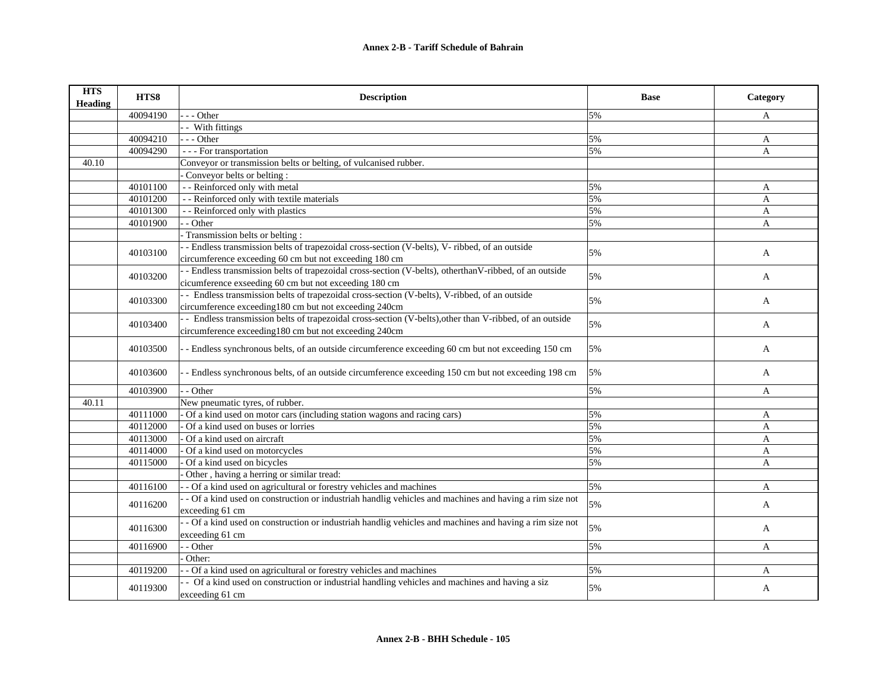**Annex 2-B - Tariff Schedule of Bahrain**

| HTS Heading | HTS8 | Description | Base | Category |
|---|---|---|---|---|
| | 40094190 | - - - Other | 5% | A |
| | | - - With fittings | | |
| | 40094210 | - - - Other | 5% | A |
| | 40094290 | - - - For transportation | 5% | A |
| 40.10 | | Conveyor or transmission belts or belting, of vulcanised rubber. | | |
| | | - Conveyor belts or belting : | | |
| | 40101100 | - - Reinforced only with metal | 5% | A |
| | 40101200 | - - Reinforced only with textile materials | 5% | A |
| | 40101300 | - - Reinforced only with plastics | 5% | A |
| | 40101900 | - - Other | 5% | A |
| | | - Transmission belts or belting : | | |
| | 40103100 | - - Endless transmission belts of trapezoidal cross-section (V-belts), V- ribbed, of an outside circumference exceeding 60 cm but not exceeding 180 cm | 5% | A |
| | 40103200 | - - Endless transmission belts of trapezoidal cross-section (V-belts), otherthanV-ribbed, of an outside cicumference exseeding 60 cm but not exceeding 180 cm | 5% | A |
| | 40103300 | - - Endless transmission belts of trapezoidal cross-section (V-belts), V-ribbed, of an outside circumference exceeding180 cm but not exceeding 240cm | 5% | A |
| | 40103400 | - - Endless transmission belts of trapezoidal cross-section (V-belts),other than V-ribbed, of an outside circumference exceeding180 cm but not exceeding 240cm | 5% | A |
| | 40103500 | - - Endless synchronous belts, of an outside circumference exceeding 60 cm but not exceeding 150 cm | 5% | A |
| | 40103600 | - - Endless synchronous belts, of an outside circumference exceeding 150 cm but not exceeding 198 cm | 5% | A |
| | 40103900 | - - Other | 5% | A |
| 40.11 | | New pneumatic tyres, of rubber. | | |
| | 40111000 | - Of a kind used on motor cars (including station wagons and racing cars) | 5% | A |
| | 40112000 | - Of a kind used on buses or lorries | 5% | A |
| | 40113000 | - Of a kind used on aircraft | 5% | A |
| | 40114000 | - Of a kind used on motorcycles | 5% | A |
| | 40115000 | - Of a kind used on bicycles | 5% | A |
| | | - Other , having a herring or similar tread: | | |
| | 40116100 | - - Of a kind used on agricultural or forestry vehicles and machines | 5% | A |
| | 40116200 | - - Of a kind used on construction or industriah handlig vehicles and machines and having a rim size not exceeding 61 cm | 5% | A |
| | 40116300 | - - Of a kind used on construction or industriah handlig vehicles and machines and having a rim size not exceeding 61 cm | 5% | A |
| | 40116900 | - - Other | 5% | A |
| | | - Other: | | |
| | 40119200 | - - Of a kind used on agricultural or forestry vehicles and machines | 5% | A |
| | 40119300 | - - Of a kind used on construction or industrial handling vehicles and machines and having a siz exceeding 61 cm | 5% | A |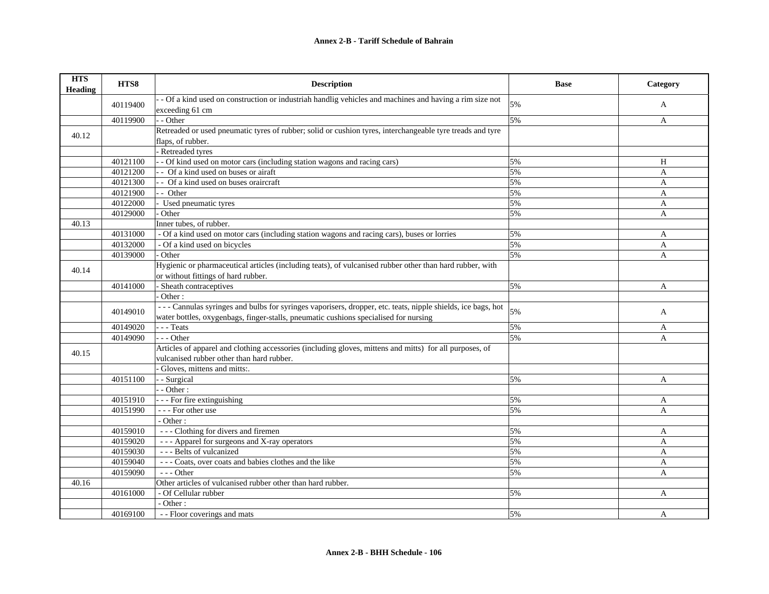**Annex 2-B - Tariff Schedule of Bahrain**

| HTS Heading | HTS8 | Description | Base | Category |
|---|---|---|---|---|
| | 40119400 | - - Of a kind used on construction or industriah handlig vehicles and machines and having a rim size not exceeding 61 cm | 5% | A |
| | 40119900 | - - Other | 5% | A |
| 40.12 | | Retreaded or used pneumatic tyres of rubber; solid or cushion tyres, interchangeable tyre treads and tyre flaps, of rubber. | | |
| | | - Retreaded tyres | | |
| | 40121100 | - - Of kind used on motor cars (including station wagons and racing cars) | 5% | H |
| | 40121200 | - - Of a kind used on buses or airaft | 5% | A |
| | 40121300 | - - Of a kind used on buses oraircraft | 5% | A |
| | 40121900 | - - Other | 5% | A |
| | 40122000 | - Used pneumatic tyres | 5% | A |
| | 40129000 | - Other | 5% | A |
| 40.13 | | Inner tubes, of rubber. | | |
| | 40131000 | - Of a kind used on motor cars (including station wagons and racing cars), buses or lorries | 5% | A |
| | 40132000 | - Of a kind used on bicycles | 5% | A |
| | 40139000 | - Other | 5% | A |
| 40.14 | | Hygienic or pharmaceutical articles (including teats), of vulcanised rubber other than hard rubber, with or without fittings of hard rubber. | | |
| | 40141000 | - Sheath contraceptives | 5% | A |
| | | - Other : | | |
| | 40149010 | - - - Cannulas syringes and bulbs for syringes vaporisers, dropper, etc. teats, nipple shields, ice bags, hot water bottles, oxygenbags, finger-stalls, pneumatic cushions specialised for nursing | 5% | A |
| | 40149020 | - - - Teats | 5% | A |
| | 40149090 | - - - Other | 5% | A |
| 40.15 | | Articles of apparel and clothing accessories (including gloves, mittens and mitts) for all purposes, of vulcanised rubber other than hard rubber. | | |
| | | - Gloves, mittens and mitts:. | | |
| | 40151100 | - - Surgical | 5% | A |
| | | - - Other : | | |
| | 40151910 | - - - For fire extinguishing | 5% | A |
| | 40151990 | - - - For other use | 5% | A |
| | | - Other : | | |
| | 40159010 | - - - Clothing for divers and firemen | 5% | A |
| | 40159020 | - - - Apparel for surgeons and X-ray operators | 5% | A |
| | 40159030 | - - - Belts of vulcanized | 5% | A |
| | 40159040 | - - - Coats, over coats and babies clothes and the like | 5% | A |
| | 40159090 | - - - Other | 5% | A |
| 40.16 | | Other articles of vulcanised rubber other than hard rubber. | | |
| | 40161000 | - Of Cellular rubber | 5% | A |
| | | - Other : | | |
| | 40169100 | - - Floor coverings and mats | 5% | A |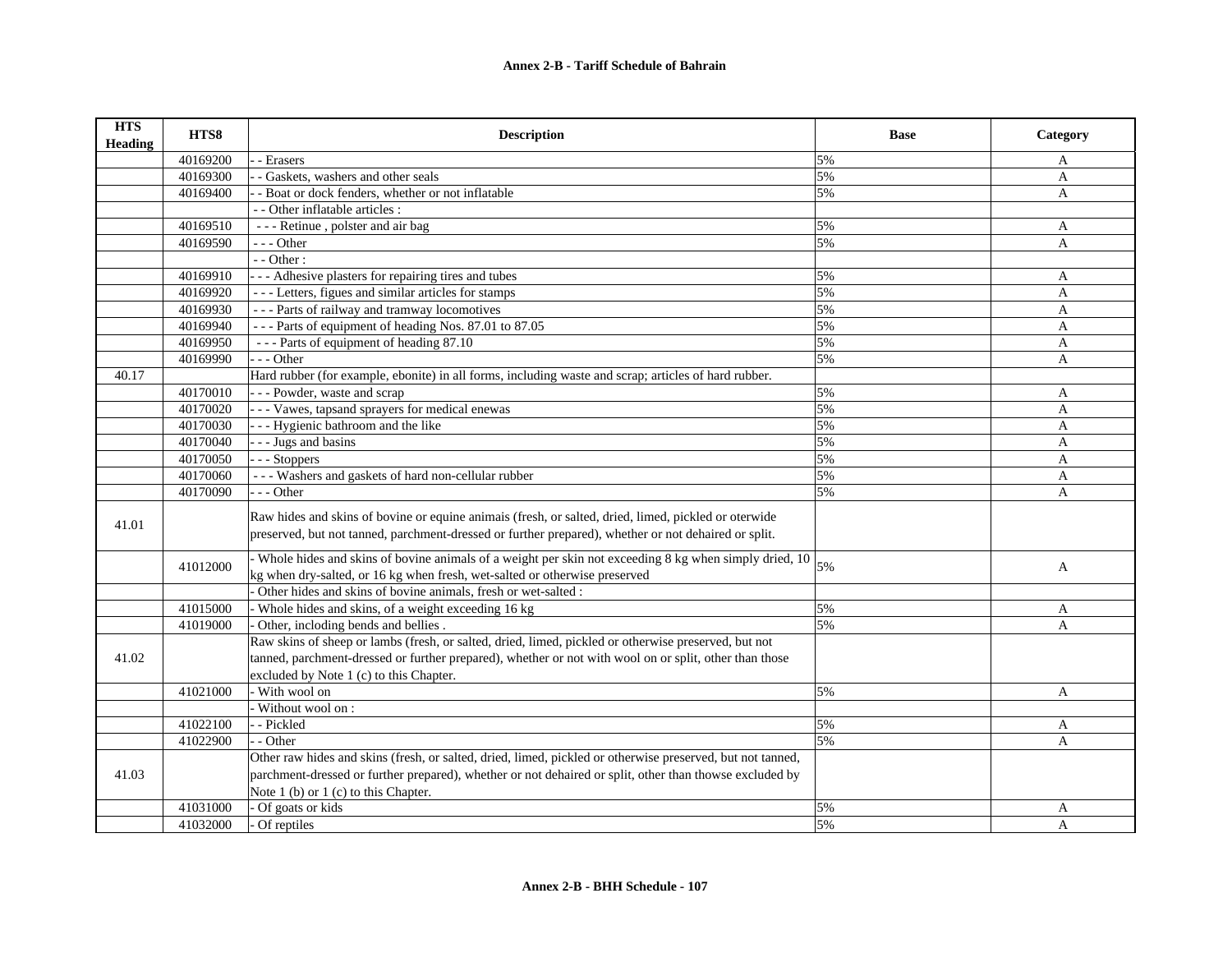**Annex 2-B - Tariff Schedule of Bahrain**

| HTS Heading | HTS8 | Description | Base | Category |
|---|---|---|---|---|
| | 40169200 | - - Erasers | 5% | A |
| | 40169300 | - - Gaskets, washers and other seals | 5% | A |
| | 40169400 | - - Boat or dock fenders, whether or not inflatable | 5% | A |
| | | - - Other inflatable articles : | | |
| | 40169510 | - - - Retinue , polster and air bag | 5% | A |
| | 40169590 | - - - Other | 5% | A |
| | | - - Other : | | |
| | 40169910 | - - - Adhesive plasters for repairing tires and tubes | 5% | A |
| | 40169920 | - - - Letters, figues and similar articles for stamps | 5% | A |
| | 40169930 | - - - Parts of railway and tramway locomotives | 5% | A |
| | 40169940 | - - - Parts of equipment of heading Nos. 87.01 to 87.05 | 5% | A |
| | 40169950 | - - - Parts of equipment of heading 87.10 | 5% | A |
| | 40169990 | - - - Other | 5% | A |
| 40.17 | | Hard rubber (for example, ebonite) in all forms, including waste and scrap; articles of hard rubber. | | |
| | 40170010 | - - - Powder, waste and scrap | 5% | A |
| | 40170020 | - - - Vawes, tapsand sprayers for medical enewas | 5% | A |
| | 40170030 | - - - Hygienic bathroom and the like | 5% | A |
| | 40170040 | - - - Jugs and basins | 5% | A |
| | 40170050 | - - - Stoppers | 5% | A |
| | 40170060 | - - - Washers and gaskets of hard non-cellular rubber | 5% | A |
| | 40170090 | - - - Other | 5% | A |
| 41.01 | | Raw hides and skins of bovine or equine animais (fresh, or salted, dried, limed, pickled or oterwide preserved, but not tanned, parchment-dressed or further prepared), whether or not dehaired or split. | | |
| | 41012000 | - Whole hides and skins of bovine animals of a weight per skin not exceeding 8 kg when simply dried, 10 kg when dry-salted, or 16 kg when fresh, wet-salted or otherwise preserved | 5% | A |
| | | - Other hides and skins of bovine animals, fresh or wet-salted : | | |
| | 41015000 | - Whole hides and skins, of a weight exceeding 16 kg | 5% | A |
| | 41019000 | - Other, including bends and bellies . | 5% | A |
| 41.02 | | Raw skins of sheep or lambs (fresh, or salted, dried, limed, pickled or otherwise preserved, but not tanned, parchment-dressed or further prepared), whether or not with wool on or split, other than those excluded by Note 1 (c) to this Chapter. | | |
| | 41021000 | - With wool on | 5% | A |
| | | - Without wool on : | | |
| | 41022100 | - - Pickled | 5% | A |
| | 41022900 | - - Other | 5% | A |
| 41.03 | | Other raw hides and skins (fresh, or salted, dried, limed, pickled or otherwise preserved, but not tanned, parchment-dressed or further prepared), whether or not dehaired or split, other than thowse excluded by Note 1 (b) or 1 (c) to this Chapter. | | |
| | 41031000 | - Of goats or kids | 5% | A |
| | 41032000 | - Of reptiles | 5% | A |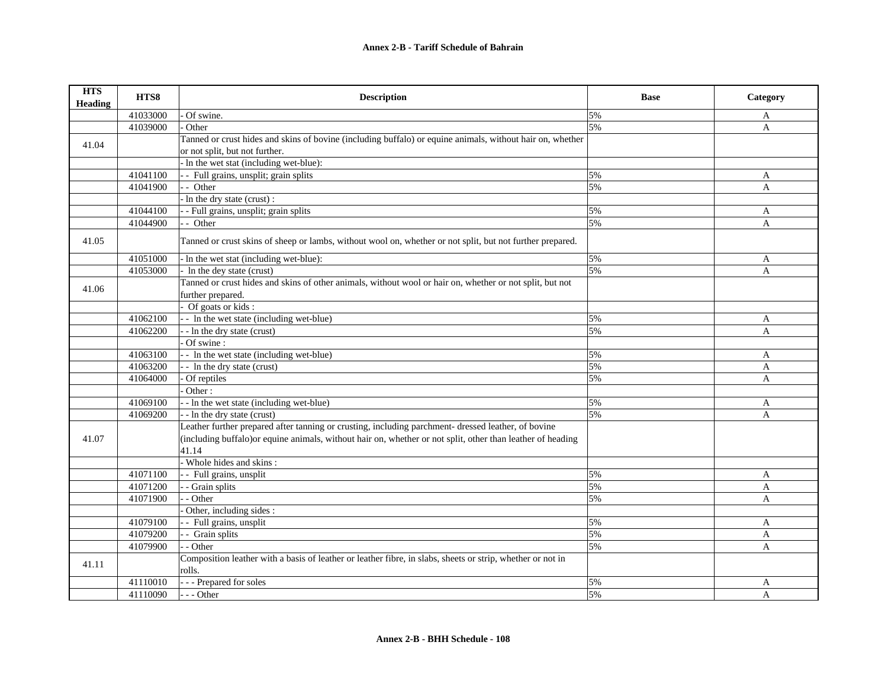**Annex 2-B - Tariff Schedule of Bahrain**

| HTS Heading | HTS8 | Description | Base | Category |
|---|---|---|---|---|
| | 41033000 | - Of swine. | 5% | A |
| | 41039000 | - Other | 5% | A |
| 41.04 | | Tanned or crust hides and skins of bovine (including buffalo) or equine animals, without hair on, whether or not split, but not further. | | |
| | | - ln the wet stat (including wet-blue): | | |
| | 41041100 | - - Full grains, unsplit; grain splits | 5% | A |
| | 41041900 | - - Other | 5% | A |
| | | - ln the dry state (crust) : | | |
| | 41044100 | - - Full grains, unsplit; grain splits | 5% | A |
| | 41044900 | - - Other | 5% | A |
| 41.05 | | Tanned or crust skins of sheep or lambs, without wool on, whether or not split, but not further prepared. | | |
| | 41051000 | - ln the wet stat (including wet-blue): | 5% | A |
| | 41053000 | - ln the dey state (crust) | 5% | A |
| 41.06 | | Tanned or crust hides and skins of other animals, without wool or hair on, whether or not split, but not further prepared. | | |
| | | - Of goats or kids : | | |
| | 41062100 | - - ln the wet state (including wet-blue) | 5% | A |
| | 41062200 | - - ln the dry state (crust) | 5% | A |
| | | - Of swine : | | |
| | 41063100 | - - ln the wet state (including wet-blue) | 5% | A |
| | 41063200 | - - ln the dry state (crust) | 5% | A |
| | 41064000 | - Of reptiles | 5% | A |
| | | - Other : | | |
| | 41069100 | - - ln the wet state (including wet-blue) | 5% | A |
| | 41069200 | - - ln the dry state (crust) | 5% | A |
| 41.07 | | Leather further prepared after tanning or crusting, including parchment- dressed leather, of bovine (including buffalo)or equine animals, without hair on, whether or not split, other than leather of heading 41.14 | | |
| | | - Whole hides and skins : | | |
| | 41071100 | - - Full grains, unsplit | 5% | A |
| | 41071200 | - - Grain splits | 5% | A |
| | 41071900 | - - Other | 5% | A |
| | | - Other, including sides : | | |
| | 41079100 | - - Full grains, unsplit | 5% | A |
| | 41079200 | - - Grain splits | 5% | A |
| | 41079900 | - - Other | 5% | A |
| 41.11 | | Composition leather with a basis of leather or leather fibre, in slabs, sheets or strip, whether or not in rolls. | | |
| | 41110010 | - - - Prepared for soles | 5% | A |
| | 41110090 | - - - Other | 5% | A |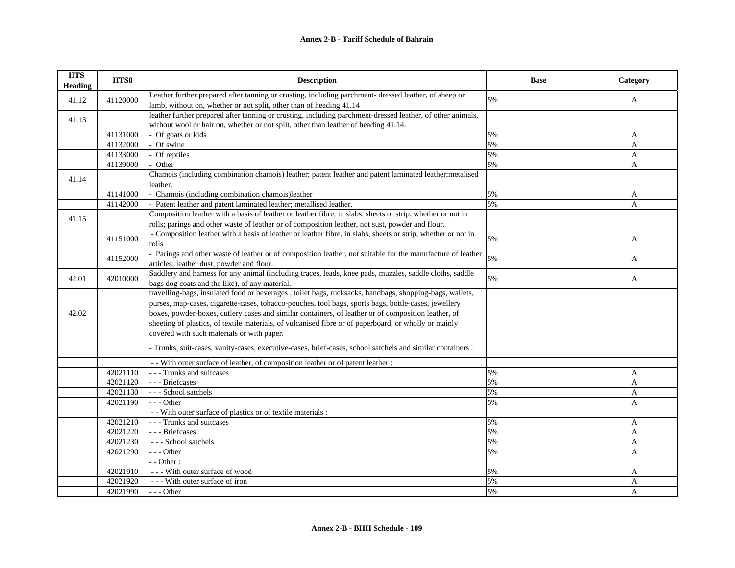| HTS Heading | HTS8 | Description | Base | Category |
| --- | --- | --- | --- | --- |
| 41.12 | 41120000 | Leather further prepared after tanning or crusting, including parchment- dressed leather, of sheep or lamb, without on, whether or not split, other than of heading 41.14 | 5% | A |
| 41.13 | | leather further prepared after tanning or crusting, including parchment-dressed leather, of other animals, without wool or hair on, whether or not split, other than leather of heading 41.14. | | |
| | 41131000 | - Of goats or kids | 5% | A |
| | 41132000 | - Of swine | 5% | A |
| | 41133000 | - Of reptiles | 5% | A |
| | 41139000 | - Other | 5% | A |
| 41.14 | | Chamois (including combination chamois) leather; patent leather and patent laminated leather;metalised leather. | | |
| | 41141000 | - Chamois (including combination chamois)leather | 5% | A |
| | 41142000 | - Patent leather and patent laminated leather; metallised leather. | 5% | A |
| 41.15 | | Composition leather with a basis of leather or leather fibre, in slabs, sheets or strip, whether or not in rolls; parings and other waste of leather or of composition leather, not sust, powder and flour. | | |
| | 41151000 | - Composition leather with a basis of leather or leather fibre, in slabs, sheets or strip, whether or not in rolls | 5% | A |
| | 41152000 | - Parings and other waste of leather or of composition leather, not suitable for the manufacture of leather articles; leather dust, powder and flour. | 5% | A |
| 42.01 | 42010000 | Saddlery and harness for any animal (including traces, leads, knee pads, muzzles, saddle cloths, saddle bags dog coats and the like), of any material. | 5% | A |
| 42.02 | | travelling-bags, insulated food or beverages , toilet bags, rucksacks, handbags, shopping-bags, wallets, purses, map-cases, cigarette-cases, tobacco-pouches, tool bags, sports bags, bottle-cases, jewellery boxes, powder-boxes, cutlery cases and similar containers, of leather or of composition leather, of sheeting of plastics, of textile materials, of vulcanised fibre or of paperboard, or wholly or mainly covered with such materials or with paper. | | |
| | | - Trunks, suit-cases, vanity-cases, executive-cases, brief-cases, school satchels and similar containers : | | |
| | | - - With outer surface of leather, of composition leather or of patent leather : | | |
| | 42021110 | - - - Trunks and suitcases | 5% | A |
| | 42021120 | - - - Briefcases | 5% | A |
| | 42021130 | - - - School satchels | 5% | A |
| | 42021190 | - - - Other | 5% | A |
| | | - - With outer surface of plastics or of textile materials : | | |
| | 42021210 | - - - Trunks and suitcases | 5% | A |
| | 42021220 | - - - Briefcases | 5% | A |
| | 42021230 | - - - School satchels | 5% | A |
| | 42021290 | - - - Other | 5% | A |
| | | - - Other : | | |
| | 42021910 | - - - With outer surface of wood | 5% | A |
| | 42021920 | - - - With outer surface of iron | 5% | A |
| | 42021990 | - - - Other | 5% | A |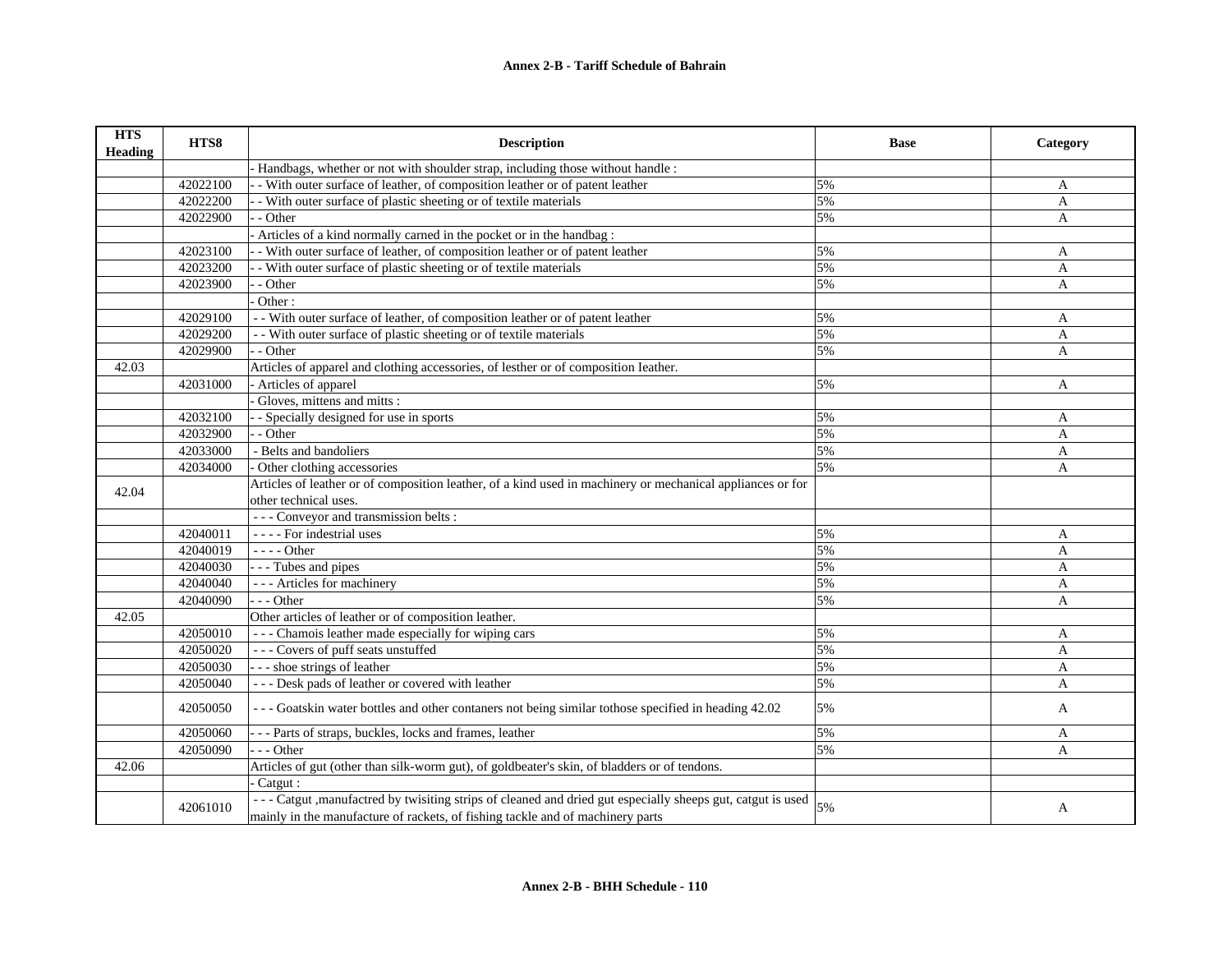**Annex 2-B - Tariff Schedule of Bahrain**

| HTS Heading | HTS8 | Description | Base | Category |
|---|---|---|---|---|
| | | - Handbags, whether or not with shoulder strap, including those without handle : | | |
| | 42022100 | - - With outer surface of leather, of composition leather or of patent leather | 5% | A |
| | 42022200 | - - With outer surface of plastic sheeting or of textile materials | 5% | A |
| | 42022900 | - - Other | 5% | A |
| | | - Articles of a kind normally carned in the pocket or in the handbag : | | |
| | 42023100 | - - With outer surface of leather, of composition leather or of patent leather | 5% | A |
| | 42023200 | - - With outer surface of plastic sheeting or of textile materials | 5% | A |
| | 42023900 | - - Other | 5% | A |
| | | - Other : | | |
| | 42029100 | - - With outer surface of leather, of composition leather or of patent leather | 5% | A |
| | 42029200 | - - With outer surface of plastic sheeting or of textile materials | 5% | A |
| | 42029900 | - - Other | 5% | A |
| 42.03 | | Articles of apparel and clothing accessories, of lesther or of composition Ieather. | | |
| | 42031000 | - Articles of apparel | 5% | A |
| | | - Gloves, mittens and mitts : | | |
| | 42032100 | - - Specially designed for use in sports | 5% | A |
| | 42032900 | - - Other | 5% | A |
| | 42033000 | - Belts and bandoliers | 5% | A |
| | 42034000 | - Other clothing accessories | 5% | A |
| 42.04 | | Articles of leather or of composition leather, of a kind used in machinery or mechanical appliances or for other technical uses. | | |
| | | - - - Conveyor and transmission belts : | | |
| | 42040011 | - - - - For indestrial uses | 5% | A |
| | 42040019 | - - - - Other | 5% | A |
| | 42040030 | - - - Tubes and pipes | 5% | A |
| | 42040040 | - - - Articles for machinery | 5% | A |
| | 42040090 | - - - Other | 5% | A |
| 42.05 | | Other articles of leather or of composition leather. | | |
| | 42050010 | - - - Chamois leather made especially for wiping cars | 5% | A |
| | 42050020 | - - - Covers of puff seats unstuffed | 5% | A |
| | 42050030 | - - - shoe strings of leather | 5% | A |
| | 42050040 | - - - Desk pads of leather or covered with leather | 5% | A |
| | 42050050 | - - - Goatskin water bottles and other contaners not being similar tothose specified in heading 42.02 | 5% | A |
| | 42050060 | - - - Parts of straps, buckles, locks and frames, leather | 5% | A |
| | 42050090 | - - - Other | 5% | A |
| 42.06 | | Articles of gut (other than silk-worm gut), of goldbeater's skin, of bladders or of tendons. | | |
| | | - Catgut : | | |
| | 42061010 | - - - Catgut ,manufactred by twisiting strips of cleaned and dried gut especially sheeps gut, catgut is used mainly in the manufacture of rackets, of fishing tackle and of machinery parts | 5% | A |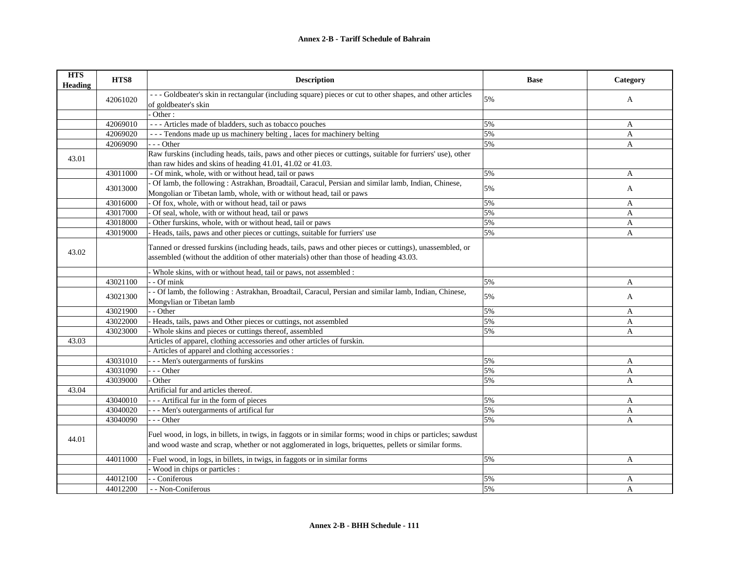**Annex 2-B - Tariff Schedule of Bahrain**

| HTS Heading | HTS8 | Description | Base | Category |
|---|---|---|---|---|
| | 42061020 | - - - Goldbeater's skin in rectangular (including square) pieces or cut to other shapes, and other articles of goldbeater's skin | 5% | A |
| | | - Other : | | |
| | 42069010 | - - - Articles made of bladders, such as tobacco pouches | 5% | A |
| | 42069020 | - - - Tendons made up us machinery belting , laces for machinery belting | 5% | A |
| | 42069090 | - - - Other | 5% | A |
| 43.01 | | Raw furskins (including heads, tails, paws and other pieces or cuttings, suitable for furriers' use), other than raw hides and skins of heading 41.01, 41.02 or 41.03. | | |
| | 43011000 | - Of mink, whole, with or without head, tail or paws | 5% | A |
| | 43013000 | - Of lamb, the following : Astrakhan, Broadtail, Caracul, Persian and similar lamb, Indian, Chinese, Mongolian or Tibetan lamb, whole, with or without head, tail or paws | 5% | A |
| | 43016000 | - Of fox, whole, with or without head, tail or paws | 5% | A |
| | 43017000 | - Of seal, whole, with or without head, tail or paws | 5% | A |
| | 43018000 | - Other furskins, whole, with or without head, tail or paws | 5% | A |
| | 43019000 | - Heads, tails, paws and other pieces or cuttings, suitable for furriers' use | 5% | A |
| 43.02 | | Tanned or dressed furskins (including heads, tails, paws and other pieces or cuttings), unassembled, or assembled (without the addition of other materials) other than those of heading 43.03. | | |
| | | - Whole skins, with or without head, tail or paws, not assembled : | | |
| | 43021100 | - - Of mink | 5% | A |
| | 43021300 | - - Of lamb, the following : Astrakhan, Broadtail, Caracul, Persian and similar lamb, Indian, Chinese, Mongvlian or Tibetan lamb | 5% | A |
| | 43021900 | - - Other | 5% | A |
| | 43022000 | - Heads, tails, paws and Other pieces or cuttings, not assembled | 5% | A |
| | 43023000 | - Whole skins and pieces or cuttings thereof, assembled | 5% | A |
| 43.03 | | Articles of apparel, clothing accessories and other articles of furskin. | | |
| | | - Articles of apparel and clothing accessories : | | |
| | 43031010 | - - - Men's outergarments of furskins | 5% | A |
| | 43031090 | - - - Other | 5% | A |
| | 43039000 | - Other | 5% | A |
| 43.04 | | Artificial fur and articles thereof. | | |
| | 43040010 | - - - Artifical fur in the form of pieces | 5% | A |
| | 43040020 | - - - Men's outergarments of artifical fur | 5% | A |
| | 43040090 | - - - Other | 5% | A |
| 44.01 | | Fuel wood, in logs, in billets, in twigs, in faggots or in similar forms; wood in chips or particles; sawdust and wood waste and scrap, whether or not agglomerated in logs, briquettes, pellets or similar forms. | | |
| | 44011000 | - Fuel wood, in logs, in billets, in twigs, in faggots or in similar forms | 5% | A |
| | | - Wood in chips or particles : | | |
| | 44012100 | - - Coniferous | 5% | A |
| | 44012200 | - - Non-Coniferous | 5% | A |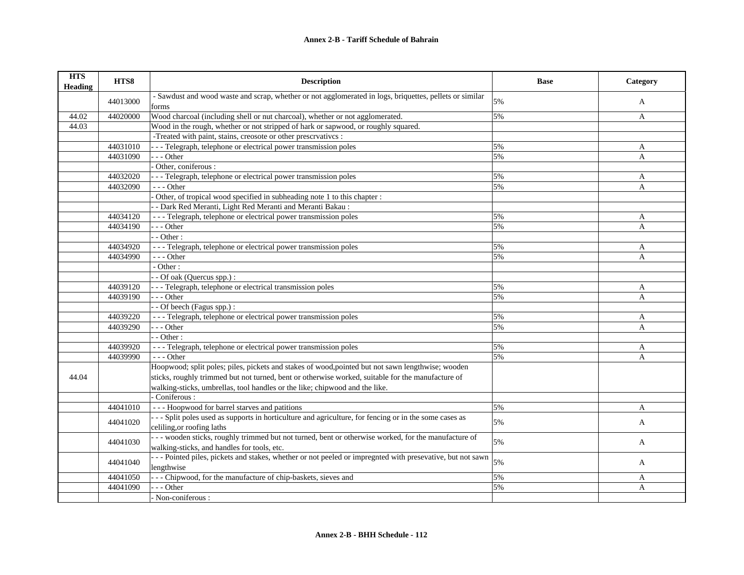**Annex 2-B - Tariff Schedule of Bahrain**

| HTS Heading | HTS8 | Description | Base | Category |
|---|---|---|---|---|
| | 44013000 | - Sawdust and wood waste and scrap, whether or not agglomerated in logs, briquettes, pellets or similar forms | 5% | A |
| 44.02 | 44020000 | Wood charcoal (including shell or nut charcoal), whether or not agglomerated. | 5% | A |
| 44.03 | | Wood in the rough, whether or not stripped of hark or sapwood, or roughly squared. | | |
| | | -Treated with paint, stains, creosote or other prescrvativcs : | | |
| | 44031010 | - - - Telegraph, telephone or electrical power transmission poles | 5% | A |
| | 44031090 | - - - Other | 5% | A |
| | | - Other, coniferous : | | |
| | 44032020 | - - - Telegraph, telephone or electrical power transmission poles | 5% | A |
| | 44032090 | - - - Other | 5% | A |
| | | - Other, of tropical wood specified in subheading note 1 to this chapter : | | |
| | | - - Dark Red Meranti, Light Red Meranti and Meranti Bakau : | | |
| | 44034120 | - - - Telegraph, telephone or electrical power transmission poles | 5% | A |
| | 44034190 | - - - Other | 5% | A |
| | | - - Other : | | |
| | 44034920 | - - - Telegraph, telephone or electrical power transmission poles | 5% | A |
| | 44034990 | - - - Other | 5% | A |
| | | - Other : | | |
| | | - - Of oak (Quercus spp.) : | | |
| | 44039120 | - - - Telegraph, telephone or electrical transmission poles | 5% | A |
| | 44039190 | - - - Other | 5% | A |
| | | - - Of beech (Fagus spp.) : | | |
| | 44039220 | - - - Telegraph, telephone or electrical power transmission poles | 5% | A |
| | 44039290 | - - - Other | 5% | A |
| | | - - Other : | | |
| | 44039920 | - - - Telegraph, telephone or electrical power transmission poles | 5% | A |
| | 44039990 | - - - Other | 5% | A |
| 44.04 | | Hoopwood; split poles; piles, pickets and stakes of wood,pointed but not sawn lengthwise; wooden sticks, roughly trimmed but not turned, bent or otherwise worked, suitable for the manufacture of walking-sticks, umbrellas, tool handles or the like; chipwood and the like. | | |
| | | - Coniferous : | | |
| | 44041010 | - - - Hoopwood for barrel starves and patitions | 5% | A |
| | 44041020 | - - - Split poles used as supports in horticulture and agriculture, for fencing or in the some cases as celiling,or roofing laths | 5% | A |
| | 44041030 | - - - wooden sticks, roughly trimmed but not turned, bent or otherwise worked, for the manufacture of walking-sticks, and handles for tools, etc. | 5% | A |
| | 44041040 | - - - Pointed piles, pickets and stakes, whether or not peeled or impregnted with presevative, but not sawn lengthwise | 5% | A |
| | 44041050 | - - - Chipwood, for the manufacture of chip-baskets, sieves and | 5% | A |
| | 44041090 | - - - Other | 5% | A |
| | | - Non-coniferous : | | |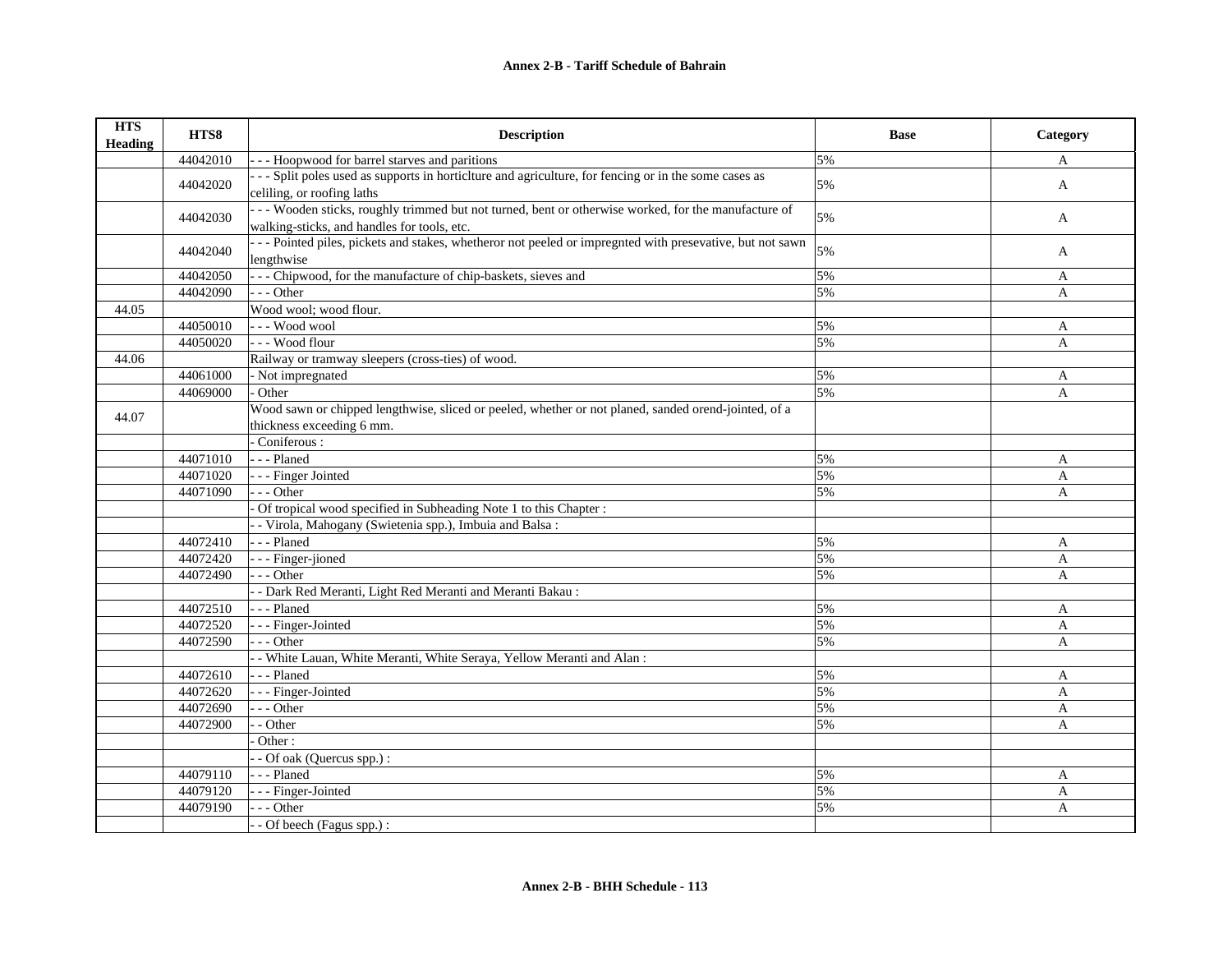## Annex 2-B - Tariff Schedule of Bahrain

| HTS Heading | HTS8 | Description | Base | Category |
|---|---|---|---|---|
| | 44042010 | - - - Hoopwood for barrel starves and paritions | 5% | A |
| | 44042020 | - - - Split poles used as supports in horticlture and agriculture, for fencing or in the some cases as celiling, or roofing laths | 5% | A |
| | 44042030 | - - - Wooden sticks, roughly trimmed but not turned, bent or otherwise worked, for the manufacture of walking-sticks, and handles for tools, etc. | 5% | A |
| | 44042040 | - - - Pointed piles, pickets and stakes, whetheror not peeled or impregnted with presevative, but not sawn lengthwise | 5% | A |
| | 44042050 | - - - Chipwood, for the manufacture of chip-baskets, sieves and | 5% | A |
| | 44042090 | - - - Other | 5% | A |
| 44.05 | | Wood wool; wood flour. | | |
| | 44050010 | - - - Wood wool | 5% | A |
| | 44050020 | - - - Wood flour | 5% | A |
| 44.06 | | Railway or tramway sleepers (cross-ties) of wood. | | |
| | 44061000 | - Not impregnated | 5% | A |
| | 44069000 | - Other | 5% | A |
| 44.07 | | Wood sawn or chipped lengthwise, sliced or peeled, whether or not planed, sanded orend-jointed, of a thickness exceeding 6 mm. | | |
| | | - Coniferous : | | |
| | 44071010 | - - - Planed | 5% | A |
| | 44071020 | - - - Finger Jointed | 5% | A |
| | 44071090 | - - - Other | 5% | A |
| | | - Of tropical wood specified in Subheading Note 1 to this Chapter : | | |
| | | - - Virola, Mahogany (Swietenia spp.), Imbuia and Balsa : | | |
| | 44072410 | - - - Planed | 5% | A |
| | 44072420 | - - - Finger-jioned | 5% | A |
| | 44072490 | - - - Other | 5% | A |
| | | - - Dark Red Meranti, Light Red Meranti and Meranti Bakau : | | |
| | 44072510 | - - - Planed | 5% | A |
| | 44072520 | - - - Finger-Jointed | 5% | A |
| | 44072590 | - - - Other | 5% | A |
| | | - - White Lauan, White Meranti, White Seraya, Yellow Meranti and Alan : | | |
| | 44072610 | - - - Planed | 5% | A |
| | 44072620 | - - - Finger-Jointed | 5% | A |
| | 44072690 | - - - Other | 5% | A |
| | 44072900 | - - Other | 5% | A |
| | | - Other : | | |
| | | - - Of oak (Quercus spp.) : | | |
| | 44079110 | - - - Planed | 5% | A |
| | 44079120 | - - - Finger-Jointed | 5% | A |
| | 44079190 | - - - Other | 5% | A |
| | | - - Of beech (Fagus spp.) : | | |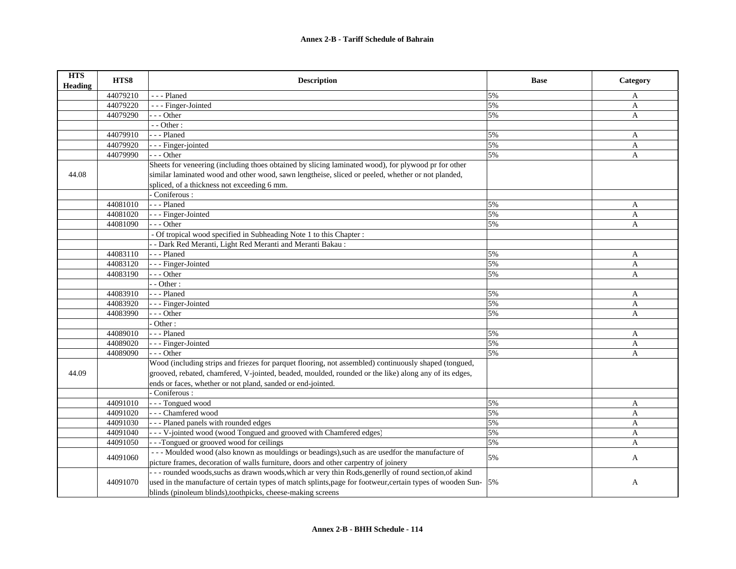# Annex 2-B - Tariff Schedule of Bahrain

| HTS Heading | HTS8 | Description | Base | Category |
|---|---|---|---|---|
| | 44079210 | - - - Planed | 5% | A |
| | 44079220 | - - - Finger-Jointed | 5% | A |
| | 44079290 | - - - Other | 5% | A |
| | | - - Other : | | |
| | 44079910 | - - - Planed | 5% | A |
| | 44079920 | - - - Finger-jointed | 5% | A |
| | 44079990 | - - - Other | 5% | A |
| 44.08 | | Sheets for veneering (including thoes obtained by slicing laminated wood), for plywood pr for other similar laminated wood and other wood, sawn lengtheise, sliced or peeled, whether or not planded, spliced, of a thickness not exceeding 6 mm. | | |
| | | - Coniferous : | | |
| | 44081010 | - - - Planed | 5% | A |
| | 44081020 | - - - Finger-Jointed | 5% | A |
| | 44081090 | - - - Other | 5% | A |
| | | - Of tropical wood specified in Subheading Note 1 to this Chapter : | | |
| | | - - Dark Red Meranti, Light Red Meranti and Meranti Bakau : | | |
| | 44083110 | - - - Planed | 5% | A |
| | 44083120 | - - - Finger-Jointed | 5% | A |
| | 44083190 | - - - Other | 5% | A |
| | | - - Other : | | |
| | 44083910 | - - - Planed | 5% | A |
| | 44083920 | - - - Finger-Jointed | 5% | A |
| | 44083990 | - - - Other | 5% | A |
| | | - Other : | | |
| | 44089010 | - - - Planed | 5% | A |
| | 44089020 | - - - Finger-Jointed | 5% | A |
| | 44089090 | - - - Other | 5% | A |
| 44.09 | | Wood (including strips and friezes for parquet flooring, not assembled) continuously shaped (tongued, grooved, rebated, chamfered, V-jointed, beaded, moulded, rounded or the like) along any of its edges, ends or faces, whether or not pland, sanded or end-jointed. | | |
| | | - Coniferous : | | |
| | 44091010 | - - - Tongued wood | 5% | A |
| | 44091020 | - - - Chamfered wood | 5% | A |
| | 44091030 | - - - Planed panels with rounded edges | 5% | A |
| | 44091040 | - - - V-jointed wood (wood Tongued and grooved with Chamfered edges) | 5% | A |
| | 44091050 | - - -Tongued or grooved wood for ceilings | 5% | A |
| | 44091060 | - - - Moulded wood (also known as mouldings or beadings),such as are usedfor the manufacture of picture frames, decoration of walls furniture, doors and other carpentry of joinery | 5% | A |
| | 44091070 | - - - rounded woods,suchs as drawn woods,which ar very thin Rods,generlly of round section,of akind used in the manufacture of certain types of match splints,page for footweur,certain types of wooden Sun-blinds (pinoleum blinds),toothpicks, cheese-making screens | 5% | A |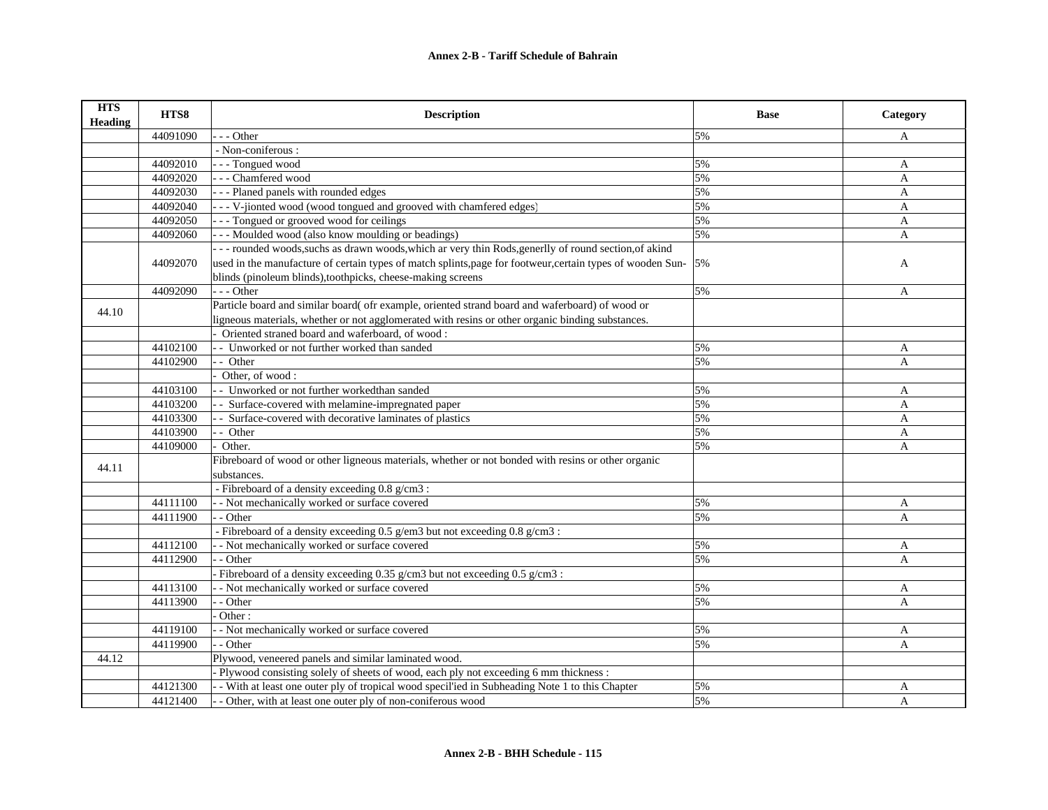| HTS Heading | HTS8 | Description | Base | Category |
|---|---|---|---|---|
| | 44091090 | - - - Other | 5% | A |
| | | - Non-coniferous : | | |
| | 44092010 | - - - Tongued wood | 5% | A |
| | 44092020 | - - - Chamfered wood | 5% | A |
| | 44092030 | - - - Planed panels with rounded edges | 5% | A |
| | 44092040 | - - - V-jionted wood (wood tongued and grooved with chamfered edges) | 5% | A |
| | 44092050 | - - - Tongued or grooved wood for ceilings | 5% | A |
| | 44092060 | - - - Moulded wood (also know moulding or beadings) | 5% | A |
| | 44092070 | - - - rounded woods,suchs as drawn woods,which ar very thin Rods,generlly of round section,of akind used in the manufacture of certain types of match splints,page for footweur,certain types of wooden Sun-blinds (pinoleum blinds),toothpicks, cheese-making screens | 5% | A |
| | 44092090 | - - - Other | 5% | A |
| 44.10 | | Particle board and similar board( ofr example, oriented strand board and waferboard) of wood or ligneous materials, whether or not agglomerated with resins or other organic binding substances. | | |
| | | - Oriented straned board and waferboard, of wood : | | |
| | 44102100 | - - Unworked or not further worked than sanded | 5% | A |
| | 44102900 | - - Other | 5% | A |
| | | - Other, of wood : | | |
| | 44103100 | - - Unworked or not further workedthan sanded | 5% | A |
| | 44103200 | - - Surface-covered with melamine-impregnated paper | 5% | A |
| | 44103300 | - - Surface-covered with decorative laminates of plastics | 5% | A |
| | 44103900 | - - Other | 5% | A |
| | 44109000 | - Other. | 5% | A |
| 44.11 | | Fibreboard of wood or other ligneous materials, whether or not bonded with resins or other organic substances. | | |
| | | - Fibreboard of a density exceeding 0.8 g/cm3 : | | |
| | 44111100 | - - Not mechanically worked or surface covered | 5% | A |
| | 44111900 | - - Other | 5% | A |
| | | - Fibreboard of a density exceeding 0.5 g/em3 but not exceeding 0.8 g/cm3 : | | |
| | 44112100 | - - Not mechanically worked or surface covered | 5% | A |
| | 44112900 | - - Other | 5% | A |
| | | - Fibreboard of a density exceeding 0.35 g/cm3 but not exceeding 0.5 g/cm3 : | | |
| | 44113100 | - - Not mechanically worked or surface covered | 5% | A |
| | 44113900 | - - Other | 5% | A |
| | | - Other : | | |
| | 44119100 | - - Not mechanically worked or surface covered | 5% | A |
| | 44119900 | - - Other | 5% | A |
| 44.12 | | Plywood, veneered panels and similar laminated wood. | | |
| | | - Plywood consisting solely of sheets of wood, each ply not exceeding 6 mm thickness : | | |
| | 44121300 | - - With at least one outer ply of tropical wood specil'ied in Subheading Note 1 to this Chapter | 5% | A |
| | 44121400 | - - Other, with at least one outer ply of non-coniferous wood | 5% | A |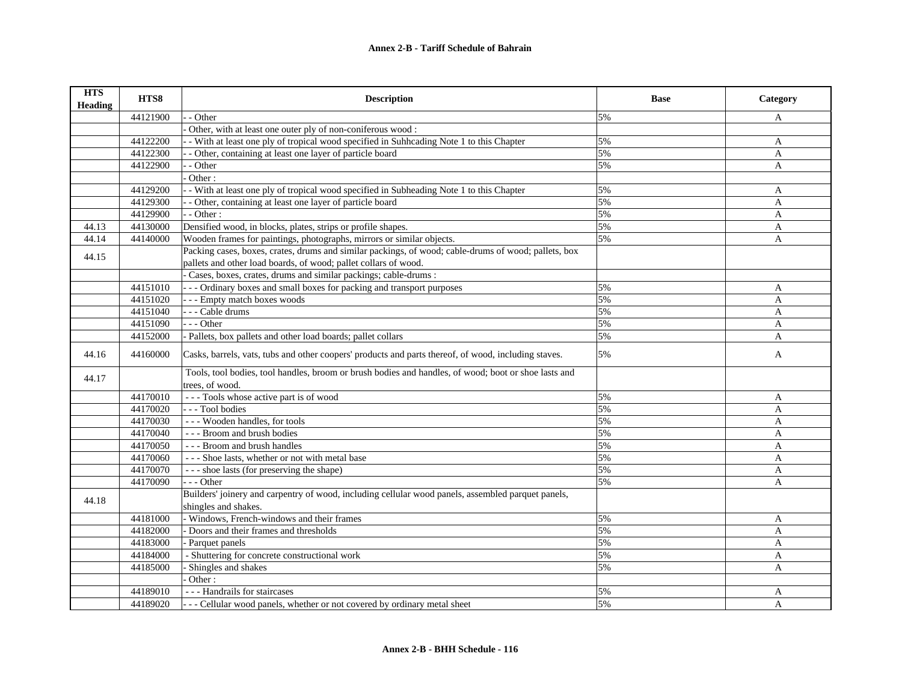## Annex 2-B - Tariff Schedule of Bahrain

| HTS Heading | HTS8 | Description | Base | Category |
|---|---|---|---|---|
| | 44121900 | - - Other | 5% | A |
| | | - Other, with at least one outer ply of non-coniferous wood : | | |
| | 44122200 | - - With at least one ply of tropical wood specified in Suhhcading Note 1 to this Chapter | 5% | A |
| | 44122300 | - - Other, containing at least one layer of particle board | 5% | A |
| | 44122900 | - - Other | 5% | A |
| | | - Other : | | |
| | 44129200 | - - With at least one ply of tropical wood specified in Subheading Note 1 to this Chapter | 5% | A |
| | 44129300 | - - Other, containing at least one layer of particle board | 5% | A |
| | 44129900 | - - Other : | 5% | A |
| 44.13 | 44130000 | Densified wood, in blocks, plates, strips or profile shapes. | 5% | A |
| 44.14 | 44140000 | Wooden frames for paintings, photographs, mirrors or similar objects. | 5% | A |
| 44.15 | | Packing cases, boxes, crates, drums and similar packings, of wood; cable-drums of wood; pallets, box pallets and other load boards, of wood; pallet collars of wood. | | |
| | | - Cases, boxes, crates, drums and similar packings; cable-drums : | | |
| | 44151010 | - - - Ordinary boxes and small boxes for packing and transport purposes | 5% | A |
| | 44151020 | - - - Empty match boxes woods | 5% | A |
| | 44151040 | - - - Cable drums | 5% | A |
| | 44151090 | - - - Other | 5% | A |
| | 44152000 | - Pallets, box pallets and other load boards; pallet collars | 5% | A |
| 44.16 | 44160000 | Casks, barrels, vats, tubs and other coopers' products and parts thereof, of wood, including staves. | 5% | A |
| 44.17 | | Tools, tool bodies, tool handles, broom or brush bodies and handles, of wood; boot or shoe lasts and trees, of wood. | | |
| | 44170010 | - - - Tools whose active part is of wood | 5% | A |
| | 44170020 | - - - Tool bodies | 5% | A |
| | 44170030 | - - - Wooden handles, for tools | 5% | A |
| | 44170040 | - - - Broom and brush bodies | 5% | A |
| | 44170050 | - - - Broom and brush handles | 5% | A |
| | 44170060 | - - - Shoe lasts, whether or not with metal base | 5% | A |
| | 44170070 | - - - shoe lasts (for preserving the shape) | 5% | A |
| | 44170090 | - - - Other | 5% | A |
| 44.18 | | Builders' joinery and carpentry of wood, including cellular wood panels, assembled parquet panels, shingles and shakes. | | |
| | 44181000 | - Windows, French-windows and their frames | 5% | A |
| | 44182000 | - Doors and their frames and thresholds | 5% | A |
| | 44183000 | - Parquet panels | 5% | A |
| | 44184000 | - Shuttering for concrete constructional work | 5% | A |
| | 44185000 | - Shingles and shakes | 5% | A |
| | | - Other : | | |
| | 44189010 | - - - Handrails for staircases | 5% | A |
| | 44189020 | - - - Cellular wood panels, whether or not covered by ordinary metal sheet | 5% | A |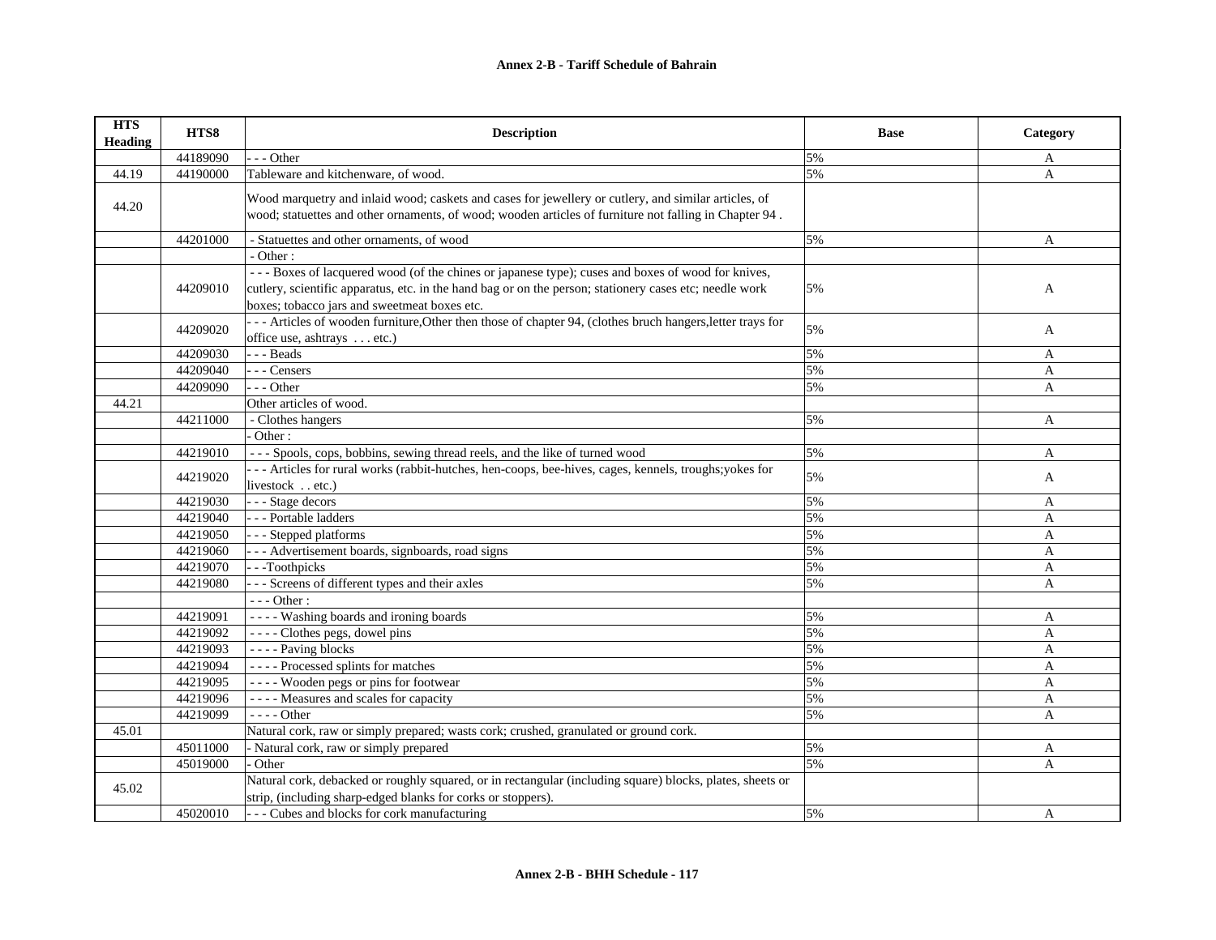| HTS Heading | HTS8 | Description | Base | Category |
|---|---|---|---|---|
| | 44189090 | - - - Other | 5% | A |
| 44.19 | 44190000 | Tableware and kitchenware, of wood. | 5% | A |
| 44.20 | | Wood marquetry and inlaid wood; caskets and cases for jewellery or cutlery, and similar articles, of wood; statuettes and other ornaments, of wood; wooden articles of furniture not falling in Chapter 94 . | | |
| | 44201000 | - Statuettes and other ornaments, of wood | 5% | A |
| | | - Other : | | |
| | 44209010 | - - - Boxes of lacquered wood (of the chines or japanese type); cuses and boxes of wood for knives, cutlery, scientific apparatus, etc. in the hand bag or on the person; stationery cases etc; needle work boxes; tobacco jars and sweetmeat boxes etc. | 5% | A |
| | 44209020 | - - - Articles of wooden furniture,Other then those of chapter 94, (clothes bruch hangers,letter trays for office use, ashtrays . . . etc.) | 5% | A |
| | 44209030 | - - - Beads | 5% | A |
| | 44209040 | - - - Censers | 5% | A |
| | 44209090 | - - - Other | 5% | A |
| 44.21 | | Other articles of wood. | | |
| | 44211000 | - Clothes hangers | 5% | A |
| | | - Other : | | |
| | 44219010 | - - - Spools, cops, bobbins, sewing thread reels, and the like of turned wood | 5% | A |
| | 44219020 | - - - Articles for rural works (rabbit-hutches, hen-coops, bee-hives, cages, kennels, troughs;yokes for livestock . . etc.) | 5% | A |
| | 44219030 | - - - Stage decors | 5% | A |
| | 44219040 | - - - Portable ladders | 5% | A |
| | 44219050 | - - - Stepped platforms | 5% | A |
| | 44219060 | - - - Advertisement boards, signboards, road signs | 5% | A |
| | 44219070 | - - -Toothpicks | 5% | A |
| | 44219080 | - - - Screens of different types and their axles | 5% | A |
| | | - - - Other : | | |
| | 44219091 | - - - - Washing boards and ironing boards | 5% | A |
| | 44219092 | - - - - Clothes pegs, dowel pins | 5% | A |
| | 44219093 | - - - - Paving blocks | 5% | A |
| | 44219094 | - - - - Processed splints for matches | 5% | A |
| | 44219095 | - - - - Wooden pegs or pins for footwear | 5% | A |
| | 44219096 | - - - - Measures and scales for capacity | 5% | A |
| | 44219099 | - - - - Other | 5% | A |
| 45.01 | | Natural cork, raw or simply prepared; wasts cork; crushed, granulated or ground cork. | | |
| | 45011000 | - Natural cork, raw or simply prepared | 5% | A |
| | 45019000 | - Other | 5% | A |
| 45.02 | | Natural cork, debacked or roughly squared, or in rectangular (including square) blocks, plates, sheets or strip, (including sharp-edged blanks for corks or stoppers). | | |
| | 45020010 | - - - Cubes and blocks for cork manufacturing | 5% | A |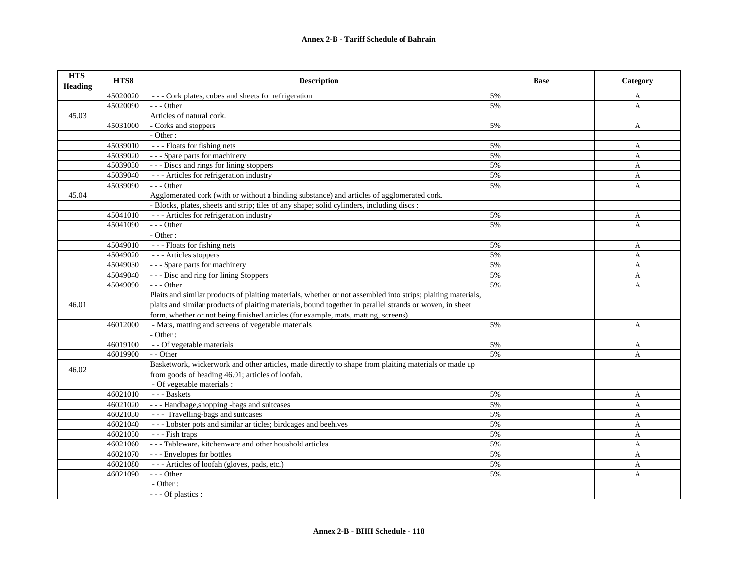# Annex 2-B - Tariff Schedule of Bahrain

| HTS Heading | HTS8 | Description | Base | Category |
|---|---|---|---|---|
| | 45020020 | - - - Cork plates, cubes and sheets for refrigeration | 5% | A |
| | 45020090 | - - - Other | 5% | A |
| 45.03 | | Articles of natural cork. | | |
| | 45031000 | - Corks and stoppers | 5% | A |
| | | - Other : | | |
| | 45039010 | - - - Floats for fishing nets | 5% | A |
| | 45039020 | - - - Spare parts for machinery | 5% | A |
| | 45039030 | - - - Discs and rings for lining stoppers | 5% | A |
| | 45039040 | - - - Articles for refrigeration industry | 5% | A |
| | 45039090 | - - - Other | 5% | A |
| 45.04 | | Agglomerated cork (with or without a binding substance) and articles of agglomerated cork. | | |
| | | - Blocks, plates, sheets and strip; tiles of any shape; solid cylinders, including discs : | | |
| | 45041010 | - - - Articles for refrigeration industry | 5% | A |
| | 45041090 | - - - Other | 5% | A |
| | | - Other : | | |
| | 45049010 | - - - Floats for fishing nets | 5% | A |
| | 45049020 | - - - Articles stoppers | 5% | A |
| | 45049030 | - - - Spare parts for machinery | 5% | A |
| | 45049040 | - - - Disc and ring for lining Stoppers | 5% | A |
| | 45049090 | - - - Other | 5% | A |
| 46.01 | | Plaits and similar products of plaiting materials, whether or not assembled into strips; plaiting materials, plaits and similar products of plaiting materials, bound together in parallel strands or woven, in sheet form, whether or not being finished articles (for example, mats, matting, screens). | | |
| | 46012000 | - Mats, matting and screens of vegetable materials | 5% | A |
| | | - Other : | | |
| | 46019100 | - - Of vegetable materials | 5% | A |
| | 46019900 | - - Other | 5% | A |
| 46.02 | | Basketwork, wickerwork and other articles, made directly to shape from plaiting materials or made up from goods of heading 46.01; articles of loofah. | | |
| | | - Of vegetable materials : | | |
| | 46021010 | - - - Baskets | 5% | A |
| | 46021020 | - - - Handbage,shopping -bags and suitcases | 5% | A |
| | 46021030 | - - - Travelling-bags and suitcases | 5% | A |
| | 46021040 | - - - Lobster pots and similar ar ticles; birdcages and beehives | 5% | A |
| | 46021050 | - - - Fish traps | 5% | A |
| | 46021060 | - - - Tableware, kitchenware and other houshold articles | 5% | A |
| | 46021070 | - - - Envelopes for bottles | 5% | A |
| | 46021080 | - - - Articles of loofah (gloves, pads, etc.) | 5% | A |
| | 46021090 | - - - Other | 5% | A |
| | | - Other : | | |
| | | - - - Of plastics : | | |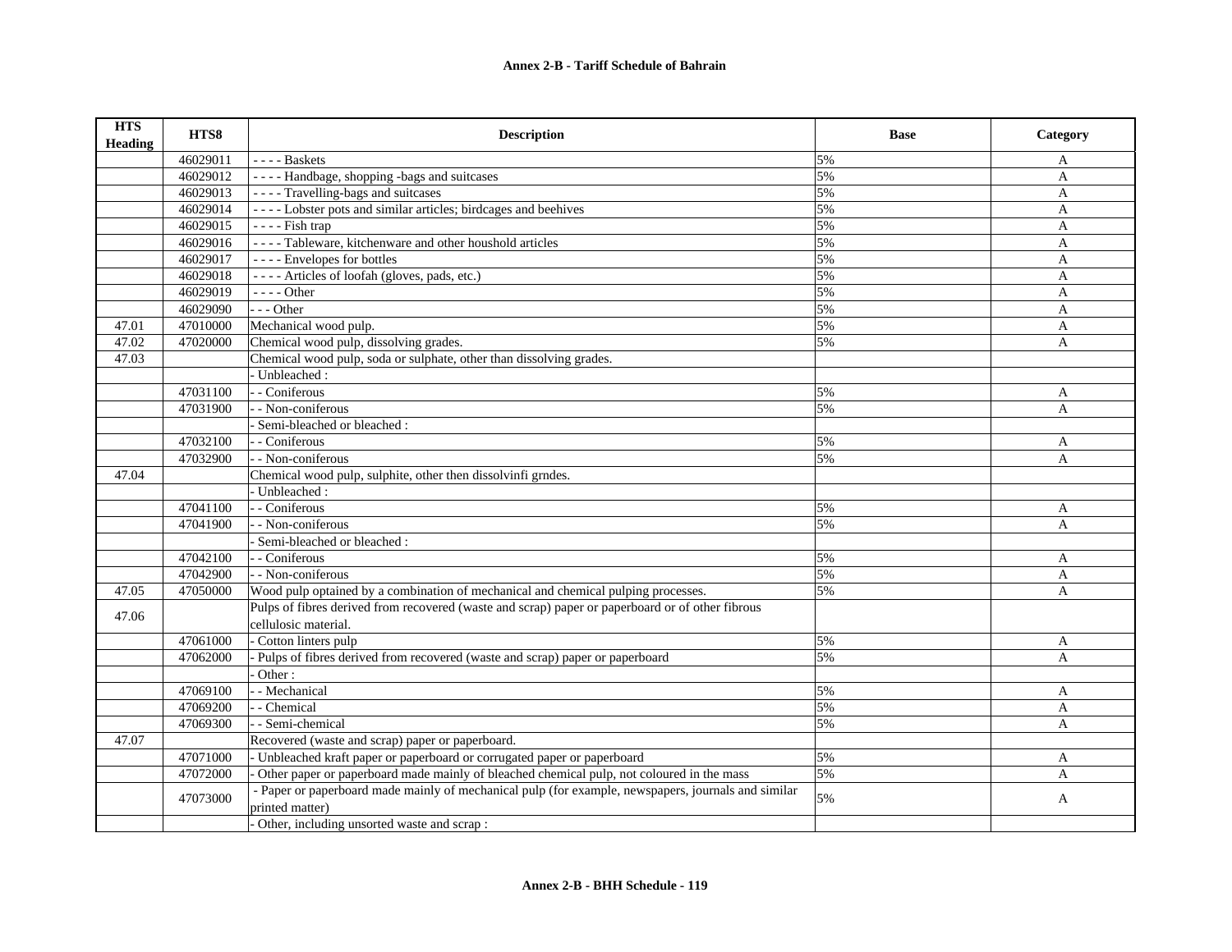**Annex 2-B - Tariff Schedule of Bahrain**

| HTS Heading | HTS8 | Description | Base | Category |
|---|---|---|---|---|
| | 46029011 | - - - - Baskets | 5% | A |
| | 46029012 | - - - - Handbage, shopping -bags and suitcases | 5% | A |
| | 46029013 | - - - - Travelling-bags and suitcases | 5% | A |
| | 46029014 | - - - - Lobster pots and similar articles; birdcages and beehives | 5% | A |
| | 46029015 | - - - - Fish trap | 5% | A |
| | 46029016 | - - - - Tableware, kitchenware and other houshold articles | 5% | A |
| | 46029017 | - - - - Envelopes for bottles | 5% | A |
| | 46029018 | - - - - Articles of loofah (gloves, pads, etc.) | 5% | A |
| | 46029019 | - - - - Other | 5% | A |
| | 46029090 | - - - Other | 5% | A |
| 47.01 | 47010000 | Mechanical wood pulp. | 5% | A |
| 47.02 | 47020000 | Chemical wood pulp, dissolving grades. | 5% | A |
| 47.03 | | Chemical wood pulp, soda or sulphate, other than dissolving grades. | | |
| | | - Unbleached : | | |
| | 47031100 | - - Coniferous | 5% | A |
| | 47031900 | - - Non-coniferous | 5% | A |
| | | - Semi-bleached or bleached : | | |
| | 47032100 | - - Coniferous | 5% | A |
| | 47032900 | - - Non-coniferous | 5% | A |
| 47.04 | | Chemical wood pulp, sulphite, other then dissolvinfi grndes. | | |
| | | - Unbleached : | | |
| | 47041100 | - - Coniferous | 5% | A |
| | 47041900 | - - Non-coniferous | 5% | A |
| | | - Semi-bleached or bleached : | | |
| | 47042100 | - - Coniferous | 5% | A |
| | 47042900 | - - Non-coniferous | 5% | A |
| 47.05 | 47050000 | Wood pulp optained by a combination of mechanical and chemical pulping processes. | 5% | A |
| 47.06 | | Pulps of fibres derived from recovered (waste and scrap) paper or paperboard or of other fibrous cellulosic material. | | |
| | 47061000 | - Cotton linters pulp | 5% | A |
| | 47062000 | - Pulps of fibres derived from recovered (waste and scrap) paper or paperboard | 5% | A |
| | | - Other : | | |
| | 47069100 | - - Mechanical | 5% | A |
| | 47069200 | - - Chemical | 5% | A |
| | 47069300 | - - Semi-chemical | 5% | A |
| 47.07 | | Recovered (waste and scrap) paper or paperboard. | | |
| | 47071000 | - Unbleached kraft paper or paperboard or corrugated paper or paperboard | 5% | A |
| | 47072000 | - Other paper or paperboard made mainly of bleached chemical pulp, not coloured in the mass | 5% | A |
| | 47073000 | - Paper or paperboard made mainly of mechanical pulp (for example, newspapers, journals and similar printed matter) | 5% | A |
| | | - Other, including unsorted waste and scrap : | | |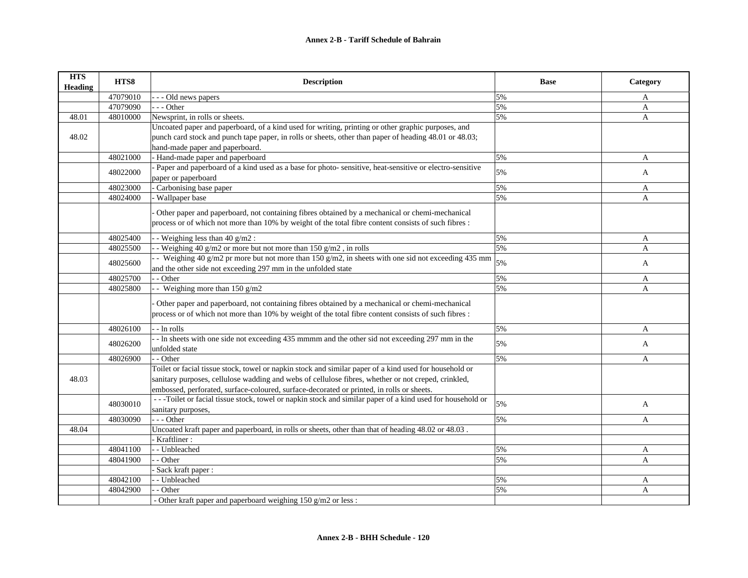**Annex 2-B - Tariff Schedule of Bahrain**

| HTS Heading | HTS8 | Description | Base | Category |
|---|---|---|---|---|
| | 47079010 | - - - Old news papers | 5% | A |
| | 47079090 | - - - Other | 5% | A |
| 48.01 | 48010000 | Newsprint, in rolls or sheets. | 5% | A |
| 48.02 | | Uncoated paper and paperboard, of a kind used for writing, printing or other graphic purposes, and punch card stock and punch tape paper, in rolls or sheets, other than paper of heading 48.01 or 48.03; hand-made paper and paperboard. | | |
| | 48021000 | - Hand-made paper and paperboard | 5% | A |
| | 48022000 | - Paper and paperboard of a kind used as a base for photo- sensitive, heat-sensitive or electro-sensitive paper or paperboard | 5% | A |
| | 48023000 | - Carbonising base paper | 5% | A |
| | 48024000 | - Wallpaper base | 5% | A |
| | | - Other paper and paperboard, not containing fibres obtained by a mechanical or chemi-mechanical process or of which not more than 10% by weight of the total fibre content consists of such fibres : | | |
| | 48025400 | - - Weighing less than 40 g/m2 : | 5% | A |
| | 48025500 | - - Weighing 40 g/m2 or more but not more than 150 g/m2 , in rolls | 5% | A |
| | 48025600 | - - Weighing 40 g/m2 pr more but not more than 150 g/m2, in sheets with one sid not exceeding 435 mm and the other side not exceeding 297 mm in the unfolded state | 5% | A |
| | 48025700 | - - Other | 5% | A |
| | 48025800 | - - Weighing more than 150 g/m2 | 5% | A |
| | | - Other paper and paperboard, not containing fibres obtained by a mechanical or chemi-mechanical process or of which not more than 10% by weight of the total fibre content consists of such fibres : | | |
| | 48026100 | - - ln rolls | 5% | A |
| | 48026200 | - - ln sheets with one side not exceeding 435 mmmm and the other sid not exceeding 297 mm in the unfolded state | 5% | A |
| | 48026900 | - - Other | 5% | A |
| 48.03 | | Toilet or facial tissue stock, towel or napkin stock and similar paper of a kind used for household or sanitary purposes, cellulose wadding and webs of cellulose fibres, whether or not creped, crinkled, embossed, perforated, surface-coloured, surface-decorated or printed, in rolls or sheets. | | |
| | 48030010 | - - -Toilet or facial tissue stock, towel or napkin stock and similar paper of a kind used for household or sanitary purposes, | 5% | A |
| | 48030090 | - - - Other | 5% | A |
| 48.04 | | Uncoated kraft paper and paperboard, in rolls or sheets, other than that of heading 48.02 or 48.03 . | | |
| | | - Kraftliner : | | |
| | 48041100 | - - Unbleached | 5% | A |
| | 48041900 | - - Other | 5% | A |
| | | - Sack kraft paper : | | |
| | 48042100 | - - Unbleached | 5% | A |
| | 48042900 | - - Other | 5% | A |
| | | - Other kraft paper and paperboard weighing 150 g/m2 or less : | | |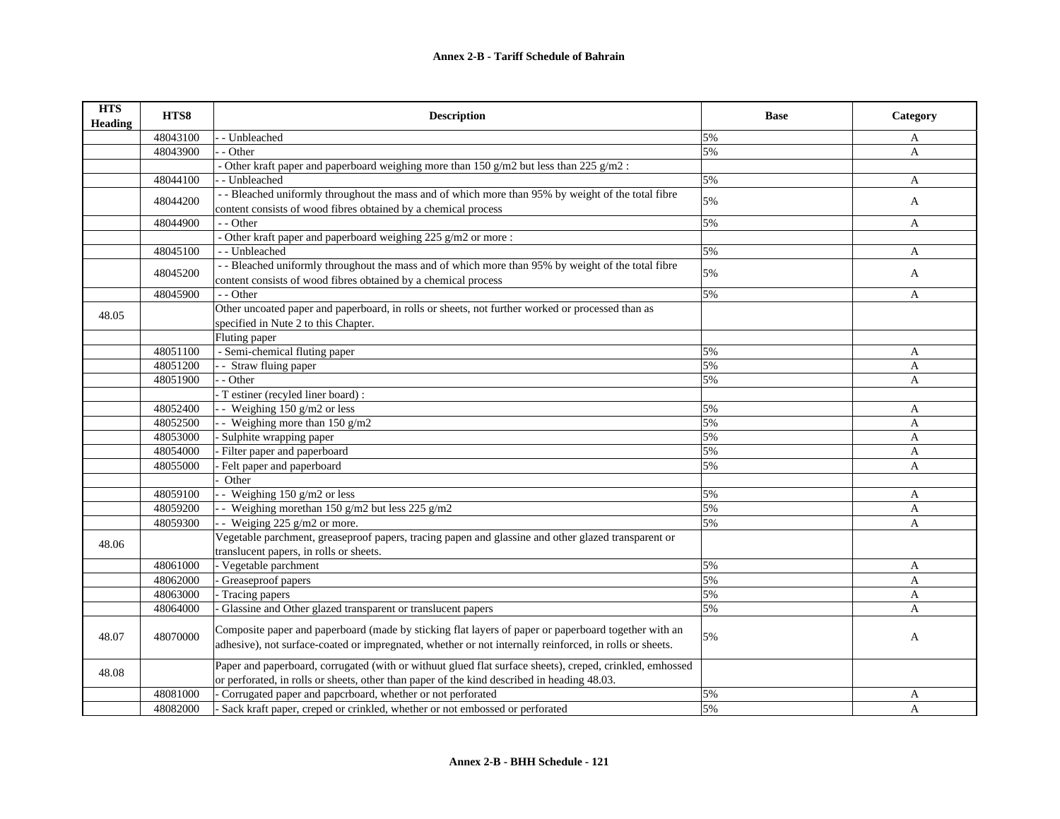## Annex 2-B - Tariff Schedule of Bahrain

| HTS Heading | HTS8 | Description | Base | Category |
|---|---|---|---|---|
| | 48043100 | - - Unbleached | 5% | A |
| | 48043900 | - - Other | 5% | A |
| | | - Other kraft paper and paperboard weighing more than 150 g/m2 but less than 225 g/m2 : | | |
| | 48044100 | - - Unbleached | 5% | A |
| | 48044200 | - - Bleached uniformly throughout the mass and of which more than 95% by weight of the total fibre content consists of wood fibres obtained by a chemical process | 5% | A |
| | 48044900 | - - Other | 5% | A |
| | | - Other kraft paper and paperboard weighing 225 g/m2 or more : | | |
| | 48045100 | - - Unbleached | 5% | A |
| | 48045200 | - - Bleached uniformly throughout the mass and of which more than 95% by weight of the total fibre content consists of wood fibres obtained by a chemical process | 5% | A |
| | 48045900 | - - Other | 5% | A |
| 48.05 | | Other uncoated paper and paperboard, in rolls or sheets, not further worked or processed than as specified in Nute 2 to this Chapter. | | |
| | | Fluting paper | | |
| | 48051100 | - Semi-chemical fluting paper | 5% | A |
| | 48051200 | - - Straw fluing paper | 5% | A |
| | 48051900 | - - Other | 5% | A |
| | | - T estiner (recyled liner board) : | | |
| | 48052400 | - - Weighing 150 g/m2 or less | 5% | A |
| | 48052500 | - - Weighing more than 150 g/m2 | 5% | A |
| | 48053000 | - Sulphite wrapping paper | 5% | A |
| | 48054000 | - Filter paper and paperboard | 5% | A |
| | 48055000 | - Felt paper and paperboard | 5% | A |
| | | - Other | | |
| | 48059100 | - - Weighing 150 g/m2 or less | 5% | A |
| | 48059200 | - - Weighing morethan 150 g/m2 but less 225 g/m2 | 5% | A |
| | 48059300 | - - Weiging 225 g/m2 or more. | 5% | A |
| 48.06 | | Vegetable parchment, greaseproof papers, tracing papen and glassine and other glazed transparent or translucent papers, in rolls or sheets. | | |
| | 48061000 | - Vegetable parchment | 5% | A |
| | 48062000 | - Greaseproof papers | 5% | A |
| | 48063000 | - Tracing papers | 5% | A |
| | 48064000 | - Glassine and Other glazed transparent or translucent papers | 5% | A |
| 48.07 | 48070000 | Composite paper and paperboard (made by sticking flat layers of paper or paperboard together with an adhesive), not surface-coated or impregnated, whether or not internally reinforced, in rolls or sheets. | 5% | A |
| 48.08 | | Paper and paperboard, corrugated (with or withuut glued flat surface sheets), creped, crinkled, emhossed or perforated, in rolls or sheets, other than paper of the kind described in heading 48.03. | | |
| | 48081000 | - Corrugated paper and papcrboard, whether or not perforated | 5% | A |
| | 48082000 | - Sack kraft paper, creped or crinkled, whether or not embossed or perforated | 5% | A |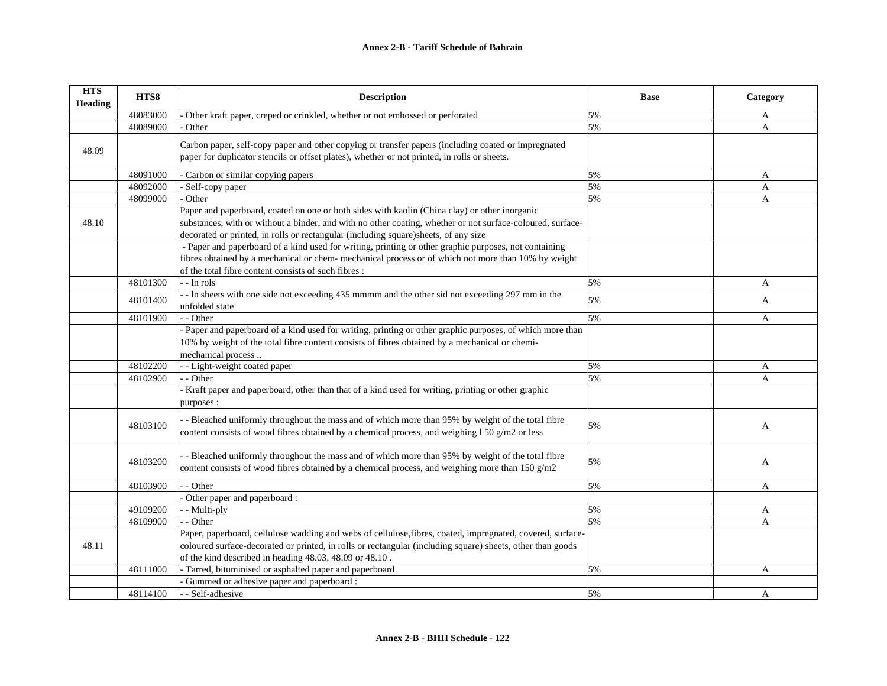## Annex 2-B - Tariff Schedule of Bahrain

| HTS Heading | HTS8 | Description | Base | Category |
|---|---|---|---|---|
| | 48083000 | - Other kraft paper, creped or crinkled, whether or not embossed or perforated | 5% | A |
| | 48089000 | - Other | 5% | A |
| 48.09 | | Carbon paper, self-copy paper and other copying or transfer papers (including coated or impregnated paper for duplicator stencils or offset plates), whether or not printed, in rolls or sheets. | | |
| | 48091000 | - Carbon or similar copying papers | 5% | A |
| | 48092000 | - Self-copy paper | 5% | A |
| | 48099000 | - Other | 5% | A |
| 48.10 | | Paper and paperboard, coated on one or both sides with kaolin (China clay) or other inorganic substances, with or without a binder, and with no other coating, whether or not surface-coloured, surface-decorated or printed, in rolls or rectangular (including square)sheets, of any size | | |
| | | - Paper and paperboard of a kind used for writing, printing or other graphic purposes, not containing fibres obtained by a mechanical or chem- mechanical process or of which not more than 10% by weight of the total fibre content consists of such fibres : | | |
| | 48101300 | - - In rols | 5% | A |
| | 48101400 | - - In sheets with one side not exceeding 435 mmmm and the other sid not exceeding 297 mm in the unfolded state | 5% | A |
| | 48101900 | - - Other | 5% | A |
| | | - Paper and paperboard of a kind used for writing, printing or other graphic purposes, of which more than 10% by weight of the total fibre content consists of fibres obtained by a mechanical or chemi-mechanical process .. | | |
| | 48102200 | - - Light-weight coated paper | 5% | A |
| | 48102900 | - - Other | 5% | A |
| | | - Kraft paper and paperboard, other than that of a kind used for writing, printing or other graphic purposes : | | |
| | 48103100 | - - Bleached uniformly throughout the mass and of which more than 95% by weight of the total fibre content consists of wood fibres obtained by a chemical process, and weighing l 50 g/m2 or less | 5% | A |
| | 48103200 | - - Bleached uniformly throughout the mass and of which more than 95% by weight of the total fibre content consists of wood fibres obtained by a chemical process, and weighing more than 150 g/m2 | 5% | A |
| | 48103900 | - - Other | 5% | A |
| | | - Other paper and paperboard : | | |
| | 49109200 | - - Multi-ply | 5% | A |
| | 48109900 | - - Other | 5% | A |
| 48.11 | | Paper, paperboard, cellulose wadding and webs of cellulose,fibres, coated, impregnated, covered, surface-coloured surface-decorated or printed, in rolls or rectangular (including square) sheets, other than goods of the kind described in heading 48.03, 48.09 or 48.10 . | | |
| | 48111000 | - Tarred, bituminised or asphalted paper and paperboard | 5% | A |
| | | - Gummed or adhesive paper and paperboard : | | |
| | 48114100 | - - Self-adhesive | 5% | A |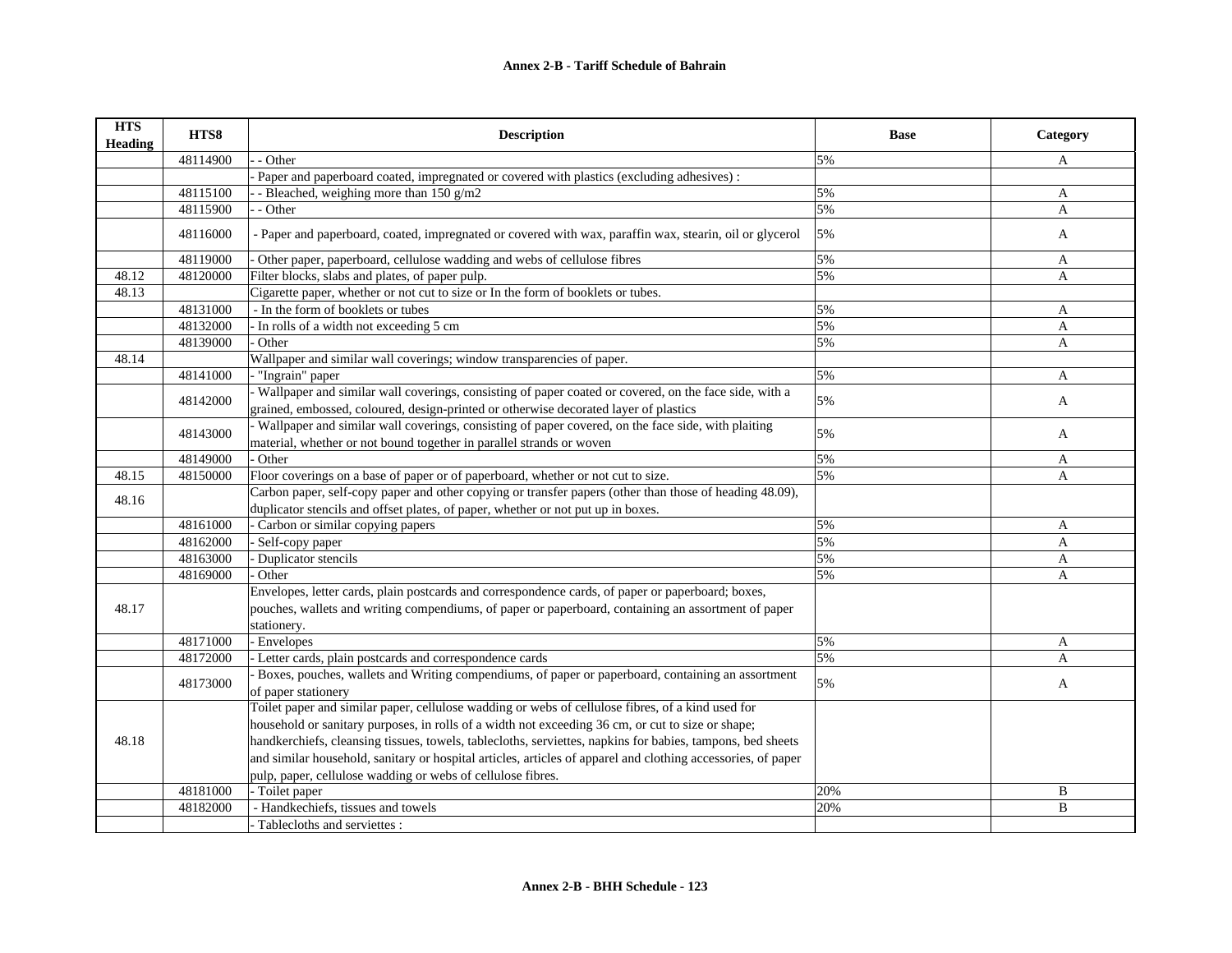| HTS Heading | HTS8 | Description | Base | Category |
|---|---|---|---|---|
| | 48114900 | - - Other | 5% | A |
| | | - Paper and paperboard coated, impregnated or covered with plastics (excluding adhesives) : | | |
| | 48115100 | - - Bleached, weighing more than 150 g/m2 | 5% | A |
| | 48115900 | - - Other | 5% | A |
| | 48116000 | - Paper and paperboard, coated, impregnated or covered with wax, paraffin wax, stearin, oil or glycerol | 5% | A |
| | 48119000 | - Other paper, paperboard, cellulose wadding and webs of cellulose fibres | 5% | A |
| 48.12 | 48120000 | Filter blocks, slabs and plates, of paper pulp. | 5% | A |
| 48.13 | | Cigarette paper, whether or not cut to size or In the form of booklets or tubes. | | |
| | 48131000 | - In the form of booklets or tubes | 5% | A |
| | 48132000 | - In rolls of a width not exceeding 5 cm | 5% | A |
| | 48139000 | - Other | 5% | A |
| 48.14 | | Wallpaper and similar wall coverings; window transparencies of paper. | | |
| | 48141000 | - "Ingrain" paper | 5% | A |
| | 48142000 | - Wallpaper and similar wall coverings, consisting of paper coated or covered, on the face side, with a grained, embossed, coloured, design-printed or otherwise decorated layer of plastics | 5% | A |
| | 48143000 | - Wallpaper and similar wall coverings, consisting of paper covered, on the face side, with plaiting material, whether or not bound together in parallel strands or woven | 5% | A |
| | 48149000 | - Other | 5% | A |
| 48.15 | 48150000 | Floor coverings on a base of paper or of paperboard, whether or not cut to size. | 5% | A |
| 48.16 | | Carbon paper, self-copy paper and other copying or transfer papers (other than those of heading 48.09), duplicator stencils and offset plates, of paper, whether or not put up in boxes. | | |
| | 48161000 | - Carbon or similar copying papers | 5% | A |
| | 48162000 | - Self-copy paper | 5% | A |
| | 48163000 | - Duplicator stencils | 5% | A |
| | 48169000 | - Other | 5% | A |
| 48.17 | | Envelopes, letter cards, plain postcards and correspondence cards, of paper or paperboard; boxes, pouches, wallets and writing compendiums, of paper or paperboard, containing an assortment of paper stationery. | | |
| | 48171000 | - Envelopes | 5% | A |
| | 48172000 | - Letter cards, plain postcards and correspondence cards | 5% | A |
| | 48173000 | - Boxes, pouches, wallets and Writing compendiums, of paper or paperboard, containing an assortment of paper stationery | 5% | A |
| 48.18 | | Toilet paper and similar paper, cellulose wadding or webs of cellulose fibres, of a kind used for household or sanitary purposes, in rolls of a width not exceeding 36 cm, or cut to size or shape; handkerchiefs, cleansing tissues, towels, tablecloths, serviettes, napkins for babies, tampons, bed sheets and similar household, sanitary or hospital articles, articles of apparel and clothing accessories, of paper pulp, paper, cellulose wadding or webs of cellulose fibres. | | |
| | 48181000 | - Toilet paper | 20% | B |
| | 48182000 | - Handkechiefs, tissues and towels | 20% | B |
| | | - Tablecloths and serviettes : | | |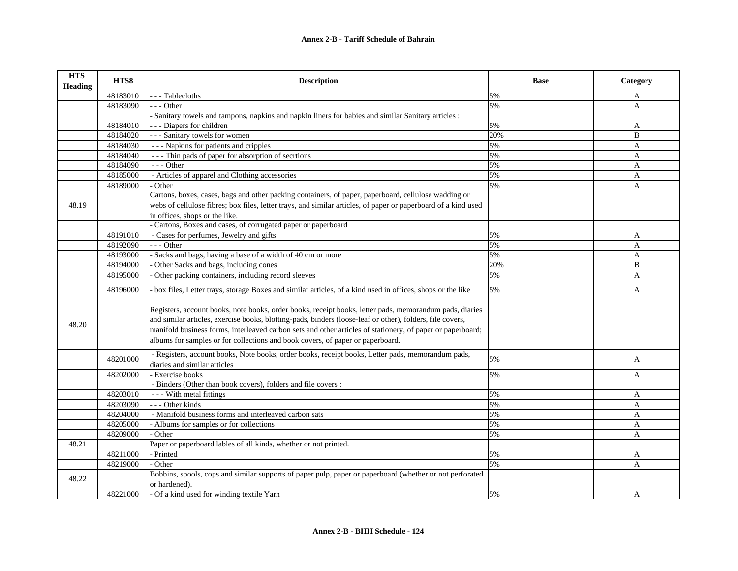## Annex 2-B - Tariff Schedule of Bahrain

| HTS Heading | HTS8 | Description | Base | Category |
|---|---|---|---|---|
| | 48183010 | - - - Tablecloths | 5% | A |
| | 48183090 | - - - Other | 5% | A |
| | | - Sanitary towels and tampons, napkins and napkin liners for babies and similar Sanitary articles : | | |
| | 48184010 | - - - Diapers for children | 5% | A |
| | 48184020 | - - - Sanitary towels for women | 20% | B |
| | 48184030 | - - - Napkins for patients and cripples | 5% | A |
| | 48184040 | - - - Thin pads of paper for absorption of secrtions | 5% | A |
| | 48184090 | - - - Other | 5% | A |
| | 48185000 | - Articles of apparel and Clothing accessories | 5% | A |
| | 48189000 | - Other | 5% | A |
| 48.19 | | Cartons, boxes, cases, bags and other packing containers, of paper, paperboard, cellulose wadding or webs of cellulose fibres; box files, letter trays, and similar articles, of paper or paperboard of a kind used in offices, shops or the like. | | |
| | | - Cartons, Boxes and cases, of corrugated paper or paperboard | | |
| | 48191010 | - Cases for perfumes, Jewelry and gifts | 5% | A |
| | 48192090 | - - - Other | 5% | A |
| | 48193000 | - Sacks and bags, having a base of a width of 40 cm or more | 5% | A |
| | 48194000 | - Other Sacks and bags, including cones | 20% | B |
| | 48195000 | - Other packing containers, including record sleeves | 5% | A |
| | 48196000 | - box files, Letter trays, storage Boxes and similar articles, of a kind used in offices, shops or the like | 5% | A |
| 48.20 | | Registers, account books, note books, order books, receipt books, letter pads, memorandum pads, diaries and similar articles, exercise books, blotting-pads, binders (loose-leaf or other), folders, file covers, manifold business forms, interleaved carbon sets and other articles of stationery, of paper or paperboard; albums for samples or for collections and book covers, of paper or paperboard. | | |
| | 48201000 | - Registers, account books, Note books, order books, receipt books, Letter pads, memorandum pads, diaries and similar articles | 5% | A |
| | 48202000 | - Exercise books | 5% | A |
| | | - Binders (Other than book covers), folders and file covers : | | |
| | 48203010 | - - - With metal fittings | 5% | A |
| | 48203090 | - - - Other kinds | 5% | A |
| | 48204000 | - Manifold business forms and interleaved carbon sats | 5% | A |
| | 48205000 | - Albums for samples or for collections | 5% | A |
| | 48209000 | - Other | 5% | A |
| 48.21 | | Paper or paperboard lables of all kinds, whether or not printed. | | |
| | 48211000 | - Printed | 5% | A |
| | 48219000 | - Other | 5% | A |
| 48.22 | | Bobbins, spools, cops and similar supports of paper pulp, paper or paperboard (whether or not perforated or hardened). | | |
| | 48221000 | - Of a kind used for winding textile Yarn | 5% | A |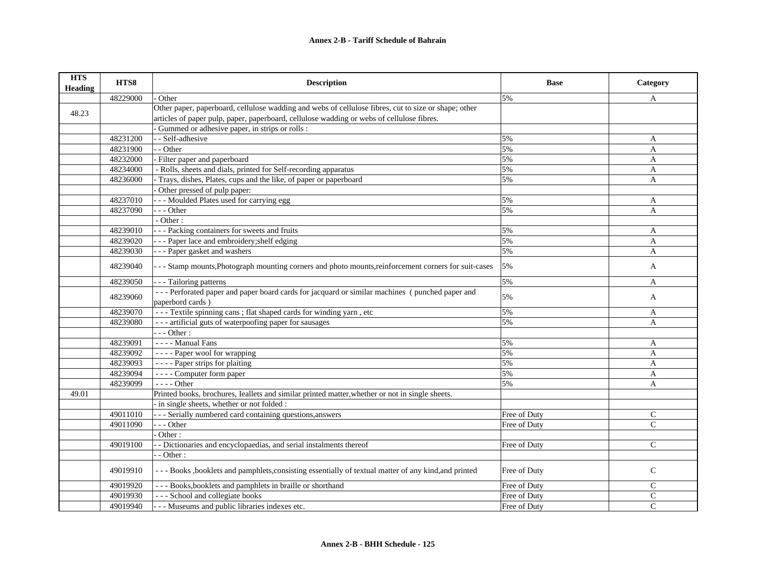| HTS Heading | HTS8 | Description | Base | Category |
|---|---|---|---|---|
| | 48229000 | - Other | 5% | A |
| 48.23 | | Other paper, paperboard, cellulose wadding and webs of cellulose fibres, cut to size or shape; other articles of paper pulp, paper, paperboard, cellulose wadding or webs of cellulose fibres. | | |
| | | - Gummed or adhesive paper, in strips or rolls : | | |
| | 48231200 | - - Self-adhesive | 5% | A |
| | 48231900 | - - Other | 5% | A |
| | 48232000 | - Filter paper and paperboard | 5% | A |
| | 48234000 | - Rolls, sheets and dials, printed for Self-recording apparatus | 5% | A |
| | 48236000 | - Trays, dishes, Plates, cups and the like, of paper or paperboard | 5% | A |
| | | - Other pressed of pulp paper: | | |
| | 48237010 | - - - Moulded Plates used for carrying egg | 5% | A |
| | 48237090 | - - - Other | 5% | A |
| | | - Other : | | |
| | 48239010 | - - - Packing containers for sweets and fruits | 5% | A |
| | 48239020 | - - - Paper lace and embroidery;shelf edging | 5% | A |
| | 48239030 | - - - Paper gasket and washers | 5% | A |
| | 48239040 | - - - Stamp mounts,Photograph mounting corners and photo mounts,reinforcement corners for suit-cases | 5% | A |
| | 48239050 | - - - Tailoring patterns | 5% | A |
| | 48239060 | - - - Perforated paper and paper board cards for jacquard or similar machines ( punched paper and paperbord cards ) | 5% | A |
| | 48239070 | - - - Textile spinning cans ; flat shaped cards for winding yarn , etc | 5% | A |
| | 48239080 | - - - artificial guts of waterpoofing paper for sausages | 5% | A |
| | | - - - Other : | | |
| | 48239091 | - - - - Manual Fans | 5% | A |
| | 48239092 | - - - - Paper wool for wrapping | 5% | A |
| | 48239093 | - - - - Paper strips for plaiting | 5% | A |
| | 48239094 | - - - - Computer form paper | 5% | A |
| | 48239099 | - - - - Other | 5% | A |
| 49.01 | | Printed books, brochures, Ieallets and similar printed matter,whether or not in single sheets. | | |
| | | - in single sheets, whether or not folded : | | |
| | 49011010 | - - - Serially numbered card containing questions,answers | Free of Duty | C |
| | 49011090 | - - - Other | Free of Duty | C |
| | | - Other : | | |
| | 49019100 | - - Dictionaries and encyclopaedias, and serial instalments thereof | Free of Duty | C |
| | | - - Other : | | |
| | 49019910 | - - - Books ,booklets and pamphlets,consisting essentially of textual matter of any kind,and printed | Free of Duty | C |
| | 49019920 | - - - Books,booklets and pamphlets in braille or shorthand | Free of Duty | C |
| | 49019930 | - - - School and collegiate books | Free of Duty | C |
| | 49019940 | - - - Museums and public libraries indexes etc. | Free of Duty | C |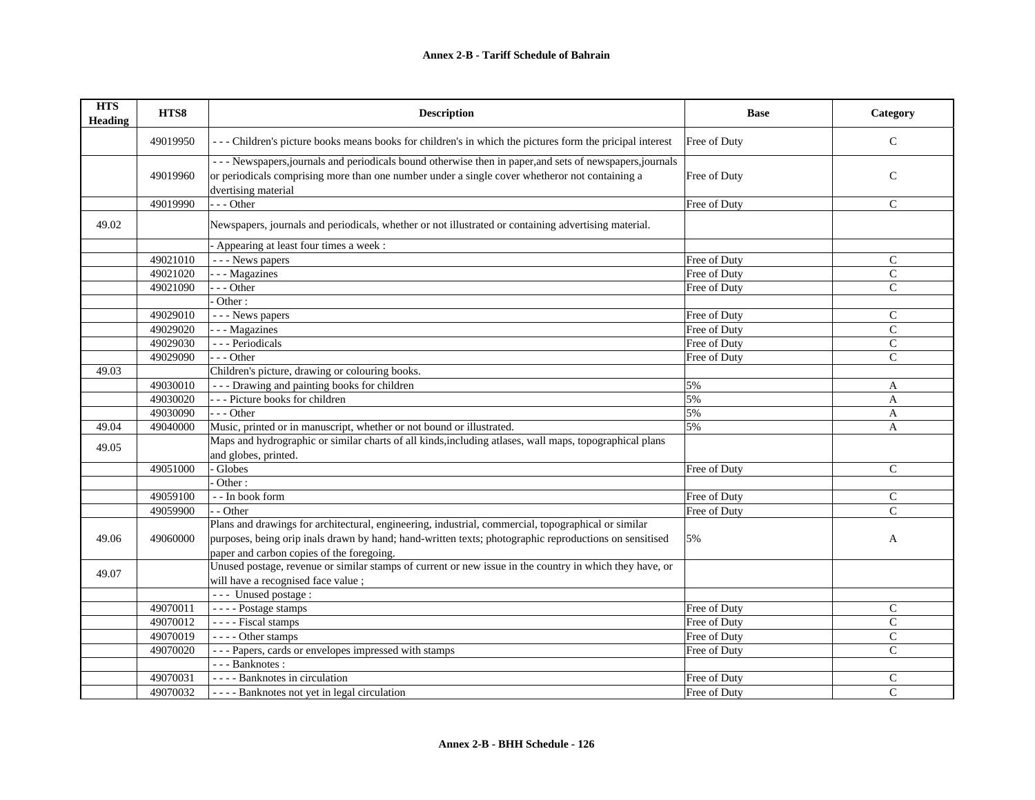| HTS Heading | HTS8 | Description | Base | Category |
|---|---|---|---|---|
| | 49019950 | - - - Children's picture books means books for children's in which the pictures form the pricipal interest | Free of Duty | C |
| | 49019960 | - - - Newspapers,journals and periodicals bound otherwise then in paper,and sets of newspapers,journals or periodicals comprising more than one number under a single cover whetheror not containing a dvertising material | Free of Duty | C |
| | 49019990 | - - - Other | Free of Duty | C |
| 49.02 | | Newspapers, journals and periodicals, whether or not illustrated or containing advertising material. | | |
| | | - Appearing at least four times a week : | | |
| | 49021010 | - - - News papers | Free of Duty | C |
| | 49021020 | - - - Magazines | Free of Duty | C |
| | 49021090 | - - - Other | Free of Duty | C |
| | | - Other : | | |
| | 49029010 | - - - News papers | Free of Duty | C |
| | 49029020 | - - - Magazines | Free of Duty | C |
| | 49029030 | - - - Periodicals | Free of Duty | C |
| | 49029090 | - - - Other | Free of Duty | C |
| 49.03 | | Children's picture, drawing or colouring books. | | |
| | 49030010 | - - - Drawing and painting books for children | 5% | A |
| | 49030020 | - - - Picture books for children | 5% | A |
| | 49030090 | - - - Other | 5% | A |
| 49.04 | 49040000 | Music, printed or in manuscript, whether or not bound or illustrated. | 5% | A |
| 49.05 | | Maps and hydrographic or similar charts of all kinds,including atlases, wall maps, topographical plans and globes, printed. | | |
| | 49051000 | - Globes | Free of Duty | C |
| | | - Other : | | |
| | 49059100 | - - In book form | Free of Duty | C |
| | 49059900 | - - Other | Free of Duty | C |
| 49.06 | 49060000 | Plans and drawings for architectural, engineering, industrial, commercial, topographical or similar purposes, being orip inals drawn by hand; hand-written texts; photographic reproductions on sensitised paper and carbon copies of the foregoing. | 5% | A |
| 49.07 | | Unused postage, revenue or similar stamps of current or new issue in the country in which they have, or will have a recognised face value ; | | |
| | | - - - Unused postage : | | |
| | 49070011 | - - - - Postage stamps | Free of Duty | C |
| | 49070012 | - - - - Fiscal stamps | Free of Duty | C |
| | 49070019 | - - - - Other stamps | Free of Duty | C |
| | 49070020 | - - - Papers, cards or envelopes impressed with stamps | Free of Duty | C |
| | | - - - Banknotes : | | |
| | 49070031 | - - - - Banknotes in circulation | Free of Duty | C |
| | 49070032 | - - - - Banknotes not yet in legal circulation | Free of Duty | C |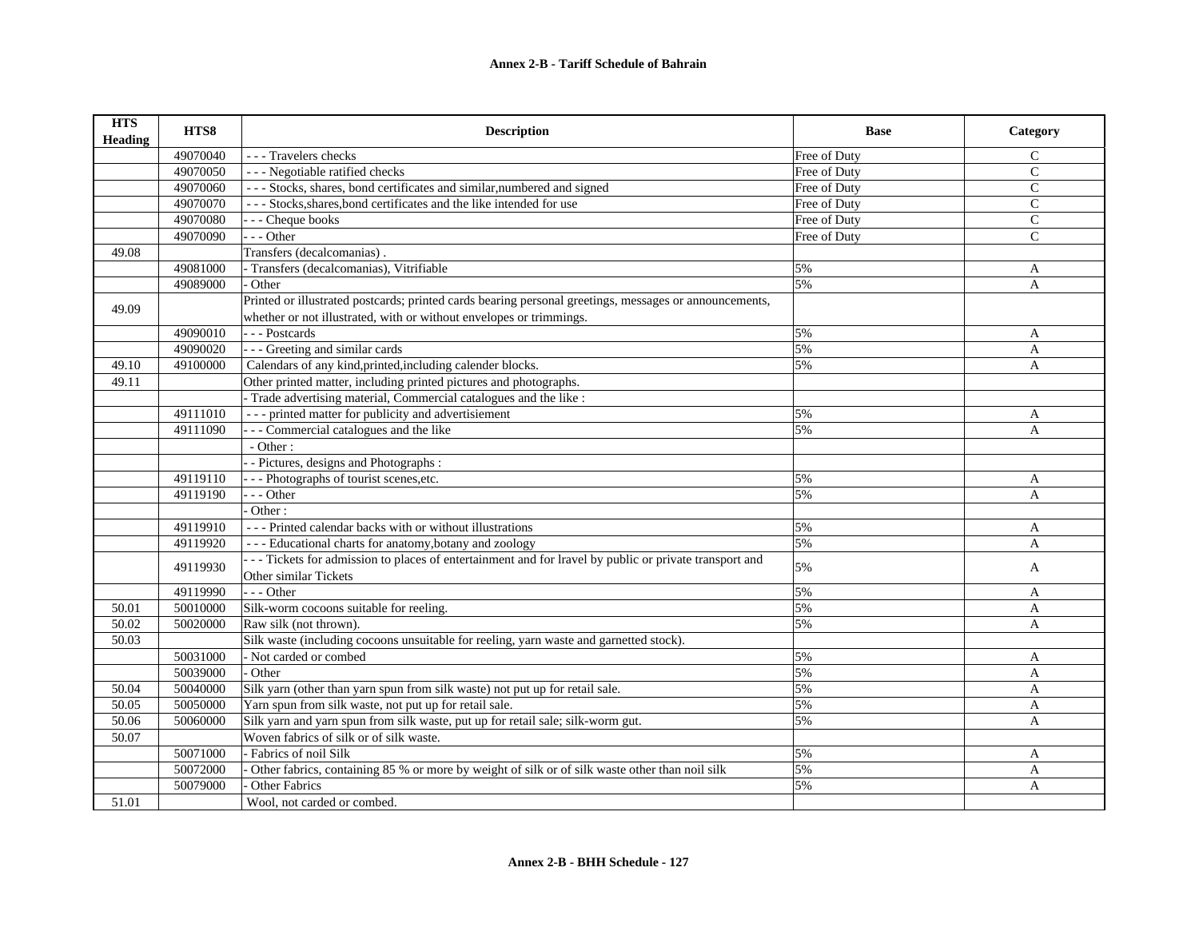**Annex 2-B - Tariff Schedule of Bahrain**

| HTS Heading | HTS8 | Description | Base | Category |
|---|---|---|---|---|
| | 49070040 | - - - Travelers checks | Free of Duty | C |
| | 49070050 | - - - Negotiable ratified checks | Free of Duty | C |
| | 49070060 | - - - Stocks, shares, bond certificates and similar,numbered and signed | Free of Duty | C |
| | 49070070 | - - - Stocks,shares,bond certificates and the like intended for use | Free of Duty | C |
| | 49070080 | - - - Cheque books | Free of Duty | C |
| | 49070090 | - - - Other | Free of Duty | C |
| 49.08 | | Transfers (decalcomanias) . | | |
| | 49081000 | - Transfers (decalcomanias), Vitrifiable | 5% | A |
| | 49089000 | - Other | 5% | A |
| 49.09 | | Printed or illustrated postcards; printed cards bearing personal greetings, messages or announcements, whether or not illustrated, with or without envelopes or trimmings. | | |
| | 49090010 | - - - Postcards | 5% | A |
| | 49090020 | - - - Greeting and similar cards | 5% | A |
| 49.10 | 49100000 | Calendars of any kind,printed,including calender blocks. | 5% | A |
| 49.11 | | Other printed matter, including printed pictures and photographs. | | |
| | | - Trade advertising material, Commercial catalogues and the like : | | |
| | 49111010 | - - - printed matter for publicity and advertisiement | 5% | A |
| | 49111090 | - - - Commercial catalogues and the like | 5% | A |
| | | - Other : | | |
| | | - - Pictures, designs and Photographs : | | |
| | 49119110 | - - - Photographs of tourist scenes,etc. | 5% | A |
| | 49119190 | - - - Other | 5% | A |
| | | - Other : | | |
| | 49119910 | - - - Printed calendar backs with or without illustrations | 5% | A |
| | 49119920 | - - - Educational charts for anatomy,botany and zoology | 5% | A |
| | 49119930 | - - - Tickets for admission to places of entertainment and for lravel by public or private transport and Other similar Tickets | 5% | A |
| | 49119990 | - - - Other | 5% | A |
| 50.01 | 50010000 | Silk-worm cocoons suitable for reeling. | 5% | A |
| 50.02 | 50020000 | Raw silk (not thrown). | 5% | A |
| 50.03 | | Silk waste (including cocoons unsuitable for reeling, yarn waste and garnetted stock). | | |
| | 50031000 | - Not carded or combed | 5% | A |
| | 50039000 | - Other | 5% | A |
| 50.04 | 50040000 | Silk yarn (other than yarn spun from silk waste) not put up for retail sale. | 5% | A |
| 50.05 | 50050000 | Yarn spun from silk waste, not put up for retail sale. | 5% | A |
| 50.06 | 50060000 | Silk yarn and yarn spun from silk waste, put up for retail sale; silk-worm gut. | 5% | A |
| 50.07 | | Woven fabrics of silk or of silk waste. | | |
| | 50071000 | - Fabrics of noil Silk | 5% | A |
| | 50072000 | - Other fabrics, containing 85 % or more by weight of silk or of silk waste other than noil silk | 5% | A |
| | 50079000 | - Other Fabrics | 5% | A |
| 51.01 | | Wool, not carded or combed. | | |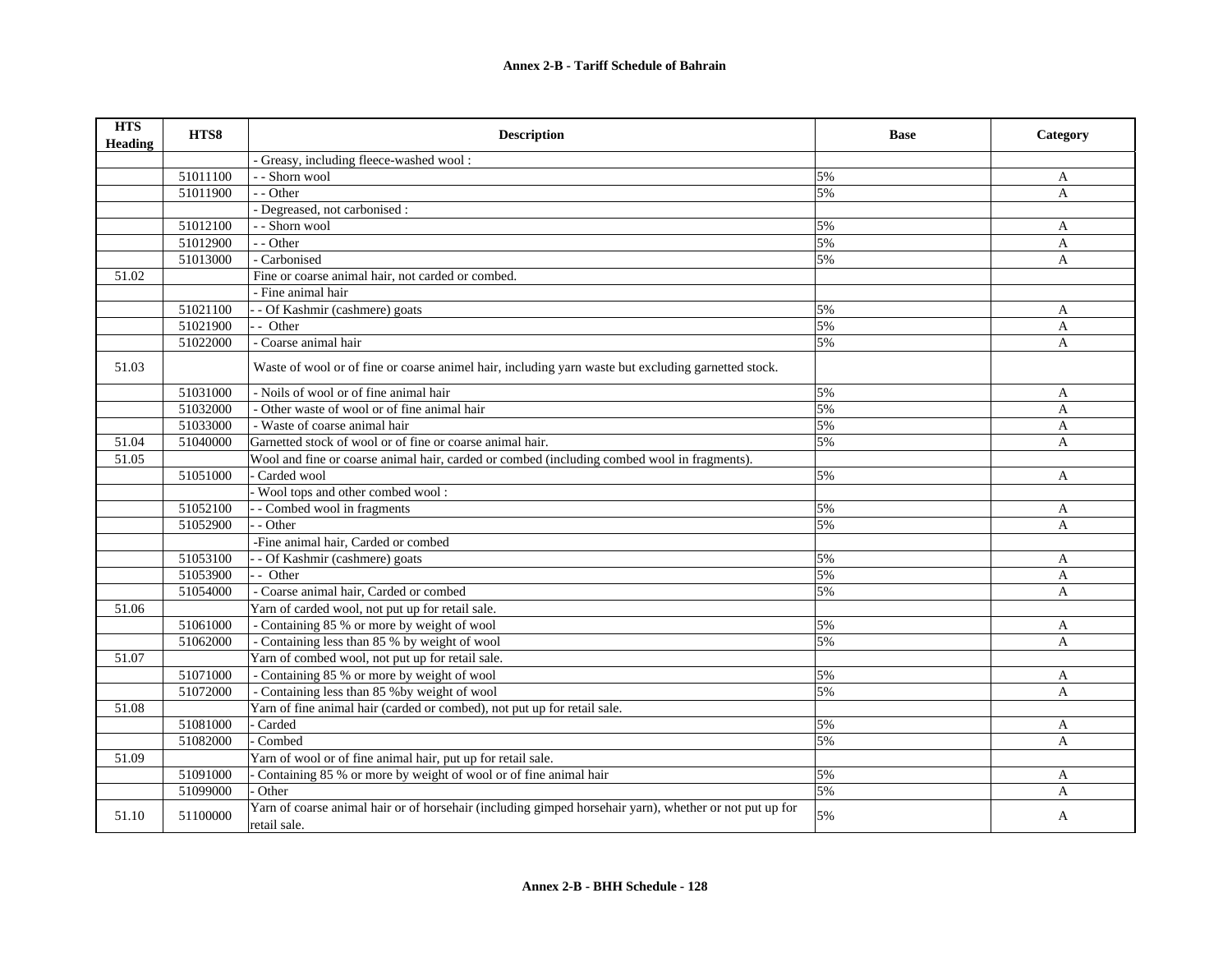**Annex 2-B - Tariff Schedule of Bahrain**

| HTS Heading | HTS8 | Description | Base | Category |
|---|---|---|---|---|
| | | - Greasy, including fleece-washed wool : | | |
| | 51011100 | - - Shorn wool | 5% | A |
| | 51011900 | - - Other | 5% | A |
| | | - Degreased, not carbonised : | | |
| | 51012100 | - - Shorn wool | 5% | A |
| | 51012900 | - - Other | 5% | A |
| | 51013000 | - Carbonised | 5% | A |
| 51.02 | | Fine or coarse animal hair, not carded or combed. | | |
| | | - Fine animal hair | | |
| | 51021100 | - - Of Kashmir (cashmere) goats | 5% | A |
| | 51021900 | - - Other | 5% | A |
| | 51022000 | - Coarse animal hair | 5% | A |
| 51.03 | | Waste of wool or of fine or coarse animel hair, including yarn waste but excluding garnetted stock. | | |
| | 51031000 | - Noils of wool or of fine animal hair | 5% | A |
| | 51032000 | - Other waste of wool or of fine animal hair | 5% | A |
| | 51033000 | - Waste of coarse animal hair | 5% | A |
| 51.04 | 51040000 | Garnetted stock of wool or of fine or coarse animal hair. | 5% | A |
| 51.05 | | Wool and fine or coarse animal hair, carded or combed (including combed wool in fragments). | | |
| | 51051000 | - Carded wool | 5% | A |
| | | - Wool tops and other combed wool : | | |
| | 51052100 | - - Combed wool in fragments | 5% | A |
| | 51052900 | - - Other | 5% | A |
| | | -Fine animal hair, Carded or combed | | |
| | 51053100 | - - Of Kashmir (cashmere) goats | 5% | A |
| | 51053900 | - - Other | 5% | A |
| | 51054000 | - Coarse animal hair, Carded or combed | 5% | A |
| 51.06 | | Yarn of carded wool, not put up for retail sale. | | |
| | 51061000 | - Containing 85 % or more by weight of wool | 5% | A |
| | 51062000 | - Containing less than 85 % by weight of wool | 5% | A |
| 51.07 | | Yarn of combed wool, not put up for retail sale. | | |
| | 51071000 | - Containing 85 % or more by weight of wool | 5% | A |
| | 51072000 | - Containing less than 85 %by weight of wool | 5% | A |
| 51.08 | | Yarn of fine animal hair (carded or combed), not put up for retail sale. | | |
| | 51081000 | - Carded | 5% | A |
| | 51082000 | - Combed | 5% | A |
| 51.09 | | Yarn of wool or of fine animal hair, put up for retail sale. | | |
| | 51091000 | - Containing 85 % or more by weight of wool or of fine animal hair | 5% | A |
| | 51099000 | - Other | 5% | A |
| 51.10 | 51100000 | Yarn of coarse animal hair or of horsehair (including gimped horsehair yarn), whether or not put up for retail sale. | 5% | A |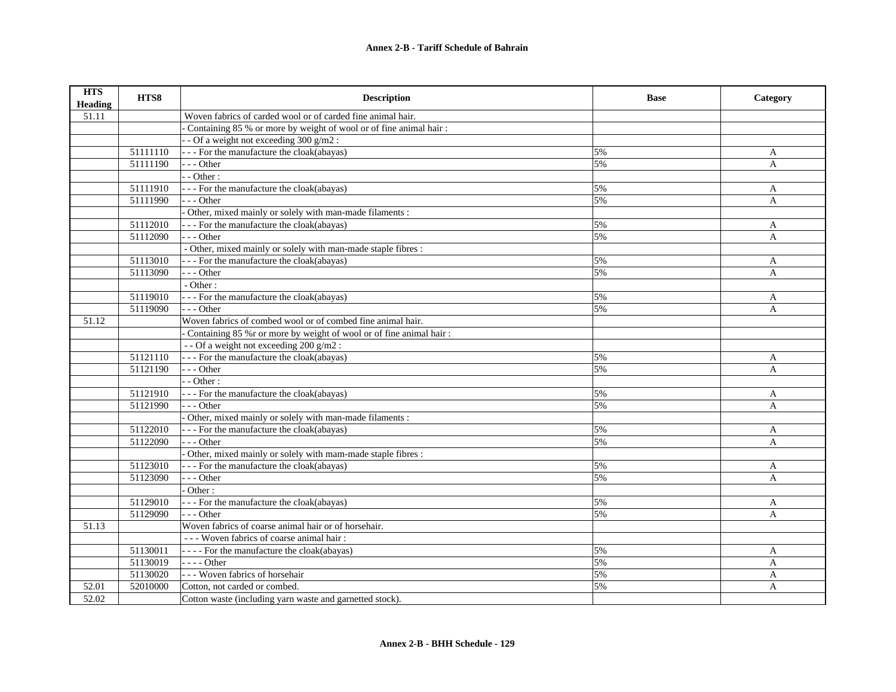**Annex 2-B - Tariff Schedule of Bahrain**

| HTS Heading | HTS8 | Description | Base | Category |
|---|---|---|---|---|
| 51.11 | | Woven fabrics of carded wool or of carded fine animal hair. | | |
| | | - Containing 85 % or more by weight of wool or of fine animal hair : | | |
| | | - - Of a weight not exceeding 300 g/m2 : | | |
| | 51111110 | - - - For the manufacture the cloak(abayas) | 5% | A |
| | 51111190 | - - - Other | 5% | A |
| | | - - Other : | | |
| | 51111910 | - - - For the manufacture the cloak(abayas) | 5% | A |
| | 51111990 | - - - Other | 5% | A |
| | | - Other, mixed mainly or solely with man-made filaments : | | |
| | 51112010 | - - - For the manufacture the cloak(abayas) | 5% | A |
| | 51112090 | - - - Other | 5% | A |
| | | - Other, mixed mainly or solely with man-made staple fibres : | | |
| | 51113010 | - - - For the manufacture the cloak(abayas) | 5% | A |
| | 51113090 | - - - Other | 5% | A |
| | | - Other : | | |
| | 51119010 | - - - For the manufacture the cloak(abayas) | 5% | A |
| | 51119090 | - - - Other | 5% | A |
| 51.12 | | Woven fabrics of combed wool or of combed fine animal hair. | | |
| | | - Containing 85 %r or more by weight of wool or of fine animal hair : | | |
| | | - - Of a weight not exceeding 200 g/m2 : | | |
| | 51121110 | - - - For the manufacture the cloak(abayas) | 5% | A |
| | 51121190 | - - - Other | 5% | A |
| | | - - Other : | | |
| | 51121910 | - - - For the manufacture the cloak(abayas) | 5% | A |
| | 51121990 | - - - Other | 5% | A |
| | | - Other, mixed mainly or solely with man-made filaments : | | |
| | 51122010 | - - - For the manufacture the cloak(abayas) | 5% | A |
| | 51122090 | - - - Other | 5% | A |
| | | - Other, mixed mainly or solely with mam-made staple fibres : | | |
| | 51123010 | - - - For the manufacture the cloak(abayas) | 5% | A |
| | 51123090 | - - - Other | 5% | A |
| | | - Other : | | |
| | 51129010 | - - - For the manufacture the cloak(abayas) | 5% | A |
| | 51129090 | - - - Other | 5% | A |
| 51.13 | | Woven fabrics of coarse animal hair or of horsehair. | | |
| | | - - - Woven fabrics of coarse animal hair : | | |
| | 51130011 | - - - - For the manufacture the cloak(abayas) | 5% | A |
| | 51130019 | - - - - Other | 5% | A |
| | 51130020 | - - - Woven fabrics of horsehair | 5% | A |
| 52.01 | 52010000 | Cotton, not carded or combed. | 5% | A |
| 52.02 | | Cotton waste (including yarn waste and garnetted stock). | | |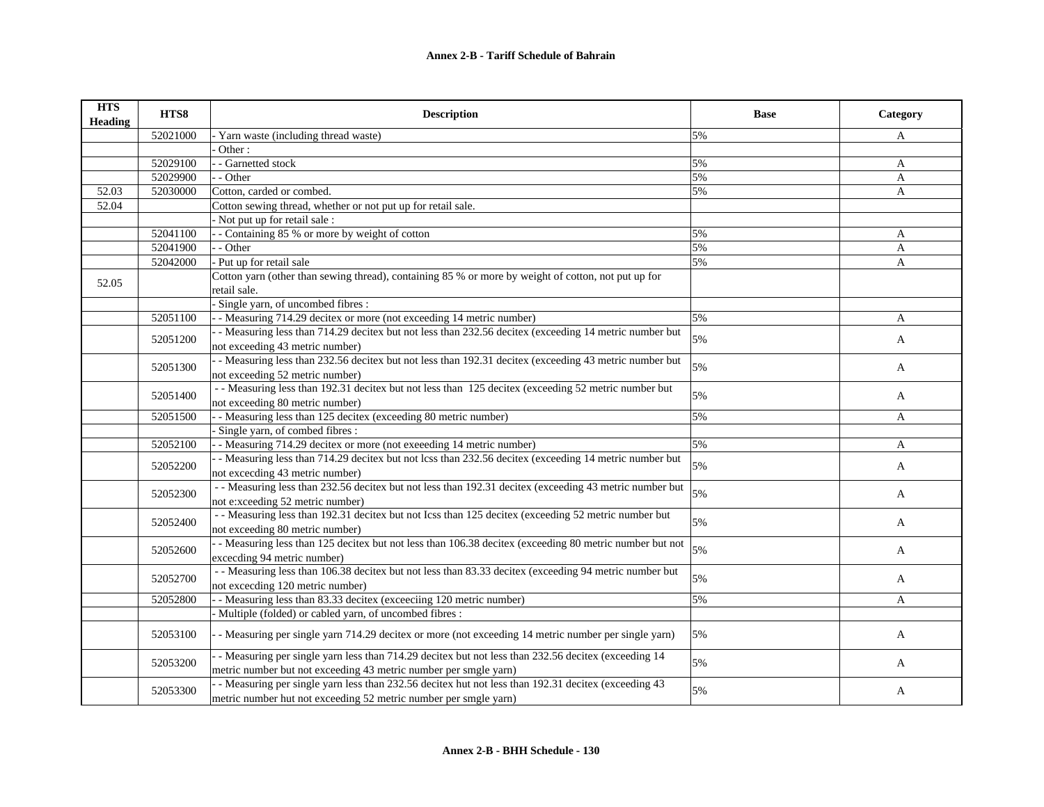| HTS Heading | HTS8 | Description | Base | Category |
|---|---|---|---|---|
| | 52021000 | - Yarn waste (including thread waste) | 5% | A |
| | | - Other : | | |
| | 52029100 | - - Garnetted stock | 5% | A |
| | 52029900 | - - Other | 5% | A |
| 52.03 | 52030000 | Cotton, carded or combed. | 5% | A |
| 52.04 | | Cotton sewing thread, whether or not put up for retail sale. | | |
| | | - Not put up for retail sale : | | |
| | 52041100 | - - Containing 85 % or more by weight of cotton | 5% | A |
| | 52041900 | - - Other | 5% | A |
| | 52042000 | - Put up for retail sale | 5% | A |
| 52.05 | | Cotton yarn (other than sewing thread), containing 85 % or more by weight of cotton, not put up for retail sale. | | |
| | | - Single yarn, of uncombed fibres : | | |
| | 52051100 | - - Measuring 714.29 decitex or more (not exceeding 14 metric number) | 5% | A |
| | 52051200 | - - Measuring less than 714.29 decitex but not less than 232.56 decitex (exceeding 14 metric number but not exceeding 43 metric number) | 5% | A |
| | 52051300 | - - Measuring less than 232.56 decitex but not less than 192.31 decitex (exceeding 43 metric number but not exceeding 52 metric number) | 5% | A |
| | 52051400 | - - Measuring less than 192.31 decitex but not less than 125 decitex (exceeding 52 metric number but not exceeding 80 metric number) | 5% | A |
| | 52051500 | - - Measuring less than 125 decitex (exceeding 80 metric number) | 5% | A |
| | | - Single yarn, of combed fibres : | | |
| | 52052100 | - - Measuring 714.29 decitex or more (not exeeeding 14 metric number) | 5% | A |
| | 52052200 | - - Measuring less than 714.29 decitex but not lcss than 232.56 decitex (exceeding 14 metric number but not excecding 43 metric number) | 5% | A |
| | 52052300 | - - Measuring less than 232.56 decitex but not less than 192.31 decitex (exceeding 43 metric number but not e:xceeding 52 metric number) | 5% | A |
| | 52052400 | - - Measuring less than 192.31 decitex but not lcss than 125 decitex (exceeding 52 metric number but not exceeding 80 metric number) | 5% | A |
| | 52052600 | - - Measuring less than 125 decitex but not less than 106.38 decitex (exceeding 80 metric number but not excecding 94 metric number) | 5% | A |
| | 52052700 | - - Measuring less than 106.38 decitex but not less than 83.33 decitex (exceeding 94 metric number but not excecding 120 metric number) | 5% | A |
| | 52052800 | - - Measuring less than 83.33 decitex (exceeciing 120 metric number) | 5% | A |
| | | - Multiple (folded) or cabled yarn, of uncombed fibres : | | |
| | 52053100 | - - Measuring per single yarn 714.29 decitex or more (not exceeding 14 metric number per single yarn) | 5% | A |
| | 52053200 | - - Measuring per single yarn less than 714.29 decitex but not less than 232.56 decitex (exceeding 14 metric number but not exceeding 43 metric number per smgle yarn) | 5% | A |
| | 52053300 | - - Measuring per single yarn less than 232.56 decitex hut not less than 192.31 decitex (exceeding 43 metric number hut not exceeding 52 metric number per smgle yarn) | 5% | A |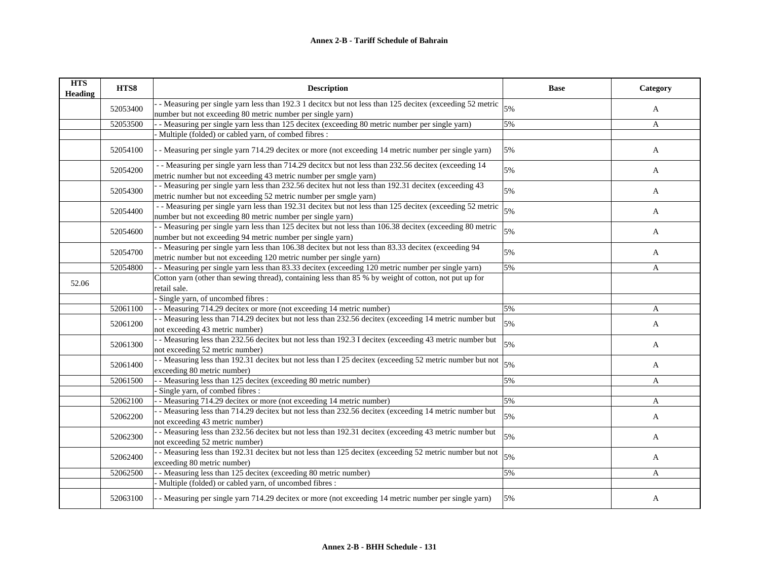| HTS Heading | HTS8 | Description | Base | Category |
|---|---|---|---|---|
| | 52053400 | - - Measuring per single yarn less than 192.3 1 decitcx but not less than 125 decitex (exceeding 52 metric number but not exceeding 80 metric number per single yarn) | 5% | A |
| | 52053500 | - - Measuring per single yarn less than 125 decitex (exceeding 80 metric number per single yarn) | 5% | A |
| | | - Multiple (folded) or cabled yarn, of combed fibres : | | |
| | 52054100 | - - Measuring per single yarn 714.29 decitex or more (not exceeding 14 metric number per single yarn) | 5% | A |
| | 52054200 | - - Measuring per single yarn less than 714.29 decitcx but not less than 232.56 decitex (exceeding 14 metric numher but not exceeding 43 metric number per smgle yarn) | 5% | A |
| | 52054300 | - - Measuring per single yarn less than 232.56 decitex hut not less than 192.31 decitex (exceeding 43 metric numher but not exceeding 52 metric number per smgle yarn) | 5% | A |
| | 52054400 | - - Measuring per single yarn less than 192.31 decitex but not less than 125 decitex (exceeding 52 metric number but not exceeding 80 metric number per single yarn) | 5% | A |
| | 52054600 | - - Measuring per single yarn less than 125 decitex but not less than 106.38 decitex (exceeding 80 metric number but not exceeding 94 metric number per single yarn) | 5% | A |
| | 52054700 | - - Measuring per single yarn less than 106.38 decitex but not less than 83.33 decitex (exceeding 94 metric number but not exceeding 120 metric number per single yarn) | 5% | A |
| | 52054800 | - - Measuring per single yarn less than 83.33 decitex (exceeding 120 metric number per single yarn) | 5% | A |
| 52.06 | | Cotton yarn (other than sewing thread), containing less than 85 % by weight of cotton, not put up for retail sale. | | |
| | | - Single yarn, of uncombed fibres : | | |
| | 52061100 | - - Measuring 714.29 decitex or more (not exceeding 14 metric number) | 5% | A |
| | 52061200 | - - Measuring less than 714.29 decitex but not less than 232.56 decitex (exceeding 14 metric number but not exceeding 43 metric number) | 5% | A |
| | 52061300 | - - Measuring less than 232.56 decitex but not less than 192.3 I decitex (exceeding 43 metric number but not exceeding 52 metric number) | 5% | A |
| | 52061400 | - - Measuring less than 192.31 decitex but not less than I 25 decitex (exceeding 52 metric number but not exceeding 80 metric number) | 5% | A |
| | 52061500 | - - Measuring less than 125 decitex (exceeding 80 metric number) | 5% | A |
| | | - Single yarn, of combed fibres : | | |
| | 52062100 | - - Measuring 714.29 decitex or more (not exceeding 14 metric number) | 5% | A |
| | 52062200 | - - Measuring less than 714.29 decitex but not less than 232.56 decitex (exceeding 14 metric number but not exceeding 43 metric number) | 5% | A |
| | 52062300 | - - Measuring less than 232.56 decitex but not less than 192.31 decitex (exceeding 43 metric number but not exceeding 52 metric number) | 5% | A |
| | 52062400 | - - Measuring less than 192.31 decitex but not less than 125 decitex (exceeding 52 metric number but not exceeding 80 metric number) | 5% | A |
| | 52062500 | - - Measuring less than 125 decitex (exceeding 80 metric number) | 5% | A |
| | | - Multiple (folded) or cabled yarn, of uncombed fibres : | | |
| | 52063100 | - - Measuring per single yarn 714.29 decitex or more (not exceeding 14 metric number per single yarn) | 5% | A |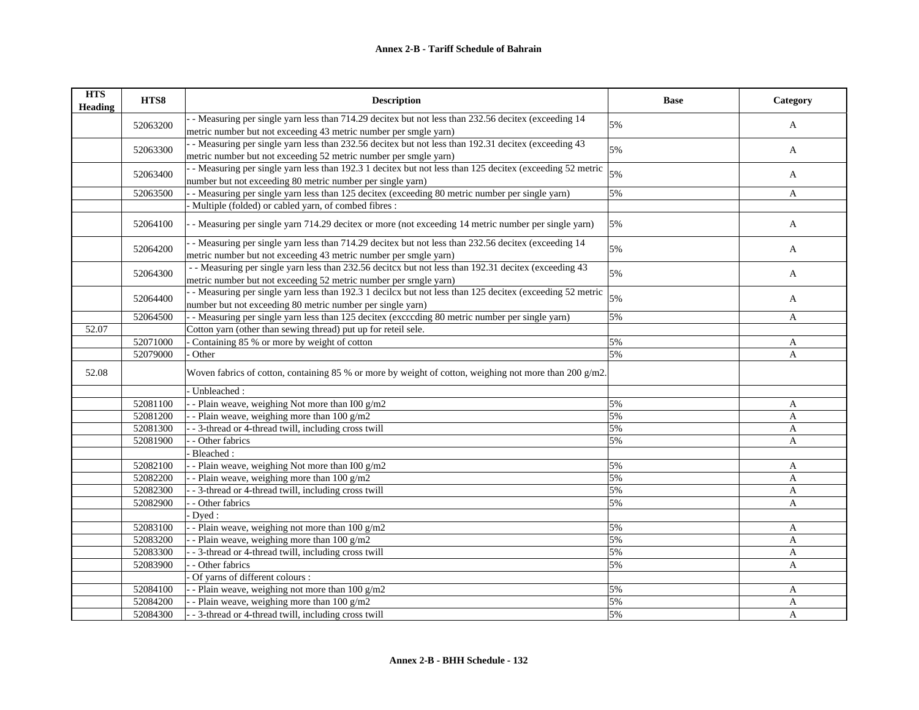**Annex 2-B - Tariff Schedule of Bahrain**

| HTS Heading | HTS8 | Description | Base | Category |
|---|---|---|---|---|
| | 52063200 | - - Measuring per single yarn less than 714.29 decitex but not less than 232.56 decitex (exceeding 14 metric number but not exceeding 43 metric number per smgle yarn) | 5% | A |
| | 52063300 | - - Measuring per single yarn less than 232.56 decitex but not less than 192.31 decitex (exceeding 43 metric number but not exceeding 52 metric number per smgle yarn) | 5% | A |
| | 52063400 | - - Measuring per single yarn less than 192.3 1 decitex but not less than 125 decitex (exceeding 52 metric number but not exceeding 80 metric number per single yarn) | 5% | A |
| | 52063500 | - - Measuring per single yarn less than 125 decitex (exceeding 80 metric number per single yarn) | 5% | A |
| | | - Multiple (folded) or cabled yarn, of combed fibres : | | |
| | 52064100 | - - Measuring per single yarn 714.29 decitex or more (not exceeding 14 metric number per single yarn) | 5% | A |
| | 52064200 | - - Measuring per single yarn less than 714.29 decitex but not less than 232.56 decitex (exceeding 14 metric number but not exceeding 43 metric number per smgle yarn) | 5% | A |
| | 52064300 | - - Measuring per single yarn less than 232.56 decitcx but not less than 192.31 decitex (exceeding 43 metric number but not exceeding 52 metric number per srngle yarn) | 5% | A |
| | 52064400 | - - Measuring per single yarn less than 192.3 1 decilcx but not less than 125 decitex (exceeding 52 metric number but not exceeding 80 metric number per single yarn) | 5% | A |
| | 52064500 | - - Measuring per single yarn less than 125 decitex (excccding 80 metric number per single yarn) | 5% | A |
| 52.07 | | Cotton yarn (other than sewing thread) put up for reteil sele. | | |
| | 52071000 | - Containing 85 % or more by weight of cotton | 5% | A |
| | 52079000 | - Other | 5% | A |
| 52.08 | | Woven fabrics of cotton, containing 85 % or more by weight of cotton, weighing not more than 200 g/m2. | | |
| | | - Unbleached : | | |
| | 52081100 | - - Plain weave, weighing Not more than I00 g/m2 | 5% | A |
| | 52081200 | - - Plain weave, weighing more than 100 g/m2 | 5% | A |
| | 52081300 | - - 3-thread or 4-thread twill, including cross twill | 5% | A |
| | 52081900 | - - Other fabrics | 5% | A |
| | | - Bleached : | | |
| | 52082100 | - - Plain weave, weighing Not more than I00 g/m2 | 5% | A |
| | 52082200 | - - Plain weave, weighing more than 100 g/m2 | 5% | A |
| | 52082300 | - - 3-thread or 4-thread twill, including cross twill | 5% | A |
| | 52082900 | - - Other fabrics | 5% | A |
| | | - Dyed : | | |
| | 52083100 | - - Plain weave, weighing not more than 100 g/m2 | 5% | A |
| | 52083200 | - - Plain weave, weighing more than 100 g/m2 | 5% | A |
| | 52083300 | - - 3-thread or 4-thread twill, including cross twill | 5% | A |
| | 52083900 | - - Other fabrics | 5% | A |
| | | - Of yarns of different colours : | | |
| | 52084100 | - - Plain weave, weighing not more than 100 g/m2 | 5% | A |
| | 52084200 | - - Plain weave, weighing more than 100 g/m2 | 5% | A |
| | 52084300 | - - 3-thread or 4-thread twill, including cross twill | 5% | A |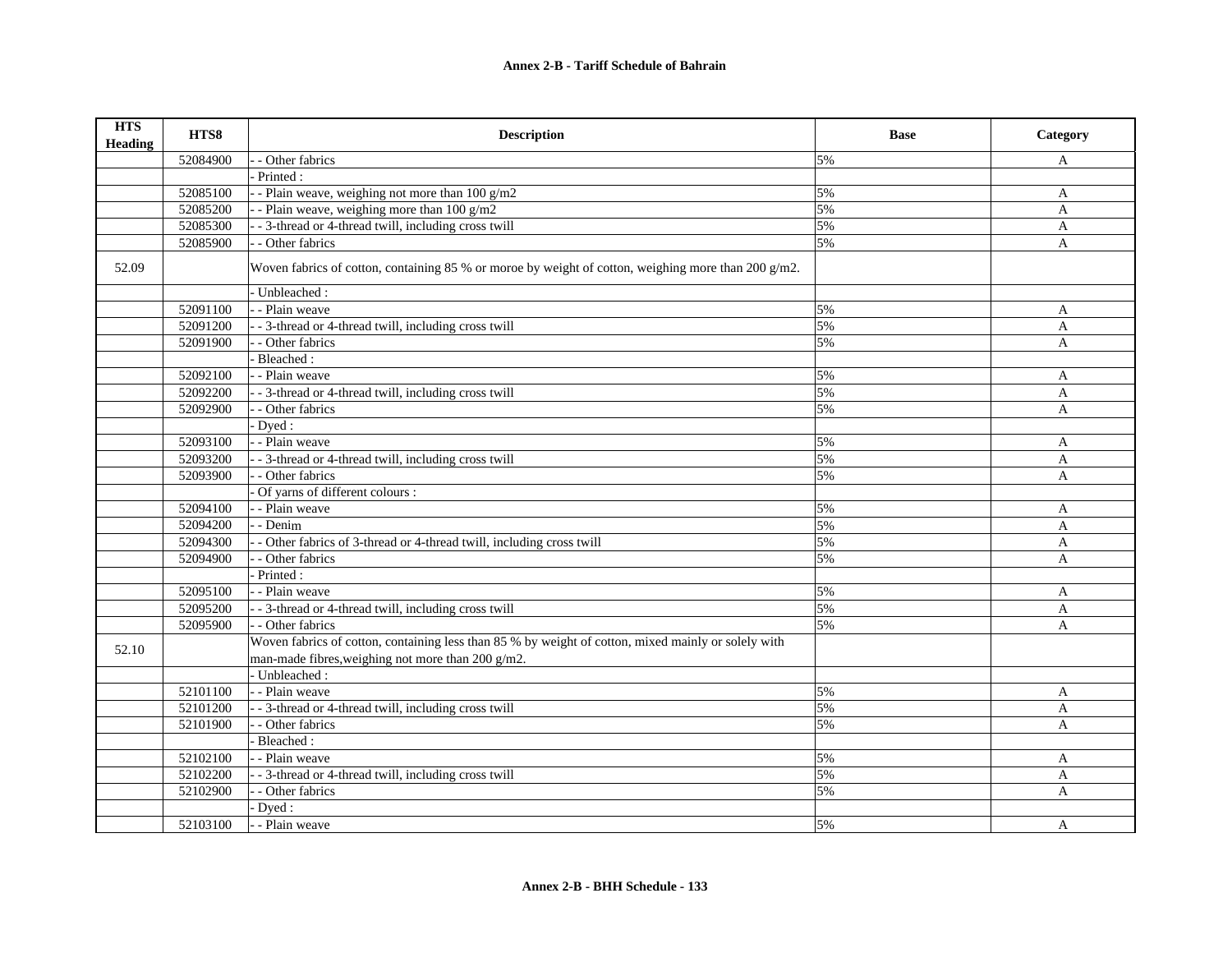| HTS Heading | HTS8 | Description | Base | Category |
|---|---|---|---|---|
| | 52084900 | - - Other fabrics | 5% | A |
| | | - Printed : | | |
| | 52085100 | - - Plain weave, weighing not more than 100 g/m2 | 5% | A |
| | 52085200 | - - Plain weave, weighing more than 100 g/m2 | 5% | A |
| | 52085300 | - - 3-thread or 4-thread twill, including cross twill | 5% | A |
| | 52085900 | - - Other fabrics | 5% | A |
| 52.09 | | Woven fabrics of cotton, containing 85 % or moroe by weight of cotton, weighing more than 200 g/m2. | | |
| | | - Unbleached : | | |
| | 52091100 | - - Plain weave | 5% | A |
| | 52091200 | - - 3-thread or 4-thread twill, including cross twill | 5% | A |
| | 52091900 | - - Other fabrics | 5% | A |
| | | - Bleached : | | |
| | 52092100 | - - Plain weave | 5% | A |
| | 52092200 | - - 3-thread or 4-thread twill, including cross twill | 5% | A |
| | 52092900 | - - Other fabrics | 5% | A |
| | | - Dyed : | | |
| | 52093100 | - - Plain weave | 5% | A |
| | 52093200 | - - 3-thread or 4-thread twill, including cross twill | 5% | A |
| | 52093900 | - - Other fabrics | 5% | A |
| | | - Of yarns of different colours : | | |
| | 52094100 | - - Plain weave | 5% | A |
| | 52094200 | - - Denim | 5% | A |
| | 52094300 | - - Other fabrics of 3-thread or 4-thread twill, including cross twill | 5% | A |
| | 52094900 | - - Other fabrics | 5% | A |
| | | - Printed : | | |
| | 52095100 | - - Plain weave | 5% | A |
| | 52095200 | - - 3-thread or 4-thread twill, including cross twill | 5% | A |
| | 52095900 | - - Other fabrics | 5% | A |
| 52.10 | | Woven fabrics of cotton, containing less than 85 % by weight of cotton, mixed mainly or solely with man-made fibres,weighing not more than 200 g/m2. | | |
| | | - Unbleached : | | |
| | 52101100 | - - Plain weave | 5% | A |
| | 52101200 | - - 3-thread or 4-thread twill, including cross twill | 5% | A |
| | 52101900 | - - Other fabrics | 5% | A |
| | | - Bleached : | | |
| | 52102100 | - - Plain weave | 5% | A |
| | 52102200 | - - 3-thread or 4-thread twill, including cross twill | 5% | A |
| | 52102900 | - - Other fabrics | 5% | A |
| | | - Dyed : | | |
| | 52103100 | - - Plain weave | 5% | A |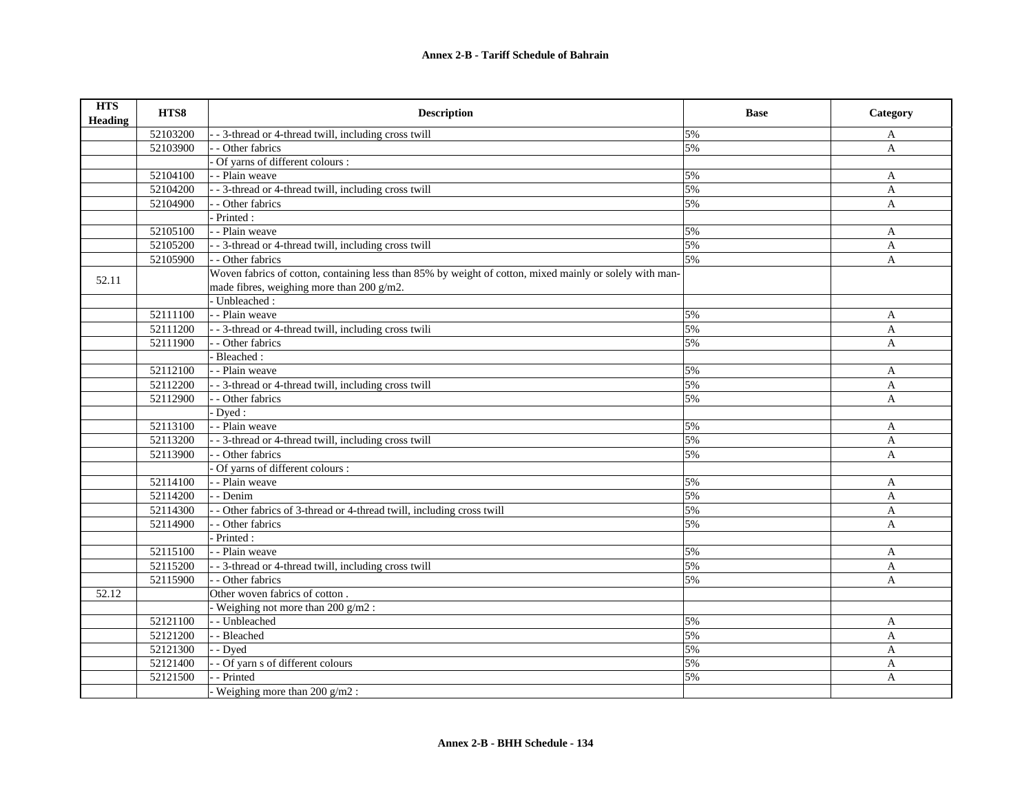| HTS Heading | HTS8 | Description | Base | Category |
|---|---|---|---|---|
| | 52103200 | - - 3-thread or 4-thread twill, including cross twill | 5% | A |
| | 52103900 | - - Other fabrics | 5% | A |
| | | - Of yarns of different colours : | | |
| | 52104100 | - - Plain weave | 5% | A |
| | 52104200 | - - 3-thread or 4-thread twill, including cross twill | 5% | A |
| | 52104900 | - - Other fabrics | 5% | A |
| | | - Printed : | | |
| | 52105100 | - - Plain weave | 5% | A |
| | 52105200 | - - 3-thread or 4-thread twill, including cross twill | 5% | A |
| | 52105900 | - - Other fabrics | 5% | A |
| 52.11 | | Woven fabrics of cotton, containing less than 85% by weight of cotton, mixed mainly or solely with man-made fibres, weighing more than 200 g/m2. | | |
| | | - Unbleached : | | |
| | 52111100 | - - Plain weave | 5% | A |
| | 52111200 | - - 3-thread or 4-thread twill, including cross twili | 5% | A |
| | 52111900 | - - Other fabrics | 5% | A |
| | | - Bleached : | | |
| | 52112100 | - - Plain weave | 5% | A |
| | 52112200 | - - 3-thread or 4-thread twill, including cross twill | 5% | A |
| | 52112900 | - - Other fabrics | 5% | A |
| | | - Dyed : | | |
| | 52113100 | - - Plain weave | 5% | A |
| | 52113200 | - - 3-thread or 4-thread twill, including cross twill | 5% | A |
| | 52113900 | - - Other fabrics | 5% | A |
| | | - Of yarns of different colours : | | |
| | 52114100 | - - Plain weave | 5% | A |
| | 52114200 | - - Denim | 5% | A |
| | 52114300 | - - Other fabrics of 3-thread or 4-thread twill, including cross twill | 5% | A |
| | 52114900 | - - Other fabrics | 5% | A |
| | | - Printed : | | |
| | 52115100 | - - Plain weave | 5% | A |
| | 52115200 | - - 3-thread or 4-thread twill, including cross twill | 5% | A |
| | 52115900 | - - Other fabrics | 5% | A |
| 52.12 | | Other woven fabrics of cotton . | | |
| | | - Weighing not more than 200 g/m2 : | | |
| | 52121100 | - - Unbleached | 5% | A |
| | 52121200 | - - Bleached | 5% | A |
| | 52121300 | - - Dyed | 5% | A |
| | 52121400 | - - Of yarn s of different colours | 5% | A |
| | 52121500 | - - Printed | 5% | A |
| | | - Weighing more than 200 g/m2 : | | |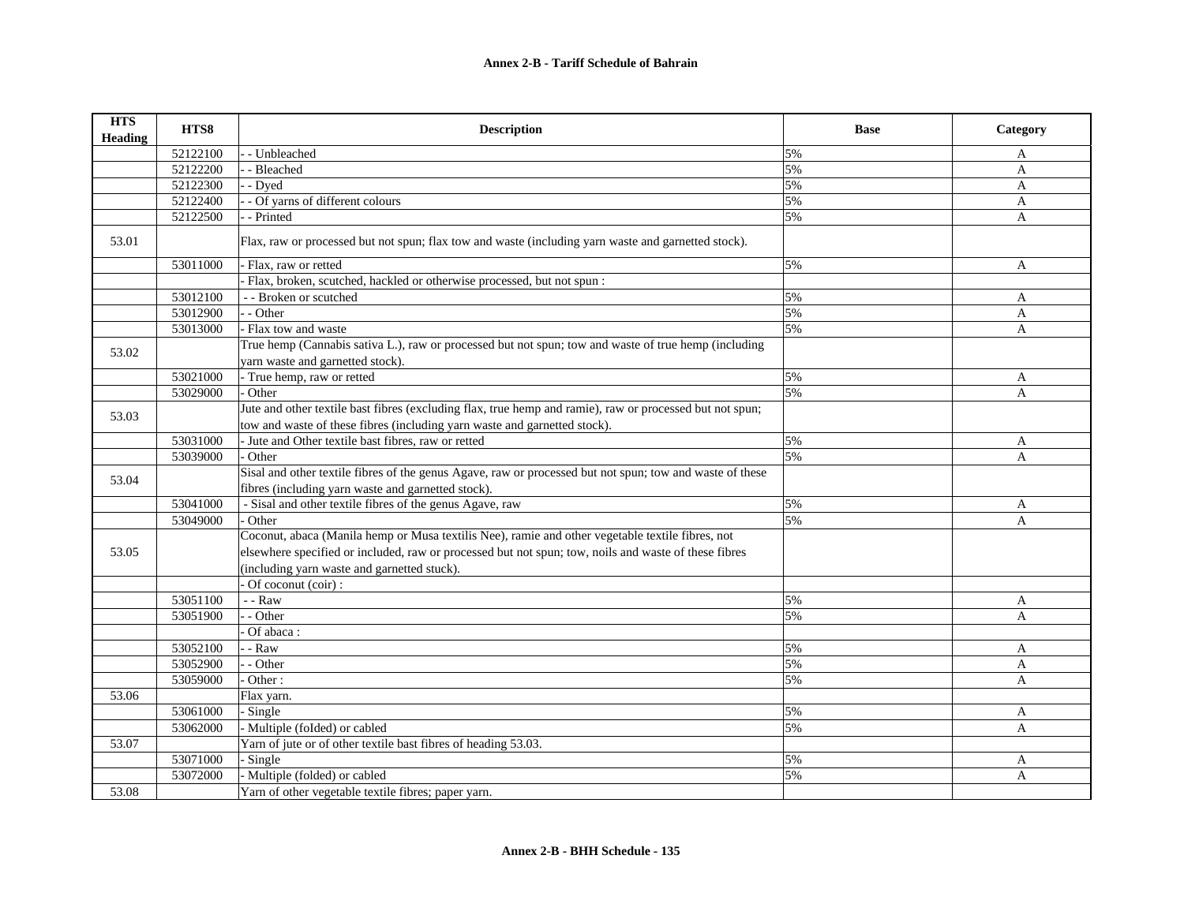| HTS Heading | HTS8 | Description | Base | Category |
|---|---|---|---|---|
| | 52122100 | - - Unbleached | 5% | A |
| | 52122200 | - - Bleached | 5% | A |
| | 52122300 | - - Dyed | 5% | A |
| | 52122400 | - - Of yarns of different colours | 5% | A |
| | 52122500 | - - Printed | 5% | A |
| 53.01 | | Flax, raw or processed but not spun; flax tow and waste (including yarn waste and garnetted stock). | | |
| | 53011000 | - Flax, raw or retted | 5% | A |
| | | - Flax, broken, scutched, hackled or otherwise processed, but not spun : | | |
| | 53012100 | - - Broken or scutched | 5% | A |
| | 53012900 | - - Other | 5% | A |
| | 53013000 | - Flax tow and waste | 5% | A |
| 53.02 | | True hemp (Cannabis sativa L.), raw or processed but not spun; tow and waste of true hemp (including yarn waste and garnetted stock). | | |
| | 53021000 | - True hemp, raw or retted | 5% | A |
| | 53029000 | - Other | 5% | A |
| 53.03 | | Jute and other textile bast fibres (excluding flax, true hemp and ramie), raw or processed but not spun; tow and waste of these fibres (including yarn waste and garnetted stock). | | |
| | 53031000 | - Jute and Other textile bast fibres, raw or retted | 5% | A |
| | 53039000 | - Other | 5% | A |
| 53.04 | | Sisal and other textile fibres of the genus Agave, raw or processed but not spun; tow and waste of these fibres (including yarn waste and garnetted stock). | | |
| | 53041000 | - Sisal and other textile fibres of the genus Agave, raw | 5% | A |
| | 53049000 | - Other | 5% | A |
| 53.05 | | Coconut, abaca (Manila hemp or Musa textilis Nee), ramie and other vegetable textile fibres, not elsewhere specified or included, raw or processed but not spun; tow, noils and waste of these fibres (including yarn waste and garnetted stuck). | | |
| | | - Of coconut (coir) : | | |
| | 53051100 | - - Raw | 5% | A |
| | 53051900 | - - Other | 5% | A |
| | | - Of abaca : | | |
| | 53052100 | - - Raw | 5% | A |
| | 53052900 | - - Other | 5% | A |
| | 53059000 | - Other : | 5% | A |
| 53.06 | | Flax yarn. | | |
| | 53061000 | - Single | 5% | A |
| | 53062000 | - Multiple (foIded) or cabled | 5% | A |
| 53.07 | | Yarn of jute or of other textile bast fibres of heading 53.03. | | |
| | 53071000 | - Single | 5% | A |
| | 53072000 | - Multiple (folded) or cabled | 5% | A |
| 53.08 | | Yarn of other vegetable textile fibres; paper yarn. | | |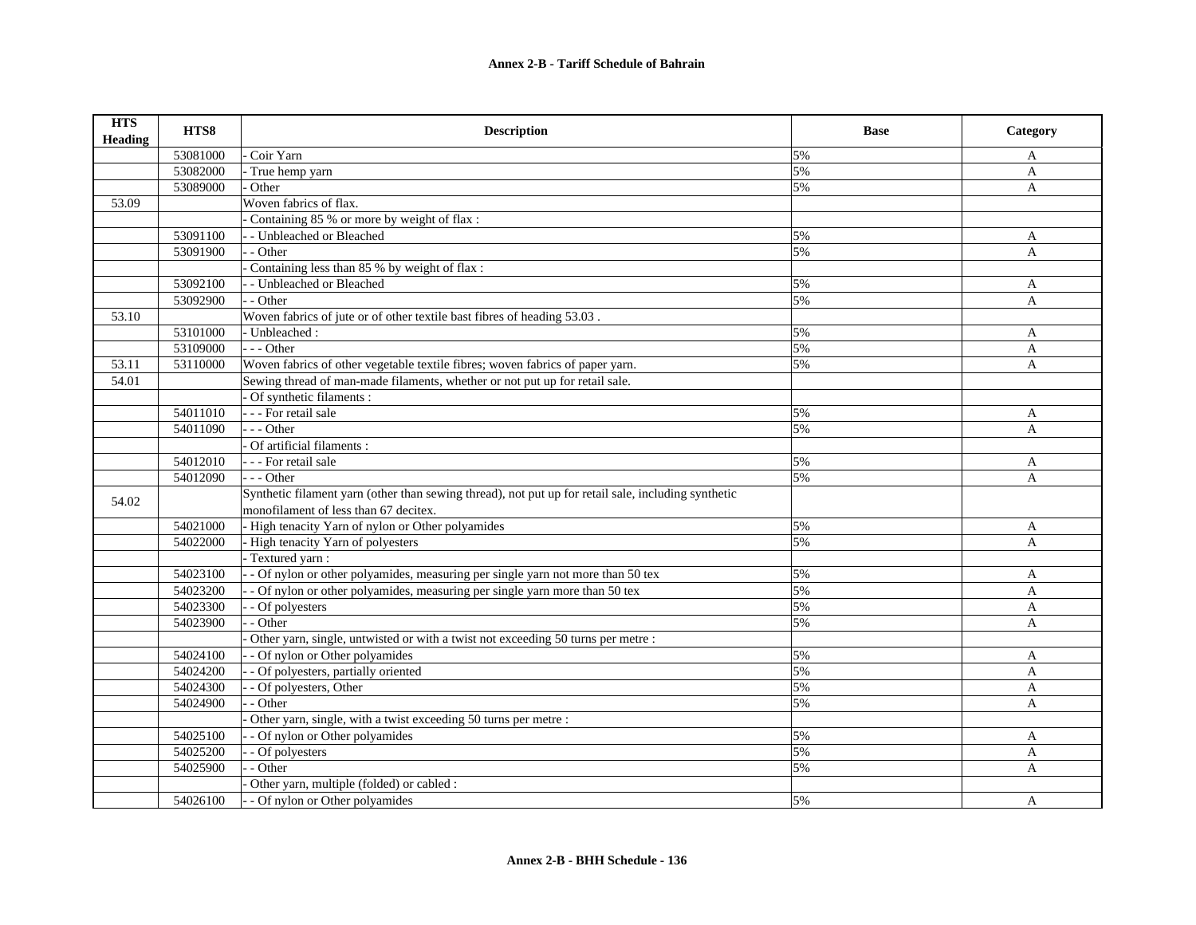| HTS Heading | HTS8 | Description | Base | Category |
|---|---|---|---|---|
| | 53081000 | - Coir Yarn | 5% | A |
| | 53082000 | - True hemp yarn | 5% | A |
| | 53089000 | - Other | 5% | A |
| 53.09 | | Woven fabrics of flax. | | |
| | | - Containing 85 % or more by weight of flax : | | |
| | 53091100 | - - Unbleached or Bleached | 5% | A |
| | 53091900 | - - Other | 5% | A |
| | | - Containing less than 85 % by weight of flax : | | |
| | 53092100 | - - Unbleached or Bleached | 5% | A |
| | 53092900 | - - Other | 5% | A |
| 53.10 | | Woven fabrics of jute or of other textile bast fibres of heading 53.03 . | | |
| | 53101000 | - Unbleached : | 5% | A |
| | 53109000 | - - - Other | 5% | A |
| 53.11 | 53110000 | Woven fabrics of other vegetable textile fibres; woven fabrics of paper yarn. | 5% | A |
| 54.01 | | Sewing thread of man-made filaments, whether or not put up for retail sale. | | |
| | | - Of synthetic filaments : | | |
| | 54011010 | - - - For retail sale | 5% | A |
| | 54011090 | - - - Other | 5% | A |
| | | - Of artificial filaments : | | |
| | 54012010 | - - - For retail sale | 5% | A |
| | 54012090 | - - - Other | 5% | A |
| 54.02 | | Synthetic filament yarn (other than sewing thread), not put up for retail sale, including synthetic monofilament of less than 67 decitex. | | |
| | 54021000 | - High tenacity Yarn of nylon or Other polyamides | 5% | A |
| | 54022000 | - High tenacity Yarn of polyesters | 5% | A |
| | | - Textured yarn : | | |
| | 54023100 | - - Of nylon or other polyamides, measuring per single yarn not more than 50 tex | 5% | A |
| | 54023200 | - - Of nylon or other polyamides, measuring per single yarn more than 50 tex | 5% | A |
| | 54023300 | - - Of polyesters | 5% | A |
| | 54023900 | - - Other | 5% | A |
| | | - Other yarn, single, untwisted or with a twist not exceeding 50 turns per metre : | | |
| | 54024100 | - - Of nylon or Other polyamides | 5% | A |
| | 54024200 | - - Of polyesters, partially oriented | 5% | A |
| | 54024300 | - - Of polyesters, Other | 5% | A |
| | 54024900 | - - Other | 5% | A |
| | | - Other yarn, single, with a twist exceeding 50 turns per metre : | | |
| | 54025100 | - - Of nylon or Other polyamides | 5% | A |
| | 54025200 | - - Of polyesters | 5% | A |
| | 54025900 | - - Other | 5% | A |
| | | - Other yarn, multiple (folded) or cabled : | | |
| | 54026100 | - - Of nylon or Other polyamides | 5% | A |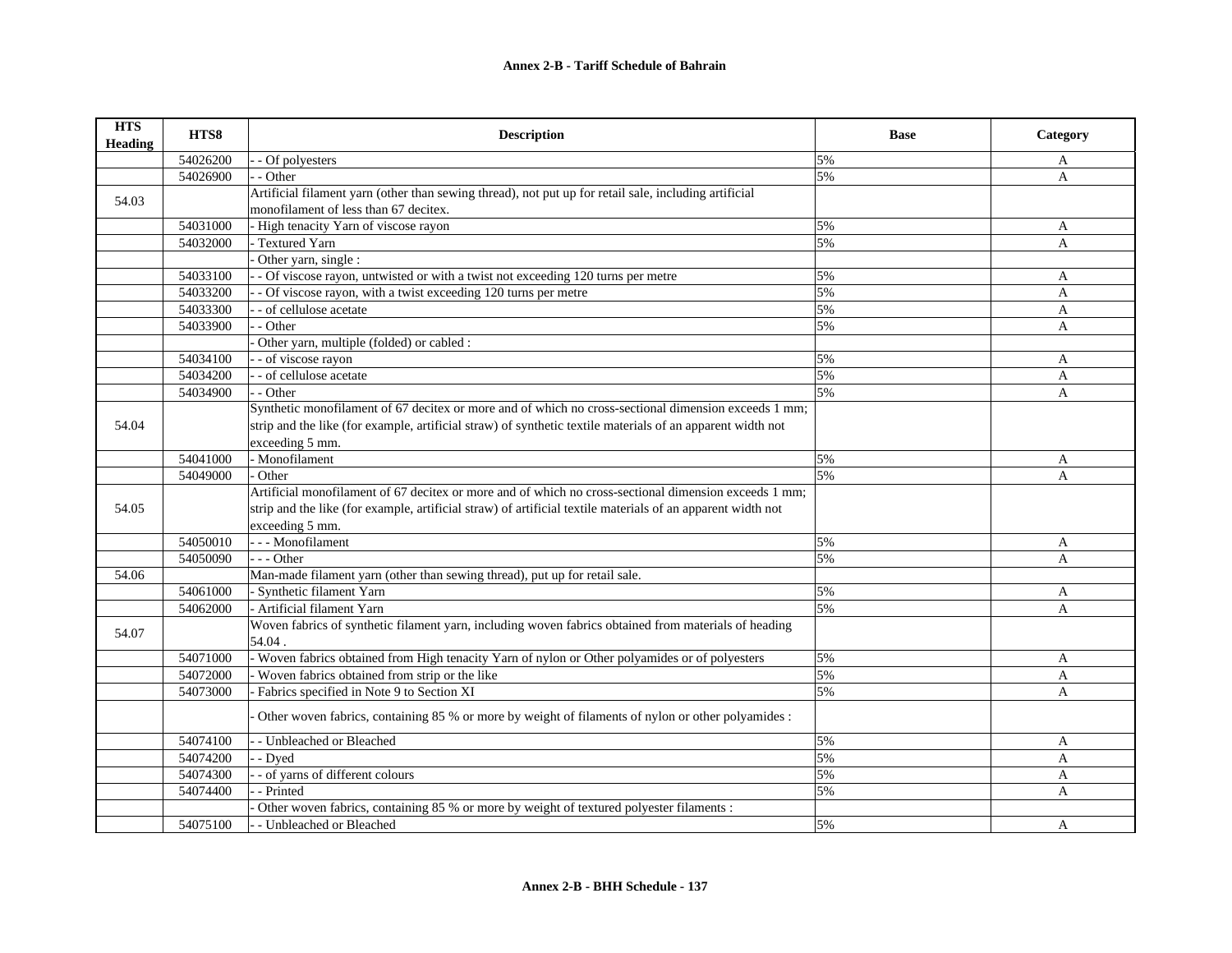| HTS Heading | HTS8 | Description | Base | Category |
|---|---|---|---|---|
| | 54026200 | - - Of polyesters | 5% | A |
| | 54026900 | - - Other | 5% | A |
| 54.03 | | Artificial filament yarn (other than sewing thread), not put up for retail sale, including artificial monofilament of less than 67 decitex. | | |
| | 54031000 | - High tenacity Yarn of viscose rayon | 5% | A |
| | 54032000 | - Textured Yarn | 5% | A |
| | | - Other yarn, single : | | |
| | 54033100 | - - Of viscose rayon, untwisted or with a twist not exceeding 120 turns per metre | 5% | A |
| | 54033200 | - - Of viscose rayon, with a twist exceeding 120 turns per metre | 5% | A |
| | 54033300 | - - of cellulose acetate | 5% | A |
| | 54033900 | - - Other | 5% | A |
| | | - Other yarn, multiple (folded) or cabled : | | |
| | 54034100 | - - of viscose rayon | 5% | A |
| | 54034200 | - - of cellulose acetate | 5% | A |
| | 54034900 | - - Other | 5% | A |
| 54.04 | | Synthetic monofilament of 67 decitex or more and of which no cross-sectional dimension exceeds 1 mm; strip and the like (for example, artificial straw) of synthetic textile materials of an apparent width not exceeding 5 mm. | | |
| | 54041000 | - Monofilament | 5% | A |
| | 54049000 | - Other | 5% | A |
| 54.05 | | Artificial monofilament of 67 decitex or more and of which no cross-sectional dimension exceeds 1 mm; strip and the like (for example, artificial straw) of artificial textile materials of an apparent width not exceeding 5 mm. | | |
| | 54050010 | - - - Monofilament | 5% | A |
| | 54050090 | - - - Other | 5% | A |
| 54.06 | | Man-made filament yarn (other than sewing thread), put up for retail sale. | | |
| | 54061000 | - Synthetic filament Yarn | 5% | A |
| | 54062000 | - Artificial filament Yarn | 5% | A |
| 54.07 | | Woven fabrics of synthetic filament yarn, including woven fabrics obtained from materials of heading 54.04 . | | |
| | 54071000 | - Woven fabrics obtained from High tenacity Yarn of nylon or Other polyamides or of polyesters | 5% | A |
| | 54072000 | - Woven fabrics obtained from strip or the like | 5% | A |
| | 54073000 | - Fabrics specified in Note 9 to Section XI | 5% | A |
| | | - Other woven fabrics, containing 85 % or more by weight of filaments of nylon or other polyamides : | | |
| | 54074100 | - - Unbleached or Bleached | 5% | A |
| | 54074200 | - - Dyed | 5% | A |
| | 54074300 | - - of yarns of different colours | 5% | A |
| | 54074400 | - - Printed | 5% | A |
| | | - Other woven fabrics, containing 85 % or more by weight of textured polyester filaments : | | |
| | 54075100 | - - Unbleached or Bleached | 5% | A |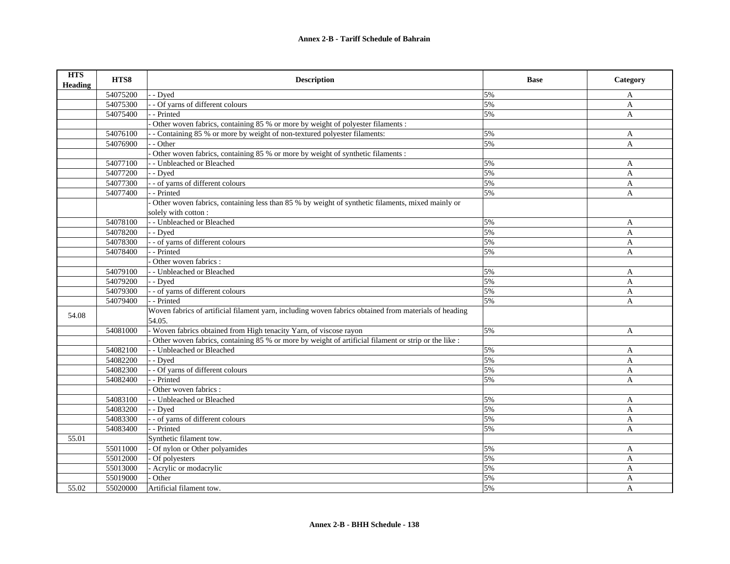| HTS Heading | HTS8 | Description | Base | Category |
|---|---|---|---|---|
| | 54075200 | - - Dyed | 5% | A |
| | 54075300 | - - Of yarns of different colours | 5% | A |
| | 54075400 | - - Printed | 5% | A |
| | | - Other woven fabrics, containing 85 % or more by weight of polyester filaments : | | |
| | 54076100 | - - Containing 85 % or more by weight of non-textured polyester filaments: | 5% | A |
| | 54076900 | - - Other | 5% | A |
| | | - Other woven fabrics, containing 85 % or more by weight of synthetic filaments : | | |
| | 54077100 | - - Unbleached or Bleached | 5% | A |
| | 54077200 | - - Dyed | 5% | A |
| | 54077300 | - - of yarns of different colours | 5% | A |
| | 54077400 | - - Printed | 5% | A |
| | | - Other woven fabrics, containing less than 85 % by weight of synthetic filaments, mixed mainly or solely with cotton : | | |
| | 54078100 | - - Unbleached or Bleached | 5% | A |
| | 54078200 | - - Dyed | 5% | A |
| | 54078300 | - - of yarns of different colours | 5% | A |
| | 54078400 | - - Printed | 5% | A |
| | | - Other woven fabrics : | | |
| | 54079100 | - - Unbleached or Bleached | 5% | A |
| | 54079200 | - - Dyed | 5% | A |
| | 54079300 | - - of yarns of different colours | 5% | A |
| | 54079400 | - - Printed | 5% | A |
| 54.08 | | Woven fabrics of artificial filament yarn, including woven fabrics obtained from materials of heading 54.05. | | |
| | 54081000 | - Woven fabrics obtained from High tenacity Yarn, of viscose rayon | 5% | A |
| | | - Other woven fabrics, containing 85 % or more by weight of artificial filament or strip or the like : | | |
| | 54082100 | - - Unbleached or Bleached | 5% | A |
| | 54082200 | - - Dyed | 5% | A |
| | 54082300 | - - Of yarns of different colours | 5% | A |
| | 54082400 | - - Printed | 5% | A |
| | | - Other woven fabrics : | | |
| | 54083100 | - - Unbleached or Bleached | 5% | A |
| | 54083200 | - - Dyed | 5% | A |
| | 54083300 | - - of yarns of different colours | 5% | A |
| | 54083400 | - - Printed | 5% | A |
| 55.01 | | Synthetic filament tow. | | |
| | 55011000 | - Of nylon or Other polyamides | 5% | A |
| | 55012000 | - Of polyesters | 5% | A |
| | 55013000 | - Acrylic or modacrylic | 5% | A |
| | 55019000 | - Other | 5% | A |
| 55.02 | 55020000 | Artificial filament tow. | 5% | A |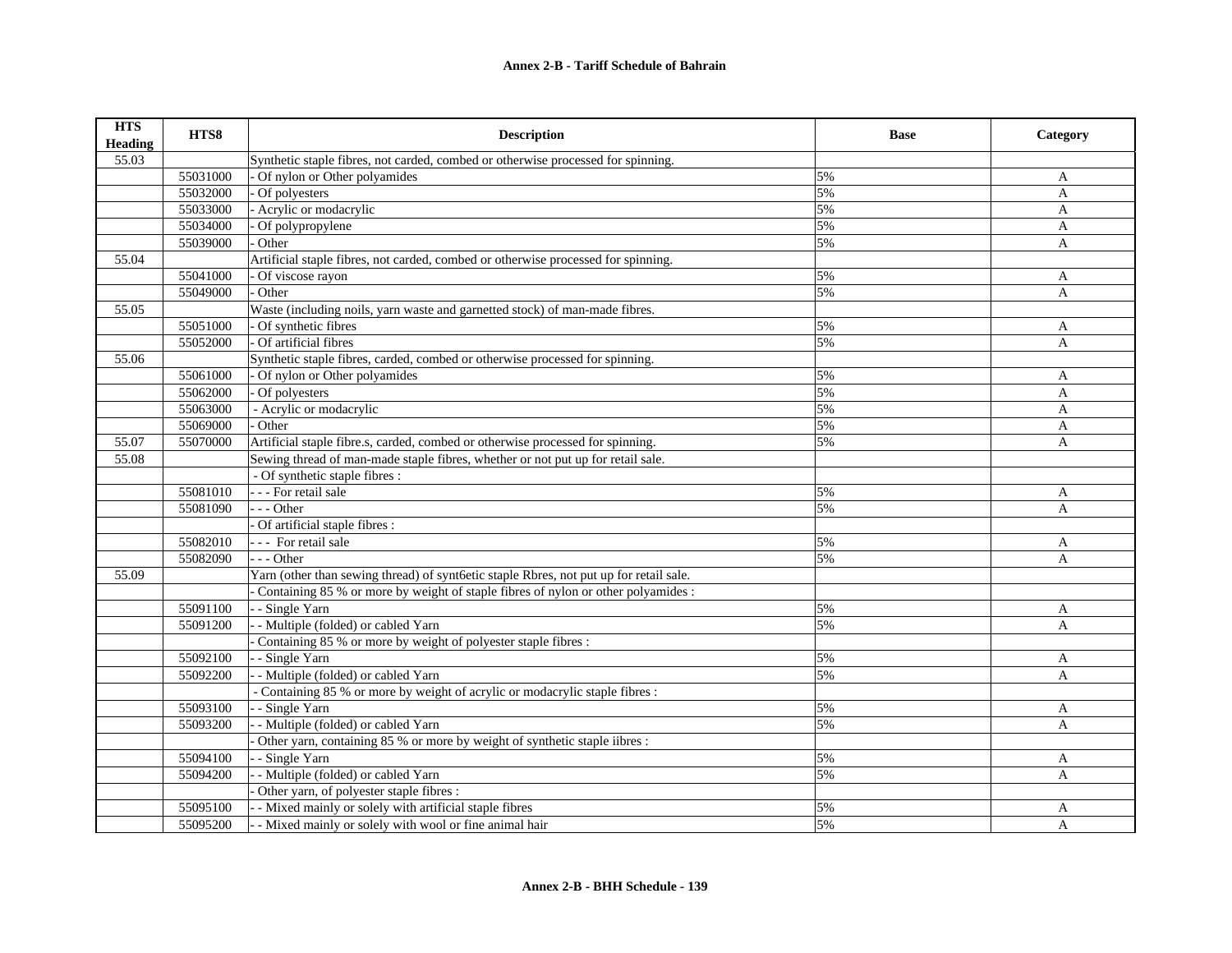**Annex 2-B - Tariff Schedule of Bahrain**

| HTS Heading | HTS8 | Description | Base | Category |
|---|---|---|---|---|
| 55.03 | | Synthetic staple fibres, not carded, combed or otherwise processed for spinning. | | |
| | 55031000 | - Of nylon or Other polyamides | 5% | A |
| | 55032000 | - Of polyesters | 5% | A |
| | 55033000 | - Acrylic or modacrylic | 5% | A |
| | 55034000 | - Of polypropylene | 5% | A |
| | 55039000 | - Other | 5% | A |
| 55.04 | | Artificial staple fibres, not carded, combed or otherwise processed for spinning. | | |
| | 55041000 | - Of viscose rayon | 5% | A |
| | 55049000 | - Other | 5% | A |
| 55.05 | | Waste (including noils, yarn waste and garnetted stock) of man-made fibres. | | |
| | 55051000 | - Of synthetic fibres | 5% | A |
| | 55052000 | - Of artificial fibres | 5% | A |
| 55.06 | | Synthetic staple fibres, carded, combed or otherwise processed for spinning. | | |
| | 55061000 | - Of nylon or Other polyamides | 5% | A |
| | 55062000 | - Of polyesters | 5% | A |
| | 55063000 | - Acrylic or modacrylic | 5% | A |
| | 55069000 | - Other | 5% | A |
| 55.07 | 55070000 | Artificial staple fibre.s, carded, combed or otherwise processed for spinning. | 5% | A |
| 55.08 | | Sewing thread of man-made staple fibres, whether or not put up for retail sale. | | |
| | | - Of synthetic staple fibres : | | |
| | 55081010 | - - - For retail sale | 5% | A |
| | 55081090 | - - - Other | 5% | A |
| | | - Of artificial staple fibres : | | |
| | 55082010 | - - - For retail sale | 5% | A |
| | 55082090 | - - - Other | 5% | A |
| 55.09 | | Yarn (other than sewing thread) of synt6etic staple Rbres, not put up for retail sale. | | |
| | | - Containing 85 % or more by weight of staple fibres of nylon or other polyamides : | | |
| | 55091100 | - - Single Yarn | 5% | A |
| | 55091200 | - - Multiple (folded) or cabled Yarn | 5% | A |
| | | - Containing 85 % or more by weight of polyester staple fibres : | | |
| | 55092100 | - - Single Yarn | 5% | A |
| | 55092200 | - - Multiple (folded) or cabled Yarn | 5% | A |
| | | - Containing 85 % or more by weight of acrylic or modacrylic staple fibres : | | |
| | 55093100 | - - Single Yarn | 5% | A |
| | 55093200 | - - Multiple (folded) or cabled Yarn | 5% | A |
| | | - Other yarn, containing 85 % or more by weight of synthetic staple iibres : | | |
| | 55094100 | - - Single Yarn | 5% | A |
| | 55094200 | - - Multiple (folded) or cabled Yarn | 5% | A |
| | | - Other yarn, of polyester staple fibres : | | |
| | 55095100 | - - Mixed mainly or solely with artificial staple fibres | 5% | A |
| | 55095200 | - - Mixed mainly or solely with wool or fine animal hair | 5% | A |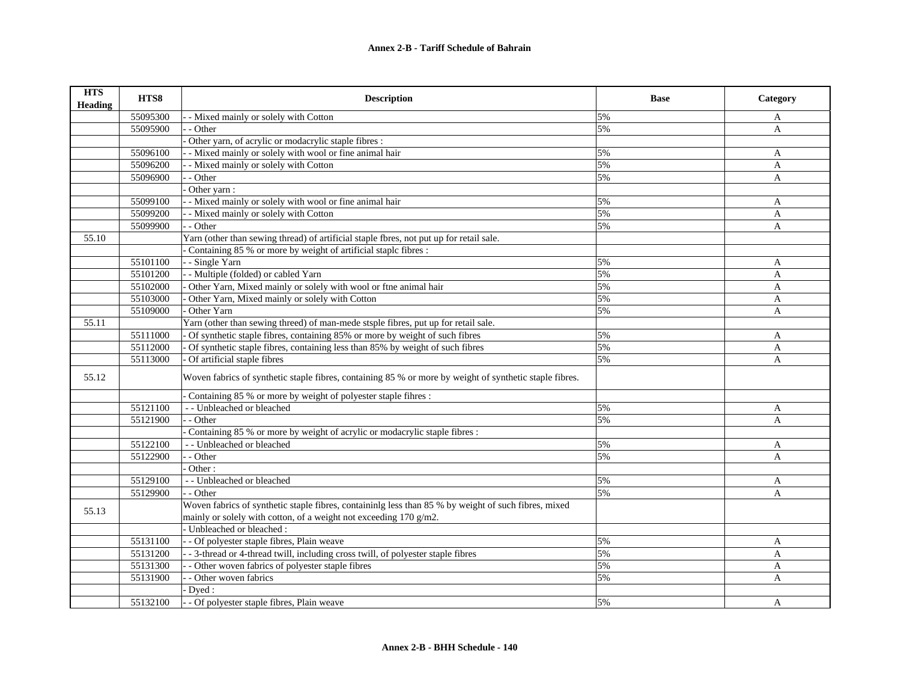| HTS Heading | HTS8 | Description | Base | Category |
|---|---|---|---|---|
| | 55095300 | - - Mixed mainly or solely with Cotton | 5% | A |
| | 55095900 | - - Other | 5% | A |
| | | - Other yarn, of acrylic or modacrylic staple fibres : | | |
| | 55096100 | - - Mixed mainly or solely with wool or fine animal hair | 5% | A |
| | 55096200 | - - Mixed mainly or solely with Cotton | 5% | A |
| | 55096900 | - - Other | 5% | A |
| | | - Other yarn : | | |
| | 55099100 | - - Mixed mainly or solely with wool or fine animal hair | 5% | A |
| | 55099200 | - - Mixed mainly or solely with Cotton | 5% | A |
| | 55099900 | - - Other | 5% | A |
| 55.10 | | Yarn (other than sewing thread) of artificial staple fbres, not put up for retail sale. | | |
| | | - Containing 85 % or more by weight of artificial staplc fibres : | | |
| | 55101100 | - - Single Yarn | 5% | A |
| | 55101200 | - - Multiple (folded) or cabled Yarn | 5% | A |
| | 55102000 | - Other Yarn, Mixed mainly or solely with wool or ftne animal hair | 5% | A |
| | 55103000 | - Other Yarn, Mixed mainly or solely with Cotton | 5% | A |
| | 55109000 | - Other Yarn | 5% | A |
| 55.11 | | Yarn (other than sewing threed) of man-mede stsple fibres, put up for retail sale. | | |
| | 55111000 | - Of synthetic staple fibres, containing 85% or more by weight of such fibres | 5% | A |
| | 55112000 | - Of synthetic staple fibres, containing less than 85% by weight of such fibres | 5% | A |
| | 55113000 | - Of artificial staple fibres | 5% | A |
| 55.12 | | Woven fabrics of synthetic staple fibres, containing 85 % or more by weight of synthetic staple fibres. | | |
| | | - Containing 85 % or more by weight of polyester staple fihres : | | |
| | 55121100 | - - Unbleached or bleached | 5% | A |
| | 55121900 | - - Other | 5% | A |
| | | - Containing 85 % or more by weight of acrylic or modacrylic staple fibres : | | |
| | 55122100 | - - Unbleached or bleached | 5% | A |
| | 55122900 | - - Other | 5% | A |
| | | - Other : | | |
| | 55129100 | - - Unbleached or bleached | 5% | A |
| | 55129900 | - - Other | 5% | A |
| 55.13 | | Woven fabrics of synthetic staple fibres, containinlg less than 85 % by weight of such fibres, mixed mainly or solely with cotton, of a weight not exceeding 170 g/m2. | | |
| | | - Unbleached or bleached : | | |
| | 55131100 | - - Of polyester staple fibres, Plain weave | 5% | A |
| | 55131200 | - - 3-thread or 4-thread twill, including cross twill, of polyester staple fibres | 5% | A |
| | 55131300 | - - Other woven fabrics of polyester staple fibres | 5% | A |
| | 55131900 | - - Other woven fabrics | 5% | A |
| | | - Dyed : | | |
| | 55132100 | - - Of polyester staple fibres, Plain weave | 5% | A |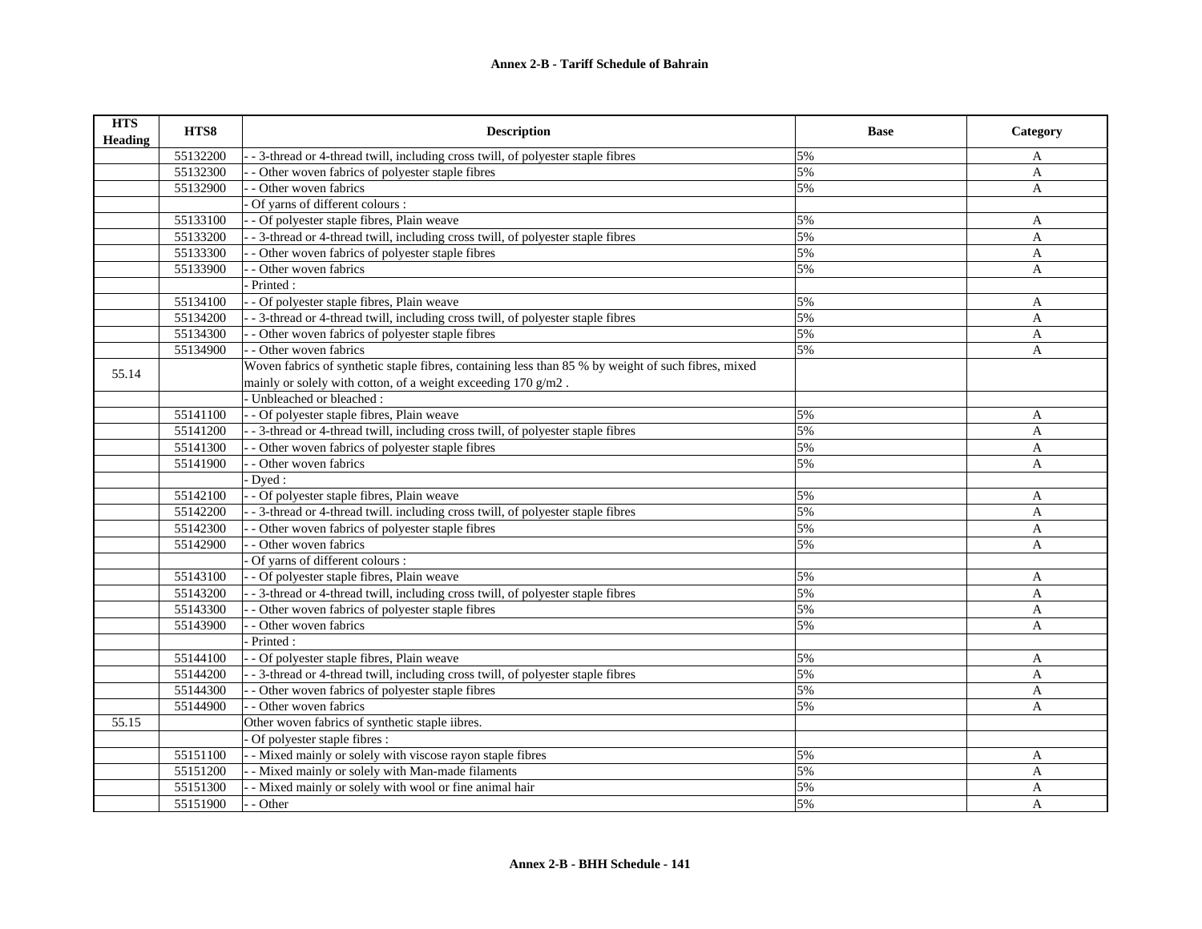| HTS Heading | HTS8 | Description | Base | Category |
|---|---|---|---|---|
| | 55132200 | - - 3-thread or 4-thread twill, including cross twill, of polyester staple fibres | 5% | A |
| | 55132300 | - - Other woven fabrics of polyester staple fibres | 5% | A |
| | 55132900 | - - Other woven fabrics | 5% | A |
| | | - Of yarns of different colours : | | |
| | 55133100 | - - Of polyester staple fibres, Plain weave | 5% | A |
| | 55133200 | - - 3-thread or 4-thread twill, including cross twill, of polyester staple fibres | 5% | A |
| | 55133300 | - - Other woven fabrics of polyester staple fibres | 5% | A |
| | 55133900 | - - Other woven fabrics | 5% | A |
| | | - Printed : | | |
| | 55134100 | - - Of polyester staple fibres, Plain weave | 5% | A |
| | 55134200 | - - 3-thread or 4-thread twill, including cross twill, of polyester staple fibres | 5% | A |
| | 55134300 | - - Other woven fabrics of polyester staple fibres | 5% | A |
| | 55134900 | - - Other woven fabrics | 5% | A |
| 55.14 | | Woven fabrics of synthetic staple fibres, containing less than 85 % by weight of such fibres, mixed mainly or solely with cotton, of a weight exceeding 170 g/m2 . | | |
| | | - Unbleached or bleached : | | |
| | 55141100 | - - Of polyester staple fibres, Plain weave | 5% | A |
| | 55141200 | - - 3-thread or 4-thread twill, including cross twill, of polyester staple fibres | 5% | A |
| | 55141300 | - - Other woven fabrics of polyester staple fibres | 5% | A |
| | 55141900 | - - Other woven fabrics | 5% | A |
| | | - Dyed : | | |
| | 55142100 | - - Of polyester staple fibres, Plain weave | 5% | A |
| | 55142200 | - - 3-thread or 4-thread twill. including cross twill, of polyester staple fibres | 5% | A |
| | 55142300 | - - Other woven fabrics of polyester staple fibres | 5% | A |
| | 55142900 | - - Other woven fabrics | 5% | A |
| | | - Of yarns of different colours : | | |
| | 55143100 | - - Of polyester staple fibres, Plain weave | 5% | A |
| | 55143200 | - - 3-thread or 4-thread twill, including cross twill, of polyester staple fibres | 5% | A |
| | 55143300 | - - Other woven fabrics of polyester staple fibres | 5% | A |
| | 55143900 | - - Other woven fabrics | 5% | A |
| | | - Printed : | | |
| | 55144100 | - - Of polyester staple fibres, Plain weave | 5% | A |
| | 55144200 | - - 3-thread or 4-thread twill, including cross twill, of polyester staple fibres | 5% | A |
| | 55144300 | - - Other woven fabrics of polyester staple fibres | 5% | A |
| | 55144900 | - - Other woven fabrics | 5% | A |
| 55.15 | | Other woven fabrics of synthetic staple iibres. | | |
| | | - Of polyester staple fibres : | | |
| | 55151100 | - - Mixed mainly or solely with viscose rayon staple fibres | 5% | A |
| | 55151200 | - - Mixed mainly or solely with Man-made filaments | 5% | A |
| | 55151300 | - - Mixed mainly or solely with wool or fine animal hair | 5% | A |
| | 55151900 | - - Other | 5% | A |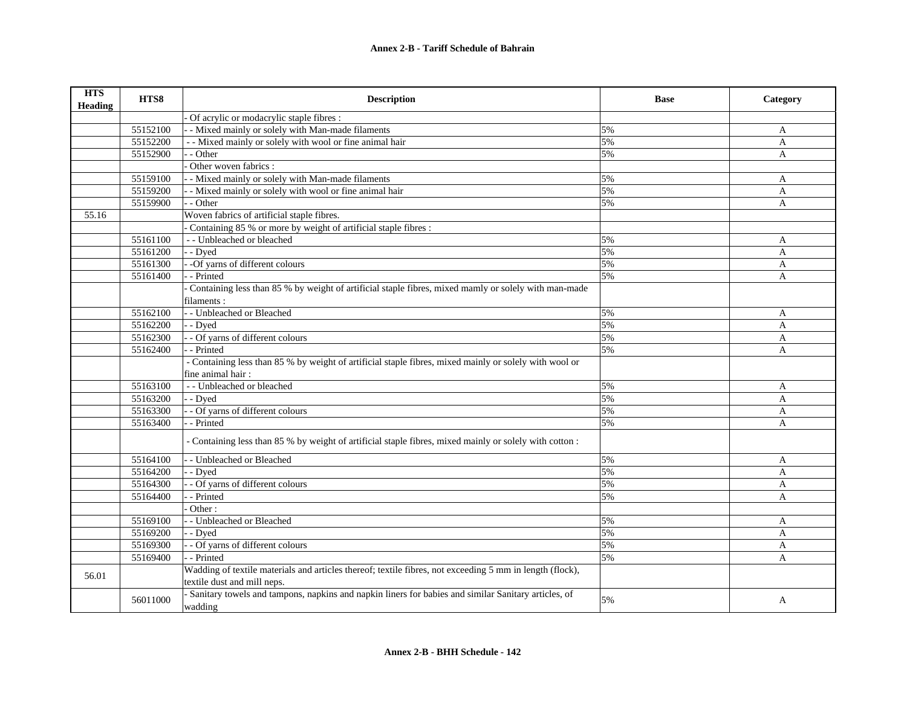| HTS Heading | HTS8 | Description | Base | Category |
|---|---|---|---|---|
| | | - Of acrylic or modacrylic staple fibres : | | |
| | 55152100 | - - Mixed mainly or solely with Man-made filaments | 5% | A |
| | 55152200 | - - Mixed mainly or solely with wool or fine animal hair | 5% | A |
| | 55152900 | - - Other | 5% | A |
| | | - Other woven fabrics : | | |
| | 55159100 | - - Mixed mainly or solely with Man-made filaments | 5% | A |
| | 55159200 | - - Mixed mainly or solely with wool or fine animal hair | 5% | A |
| | 55159900 | - - Other | 5% | A |
| 55.16 | | Woven fabrics of artificial staple fibres. | | |
| | | - Containing 85 % or more by weight of artificial staple fibres : | | |
| | 55161100 | - - Unbleached or bleached | 5% | A |
| | 55161200 | - - Dyed | 5% | A |
| | 55161300 | - -Of yarns of different colours | 5% | A |
| | 55161400 | - - Printed | 5% | A |
| | | - Containing less than 85 % by weight of artificial staple fibres, mixed mamly or solely with man-made filaments : | | |
| | 55162100 | - - Unbleached or Bleached | 5% | A |
| | 55162200 | - - Dyed | 5% | A |
| | 55162300 | - - Of yarns of different colours | 5% | A |
| | 55162400 | - - Printed | 5% | A |
| | | - Containing less than 85 % by weight of artificial staple fibres, mixed mainly or solely with wool or fine animal hair : | | |
| | 55163100 | - - Unbleached or bleached | 5% | A |
| | 55163200 | - - Dyed | 5% | A |
| | 55163300 | - - Of yarns of different colours | 5% | A |
| | 55163400 | - - Printed | 5% | A |
| | | - Containing less than 85 % by weight of artificial staple fibres, mixed mainly or solely with cotton : | | |
| | 55164100 | - - Unbleached or Bleached | 5% | A |
| | 55164200 | - - Dyed | 5% | A |
| | 55164300 | - - Of yarns of different colours | 5% | A |
| | 55164400 | - - Printed | 5% | A |
| | | - Other : | | |
| | 55169100 | - - Unbleached or Bleached | 5% | A |
| | 55169200 | - - Dyed | 5% | A |
| | 55169300 | - - Of yarns of different colours | 5% | A |
| | 55169400 | - - Printed | 5% | A |
| 56.01 | | Wadding of textile materials and articles thereof; textile fibres, not exceeding 5 mm in length (flock), textile dust and mill neps. | | |
| | 56011000 | - Sanitary towels and tampons, napkins and napkin liners for babies and similar Sanitary articles, of wadding | 5% | A |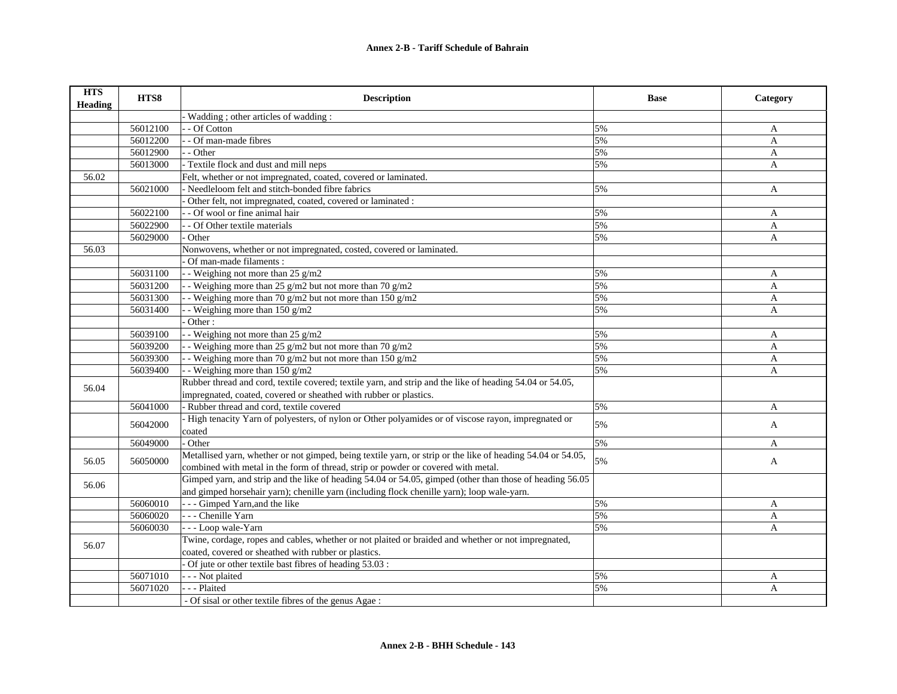## Annex 2-B - Tariff Schedule of Bahrain

| HTS Heading | HTS8 | Description | Base | Category |
|---|---|---|---|---|
| | | - Wadding ; other articles of wadding : | | |
| | 56012100 | - - Of Cotton | 5% | A |
| | 56012200 | - - Of man-made fibres | 5% | A |
| | 56012900 | - - Other | 5% | A |
| | 56013000 | - Textile flock and dust and mill neps | 5% | A |
| 56.02 | | Felt, whether or not impregnated, coated, covered or laminated. | | |
| | 56021000 | - Needleloom felt and stitch-bonded fibre fabrics | 5% | A |
| | | - Other felt, not impregnated, coated, covered or laminated : | | |
| | 56022100 | - - Of wool or fine animal hair | 5% | A |
| | 56022900 | - - Of Other textile materials | 5% | A |
| | 56029000 | - Other | 5% | A |
| 56.03 | | Nonwovens, whether or not impregnated, costed, covered or laminated. | | |
| | | - Of man-made filaments : | | |
| | 56031100 | - - Weighing not more than 25 g/m2 | 5% | A |
| | 56031200 | - - Weighing more than 25 g/m2 but not more than 70 g/m2 | 5% | A |
| | 56031300 | - - Weighing more than 70 g/m2 but not more than 150 g/m2 | 5% | A |
| | 56031400 | - - Weighing more than 150 g/m2 | 5% | A |
| | | - Other : | | |
| | 56039100 | - - Weighing not more than 25 g/m2 | 5% | A |
| | 56039200 | - - Weighing more than 25 g/m2 but not more than 70 g/m2 | 5% | A |
| | 56039300 | - - Weighing more than 70 g/m2 but not more than 150 g/m2 | 5% | A |
| | 56039400 | - - Weighing more than 150 g/m2 | 5% | A |
| 56.04 | | Rubber thread and cord, textile covered; textile yarn, and strip and the like of heading 54.04 or 54.05, impregnated, coated, covered or sheathed with rubber or plastics. | | |
| | 56041000 | - Rubber thread and cord, textile covered | 5% | A |
| | 56042000 | - High tenacity Yarn of polyesters, of nylon or Other polyamides or of viscose rayon, impregnated or coated | 5% | A |
| | 56049000 | - Other | 5% | A |
| 56.05 | 56050000 | Metallised yarn, whether or not gimped, being textile yarn, or strip or the like of heading 54.04 or 54.05, combined with metal in the form of thread, strip or powder or covered with metal. | 5% | A |
| 56.06 | | Gimped yarn, and strip and the like of heading 54.04 or 54.05, gimped (other than those of heading 56.05 and gimped horsehair yarn); chenille yarn (including flock chenille yarn); loop wale-yarn. | | |
| | 56060010 | - - - Gimped Yarn,and the like | 5% | A |
| | 56060020 | - - - Chenille Yarn | 5% | A |
| | 56060030 | - - - Loop wale-Yarn | 5% | A |
| 56.07 | | Twine, cordage, ropes and cables, whether or not plaited or braided and whether or not impregnated, coated, covered or sheathed with rubber or plastics. | | |
| | | - Of jute or other textile bast fibres of heading 53.03 : | | |
| | 56071010 | - - - Not plaited | 5% | A |
| | 56071020 | - - - Plaited | 5% | A |
| | | - Of sisal or other textile fibres of the genus Agae : | | |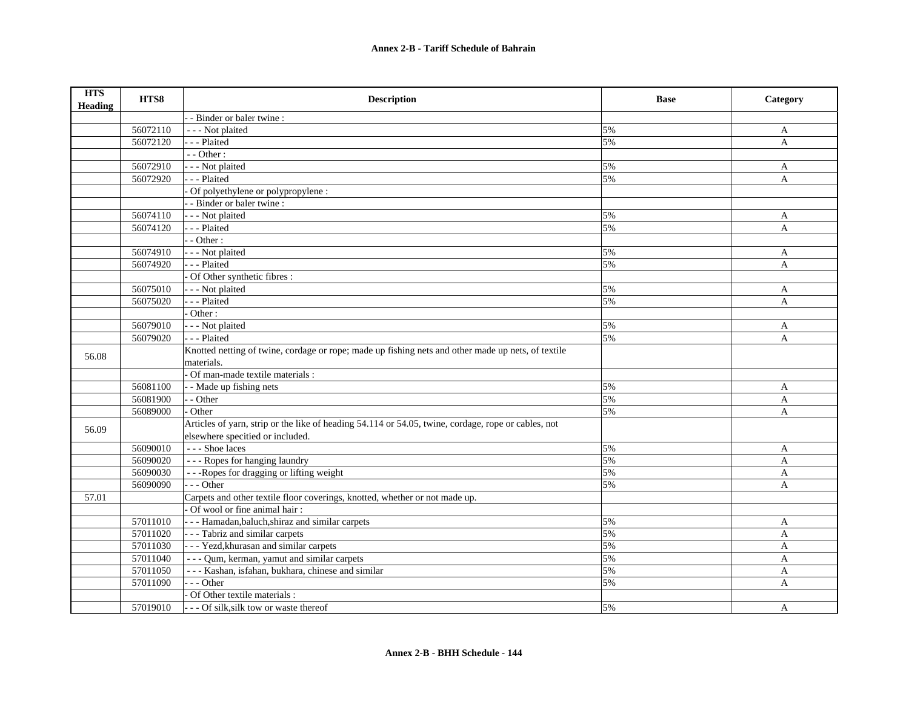| HTS Heading | HTS8 | Description | Base | Category |
|---|---|---|---|---|
| | | - - Binder or baler twine : | | |
| | 56072110 | - - - Not plaited | 5% | A |
| | 56072120 | - - - Plaited | 5% | A |
| | | - - Other : | | |
| | 56072910 | - - - Not plaited | 5% | A |
| | 56072920 | - - - Plaited | 5% | A |
| | | - Of polyethylene or polypropylene : | | |
| | | - - Binder or baler twine : | | |
| | 56074110 | - - - Not plaited | 5% | A |
| | 56074120 | - - - Plaited | 5% | A |
| | | - - Other : | | |
| | 56074910 | - - - Not plaited | 5% | A |
| | 56074920 | - - - Plaited | 5% | A |
| | | - Of Other synthetic fibres : | | |
| | 56075010 | - - - Not plaited | 5% | A |
| | 56075020 | - - - Plaited | 5% | A |
| | | - Other : | | |
| | 56079010 | - - - Not plaited | 5% | A |
| | 56079020 | - - - Plaited | 5% | A |
| 56.08 | | Knotted netting of twine, cordage or rope; made up fishing nets and other made up nets, of textile materials. | | |
| | | - Of man-made textile materials : | | |
| | 56081100 | - - Made up fishing nets | 5% | A |
| | 56081900 | - - Other | 5% | A |
| | 56089000 | - Other | 5% | A |
| 56.09 | | Articles of yarn, strip or the like of heading 54.114 or 54.05, twine, cordage, rope or cables, not elsewhere specitied or included. | | |
| | 56090010 | - - - Shoe laces | 5% | A |
| | 56090020 | - - - Ropes for hanging laundry | 5% | A |
| | 56090030 | - - -Ropes for dragging or lifting weight | 5% | A |
| | 56090090 | - - - Other | 5% | A |
| 57.01 | | Carpets and other textile floor coverings, knotted, whether or not made up. | | |
| | | - Of wool or fine animal hair : | | |
| | 57011010 | - - - Hamadan,baluch,shiraz and similar carpets | 5% | A |
| | 57011020 | - - - Tabriz and similar carpets | 5% | A |
| | 57011030 | - - - Yezd,khurasan and similar carpets | 5% | A |
| | 57011040 | - - - Qum, kerman, yamut and similar carpets | 5% | A |
| | 57011050 | - - - Kashan, isfahan, bukhara, chinese and similar | 5% | A |
| | 57011090 | - - - Other | 5% | A |
| | | - Of Other textile materials : | | |
| | 57019010 | - - - Of silk,silk tow or waste thereof | 5% | A |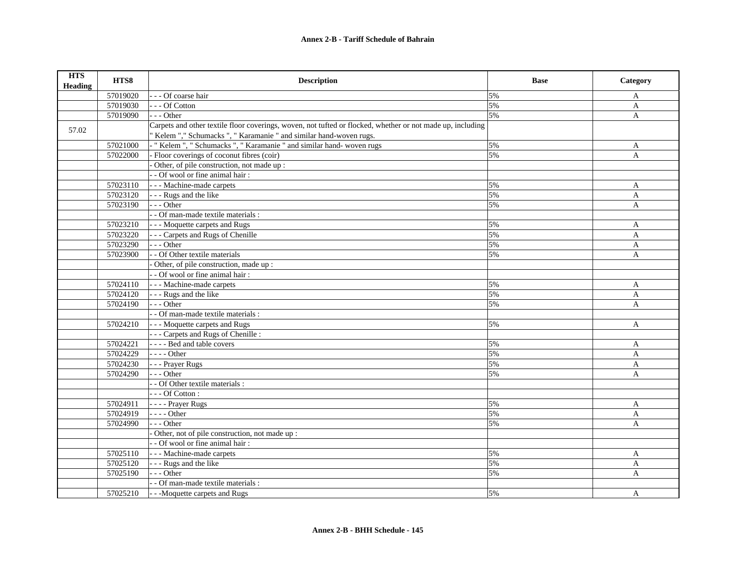| HTS Heading | HTS8 | Description | Base | Category |
|---|---|---|---|---|
| | 57019020 | - - - Of coarse hair | 5% | A |
| | 57019030 | - - - Of Cotton | 5% | A |
| | 57019090 | - - - Other | 5% | A |
| 57.02 | | Carpets and other textile floor coverings, woven, not tufted or flocked, whether or not made up, including " Kelem "," Schumacks ", " Karamanie " and similar hand-woven rugs. | | |
| | 57021000 | - " Kelem ", " Schumacks ", " Karamanie " and similar hand- woven rugs | 5% | A |
| | 57022000 | - Floor coverings of coconut fibres (coir) | 5% | A |
| | | - Other, of pile construction, not made up : | | |
| | | - - Of wool or fine animal hair : | | |
| | 57023110 | - - - Machine-made carpets | 5% | A |
| | 57023120 | - - - Rugs and the like | 5% | A |
| | 57023190 | - - - Other | 5% | A |
| | | - - Of man-made textile materials : | | |
| | 57023210 | - - - Moquette carpets and Rugs | 5% | A |
| | 57023220 | - - - Carpets and Rugs of Chenille | 5% | A |
| | 57023290 | - - - Other | 5% | A |
| | 57023900 | - - Of Other textile materials | 5% | A |
| | | - Other, of pile construction, made up : | | |
| | | - - Of wool or fine animal hair : | | |
| | 57024110 | - - - Machine-made carpets | 5% | A |
| | 57024120 | - - - Rugs and the like | 5% | A |
| | 57024190 | - - - Other | 5% | A |
| | | - - Of man-made textile materials : | | |
| | 57024210 | - - - Moquette carpets and Rugs | 5% | A |
| | | - - - Carpets and Rugs of Chenille : | | |
| | 57024221 | - - - - Bed and table covers | 5% | A |
| | 57024229 | - - - - Other | 5% | A |
| | 57024230 | - - - Prayer Rugs | 5% | A |
| | 57024290 | - - - Other | 5% | A |
| | | - - Of Other textile materials : | | |
| | | - - - Of Cotton : | | |
| | 57024911 | - - - - Prayer Rugs | 5% | A |
| | 57024919 | - - - - Other | 5% | A |
| | 57024990 | - - - Other | 5% | A |
| | | - Other, not of pile construction, not made up : | | |
| | | - - Of wool or fine animal hair : | | |
| | 57025110 | - - - Machine-made carpets | 5% | A |
| | 57025120 | - - - Rugs and the like | 5% | A |
| | 57025190 | - - - Other | 5% | A |
| | | - - Of man-made textile materials : | | |
| | 57025210 | - - -Moquette carpets and Rugs | 5% | A |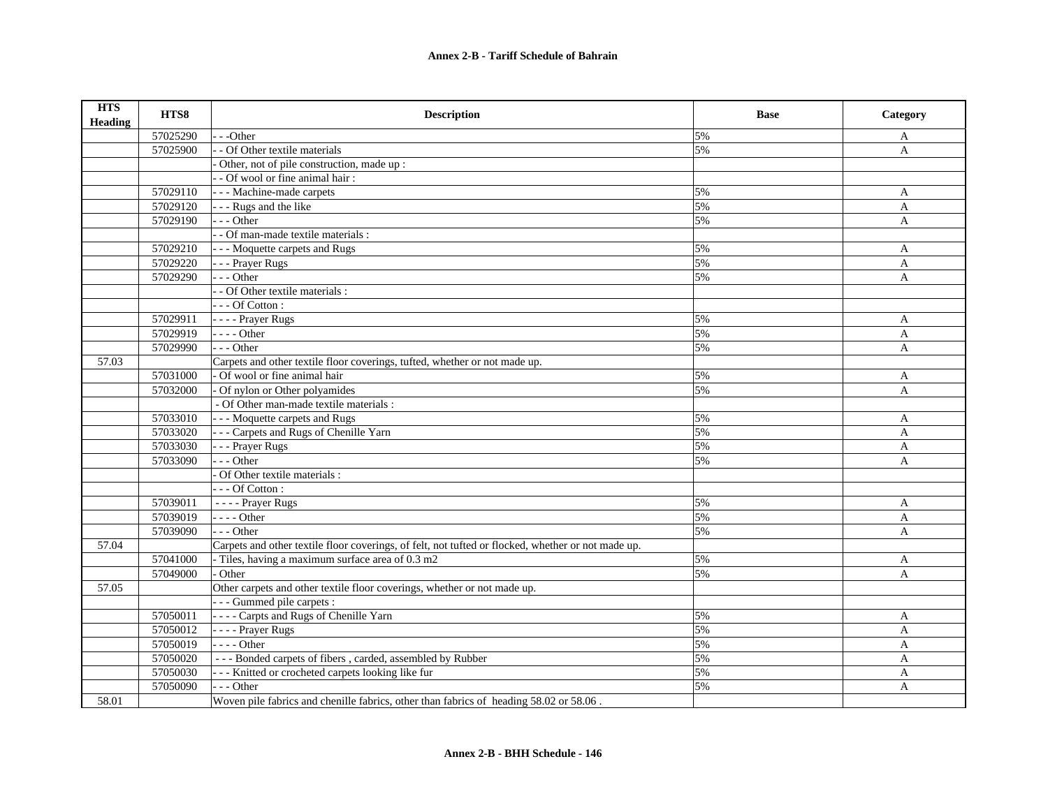**Annex 2-B - Tariff Schedule of Bahrain**

| HTS Heading | HTS8 | Description | Base | Category |
|---|---|---|---|---|
| | 57025290 | - - -Other | 5% | A |
| | 57025900 | - - Of Other textile materials | 5% | A |
| | | - Other, not of pile construction, made up : | | |
| | | - - Of wool or fine animal hair : | | |
| | 57029110 | - - - Machine-made carpets | 5% | A |
| | 57029120 | - - - Rugs and the like | 5% | A |
| | 57029190 | - - - Other | 5% | A |
| | | - - Of man-made textile materials : | | |
| | 57029210 | - - - Moquette carpets and Rugs | 5% | A |
| | 57029220 | - - - Prayer Rugs | 5% | A |
| | 57029290 | - - - Other | 5% | A |
| | | - - Of Other textile materials : | | |
| | | - - - Of Cotton : | | |
| | 57029911 | - - - - Prayer Rugs | 5% | A |
| | 57029919 | - - - - Other | 5% | A |
| | 57029990 | - - - Other | 5% | A |
| 57.03 | | Carpets and other textile floor coverings, tufted, whether or not made up. | | |
| | 57031000 | - Of wool or fine animal hair | 5% | A |
| | 57032000 | - Of nylon or Other polyamides | 5% | A |
| | | - Of Other man-made textile materials : | | |
| | 57033010 | - - - Moquette carpets and Rugs | 5% | A |
| | 57033020 | - - - Carpets and Rugs of Chenille Yarn | 5% | A |
| | 57033030 | - - - Prayer Rugs | 5% | A |
| | 57033090 | - - - Other | 5% | A |
| | | - Of Other textile materials : | | |
| | | - - - Of Cotton : | | |
| | 57039011 | - - - - Prayer Rugs | 5% | A |
| | 57039019 | - - - - Other | 5% | A |
| | 57039090 | - - - Other | 5% | A |
| 57.04 | | Carpets and other textile floor coverings, of felt, not tufted or flocked, whether or not made up. | | |
| | 57041000 | - Tiles, having a maximum surface area of 0.3 m2 | 5% | A |
| | 57049000 | - Other | 5% | A |
| 57.05 | | Other carpets and other textile floor coverings, whether or not made up. | | |
| | | - - - Gummed pile carpets : | | |
| | 57050011 | - - - - Carpts and Rugs of Chenille Yarn | 5% | A |
| | 57050012 | - - - - Prayer Rugs | 5% | A |
| | 57050019 | - - - - Other | 5% | A |
| | 57050020 | - - - Bonded carpets of fibers , carded, assembled by Rubber | 5% | A |
| | 57050030 | - - - Knitted or crocheted carpets looking like fur | 5% | A |
| | 57050090 | - - - Other | 5% | A |
| 58.01 | | Woven pile fabrics and chenille fabrics, other than fabrics of heading 58.02 or 58.06 . | | |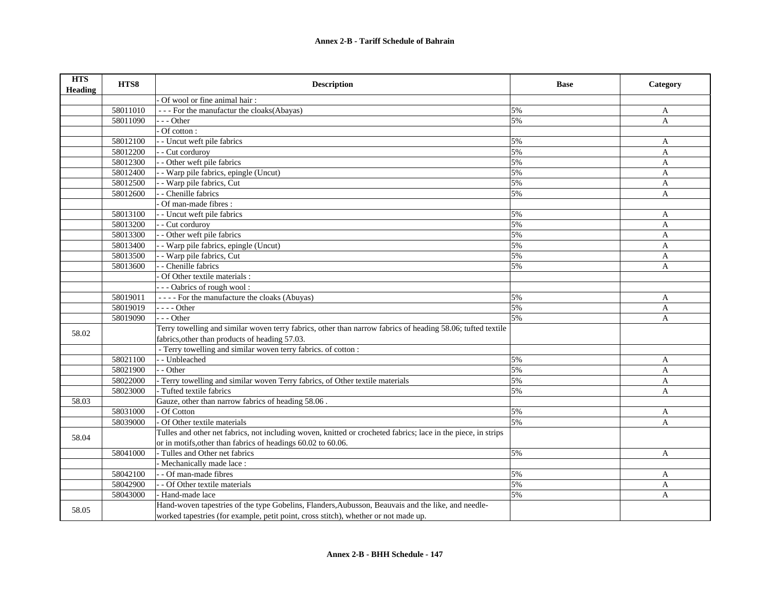**Annex 2-B - Tariff Schedule of Bahrain**

| HTS Heading | HTS8 | Description | Base | Category |
|---|---|---|---|---|
| | | - Of wool or fine animal hair : | | |
| | 58011010 | - - - For the manufactur the cloaks(Abayas) | 5% | A |
| | 58011090 | - - - Other | 5% | A |
| | | - Of cotton : | | |
| | 58012100 | - - Uncut weft pile fabrics | 5% | A |
| | 58012200 | - - Cut corduroy | 5% | A |
| | 58012300 | - - Other weft pile fabrics | 5% | A |
| | 58012400 | - - Warp pile fabrics, epingle (Uncut) | 5% | A |
| | 58012500 | - - Warp pile fabrics, Cut | 5% | A |
| | 58012600 | - - Chenille fabrics | 5% | A |
| | | - Of man-made fibres : | | |
| | 58013100 | - - Uncut weft pile fabrics | 5% | A |
| | 58013200 | - - Cut corduroy | 5% | A |
| | 58013300 | - - Other weft pile fabrics | 5% | A |
| | 58013400 | - - Warp pile fabrics, epingle (Uncut) | 5% | A |
| | 58013500 | - - Warp pile fabrics, Cut | 5% | A |
| | 58013600 | - - Chenille fabrics | 5% | A |
| | | - Of Other textile materials : | | |
| | | - - - Oabrics of rough wool : | | |
| | 58019011 | - - - - For the manufacture the cloaks (Abuyas) | 5% | A |
| | 58019019 | - - - - Other | 5% | A |
| | 58019090 | - - - Other | 5% | A |
| 58.02 | | Terry towelling and similar woven terry fabrics, other than narrow fabrics of heading 58.06; tufted textile fabrics,other than products of heading 57.03. | | |
| | | - Terry towelling and similar woven terry fabrics. of cotton : | | |
| | 58021100 | - - Unbleached | 5% | A |
| | 58021900 | - - Other | 5% | A |
| | 58022000 | - Terry towelling and similar woven Terry fabrics, of Other textile materials | 5% | A |
| | 58023000 | - Tufted textile fabrics | 5% | A |
| 58.03 | | Gauze, other than narrow fabrics of heading 58.06 . | | |
| | 58031000 | - Of Cotton | 5% | A |
| | 58039000 | - Of Other textile materials | 5% | A |
| 58.04 | | Tulles and other net fabrics, not including woven, knitted or crocheted fabrics; lace in the piece, in strips or in motifs,other than fabrics of headings 60.02 to 60.06. | | |
| | 58041000 | - Tulles and Other net fabrics | 5% | A |
| | | - Mechanically made lace : | | |
| | 58042100 | - - Of man-made fibres | 5% | A |
| | 58042900 | - - Of Other textile materials | 5% | A |
| | 58043000 | - Hand-made lace | 5% | A |
| 58.05 | | Hand-woven tapestries of the type Gobelins, Flanders,Aubusson, Beauvais and the like, and needle-worked tapestries (for example, petit point, cross stitch), whether or not made up. | | |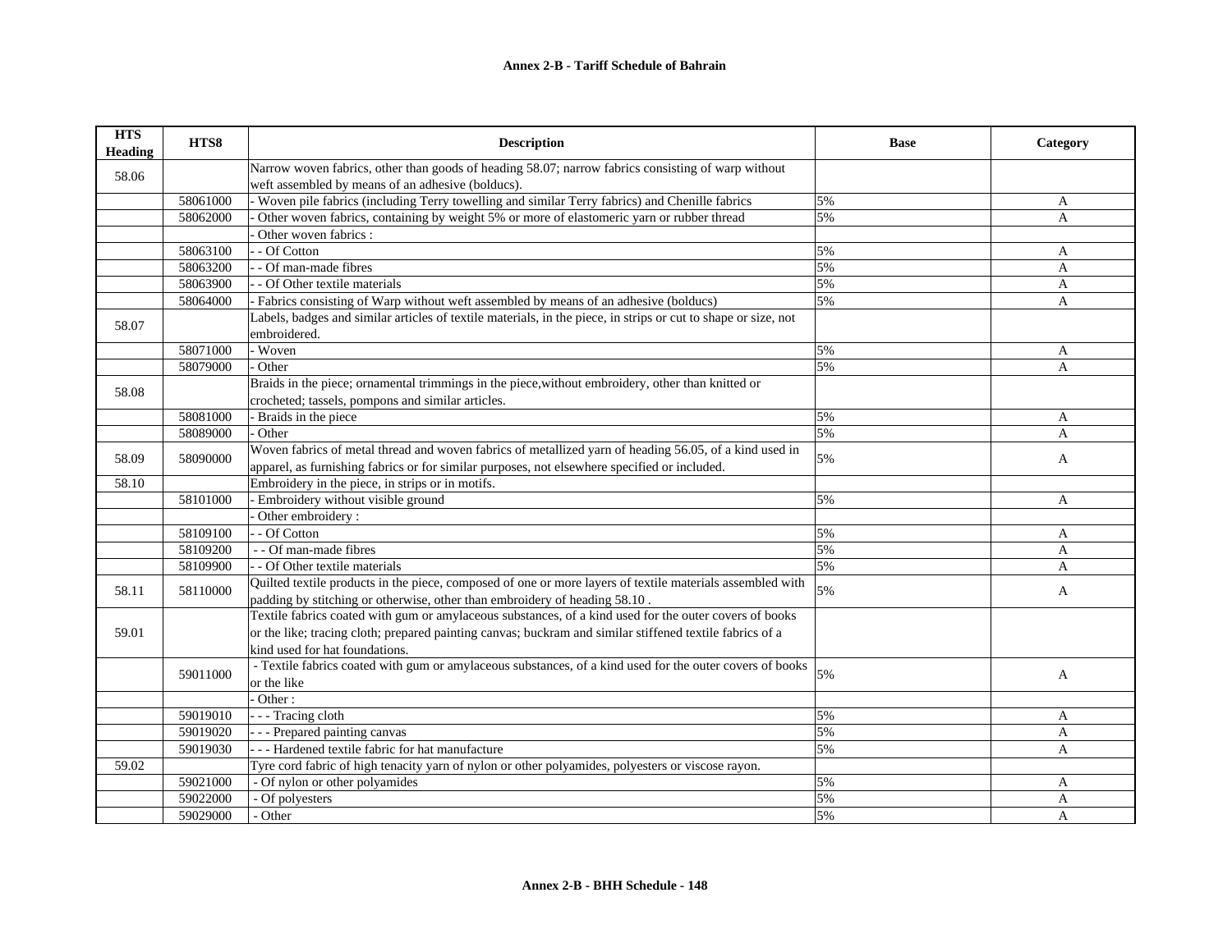| HTS Heading | HTS8 | Description | Base | Category |
| --- | --- | --- | --- | --- |
| 58.06 | | Narrow woven fabrics, other than goods of heading 58.07; narrow fabrics consisting of warp without weft assembled by means of an adhesive (bolducs). | | |
| | 58061000 | - Woven pile fabrics (including Terry towelling and similar Terry fabrics) and Chenille fabrics | 5% | A |
| | 58062000 | - Other woven fabrics, containing by weight 5% or more of elastomeric yarn or rubber thread | 5% | A |
| | | - Other woven fabrics : | | |
| | 58063100 | - - Of Cotton | 5% | A |
| | 58063200 | - - Of man-made fibres | 5% | A |
| | 58063900 | - - Of Other textile materials | 5% | A |
| | 58064000 | - Fabrics consisting of Warp without weft assembled by means of an adhesive (bolducs) | 5% | A |
| 58.07 | | Labels, badges and similar articles of textile materials, in the piece, in strips or cut to shape or size, not embroidered. | | |
| | 58071000 | - Woven | 5% | A |
| | 58079000 | - Other | 5% | A |
| 58.08 | | Braids in the piece; ornamental trimmings in the piece,without embroidery, other than knitted or crocheted; tassels, pompons and similar articles. | | |
| | 58081000 | - Braids in the piece | 5% | A |
| | 58089000 | - Other | 5% | A |
| 58.09 | 58090000 | Woven fabrics of metal thread and woven fabrics of metallized yarn of heading 56.05, of a kind used in apparel, as furnishing fabrics or for similar purposes, not elsewhere specified or included. | 5% | A |
| 58.10 | | Embroidery in the piece, in strips or in motifs. | | |
| | 58101000 | - Embroidery without visible ground | 5% | A |
| | | - Other embroidery : | | |
| | 58109100 | - - Of Cotton | 5% | A |
| | 58109200 | - - Of man-made fibres | 5% | A |
| | 58109900 | - - Of Other textile materials | 5% | A |
| 58.11 | 58110000 | Quilted textile products in the piece, composed of one or more layers of textile materials assembled with padding by stitching or otherwise, other than embroidery of heading 58.10 . | 5% | A |
| 59.01 | | Textile fabrics coated with gum or amylaceous substances, of a kind used for the outer covers of books or the like; tracing cloth; prepared painting canvas; buckram and similar stiffened textile fabrics of a kind used for hat foundations. | | |
| | 59011000 | - Textile fabrics coated with gum or amylaceous substances, of a kind used for the outer covers of books or the like | 5% | A |
| | | - Other : | | |
| | 59019010 | - - - Tracing cloth | 5% | A |
| | 59019020 | - - - Prepared painting canvas | 5% | A |
| | 59019030 | - - - Hardened textile fabric for hat manufacture | 5% | A |
| 59.02 | | Tyre cord fabric of high tenacity yarn of nylon or other polyamides, polyesters or viscose rayon. | | |
| | 59021000 | - Of nylon or other polyamides | 5% | A |
| | 59022000 | - Of polyesters | 5% | A |
| | 59029000 | - Other | 5% | A |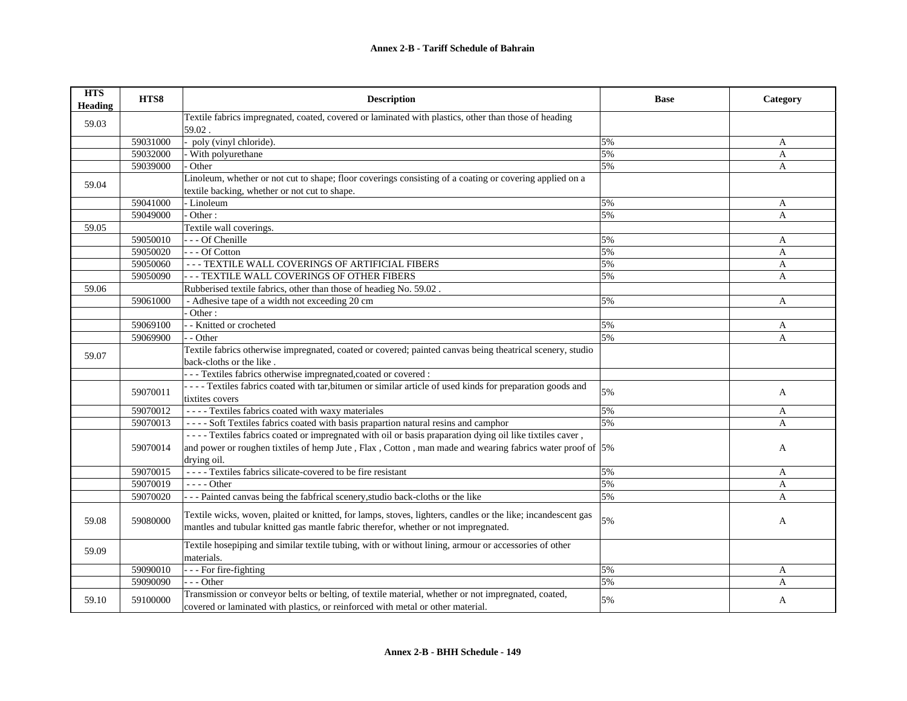**Annex 2-B - Tariff Schedule of Bahrain**

| HTS Heading | HTS8 | Description | Base | Category |
|---|---|---|---|---|
| 59.03 | | Textile fabrics impregnated, coated, covered or laminated with plastics, other than those of heading 59.02 . | | |
| | 59031000 | - poly (vinyl chloride). | 5% | A |
| | 59032000 | - With polyurethane | 5% | A |
| | 59039000 | - Other | 5% | A |
| 59.04 | | Linoleum, whether or not cut to shape; floor coverings consisting of a coating or covering applied on a textile backing, whether or not cut to shape. | | |
| | 59041000 | - Linoleum | 5% | A |
| | 59049000 | - Other : | 5% | A |
| 59.05 | | Textile wall coverings. | | |
| | 59050010 | - - - Of Chenille | 5% | A |
| | 59050020 | - - - Of Cotton | 5% | A |
| | 59050060 | - - - TEXTILE WALL COVERINGS OF ARTIFICIAL FIBERS | 5% | A |
| | 59050090 | - - - TEXTILE WALL COVERINGS OF OTHER FIBERS | 5% | A |
| 59.06 | | Rubberised textile fabrics, other than those of headieg No. 59.02 . | | |
| | 59061000 | - Adhesive tape of a width not exceeding 20 cm | 5% | A |
| | | - Other : | | |
| | 59069100 | - - Knitted or crocheted | 5% | A |
| | 59069900 | - - Other | 5% | A |
| 59.07 | | Textile fabrics otherwise impregnated, coated or covered; painted canvas being theatrical scenery, studio back-cloths or the like . | | |
| | | - - - Textiles fabrics otherwise impregnated,coated or covered : | | |
| | 59070011 | - - - - Textiles fabrics coated with tar,bitumen or similar article of used kinds for preparation goods and tixtites covers | 5% | A |
| | 59070012 | - - - - Textiles fabrics coated with waxy materiales | 5% | A |
| | 59070013 | - - - - Soft Textiles fabrics coated with basis prapartion natural resins and camphor | 5% | A |
| | 59070014 | - - - - Textiles fabrics coated or impregnated with oil or basis praparation dying oil like tixtiles caver , and power or roughen tixtiles of hemp Jute , Flax , Cotton , man made and wearing fabrics water proof of drying oil. | 5% | A |
| | 59070015 | - - - - Textiles fabrics silicate-covered to be fire resistant | 5% | A |
| | 59070019 | - - - - Other | 5% | A |
| | 59070020 | - - - Painted canvas being the fabfrical scenery,studio back-cloths or the like | 5% | A |
| 59.08 | 59080000 | Textile wicks, woven, plaited or knitted, for lamps, stoves, lighters, candles or the like; incandescent gas mantles and tubular knitted gas mantle fabric therefor, whether or not impregnated. | 5% | A |
| 59.09 | | Textile hosepiping and similar textile tubing, with or without lining, armour or accessories of other materials. | | |
| | 59090010 | - - - For fire-fighting | 5% | A |
| | 59090090 | - - - Other | 5% | A |
| 59.10 | 59100000 | Transmission or conveyor belts or belting, of textile material, whether or not impregnated, coated, covered or laminated with plastics, or reinforced with metal or other material. | 5% | A |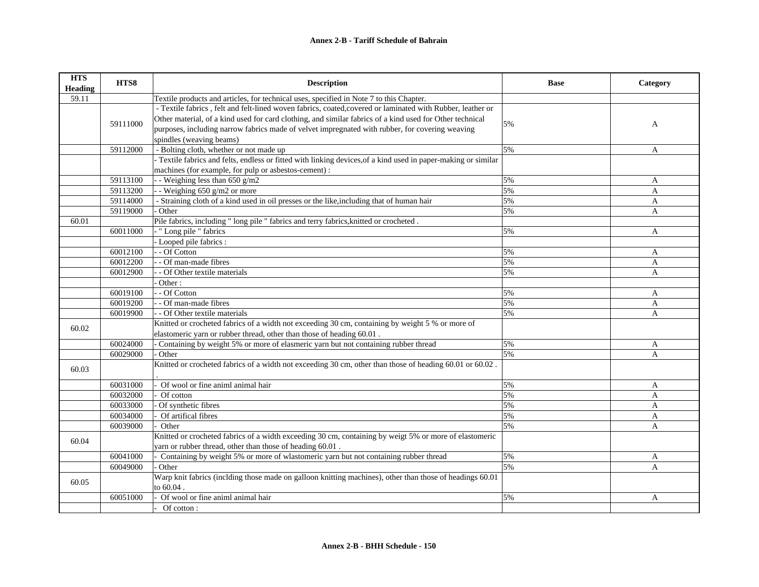**Annex 2-B - Tariff Schedule of Bahrain**

| HTS Heading | HTS8 | Description | Base | Category |
|---|---|---|---|---|
| 59.11 | | Textile products and articles, for technical uses, specified in Note 7 to this Chapter. | | |
| | 59111000 | - Textile fabrics , felt and felt-lined woven fabrics, coated,covered or laminated with Rubber, leather or Other material, of a kind used for card clothing, and similar fabrics of a kind used for Other technical purposes, including narrow fabrics made of velvet impregnated with rubber, for covering weaving spindles (weaving beams) | 5% | A |
| | 59112000 | - Bolting cloth, whether or not made up | 5% | A |
| | | - Textile fabrics and felts, endless or fitted with linking devices,of a kind used in paper-making or similar machines (for example, for pulp or asbestos-cement) : | | |
| | 59113100 | - - Weighing less than 650 g/m2 | 5% | A |
| | 59113200 | - - Weighing 650 g/m2 or more | 5% | A |
| | 59114000 | - Straining cloth of a kind used in oil presses or the like,including that of human hair | 5% | A |
| | 59119000 | - Other | 5% | A |
| 60.01 | | Pile fabrics, including " long pile " fabrics and terry fabrics,knitted or crocheted . | | |
| | 60011000 | - " Long pile " fabrics | 5% | A |
| | | - Looped pile fabrics : | | |
| | 60012100 | - - Of Cotton | 5% | A |
| | 60012200 | - - Of man-made fibres | 5% | A |
| | 60012900 | - - Of Other textile materials | 5% | A |
| | | - Other : | | |
| | 60019100 | - - Of Cotton | 5% | A |
| | 60019200 | - - Of man-made fibres | 5% | A |
| | 60019900 | - - Of Other textile materials | 5% | A |
| 60.02 | | Knitted or crocheted fabrics of a width not exceeding 30 cm, containing by weight 5 % or more of elastomeric yarn or rubber thread, other than those of heading 60.01 . | | |
| | 60024000 | - Containing by weight 5% or more of elasmeric yarn but not containing rubber thread | 5% | A |
| | 60029000 | - Other | 5% | A |
| 60.03 | | Knitted or crocheted fabrics of a width not exceeding 30 cm, other than those of heading 60.01 or 60.02 . . | | |
| | 60031000 | - Of wool or fine animl animal hair | 5% | A |
| | 60032000 | - Of cotton | 5% | A |
| | 60033000 | - Of synthetic fibres | 5% | A |
| | 60034000 | - Of artifical fibres | 5% | A |
| | 60039000 | - Other | 5% | A |
| 60.04 | | Knitted or crocheted fabrics of a width exceeding 30 cm, containing by weigt 5% or more of elastomeric yarn or rubber thread, other than those of heading 60.01 . | | |
| | 60041000 | - Containing by weight 5% or more of wlastomeric yarn but not containing rubber thread | 5% | A |
| | 60049000 | - Other | 5% | A |
| 60.05 | | Warp knit fabrics (inclding those made on galloon knitting machines), other than those of headings 60.01 to 60.04 . | | |
| | 60051000 | - Of wool or fine animl animal hair | 5% | A |
| | | - Of cotton : | | |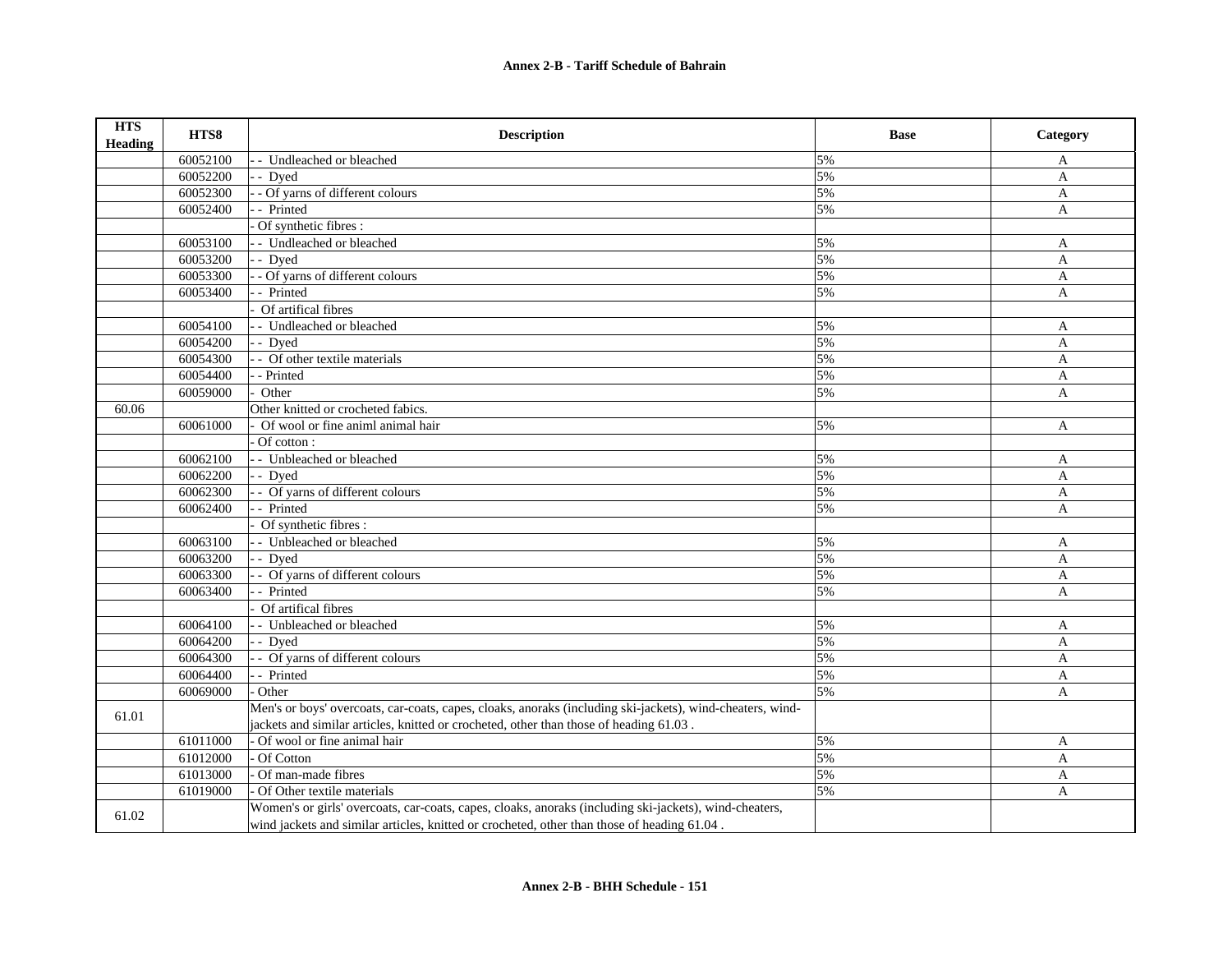**Annex 2-B - Tariff Schedule of Bahrain**

| HTS Heading | HTS8 | Description | Base | Category |
|---|---|---|---|---|
| | 60052100 | - - Undleached or bleached | 5% | A |
| | 60052200 | - - Dyed | 5% | A |
| | 60052300 | - - Of yarns of different colours | 5% | A |
| | 60052400 | - - Printed | 5% | A |
| | | - Of synthetic fibres : | | |
| | 60053100 | - - Undleached or bleached | 5% | A |
| | 60053200 | - - Dyed | 5% | A |
| | 60053300 | - - Of yarns of different colours | 5% | A |
| | 60053400 | - - Printed | 5% | A |
| | | - Of artifical fibres | | |
| | 60054100 | - - Undleached or bleached | 5% | A |
| | 60054200 | - - Dyed | 5% | A |
| | 60054300 | - - Of other textile materials | 5% | A |
| | 60054400 | - - Printed | 5% | A |
| | 60059000 | - Other | 5% | A |
| 60.06 | | Other knitted or crocheted fabics. | | |
| | 60061000 | - Of wool or fine animl animal hair | 5% | A |
| | | - Of cotton : | | |
| | 60062100 | - - Unbleached or bleached | 5% | A |
| | 60062200 | - - Dyed | 5% | A |
| | 60062300 | - - Of yarns of different colours | 5% | A |
| | 60062400 | - - Printed | 5% | A |
| | | - Of synthetic fibres : | | |
| | 60063100 | - - Unbleached or bleached | 5% | A |
| | 60063200 | - - Dyed | 5% | A |
| | 60063300 | - - Of yarns of different colours | 5% | A |
| | 60063400 | - - Printed | 5% | A |
| | | - Of artifical fibres | | |
| | 60064100 | - - Unbleached or bleached | 5% | A |
| | 60064200 | - - Dyed | 5% | A |
| | 60064300 | - - Of yarns of different colours | 5% | A |
| | 60064400 | - - Printed | 5% | A |
| | 60069000 | - Other | 5% | A |
| 61.01 | | Men's or boys' overcoats, car-coats, capes, cloaks, anoraks (including ski-jackets), wind-cheaters, wind-jackets and similar articles, knitted or crocheted, other than those of heading 61.03 . | | |
| | 61011000 | - Of wool or fine animal hair | 5% | A |
| | 61012000 | - Of Cotton | 5% | A |
| | 61013000 | - Of man-made fibres | 5% | A |
| | 61019000 | - Of Other textile materials | 5% | A |
| 61.02 | | Women's or girls' overcoats, car-coats, capes, cloaks, anoraks (including ski-jackets), wind-cheaters, wind jackets and similar articles, knitted or crocheted, other than those of heading 61.04 . | | |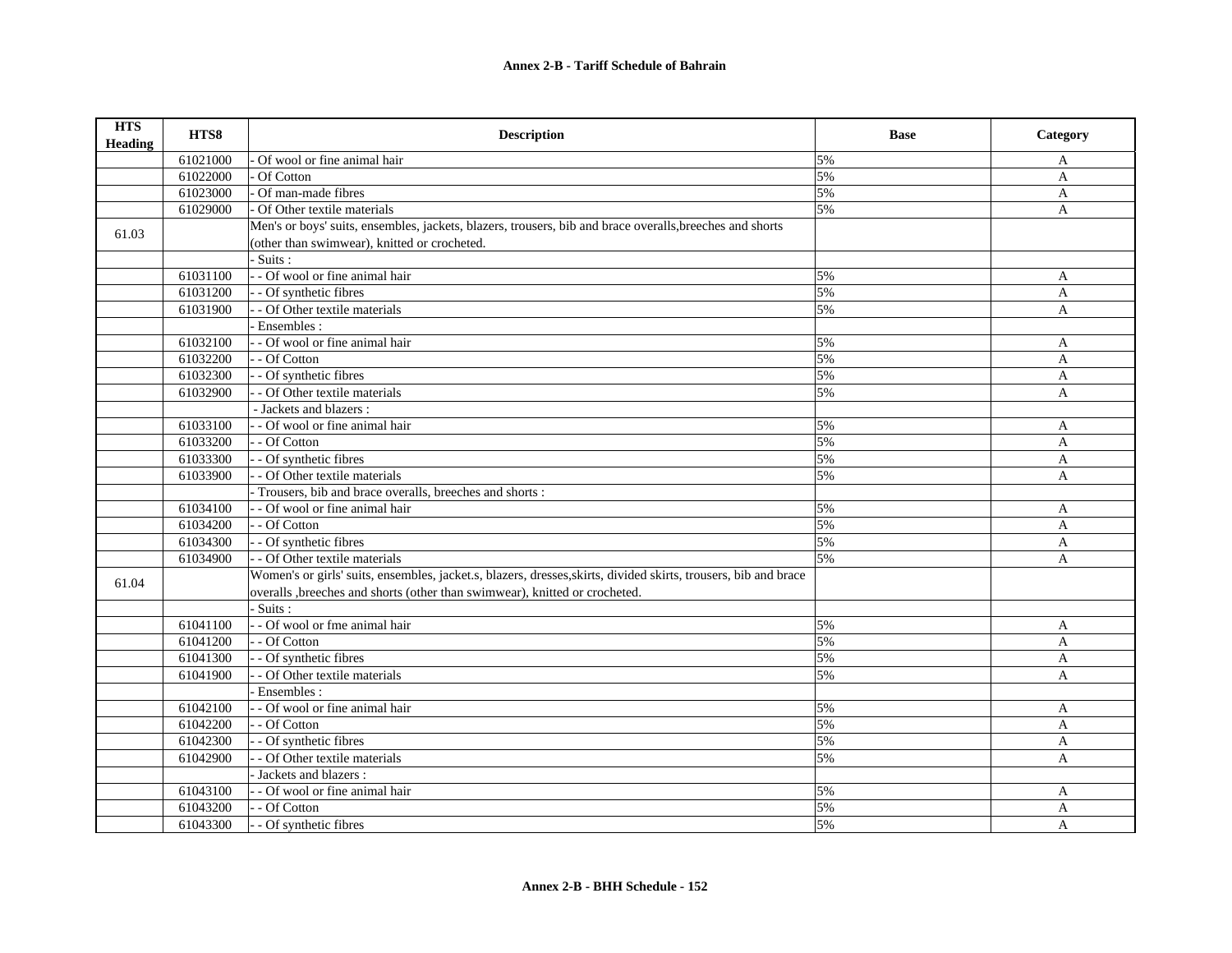**Annex 2-B - Tariff Schedule of Bahrain**

| HTS Heading | HTS8 | Description | Base | Category |
|---|---|---|---|---|
| | 61021000 | - Of wool or fine animal hair | 5% | A |
| | 61022000 | - Of Cotton | 5% | A |
| | 61023000 | - Of man-made fibres | 5% | A |
| | 61029000 | - Of Other textile materials | 5% | A |
| 61.03 | | Men's or boys' suits, ensembles, jackets, blazers, trousers, bib and brace overalls,breeches and shorts (other than swimwear), knitted or crocheted. | | |
| | | - Suits : | | |
| | 61031100 | - - Of wool or fine animal hair | 5% | A |
| | 61031200 | - - Of synthetic fibres | 5% | A |
| | 61031900 | - - Of Other textile materials | 5% | A |
| | | - Ensembles : | | |
| | 61032100 | - - Of wool or fine animal hair | 5% | A |
| | 61032200 | - - Of Cotton | 5% | A |
| | 61032300 | - - Of synthetic fibres | 5% | A |
| | 61032900 | - - Of Other textile materials | 5% | A |
| | | - Jackets and blazers : | | |
| | 61033100 | - - Of wool or fine animal hair | 5% | A |
| | 61033200 | - - Of Cotton | 5% | A |
| | 61033300 | - - Of synthetic fibres | 5% | A |
| | 61033900 | - - Of Other textile materials | 5% | A |
| | | - Trousers, bib and brace overalls, breeches and shorts : | | |
| | 61034100 | - - Of wool or fine animal hair | 5% | A |
| | 61034200 | - - Of Cotton | 5% | A |
| | 61034300 | - - Of synthetic fibres | 5% | A |
| | 61034900 | - - Of Other textile materials | 5% | A |
| 61.04 | | Women's or girls' suits, ensembles, jacket.s, blazers, dresses,skirts, divided skirts, trousers, bib and brace overalls ,breeches and shorts (other than swimwear), knitted or crocheted. | | |
| | | - Suits : | | |
| | 61041100 | - - Of wool or fme animal hair | 5% | A |
| | 61041200 | - - Of Cotton | 5% | A |
| | 61041300 | - - Of synthetic fibres | 5% | A |
| | 61041900 | - - Of Other textile materials | 5% | A |
| | | - Ensembles : | | |
| | 61042100 | - - Of wool or fine animal hair | 5% | A |
| | 61042200 | - - Of Cotton | 5% | A |
| | 61042300 | - - Of synthetic fibres | 5% | A |
| | 61042900 | - - Of Other textile materials | 5% | A |
| | | - Jackets and blazers : | | |
| | 61043100 | - - Of wool or fine animal hair | 5% | A |
| | 61043200 | - - Of Cotton | 5% | A |
| | 61043300 | - - Of synthetic fibres | 5% | A |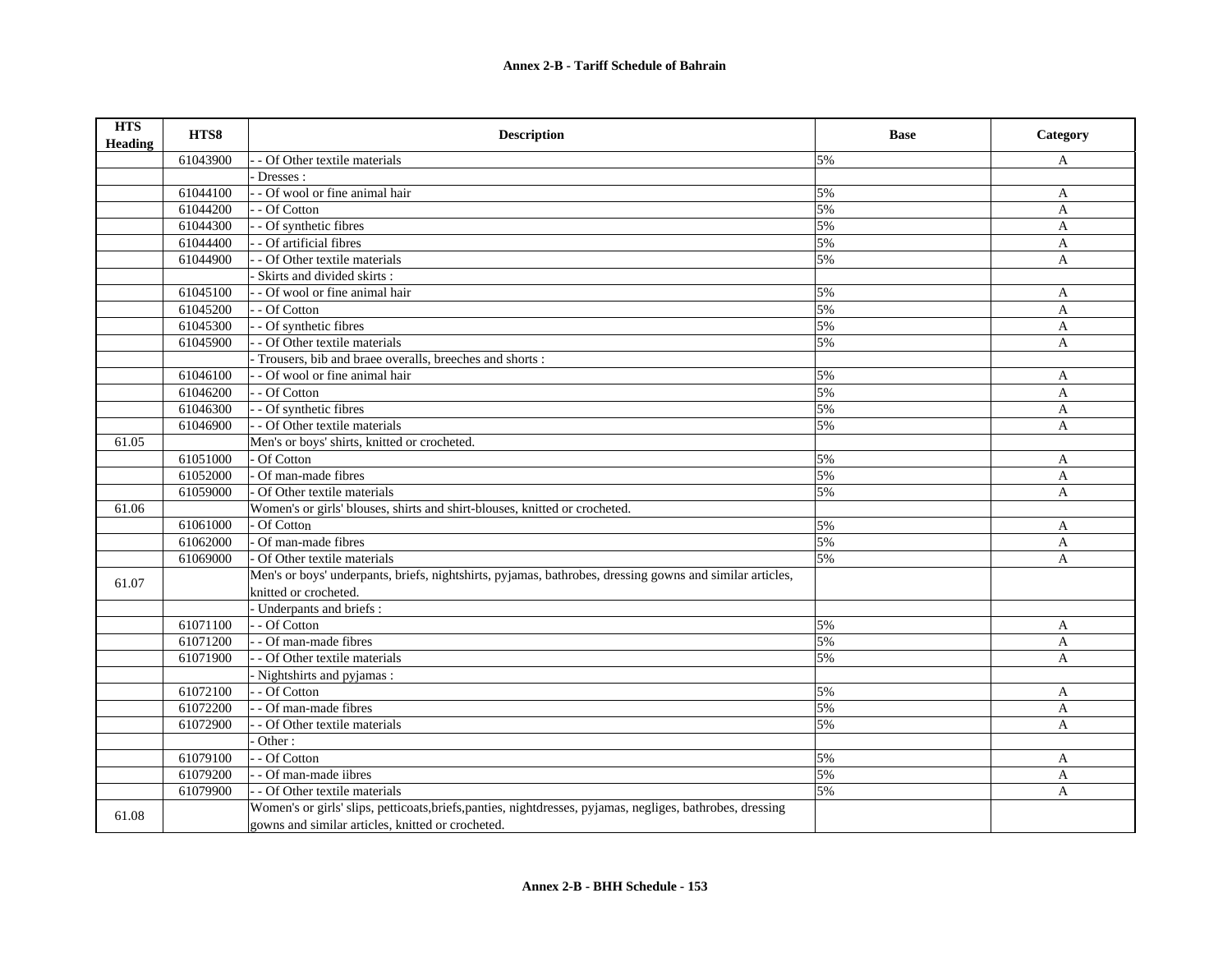**Annex 2-B - Tariff Schedule of Bahrain**

| HTS Heading | HTS8 | Description | Base | Category |
|---|---|---|---|---|
| | 61043900 | - - Of Other textile materials | 5% | A |
| | | - Dresses : | | |
| | 61044100 | - - Of wool or fine animal hair | 5% | A |
| | 61044200 | - - Of Cotton | 5% | A |
| | 61044300 | - - Of synthetic fibres | 5% | A |
| | 61044400 | - - Of artificial fibres | 5% | A |
| | 61044900 | - - Of Other textile materials | 5% | A |
| | | - Skirts and divided skirts : | | |
| | 61045100 | - - Of wool or fine animal hair | 5% | A |
| | 61045200 | - - Of Cotton | 5% | A |
| | 61045300 | - - Of synthetic fibres | 5% | A |
| | 61045900 | - - Of Other textile materials | 5% | A |
| | | - Trousers, bib and braee overalls, breeches and shorts : | | |
| | 61046100 | - - Of wool or fine animal hair | 5% | A |
| | 61046200 | - - Of Cotton | 5% | A |
| | 61046300 | - - Of synthetic fibres | 5% | A |
| | 61046900 | - - Of Other textile materials | 5% | A |
| 61.05 | | Men's or boys' shirts, knitted or crocheted. | | |
| | 61051000 | - Of Cotton | 5% | A |
| | 61052000 | - Of man-made fibres | 5% | A |
| | 61059000 | - Of Other textile materials | 5% | A |
| 61.06 | | Women's or girls' blouses, shirts and shirt-blouses, knitted or crocheted. | | |
| | 61061000 | - Of Cotton | 5% | A |
| | 61062000 | - Of man-made fibres | 5% | A |
| | 61069000 | - Of Other textile materials | 5% | A |
| 61.07 | | Men's or boys' underpants, briefs, nightshirts, pyjamas, bathrobes, dressing gowns and similar articles, knitted or crocheted. | | |
| | | - Underpants and briefs : | | |
| | 61071100 | - - Of Cotton | 5% | A |
| | 61071200 | - - Of man-made fibres | 5% | A |
| | 61071900 | - - Of Other textile materials | 5% | A |
| | | - Nightshirts and pyjamas : | | |
| | 61072100 | - - Of Cotton | 5% | A |
| | 61072200 | - - Of man-made fibres | 5% | A |
| | 61072900 | - - Of Other textile materials | 5% | A |
| | | - Other : | | |
| | 61079100 | - - Of Cotton | 5% | A |
| | 61079200 | - - Of man-made iibres | 5% | A |
| | 61079900 | - - Of Other textile materials | 5% | A |
| 61.08 | | Women's or girls' slips, petticoats,briefs,panties, nightdresses, pyjamas, negliges, bathrobes, dressing gowns and similar articles, knitted or crocheted. | | |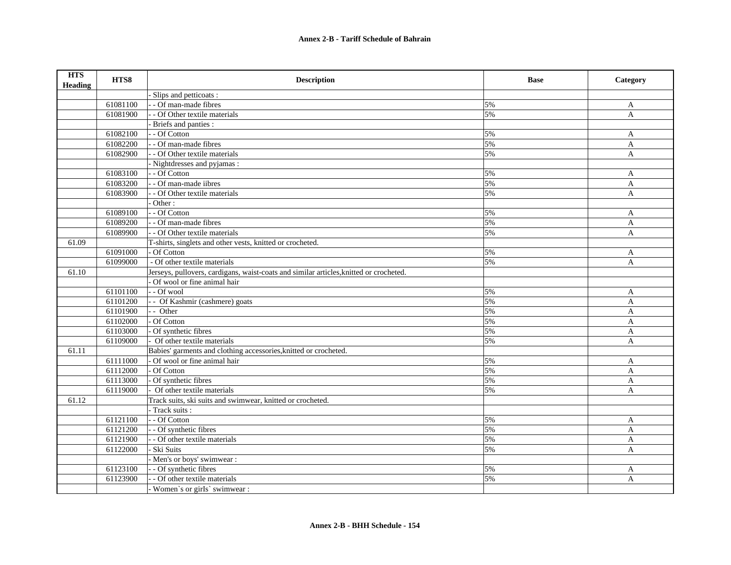**Annex 2-B - Tariff Schedule of Bahrain**

| HTS Heading | HTS8 | Description | Base | Category |
|---|---|---|---|---|
| | | - Slips and petticoats : | | |
| | 61081100 | - - Of man-made fibres | 5% | A |
| | 61081900 | - - Of Other textile materials | 5% | A |
| | | - Briefs and panties : | | |
| | 61082100 | - - Of Cotton | 5% | A |
| | 61082200 | - - Of man-made fibres | 5% | A |
| | 61082900 | - - Of Other textile materials | 5% | A |
| | | - Nightdresses and pyjamas : | | |
| | 61083100 | - - Of Cotton | 5% | A |
| | 61083200 | - - Of man-made iibres | 5% | A |
| | 61083900 | - - Of Other textile materials | 5% | A |
| | | - Other : | | |
| | 61089100 | - - Of Cotton | 5% | A |
| | 61089200 | - - Of man-made fibres | 5% | A |
| | 61089900 | - - Of Other textile materials | 5% | A |
| 61.09 | | T-shirts, singlets and other vests, knitted or crocheted. | | |
| | 61091000 | - Of Cotton | 5% | A |
| | 61099000 | - Of other textile materials | 5% | A |
| 61.10 | | Jerseys, pullovers, cardigans, waist-coats and similar articles,knitted or crocheted. | | |
| | | - Of wool or fine animal hair | | |
| | 61101100 | - - Of wool | 5% | A |
| | 61101200 | - - Of Kashmir (cashmere) goats | 5% | A |
| | 61101900 | - - Other | 5% | A |
| | 61102000 | - Of Cotton | 5% | A |
| | 61103000 | - Of synthetic fibres | 5% | A |
| | 61109000 | - Of other textile materials | 5% | A |
| 61.11 | | Babies' garments and clothing accessories,knitted or crocheted. | | |
| | 61111000 | - Of wool or fine animal hair | 5% | A |
| | 61112000 | - Of Cotton | 5% | A |
| | 61113000 | - Of synthetic fibres | 5% | A |
| | 61119000 | - Of other textile materials | 5% | A |
| 61.12 | | Track suits, ski suits and swimwear, knitted or crocheted. | | |
| | | - Track suits : | | |
| | 61121100 | - - Of Cotton | 5% | A |
| | 61121200 | - - Of synthetic fibres | 5% | A |
| | 61121900 | - - Of other textile materials | 5% | A |
| | 61122000 | - Ski Suits | 5% | A |
| | | - Men's or boys' swimwear : | | |
| | 61123100 | - - Of synthetic fibres | 5% | A |
| | 61123900 | - - Of other textile materials | 5% | A |
| | | - Women`s or girls` swimwear : | | |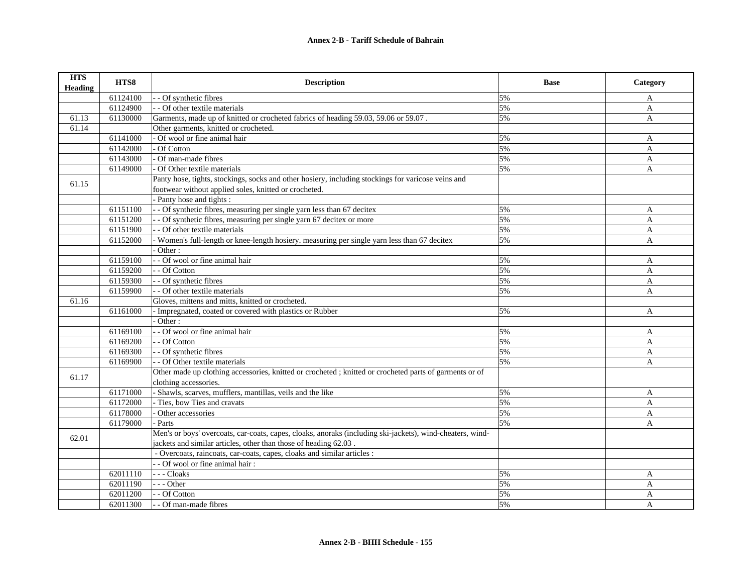**Annex 2-B - Tariff Schedule of Bahrain**

| HTS Heading | HTS8 | Description | Base | Category |
|---|---|---|---|---|
| | 61124100 | - - Of synthetic fibres | 5% | A |
| | 61124900 | - - Of other textile materials | 5% | A |
| 61.13 | 61130000 | Garments, made up of knitted or crocheted fabrics of heading 59.03, 59.06 or 59.07 . | 5% | A |
| 61.14 | | Other garments, knitted or crocheted. | | |
| | 61141000 | - Of wool or fine animal hair | 5% | A |
| | 61142000 | - Of Cotton | 5% | A |
| | 61143000 | - Of man-made fibres | 5% | A |
| | 61149000 | - Of Other textile materials | 5% | A |
| 61.15 | | Panty hose, tights, stockings, socks and other hosiery, including stockings for varicose veins and footwear without applied soles, knitted or crocheted. | | |
| | | - Panty hose and tights : | | |
| | 61151100 | - - Of synthetic fibres, measuring per single yarn less than 67 decitex | 5% | A |
| | 61151200 | - - Of synthetic fibres, measuring per single yarn 67 decitex or more | 5% | A |
| | 61151900 | - - Of other textile materials | 5% | A |
| | 61152000 | - Women's full-length or knee-length hosiery. measuring per single yarn less than 67 decitex | 5% | A |
| | | - Other : | | |
| | 61159100 | - - Of wool or fine animal hair | 5% | A |
| | 61159200 | - - Of Cotton | 5% | A |
| | 61159300 | - - Of synthetic fibres | 5% | A |
| | 61159900 | - - Of other textile materials | 5% | A |
| 61.16 | | Gloves, mittens and mitts, knitted or crocheted. | | |
| | 61161000 | - Impregnated, coated or covered with plastics or Rubber | 5% | A |
| | | - Other : | | |
| | 61169100 | - - Of wool or fine animal hair | 5% | A |
| | 61169200 | - - Of Cotton | 5% | A |
| | 61169300 | - - Of synthetic fibres | 5% | A |
| | 61169900 | - - Of Other textile materials | 5% | A |
| 61.17 | | Other made up clothing accessories, knitted or crocheted ; knitted or crocheted parts of garments or of clothing accessories. | | |
| | 61171000 | - Shawls, scarves, mufflers, mantillas, veils and the like | 5% | A |
| | 61172000 | - Ties, bow Ties and cravats | 5% | A |
| | 61178000 | - Other accessories | 5% | A |
| | 61179000 | - Parts | 5% | A |
| 62.01 | | Men's or boys' overcoats, car-coats, capes, cloaks, anoraks (including ski-jackets), wind-cheaters, wind-jackets and similar articles, other than those of heading 62.03 . | | |
| | | - Overcoats, raincoats, car-coats, capes, cloaks and similar articles : | | |
| | | - - Of wool or fine animal hair : | | |
| | 62011110 | - - - Cloaks | 5% | A |
| | 62011190 | - - - Other | 5% | A |
| | 62011200 | - - Of Cotton | 5% | A |
| | 62011300 | - - Of man-made fibres | 5% | A |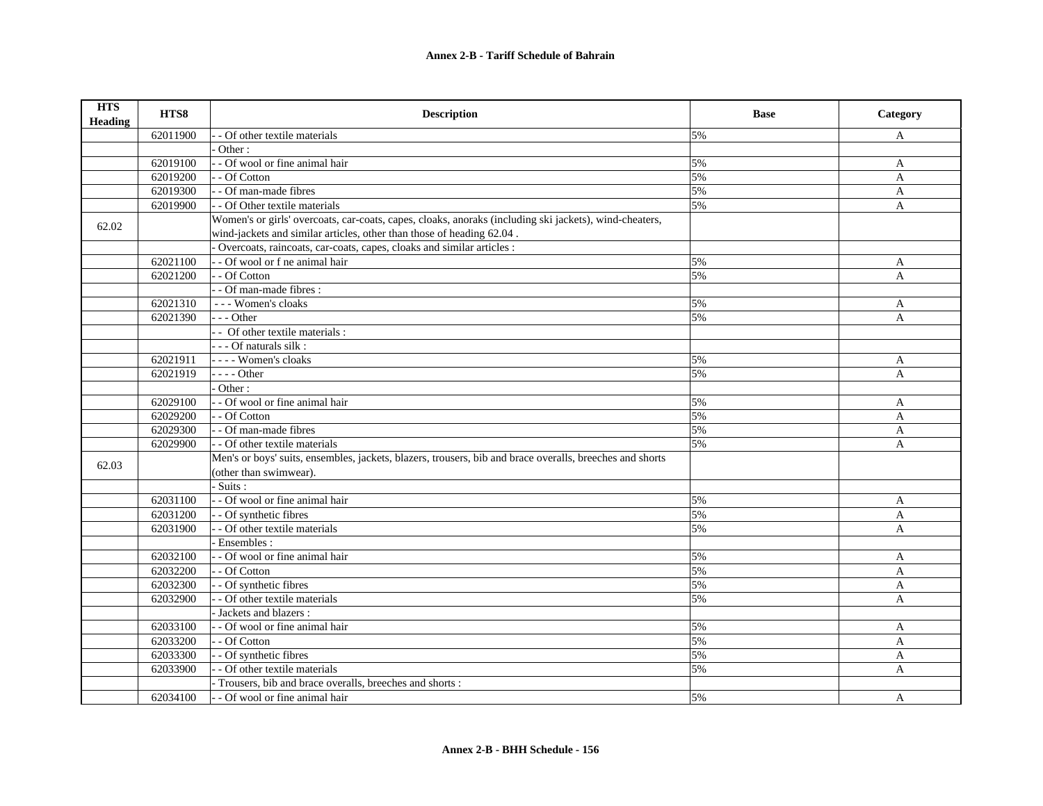**Annex 2-B - Tariff Schedule of Bahrain**

| HTS Heading | HTS8 | Description | Base | Category |
|---|---|---|---|---|
| | 62011900 | - - Of other textile materials | 5% | A |
| | | - Other : | | |
| | 62019100 | - - Of wool or fine animal hair | 5% | A |
| | 62019200 | - - Of Cotton | 5% | A |
| | 62019300 | - - Of man-made fibres | 5% | A |
| | 62019900 | - - Of Other textile materials | 5% | A |
| 62.02 | | Women's or girls' overcoats, car-coats, capes, cloaks, anoraks (including ski jackets), wind-cheaters, wind-jackets and similar articles, other than those of heading 62.04 . | | |
| | | - Overcoats, raincoats, car-coats, capes, cloaks and similar articles : | | |
| | 62021100 | - - Of wool or f ne animal hair | 5% | A |
| | 62021200 | - - Of Cotton | 5% | A |
| | | - - Of man-made fibres : | | |
| | 62021310 | - - - Women's cloaks | 5% | A |
| | 62021390 | - - - Other | 5% | A |
| | | - - Of other textile materials : | | |
| | | - - - Of naturals silk : | | |
| | 62021911 | - - - - Women's cloaks | 5% | A |
| | 62021919 | - - - - Other | 5% | A |
| | | - Other : | | |
| | 62029100 | - - Of wool or fine animal hair | 5% | A |
| | 62029200 | - - Of Cotton | 5% | A |
| | 62029300 | - - Of man-made fibres | 5% | A |
| | 62029900 | - - Of other textile materials | 5% | A |
| 62.03 | | Men's or boys' suits, ensembles, jackets, blazers, trousers, bib and brace overalls, breeches and shorts (other than swimwear). | | |
| | | - Suits : | | |
| | 62031100 | - - Of wool or fine animal hair | 5% | A |
| | 62031200 | - - Of synthetic fibres | 5% | A |
| | 62031900 | - - Of other textile materials | 5% | A |
| | | - Ensembles : | | |
| | 62032100 | - - Of wool or fine animal hair | 5% | A |
| | 62032200 | - - Of Cotton | 5% | A |
| | 62032300 | - - Of synthetic fibres | 5% | A |
| | 62032900 | - - Of other textile materials | 5% | A |
| | | - Jackets and blazers : | | |
| | 62033100 | - - Of wool or fine animal hair | 5% | A |
| | 62033200 | - - Of Cotton | 5% | A |
| | 62033300 | - - Of synthetic fibres | 5% | A |
| | 62033900 | - - Of other textile materials | 5% | A |
| | | - Trousers, bib and brace overalls, breeches and shorts : | | |
| | 62034100 | - - Of wool or fine animal hair | 5% | A |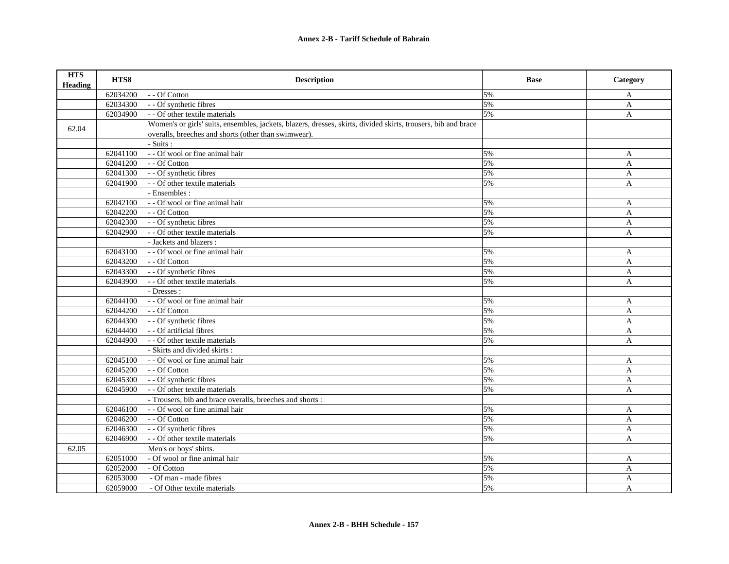## Annex 2-B - Tariff Schedule of Bahrain

| HTS Heading | HTS8 | Description | Base | Category |
|---|---|---|---|---|
| | 62034200 | - - Of Cotton | 5% | A |
| | 62034300 | - - Of synthetic fibres | 5% | A |
| | 62034900 | - - Of other textile materials | 5% | A |
| 62.04 | | Women's or girls' suits, ensembles, jackets, blazers, dresses, skirts, divided skirts, trousers, bib and brace overalls, breeches and shorts (other than swimwear). | | |
| | | - Suits : | | |
| | 62041100 | - - Of wool or fine animal hair | 5% | A |
| | 62041200 | - - Of Cotton | 5% | A |
| | 62041300 | - - Of synthetic fibres | 5% | A |
| | 62041900 | - - Of other textile materials | 5% | A |
| | | - Ensembles : | | |
| | 62042100 | - - Of wool or fine animal hair | 5% | A |
| | 62042200 | - - Of Cotton | 5% | A |
| | 62042300 | - - Of synthetic fibres | 5% | A |
| | 62042900 | - - Of other textile materials | 5% | A |
| | | - Jackets and blazers : | | |
| | 62043100 | - - Of wool or fine animal hair | 5% | A |
| | 62043200 | - - Of Cotton | 5% | A |
| | 62043300 | - - Of synthetic fibres | 5% | A |
| | 62043900 | - - Of other textile materials | 5% | A |
| | | - Dresses : | | |
| | 62044100 | - - Of wool or fine animal hair | 5% | A |
| | 62044200 | - - Of Cotton | 5% | A |
| | 62044300 | - - Of synthetic fibres | 5% | A |
| | 62044400 | - - Of artificial fibres | 5% | A |
| | 62044900 | - - Of other textile materials | 5% | A |
| | | - Skirts and divided skirts : | | |
| | 62045100 | - - Of wool or fine animal hair | 5% | A |
| | 62045200 | - - Of Cotton | 5% | A |
| | 62045300 | - - Of synthetic fibres | 5% | A |
| | 62045900 | - - Of other textile materials | 5% | A |
| | | - Trousers, bib and brace overalls, breeches and shorts : | | |
| | 62046100 | - - Of wool or fine animal hair | 5% | A |
| | 62046200 | - - Of Cotton | 5% | A |
| | 62046300 | - - Of synthetic fibres | 5% | A |
| | 62046900 | - - Of other textile materials | 5% | A |
| 62.05 | | Men's or boys' shirts. | | |
| | 62051000 | - Of wool or fine animal hair | 5% | A |
| | 62052000 | - Of Cotton | 5% | A |
| | 62053000 | - Of man - made fibres | 5% | A |
| | 62059000 | - Of Other textile materials | 5% | A |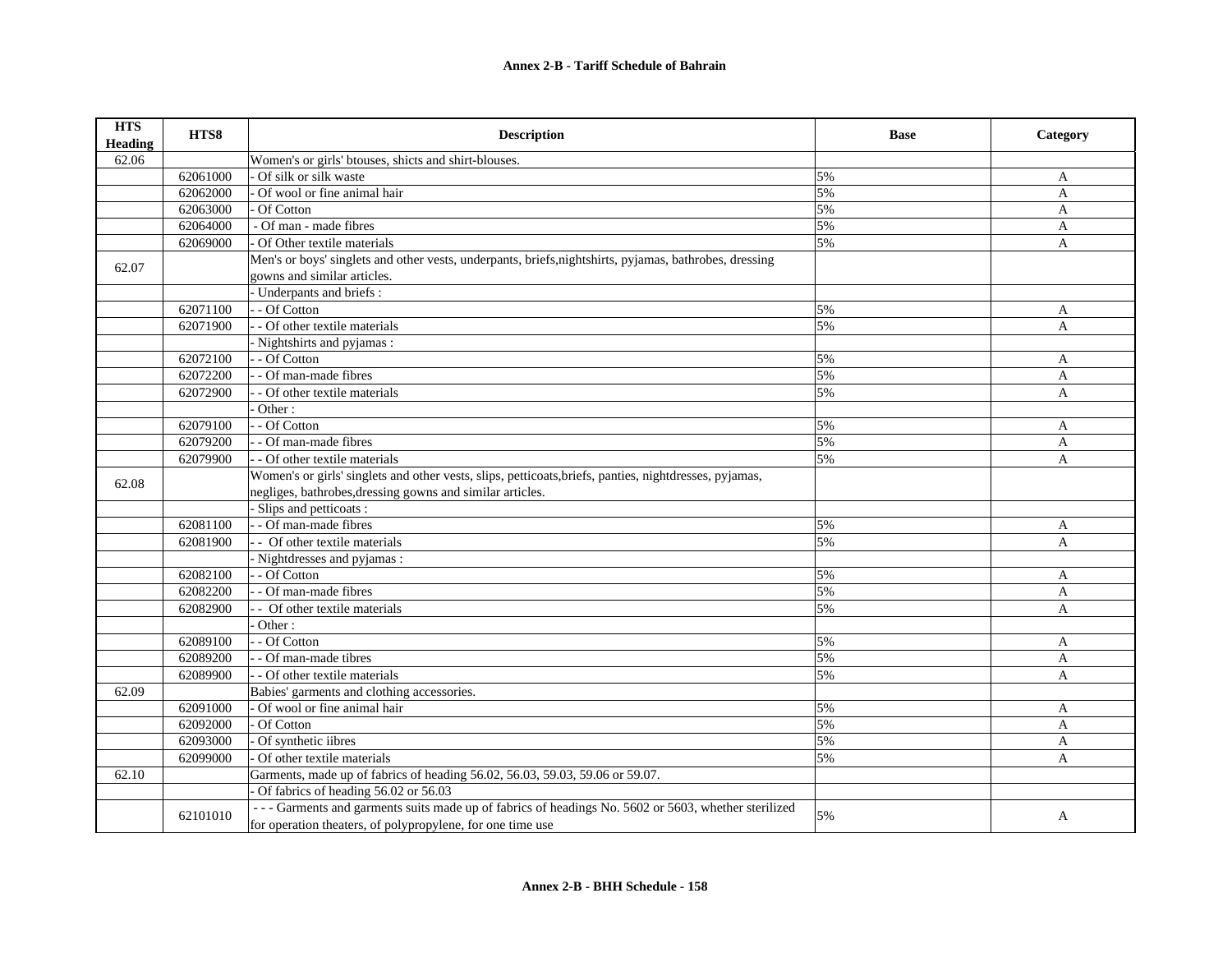## Annex 2-B - Tariff Schedule of Bahrain

| HTS Heading | HTS8 | Description | Base | Category |
|---|---|---|---|---|
| 62.06 | | Women's or girls' btouses, shicts and shirt-blouses. | | |
| | 62061000 | - Of silk or silk waste | 5% | A |
| | 62062000 | - Of wool or fine animal hair | 5% | A |
| | 62063000 | - Of Cotton | 5% | A |
| | 62064000 | - Of man - made fibres | 5% | A |
| | 62069000 | - Of Other textile materials | 5% | A |
| 62.07 | | Men's or boys' singlets and other vests, underpants, briefs,nightshirts, pyjamas, bathrobes, dressing gowns and similar articles. | | |
| | | - Underpants and briefs : | | |
| | 62071100 | - - Of Cotton | 5% | A |
| | 62071900 | - - Of other textile materials | 5% | A |
| | | - Nightshirts and pyjamas : | | |
| | 62072100 | - - Of Cotton | 5% | A |
| | 62072200 | - - Of man-made fibres | 5% | A |
| | 62072900 | - - Of other textile materials | 5% | A |
| | | - Other : | | |
| | 62079100 | - - Of Cotton | 5% | A |
| | 62079200 | - - Of man-made fibres | 5% | A |
| | 62079900 | - - Of other textile materials | 5% | A |
| 62.08 | | Women's or girls' singlets and other vests, slips, petticoats,briefs, panties, nightdresses, pyjamas, negliges, bathrobes,dressing gowns and similar articles. | | |
| | | - Slips and petticoats : | | |
| | 62081100 | - - Of man-made fibres | 5% | A |
| | 62081900 | - - Of other textile materials | 5% | A |
| | | - Nightdresses and pyjamas : | | |
| | 62082100 | - - Of Cotton | 5% | A |
| | 62082200 | - - Of man-made fibres | 5% | A |
| | 62082900 | - - Of other textile materials | 5% | A |
| | | - Other : | | |
| | 62089100 | - - Of Cotton | 5% | A |
| | 62089200 | - - Of man-made tibres | 5% | A |
| | 62089900 | - - Of other textile materials | 5% | A |
| 62.09 | | Babies' garments and clothing accessories. | | |
| | 62091000 | - Of wool or fine animal hair | 5% | A |
| | 62092000 | - Of Cotton | 5% | A |
| | 62093000 | - Of synthetic iibres | 5% | A |
| | 62099000 | - Of other textile materials | 5% | A |
| 62.10 | | Garments, made up of fabrics of heading 56.02, 56.03, 59.03, 59.06 or 59.07. | | |
| | | - Of fabrics of heading 56.02 or 56.03 | | |
| | 62101010 | - - - Garments and garments suits made up of fabrics of headings No. 5602 or 5603, whether sterilized for operation theaters, of polypropylene, for one time use | 5% | A |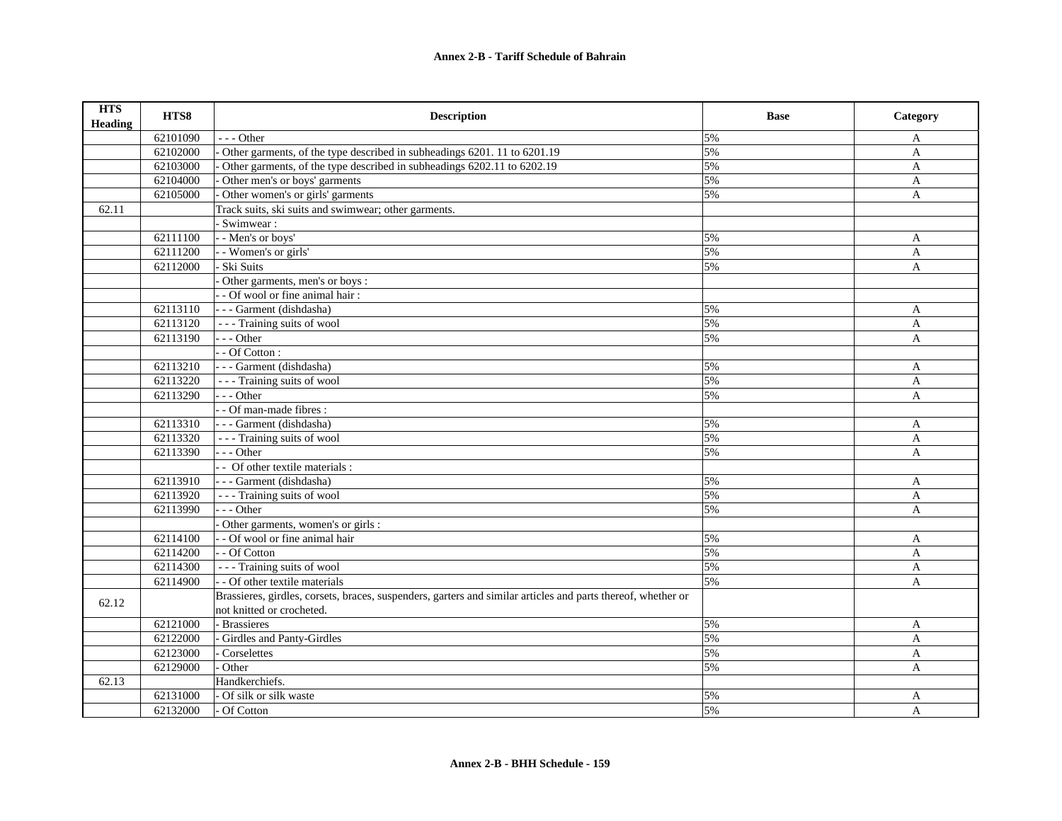## Annex 2-B - Tariff Schedule of Bahrain

| HTS Heading | HTS8 | Description | Base | Category |
|---|---|---|---|---|
| | 62101090 | - - - Other | 5% | A |
| | 62102000 | - Other garments, of the type described in subheadings 6201. 11 to 6201.19 | 5% | A |
| | 62103000 | - Other garments, of the type described in subheadings 6202.11 to 6202.19 | 5% | A |
| | 62104000 | - Other men's or boys' garments | 5% | A |
| | 62105000 | - Other women's or girls' garments | 5% | A |
| 62.11 | | Track suits, ski suits and swimwear; other garments. | | |
| | | - Swimwear : | | |
| | 62111100 | - - Men's or boys' | 5% | A |
| | 62111200 | - - Women's or girls' | 5% | A |
| | 62112000 | - Ski Suits | 5% | A |
| | | - Other garments, men's or boys : | | |
| | | - - Of wool or fine animal hair : | | |
| | 62113110 | - - - Garment (dishdasha) | 5% | A |
| | 62113120 | - - - Training suits of wool | 5% | A |
| | 62113190 | - - - Other | 5% | A |
| | | - - Of Cotton : | | |
| | 62113210 | - - - Garment (dishdasha) | 5% | A |
| | 62113220 | - - - Training suits of wool | 5% | A |
| | 62113290 | - - - Other | 5% | A |
| | | - - Of man-made fibres : | | |
| | 62113310 | - - - Garment (dishdasha) | 5% | A |
| | 62113320 | - - - Training suits of wool | 5% | A |
| | 62113390 | - - - Other | 5% | A |
| | | - - Of other textile materials : | | |
| | 62113910 | - - - Garment (dishdasha) | 5% | A |
| | 62113920 | - - - Training suits of wool | 5% | A |
| | 62113990 | - - - Other | 5% | A |
| | | - Other garments, women's or girls : | | |
| | 62114100 | - - Of wool or fine animal hair | 5% | A |
| | 62114200 | - - Of Cotton | 5% | A |
| | 62114300 | - - - Training suits of wool | 5% | A |
| | 62114900 | - - Of other textile materials | 5% | A |
| 62.12 | | Brassieres, girdles, corsets, braces, suspenders, garters and similar articles and parts thereof, whether or not knitted or crocheted. | | |
| | 62121000 | - Brassieres | 5% | A |
| | 62122000 | - Girdles and Panty-Girdles | 5% | A |
| | 62123000 | - Corselettes | 5% | A |
| | 62129000 | - Other | 5% | A |
| 62.13 | | Handkerchiefs. | | |
| | 62131000 | - Of silk or silk waste | 5% | A |
| | 62132000 | - Of Cotton | 5% | A |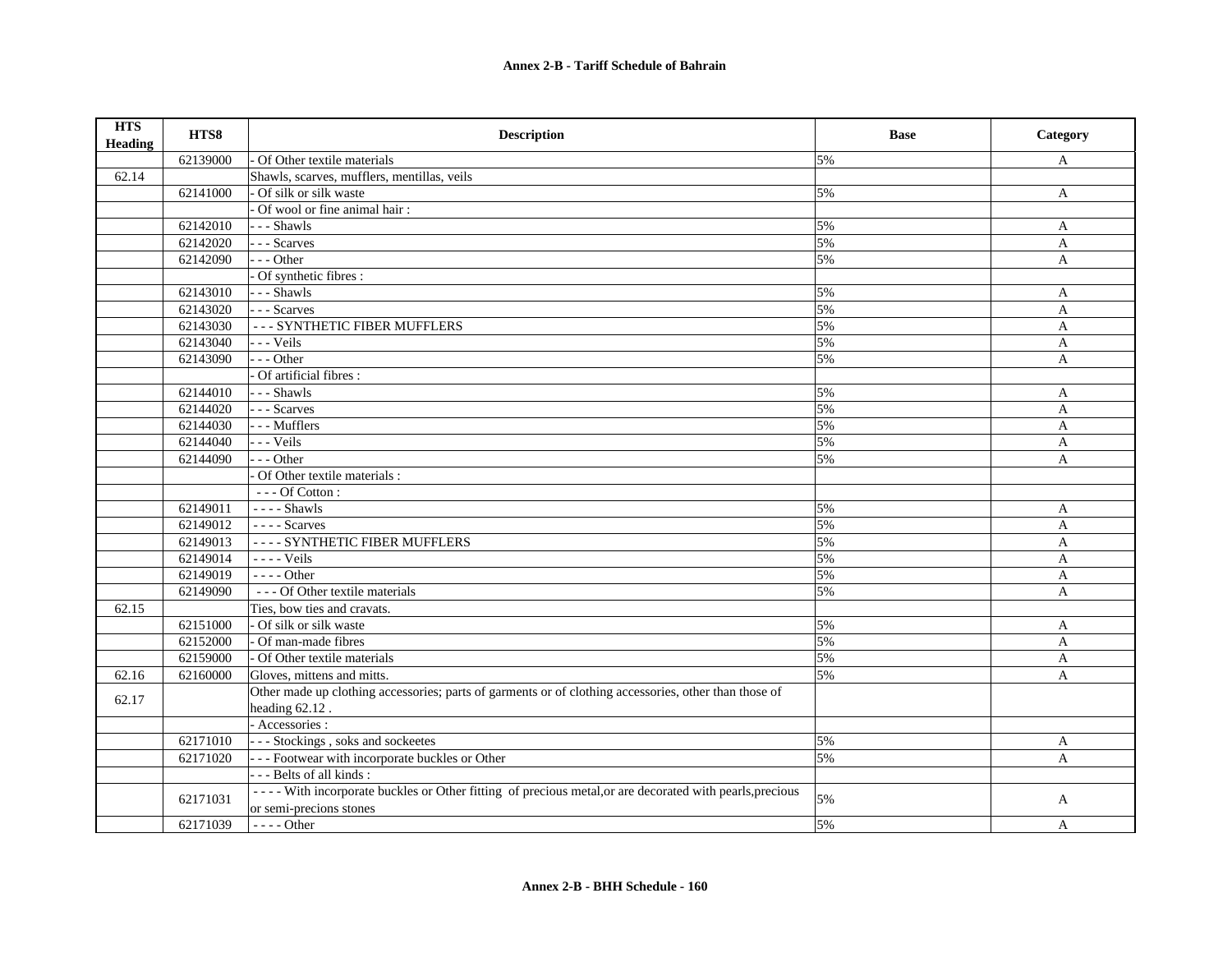| HTS Heading | HTS8 | Description | Base | Category |
|---|---|---|---|---|
| | 62139000 | - Of Other textile materials | 5% | A |
| 62.14 | | Shawls, scarves, mufflers, mentillas, veils | | |
| | 62141000 | - Of silk or silk waste | 5% | A |
| | | - Of wool or fine animal hair : | | |
| | 62142010 | - - - Shawls | 5% | A |
| | 62142020 | - - - Scarves | 5% | A |
| | 62142090 | - - - Other | 5% | A |
| | | - Of synthetic fibres : | | |
| | 62143010 | - - - Shawls | 5% | A |
| | 62143020 | - - - Scarves | 5% | A |
| | 62143030 | - - - SYNTHETIC FIBER MUFFLERS | 5% | A |
| | 62143040 | - - - Veils | 5% | A |
| | 62143090 | - - - Other | 5% | A |
| | | - Of artificial fibres : | | |
| | 62144010 | - - - Shawls | 5% | A |
| | 62144020 | - - - Scarves | 5% | A |
| | 62144030 | - - - Mufflers | 5% | A |
| | 62144040 | - - - Veils | 5% | A |
| | 62144090 | - - - Other | 5% | A |
| | | - Of Other textile materials : | | |
| | | - - - Of Cotton : | | |
| | 62149011 | - - - - Shawls | 5% | A |
| | 62149012 | - - - - Scarves | 5% | A |
| | 62149013 | - - - - SYNTHETIC FIBER MUFFLERS | 5% | A |
| | 62149014 | - - - - Veils | 5% | A |
| | 62149019 | - - - - Other | 5% | A |
| | 62149090 | - - - Of Other textile materials | 5% | A |
| 62.15 | | Ties, bow ties and cravats. | | |
| | 62151000 | - Of silk or silk waste | 5% | A |
| | 62152000 | - Of man-made fibres | 5% | A |
| | 62159000 | - Of Other textile materials | 5% | A |
| 62.16 | 62160000 | Gloves, mittens and mitts. | 5% | A |
| 62.17 | | Other made up clothing accessories; parts of garments or of clothing accessories, other than those of heading 62.12 . | | |
| | | - Accessories : | | |
| | 62171010 | - - - Stockings , soks and sockeetes | 5% | A |
| | 62171020 | - - - Footwear with incorporate buckles or Other | 5% | A |
| | | - - - Belts of all kinds : | | |
| | 62171031 | - - - - With incorporate buckles or Other fitting of precious metal,or are decorated with pearls,precious or semi-precions stones | 5% | A |
| | 62171039 | - - - - Other | 5% | A |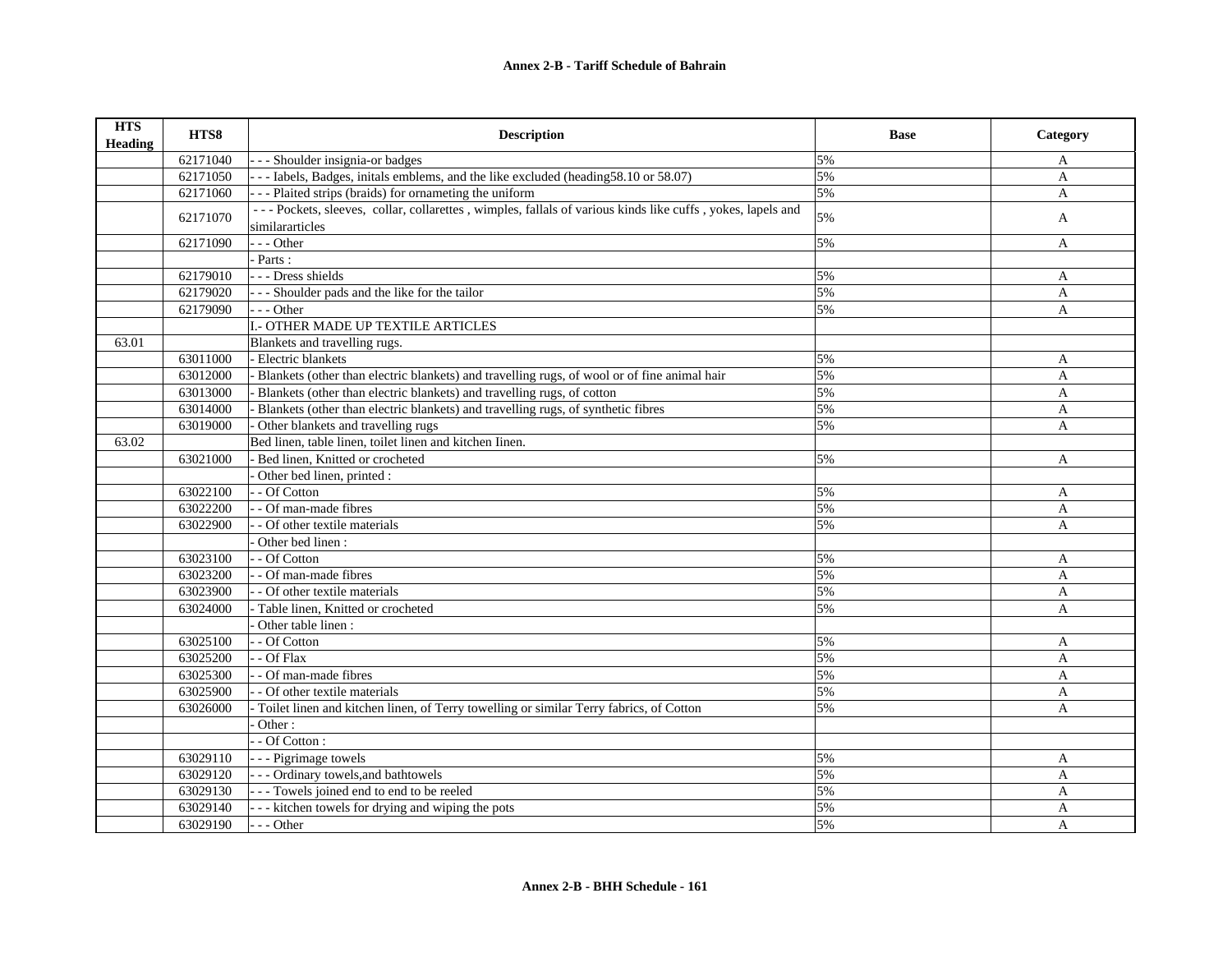**Annex 2-B - Tariff Schedule of Bahrain**

| HTS Heading | HTS8 | Description | Base | Category |
|---|---|---|---|---|
| | 62171040 | - - - Shoulder insignia-or badges | 5% | A |
| | 62171050 | - - - Iabels, Badges, initals emblems, and the like excluded (heading58.10 or 58.07) | 5% | A |
| | 62171060 | - - - Plaited strips (braids) for ornameting the uniform | 5% | A |
| | 62171070 | - - - Pockets, sleeves, collar, collarettes , wimples, fallals of various kinds like cuffs , yokes, lapels and similararticles | 5% | A |
| | 62171090 | - - - Other | 5% | A |
| | | - Parts : | | |
| | 62179010 | - - - Dress shields | 5% | A |
| | 62179020 | - - - Shoulder pads and the like for the tailor | 5% | A |
| | 62179090 | - - - Other | 5% | A |
| | | I.- OTHER MADE UP TEXTILE ARTICLES | | |
| 63.01 | | Blankets and travelling rugs. | | |
| | 63011000 | - Electric blankets | 5% | A |
| | 63012000 | - Blankets (other than electric blankets) and travelling rugs, of wool or of fine animal hair | 5% | A |
| | 63013000 | - Blankets (other than electric blankets) and travelling rugs, of cotton | 5% | A |
| | 63014000 | - Blankets (other than electric blankets) and travelling rugs, of synthetic fibres | 5% | A |
| | 63019000 | - Other blankets and travelling rugs | 5% | A |
| 63.02 | | Bed linen, table linen, toilet linen and kitchen Iinen. | | |
| | 63021000 | - Bed linen, Knitted or crocheted | 5% | A |
| | | - Other bed linen, printed : | | |
| | 63022100 | - - Of Cotton | 5% | A |
| | 63022200 | - - Of man-made fibres | 5% | A |
| | 63022900 | - - Of other textile materials | 5% | A |
| | | - Other bed linen : | | |
| | 63023100 | - - Of Cotton | 5% | A |
| | 63023200 | - - Of man-made fibres | 5% | A |
| | 63023900 | - - Of other textile materials | 5% | A |
| | 63024000 | - Table linen, Knitted or crocheted | 5% | A |
| | | - Other table linen : | | |
| | 63025100 | - - Of Cotton | 5% | A |
| | 63025200 | - - Of Flax | 5% | A |
| | 63025300 | - - Of man-made fibres | 5% | A |
| | 63025900 | - - Of other textile materials | 5% | A |
| | 63026000 | - Toilet linen and kitchen linen, of Terry towelling or similar Terry fabrics, of Cotton | 5% | A |
| | | - Other : | | |
| | | - - Of Cotton : | | |
| | 63029110 | - - - Pigrimage towels | 5% | A |
| | 63029120 | - - - Ordinary towels,and bathtowels | 5% | A |
| | 63029130 | - - - Towels joined end to end to be reeled | 5% | A |
| | 63029140 | - - - kitchen towels for drying and wiping the pots | 5% | A |
| | 63029190 | - - - Other | 5% | A |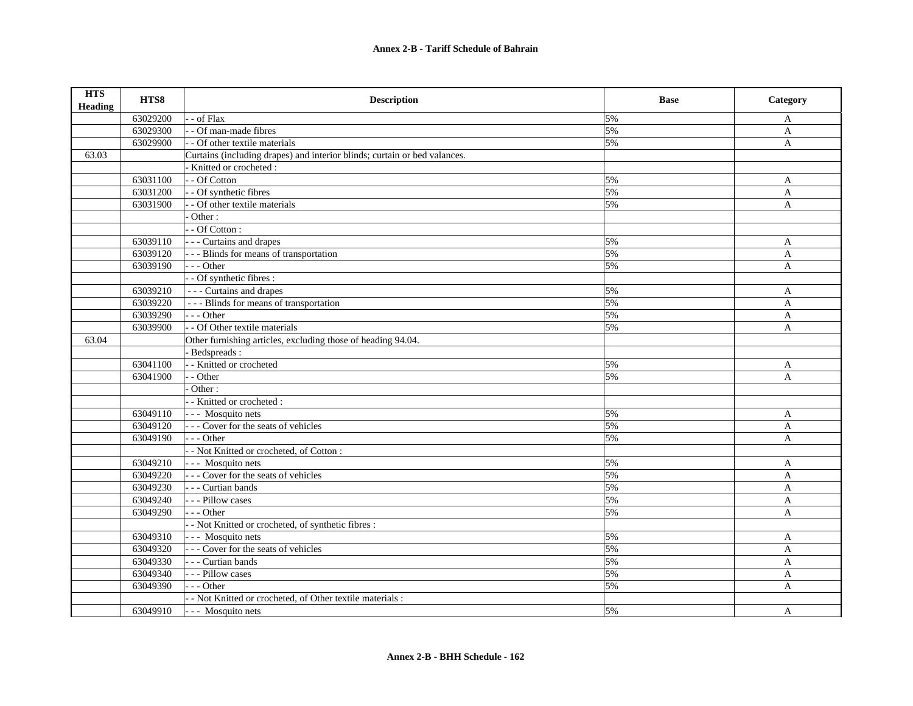# Annex 2-B - Tariff Schedule of Bahrain

| HTS Heading | HTS8 | Description | Base | Category |
|---|---|---|---|---|
| | 63029200 | - - of Flax | 5% | A |
| | 63029300 | - - Of man-made fibres | 5% | A |
| | 63029900 | - - Of other textile materials | 5% | A |
| 63.03 | | Curtains (including drapes) and interior blinds; curtain or bed valances. | | |
| | | - Knitted or crocheted : | | |
| | 63031100 | - - Of Cotton | 5% | A |
| | 63031200 | - - Of synthetic fibres | 5% | A |
| | 63031900 | - - Of other textile materials | 5% | A |
| | | - Other : | | |
| | | - - Of Cotton : | | |
| | 63039110 | - - - Curtains and drapes | 5% | A |
| | 63039120 | - - - Blinds for means of transportation | 5% | A |
| | 63039190 | - - - Other | 5% | A |
| | | - - Of synthetic fibres : | | |
| | 63039210 | - - - Curtains and drapes | 5% | A |
| | 63039220 | - - - Blinds for means of transportation | 5% | A |
| | 63039290 | - - - Other | 5% | A |
| | 63039900 | - - Of Other textile materials | 5% | A |
| 63.04 | | Other furnishing articles, excluding those of heading 94.04. | | |
| | | - Bedspreads : | | |
| | 63041100 | - - Knitted or crocheted | 5% | A |
| | 63041900 | - - Other | 5% | A |
| | | - Other : | | |
| | | - - Knitted or crocheted : | | |
| | 63049110 | - - - Mosquito nets | 5% | A |
| | 63049120 | - - - Cover for the seats of vehicles | 5% | A |
| | 63049190 | - - - Other | 5% | A |
| | | - - Not Knitted or crocheted, of Cotton : | | |
| | 63049210 | - - - Mosquito nets | 5% | A |
| | 63049220 | - - - Cover for the seats of vehicles | 5% | A |
| | 63049230 | - - - Curtian bands | 5% | A |
| | 63049240 | - - - Pillow cases | 5% | A |
| | 63049290 | - - - Other | 5% | A |
| | | - - Not Knitted or crocheted, of synthetic fibres : | | |
| | 63049310 | - - - Mosquito nets | 5% | A |
| | 63049320 | - - - Cover for the seats of vehicles | 5% | A |
| | 63049330 | - - - Curtian bands | 5% | A |
| | 63049340 | - - - Pillow cases | 5% | A |
| | 63049390 | - - - Other | 5% | A |
| | | - - Not Knitted or crocheted, of Other textile materials : | | |
| | 63049910 | - - - Mosquito nets | 5% | A |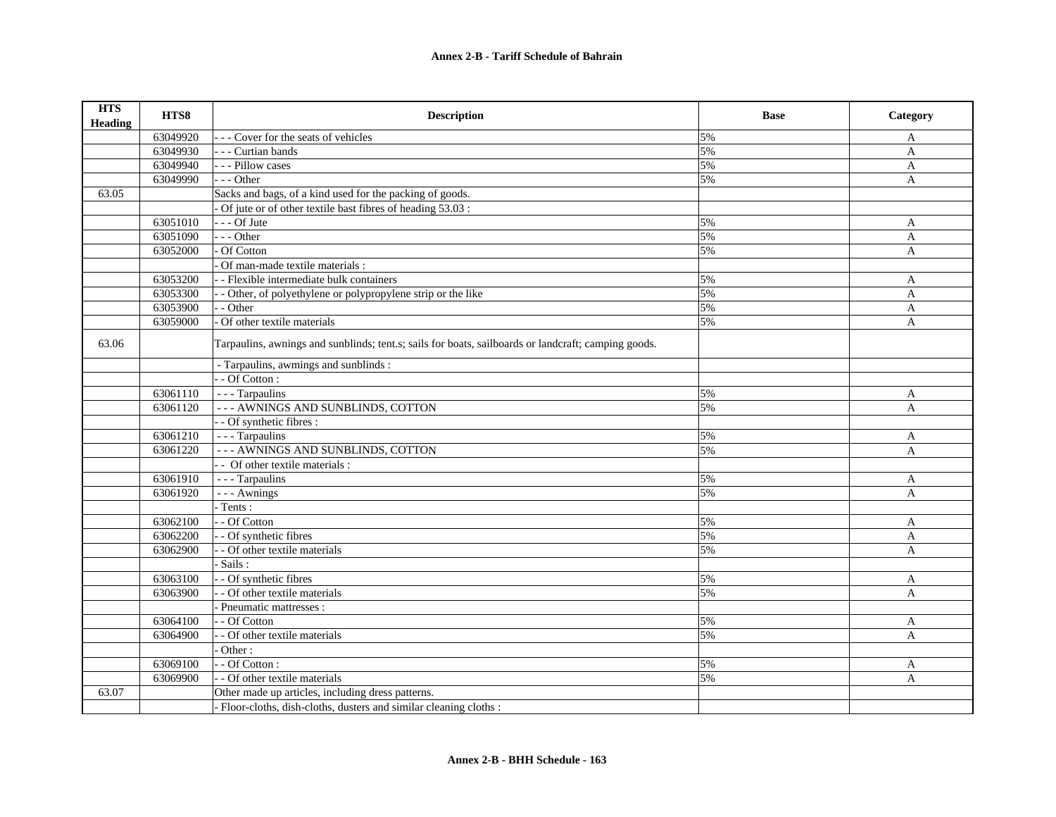| HTS Heading | HTS8 | Description | Base | Category |
|---|---|---|---|---|
| | 63049920 | - - - Cover for the seats of vehicles | 5% | A |
| | 63049930 | - - - Curtian bands | 5% | A |
| | 63049940 | - - - Pillow cases | 5% | A |
| | 63049990 | - - - Other | 5% | A |
| 63.05 | | Sacks and bags, of a kind used for the packing of goods. | | |
| | | - Of jute or of other textile bast fibres of heading 53.03 : | | |
| | 63051010 | - - - Of Jute | 5% | A |
| | 63051090 | - - - Other | 5% | A |
| | 63052000 | - Of Cotton | 5% | A |
| | | - Of man-made textile materials : | | |
| | 63053200 | - - Flexible intermediate bulk containers | 5% | A |
| | 63053300 | - - Other, of polyethylene or polypropylene strip or the like | 5% | A |
| | 63053900 | - - Other | 5% | A |
| | 63059000 | - Of other textile materials | 5% | A |
| 63.06 | | Tarpaulins, awnings and sunblinds; tent.s; sails for boats, sailboards or landcraft; camping goods. | | |
| | | - Tarpaulins, awmings and sunblinds : | | |
| | | - - Of Cotton : | | |
| | 63061110 | - - - Tarpaulins | 5% | A |
| | 63061120 | - - - AWNINGS AND SUNBLINDS, COTTON | 5% | A |
| | | - - Of synthetic fibres : | | |
| | 63061210 | - - - Tarpaulins | 5% | A |
| | 63061220 | - - - AWNINGS AND SUNBLINDS, COTTON | 5% | A |
| | | - - Of other textile materials : | | |
| | 63061910 | - - - Tarpaulins | 5% | A |
| | 63061920 | - - - Awnings | 5% | A |
| | | - Tents : | | |
| | 63062100 | - - Of Cotton | 5% | A |
| | 63062200 | - - Of synthetic fibres | 5% | A |
| | 63062900 | - - Of other textile materials | 5% | A |
| | | - Sails : | | |
| | 63063100 | - - Of synthetic fibres | 5% | A |
| | 63063900 | - - Of other textile materials | 5% | A |
| | | - Pneumatic mattresses : | | |
| | 63064100 | - - Of Cotton | 5% | A |
| | 63064900 | - - Of other textile materials | 5% | A |
| | | - Other : | | |
| | 63069100 | - - Of Cotton : | 5% | A |
| | 63069900 | - - Of other textile materials | 5% | A |
| 63.07 | | Other made up articles, including dress patterns. | | |
| | | - Floor-cloths, dish-cloths, dusters and similar cleaning cloths : | | |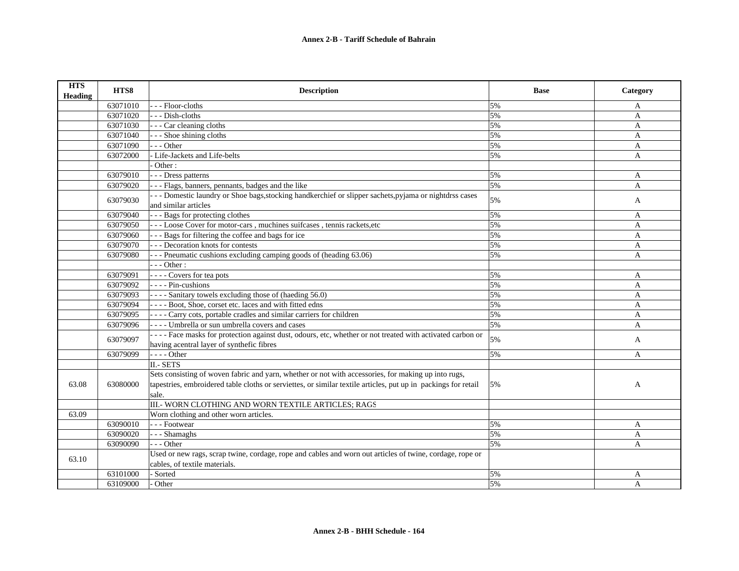| HTS Heading | HTS8 | Description | Base | Category |
|---|---|---|---|---|
| | 63071010 | - - - Floor-cloths | 5% | A |
| | 63071020 | - - - Dish-cloths | 5% | A |
| | 63071030 | - - - Car cleaning cloths | 5% | A |
| | 63071040 | - - - Shoe shining cloths | 5% | A |
| | 63071090 | - - - Other | 5% | A |
| | 63072000 | - Life-Jackets and Life-belts | 5% | A |
| | | - Other : | | |
| | 63079010 | - - - Dress patterns | 5% | A |
| | 63079020 | - - - Flags, banners, pennants, badges and the like | 5% | A |
| | 63079030 | - - - Domestic laundry or Shoe bags,stocking handkerchief or slipper sachets,pyjama or nightdrss cases and similar articles | 5% | A |
| | 63079040 | - - - Bags for protecting clothes | 5% | A |
| | 63079050 | - - - Loose Cover for motor-cars , muchines suifcases , tennis rackets,etc | 5% | A |
| | 63079060 | - - - Bags for filtering the coffee and bags for ice | 5% | A |
| | 63079070 | - - - Decoration knots for contests | 5% | A |
| | 63079080 | - - - Pneumatic cushions excluding camping goods of (heading 63.06) | 5% | A |
| | | - - - Other : | | |
| | 63079091 | - - - - Covers for tea pots | 5% | A |
| | 63079092 | - - - - Pin-cushions | 5% | A |
| | 63079093 | - - - - Sanitary towels excluding those of (haeding 56.0) | 5% | A |
| | 63079094 | - - - - Boot, Shoe, corset etc. laces and with fitted edns | 5% | A |
| | 63079095 | - - - - Carry cots, portable cradles and similar carriers for children | 5% | A |
| | 63079096 | - - - - Umbrella or sun umbrella covers and cases | 5% | A |
| | 63079097 | - - - - Face masks for protection against dust, odours, etc, whether or not treated with activated carbon or having acentral layer of synthefic fibres | 5% | A |
| | 63079099 | - - - - Other | 5% | A |
| | | II.- SETS | | |
| 63.08 | 63080000 | Sets consisting of woven fabric and yarn, whether or not with accessories, for making up into rugs, tapestries, embroidered table cloths or serviettes, or similar textile articles, put up in packings for retail sale. | 5% | A |
| | | III.- WORN CLOTHING AND WORN TEXTILE ARTICLES; RAGS | | |
| 63.09 | | Worn clothing and other worn articles. | | |
| | 63090010 | - - - Footwear | 5% | A |
| | 63090020 | - - - Shamaghs | 5% | A |
| | 63090090 | - - - Other | 5% | A |
| 63.10 | | Used or new rags, scrap twine, cordage, rope and cables and worn out articles of twine, cordage, rope or cables, of textile materials. | | |
| | 63101000 | - Sorted | 5% | A |
| | 63109000 | - Other | 5% | A |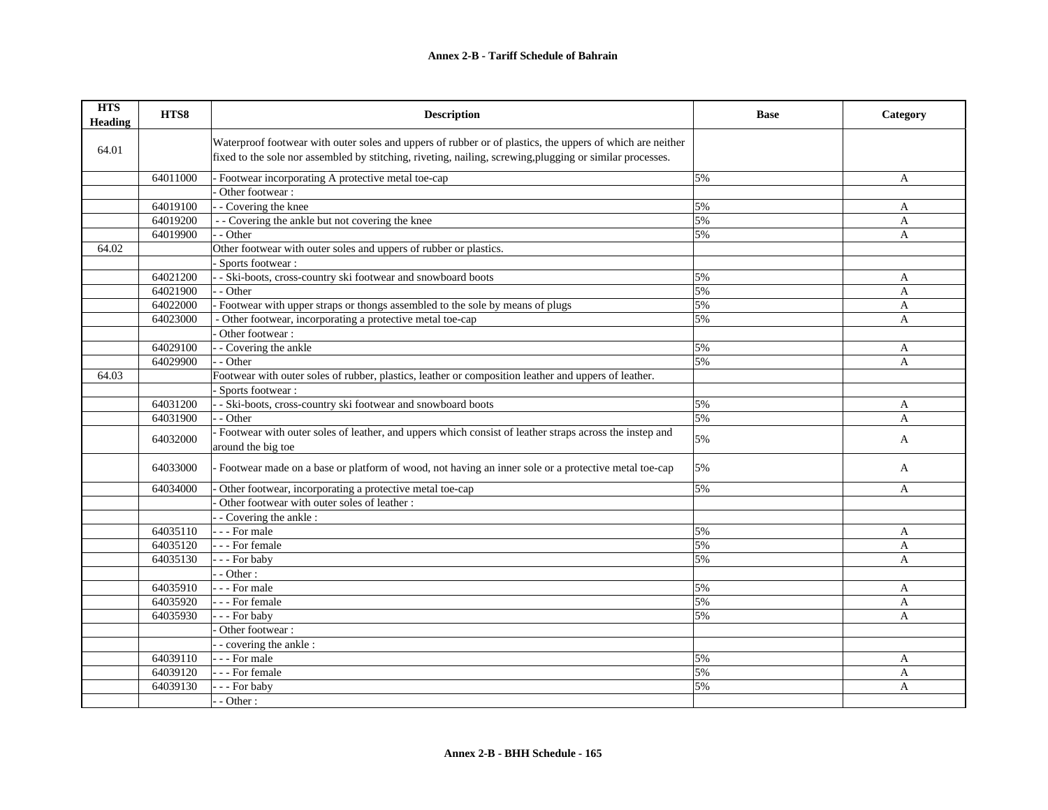**Annex 2-B - Tariff Schedule of Bahrain**

| HTS Heading | HTS8 | Description | Base | Category |
|---|---|---|---|---|
| 64.01 | | Waterproof footwear with outer soles and uppers of rubber or of plastics, the uppers of which are neither fixed to the sole nor assembled by stitching, riveting, nailing, screwing,plugging or similar processes. | | |
| | 64011000 | - Footwear incorporating A protective metal toe-cap | 5% | A |
| | | - Other footwear : | | |
| | 64019100 | - - Covering the knee | 5% | A |
| | 64019200 | - - Covering the ankle but not covering the knee | 5% | A |
| | 64019900 | - - Other | 5% | A |
| 64.02 | | Other footwear with outer soles and uppers of rubber or plastics. | | |
| | | - Sports footwear : | | |
| | 64021200 | - - Ski-boots, cross-country ski footwear and snowboard boots | 5% | A |
| | 64021900 | - - Other | 5% | A |
| | 64022000 | - Footwear with upper straps or thongs assembled to the sole by means of plugs | 5% | A |
| | 64023000 | - Other footwear, incorporating a protective metal toe-cap | 5% | A |
| | | - Other footwear : | | |
| | 64029100 | - - Covering the ankle | 5% | A |
| | 64029900 | - - Other | 5% | A |
| 64.03 | | Footwear with outer soles of rubber, plastics, leather or composition leather and uppers of leather. | | |
| | | - Sports footwear : | | |
| | 64031200 | - - Ski-boots, cross-country ski footwear and snowboard boots | 5% | A |
| | 64031900 | - - Other | 5% | A |
| | 64032000 | - Footwear with outer soles of leather, and uppers which consist of leather straps across the instep and around the big toe | 5% | A |
| | 64033000 | - Footwear made on a base or platform of wood, not having an inner sole or a protective metal toe-cap | 5% | A |
| | 64034000 | - Other footwear, incorporating a protective metal toe-cap | 5% | A |
| | | - Other footwear with outer soles of leather : | | |
| | | - - Covering the ankle : | | |
| | 64035110 | - - - For male | 5% | A |
| | 64035120 | - - - For female | 5% | A |
| | 64035130 | - - - For baby | 5% | A |
| | | - - Other : | | |
| | 64035910 | - - - For male | 5% | A |
| | 64035920 | - - - For female | 5% | A |
| | 64035930 | - - - For baby | 5% | A |
| | | - Other footwear : | | |
| | | - - covering the ankle : | | |
| | 64039110 | - - - For male | 5% | A |
| | 64039120 | - - - For female | 5% | A |
| | 64039130 | - - - For baby | 5% | A |
| | | - - Other : | | |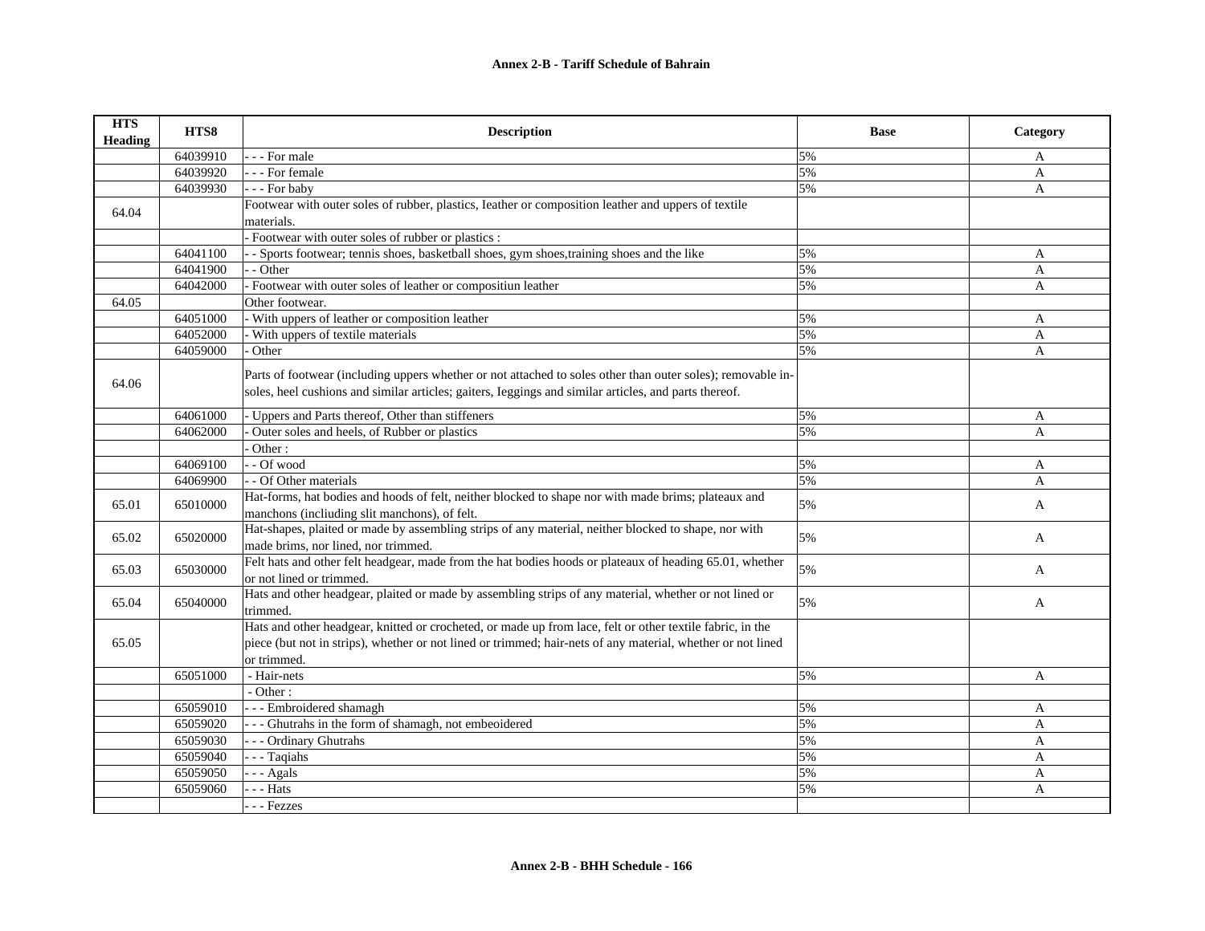## Annex 2-B - Tariff Schedule of Bahrain

| HTS Heading | HTS8 | Description | Base | Category |
|---|---|---|---|---|
| | 64039910 | - - - For male | 5% | A |
| | 64039920 | - - - For female | 5% | A |
| | 64039930 | - - - For baby | 5% | A |
| 64.04 | | Footwear with outer soles of rubber, plastics, Ieather or composition leather and uppers of textile materials. | | |
| | | - Footwear with outer soles of rubber or plastics : | | |
| | 64041100 | - - Sports footwear; tennis shoes, basketball shoes, gym shoes,training shoes and the like | 5% | A |
| | 64041900 | - - Other | 5% | A |
| | 64042000 | - Footwear with outer soles of leather or compositiun leather | 5% | A |
| 64.05 | | Other footwear. | | |
| | 64051000 | - With uppers of leather or composition leather | 5% | A |
| | 64052000 | - With uppers of textile materials | 5% | A |
| | 64059000 | - Other | 5% | A |
| 64.06 | | Parts of footwear (including uppers whether or not attached to soles other than outer soles); removable in-soles, heel cushions and similar articles; gaiters, Ieggings and similar articles, and parts thereof. | | |
| | 64061000 | - Uppers and Parts thereof, Other than stiffeners | 5% | A |
| | 64062000 | - Outer soles and heels, of Rubber or plastics | 5% | A |
| | | - Other : | | |
| | 64069100 | - - Of wood | 5% | A |
| | 64069900 | - - Of Other materials | 5% | A |
| 65.01 | 65010000 | Hat-forms, hat bodies and hoods of felt, neither blocked to shape nor with made brims; plateaux and manchons (incliuding slit manchons), of felt. | 5% | A |
| 65.02 | 65020000 | Hat-shapes, plaited or made by assembling strips of any material, neither blocked to shape, nor with made brims, nor lined, nor trimmed. | 5% | A |
| 65.03 | 65030000 | Felt hats and other felt headgear, made from the hat bodies hoods or plateaux of heading 65.01, whether or not lined or trimmed. | 5% | A |
| 65.04 | 65040000 | Hats and other headgear, plaited or made by assembling strips of any material, whether or not lined or trimmed. | 5% | A |
| 65.05 | | Hats and other headgear, knitted or crocheted, or made up from lace, felt or other textile fabric, in the piece (but not in strips), whether or not lined or trimmed; hair-nets of any material, whether or not lined or trimmed. | | |
| | 65051000 | - Hair-nets | 5% | A |
| | | - Other : | | |
| | 65059010 | - - - Embroidered shamagh | 5% | A |
| | 65059020 | - - - Ghutrahs in the form of shamagh, not embeoidered | 5% | A |
| | 65059030 | - - - Ordinary Ghutrahs | 5% | A |
| | 65059040 | - - - Taqiahs | 5% | A |
| | 65059050 | - - - Agals | 5% | A |
| | 65059060 | - - - Hats | 5% | A |
| | | - - - Fezzes | | |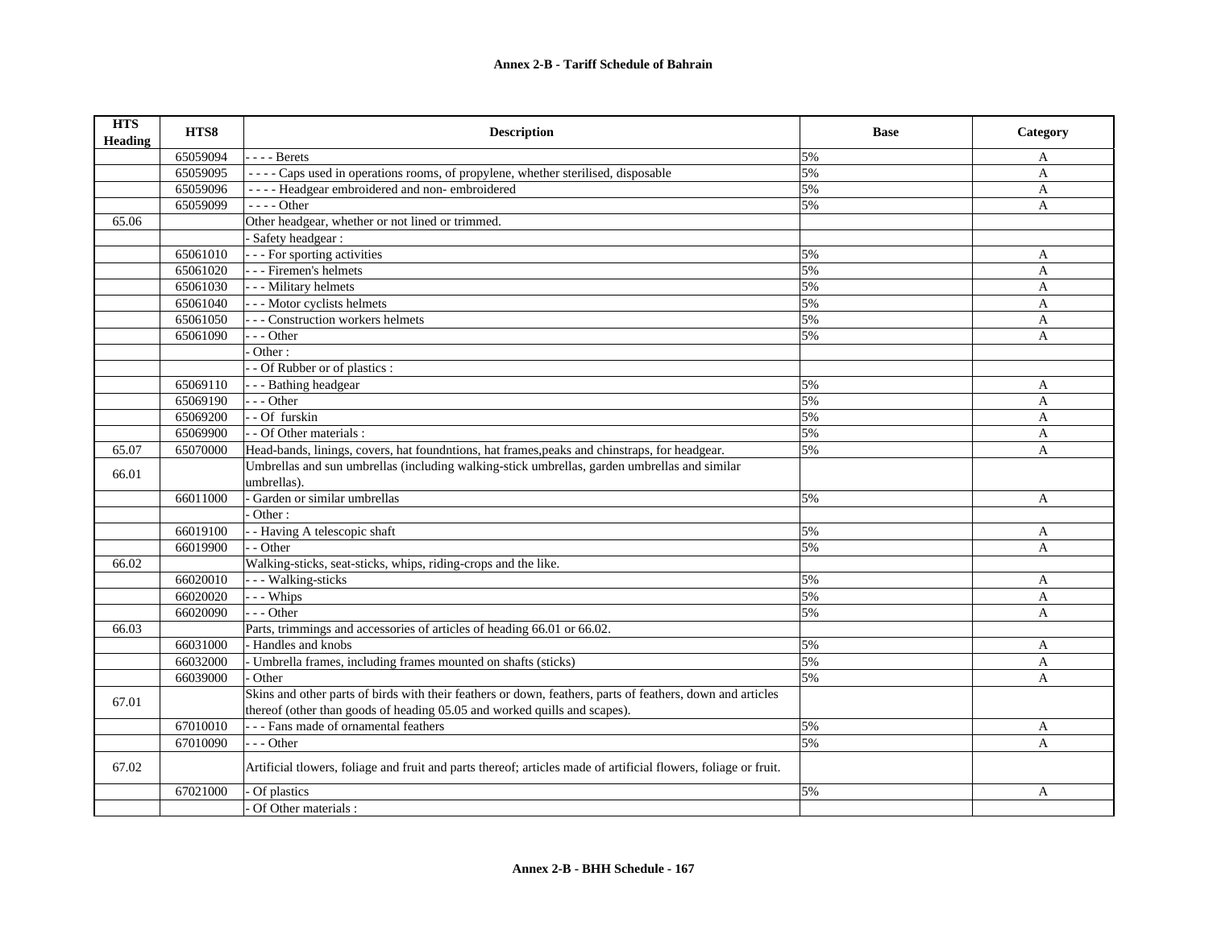## Annex 2-B - Tariff Schedule of Bahrain

| HTS Heading | HTS8 | Description | Base | Category |
|---|---|---|---|---|
| | 65059094 | - - - - Berets | 5% | A |
| | 65059095 | - - - - Caps used in operations rooms, of propylene, whether sterilised, disposable | 5% | A |
| | 65059096 | - - - - Headgear embroidered and non- embroidered | 5% | A |
| | 65059099 | - - - - Other | 5% | A |
| 65.06 | | Other headgear, whether or not lined or trimmed. | | |
| | | - Safety headgear : | | |
| | 65061010 | - - - For sporting activities | 5% | A |
| | 65061020 | - - - Firemen's helmets | 5% | A |
| | 65061030 | - - - Military helmets | 5% | A |
| | 65061040 | - - - Motor cyclists helmets | 5% | A |
| | 65061050 | - - - Construction workers helmets | 5% | A |
| | 65061090 | - - - Other | 5% | A |
| | | - Other : | | |
| | | - - Of Rubber or of plastics : | | |
| | 65069110 | - - - Bathing headgear | 5% | A |
| | 65069190 | - - - Other | 5% | A |
| | 65069200 | - - Of furskin | 5% | A |
| | 65069900 | - - Of Other materials : | 5% | A |
| 65.07 | 65070000 | Head-bands, linings, covers, hat foundntions, hat frames,peaks and chinstraps, for headgear. | 5% | A |
| 66.01 | | Umbrellas and sun umbrellas (including walking-stick umbrellas, garden umbrellas and similar umbrellas). | | |
| | 66011000 | - Garden or similar umbrellas | 5% | A |
| | | - Other : | | |
| | 66019100 | - - Having A telescopic shaft | 5% | A |
| | 66019900 | - - Other | 5% | A |
| 66.02 | | Walking-sticks, seat-sticks, whips, riding-crops and the like. | | |
| | 66020010 | - - - Walking-sticks | 5% | A |
| | 66020020 | - - - Whips | 5% | A |
| | 66020090 | - - - Other | 5% | A |
| 66.03 | | Parts, trimmings and accessories of articles of heading 66.01 or 66.02. | | |
| | 66031000 | - Handles and knobs | 5% | A |
| | 66032000 | - Umbrella frames, including frames mounted on shafts (sticks) | 5% | A |
| | 66039000 | - Other | 5% | A |
| 67.01 | | Skins and other parts of birds with their feathers or down, feathers, parts of feathers, down and articles thereof (other than goods of heading 05.05 and worked quills and scapes). | | |
| | 67010010 | - - - Fans made of ornamental feathers | 5% | A |
| | 67010090 | - - - Other | 5% | A |
| 67.02 | | Artificial tlowers, foliage and fruit and parts thereof; articles made of artificial flowers, foliage or fruit. | | |
| | 67021000 | - Of plastics | 5% | A |
| | | - Of Other materials : | | |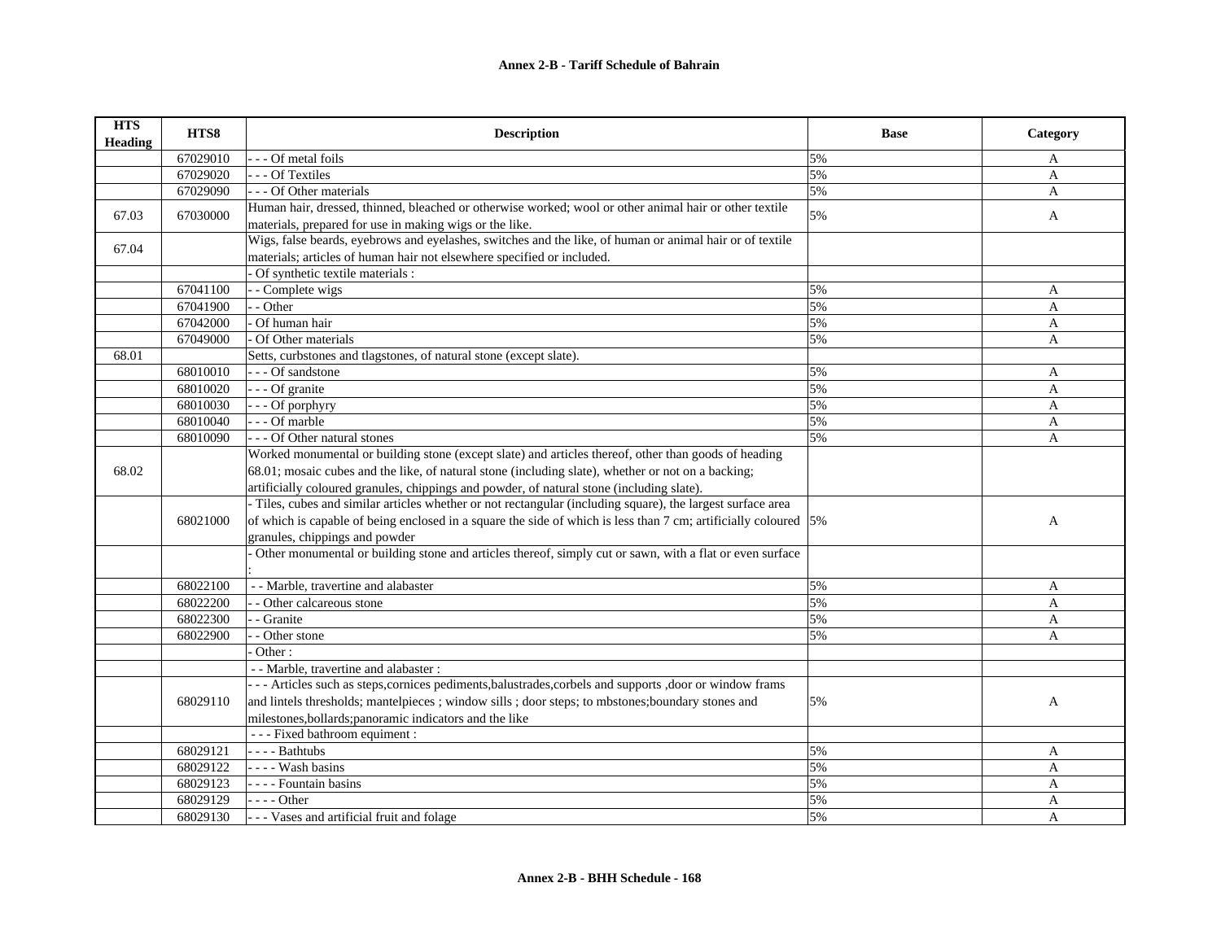## Annex 2-B - Tariff Schedule of Bahrain

| HTS Heading | HTS8 | Description | Base | Category |
|---|---|---|---|---|
| | 67029010 | - - - Of metal foils | 5% | A |
| | 67029020 | - - - Of Textiles | 5% | A |
| | 67029090 | - - - Of Other materials | 5% | A |
| 67.03 | 67030000 | Human hair, dressed, thinned, bleached or otherwise worked; wool or other animal hair or other textile materials, prepared for use in making wigs or the like. | 5% | A |
| 67.04 | | Wigs, false beards, eyebrows and eyelashes, switches and the like, of human or animal hair or of textile materials; articles of human hair not elsewhere specified or included. | | |
| | | - Of synthetic textile materials : | | |
| | 67041100 | - - Complete wigs | 5% | A |
| | 67041900 | - - Other | 5% | A |
| | 67042000 | - Of human hair | 5% | A |
| | 67049000 | - Of Other materials | 5% | A |
| 68.01 | | Setts, curbstones and tlagstones, of natural stone (except slate). | | |
| | 68010010 | - - - Of sandstone | 5% | A |
| | 68010020 | - - - Of granite | 5% | A |
| | 68010030 | - - - Of porphyry | 5% | A |
| | 68010040 | - - - Of marble | 5% | A |
| | 68010090 | - - - Of Other natural stones | 5% | A |
| 68.02 | | Worked monumental or building stone (except slate) and articles thereof, other than goods of heading 68.01; mosaic cubes and the like, of natural stone (including slate), whether or not on a backing; artificially coloured granules, chippings and powder, of natural stone (including slate). | | |
| | 68021000 | - Tiles, cubes and similar articles whether or not rectangular (including square), the largest surface area of which is capable of being enclosed in a square the side of which is less than 7 cm; artificially coloured granules, chippings and powder | 5% | A |
| | | - Other monumental or building stone and articles thereof, simply cut or sawn, with a flat or even surface : | | |
| | 68022100 | - - Marble, travertine and alabaster | 5% | A |
| | 68022200 | - - Other calcareous stone | 5% | A |
| | 68022300 | - - Granite | 5% | A |
| | 68022900 | - - Other stone | 5% | A |
| | | - Other : | | |
| | | - - Marble, travertine and alabaster : | | |
| | 68029110 | - - - Articles such as steps,cornices pediments,balustrades,corbels and supports ,door or window frams and lintels thresholds; mantelpieces ; window sills ; door steps; to mbstones;boundary stones and milestones,bollards;panoramic indicators and the like | 5% | A |
| | | - - - Fixed bathroom equiment : | | |
| | 68029121 | - - - - Bathtubs | 5% | A |
| | 68029122 | - - - - Wash basins | 5% | A |
| | 68029123 | - - - - Fountain basins | 5% | A |
| | 68029129 | - - - - Other | 5% | A |
| | 68029130 | - - - Vases and artificial fruit and folage | 5% | A |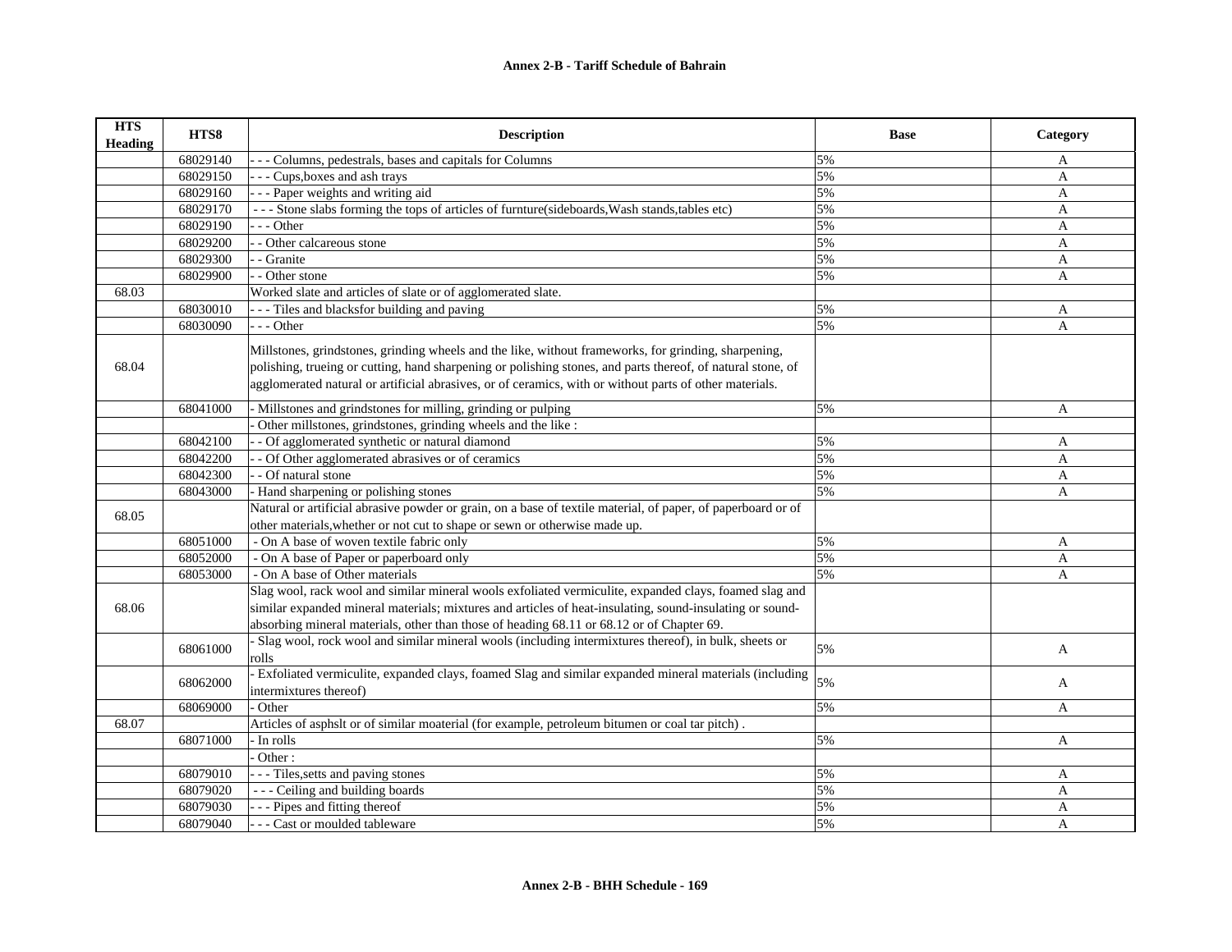## Annex 2-B - Tariff Schedule of Bahrain

| HTS Heading | HTS8 | Description | Base | Category |
|---|---|---|---|---|
| | 68029140 | - - - Columns, pedestrals, bases and capitals for Columns | 5% | A |
| | 68029150 | - - - Cups,boxes and ash trays | 5% | A |
| | 68029160 | - - - Paper weights and writing aid | 5% | A |
| | 68029170 | - - - Stone slabs forming the tops of articles of furnture(sideboards,Wash stands,tables etc) | 5% | A |
| | 68029190 | - - - Other | 5% | A |
| | 68029200 | - - Other calcareous stone | 5% | A |
| | 68029300 | - - Granite | 5% | A |
| | 68029900 | - - Other stone | 5% | A |
| 68.03 | | Worked slate and articles of slate or of agglomerated slate. | | |
| | 68030010 | - - - Tiles and blacksfor building and paving | 5% | A |
| | 68030090 | - - - Other | 5% | A |
| 68.04 | | Millstones, grindstones, grinding wheels and the like, without frameworks, for grinding, sharpening, polishing, trueing or cutting, hand sharpening or polishing stones, and parts thereof, of natural stone, of agglomerated natural or artificial abrasives, or of ceramics, with or without parts of other materials. | | |
| | 68041000 | - Millstones and grindstones for milling, grinding or pulping | 5% | A |
| | | - Other millstones, grindstones, grinding wheels and the like : | | |
| | 68042100 | - - Of agglomerated synthetic or natural diamond | 5% | A |
| | 68042200 | - - Of Other agglomerated abrasives or of ceramics | 5% | A |
| | 68042300 | - - Of natural stone | 5% | A |
| | 68043000 | - Hand sharpening or polishing stones | 5% | A |
| 68.05 | | Natural or artificial abrasive powder or grain, on a base of textile material, of paper, of paperboard or of other materials,whether or not cut to shape or sewn or otherwise made up. | | |
| | 68051000 | - On A base of woven textile fabric only | 5% | A |
| | 68052000 | - On A base of Paper or paperboard only | 5% | A |
| | 68053000 | - On A base of Other materials | 5% | A |
| 68.06 | | Slag wool, rack wool and similar mineral wools exfoliated vermiculite, expanded clays, foamed slag and similar expanded mineral materials; mixtures and articles of heat-insulating, sound-insulating or sound-absorbing mineral materials, other than those of heading 68.11 or 68.12 or of Chapter 69. | | |
| | 68061000 | - Slag wool, rock wool and similar mineral wools (including intermixtures thereof), in bulk, sheets or rolls | 5% | A |
| | 68062000 | - Exfoliated vermiculite, expanded clays, foamed Slag and similar expanded mineral materials (including intermixtures thereof) | 5% | A |
| | 68069000 | - Other | 5% | A |
| 68.07 | | Articles of asphslt or of similar moaterial (for example, petroleum bitumen or coal tar pitch) . | | |
| | 68071000 | - In rolls | 5% | A |
| | | - Other : | | |
| | 68079010 | - - - Tiles,setts and paving stones | 5% | A |
| | 68079020 | - - - Ceiling and building boards | 5% | A |
| | 68079030 | - - - Pipes and fitting thereof | 5% | A |
| | 68079040 | - - - Cast or moulded tableware | 5% | A |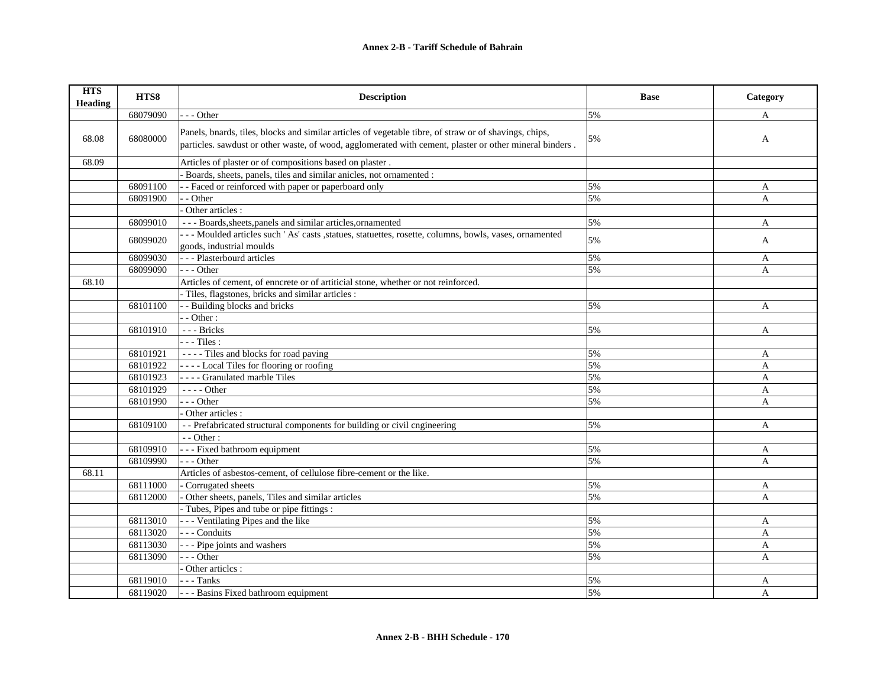## Annex 2-B - Tariff Schedule of Bahrain

| HTS Heading | HTS8 | Description | Base | Category |
|---|---|---|---|---|
| | 68079090 | - - - Other | 5% | A |
| 68.08 | 68080000 | Panels, bnards, tiles, blocks and similar articles of vegetable tibre, of straw or of shavings, chips, particles. sawdust or other waste, of wood, agglomerated with cement, plaster or other mineral binders . | 5% | A |
| 68.09 | | Articles of plaster or of compositions based on plaster . | | |
| | | - Boards, sheets, panels, tiles and similar anicles, not ornamented : | | |
| | 68091100 | - - Faced or reinforced with paper or paperboard only | 5% | A |
| | 68091900 | - - Other | 5% | A |
| | | - Other articles : | | |
| | 68099010 | - - - Boards,sheets,panels and similar articles,ornamented | 5% | A |
| | 68099020 | - - - Moulded articles such ' As' casts ,statues, statuettes, rosette, columns, bowls, vases, ornamented goods, industrial moulds | 5% | A |
| | 68099030 | - - - Plasterbourd articles | 5% | A |
| | 68099090 | - - - Other | 5% | A |
| 68.10 | | Articles of cement, of enncrete or of artiticial stone, whether or not reinforced. | | |
| | | - Tiles, flagstones, bricks and similar articles : | | |
| | 68101100 | - - Building blocks and bricks | 5% | A |
| | | - - Other : | | |
| | 68101910 | - - - Bricks | 5% | A |
| | | - - - Tiles : | | |
| | 68101921 | - - - - Tiles and blocks for road paving | 5% | A |
| | 68101922 | - - - - Local Tiles for flooring or roofing | 5% | A |
| | 68101923 | - - - - Granulated marble Tiles | 5% | A |
| | 68101929 | - - - - Other | 5% | A |
| | 68101990 | - - - Other | 5% | A |
| | | - Other articles : | | |
| | 68109100 | - - Prefabricated structural components for building or civil cngineering | 5% | A |
| | | - - Other : | | |
| | 68109910 | - - - Fixed bathroom equipment | 5% | A |
| | 68109990 | - - - Other | 5% | A |
| 68.11 | | Articles of asbestos-cement, of cellulose fibre-cement or the like. | | |
| | 68111000 | - Corrugated sheets | 5% | A |
| | 68112000 | - Other sheets, panels, Tiles and similar articles | 5% | A |
| | | - Tubes, Pipes and tube or pipe fittings : | | |
| | 68113010 | - - - Ventilating Pipes and the like | 5% | A |
| | 68113020 | - - - Conduits | 5% | A |
| | 68113030 | - - - Pipe joints and washers | 5% | A |
| | 68113090 | - - - Other | 5% | A |
| | | - Other articlcs : | | |
| | 68119010 | - - - Tanks | 5% | A |
| | 68119020 | - - - Basins Fixed bathroom equipment | 5% | A |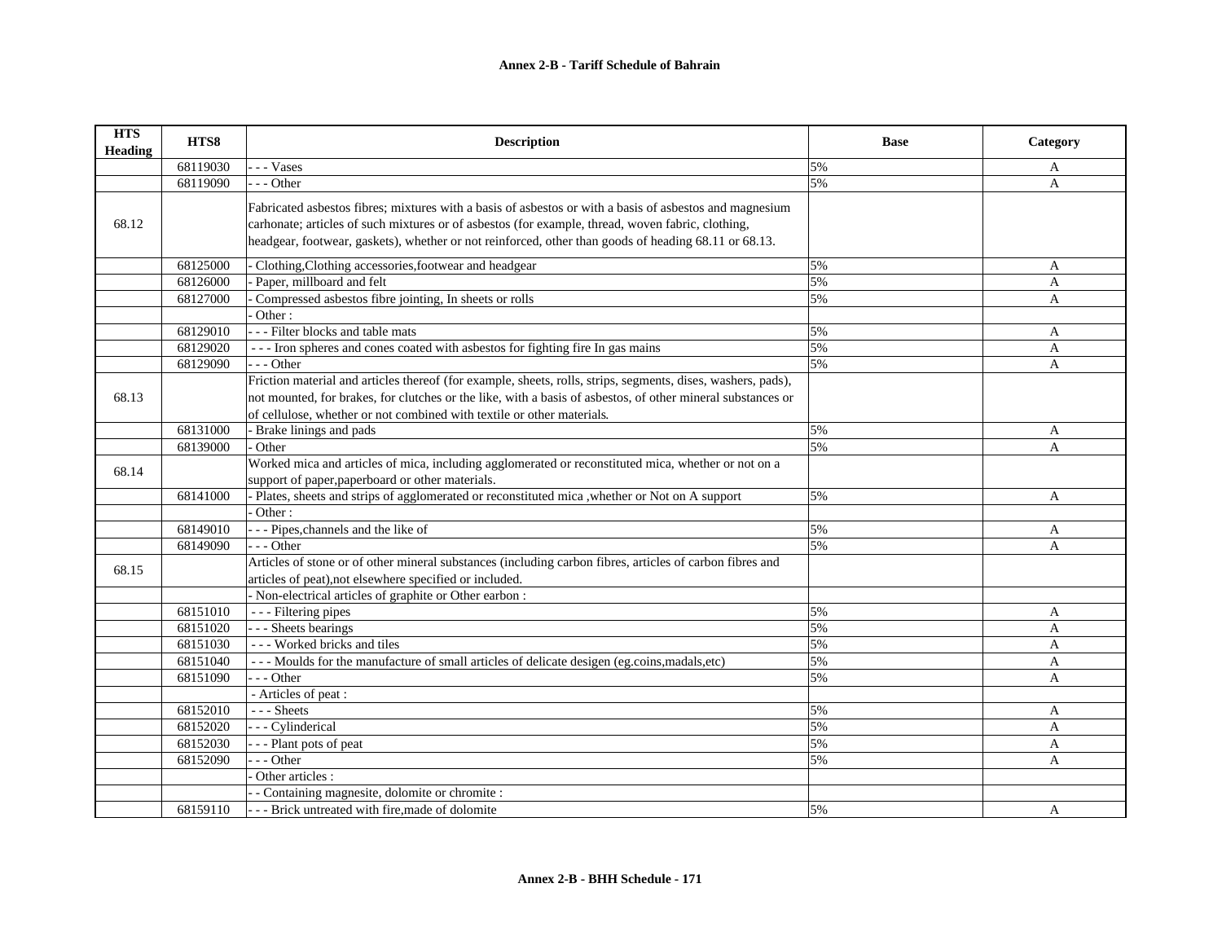## Annex 2-B - Tariff Schedule of Bahrain

| HTS Heading | HTS8 | Description | Base | Category |
|---|---|---|---|---|
| | 68119030 | - - - Vases | 5% | A |
| | 68119090 | - - - Other | 5% | A |
| 68.12 | | Fabricated asbestos fibres; mixtures with a basis of asbestos or with a basis of asbestos and magnesium carhonate; articles of such mixtures or of asbestos (for example, thread, woven fabric, clothing, headgear, footwear, gaskets), whether or not reinforced, other than goods of heading 68.11 or 68.13. | | |
| | 68125000 | - Clothing,Clothing accessories,footwear and headgear | 5% | A |
| | 68126000 | - Paper, millboard and felt | 5% | A |
| | 68127000 | - Compressed asbestos fibre jointing, In sheets or rolls | 5% | A |
| | | - Other : | | |
| | 68129010 | - - - Filter blocks and table mats | 5% | A |
| | 68129020 | - - - Iron spheres and cones coated with asbestos for fighting fire In gas mains | 5% | A |
| | 68129090 | - - - Other | 5% | A |
| 68.13 | | Friction material and articles thereof (for example, sheets, rolls, strips, segments, dises, washers, pads), not mounted, for brakes, for clutches or the like, with a basis of asbestos, of other mineral substances or of cellulose, whether or not combined with textile or other materials. | | |
| | 68131000 | - Brake linings and pads | 5% | A |
| | 68139000 | - Other | 5% | A |
| 68.14 | | Worked mica and articles of mica, including agglomerated or reconstituted mica, whether or not on a support of paper,paperboard or other materials. | | |
| | 68141000 | - Plates, sheets and strips of agglomerated or reconstituted mica ,whether or Not on A support | 5% | A |
| | | - Other : | | |
| | 68149010 | - - - Pipes,channels and the like of | 5% | A |
| | 68149090 | - - - Other | 5% | A |
| 68.15 | | Articles of stone or of other mineral substances (including carbon fibres, articles of carbon fibres and articles of peat),not elsewhere specified or included. | | |
| | | - Non-electrical articles of graphite or Other earbon : | | |
| | 68151010 | - - - Filtering pipes | 5% | A |
| | 68151020 | - - - Sheets bearings | 5% | A |
| | 68151030 | - - - Worked bricks and tiles | 5% | A |
| | 68151040 | - - - Moulds for the manufacture of small articles of delicate desigen (eg.coins,madals,etc) | 5% | A |
| | 68151090 | - - - Other | 5% | A |
| | | - Articles of peat : | | |
| | 68152010 | - - - Sheets | 5% | A |
| | 68152020 | - - - Cylinderical | 5% | A |
| | 68152030 | - - - Plant pots of peat | 5% | A |
| | 68152090 | - - - Other | 5% | A |
| | | - Other articles : | | |
| | | - - Containing magnesite, dolomite or chromite : | | |
| | 68159110 | - - - Brick untreated with fire,made of dolomite | 5% | A |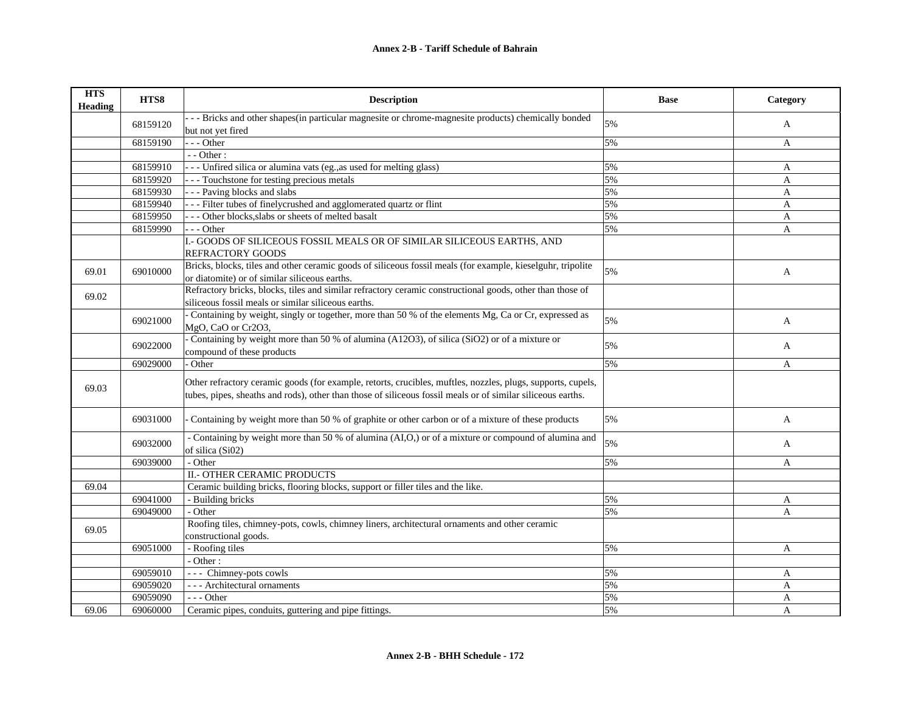**Annex 2-B - Tariff Schedule of Bahrain**

| HTS Heading | HTS8 | Description | Base | Category |
|---|---|---|---|---|
| | 68159120 | - - - Bricks and other shapes(in particular magnesite or chrome-magnesite products) chemically bonded but not yet fired | 5% | A |
| | 68159190 | - - - Other | 5% | A |
| | | - - Other : | | |
| | 68159910 | - - - Unfired silica or alumina vats (eg.,as used for melting glass) | 5% | A |
| | 68159920 | - - - Touchstone for testing precious metals | 5% | A |
| | 68159930 | - - - Paving blocks and slabs | 5% | A |
| | 68159940 | - - - Filter tubes of finelycrushed and agglomerated quartz or flint | 5% | A |
| | 68159950 | - - - Other blocks,slabs or sheets of melted basalt | 5% | A |
| | 68159990 | - - - Other | 5% | A |
| | | I.- GOODS OF SILICEOUS FOSSIL MEALS OR OF SIMILAR SILICEOUS EARTHS, AND REFRACTORY GOODS | | |
| 69.01 | 69010000 | Bricks, blocks, tiles and other ceramic goods of siliceous fossil meals (for example, kieselguhr, tripolite or diatomite) or of similar siliceous earths. | 5% | A |
| 69.02 | | Refractory bricks, blocks, tiles and similar refractory ceramic constructional goods, other than those of siliceous fossil meals or similar siliceous earths. | | |
| | 69021000 | - Containing by weight, singly or together, more than 50 % of the elements Mg, Ca or Cr, expressed as MgO, CaO or Cr2O3, | 5% | A |
| | 69022000 | - Containing by weight more than 50 % of alumina (A12O3), of silica (SiO2) or of a mixture or compound of these products | 5% | A |
| | 69029000 | - Other | 5% | A |
| 69.03 | | Other refractory ceramic goods (for example, retorts, crucibles, muftles, nozzles, plugs, supports, cupels, tubes, pipes, sheaths and rods), other than those of siliceous fossil meals or of similar siliceous earths. | | |
| | 69031000 | - Containing by weight more than 50 % of graphite or other carbon or of a mixture of these products | 5% | A |
| | 69032000 | - Containing by weight more than 50 % of alumina (AI,O,) or of a mixture or compound of alumina and of silica (Si02) | 5% | A |
| | 69039000 | - Other | 5% | A |
| | | II.- OTHER CERAMIC PRODUCTS | | |
| 69.04 | | Ceramic building bricks, flooring blocks, support or filler tiles and the like. | | |
| | 69041000 | - Building bricks | 5% | A |
| | 69049000 | - Other | 5% | A |
| 69.05 | | Roofing tiles, chimney-pots, cowls, chimney liners, architectural ornaments and other ceramic constructional goods. | | |
| | 69051000 | - Roofing tiles | 5% | A |
| | | - Other : | | |
| | 69059010 | - - - Chimney-pots cowls | 5% | A |
| | 69059020 | - - - Architectural ornaments | 5% | A |
| | 69059090 | - - - Other | 5% | A |
| 69.06 | 69060000 | Ceramic pipes, conduits, guttering and pipe fittings. | 5% | A |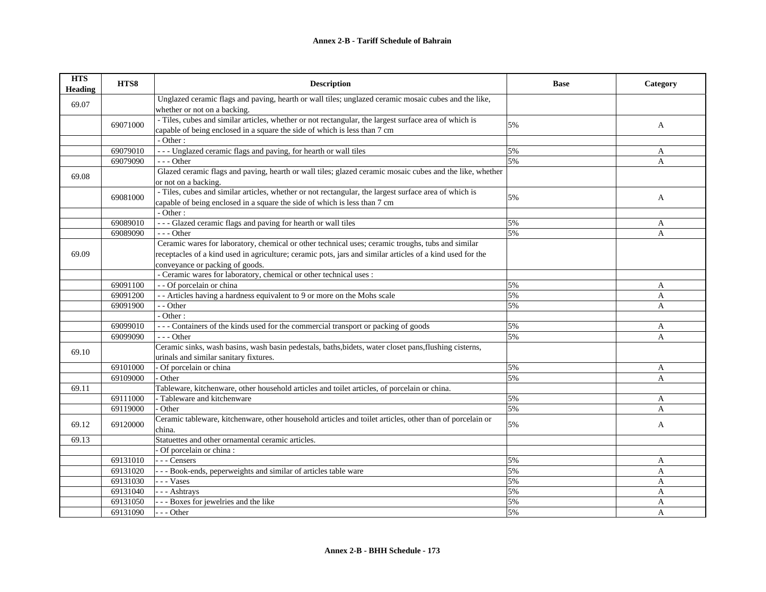## Annex 2-B - Tariff Schedule of Bahrain

| HTS Heading | HTS8 | Description | Base | Category |
|---|---|---|---|---|
| 69.07 | | Unglazed ceramic flags and paving, hearth or wall tiles; unglazed ceramic mosaic cubes and the like, whether or not on a backing. | | |
| | 69071000 | - Tiles, cubes and similar articles, whether or not rectangular, the largest surface area of which is capable of being enclosed in a square the side of which is less than 7 cm | 5% | A |
| | | - Other : | | |
| | 69079010 | - - - Unglazed ceramic flags and paving, for hearth or wall tiles | 5% | A |
| | 69079090 | - - - Other | 5% | A |
| 69.08 | | Glazed ceramic flags and paving, hearth or wall tiles; glazed ceramic mosaic cubes and the like, whether or not on a backing. | | |
| | 69081000 | - Tiles, cubes and similar articles, whether or not rectangular, the largest surface area of which is capable of being enclosed in a square the side of which is less than 7 cm | 5% | A |
| | | - Other : | | |
| | 69089010 | - - - Glazed ceramic flags and paving for hearth or wall tiles | 5% | A |
| | 69089090 | - - - Other | 5% | A |
| 69.09 | | Ceramic wares for laboratory, chemical or other technical uses; ceramic troughs, tubs and similar receptacles of a kind used in agriculture; ceramic pots, jars and similar articles of a kind used for the conveyance or packing of goods. | | |
| | | - Ceramic wares for laboratory, chemical or other technical uses : | | |
| | 69091100 | - - Of porcelain or china | 5% | A |
| | 69091200 | - - Articles having a hardness equivalent to 9 or more on the Mohs scale | 5% | A |
| | 69091900 | - - Other | 5% | A |
| | | - Other : | | |
| | 69099010 | - - - Containers of the kinds used for the commercial transport or packing of goods | 5% | A |
| | 69099090 | - - - Other | 5% | A |
| 69.10 | | Ceramic sinks, wash basins, wash basin pedestals, baths,bidets, water closet pans,flushing cisterns, urinals and similar sanitary fixtures. | | |
| | 69101000 | - Of porcelain or china | 5% | A |
| | 69109000 | - Other | 5% | A |
| 69.11 | | Tableware, kitchenware, other household articles and toilet articles, of porcelain or china. | | |
| | 69111000 | - Tableware and kitchenware | 5% | A |
| | 69119000 | - Other | 5% | A |
| 69.12 | 69120000 | Ceramic tableware, kitchenware, other household articles and toilet articles, other than of porcelain or china. | 5% | A |
| 69.13 | | Statuettes and other ornamental ceramic articles. | | |
| | | - Of porcelain or china : | | |
| | 69131010 | - - - Censers | 5% | A |
| | 69131020 | - - - Book-ends, peperweights and similar of articles table ware | 5% | A |
| | 69131030 | - - - Vases | 5% | A |
| | 69131040 | - - - Ashtrays | 5% | A |
| | 69131050 | - - - Boxes for jewelries and the like | 5% | A |
| | 69131090 | - - - Other | 5% | A |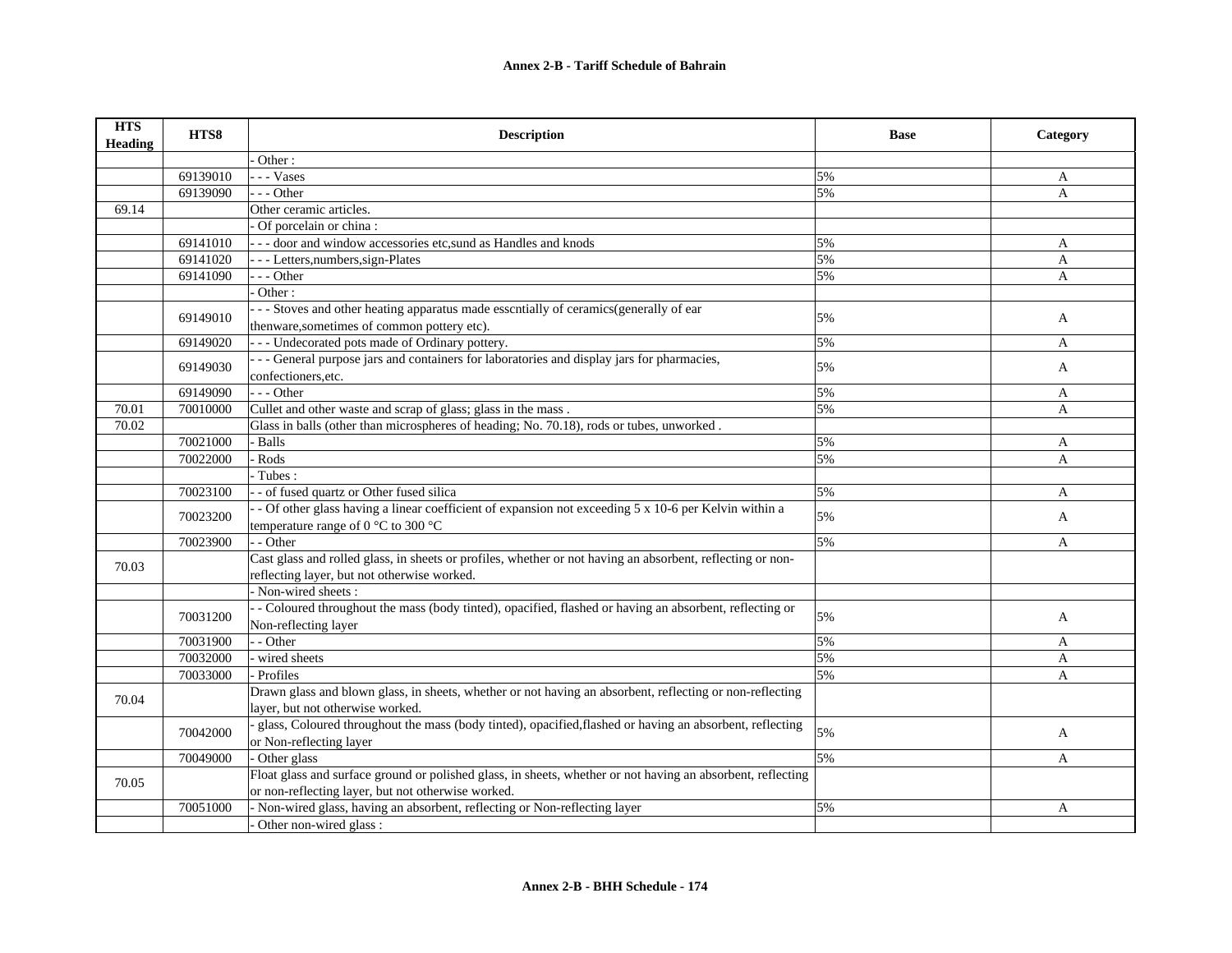## Annex 2-B - Tariff Schedule of Bahrain

| HTS Heading | HTS8 | Description | Base | Category |
|---|---|---|---|---|
| | | - Other : | | |
| | 69139010 | - - - Vases | 5% | A |
| | 69139090 | - - - Other | 5% | A |
| 69.14 | | Other ceramic articles. | | |
| | | - Of porcelain or china : | | |
| | 69141010 | - - - door and window accessories etc,sund as Handles and knods | 5% | A |
| | 69141020 | - - - Letters,numbers,sign-Plates | 5% | A |
| | 69141090 | - - - Other | 5% | A |
| | | - Other : | | |
| | 69149010 | - - - Stoves and other heating apparatus made esscntially of ceramics(generally of ear thenware,sometimes of common pottery etc). | 5% | A |
| | 69149020 | - - - Undecorated pots made of Ordinary pottery. | 5% | A |
| | 69149030 | - - - General purpose jars and containers for laboratories and display jars for pharmacies, confectioners,etc. | 5% | A |
| | 69149090 | - - - Other | 5% | A |
| 70.01 | 70010000 | Cullet and other waste and scrap of glass; glass in the mass . | 5% | A |
| 70.02 | | Glass in balls (other than microspheres of heading; No. 70.18), rods or tubes, unworked . | | |
| | 70021000 | - Balls | 5% | A |
| | 70022000 | - Rods | 5% | A |
| | | - Tubes : | | |
| | 70023100 | - - of fused quartz or Other fused silica | 5% | A |
| | 70023200 | - - Of other glass having a linear coefficient of expansion not exceeding 5 x 10-6 per Kelvin within a temperature range of 0 °C to 300 °C | 5% | A |
| | 70023900 | - - Other | 5% | A |
| 70.03 | | Cast glass and rolled glass, in sheets or profiles, whether or not having an absorbent, reflecting or non-reflecting layer, but not otherwise worked. | | |
| | | - Non-wired sheets : | | |
| | 70031200 | - - Coloured throughout the mass (body tinted), opacified, flashed or having an absorbent, reflecting or Non-reflecting layer | 5% | A |
| | 70031900 | - - Other | 5% | A |
| | 70032000 | - wired sheets | 5% | A |
| | 70033000 | - Profiles | 5% | A |
| 70.04 | | Drawn glass and blown glass, in sheets, whether or not having an absorbent, reflecting or non-reflecting layer, but not otherwise worked. | | |
| | 70042000 | - glass, Coloured throughout the mass (body tinted), opacified,flashed or having an absorbent, reflecting or Non-reflecting layer | 5% | A |
| | 70049000 | - Other glass | 5% | A |
| 70.05 | | Float glass and surface ground or polished glass, in sheets, whether or not having an absorbent, reflecting or non-reflecting layer, but not otherwise worked. | | |
| | 70051000 | - Non-wired glass, having an absorbent, reflecting or Non-reflecting layer | 5% | A |
| | | - Other non-wired glass : | | |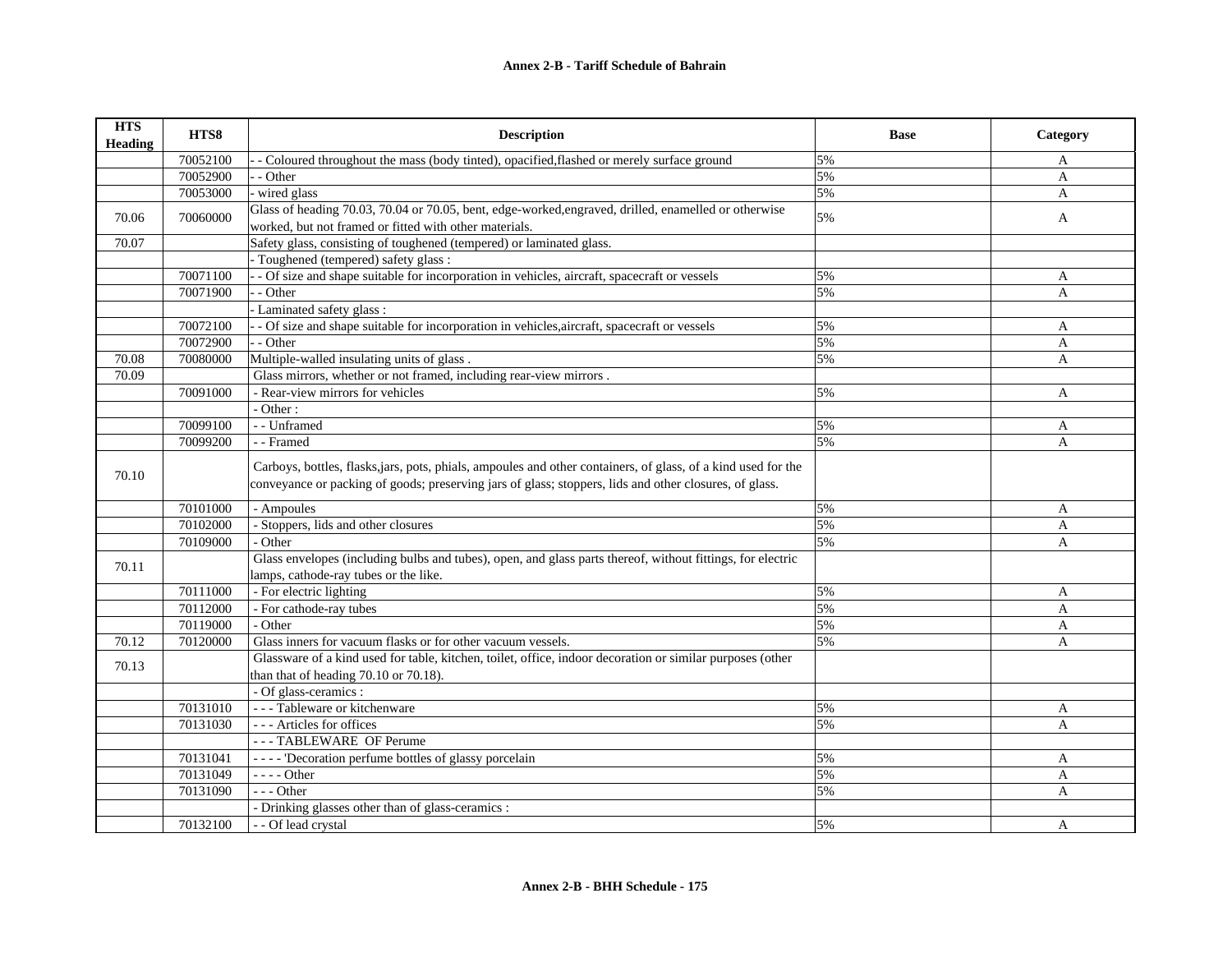**Annex 2-B - Tariff Schedule of Bahrain**

| HTS Heading | HTS8 | Description | Base | Category |
|---|---|---|---|---|
| | 70052100 | - - Coloured throughout the mass (body tinted), opacified,flashed or merely surface ground | 5% | A |
| | 70052900 | - - Other | 5% | A |
| | 70053000 | - wired glass | 5% | A |
| 70.06 | 70060000 | Glass of heading 70.03, 70.04 or 70.05, bent, edge-worked,engraved, drilled, enamelled or otherwise worked, but not framed or fitted with other materials. | 5% | A |
| 70.07 | | Safety glass, consisting of toughened (tempered) or laminated glass. | | |
| | | - Toughened (tempered) safety glass : | | |
| | 70071100 | - - Of size and shape suitable for incorporation in vehicles, aircraft, spacecraft or vessels | 5% | A |
| | 70071900 | - - Other | 5% | A |
| | | - Laminated safety glass : | | |
| | 70072100 | - - Of size and shape suitable for incorporation in vehicles,aircraft, spacecraft or vessels | 5% | A |
| | 70072900 | - - Other | 5% | A |
| 70.08 | 70080000 | Multiple-walled insulating units of glass . | 5% | A |
| 70.09 | | Glass mirrors, whether or not framed, including rear-view mirrors . | | |
| | 70091000 | - Rear-view mirrors for vehicles | 5% | A |
| | | - Other : | | |
| | 70099100 | - - Unframed | 5% | A |
| | 70099200 | - - Framed | 5% | A |
| 70.10 | | Carboys, bottles, flasks,jars, pots, phials, ampoules and other containers, of glass, of a kind used for the conveyance or packing of goods; preserving jars of glass; stoppers, lids and other closures, of glass. | | |
| | 70101000 | - Ampoules | 5% | A |
| | 70102000 | - Stoppers, lids and other closures | 5% | A |
| | 70109000 | - Other | 5% | A |
| 70.11 | | Glass envelopes (including bulbs and tubes), open, and glass parts thereof, without fittings, for electric lamps, cathode-ray tubes or the like. | | |
| | 70111000 | - For electric lighting | 5% | A |
| | 70112000 | - For cathode-ray tubes | 5% | A |
| | 70119000 | - Other | 5% | A |
| 70.12 | 70120000 | Glass inners for vacuum flasks or for other vacuum vessels. | 5% | A |
| 70.13 | | Glassware of a kind used for table, kitchen, toilet, office, indoor decoration or similar purposes (other than that of heading 70.10 or 70.18). | | |
| | | - Of glass-ceramics : | | |
| | 70131010 | - - - Tableware or kitchenware | 5% | A |
| | 70131030 | - - - Articles for offices | 5% | A |
| | | - - - TABLEWARE OF Perume | | |
| | 70131041 | - - - - 'Decoration perfume bottles of glassy porcelain | 5% | A |
| | 70131049 | - - - - Other | 5% | A |
| | 70131090 | - - - Other | 5% | A |
| | | - Drinking glasses other than of glass-ceramics : | | |
| | 70132100 | - - Of lead crystal | 5% | A |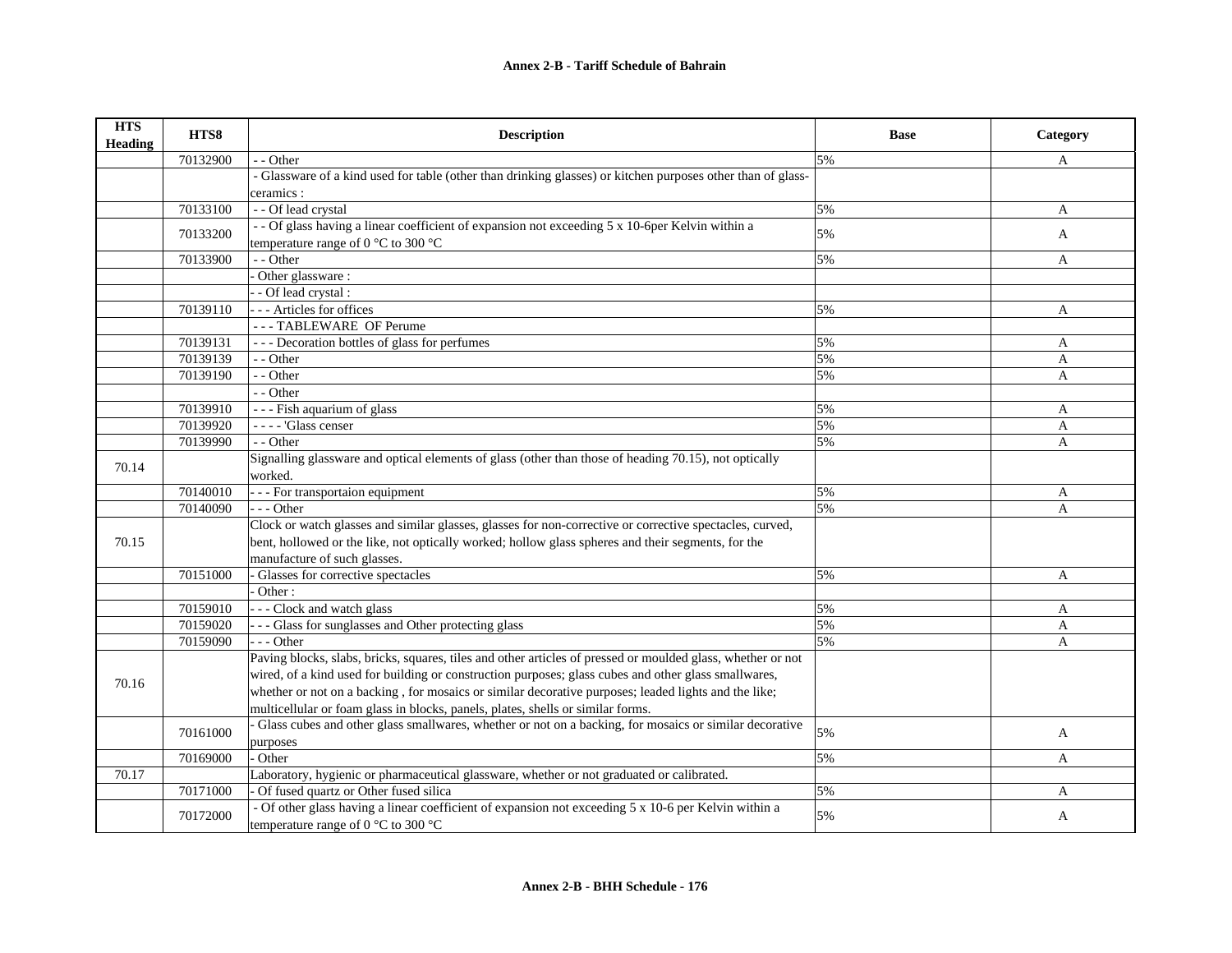# Annex 2-B - Tariff Schedule of Bahrain

| HTS Heading | HTS8 | Description | Base | Category |
|---|---|---|---|---|
| | 70132900 | - - Other | 5% | A |
| | | - Glassware of a kind used for table (other than drinking glasses) or kitchen purposes other than of glass-ceramics : | | |
| | 70133100 | - - Of lead crystal | 5% | A |
| | 70133200 | - - Of glass having a linear coefficient of expansion not exceeding 5 x 10-6per Kelvin within a temperature range of 0 °C to 300 °C | 5% | A |
| | 70133900 | - - Other | 5% | A |
| | | - Other glassware : | | |
| | | - - Of lead crystal : | | |
| | 70139110 | - - - Articles for offices | 5% | A |
| | | - - - TABLEWARE OF Perume | | |
| | 70139131 | - - - Decoration bottles of glass for perfumes | 5% | A |
| | 70139139 | - - Other | 5% | A |
| | 70139190 | - - Other | 5% | A |
| | | - - Other | | |
| | 70139910 | - - - Fish aquarium of glass | 5% | A |
| | 70139920 | - - - - 'Glass censer | 5% | A |
| | 70139990 | - - Other | 5% | A |
| 70.14 | | Signalling glassware and optical elements of glass (other than those of heading 70.15), not optically worked. | | |
| | 70140010 | - - - For transportaion equipment | 5% | A |
| | 70140090 | - - - Other | 5% | A |
| 70.15 | | Clock or watch glasses and similar glasses, glasses for non-corrective or corrective spectacles, curved, bent, hollowed or the like, not optically worked; hollow glass spheres and their segments, for the manufacture of such glasses. | | |
| | 70151000 | - Glasses for corrective spectacles | 5% | A |
| | | - Other : | | |
| | 70159010 | - - - Clock and watch glass | 5% | A |
| | 70159020 | - - - Glass for sunglasses and Other protecting glass | 5% | A |
| | 70159090 | - - - Other | 5% | A |
| 70.16 | | Paving blocks, slabs, bricks, squares, tiles and other articles of pressed or moulded glass, whether or not wired, of a kind used for building or construction purposes; glass cubes and other glass smallwares, whether or not on a backing , for mosaics or similar decorative purposes; leaded lights and the like; multicellular or foam glass in blocks, panels, plates, shells or similar forms. | | |
| | 70161000 | - Glass cubes and other glass smallwares, whether or not on a backing, for mosaics or similar decorative purposes | 5% | A |
| | 70169000 | - Other | 5% | A |
| 70.17 | | Laboratory, hygienic or pharmaceutical glassware, whether or not graduated or calibrated. | | |
| | 70171000 | - Of fused quartz or Other fused silica | 5% | A |
| | 70172000 | - Of other glass having a linear coefficient of expansion not exceeding 5 x 10-6 per Kelvin within a temperature range of 0 °C to 300 °C | 5% | A |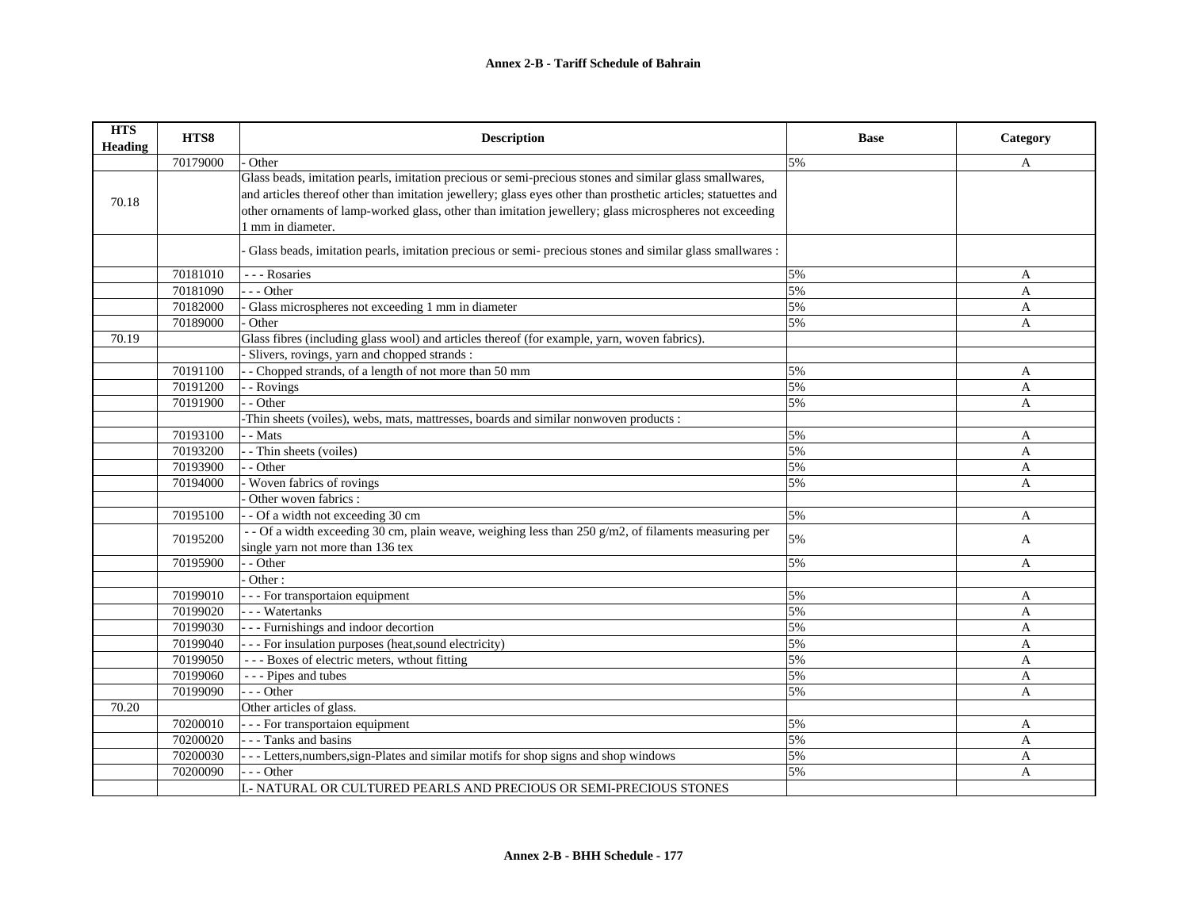**Annex 2-B - Tariff Schedule of Bahrain**

| HTS Heading | HTS8 | Description | Base | Category |
|---|---|---|---|---|
| | 70179000 | - Other | 5% | A |
| 70.18 | | Glass beads, imitation pearls, imitation precious or semi-precious stones and similar glass smallwares, and articles thereof other than imitation jewellery; glass eyes other than prosthetic articles; statuettes and other ornaments of lamp-worked glass, other than imitation jewellery; glass microspheres not exceeding 1 mm in diameter. | | |
| | | - Glass beads, imitation pearls, imitation precious or semi- precious stones and similar glass smallwares : | | |
| | 70181010 | - - - Rosaries | 5% | A |
| | 70181090 | - - - Other | 5% | A |
| | 70182000 | - Glass microspheres not exceeding 1 mm in diameter | 5% | A |
| | 70189000 | - Other | 5% | A |
| 70.19 | | Glass fibres (including glass wool) and articles thereof (for example, yarn, woven fabrics). | | |
| | | - Slivers, rovings, yarn and chopped strands : | | |
| | 70191100 | - - Chopped strands, of a length of not more than 50 mm | 5% | A |
| | 70191200 | - - Rovings | 5% | A |
| | 70191900 | - - Other | 5% | A |
| | | -Thin sheets (voiles), webs, mats, mattresses, boards and similar nonwoven products : | | |
| | 70193100 | - - Mats | 5% | A |
| | 70193200 | - - Thin sheets (voiles) | 5% | A |
| | 70193900 | - - Other | 5% | A |
| | 70194000 | - Woven fabrics of rovings | 5% | A |
| | | - Other woven fabrics : | | |
| | 70195100 | - - Of a width not exceeding 30 cm | 5% | A |
| | 70195200 | - - Of a width exceeding 30 cm, plain weave, weighing less than 250 g/m2, of filaments measuring per single yarn not more than 136 tex | 5% | A |
| | 70195900 | - - Other | 5% | A |
| | | - Other : | | |
| | 70199010 | - - - For transportaion equipment | 5% | A |
| | 70199020 | - - - Watertanks | 5% | A |
| | 70199030 | - - - Furnishings and indoor decortion | 5% | A |
| | 70199040 | - - - For insulation purposes (heat,sound electricity) | 5% | A |
| | 70199050 | - - - Boxes of electric meters, wthout fitting | 5% | A |
| | 70199060 | - - - Pipes and tubes | 5% | A |
| | 70199090 | - - - Other | 5% | A |
| 70.20 | | Other articles of glass. | | |
| | 70200010 | - - - For transportaion equipment | 5% | A |
| | 70200020 | - - - Tanks and basins | 5% | A |
| | 70200030 | - - - Letters,numbers,sign-Plates and similar motifs for shop signs and shop windows | 5% | A |
| | 70200090 | - - - Other | 5% | A |
| | | I.- NATURAL OR CULTURED PEARLS AND PRECIOUS OR SEMI-PRECIOUS STONES | | |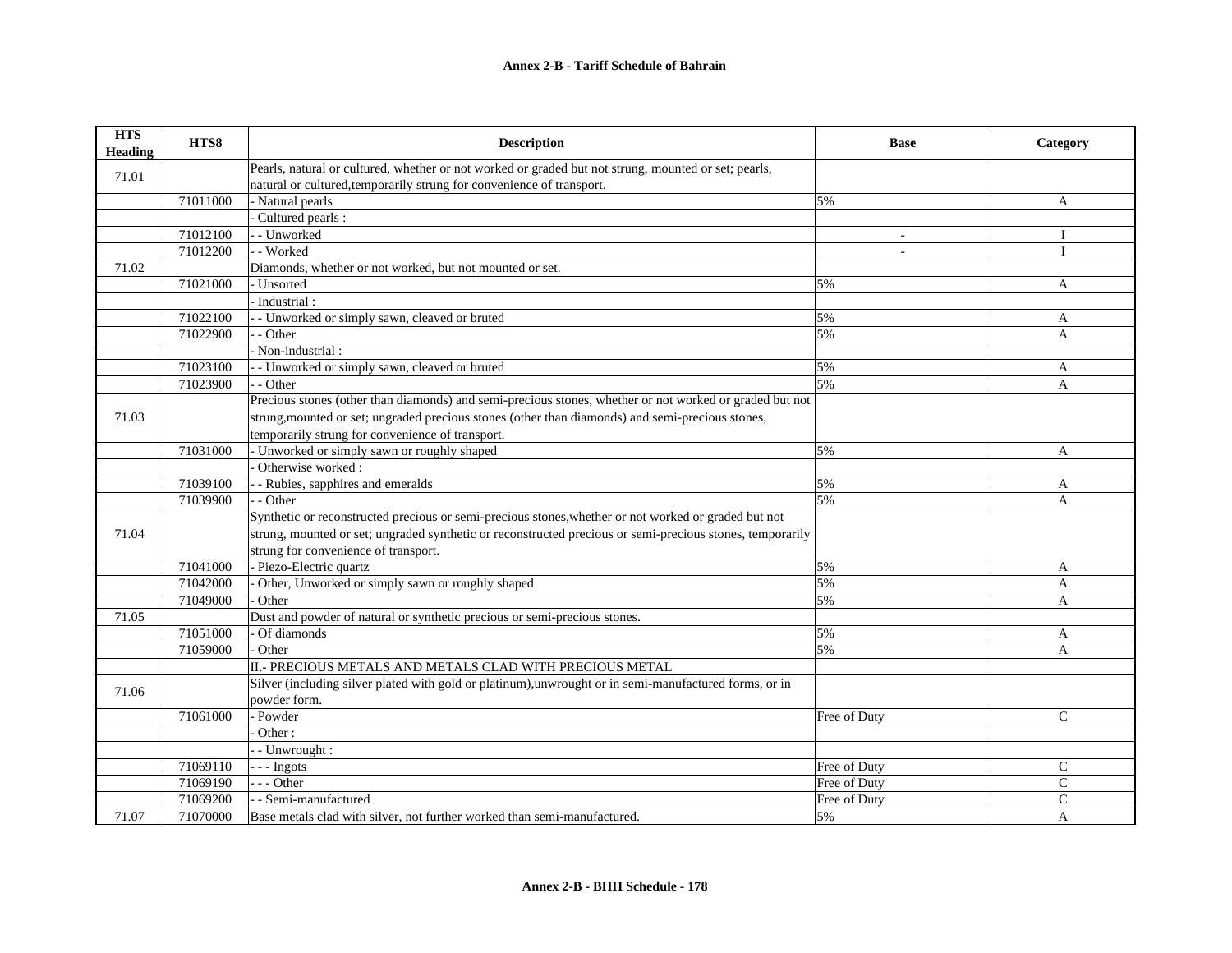# Annex 2-B - Tariff Schedule of Bahrain

| HTS Heading | HTS8 | Description | Base | Category |
|---|---|---|---|---|
| 71.01 | | Pearls, natural or cultured, whether or not worked or graded but not strung, mounted or set; pearls, natural or cultured,temporarily strung for convenience of transport. | | |
| | 71011000 | - Natural pearls | 5% | A |
| | | - Cultured pearls : | | |
| | 71012100 | - - Unworked | - | I |
| | 71012200 | - - Worked | - | I |
| 71.02 | | Diamonds, whether or not worked, but not mounted or set. | | |
| | 71021000 | - Unsorted | 5% | A |
| | | - Industrial : | | |
| | 71022100 | - - Unworked or simply sawn, cleaved or bruted | 5% | A |
| | 71022900 | - - Other | 5% | A |
| | | - Non-industrial : | | |
| | 71023100 | - - Unworked or simply sawn, cleaved or bruted | 5% | A |
| | 71023900 | - - Other | 5% | A |
| 71.03 | | Precious stones (other than diamonds) and semi-precious stones, whether or not worked or graded but not strung,mounted or set; ungraded precious stones (other than diamonds) and semi-precious stones, temporarily strung for convenience of transport. | | |
| | 71031000 | - Unworked or simply sawn or roughly shaped | 5% | A |
| | | - Otherwise worked : | | |
| | 71039100 | - - Rubies, sapphires and emeralds | 5% | A |
| | 71039900 | - - Other | 5% | A |
| 71.04 | | Synthetic or reconstructed precious or semi-precious stones,whether or not worked or graded but not strung, mounted or set; ungraded synthetic or reconstructed precious or semi-precious stones, temporarily strung for convenience of transport. | | |
| | 71041000 | - Piezo-Electric quartz | 5% | A |
| | 71042000 | - Other, Unworked or simply sawn or roughly shaped | 5% | A |
| | 71049000 | - Other | 5% | A |
| 71.05 | | Dust and powder of natural or synthetic precious or semi-precious stones. | | |
| | 71051000 | - Of diamonds | 5% | A |
| | 71059000 | - Other | 5% | A |
| | | II.- PRECIOUS METALS AND METALS CLAD WITH PRECIOUS METAL | | |
| 71.06 | | Silver (including silver plated with gold or platinum),unwrought or in semi-manufactured forms, or in powder form. | | |
| | 71061000 | - Powder | Free of Duty | C |
| | | - Other : | | |
| | | - - Unwrought : | | |
| | 71069110 | - - - Ingots | Free of Duty | C |
| | 71069190 | - - - Other | Free of Duty | C |
| | 71069200 | - - Semi-manufactured | Free of Duty | C |
| 71.07 | 71070000 | Base metals clad with silver, not further worked than semi-manufactured. | 5% | A |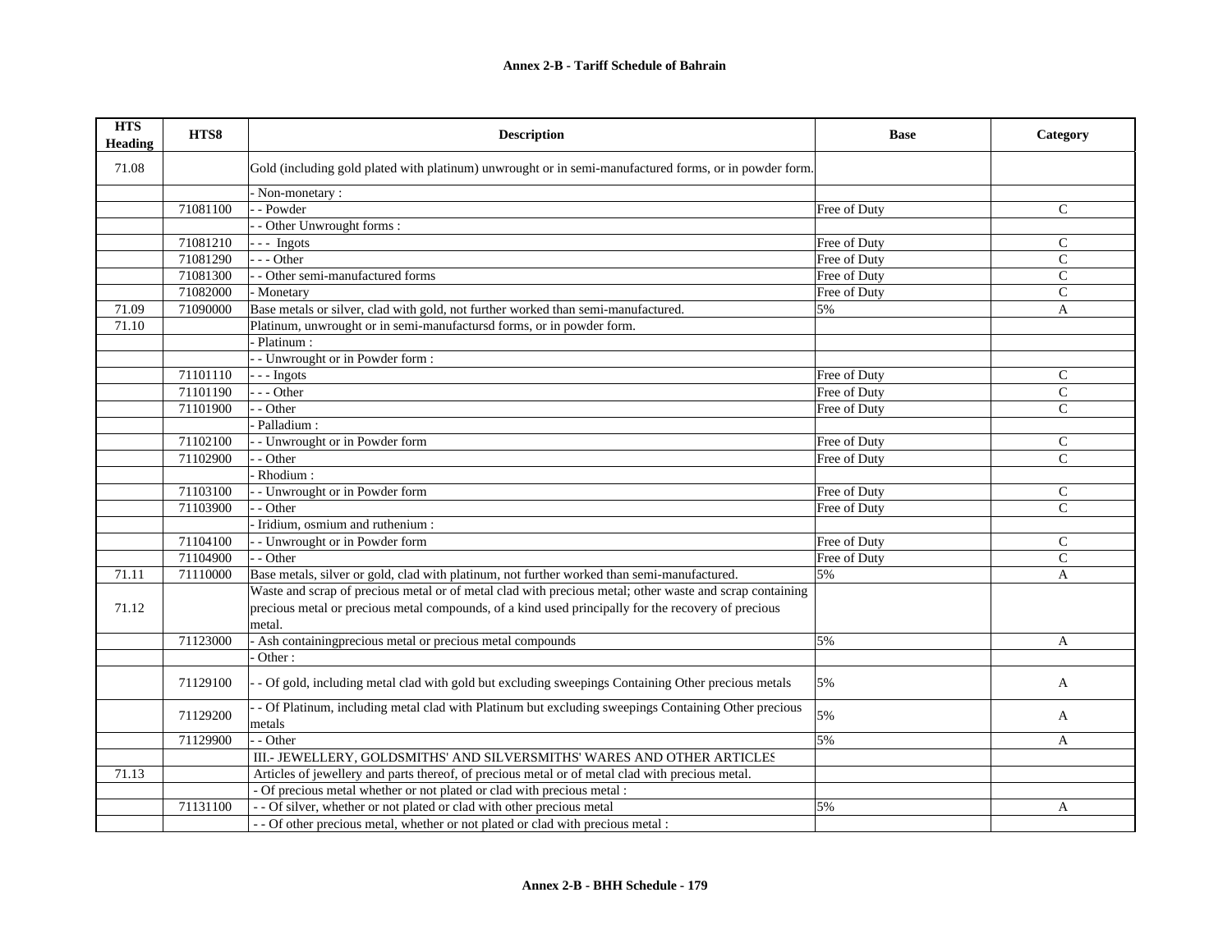# Annex 2-B - Tariff Schedule of Bahrain

| HTS Heading | HTS8 | Description | Base | Category |
|---|---|---|---|---|
| 71.08 | | Gold (including gold plated with platinum) unwrought or in semi-manufactured forms, or in powder form. | | |
| | | - Non-monetary : | | |
| | 71081100 | - - Powder | Free of Duty | C |
| | | - - Other Unwrought forms : | | |
| | 71081210 | - - - Ingots | Free of Duty | C |
| | 71081290 | - - - Other | Free of Duty | C |
| | 71081300 | - - Other semi-manufactured forms | Free of Duty | C |
| | 71082000 | - Monetary | Free of Duty | C |
| 71.09 | 71090000 | Base metals or silver, clad with gold, not further worked than semi-manufactured. | 5% | A |
| 71.10 | | Platinum, unwrought or in semi-manufactursd forms, or in powder form. | | |
| | | - Platinum : | | |
| | | - - Unwrought or in Powder form : | | |
| | 71101110 | - - - Ingots | Free of Duty | C |
| | 71101190 | - - - Other | Free of Duty | C |
| | 71101900 | - - Other | Free of Duty | C |
| | | - Palladium : | | |
| | 71102100 | - - Unwrought or in Powder form | Free of Duty | C |
| | 71102900 | - - Other | Free of Duty | C |
| | | - Rhodium : | | |
| | 71103100 | - - Unwrought or in Powder form | Free of Duty | C |
| | 71103900 | - - Other | Free of Duty | C |
| | | - Iridium, osmium and ruthenium : | | |
| | 71104100 | - - Unwrought or in Powder form | Free of Duty | C |
| | 71104900 | - - Other | Free of Duty | C |
| 71.11 | 71110000 | Base metals, silver or gold, clad with platinum, not further worked than semi-manufactured. | 5% | A |
| 71.12 | | Waste and scrap of precious metal or of metal clad with precious metal; other waste and scrap containing precious metal or precious metal compounds, of a kind used principally for the recovery of precious metal. | | |
| | 71123000 | - Ash containingprecious metal or precious metal compounds | 5% | A |
| | | - Other : | | |
| | 71129100 | - - Of gold, including metal clad with gold but excluding sweepings Containing Other precious metals | 5% | A |
| | 71129200 | - - Of Platinum, including metal clad with Platinum but excluding sweepings Containing Other precious metals | 5% | A |
| | 71129900 | - - Other | 5% | A |
| | | III.- JEWELLERY, GOLDSMITHS' AND SILVERSMITHS' WARES AND OTHER ARTICLES | | |
| 71.13 | | Articles of jewellery and parts thereof, of precious metal or of metal clad with precious metal. | | |
| | | - Of precious metal whether or not plated or clad with precious metal : | | |
| | 71131100 | - - Of silver, whether or not plated or clad with other precious metal | 5% | A |
| | | - - Of other precious metal, whether or not plated or clad with precious metal : | | |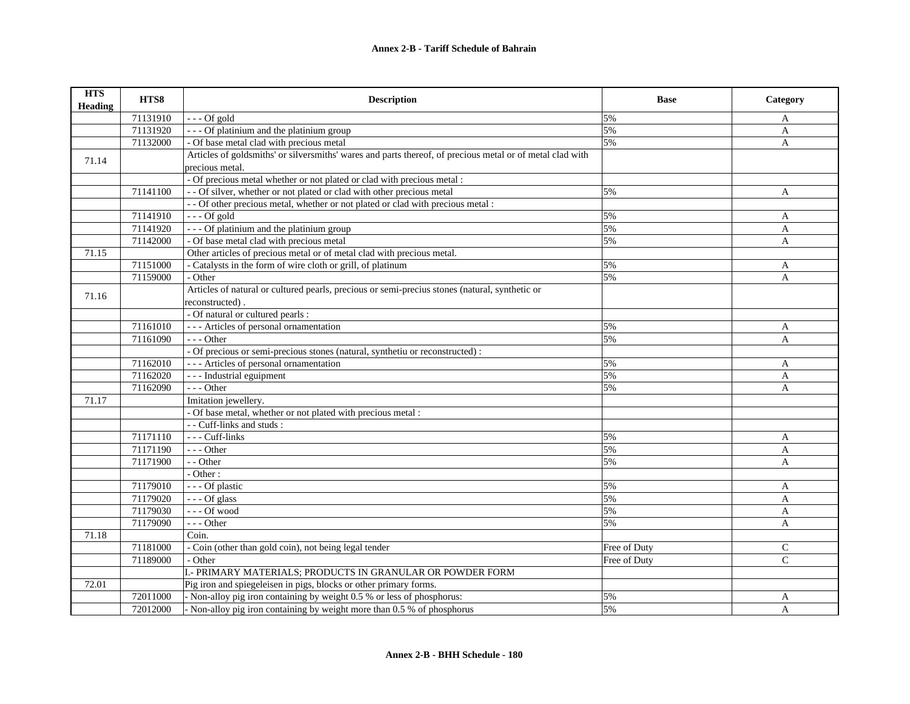| HTS Heading | HTS8 | Description | Base | Category |
|---|---|---|---|---|
| | 71131910 | - - - Of gold | 5% | A |
| | 71131920 | - - - Of platinium and the platinium group | 5% | A |
| | 71132000 | - Of base metal clad with precious metal | 5% | A |
| 71.14 | | Articles of goldsmiths' or silversmiths' wares and parts thereof, of precious metal or of metal clad with precious metal. | | |
| | | - Of precious metal whether or not plated or clad with precious metal : | | |
| | 71141100 | - - Of silver, whether or not plated or clad with other precious metal | 5% | A |
| | | - - Of other precious metal, whether or not plated or clad with precious metal : | | |
| | 71141910 | - - - Of gold | 5% | A |
| | 71141920 | - - - Of platinium and the platinium group | 5% | A |
| | 71142000 | - Of base metal clad with precious metal | 5% | A |
| 71.15 | | Other articles of precious metal or of metal clad with precious metal. | | |
| | 71151000 | - Catalysts in the form of wire cloth or grill, of platinum | 5% | A |
| | 71159000 | - Other | 5% | A |
| 71.16 | | Articles of natural or cultured pearls, precious or semi-precius stones (natural, synthetic or reconstructed) . | | |
| | | - Of natural or cultured pearls : | | |
| | 71161010 | - - - Articles of personal ornamentation | 5% | A |
| | 71161090 | - - - Other | 5% | A |
| | | - Of precious or semi-precious stones (natural, synthetiu or reconstructed) : | | |
| | 71162010 | - - - Articles of personal ornamentation | 5% | A |
| | 71162020 | - - - Industrial eguipment | 5% | A |
| | 71162090 | - - - Other | 5% | A |
| 71.17 | | Imitation jewellery. | | |
| | | - Of base metal, whether or not plated with precious metal : | | |
| | | - - Cuff-links and studs : | | |
| | 71171110 | - - - Cuff-links | 5% | A |
| | 71171190 | - - - Other | 5% | A |
| | 71171900 | - - Other | 5% | A |
| | | - Other : | | |
| | 71179010 | - - - Of plastic | 5% | A |
| | 71179020 | - - - Of glass | 5% | A |
| | 71179030 | - - - Of wood | 5% | A |
| | 71179090 | - - - Other | 5% | A |
| 71.18 | | Coin. | | |
| | 71181000 | - Coin (other than gold coin), not being legal tender | Free of Duty | C |
| | 71189000 | - Other | Free of Duty | C |
| | | I.- PRIMARY MATERIALS; PRODUCTS IN GRANULAR OR POWDER FORM | | |
| 72.01 | | Pig iron and spiegeleisen in pigs, blocks or other primary forms. | | |
| | 72011000 | - Non-alloy pig iron containing by weight 0.5 % or less of phosphorus: | 5% | A |
| | 72012000 | - Non-alloy pig iron containing by weight more than 0.5 % of phosphorus | 5% | A |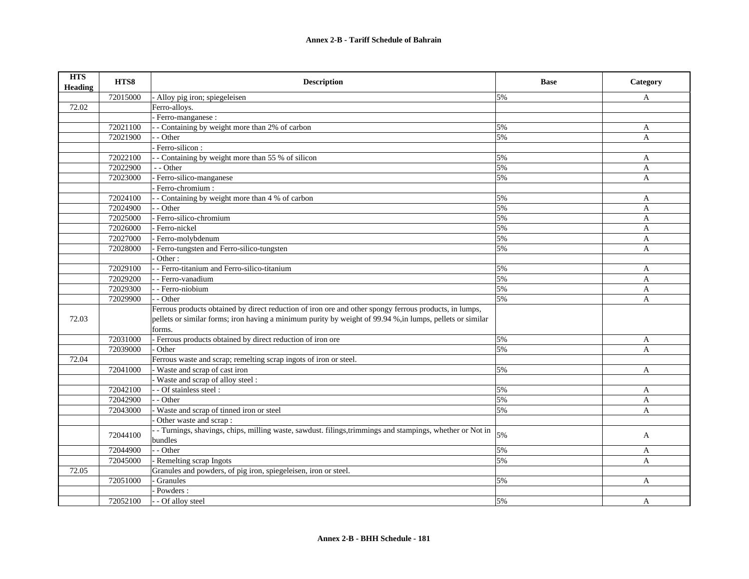**Annex 2-B - Tariff Schedule of Bahrain**

| HTS Heading | HTS8 | Description | Base | Category |
|---|---|---|---|---|
| | 72015000 | - Alloy pig iron; spiegeleisen | 5% | A |
| 72.02 | | Ferro-alloys. | | |
| | | - Ferro-manganese : | | |
| | 72021100 | - - Containing by weight more than 2% of carbon | 5% | A |
| | 72021900 | - - Other | 5% | A |
| | | - Ferro-silicon : | | |
| | 72022100 | - - Containing by weight more than 55 % of silicon | 5% | A |
| | 72022900 | - - Other | 5% | A |
| | 72023000 | - Ferro-silico-manganese | 5% | A |
| | | - Ferro-chromium : | | |
| | 72024100 | - - Containing by weight more than 4 % of carbon | 5% | A |
| | 72024900 | - - Other | 5% | A |
| | 72025000 | - Ferro-silico-chromium | 5% | A |
| | 72026000 | - Ferro-nickel | 5% | A |
| | 72027000 | - Ferro-molybdenum | 5% | A |
| | 72028000 | - Ferro-tungsten and Ferro-silico-tungsten | 5% | A |
| | | - Other : | | |
| | 72029100 | - - Ferro-titanium and Ferro-silico-titanium | 5% | A |
| | 72029200 | - - Ferro-vanadium | 5% | A |
| | 72029300 | - - Ferro-niobium | 5% | A |
| | 72029900 | - - Other | 5% | A |
| 72.03 | | Ferrous products obtained by direct reduction of iron ore and other spongy ferrous products, in lumps, pellets or similar forms; iron having a minimum purity by weight of 99.94 %,in lumps, pellets or similar forms. | | |
| | 72031000 | - Ferrous products obtained by direct reduction of iron ore | 5% | A |
| | 72039000 | - Other | 5% | A |
| 72.04 | | Ferrous waste and scrap; remelting scrap ingots of iron or steel. | | |
| | 72041000 | - Waste and scrap of cast iron | 5% | A |
| | | - Waste and scrap of alloy steel : | | |
| | 72042100 | - - Of stainless steel : | 5% | A |
| | 72042900 | - - Other | 5% | A |
| | 72043000 | - Waste and scrap of tinned iron or steel | 5% | A |
| | | - Other waste and scrap : | | |
| | 72044100 | - - Turnings, shavings, chips, milling waste, sawdust. filings,trimmings and stampings, whether or Not in bundles | 5% | A |
| | 72044900 | - - Other | 5% | A |
| | 72045000 | - Remelting scrap Ingots | 5% | A |
| 72.05 | | Granules and powders, of pig iron, spiegeleisen, iron or steel. | | |
| | 72051000 | - Granules | 5% | A |
| | | - Powders : | | |
| | 72052100 | - - Of alloy steel | 5% | A |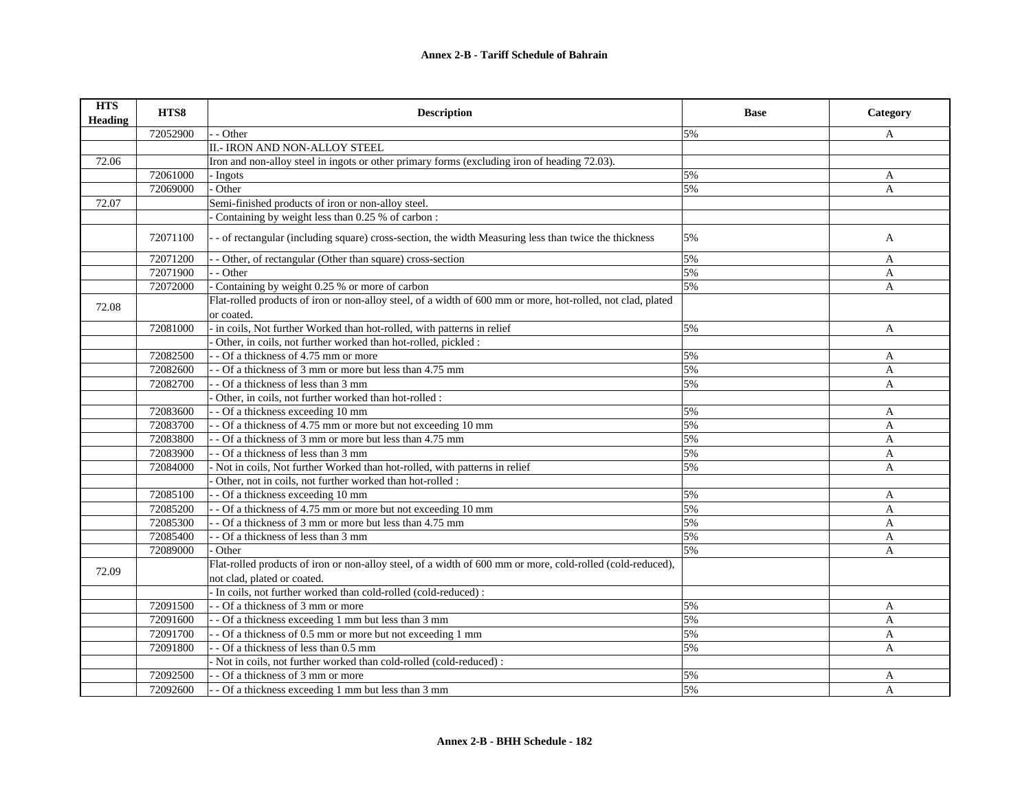| HTS Heading | HTS8 | Description | Base | Category |
|---|---|---|---|---|
| | 72052900 | - - Other | 5% | A |
| | | II.- IRON AND NON-ALLOY STEEL | | |
| 72.06 | | Iron and non-alloy steel in ingots or other primary forms (excluding iron of heading 72.03). | | |
| | 72061000 | - Ingots | 5% | A |
| | 72069000 | - Other | 5% | A |
| 72.07 | | Semi-finished products of iron or non-alloy steel. | | |
| | | - Containing by weight less than 0.25 % of carbon : | | |
| | 72071100 | - - of rectangular (including square) cross-section, the width Measuring less than twice the thickness | 5% | A |
| | 72071200 | - - Other, of rectangular (Other than square) cross-section | 5% | A |
| | 72071900 | - - Other | 5% | A |
| | 72072000 | - Containing by weight 0.25 % or more of carbon | 5% | A |
| 72.08 | | Flat-rolled products of iron or non-alloy steel, of a width of 600 mm or more, hot-rolled, not clad, plated or coated. | | |
| | 72081000 | - in coils, Not further Worked than hot-rolled, with patterns in relief | 5% | A |
| | | - Other, in coils, not further worked than hot-rolled, pickled : | | |
| | 72082500 | - - Of a thickness of 4.75 mm or more | 5% | A |
| | 72082600 | - - Of a thickness of 3 mm or more but less than 4.75 mm | 5% | A |
| | 72082700 | - - Of a thickness of less than 3 mm | 5% | A |
| | | - Other, in coils, not further worked than hot-rolled : | | |
| | 72083600 | - - Of a thickness exceeding 10 mm | 5% | A |
| | 72083700 | - - Of a thickness of 4.75 mm or more but not exceeding 10 mm | 5% | A |
| | 72083800 | - - Of a thickness of 3 mm or more but less than 4.75 mm | 5% | A |
| | 72083900 | - - Of a thickness of less than 3 mm | 5% | A |
| | 72084000 | - Not in coils, Not further Worked than hot-rolled, with patterns in relief | 5% | A |
| | | - Other, not in coils, not further worked than hot-rolled : | | |
| | 72085100 | - - Of a thickness exceeding 10 mm | 5% | A |
| | 72085200 | - - Of a thickness of 4.75 mm or more but not exceeding 10 mm | 5% | A |
| | 72085300 | - - Of a thickness of 3 mm or more but less than 4.75 mm | 5% | A |
| | 72085400 | - - Of a thickness of less than 3 mm | 5% | A |
| | 72089000 | - Other | 5% | A |
| 72.09 | | Flat-rolled products of iron or non-alloy steel, of a width of 600 mm or more, cold-rolled (cold-reduced), not clad, plated or coated. | | |
| | | - In coils, not further worked than cold-rolled (cold-reduced) : | | |
| | 72091500 | - - Of a thickness of 3 mm or more | 5% | A |
| | 72091600 | - - Of a thickness exceeding 1 mm but less than 3 mm | 5% | A |
| | 72091700 | - - Of a thickness of 0.5 mm or more but not exceeding 1 mm | 5% | A |
| | 72091800 | - - Of a thickness of less than 0.5 mm | 5% | A |
| | | - Not in coils, not further worked than cold-rolled (cold-reduced) : | | |
| | 72092500 | - - Of a thickness of 3 mm or more | 5% | A |
| | 72092600 | - - Of a thickness exceeding 1 mm but less than 3 mm | 5% | A |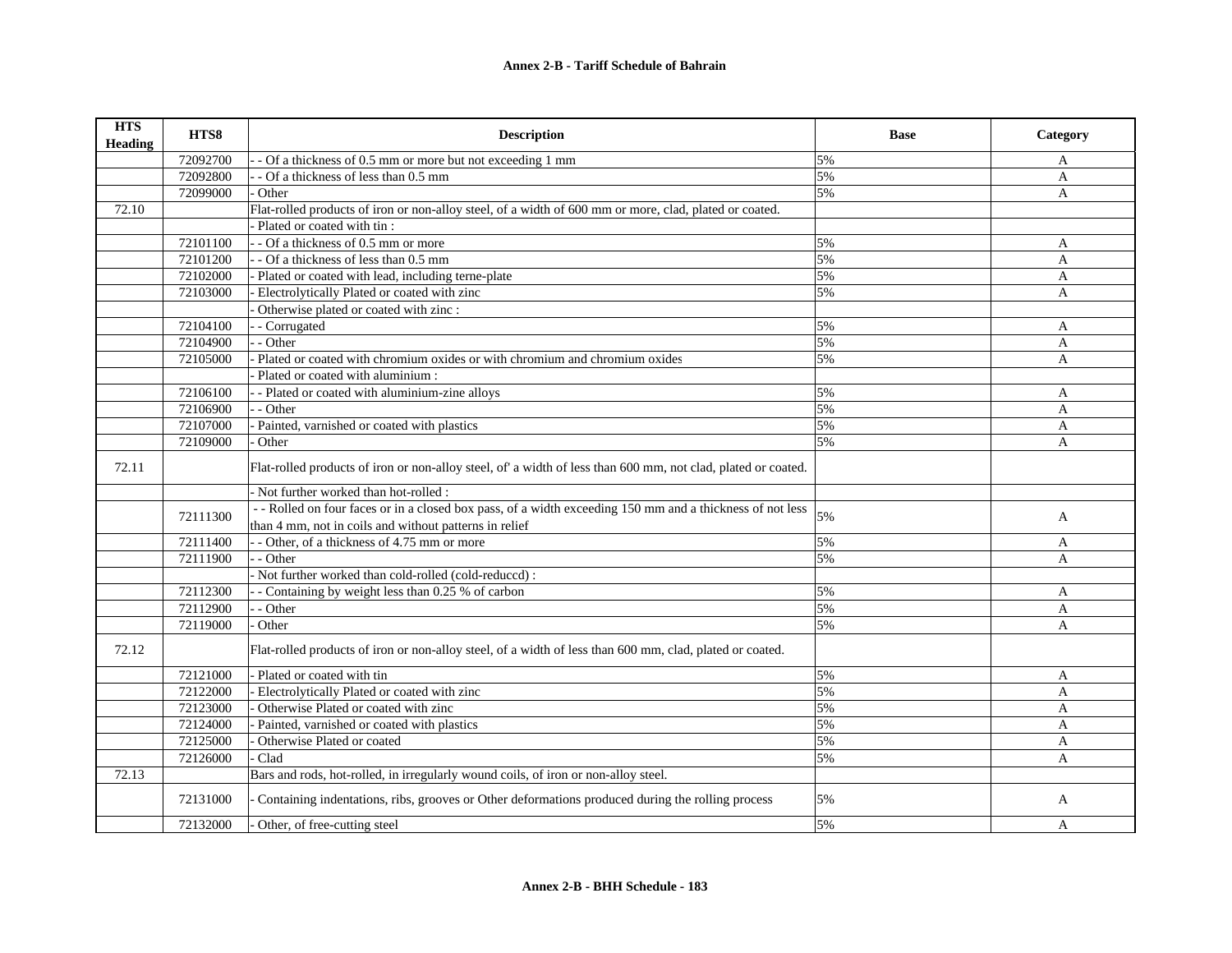| HTS Heading | HTS8 | Description | Base | Category |
|---|---|---|---|---|
| | 72092700 | - - Of a thickness of 0.5 mm or more but not exceeding 1 mm | 5% | A |
| | 72092800 | - - Of a thickness of less than 0.5 mm | 5% | A |
| | 72099000 | - Other | 5% | A |
| 72.10 | | Flat-rolled products of iron or non-alloy steel, of a width of 600 mm or more, clad, plated or coated. | | |
| | | - Plated or coated with tin : | | |
| | 72101100 | - - Of a thickness of 0.5 mm or more | 5% | A |
| | 72101200 | - - Of a thickness of less than 0.5 mm | 5% | A |
| | 72102000 | - Plated or coated with lead, including terne-plate | 5% | A |
| | 72103000 | - Electrolytically Plated or coated with zinc | 5% | A |
| | | - Otherwise plated or coated with zinc : | | |
| | 72104100 | - - Corrugated | 5% | A |
| | 72104900 | - - Other | 5% | A |
| | 72105000 | - Plated or coated with chromium oxides or with chromium and chromium oxides | 5% | A |
| | | - Plated or coated with aluminium : | | |
| | 72106100 | - - Plated or coated with aluminium-zine alloys | 5% | A |
| | 72106900 | - - Other | 5% | A |
| | 72107000 | - Painted, varnished or coated with plastics | 5% | A |
| | 72109000 | - Other | 5% | A |
| 72.11 | | Flat-rolled products of iron or non-alloy steel, of' a width of less than 600 mm, not clad, plated or coated. | | |
| | | - Not further worked than hot-rolled : | | |
| | 72111300 | - - Rolled on four faces or in a closed box pass, of a width exceeding 150 mm and a thickness of not less than 4 mm, not in coils and without patterns in relief | 5% | A |
| | 72111400 | - - Other, of a thickness of 4.75 mm or more | 5% | A |
| | 72111900 | - - Other | 5% | A |
| | | - Not further worked than cold-rolled (cold-reduccd) : | | |
| | 72112300 | - - Containing by weight less than 0.25 % of carbon | 5% | A |
| | 72112900 | - - Other | 5% | A |
| | 72119000 | - Other | 5% | A |
| 72.12 | | Flat-rolled products of iron or non-alloy steel, of a width of less than 600 mm, clad, plated or coated. | | |
| | 72121000 | - Plated or coated with tin | 5% | A |
| | 72122000 | - Electrolytically Plated or coated with zinc | 5% | A |
| | 72123000 | - Otherwise Plated or coated with zinc | 5% | A |
| | 72124000 | - Painted, varnished or coated with plastics | 5% | A |
| | 72125000 | - Otherwise Plated or coated | 5% | A |
| | 72126000 | - Clad | 5% | A |
| 72.13 | | Bars and rods, hot-rolled, in irregularly wound coils, of iron or non-alloy steel. | | |
| | 72131000 | - Containing indentations, ribs, grooves or Other deformations produced during the rolling process | 5% | A |
| | 72132000 | - Other, of free-cutting steel | 5% | A |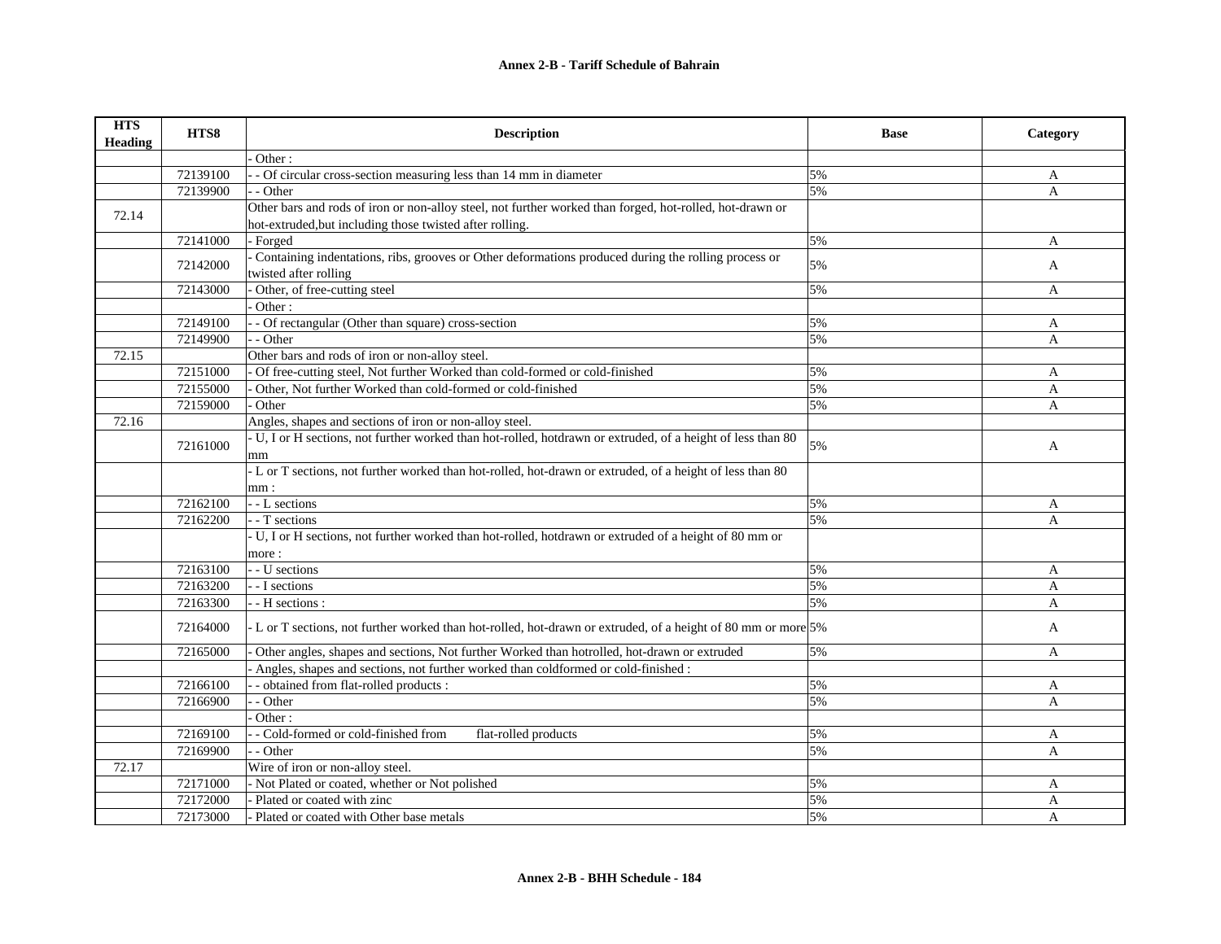# Annex 2-B - Tariff Schedule of Bahrain

| HTS Heading | HTS8 | Description | Base | Category |
|---|---|---|---|---|
| | | - Other : | | |
| | 72139100 | - - Of circular cross-section measuring less than 14 mm in diameter | 5% | A |
| | 72139900 | - - Other | 5% | A |
| 72.14 | | Other bars and rods of iron or non-alloy steel, not further worked than forged, hot-rolled, hot-drawn or hot-extruded,but including those twisted after rolling. | | |
| | 72141000 | - Forged | 5% | A |
| | 72142000 | - Containing indentations, ribs, grooves or Other deformations produced during the rolling process or twisted after rolling | 5% | A |
| | 72143000 | - Other, of free-cutting steel | 5% | A |
| | | - Other : | | |
| | 72149100 | - - Of rectangular (Other than square) cross-section | 5% | A |
| | 72149900 | - - Other | 5% | A |
| 72.15 | | Other bars and rods of iron or non-alloy steel. | | |
| | 72151000 | - Of free-cutting steel, Not further Worked than cold-formed or cold-finished | 5% | A |
| | 72155000 | - Other, Not further Worked than cold-formed or cold-finished | 5% | A |
| | 72159000 | - Other | 5% | A |
| 72.16 | | Angles, shapes and sections of iron or non-alloy steel. | | |
| | 72161000 | - U, I or H sections, not further worked than hot-rolled, hotdrawn or extruded, of a height of less than 80 mm | 5% | A |
| | | - L or T sections, not further worked than hot-rolled, hot-drawn or extruded, of a height of less than 80 mm : | | |
| | 72162100 | - - L sections | 5% | A |
| | 72162200 | - - T sections | 5% | A |
| | | - U, I or H sections, not further worked than hot-rolled, hotdrawn or extruded of a height of 80 mm or more : | | |
| | 72163100 | - - U sections | 5% | A |
| | 72163200 | - - I sections | 5% | A |
| | 72163300 | - - H sections : | 5% | A |
| | 72164000 | - L or T sections, not further worked than hot-rolled, hot-drawn or extruded, of a height of 80 mm or more | 5% | A |
| | 72165000 | - Other angles, shapes and sections, Not further Worked than hotrolled, hot-drawn or extruded | 5% | A |
| | | - Angles, shapes and sections, not further worked than coldformed or cold-finished : | | |
| | 72166100 | - - obtained from flat-rolled products : | 5% | A |
| | 72166900 | - - Other | 5% | A |
| | | - Other : | | |
| | 72169100 | - - Cold-formed or cold-finished from flat-rolled products | 5% | A |
| | 72169900 | - - Other | 5% | A |
| 72.17 | | Wire of iron or non-alloy steel. | | |
| | 72171000 | - Not Plated or coated, whether or Not polished | 5% | A |
| | 72172000 | - Plated or coated with zinc | 5% | A |
| | 72173000 | - Plated or coated with Other base metals | 5% | A |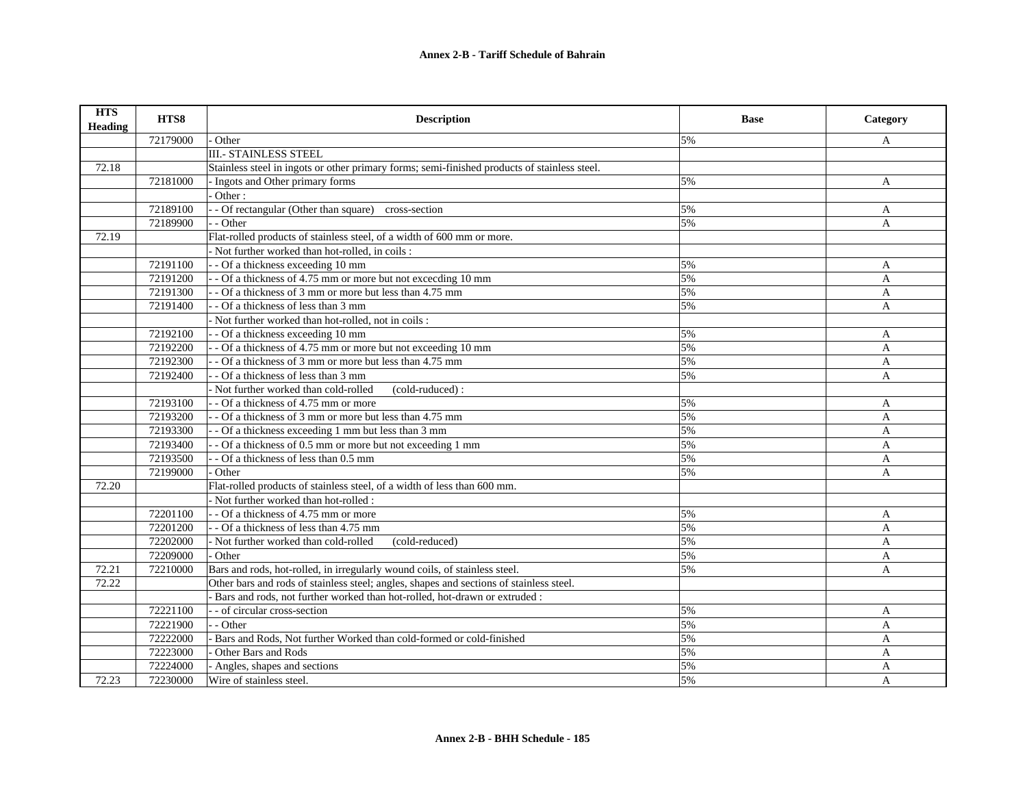| HTS Heading | HTS8 | Description | Base | Category |
|---|---|---|---|---|
| | 72179000 | - Other | 5% | A |
| | | III.- STAINLESS STEEL | | |
| 72.18 | | Stainless steel in ingots or other primary forms; semi-finished products of stainless steel. | | |
| | 72181000 | - Ingots and Other primary forms | 5% | A |
| | | - Other : | | |
| | 72189100 | - - Of rectangular (Other than square) cross-section | 5% | A |
| | 72189900 | - - Other | 5% | A |
| 72.19 | | Flat-rolled products of stainless steel, of a width of 600 mm or more. | | |
| | | - Not further worked than hot-rolled, in coils : | | |
| | 72191100 | - - Of a thickness exceeding 10 mm | 5% | A |
| | 72191200 | - - Of a thickness of 4.75 mm or more but not excecding 10 mm | 5% | A |
| | 72191300 | - - Of a thickness of 3 mm or more but less than 4.75 mm | 5% | A |
| | 72191400 | - - Of a thickness of less than 3 mm | 5% | A |
| | | - Not further worked than hot-rolled, not in coils : | | |
| | 72192100 | - - Of a thickness exceeding 10 mm | 5% | A |
| | 72192200 | - - Of a thickness of 4.75 mm or more but not exceeding 10 mm | 5% | A |
| | 72192300 | - - Of a thickness of 3 mm or more but less than 4.75 mm | 5% | A |
| | 72192400 | - - Of a thickness of less than 3 mm | 5% | A |
| | | - Not further worked than cold-rolled (cold-ruduced) : | | |
| | 72193100 | - - Of a thickness of 4.75 mm or more | 5% | A |
| | 72193200 | - - Of a thickness of 3 mm or more but less than 4.75 mm | 5% | A |
| | 72193300 | - - Of a thickness exceeding 1 mm but less than 3 mm | 5% | A |
| | 72193400 | - - Of a thickness of 0.5 mm or more but not exceeding 1 mm | 5% | A |
| | 72193500 | - - Of a thickness of less than 0.5 mm | 5% | A |
| | 72199000 | - Other | 5% | A |
| 72.20 | | Flat-rolled products of stainless steel, of a width of less than 600 mm. | | |
| | | - Not further worked than hot-rolled : | | |
| | 72201100 | - - Of a thickness of 4.75 mm or more | 5% | A |
| | 72201200 | - - Of a thickness of less than 4.75 mm | 5% | A |
| | 72202000 | - Not further worked than cold-rolled (cold-reduced) | 5% | A |
| | 72209000 | - Other | 5% | A |
| 72.21 | 72210000 | Bars and rods, hot-rolled, in irregularly wound coils, of stainless steel. | 5% | A |
| 72.22 | | Other bars and rods of stainless steel; angles, shapes and sections of stainless steel. | | |
| | | - Bars and rods, not further worked than hot-rolled, hot-drawn or extruded : | | |
| | 72221100 | - - of circular cross-section | 5% | A |
| | 72221900 | - - Other | 5% | A |
| | 72222000 | - Bars and Rods, Not further Worked than cold-formed or cold-finished | 5% | A |
| | 72223000 | - Other Bars and Rods | 5% | A |
| | 72224000 | - Angles, shapes and sections | 5% | A |
| 72.23 | 72230000 | Wire of stainless steel. | 5% | A |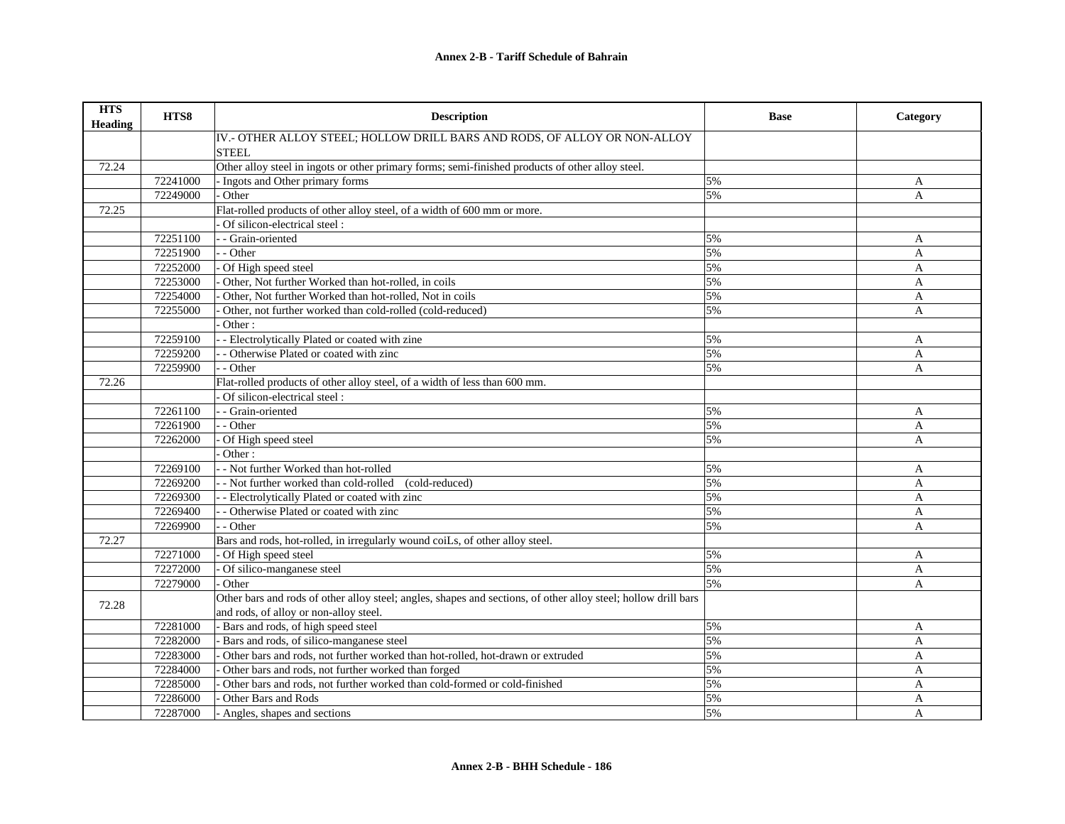**Annex 2-B - Tariff Schedule of Bahrain**

| HTS Heading | HTS8 | Description | Base | Category |
|---|---|---|---|---|
| | | IV.- OTHER ALLOY STEEL; HOLLOW DRILL BARS AND RODS, OF ALLOY OR NON-ALLOY STEEL | | |
| 72.24 | | Other alloy steel in ingots or other primary forms; semi-finished products of other alloy steel. | | |
| | 72241000 | - Ingots and Other primary forms | 5% | A |
| | 72249000 | - Other | 5% | A |
| 72.25 | | Flat-rolled products of other alloy steel, of a width of 600 mm or more. | | |
| | | - Of silicon-electrical steel : | | |
| | 72251100 | - - Grain-oriented | 5% | A |
| | 72251900 | - - Other | 5% | A |
| | 72252000 | - Of High speed steel | 5% | A |
| | 72253000 | - Other, Not further Worked than hot-rolled, in coils | 5% | A |
| | 72254000 | - Other, Not further Worked than hot-rolled, Not in coils | 5% | A |
| | 72255000 | - Other, not further worked than cold-rolled (cold-reduced) | 5% | A |
| | | - Other : | | |
| | 72259100 | - - Electrolytically Plated or coated with zine | 5% | A |
| | 72259200 | - - Otherwise Plated or coated with zinc | 5% | A |
| | 72259900 | - - Other | 5% | A |
| 72.26 | | Flat-rolled products of other alloy steel, of a width of less than 600 mm. | | |
| | | - Of silicon-electrical steel : | | |
| | 72261100 | - - Grain-oriented | 5% | A |
| | 72261900 | - - Other | 5% | A |
| | 72262000 | - Of High speed steel | 5% | A |
| | | - Other : | | |
| | 72269100 | - - Not further Worked than hot-rolled | 5% | A |
| | 72269200 | - - Not further worked than cold-rolled (cold-reduced) | 5% | A |
| | 72269300 | - - Electrolytically Plated or coated with zinc | 5% | A |
| | 72269400 | - - Otherwise Plated or coated with zinc | 5% | A |
| | 72269900 | - - Other | 5% | A |
| 72.27 | | Bars and rods, hot-rolled, in irregularly wound coiLs, of other alloy steel. | | |
| | 72271000 | - Of High speed steel | 5% | A |
| | 72272000 | - Of silico-manganese steel | 5% | A |
| | 72279000 | - Other | 5% | A |
| 72.28 | | Other bars and rods of other alloy steel; angles, shapes and sections, of other alloy steel; hollow drill bars and rods, of alloy or non-alloy steel. | | |
| | 72281000 | - Bars and rods, of high speed steel | 5% | A |
| | 72282000 | - Bars and rods, of silico-manganese steel | 5% | A |
| | 72283000 | - Other bars and rods, not further worked than hot-rolled, hot-drawn or extruded | 5% | A |
| | 72284000 | - Other bars and rods, not further worked than forged | 5% | A |
| | 72285000 | - Other bars and rods, not further worked than cold-formed or cold-finished | 5% | A |
| | 72286000 | - Other Bars and Rods | 5% | A |
| | 72287000 | - Angles, shapes and sections | 5% | A |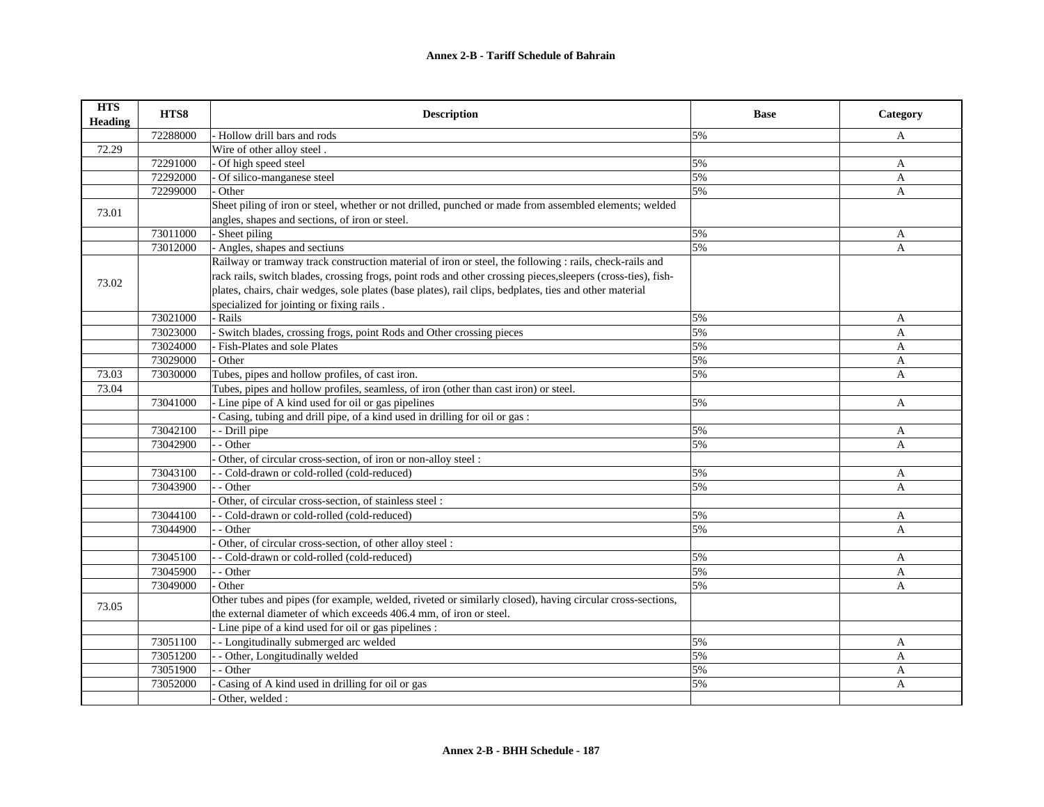| HTS Heading | HTS8 | Description | Base | Category |
|---|---|---|---|---|
| | 72288000 | - Hollow drill bars and rods | 5% | A |
| 72.29 | | Wire of other alloy steel . | | |
| | 72291000 | - Of high speed steel | 5% | A |
| | 72292000 | - Of silico-manganese steel | 5% | A |
| | 72299000 | - Other | 5% | A |
| 73.01 | | Sheet piling of iron or steel, whether or not drilled, punched or made from assembled elements; welded angles, shapes and sections, of iron or steel. | | |
| | 73011000 | - Sheet piling | 5% | A |
| | 73012000 | - Angles, shapes and sectiuns | 5% | A |
| 73.02 | | Railway or tramway track construction material of iron or steel, the following : rails, check-rails and rack rails, switch blades, crossing frogs, point rods and other crossing pieces,sleepers (cross-ties), fish-plates, chairs, chair wedges, sole plates (base plates), rail clips, bedplates, ties and other material specialized for jointing or fixing rails . | | |
| | 73021000 | - Rails | 5% | A |
| | 73023000 | - Switch blades, crossing frogs, point Rods and Other crossing pieces | 5% | A |
| | 73024000 | - Fish-Plates and sole Plates | 5% | A |
| | 73029000 | - Other | 5% | A |
| 73.03 | 73030000 | Tubes, pipes and hollow profiles, of cast iron. | 5% | A |
| 73.04 | | Tubes, pipes and hollow profiles, seamless, of iron (other than cast iron) or steel. | | |
| | 73041000 | - Line pipe of A kind used for oil or gas pipelines | 5% | A |
| | | - Casing, tubing and drill pipe, of a kind used in drilling for oil or gas : | | |
| | 73042100 | - - Drill pipe | 5% | A |
| | 73042900 | - - Other | 5% | A |
| | | - Other, of circular cross-section, of iron or non-alloy steel : | | |
| | 73043100 | - - Cold-drawn or cold-rolled (cold-reduced) | 5% | A |
| | 73043900 | - - Other | 5% | A |
| | | - Other, of circular cross-section, of stainless steel : | | |
| | 73044100 | - - Cold-drawn or cold-rolled (cold-reduced) | 5% | A |
| | 73044900 | - - Other | 5% | A |
| | | - Other, of circular cross-section, of other alloy steel : | | |
| | 73045100 | - - Cold-drawn or cold-rolled (cold-reduced) | 5% | A |
| | 73045900 | - - Other | 5% | A |
| | 73049000 | - Other | 5% | A |
| 73.05 | | Other tubes and pipes (for example, welded, riveted or similarly closed), having circular cross-sections, the external diameter of which exceeds 406.4 mm, of iron or steel. | | |
| | | - Line pipe of a kind used for oil or gas pipelines : | | |
| | 73051100 | - - Longitudinally submerged arc welded | 5% | A |
| | 73051200 | - - Other, Longitudinally welded | 5% | A |
| | 73051900 | - - Other | 5% | A |
| | 73052000 | - Casing of A kind used in drilling for oil or gas | 5% | A |
| | | - Other, welded : | | |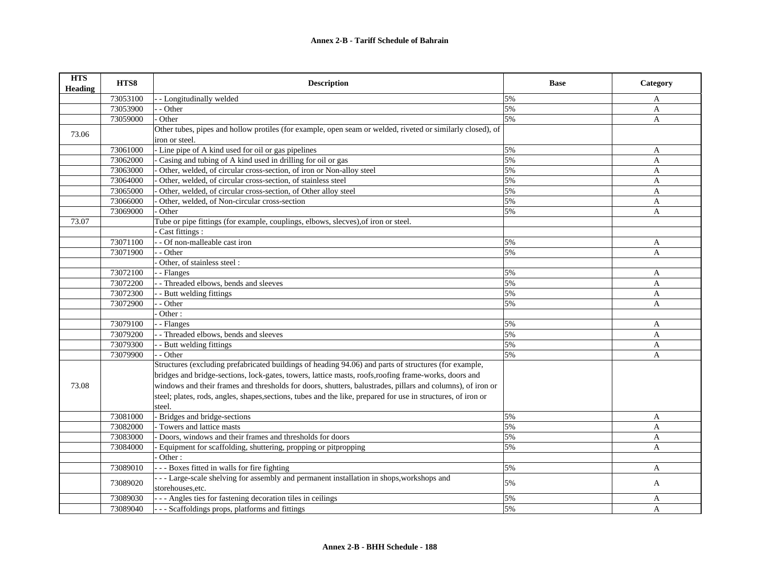**Annex 2-B - Tariff Schedule of Bahrain**

| HTS Heading | HTS8 | Description | Base | Category |
|---|---|---|---|---|
| | 73053100 | - - Longitudinally welded | 5% | A |
| | 73053900 | - - Other | 5% | A |
| | 73059000 | - Other | 5% | A |
| 73.06 | | Other tubes, pipes and hollow protiles (for example, open seam or welded, riveted or similarly closed), of iron or steel. | | |
| | 73061000 | - Line pipe of A kind used for oil or gas pipelines | 5% | A |
| | 73062000 | - Casing and tubing of A kind used in drilling for oil or gas | 5% | A |
| | 73063000 | - Other, welded, of circular cross-section, of iron or Non-alloy steel | 5% | A |
| | 73064000 | - Other, welded, of circular cross-section, of stainless steel | 5% | A |
| | 73065000 | - Other, welded, of circular cross-section, of Other alloy steel | 5% | A |
| | 73066000 | - Other, welded, of Non-circular cross-section | 5% | A |
| | 73069000 | - Other | 5% | A |
| 73.07 | | Tube or pipe fittings (for example, couplings, elbows, slecves),of iron or steel. | | |
| | | - Cast fittings : | | |
| | 73071100 | - - Of non-malleable cast iron | 5% | A |
| | 73071900 | - - Other | 5% | A |
| | | - Other, of stainless steel : | | |
| | 73072100 | - - Flanges | 5% | A |
| | 73072200 | - - Threaded elbows, bends and sleeves | 5% | A |
| | 73072300 | - - Butt welding fittings | 5% | A |
| | 73072900 | - - Other | 5% | A |
| | | - Other : | | |
| | 73079100 | - - Flanges | 5% | A |
| | 73079200 | - - Threaded elbows, bends and sleeves | 5% | A |
| | 73079300 | - - Butt welding fittings | 5% | A |
| | 73079900 | - - Other | 5% | A |
| 73.08 | | Structures (excluding prefabricated buildings of heading 94.06) and parts of structures (for example, bridges and bridge-sections, lock-gates, towers, lattice masts, roofs,roofing frame-works, doors and windows and their frames and thresholds for doors, shutters, balustrades, pillars and columns), of iron or steel; plates, rods, angles, shapes,sections, tubes and the like, prepared for use in structures, of iron or steel. | | |
| | 73081000 | - Bridges and bridge-sections | 5% | A |
| | 73082000 | - Towers and lattice masts | 5% | A |
| | 73083000 | - Doors, windows and their frames and thresholds for doors | 5% | A |
| | 73084000 | - Equipment for scaffolding, shuttering, propping or pitpropping | 5% | A |
| | | - Other : | | |
| | 73089010 | - - - Boxes fitted in walls for fire fighting | 5% | A |
| | 73089020 | - - - Large-scale shelving for assembly and permanent installation in shops,workshops and storehouses,etc. | 5% | A |
| | 73089030 | - - - Angles ties for fastening decoration tiles in ceilings | 5% | A |
| | 73089040 | - - - Scaffoldings props, platforms and fittings | 5% | A |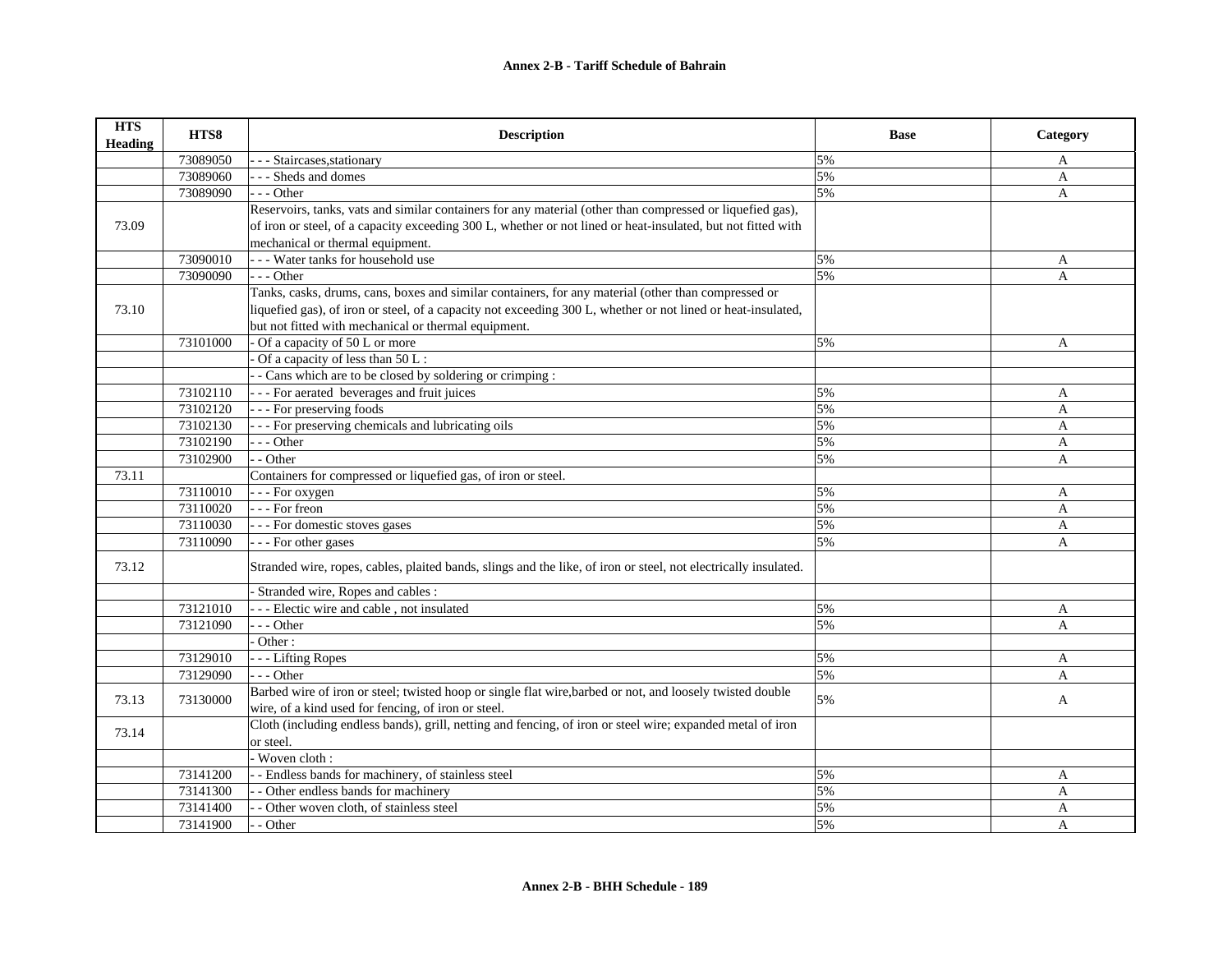**Annex 2-B - Tariff Schedule of Bahrain**

| HTS Heading | HTS8 | Description | Base | Category |
|---|---|---|---|---|
| | 73089050 | - - - Staircases,stationary | 5% | A |
| | 73089060 | - - - Sheds and domes | 5% | A |
| | 73089090 | - - - Other | 5% | A |
| 73.09 | | Reservoirs, tanks, vats and similar containers for any material (other than compressed or liquefied gas), of iron or steel, of a capacity exceeding 300 L, whether or not lined or heat-insulated, but not fitted with mechanical or thermal equipment. | | |
| | 73090010 | - - - Water tanks for household use | 5% | A |
| | 73090090 | - - - Other | 5% | A |
| 73.10 | | Tanks, casks, drums, cans, boxes and similar containers, for any material (other than compressed or liquefied gas), of iron or steel, of a capacity not exceeding 300 L, whether or not lined or heat-insulated, but not fitted with mechanical or thermal equipment. | | |
| | 73101000 | - Of a capacity of 50 L or more | 5% | A |
| | | - Of a capacity of less than 50 L : | | |
| | | - - Cans which are to be closed by soldering or crimping : | | |
| | 73102110 | - - - For aerated beverages and fruit juices | 5% | A |
| | 73102120 | - - - For preserving foods | 5% | A |
| | 73102130 | - - - For preserving chemicals and lubricating oils | 5% | A |
| | 73102190 | - - - Other | 5% | A |
| | 73102900 | - - Other | 5% | A |
| 73.11 | | Containers for compressed or liquefied gas, of iron or steel. | | |
| | 73110010 | - - - For oxygen | 5% | A |
| | 73110020 | - - - For freon | 5% | A |
| | 73110030 | - - - For domestic stoves gases | 5% | A |
| | 73110090 | - - - For other gases | 5% | A |
| 73.12 | | Stranded wire, ropes, cables, plaited bands, slings and the like, of iron or steel, not electrically insulated. | | |
| | | - Stranded wire, Ropes and cables : | | |
| | 73121010 | - - - Electic wire and cable , not insulated | 5% | A |
| | 73121090 | - - - Other | 5% | A |
| | | - Other : | | |
| | 73129010 | - - - Lifting Ropes | 5% | A |
| | 73129090 | - - - Other | 5% | A |
| 73.13 | 73130000 | Barbed wire of iron or steel; twisted hoop or single flat wire,barbed or not, and loosely twisted double wire, of a kind used for fencing, of iron or steel. | 5% | A |
| 73.14 | | Cloth (including endless bands), grill, netting and fencing, of iron or steel wire; expanded metal of iron or steel. | | |
| | | - Woven cloth : | | |
| | 73141200 | - - Endless bands for machinery, of stainless steel | 5% | A |
| | 73141300 | - - Other endless bands for machinery | 5% | A |
| | 73141400 | - - Other woven cloth, of stainless steel | 5% | A |
| | 73141900 | - - Other | 5% | A |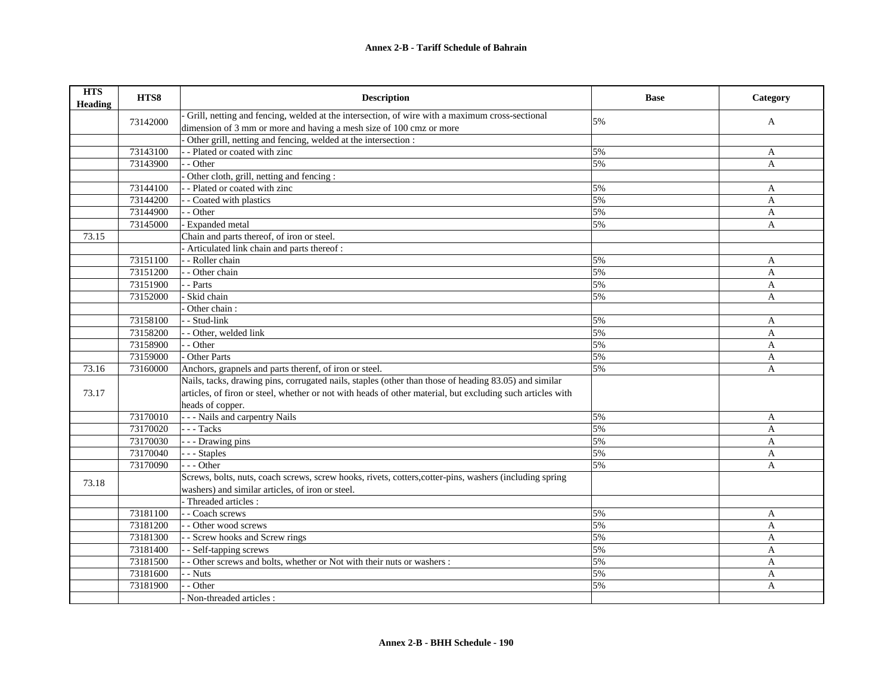## Annex 2-B - Tariff Schedule of Bahrain

| HTS Heading | HTS8 | Description | Base | Category |
|---|---|---|---|---|
| | 73142000 | - Grill, netting and fencing, welded at the intersection, of wire with a maximum cross-sectional dimension of 3 mm or more and having a mesh size of 100 cmz or more | 5% | A |
| | | - Other grill, netting and fencing, welded at the intersection : | | |
| | 73143100 | - - Plated or coated with zinc | 5% | A |
| | 73143900 | - - Other | 5% | A |
| | | - Other cloth, grill, netting and fencing : | | |
| | 73144100 | - - Plated or coated with zinc | 5% | A |
| | 73144200 | - - Coated with plastics | 5% | A |
| | 73144900 | - - Other | 5% | A |
| | 73145000 | - Expanded metal | 5% | A |
| 73.15 | | Chain and parts thereof, of iron or steel. | | |
| | | - Articulated link chain and parts thereof : | | |
| | 73151100 | - - Roller chain | 5% | A |
| | 73151200 | - - Other chain | 5% | A |
| | 73151900 | - - Parts | 5% | A |
| | 73152000 | - Skid chain | 5% | A |
| | | - Other chain : | | |
| | 73158100 | - - Stud-link | 5% | A |
| | 73158200 | - - Other, welded link | 5% | A |
| | 73158900 | - - Other | 5% | A |
| | 73159000 | - Other Parts | 5% | A |
| 73.16 | 73160000 | Anchors, grapnels and parts therenf, of iron or steel. | 5% | A |
| 73.17 | | Nails, tacks, drawing pins, corrugated nails, staples (other than those of heading 83.05) and similar articles, of firon or steel, whether or not with heads of other material, but excluding such articles with heads of copper. | | |
| | 73170010 | - - - Nails and carpentry Nails | 5% | A |
| | 73170020 | - - - Tacks | 5% | A |
| | 73170030 | - - - Drawing pins | 5% | A |
| | 73170040 | - - - Staples | 5% | A |
| | 73170090 | - - - Other | 5% | A |
| 73.18 | | Screws, bolts, nuts, coach screws, screw hooks, rivets, cotters,cotter-pins, washers (including spring washers) and similar articles, of iron or steel. | | |
| | | - Threaded articles : | | |
| | 73181100 | - - Coach screws | 5% | A |
| | 73181200 | - - Other wood screws | 5% | A |
| | 73181300 | - - Screw hooks and Screw rings | 5% | A |
| | 73181400 | - - Self-tapping screws | 5% | A |
| | 73181500 | - - Other screws and bolts, whether or Not with their nuts or washers : | 5% | A |
| | 73181600 | - - Nuts | 5% | A |
| | 73181900 | - - Other | 5% | A |
| | | - Non-threaded articles : | | |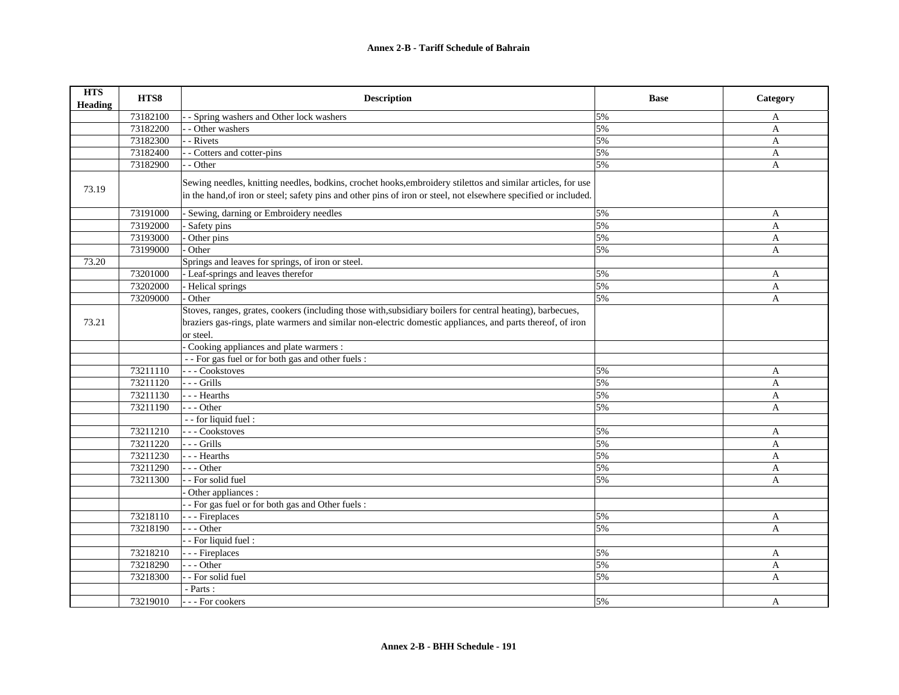| HTS Heading | HTS8 | Description | Base | Category |
|---|---|---|---|---|
| | 73182100 | - - Spring washers and Other lock washers | 5% | A |
| | 73182200 | - - Other washers | 5% | A |
| | 73182300 | - - Rivets | 5% | A |
| | 73182400 | - - Cotters and cotter-pins | 5% | A |
| | 73182900 | - - Other | 5% | A |
| 73.19 | | Sewing needles, knitting needles, bodkins, crochet hooks,embroidery stilettos and similar articles, for use in the hand,of iron or steel; safety pins and other pins of iron or steel, not elsewhere specified or included. | | |
| | 73191000 | - Sewing, darning or Embroidery needles | 5% | A |
| | 73192000 | - Safety pins | 5% | A |
| | 73193000 | - Other pins | 5% | A |
| | 73199000 | - Other | 5% | A |
| 73.20 | | Springs and leaves for springs, of iron or steel. | | |
| | 73201000 | - Leaf-springs and leaves therefor | 5% | A |
| | 73202000 | - Helical springs | 5% | A |
| | 73209000 | - Other | 5% | A |
| 73.21 | | Stoves, ranges, grates, cookers (including those with,subsidiary boilers for central heating), barbecues, braziers gas-rings, plate warmers and similar non-electric domestic appliances, and parts thereof, of iron or steel. | | |
| | | - Cooking appliances and plate warmers : | | |
| | | - - For gas fuel or for both gas and other fuels : | | |
| | 73211110 | - - - Cookstoves | 5% | A |
| | 73211120 | - - - Grills | 5% | A |
| | 73211130 | - - - Hearths | 5% | A |
| | 73211190 | - - - Other | 5% | A |
| | | - - for liquid fuel : | | |
| | 73211210 | - - - Cookstoves | 5% | A |
| | 73211220 | - - - Grills | 5% | A |
| | 73211230 | - - - Hearths | 5% | A |
| | 73211290 | - - - Other | 5% | A |
| | 73211300 | - - For solid fuel | 5% | A |
| | | - Other appliances : | | |
| | | - - For gas fuel or for both gas and Other fuels : | | |
| | 73218110 | - - - Fireplaces | 5% | A |
| | 73218190 | - - - Other | 5% | A |
| | | - - For liquid fuel : | | |
| | 73218210 | - - - Fireplaces | 5% | A |
| | 73218290 | - - - Other | 5% | A |
| | 73218300 | - - For solid fuel | 5% | A |
| | | - Parts : | | |
| | 73219010 | - - - For cookers | 5% | A |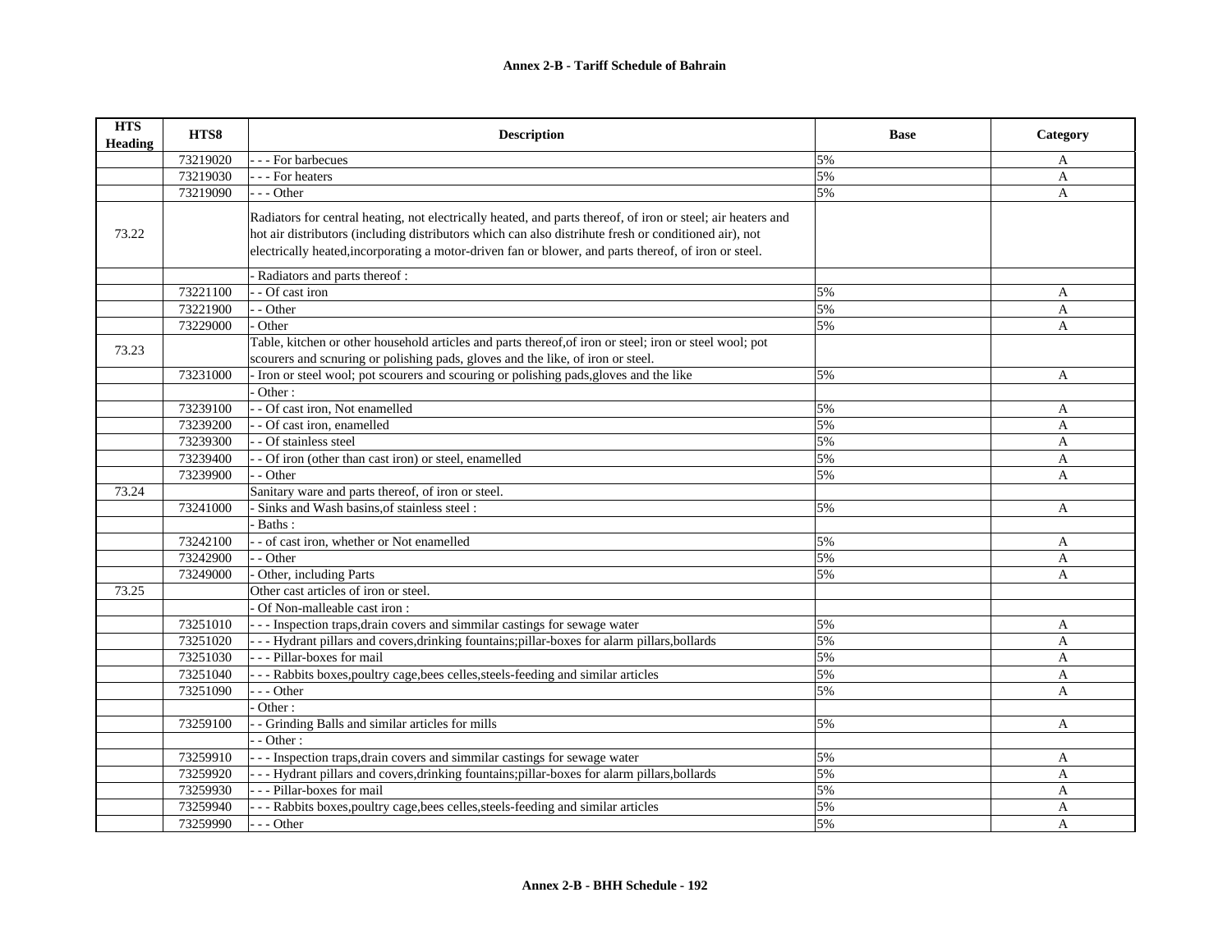## Annex 2-B - Tariff Schedule of Bahrain

| HTS Heading | HTS8 | Description | Base | Category |
|---|---|---|---|---|
| | 73219020 | - - - For barbecues | 5% | A |
| | 73219030 | - - - For heaters | 5% | A |
| | 73219090 | - - - Other | 5% | A |
| 73.22 | | Radiators for central heating, not electrically heated, and parts thereof, of iron or steel; air heaters and hot air distributors (including distributors which can also distrihute fresh or conditioned air), not electrically heated,incorporating a motor-driven fan or blower, and parts thereof, of iron or steel. | | |
| | | - Radiators and parts thereof : | | |
| | 73221100 | - - Of cast iron | 5% | A |
| | 73221900 | - - Other | 5% | A |
| | 73229000 | - Other | 5% | A |
| 73.23 | | Table, kitchen or other household articles and parts thereof,of iron or steel; iron or steel wool; pot scourers and scnuring or polishing pads, gloves and the like, of iron or steel. | | |
| | 73231000 | - Iron or steel wool; pot scourers and scouring or polishing pads,gloves and the like | 5% | A |
| | | - Other : | | |
| | 73239100 | - - Of cast iron, Not enamelled | 5% | A |
| | 73239200 | - - Of cast iron, enamelled | 5% | A |
| | 73239300 | - - Of stainless steel | 5% | A |
| | 73239400 | - - Of iron (other than cast iron) or steel, enamelled | 5% | A |
| | 73239900 | - - Other | 5% | A |
| 73.24 | | Sanitary ware and parts thereof, of iron or steel. | | |
| | 73241000 | - Sinks and Wash basins,of stainless steel : | 5% | A |
| | | - Baths : | | |
| | 73242100 | - - of cast iron, whether or Not enamelled | 5% | A |
| | 73242900 | - - Other | 5% | A |
| | 73249000 | - Other, including Parts | 5% | A |
| 73.25 | | Other cast articles of iron or steel. | | |
| | | - Of Non-malleable cast iron : | | |
| | 73251010 | - - - Inspection traps,drain covers and simmilar castings for sewage water | 5% | A |
| | 73251020 | - - - Hydrant pillars and covers,drinking fountains;pillar-boxes for alarm pillars,bollards | 5% | A |
| | 73251030 | - - - Pillar-boxes for mail | 5% | A |
| | 73251040 | - - - Rabbits boxes,poultry cage,bees celles,steels-feeding and similar articles | 5% | A |
| | 73251090 | - - - Other | 5% | A |
| | | - Other : | | |
| | 73259100 | - - Grinding Balls and similar articles for mills | 5% | A |
| | | - - Other : | | |
| | 73259910 | - - - Inspection traps,drain covers and simmilar castings for sewage water | 5% | A |
| | 73259920 | - - - Hydrant pillars and covers,drinking fountains;pillar-boxes for alarm pillars,bollards | 5% | A |
| | 73259930 | - - - Pillar-boxes for mail | 5% | A |
| | 73259940 | - - - Rabbits boxes,poultry cage,bees celles,steels-feeding and similar articles | 5% | A |
| | 73259990 | - - - Other | 5% | A |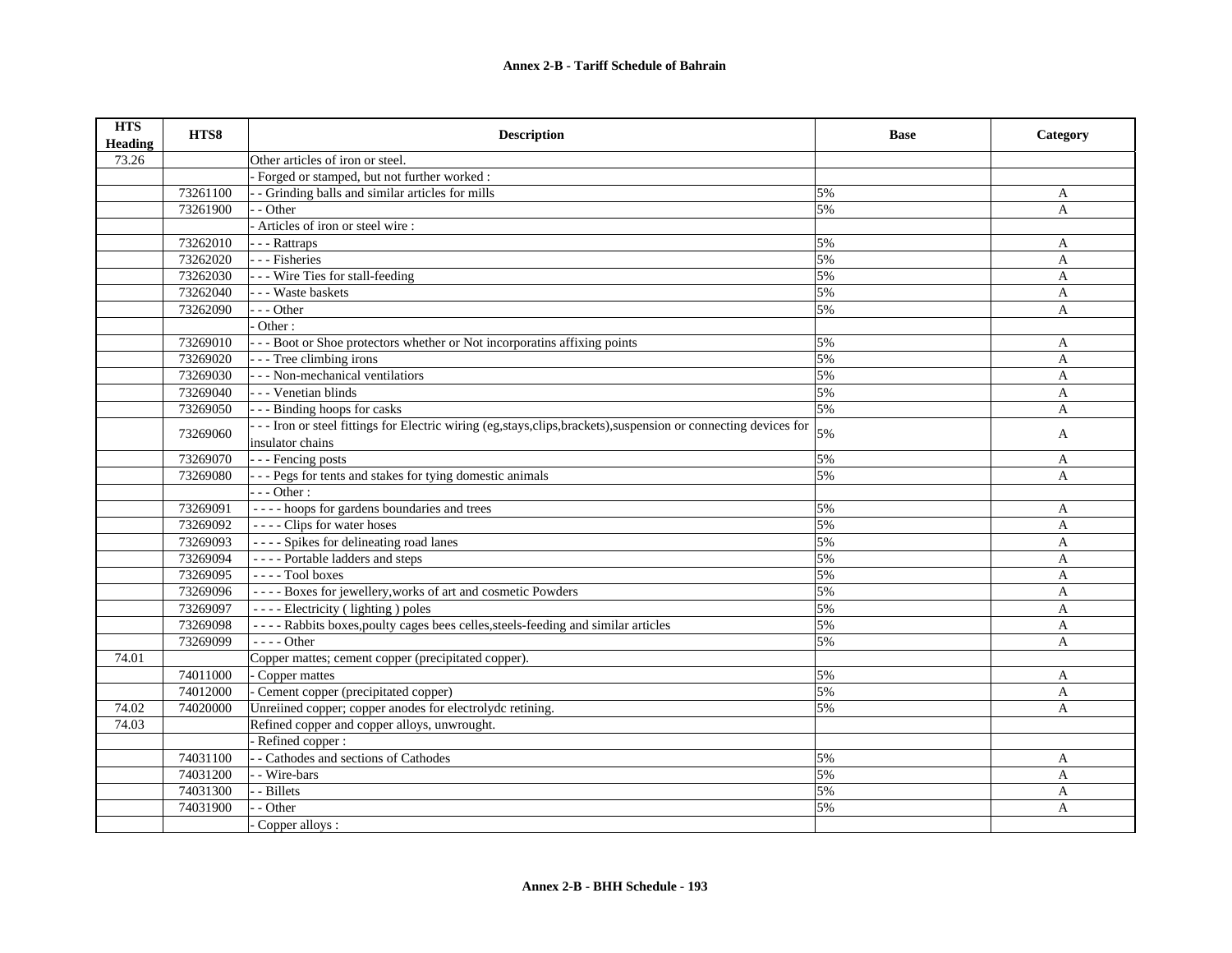| HTS Heading | HTS8 | Description | Base | Category |
|---|---|---|---|---|
| 73.26 | | Other articles of iron or steel. | | |
| | | - Forged or stamped, but not further worked : | | |
| | 73261100 | - - Grinding balls and similar articles for mills | 5% | A |
| | 73261900 | - - Other | 5% | A |
| | | - Articles of iron or steel wire : | | |
| | 73262010 | - - - Rattraps | 5% | A |
| | 73262020 | - - - Fisheries | 5% | A |
| | 73262030 | - - - Wire Ties for stall-feeding | 5% | A |
| | 73262040 | - - - Waste baskets | 5% | A |
| | 73262090 | - - - Other | 5% | A |
| | | - Other : | | |
| | 73269010 | - - - Boot or Shoe protectors whether or Not incorporatins affixing points | 5% | A |
| | 73269020 | - - - Tree climbing irons | 5% | A |
| | 73269030 | - - - Non-mechanical ventilatiors | 5% | A |
| | 73269040 | - - - Venetian blinds | 5% | A |
| | 73269050 | - - - Binding hoops for casks | 5% | A |
| | 73269060 | - - - Iron or steel fittings for Electric wiring (eg,stays,clips,brackets),suspension or connecting devices for insulator chains | 5% | A |
| | 73269070 | - - - Fencing posts | 5% | A |
| | 73269080 | - - - Pegs for tents and stakes for tying domestic animals | 5% | A |
| | | - - - Other : | | |
| | 73269091 | - - - - hoops for gardens boundaries and trees | 5% | A |
| | 73269092 | - - - - Clips for water hoses | 5% | A |
| | 73269093 | - - - - Spikes for delineating road lanes | 5% | A |
| | 73269094 | - - - - Portable ladders and steps | 5% | A |
| | 73269095 | - - - - Tool boxes | 5% | A |
| | 73269096 | - - - - Boxes for jewellery,works of art and cosmetic Powders | 5% | A |
| | 73269097 | - - - - Electricity ( lighting ) poles | 5% | A |
| | 73269098 | - - - - Rabbits boxes,poulty cages bees celles,steels-feeding and similar articles | 5% | A |
| | 73269099 | - - - - Other | 5% | A |
| 74.01 | | Copper mattes; cement copper (precipitated copper). | | |
| | 74011000 | - Copper mattes | 5% | A |
| | 74012000 | - Cement copper (precipitated copper) | 5% | A |
| 74.02 | 74020000 | Unreiined copper; copper anodes for electrolydc retining. | 5% | A |
| 74.03 | | Refined copper and copper alloys, unwrought. | | |
| | | - Refined copper : | | |
| | 74031100 | - - Cathodes and sections of Cathodes | 5% | A |
| | 74031200 | - - Wire-bars | 5% | A |
| | 74031300 | - - Billets | 5% | A |
| | 74031900 | - - Other | 5% | A |
| | | - Copper alloys : | | |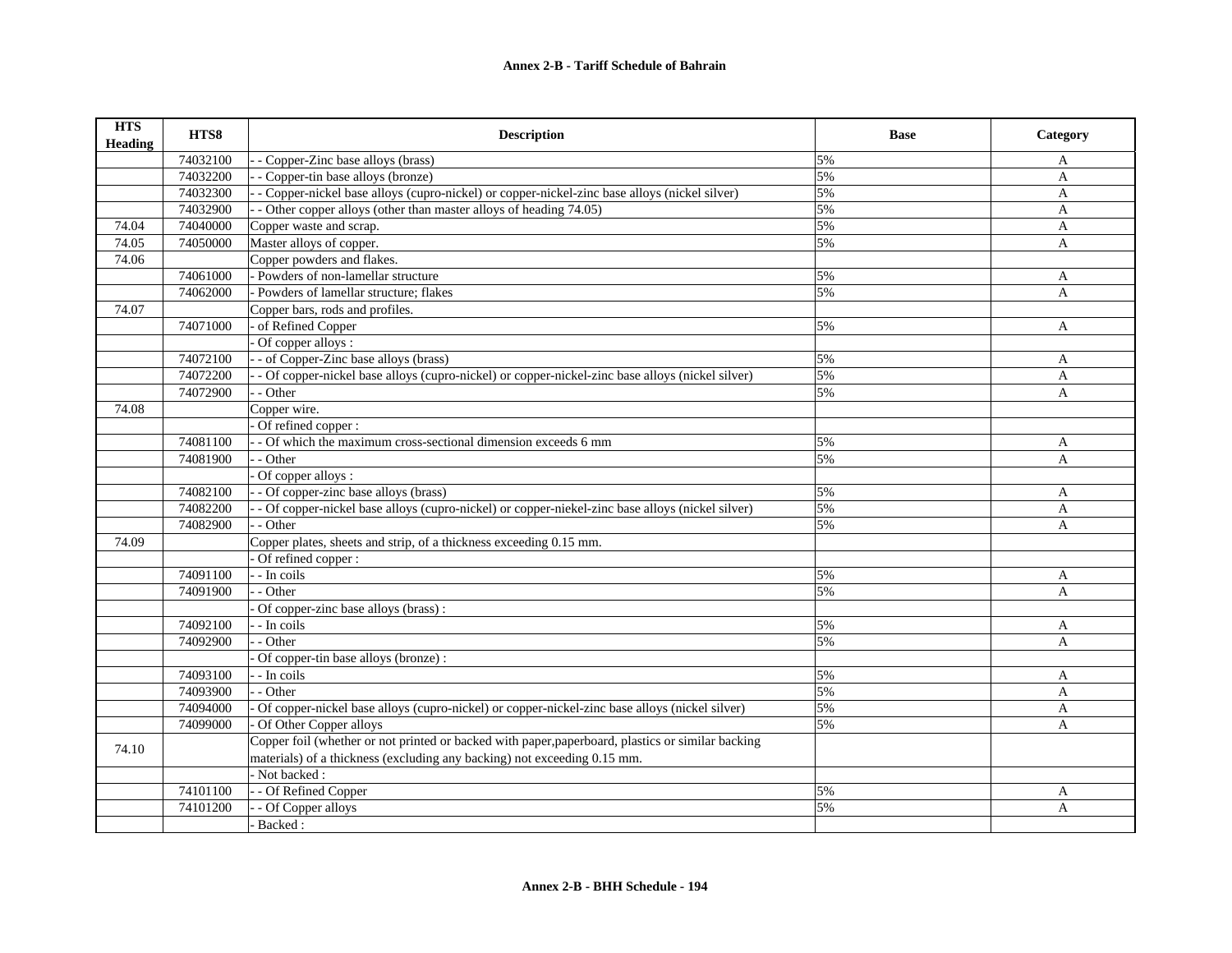**Annex 2-B - Tariff Schedule of Bahrain**

| HTS Heading | HTS8 | Description | Base | Category |
|---|---|---|---|---|
| | 74032100 | - - Copper-Zinc base alloys (brass) | 5% | A |
| | 74032200 | - - Copper-tin base alloys (bronze) | 5% | A |
| | 74032300 | - - Copper-nickel base alloys (cupro-nickel) or copper-nickel-zinc base alloys (nickel silver) | 5% | A |
| | 74032900 | - - Other copper alloys (other than master alloys of heading 74.05) | 5% | A |
| 74.04 | 74040000 | Copper waste and scrap. | 5% | A |
| 74.05 | 74050000 | Master alloys of copper. | 5% | A |
| 74.06 | | Copper powders and flakes. | | |
| | 74061000 | - Powders of non-lamellar structure | 5% | A |
| | 74062000 | - Powders of lamellar structure; flakes | 5% | A |
| 74.07 | | Copper bars, rods and profiles. | | |
| | 74071000 | - of Refined Copper | 5% | A |
| | | - Of copper alloys : | | |
| | 74072100 | - - of Copper-Zinc base alloys (brass) | 5% | A |
| | 74072200 | - - Of copper-nickel base alloys (cupro-nickel) or copper-nickel-zinc base alloys (nickel silver) | 5% | A |
| | 74072900 | - - Other | 5% | A |
| 74.08 | | Copper wire. | | |
| | | - Of refined copper : | | |
| | 74081100 | - - Of which the maximum cross-sectional dimension exceeds 6 mm | 5% | A |
| | 74081900 | - - Other | 5% | A |
| | | - Of copper alloys : | | |
| | 74082100 | - - Of copper-zinc base alloys (brass) | 5% | A |
| | 74082200 | - - Of copper-nickel base alloys (cupro-nickel) or copper-niekel-zinc base alloys (nickel silver) | 5% | A |
| | 74082900 | - - Other | 5% | A |
| 74.09 | | Copper plates, sheets and strip, of a thickness exceeding 0.15 mm. | | |
| | | - Of refined copper : | | |
| | 74091100 | - - In coils | 5% | A |
| | 74091900 | - - Other | 5% | A |
| | | - Of copper-zinc base alloys (brass) : | | |
| | 74092100 | - - In coils | 5% | A |
| | 74092900 | - - Other | 5% | A |
| | | - Of copper-tin base alloys (bronze) : | | |
| | 74093100 | - - In coils | 5% | A |
| | 74093900 | - - Other | 5% | A |
| | 74094000 | - Of copper-nickel base alloys (cupro-nickel) or copper-nickel-zinc base alloys (nickel silver) | 5% | A |
| | 74099000 | - Of Other Copper alloys | 5% | A |
| 74.10 | | Copper foil (whether or not printed or backed with paper,paperboard, plastics or similar backing materials) of a thickness (excluding any backing) not exceeding 0.15 mm. | | |
| | | - Not backed : | | |
| | 74101100 | - - Of Refined Copper | 5% | A |
| | 74101200 | - - Of Copper alloys | 5% | A |
| | | - Backed : | | |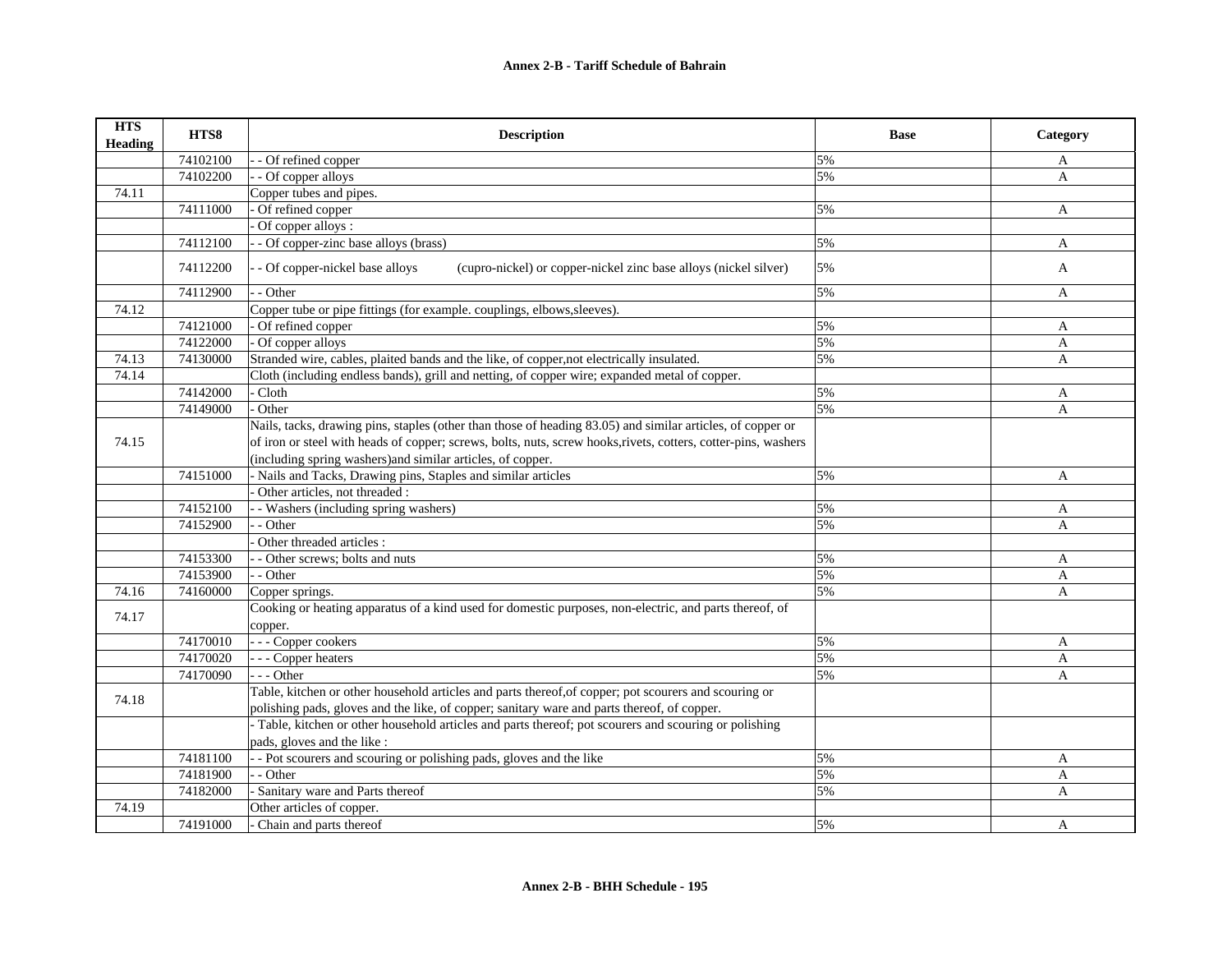## Annex 2-B - Tariff Schedule of Bahrain

| HTS Heading | HTS8 | Description | Base | Category |
|---|---|---|---|---|
| | 74102100 | - - Of refined copper | 5% | A |
| | 74102200 | - - Of copper alloys | 5% | A |
| 74.11 | | Copper tubes and pipes. | | |
| | 74111000 | - Of refined copper | 5% | A |
| | | - Of copper alloys : | | |
| | 74112100 | - - Of copper-zinc base alloys (brass) | 5% | A |
| | 74112200 | - - Of copper-nickel base alloys (cupro-nickel) or copper-nickel zinc base alloys (nickel silver) | 5% | A |
| | 74112900 | - - Other | 5% | A |
| 74.12 | | Copper tube or pipe fittings (for example. couplings, elbows,sleeves). | | |
| | 74121000 | - Of refined copper | 5% | A |
| | 74122000 | - Of copper alloys | 5% | A |
| 74.13 | 74130000 | Stranded wire, cables, plaited bands and the like, of copper,not electrically insulated. | 5% | A |
| 74.14 | | Cloth (including endless bands), grill and netting, of copper wire; expanded metal of copper. | | |
| | 74142000 | - Cloth | 5% | A |
| | 74149000 | - Other | 5% | A |
| 74.15 | | Nails, tacks, drawing pins, staples (other than those of heading 83.05) and similar articles, of copper or of iron or steel with heads of copper; screws, bolts, nuts, screw hooks,rivets, cotters, cotter-pins, washers (including spring washers)and similar articles, of copper. | | |
| | 74151000 | - Nails and Tacks, Drawing pins, Staples and similar articles | 5% | A |
| | | - Other articles, not threaded : | | |
| | 74152100 | - - Washers (including spring washers) | 5% | A |
| | 74152900 | - - Other | 5% | A |
| | | - Other threaded articles : | | |
| | 74153300 | - - Other screws; bolts and nuts | 5% | A |
| | 74153900 | - - Other | 5% | A |
| 74.16 | 74160000 | Copper springs. | 5% | A |
| 74.17 | | Cooking or heating apparatus of a kind used for domestic purposes, non-electric, and parts thereof, of copper. | | |
| | 74170010 | - - - Copper cookers | 5% | A |
| | 74170020 | - - - Copper heaters | 5% | A |
| | 74170090 | - - - Other | 5% | A |
| 74.18 | | Table, kitchen or other household articles and parts thereof,of copper; pot scourers and scouring or polishing pads, gloves and the like, of copper; sanitary ware and parts thereof, of copper. | | |
| | | - Table, kitchen or other household articles and parts thereof; pot scourers and scouring or polishing pads, gloves and the like : | | |
| | 74181100 | - - Pot scourers and scouring or polishing pads, gloves and the like | 5% | A |
| | 74181900 | - - Other | 5% | A |
| | 74182000 | - Sanitary ware and Parts thereof | 5% | A |
| 74.19 | | Other articles of copper. | | |
| | 74191000 | - Chain and parts thereof | 5% | A |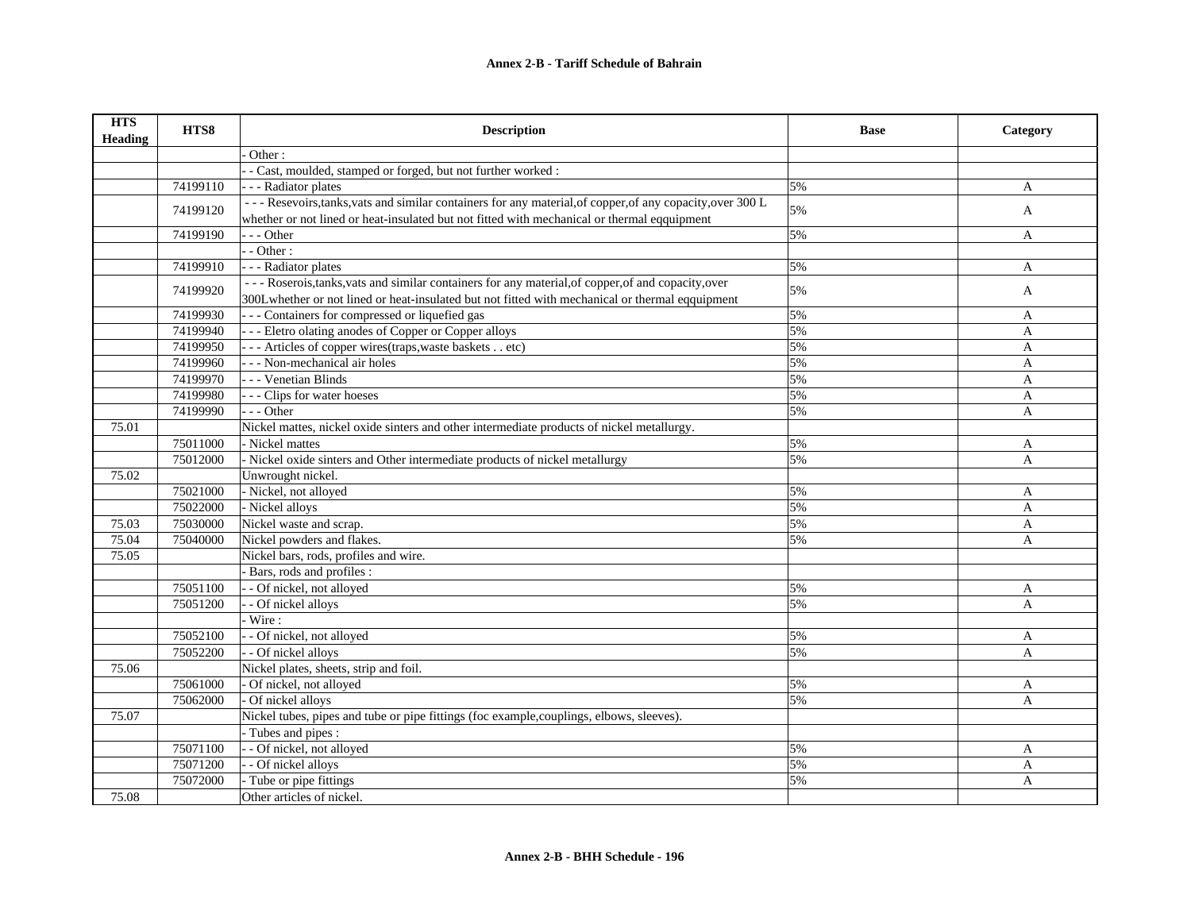**Annex 2-B - Tariff Schedule of Bahrain**

| HTS Heading | HTS8 | Description | Base | Category |
|---|---|---|---|---|
| | | - Other : | | |
| | | - - Cast, moulded, stamped or forged, but not further worked : | | |
| | 74199110 | - - - Radiator plates | 5% | A |
| | 74199120 | - - - Resevoirs,tanks,vats and similar containers for any material,of copper,of any copacity,over 300 L whether or not lined or heat-insulated but not fitted with mechanical or thermal eqquipment | 5% | A |
| | 74199190 | - - - Other | 5% | A |
| | | - - Other : | | |
| | 74199910 | - - - Radiator plates | 5% | A |
| | 74199920 | - - - Roserois,tanks,vats and similar containers for any material,of copper,of and copacity,over 300Lwhether or not lined or heat-insulated but not fitted with mechanical or thermal eqquipment | 5% | A |
| | 74199930 | - - - Containers for compressed or liquefied gas | 5% | A |
| | 74199940 | - - - Eletro olating anodes of Copper or Copper alloys | 5% | A |
| | 74199950 | - - - Articles of copper wires(traps,waste baskets . . etc) | 5% | A |
| | 74199960 | - - - Non-mechanical air holes | 5% | A |
| | 74199970 | - - - Venetian Blinds | 5% | A |
| | 74199980 | - - - Clips for water hoeses | 5% | A |
| | 74199990 | - - - Other | 5% | A |
| 75.01 | | Nickel mattes, nickel oxide sinters and other intermediate products of nickel metallurgy. | | |
| | 75011000 | - Nickel mattes | 5% | A |
| | 75012000 | - Nickel oxide sinters and Other intermediate products of nickel metallurgy | 5% | A |
| 75.02 | | Unwrought nickel. | | |
| | 75021000 | - Nickel, not alloyed | 5% | A |
| | 75022000 | - Nickel alloys | 5% | A |
| 75.03 | 75030000 | Nickel waste and scrap. | 5% | A |
| 75.04 | 75040000 | Nickel powders and flakes. | 5% | A |
| 75.05 | | Nickel bars, rods, profiles and wire. | | |
| | | - Bars, rods and profiles : | | |
| | 75051100 | - - Of nickel, not alloyed | 5% | A |
| | 75051200 | - - Of nickel alloys | 5% | A |
| | | - Wire : | | |
| | 75052100 | - - Of nickel, not alloyed | 5% | A |
| | 75052200 | - - Of nickel alloys | 5% | A |
| 75.06 | | Nickel plates, sheets, strip and foil. | | |
| | 75061000 | - Of nickel, not alloyed | 5% | A |
| | 75062000 | - Of nickel alloys | 5% | A |
| 75.07 | | Nickel tubes, pipes and tube or pipe fittings (foc example,couplings, elbows, sleeves). | | |
| | | - Tubes and pipes : | | |
| | 75071100 | - - Of nickel, not alloyed | 5% | A |
| | 75071200 | - - Of nickel alloys | 5% | A |
| | 75072000 | - Tube or pipe fittings | 5% | A |
| 75.08 | | Other articles of nickel. | | |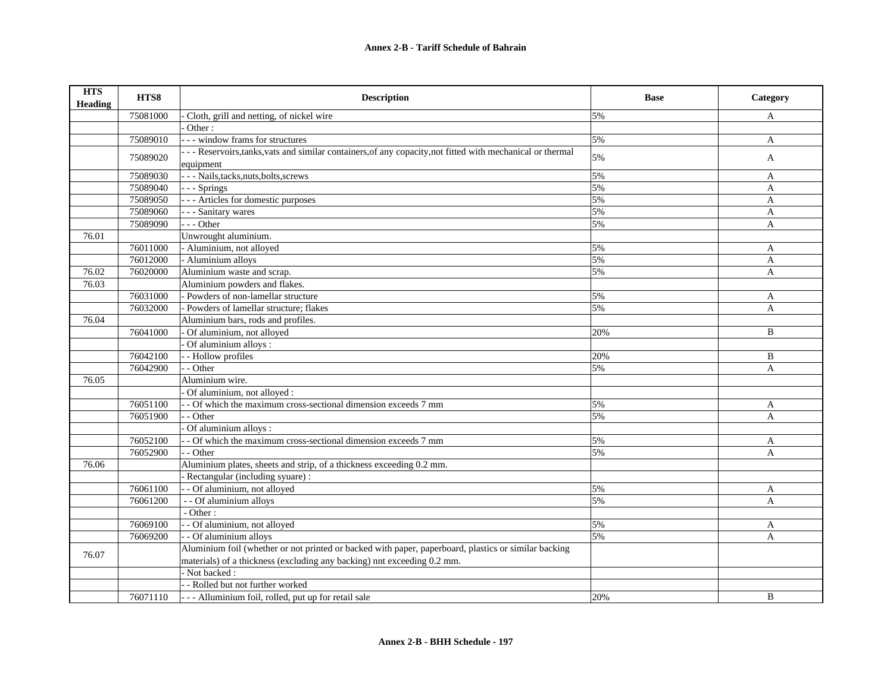| HTS Heading | HTS8 | Description | Base | Category |
|---|---|---|---|---|
| | 75081000 | - Cloth, grill and netting, of nickel wire | 5% | A |
| | | - Other : | | |
| | 75089010 | - - - window frams for structures | 5% | A |
| | 75089020 | - - - Reservoirs,tanks,vats and similar containers,of any copacity,not fitted with mechanical or thermal equipment | 5% | A |
| | 75089030 | - - - Nails,tacks,nuts,bolts,screws | 5% | A |
| | 75089040 | - - - Springs | 5% | A |
| | 75089050 | - - - Articles for domestic purposes | 5% | A |
| | 75089060 | - - - Sanitary wares | 5% | A |
| | 75089090 | - - - Other | 5% | A |
| 76.01 | | Unwrought aluminium. | | |
| | 76011000 | - Aluminium, not alloyed | 5% | A |
| | 76012000 | - Aluminium alloys | 5% | A |
| 76.02 | 76020000 | Aluminium waste and scrap. | 5% | A |
| 76.03 | | Aluminium powders and flakes. | | |
| | 76031000 | - Powders of non-lamellar structure | 5% | A |
| | 76032000 | - Powders of lamellar structure; flakes | 5% | A |
| 76.04 | | Aluminium bars, rods and profiles. | | |
| | 76041000 | - Of aluminium, not alloyed | 20% | B |
| | | - Of aluminium alloys : | | |
| | 76042100 | - - Hollow profiles | 20% | B |
| | 76042900 | - - Other | 5% | A |
| 76.05 | | Aluminium wire. | | |
| | | - Of aluminium, not alloyed : | | |
| | 76051100 | - - Of which the maximum cross-sectional dimension exceeds 7 mm | 5% | A |
| | 76051900 | - - Other | 5% | A |
| | | - Of aluminium alloys : | | |
| | 76052100 | - - Of which the maximum cross-sectional dimension exceeds 7 mm | 5% | A |
| | 76052900 | - - Other | 5% | A |
| 76.06 | | Aluminium plates, sheets and strip, of a thickness exceeding 0.2 mm. | | |
| | | - Rectangular (including syuare) : | | |
| | 76061100 | - - Of aluminium, not alloyed | 5% | A |
| | 76061200 | - - Of aluminium alloys | 5% | A |
| | | - Other : | | |
| | 76069100 | - - Of aluminium, not alloyed | 5% | A |
| | 76069200 | - - Of aluminium alloys | 5% | A |
| 76.07 | | Aluminium foil (whether or not printed or backed with paper, paperboard, plastics or similar backing materials) of a thickness (excluding any backing) nnt exceeding 0.2 mm. | | |
| | | - Not backed : | | |
| | | - - Rolled but not further worked | | |
| | 76071110 | - - - Alluminium foil, rolled, put up for retail sale | 20% | B |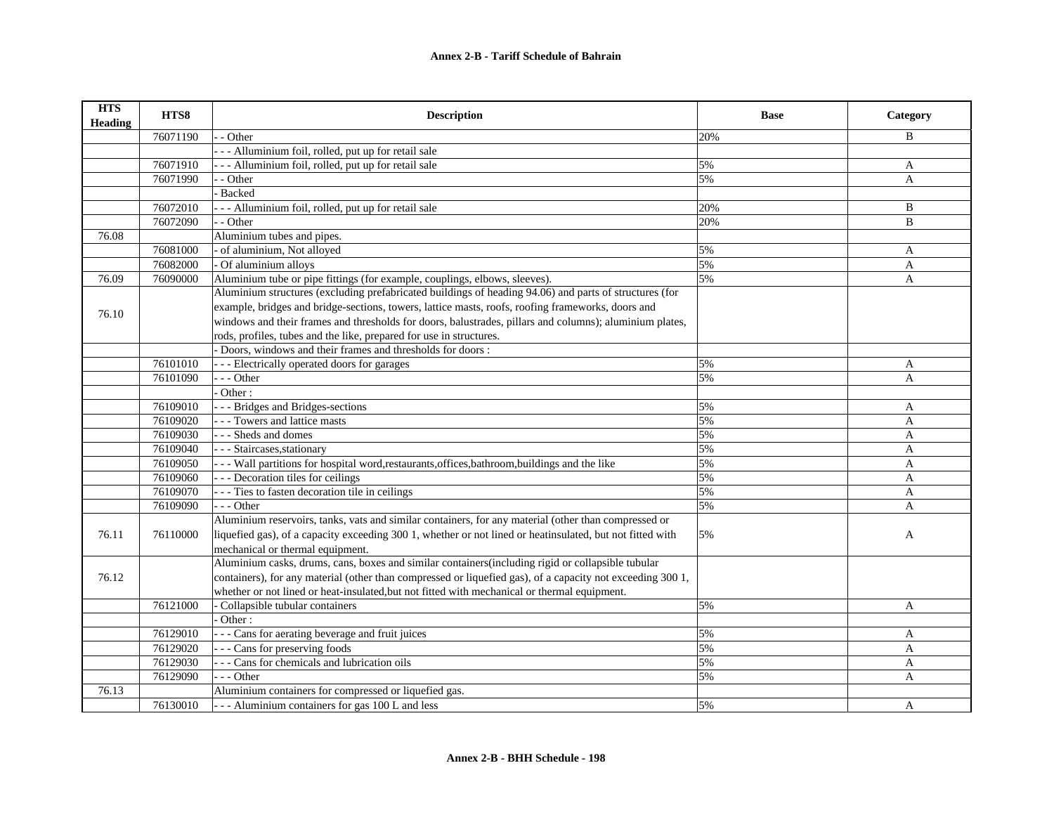# Annex 2-B - Tariff Schedule of Bahrain

| HTS Heading | HTS8 | Description | Base | Category |
|---|---|---|---|---|
| | 76071190 | - - Other | 20% | B |
| | | - - - Alluminium foil, rolled, put up for retail sale | | |
| | 76071910 | - - - Alluminium foil, rolled, put up for retail sale | 5% | A |
| | 76071990 | - - Other | 5% | A |
| | | - Backed | | |
| | 76072010 | - - - Alluminium foil, rolled, put up for retail sale | 20% | B |
| | 76072090 | - - Other | 20% | B |
| 76.08 | | Aluminium tubes and pipes. | | |
| | 76081000 | - of aluminium, Not alloyed | 5% | A |
| | 76082000 | - Of aluminium alloys | 5% | A |
| 76.09 | 76090000 | Aluminium tube or pipe fittings (for example, couplings, elbows, sleeves). | 5% | A |
| 76.10 | | Aluminium structures (excluding prefabricated buildings of heading 94.06) and parts of structures (for example, bridges and bridge-sections, towers, lattice masts, roofs, roofing frameworks, doors and windows and their frames and thresholds for doors, balustrades, pillars and columns); aluminium plates, rods, profiles, tubes and the like, prepared for use in structures. | | |
| | | - Doors, windows and their frames and thresholds for doors : | | |
| | 76101010 | - - - Electrically operated doors for garages | 5% | A |
| | 76101090 | - - - Other | 5% | A |
| | | - Other : | | |
| | 76109010 | - - - Bridges and Bridges-sections | 5% | A |
| | 76109020 | - - - Towers and lattice masts | 5% | A |
| | 76109030 | - - - Sheds and domes | 5% | A |
| | 76109040 | - - - Staircases,stationary | 5% | A |
| | 76109050 | - - - Wall partitions for hospital word,restaurants,offices,bathroom,buildings and the like | 5% | A |
| | 76109060 | - - - Decoration tiles for ceilings | 5% | A |
| | 76109070 | - - - Ties to fasten decoration tile in ceilings | 5% | A |
| | 76109090 | - - - Other | 5% | A |
| 76.11 | 76110000 | Aluminium reservoirs, tanks, vats and similar containers, for any material (other than compressed or liquefied gas), of a capacity exceeding 300 1, whether or not lined or heatinsulated, but not fitted with mechanical or thermal equipment. | 5% | A |
| 76.12 | | Aluminium casks, drums, cans, boxes and similar containers(including rigid or collapsible tubular containers), for any material (other than compressed or liquefied gas), of a capacity not exceeding 300 1, whether or not lined or heat-insulated,but not fitted with mechanical or thermal equipment. | | |
| | 76121000 | - Collapsible tubular containers | 5% | A |
| | | - Other : | | |
| | 76129010 | - - - Cans for aerating beverage and fruit juices | 5% | A |
| | 76129020 | - - - Cans for preserving foods | 5% | A |
| | 76129030 | - - - Cans for chemicals and lubrication oils | 5% | A |
| | 76129090 | - - - Other | 5% | A |
| 76.13 | | Aluminium containers for compressed or liquefied gas. | | |
| | 76130010 | - - - Aluminium containers for gas 100 L and less | 5% | A |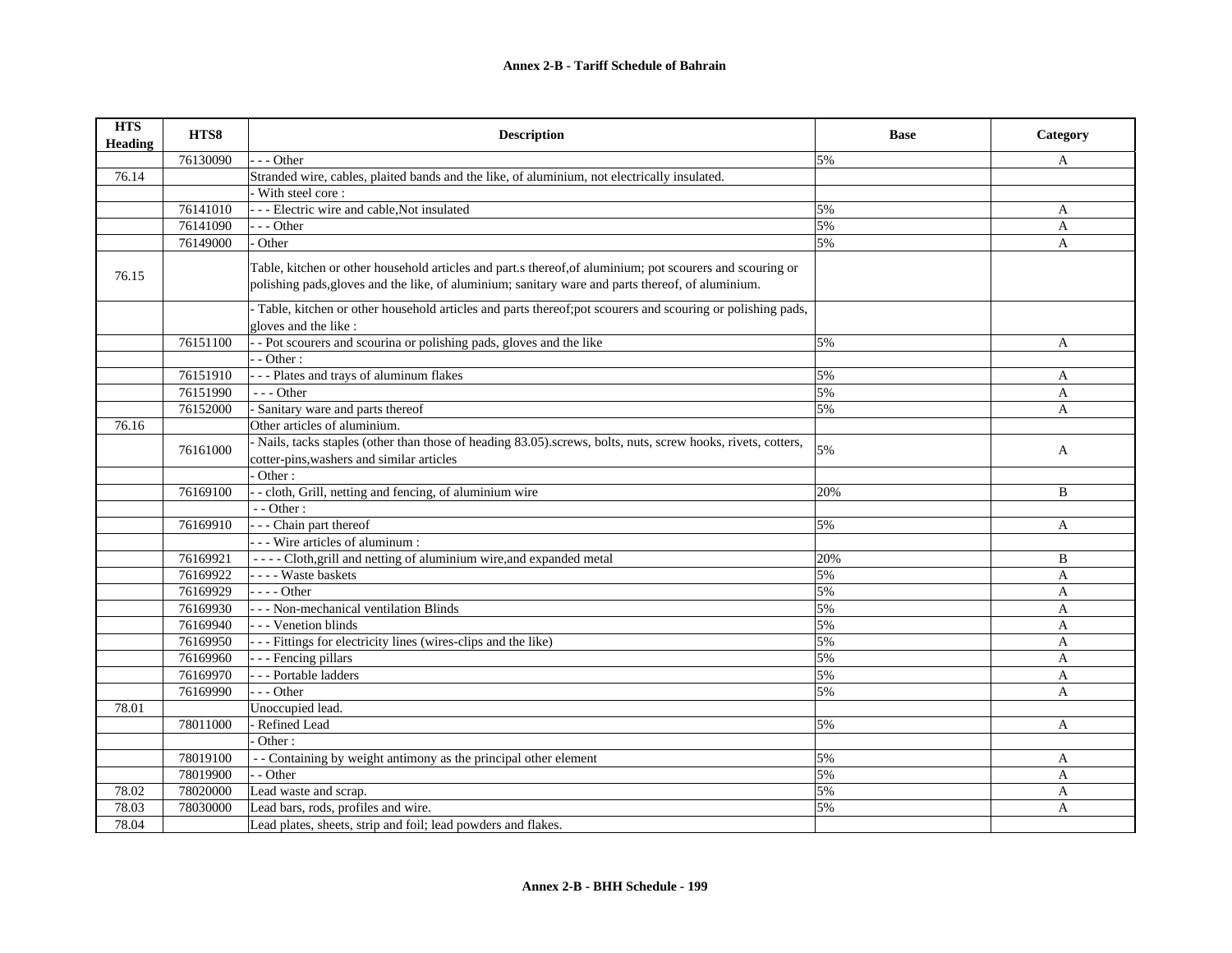## Annex 2-B - Tariff Schedule of Bahrain

| HTS Heading | HTS8 | Description | Base | Category |
|---|---|---|---|---|
| | 76130090 | - - - Other | 5% | A |
| 76.14 | | Stranded wire, cables, plaited bands and the like, of aluminium, not electrically insulated. | | |
| | | - With steel core : | | |
| | 76141010 | - - - Electric wire and cable,Not insulated | 5% | A |
| | 76141090 | - - - Other | 5% | A |
| | 76149000 | - Other | 5% | A |
| 76.15 | | Table, kitchen or other household articles and part.s thereof,of aluminium; pot scourers and scouring or polishing pads,gloves and the like, of aluminium; sanitary ware and parts thereof, of aluminium. | | |
| | | - Table, kitchen or other household articles and parts thereof;pot scourers and scouring or polishing pads, gloves and the like : | | |
| | 76151100 | - - Pot scourers and scourina or polishing pads, gloves and the like | 5% | A |
| | | - - Other : | | |
| | 76151910 | - - - Plates and trays of aluminum flakes | 5% | A |
| | 76151990 | - - - Other | 5% | A |
| | 76152000 | - Sanitary ware and parts thereof | 5% | A |
| 76.16 | | Other articles of aluminium. | | |
| | 76161000 | - Nails, tacks staples (other than those of heading 83.05).screws, bolts, nuts, screw hooks, rivets, cotters, cotter-pins,washers and similar articles | 5% | A |
| | | - Other : | | |
| | 76169100 | - - cloth, Grill, netting and fencing, of aluminium wire | 20% | B |
| | | - - Other : | | |
| | 76169910 | - - - Chain part thereof | 5% | A |
| | | - - - Wire articles of aluminum : | | |
| | 76169921 | - - - - Cloth,grill and netting of aluminium wire,and expanded metal | 20% | B |
| | 76169922 | - - - - Waste baskets | 5% | A |
| | 76169929 | - - - - Other | 5% | A |
| | 76169930 | - - - Non-mechanical ventilation Blinds | 5% | A |
| | 76169940 | - - - Venetion blinds | 5% | A |
| | 76169950 | - - - Fittings for electricity lines (wires-clips and the like) | 5% | A |
| | 76169960 | - - - Fencing pillars | 5% | A |
| | 76169970 | - - - Portable ladders | 5% | A |
| | 76169990 | - - - Other | 5% | A |
| 78.01 | | Unoccupied lead. | | |
| | 78011000 | - Refined Lead | 5% | A |
| | | - Other : | | |
| | 78019100 | - - Containing by weight antimony as the principal other element | 5% | A |
| | 78019900 | - - Other | 5% | A |
| 78.02 | 78020000 | Lead waste and scrap. | 5% | A |
| 78.03 | 78030000 | Lead bars, rods, profiles and wire. | 5% | A |
| 78.04 | | Lead plates, sheets, strip and foil; lead powders and flakes. | | |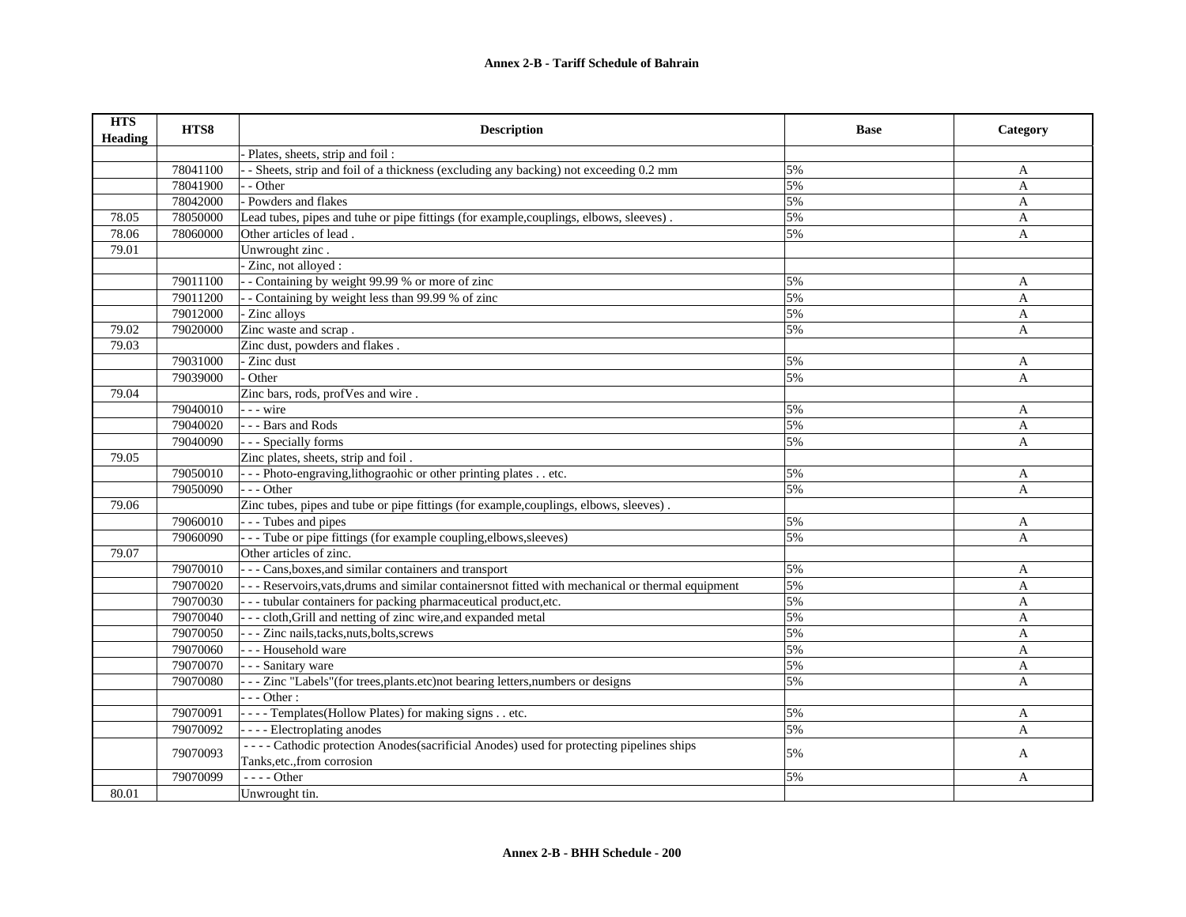**Annex 2-B - Tariff Schedule of Bahrain**

| HTS Heading | HTS8 | Description | Base | Category |
|---|---|---|---|---|
| | | - Plates, sheets, strip and foil : | | |
| | 78041100 | - - Sheets, strip and foil of a thickness (excluding any backing) not exceeding 0.2 mm | 5% | A |
| | 78041900 | - - Other | 5% | A |
| | 78042000 | - Powders and flakes | 5% | A |
| 78.05 | 78050000 | Lead tubes, pipes and tuhe or pipe fittings (for example,couplings, elbows, sleeves) . | 5% | A |
| 78.06 | 78060000 | Other articles of lead . | 5% | A |
| 79.01 | | Unwrought zinc . | | |
| | | - Zinc, not alloyed : | | |
| | 79011100 | - - Containing by weight 99.99 % or more of zinc | 5% | A |
| | 79011200 | - - Containing by weight less than 99.99 % of zinc | 5% | A |
| | 79012000 | - Zinc alloys | 5% | A |
| 79.02 | 79020000 | Zinc waste and scrap . | 5% | A |
| 79.03 | | Zinc dust, powders and flakes . | | |
| | 79031000 | - Zinc dust | 5% | A |
| | 79039000 | - Other | 5% | A |
| 79.04 | | Zinc bars, rods, profVes and wire . | | |
| | 79040010 | - - - wire | 5% | A |
| | 79040020 | - - - Bars and Rods | 5% | A |
| | 79040090 | - - - Specially forms | 5% | A |
| 79.05 | | Zinc plates, sheets, strip and foil . | | |
| | 79050010 | - - - Photo-engraving,lithograohic or other printing plates . . etc. | 5% | A |
| | 79050090 | - - - Other | 5% | A |
| 79.06 | | Zinc tubes, pipes and tube or pipe fittings (for example,couplings, elbows, sleeves) . | | |
| | 79060010 | - - - Tubes and pipes | 5% | A |
| | 79060090 | - - - Tube or pipe fittings (for example coupling,elbows,sleeves) | 5% | A |
| 79.07 | | Other articles of zinc. | | |
| | 79070010 | - - - Cans,boxes,and similar containers and transport | 5% | A |
| | 79070020 | - - - Reservoirs,vats,drums and similar containersnot fitted with mechanical or thermal equipment | 5% | A |
| | 79070030 | - - - tubular containers for packing pharmaceutical product,etc. | 5% | A |
| | 79070040 | - - - cloth,Grill and netting of zinc wire,and expanded metal | 5% | A |
| | 79070050 | - - - Zinc nails,tacks,nuts,bolts,screws | 5% | A |
| | 79070060 | - - - Household ware | 5% | A |
| | 79070070 | - - - Sanitary ware | 5% | A |
| | 79070080 | - - - Zinc "Labels"(for trees,plants.etc)not bearing letters,numbers or designs | 5% | A |
| | | - - - Other : | | |
| | 79070091 | - - - - Templates(Hollow Plates) for making signs . . etc. | 5% | A |
| | 79070092 | - - - - Electroplating anodes | 5% | A |
| | 79070093 | - - - - Cathodic protection Anodes(sacrificial Anodes) used for protecting pipelines ships Tanks,etc.,from corrosion | 5% | A |
| | 79070099 | - - - - Other | 5% | A |
| 80.01 | | Unwrought tin. | | |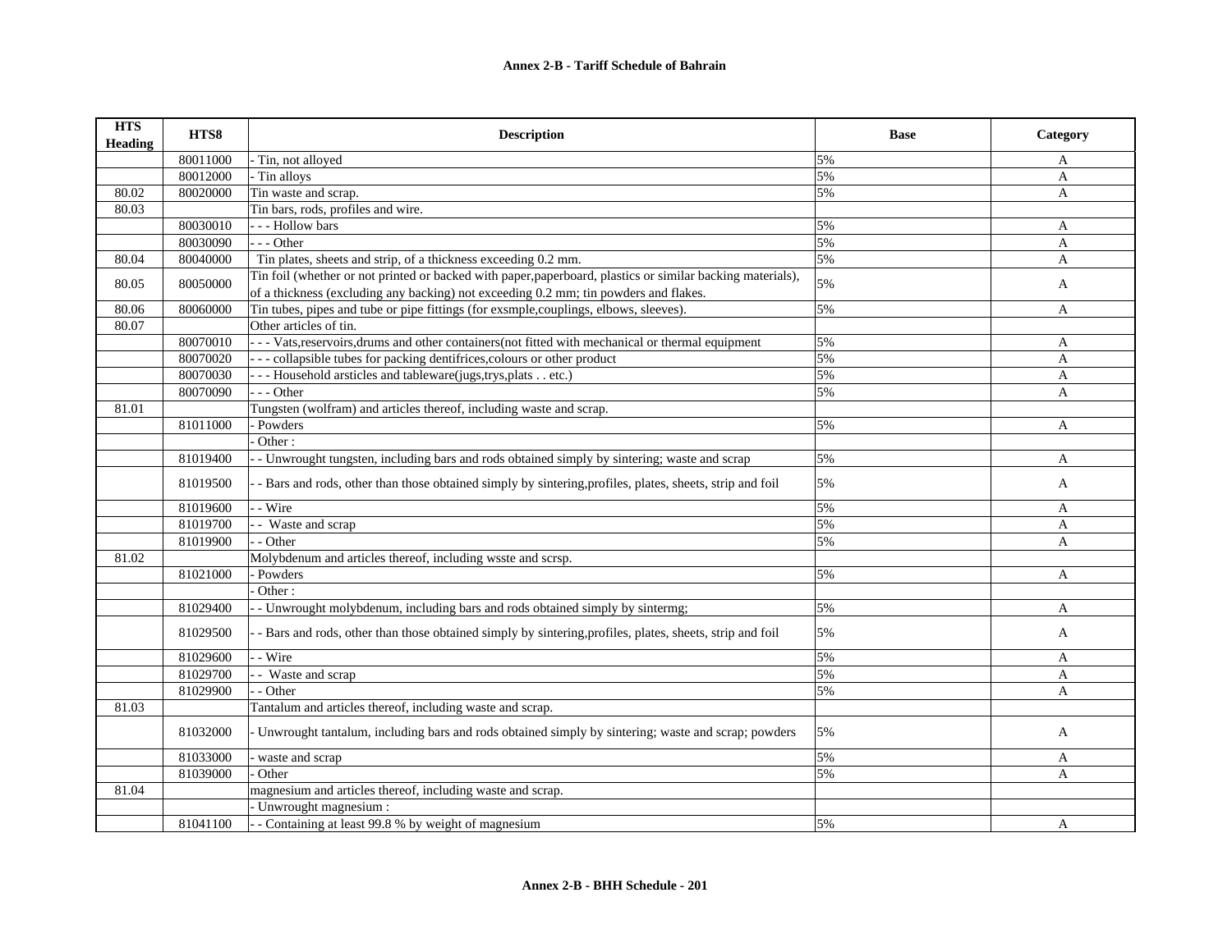## Annex 2-B - Tariff Schedule of Bahrain

| HTS Heading | HTS8 | Description | Base | Category |
|---|---|---|---|---|
| | 80011000 | - Tin, not alloyed | 5% | A |
| | 80012000 | - Tin alloys | 5% | A |
| 80.02 | 80020000 | Tin waste and scrap. | 5% | A |
| 80.03 | | Tin bars, rods, profiles and wire. | | |
| | 80030010 | - - - Hollow bars | 5% | A |
| | 80030090 | - - - Other | 5% | A |
| 80.04 | 80040000 | Tin plates, sheets and strip, of a thickness exceeding 0.2 mm. | 5% | A |
| 80.05 | 80050000 | Tin foil (whether or not printed or backed with paper,paperboard, plastics or similar backing materials), of a thickness (excluding any backing) not exceeding 0.2 mm; tin powders and flakes. | 5% | A |
| 80.06 | 80060000 | Tin tubes, pipes and tube or pipe fittings (for exsmple,couplings, elbows, sleeves). | 5% | A |
| 80.07 | | Other articles of tin. | | |
| | 80070010 | - - - Vats,reservoirs,drums and other containers(not fitted with mechanical or thermal equipment | 5% | A |
| | 80070020 | - - - collapsible tubes for packing dentifrices,colours or other product | 5% | A |
| | 80070030 | - - - Household arsticles and tableware(jugs,trys,plats . . etc.) | 5% | A |
| | 80070090 | - - - Other | 5% | A |
| 81.01 | | Tungsten (wolfram) and articles thereof, including waste and scrap. | | |
| | 81011000 | - Powders | 5% | A |
| | | - Other : | | |
| | 81019400 | - - Unwrought tungsten, including bars and rods obtained simply by sintering; waste and scrap | 5% | A |
| | 81019500 | - - Bars and rods, other than those obtained simply by sintering,profiles, plates, sheets, strip and foil | 5% | A |
| | 81019600 | - - Wire | 5% | A |
| | 81019700 | - - Waste and scrap | 5% | A |
| | 81019900 | - - Other | 5% | A |
| 81.02 | | Molybdenum and articles thereof, including wsste and scrsp. | | |
| | 81021000 | - Powders | 5% | A |
| | | - Other : | | |
| | 81029400 | - - Unwrought molybdenum, including bars and rods obtained simply by sintermg; | 5% | A |
| | 81029500 | - - Bars and rods, other than those obtained simply by sintering,profiles, plates, sheets, strip and foil | 5% | A |
| | 81029600 | - - Wire | 5% | A |
| | 81029700 | - - Waste and scrap | 5% | A |
| | 81029900 | - - Other | 5% | A |
| 81.03 | | Tantalum and articles thereof, including waste and scrap. | | |
| | 81032000 | - Unwrought tantalum, including bars and rods obtained simply by sintering; waste and scrap; powders | 5% | A |
| | 81033000 | - waste and scrap | 5% | A |
| | 81039000 | - Other | 5% | A |
| 81.04 | | magnesium and articles thereof, including waste and scrap. | | |
| | | - Unwrought magnesium : | | |
| | 81041100 | - - Containing at least 99.8 % by weight of magnesium | 5% | A |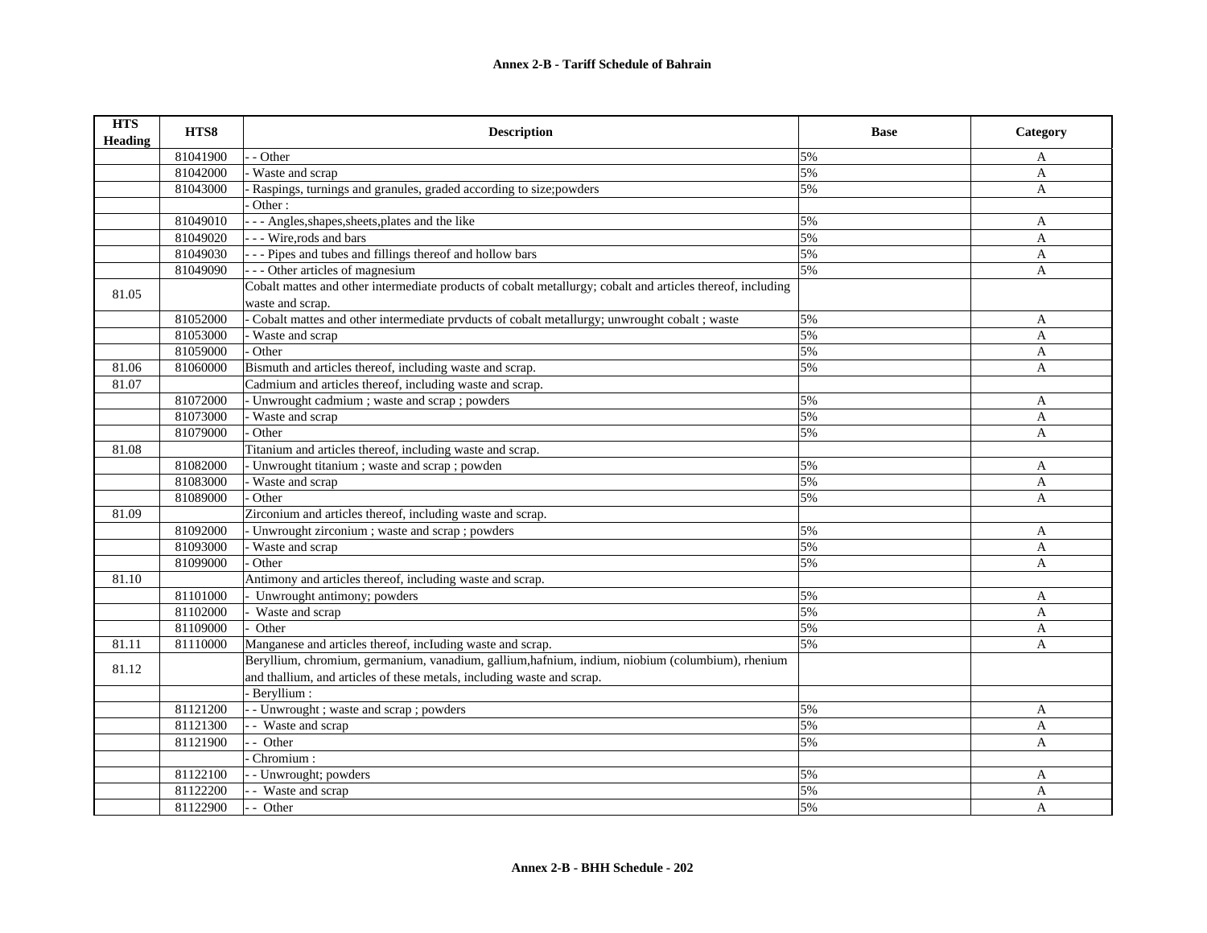# Annex 2-B - Tariff Schedule of Bahrain

| HTS Heading | HTS8 | Description | Base | Category |
|---|---|---|---|---|
| | 81041900 | - - Other | 5% | A |
| | 81042000 | - Waste and scrap | 5% | A |
| | 81043000 | - Raspings, turnings and granules, graded according to size;powders | 5% | A |
| | | - Other : | | |
| | 81049010 | - - - Angles,shapes,sheets,plates and the like | 5% | A |
| | 81049020 | - - - Wire,rods and bars | 5% | A |
| | 81049030 | - - - Pipes and tubes and fillings thereof and hollow bars | 5% | A |
| | 81049090 | - - - Other articles of magnesium | 5% | A |
| 81.05 | | Cobalt mattes and other intermediate products of cobalt metallurgy; cobalt and articles thereof, including waste and scrap. | | |
| | 81052000 | - Cobalt mattes and other intermediate prvducts of cobalt metallurgy; unwrought cobalt ; waste | 5% | A |
| | 81053000 | - Waste and scrap | 5% | A |
| | 81059000 | - Other | 5% | A |
| 81.06 | 81060000 | Bismuth and articles thereof, including waste and scrap. | 5% | A |
| 81.07 | | Cadmium and articles thereof, including waste and scrap. | | |
| | 81072000 | - Unwrought cadmium ; waste and scrap ; powders | 5% | A |
| | 81073000 | - Waste and scrap | 5% | A |
| | 81079000 | - Other | 5% | A |
| 81.08 | | Titanium and articles thereof, including waste and scrap. | | |
| | 81082000 | - Unwrought titanium ; waste and scrap ; powden | 5% | A |
| | 81083000 | - Waste and scrap | 5% | A |
| | 81089000 | - Other | 5% | A |
| 81.09 | | Zirconium and articles thereof, including waste and scrap. | | |
| | 81092000 | - Unwrought zirconium ; waste and scrap ; powders | 5% | A |
| | 81093000 | - Waste and scrap | 5% | A |
| | 81099000 | - Other | 5% | A |
| 81.10 | | Antimony and articles thereof, including waste and scrap. | | |
| | 81101000 | - Unwrought antimony; powders | 5% | A |
| | 81102000 | - Waste and scrap | 5% | A |
| | 81109000 | - Other | 5% | A |
| 81.11 | 81110000 | Manganese and articles thereof, incIuding waste and scrap. | 5% | A |
| 81.12 | | Beryllium, chromium, germanium, vanadium, gallium,hafnium, indium, niobium (columbium), rhenium and thallium, and articles of these metals, including waste and scrap. | | |
| | | - Beryllium : | | |
| | 81121200 | - - Unwrought ; waste and scrap ; powders | 5% | A |
| | 81121300 | - - Waste and scrap | 5% | A |
| | 81121900 | - - Other | 5% | A |
| | | - Chromium : | | |
| | 81122100 | - - Unwrought; powders | 5% | A |
| | 81122200 | - - Waste and scrap | 5% | A |
| | 81122900 | - - Other | 5% | A |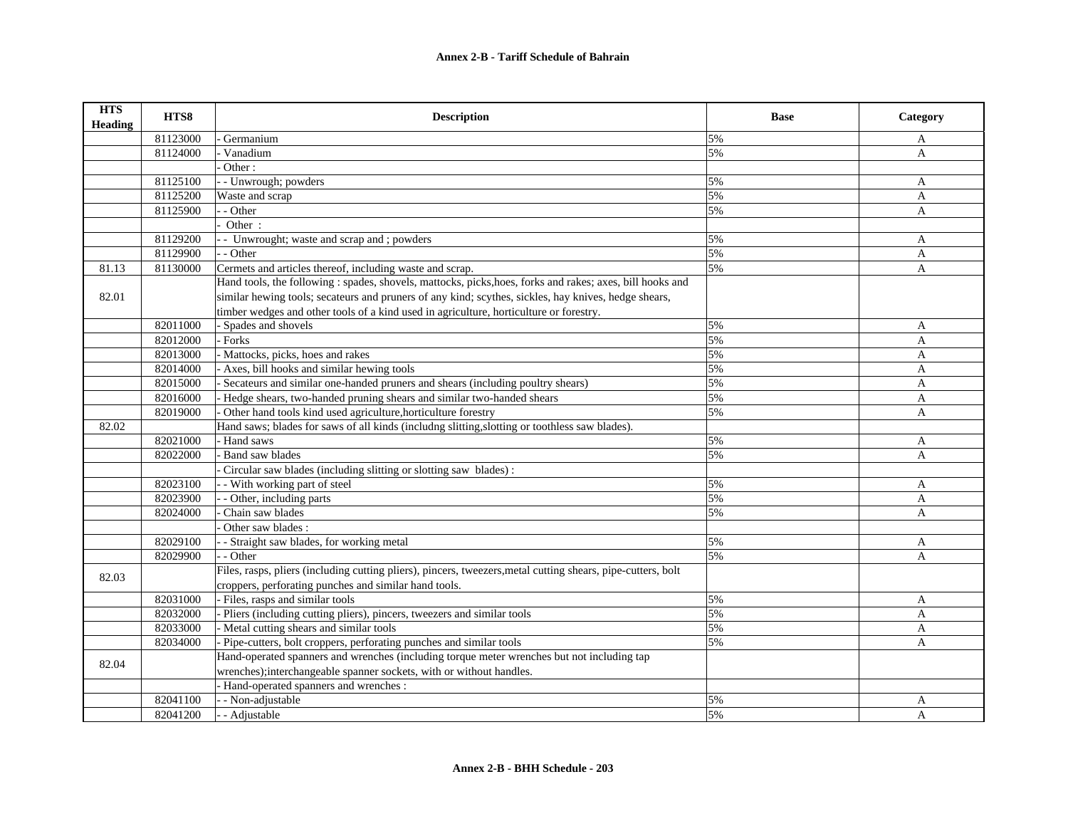| HTS Heading | HTS8 | Description | Base | Category |
|---|---|---|---|---|
| | 81123000 | - Germanium | 5% | A |
| | 81124000 | - Vanadium | 5% | A |
| | | - Other : | | |
| | 81125100 | - - Unwrough; powders | 5% | A |
| | 81125200 | Waste and scrap | 5% | A |
| | 81125900 | - - Other | 5% | A |
| | | - Other : | | |
| | 81129200 | - - Unwrought; waste and scrap and ; powders | 5% | A |
| | 81129900 | - - Other | 5% | A |
| 81.13 | 81130000 | Cermets and articles thereof, including waste and scrap. | 5% | A |
| 82.01 | | Hand tools, the following : spades, shovels, mattocks, picks,hoes, forks and rakes; axes, bill hooks and similar hewing tools; secateurs and pruners of any kind; scythes, sickles, hay knives, hedge shears, timber wedges and other tools of a kind used in agriculture, horticulture or forestry. | | |
| | 82011000 | - Spades and shovels | 5% | A |
| | 82012000 | - Forks | 5% | A |
| | 82013000 | - Mattocks, picks, hoes and rakes | 5% | A |
| | 82014000 | - Axes, bill hooks and similar hewing tools | 5% | A |
| | 82015000 | - Secateurs and similar one-handed pruners and shears (including poultry shears) | 5% | A |
| | 82016000 | - Hedge shears, two-handed pruning shears and similar two-handed shears | 5% | A |
| | 82019000 | - Other hand tools kind used agriculture,horticulture forestry | 5% | A |
| 82.02 | | Hand saws; blades for saws of all kinds (includng slitting,slotting or toothless saw blades). | | |
| | 82021000 | - Hand saws | 5% | A |
| | 82022000 | - Band saw blades | 5% | A |
| | | - Circular saw blades (including slitting or slotting saw blades) : | | |
| | 82023100 | - - With working part of steel | 5% | A |
| | 82023900 | - - Other, including parts | 5% | A |
| | 82024000 | - Chain saw blades | 5% | A |
| | | - Other saw blades : | | |
| | 82029100 | - - Straight saw blades, for working metal | 5% | A |
| | 82029900 | - - Other | 5% | A |
| 82.03 | | Files, rasps, pliers (including cutting pliers), pincers, tweezers,metal cutting shears, pipe-cutters, bolt croppers, perforating punches and similar hand tools. | | |
| | 82031000 | - Files, rasps and similar tools | 5% | A |
| | 82032000 | - Pliers (including cutting pliers), pincers, tweezers and similar tools | 5% | A |
| | 82033000 | - Metal cutting shears and similar tools | 5% | A |
| | 82034000 | - Pipe-cutters, bolt croppers, perforating punches and similar tools | 5% | A |
| 82.04 | | Hand-operated spanners and wrenches (including torque meter wrenches but not including tap wrenches);interchangeable spanner sockets, with or without handles. | | |
| | | - Hand-operated spanners and wrenches : | | |
| | 82041100 | - - Non-adjustable | 5% | A |
| | 82041200 | - - Adjustable | 5% | A |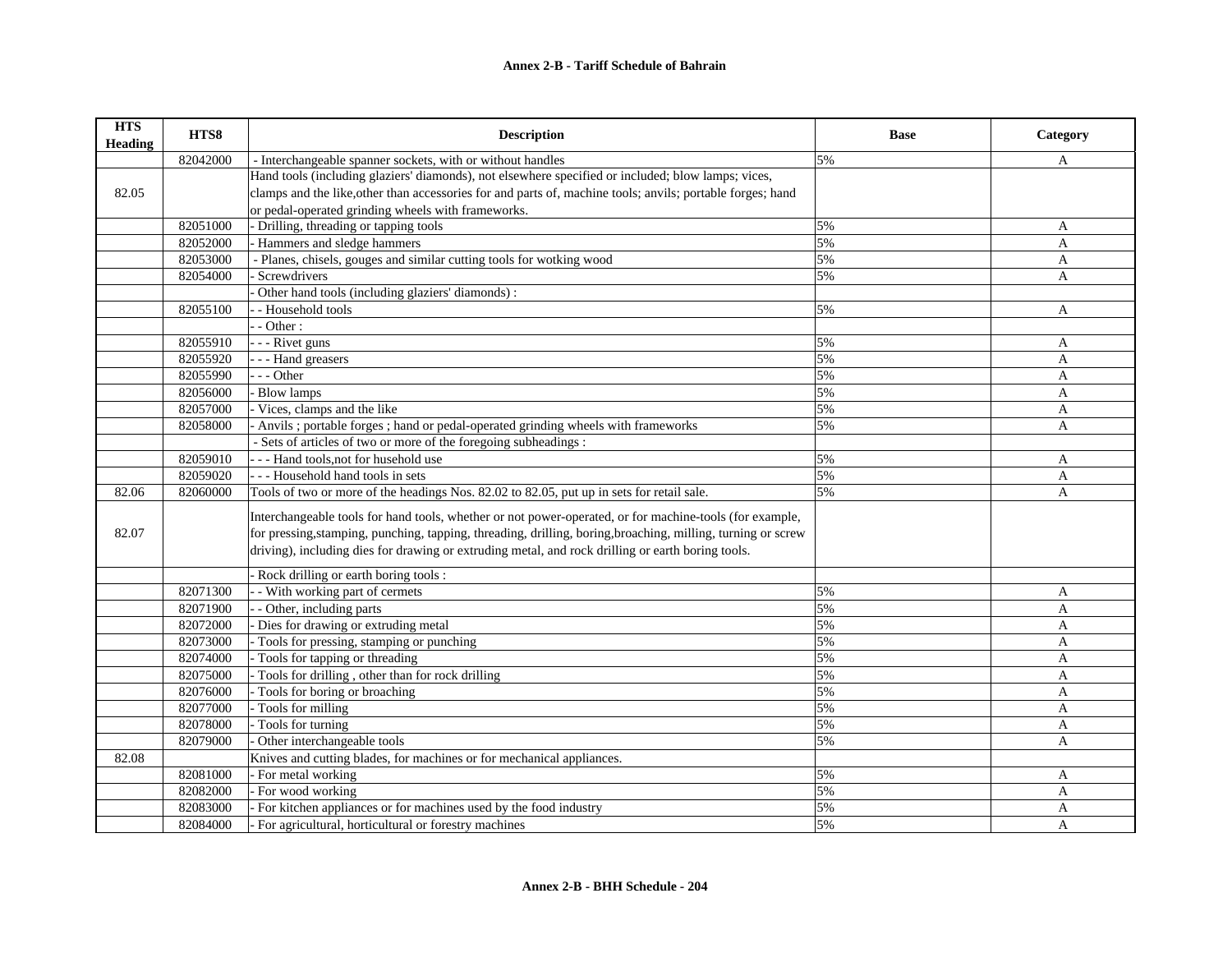# Annex 2-B - Tariff Schedule of Bahrain

| HTS Heading | HTS8 | Description | Base | Category |
|---|---|---|---|---|
| | 82042000 | - Interchangeable spanner sockets, with or without handles | 5% | A |
| 82.05 | | Hand tools (including glaziers' diamonds), not elsewhere specified or included; blow lamps; vices, clamps and the like,other than accessories for and parts of, machine tools; anvils; portable forges; hand or pedal-operated grinding wheels with frameworks. | | |
| | 82051000 | - Drilling, threading or tapping tools | 5% | A |
| | 82052000 | - Hammers and sledge hammers | 5% | A |
| | 82053000 | - Planes, chisels, gouges and similar cutting tools for wotking wood | 5% | A |
| | 82054000 | - Screwdrivers | 5% | A |
| | | - Other hand tools (including glaziers' diamonds) : | | |
| | 82055100 | - - Household tools | 5% | A |
| | | - - Other : | | |
| | 82055910 | - - - Rivet guns | 5% | A |
| | 82055920 | - - - Hand greasers | 5% | A |
| | 82055990 | - - - Other | 5% | A |
| | 82056000 | - Blow lamps | 5% | A |
| | 82057000 | - Vices, clamps and the like | 5% | A |
| | 82058000 | - Anvils ; portable forges ; hand or pedal-operated grinding wheels with frameworks | 5% | A |
| | | - Sets of articles of two or more of the foregoing subheadings : | | |
| | 82059010 | - - - Hand tools,not for husehold use | 5% | A |
| | 82059020 | - - - Household hand tools in sets | 5% | A |
| 82.06 | 82060000 | Tools of two or more of the headings Nos. 82.02 to 82.05, put up in sets for retail sale. | 5% | A |
| 82.07 | | Interchangeable tools for hand tools, whether or not power-operated, or for machine-tools (for example, for pressing,stamping, punching, tapping, threading, drilling, boring,broaching, milling, turning or screw driving), including dies for drawing or extruding metal, and rock drilling or earth boring tools. | | |
| | | - Rock drilling or earth boring tools : | | |
| | 82071300 | - - With working part of cermets | 5% | A |
| | 82071900 | - - Other, including parts | 5% | A |
| | 82072000 | - Dies for drawing or extruding metal | 5% | A |
| | 82073000 | - Tools for pressing, stamping or punching | 5% | A |
| | 82074000 | - Tools for tapping or threading | 5% | A |
| | 82075000 | - Tools for drilling , other than for rock drilling | 5% | A |
| | 82076000 | - Tools for boring or broaching | 5% | A |
| | 82077000 | - Tools for milling | 5% | A |
| | 82078000 | - Tools for turning | 5% | A |
| | 82079000 | - Other interchangeable tools | 5% | A |
| 82.08 | | Knives and cutting blades, for machines or for mechanical appliances. | | |
| | 82081000 | - For metal working | 5% | A |
| | 82082000 | - For wood working | 5% | A |
| | 82083000 | - For kitchen appliances or for machines used by the food industry | 5% | A |
| | 82084000 | - For agricultural, horticultural or forestry machines | 5% | A |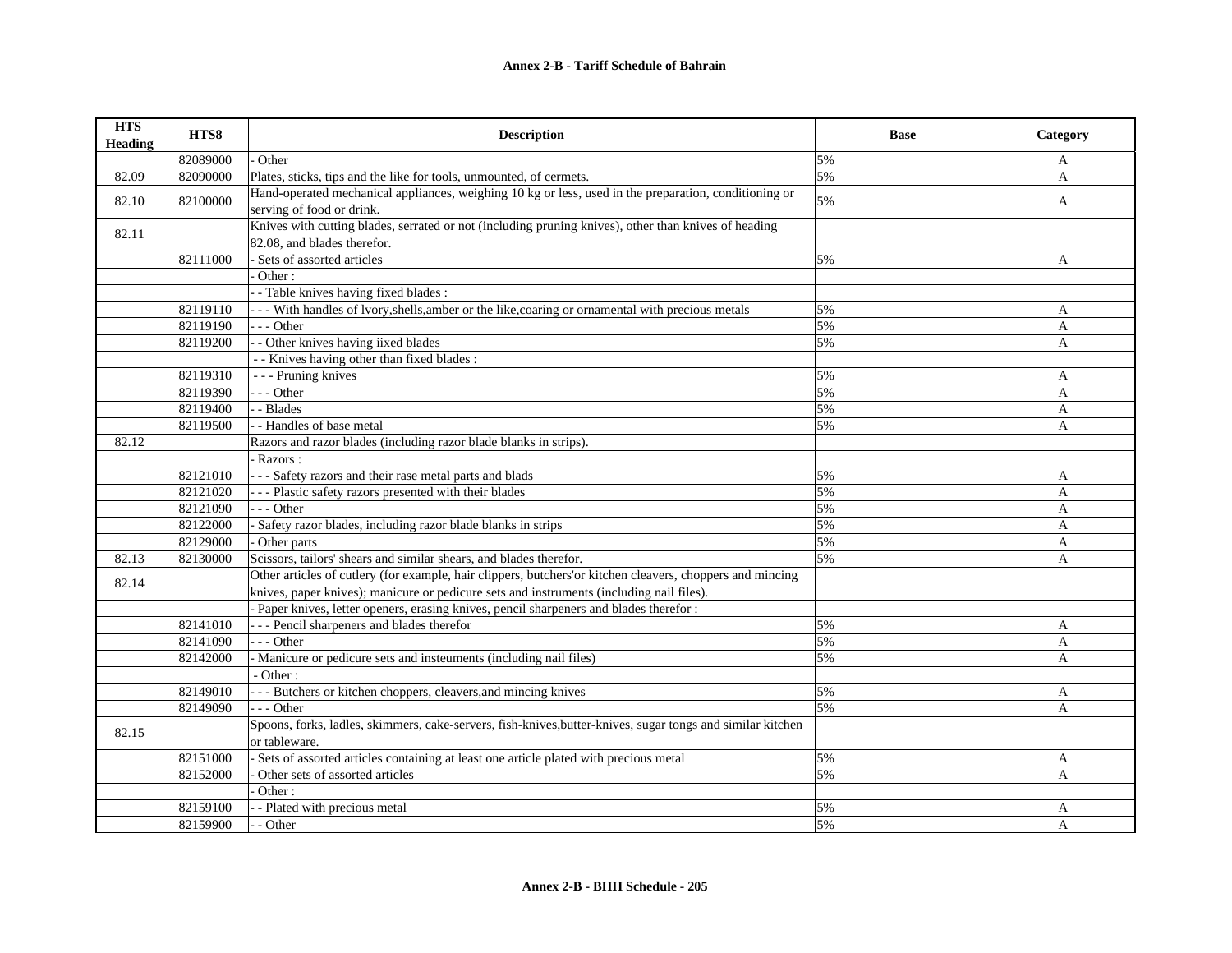**Annex 2-B - Tariff Schedule of Bahrain**

| HTS Heading | HTS8 | Description | Base | Category |
|---|---|---|---|---|
| | 82089000 | - Other | 5% | A |
| 82.09 | 82090000 | Plates, sticks, tips and the like for tools, unmounted, of cermets. | 5% | A |
| 82.10 | 82100000 | Hand-operated mechanical appliances, weighing 10 kg or less, used in the preparation, conditioning or serving of food or drink. | 5% | A |
| 82.11 | | Knives with cutting blades, serrated or not (including pruning knives), other than knives of heading 82.08, and blades therefor. | | |
| | 82111000 | - Sets of assorted articles | 5% | A |
| | | - Other : | | |
| | | - - Table knives having fixed blades : | | |
| | 82119110 | - - - With handles of lvory,shells,amber or the like,coaring or ornamental with precious metals | 5% | A |
| | 82119190 | - - - Other | 5% | A |
| | 82119200 | - - Other knives having iixed blades | 5% | A |
| | | - - Knives having other than fixed blades : | | |
| | 82119310 | - - - Pruning knives | 5% | A |
| | 82119390 | - - - Other | 5% | A |
| | 82119400 | - - Blades | 5% | A |
| | 82119500 | - - Handles of base metal | 5% | A |
| 82.12 | | Razors and razor blades (including razor blade blanks in strips). | | |
| | | - Razors : | | |
| | 82121010 | - - - Safety razors and their rase metal parts and blads | 5% | A |
| | 82121020 | - - - Plastic safety razors presented with their blades | 5% | A |
| | 82121090 | - - - Other | 5% | A |
| | 82122000 | - Safety razor blades, including razor blade blanks in strips | 5% | A |
| | 82129000 | - Other parts | 5% | A |
| 82.13 | 82130000 | Scissors, tailors' shears and similar shears, and blades therefor. | 5% | A |
| 82.14 | | Other articles of cutlery (for example, hair clippers, butchers'or kitchen cleavers, choppers and mincing knives, paper knives); manicure or pedicure sets and instruments (including nail files). | | |
| | | - Paper knives, letter openers, erasing knives, pencil sharpeners and blades therefor : | | |
| | 82141010 | - - - Pencil sharpeners and blades therefor | 5% | A |
| | 82141090 | - - - Other | 5% | A |
| | 82142000 | - Manicure or pedicure sets and insteuments (including nail files) | 5% | A |
| | | - Other : | | |
| | 82149010 | - - - Butchers or kitchen choppers, cleavers,and mincing knives | 5% | A |
| | 82149090 | - - - Other | 5% | A |
| 82.15 | | Spoons, forks, ladles, skimmers, cake-servers, fish-knives,butter-knives, sugar tongs and similar kitchen or tableware. | | |
| | 82151000 | - Sets of assorted articles containing at least one article plated with precious metal | 5% | A |
| | 82152000 | - Other sets of assorted articles | 5% | A |
| | | - Other : | | |
| | 82159100 | - - Plated with precious metal | 5% | A |
| | 82159900 | - - Other | 5% | A |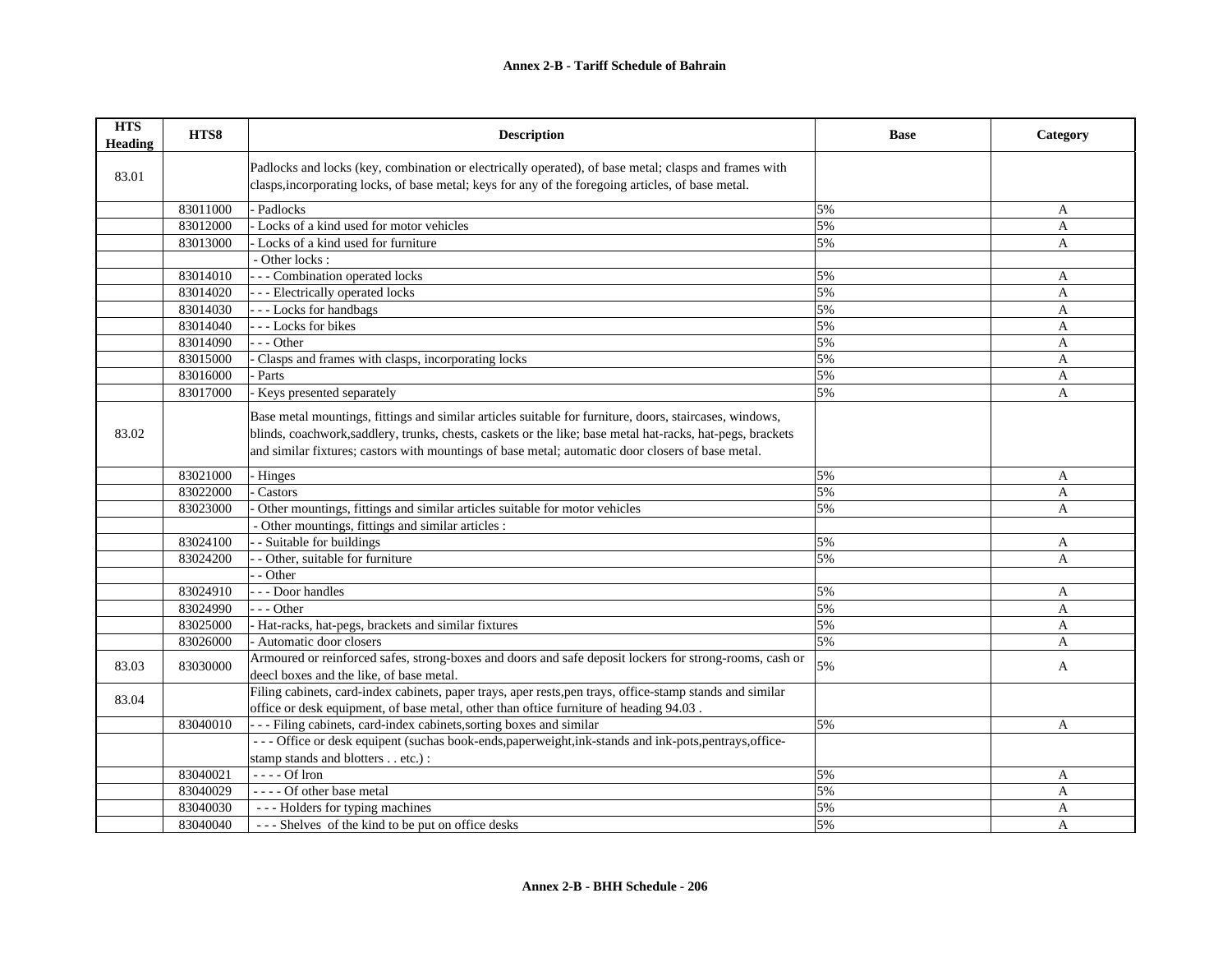| HTS Heading | HTS8 | Description | Base | Category |
|---|---|---|---|---|
| 83.01 | | Padlocks and locks (key, combination or electrically operated), of base metal; clasps and frames with clasps,incorporating locks, of base metal; keys for any of the foregoing articles, of base metal. | | |
| | 83011000 | - Padlocks | 5% | A |
| | 83012000 | - Locks of a kind used for motor vehicles | 5% | A |
| | 83013000 | - Locks of a kind used for furniture | 5% | A |
| | | - Other locks : | | |
| | 83014010 | - - - Combination operated locks | 5% | A |
| | 83014020 | - - - Electrically operated locks | 5% | A |
| | 83014030 | - - - Locks for handbags | 5% | A |
| | 83014040 | - - - Locks for bikes | 5% | A |
| | 83014090 | - - - Other | 5% | A |
| | 83015000 | - Clasps and frames with clasps, incorporating locks | 5% | A |
| | 83016000 | - Parts | 5% | A |
| | 83017000 | - Keys presented separately | 5% | A |
| 83.02 | | Base metal mountings, fittings and similar articles suitable for furniture, doors, staircases, windows, blinds, coachwork,saddlery, trunks, chests, caskets or the like; base metal hat-racks, hat-pegs, brackets and similar fixtures; castors with mountings of base metal; automatic door closers of base metal. | | |
| | 83021000 | - Hinges | 5% | A |
| | 83022000 | - Castors | 5% | A |
| | 83023000 | - Other mountings, fittings and similar articles suitable for motor vehicles | 5% | A |
| | | - Other mountings, fittings and similar articles : | | |
| | 83024100 | - - Suitable for buildings | 5% | A |
| | 83024200 | - - Other, suitable for furniture | 5% | A |
| | | - - Other | | |
| | 83024910 | - - - Door handles | 5% | A |
| | 83024990 | - - - Other | 5% | A |
| | 83025000 | - Hat-racks, hat-pegs, brackets and similar fixtures | 5% | A |
| | 83026000 | - Automatic door closers | 5% | A |
| 83.03 | 83030000 | Armoured or reinforced safes, strong-boxes and doors and safe deposit lockers for strong-rooms, cash or deecl boxes and the like, of base metal. | 5% | A |
| 83.04 | | Filing cabinets, card-index cabinets, paper trays, aper rests,pen trays, office-stamp stands and similar office or desk equipment, of base metal, other than oftice furniture of heading 94.03 . | | |
| | 83040010 | - - - Filing cabinets, card-index cabinets,sorting boxes and similar | 5% | A |
| | | - - - Office or desk equipent (suchas book-ends,paperweight,ink-stands and ink-pots,pentrays,office-stamp stands and blotters . . etc.) : | | |
| | 83040021 | - - - - Of lron | 5% | A |
| | 83040029 | - - - - Of other base metal | 5% | A |
| | 83040030 | - - - Holders for typing machines | 5% | A |
| | 83040040 | - - - Shelves of the kind to be put on office desks | 5% | A |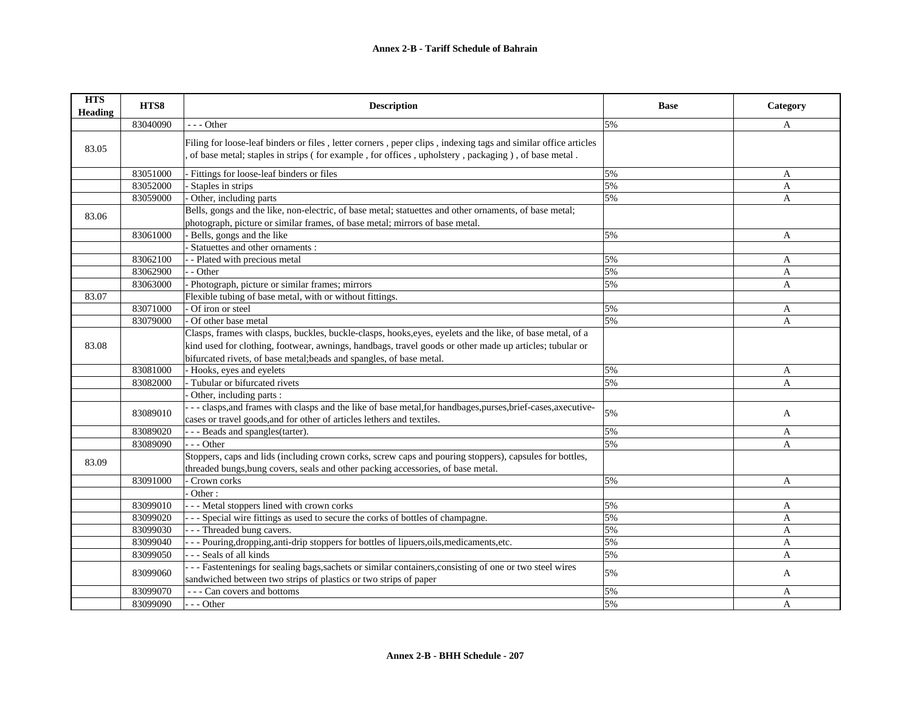## Annex 2-B - Tariff Schedule of Bahrain

| HTS Heading | HTS8 | Description | Base | Category |
|---|---|---|---|---|
| | 83040090 | - - - Other | 5% | A |
| 83.05 | | Filing for loose-leaf binders or files , letter corners , peper clips , indexing tags and similar office articles , of base metal; staples in strips ( for example , for offices , upholstery , packaging ) , of base metal . | | |
| | 83051000 | - Fittings for loose-leaf binders or files | 5% | A |
| | 83052000 | - Staples in strips | 5% | A |
| | 83059000 | - Other, including parts | 5% | A |
| 83.06 | | Bells, gongs and the like, non-electric, of base metal; statuettes and other ornaments, of base metal; photograph, picture or similar frames, of base metal; mirrors of base metal. | | |
| | 83061000 | - Bells, gongs and the like | 5% | A |
| | | - Statuettes and other ornaments : | | |
| | 83062100 | - - Plated with precious metal | 5% | A |
| | 83062900 | - - Other | 5% | A |
| | 83063000 | - Photograph, picture or similar frames; mirrors | 5% | A |
| 83.07 | | Flexible tubing of base metal, with or without fittings. | | |
| | 83071000 | - Of iron or steel | 5% | A |
| | 83079000 | - Of other base metal | 5% | A |
| 83.08 | | Clasps, frames with clasps, buckles, buckle-clasps, hooks,eyes, eyelets and the like, of base metal, of a kind used for clothing, footwear, awnings, handbags, travel goods or other made up articles; tubular or bifurcated rivets, of base metal;beads and spangles, of base metal. | | |
| | 83081000 | - Hooks, eyes and eyelets | 5% | A |
| | 83082000 | - Tubular or bifurcated rivets | 5% | A |
| | | - Other, including parts : | | |
| | 83089010 | - - - clasps,and frames with clasps and the like of base metal,for handbages,purses,brief-cases,axecutive-cases or travel goods,and for other of articles lethers and textiles. | 5% | A |
| | 83089020 | - - - Beads and spangles(tarter). | 5% | A |
| | 83089090 | - - - Other | 5% | A |
| 83.09 | | Stoppers, caps and lids (including crown corks, screw caps and pouring stoppers), capsules for bottles, threaded bungs,bung covers, seals and other packing accessories, of base metal. | | |
| | 83091000 | - Crown corks | 5% | A |
| | | - Other : | | |
| | 83099010 | - - - Metal stoppers lined with crown corks | 5% | A |
| | 83099020 | - - - Special wire fittings as used to secure the corks of bottles of champagne. | 5% | A |
| | 83099030 | - - - Threaded bung cavers. | 5% | A |
| | 83099040 | - - - Pouring,dropping,anti-drip stoppers for bottles of lipuers,oils,medicaments,etc. | 5% | A |
| | 83099050 | - - - Seals of all kinds | 5% | A |
| | 83099060 | - - - Fastentenings for sealing bags,sachets or similar containers,consisting of one or two steel wires sandwiched between two strips of plastics or two strips of paper | 5% | A |
| | 83099070 | - - - Can covers and bottoms | 5% | A |
| | 83099090 | - - - Other | 5% | A |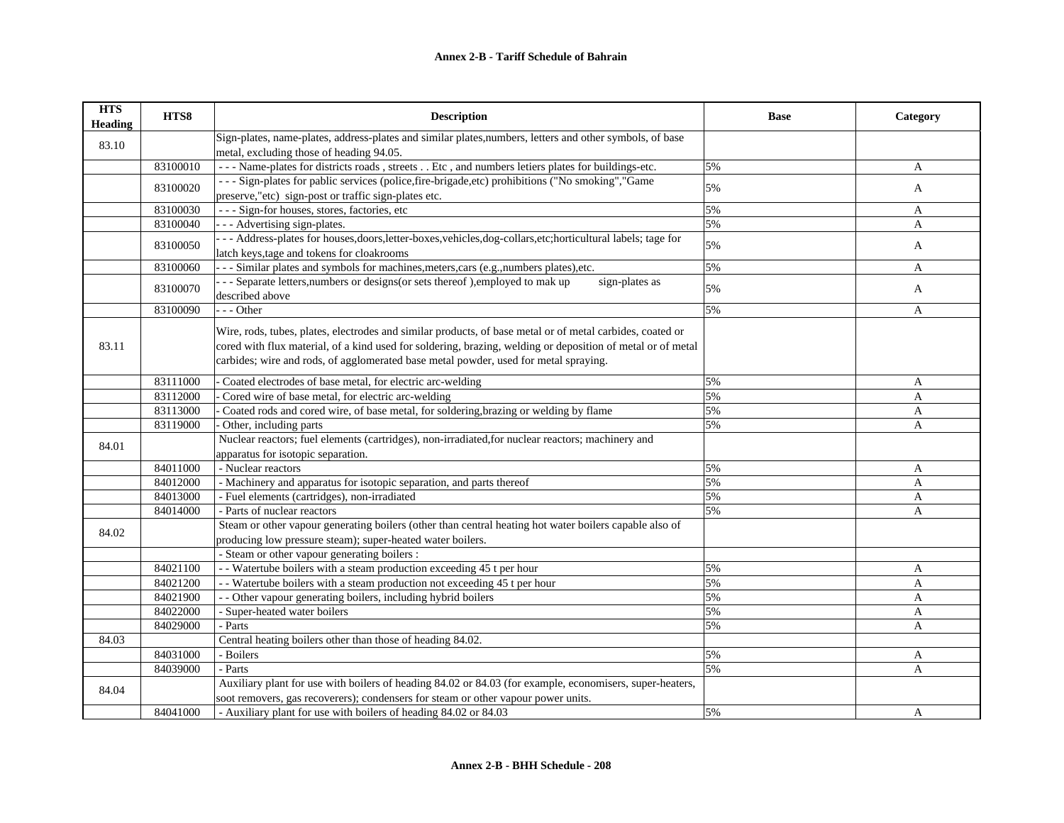## Annex 2-B - Tariff Schedule of Bahrain

| HTS Heading | HTS8 | Description | Base | Category |
|---|---|---|---|---|
| 83.10 | | Sign-plates, name-plates, address-plates and similar plates,numbers, letters and other symbols, of base metal, excluding those of heading 94.05. | | |
| | 83100010 | - - - Name-plates for districts roads , streets . . Etc , and numbers letiers plates for buildings-etc. | 5% | A |
| | 83100020 | - - - Sign-plates for pablic services (police,fire-brigade,etc) prohibitions ("No smoking","Game preserve,"etc) sign-post or traffic sign-plates etc. | 5% | A |
| | 83100030 | - - - Sign-for houses, stores, factories, etc | 5% | A |
| | 83100040 | - - - Advertising sign-plates. | 5% | A |
| | 83100050 | - - - Address-plates for houses,doors,letter-boxes,vehicles,dog-collars,etc;horticultural labels; tage for latch keys,tage and tokens for cloakrooms | 5% | A |
| | 83100060 | - - - Similar plates and symbols for machines,meters,cars (e.g.,numbers plates),etc. | 5% | A |
| | 83100070 | - - - Separate letters,numbers or designs(or sets thereof ),employed to mak up sign-plates as described above | 5% | A |
| | 83100090 | - - - Other | 5% | A |
| 83.11 | | Wire, rods, tubes, plates, electrodes and similar products, of base metal or of metal carbides, coated or cored with flux material, of a kind used for soldering, brazing, welding or deposition of metal or of metal carbides; wire and rods, of agglomerated base metal powder, used for metal spraying. | | |
| | 83111000 | - Coated electrodes of base metal, for electric arc-welding | 5% | A |
| | 83112000 | - Cored wire of base metal, for electric arc-welding | 5% | A |
| | 83113000 | - Coated rods and cored wire, of base metal, for soldering,brazing or welding by flame | 5% | A |
| | 83119000 | - Other, including parts | 5% | A |
| 84.01 | | Nuclear reactors; fuel elements (cartridges), non-irradiated,for nuclear reactors; machinery and apparatus for isotopic separation. | | |
| | 84011000 | - Nuclear reactors | 5% | A |
| | 84012000 | - Machinery and apparatus for isotopic separation, and parts thereof | 5% | A |
| | 84013000 | - Fuel elements (cartridges), non-irradiated | 5% | A |
| | 84014000 | - Parts of nuclear reactors | 5% | A |
| 84.02 | | Steam or other vapour generating boilers (other than central heating hot water boilers capable also of producing low pressure steam); super-heated water boilers. | | |
| | | - Steam or other vapour generating boilers : | | |
| | 84021100 | - - Watertube boilers with a steam production exceeding 45 t per hour | 5% | A |
| | 84021200 | - - Watertube boilers with a steam production not exceeding 45 t per hour | 5% | A |
| | 84021900 | - - Other vapour generating boilers, including hybrid boilers | 5% | A |
| | 84022000 | - Super-heated water boilers | 5% | A |
| | 84029000 | - Parts | 5% | A |
| 84.03 | | Central heating boilers other than those of heading 84.02. | | |
| | 84031000 | - Boilers | 5% | A |
| | 84039000 | - Parts | 5% | A |
| 84.04 | | Auxiliary plant for use with boilers of heading 84.02 or 84.03 (for example, economisers, super-heaters, soot removers, gas recoverers); condensers for steam or other vapour power units. | | |
| | 84041000 | - Auxiliary plant for use with boilers of heading 84.02 or 84.03 | 5% | A |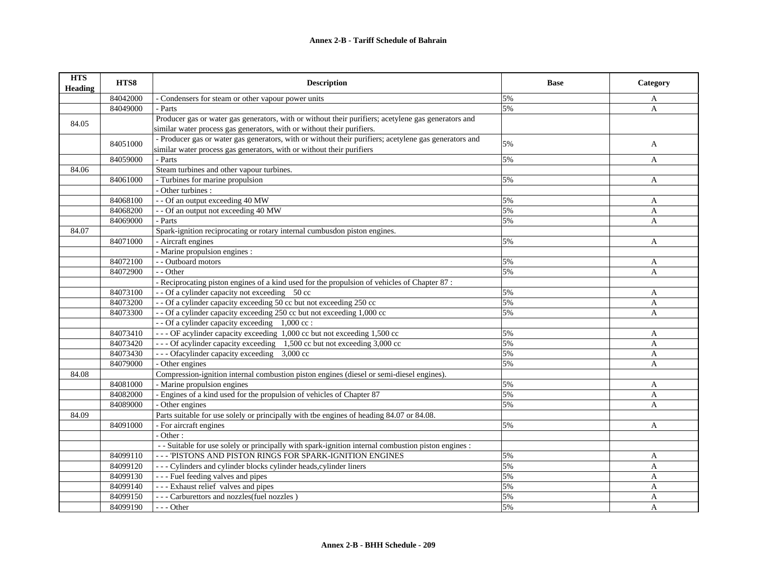**Annex 2-B - Tariff Schedule of Bahrain**

| HTS Heading | HTS8 | Description | Base | Category |
|---|---|---|---|---|
| | 84042000 | - Condensers for steam or other vapour power units | 5% | A |
| | 84049000 | - Parts | 5% | A |
| 84.05 | | Producer gas or water gas generators, with or without their purifiers; acetylene gas generators and similar water process gas generators, with or without their purifiers. | | |
| | 84051000 | - Producer gas or water gas generators, with or without their purifiers; acetylene gas generators and similar water process gas generators, with or without their purifiers | 5% | A |
| | 84059000 | - Parts | 5% | A |
| 84.06 | | Steam turbines and other vapour turbines. | | |
| | 84061000 | - Turbines for marine propulsion | 5% | A |
| | | - Other turbines : | | |
| | 84068100 | - - Of an output exceeding 40 MW | 5% | A |
| | 84068200 | - - Of an output not exceeding 40 MW | 5% | A |
| | 84069000 | - Parts | 5% | A |
| 84.07 | | Spark-ignition reciprocating or rotary internal cumbusdon piston engines. | | |
| | 84071000 | - Aircraft engines | 5% | A |
| | | - Marine propulsion engines : | | |
| | 84072100 | - - Outboard motors | 5% | A |
| | 84072900 | - - Other | 5% | A |
| | | - Reciprocating piston engines of a kind used for the propulsion of vehicles of Chapter 87 : | | |
| | 84073100 | - - Of a cylinder capacity not exceeding 50 cc | 5% | A |
| | 84073200 | - - Of a cylinder capacity exceeding 50 cc but not exceeding 250 cc | 5% | A |
| | 84073300 | - - Of a cylinder capacity exceeding 250 cc but not exceeding 1,000 cc | 5% | A |
| | | - - Of a cylinder capacity exceeding 1,000 cc : | | |
| | 84073410 | - - - OF acylinder capacity exceeding 1,000 cc but not exceeding 1,500 cc | 5% | A |
| | 84073420 | - - - Of acylinder capacity exceeding 1,500 cc but not exceeding 3,000 cc | 5% | A |
| | 84073430 | - - - Ofacylinder capacity exceeding 3,000 cc | 5% | A |
| | 84079000 | - Other engines | 5% | A |
| 84.08 | | Compression-ignition internal combustion piston engines (diesel or semi-diesel engines). | | |
| | 84081000 | - Marine propulsion engines | 5% | A |
| | 84082000 | - Engines of a kind used for the propulsion of vehicles of Chapter 87 | 5% | A |
| | 84089000 | - Other engines | 5% | A |
| 84.09 | | Parts suitable for use solely or principally with tbe engines of heading 84.07 or 84.08. | | |
| | 84091000 | - For aircraft engines | 5% | A |
| | | - Other : | | |
| | | - - Suitable for use solely or principally with spark-ignition internal combustion piston engines : | | |
| | 84099110 | - - - 'PISTONS AND PISTON RINGS FOR SPARK-IGNITION ENGINES | 5% | A |
| | 84099120 | - - - Cylinders and cylinder blocks cylinder heads,cylinder liners | 5% | A |
| | 84099130 | - - - Fuel feeding valves and pipes | 5% | A |
| | 84099140 | - - - Exhaust relief valves and pipes | 5% | A |
| | 84099150 | - - - Carburettors and nozzles(fuel nozzles ) | 5% | A |
| | 84099190 | - - - Other | 5% | A |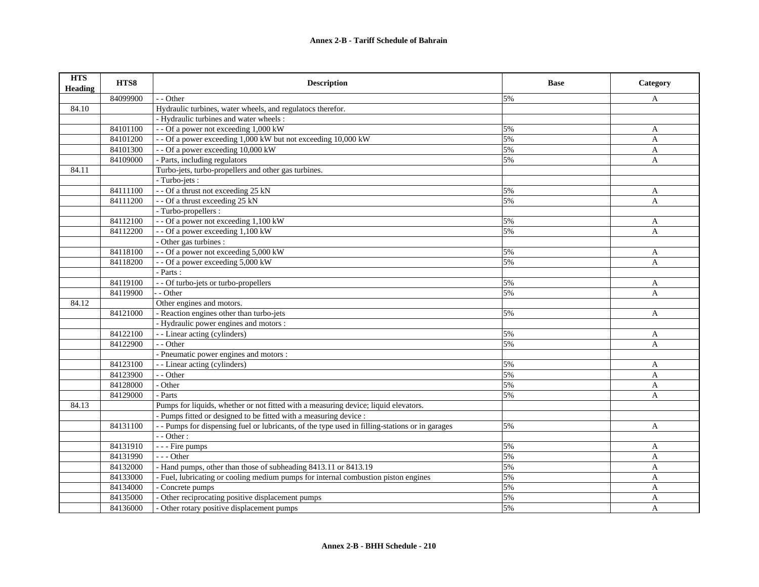**Annex 2-B - Tariff Schedule of Bahrain**

| HTS Heading | HTS8 | Description | Base | Category |
|---|---|---|---|---|
| | 84099900 | - - Other | 5% | A |
| 84.10 | | Hydraulic turbines, water wheels, and regulatocs therefor. | | |
| | | - Hydraulic turbines and water wheels : | | |
| | 84101100 | - - Of a power not exceeding 1,000 kW | 5% | A |
| | 84101200 | - - Of a power exceeding 1,000 kW but not exceeding 10,000 kW | 5% | A |
| | 84101300 | - - Of a power exceeding 10,000 kW | 5% | A |
| | 84109000 | - Parts, including regulators | 5% | A |
| 84.11 | | Turbo-jets, turbo-propellers and other gas turbines. | | |
| | | - Turbo-jets : | | |
| | 84111100 | - - Of a thrust not exceeding 25 kN | 5% | A |
| | 84111200 | - - Of a thrust exceeding 25 kN | 5% | A |
| | | - Turbo-propellers : | | |
| | 84112100 | - - Of a power not exceeding 1,100 kW | 5% | A |
| | 84112200 | - - Of a power exceeding 1,100 kW | 5% | A |
| | | - Other gas turbines : | | |
| | 84118100 | - - Of a power not exceeding 5,000 kW | 5% | A |
| | 84118200 | - - Of a power exceeding 5,000 kW | 5% | A |
| | | - Parts : | | |
| | 84119100 | - - Of turbo-jets or turbo-propellers | 5% | A |
| | 84119900 | - - Other | 5% | A |
| 84.12 | | Other engines and motors. | | |
| | 84121000 | - Reaction engines other than turbo-jets | 5% | A |
| | | - Hydraulic power engines and motors : | | |
| | 84122100 | - - Linear acting (cylinders) | 5% | A |
| | 84122900 | - - Other | 5% | A |
| | | - Pneumatic power engines and motors : | | |
| | 84123100 | - - Linear acting (cylinders) | 5% | A |
| | 84123900 | - - Other | 5% | A |
| | 84128000 | - Other | 5% | A |
| | 84129000 | - Parts | 5% | A |
| 84.13 | | Pumps for liquids, whether or not fitted with a measuring device; liquid elevators. | | |
| | | - Pumps fitted or designed to be fitted with a measuring device : | | |
| | 84131100 | - - Pumps for dispensing fuel or lubricants, of the type used in filling-stations or in garages | 5% | A |
| | | - - Other : | | |
| | 84131910 | - - - Fire pumps | 5% | A |
| | 84131990 | - - - Other | 5% | A |
| | 84132000 | - Hand pumps, other than those of subheading 8413.11 or 8413.19 | 5% | A |
| | 84133000 | - Fuel, lubricating or cooling medium pumps for internal combustion piston engines | 5% | A |
| | 84134000 | - Concrete pumps | 5% | A |
| | 84135000 | - Other reciprocating positive displacement pumps | 5% | A |
| | 84136000 | - Other rotary positive displacement pumps | 5% | A |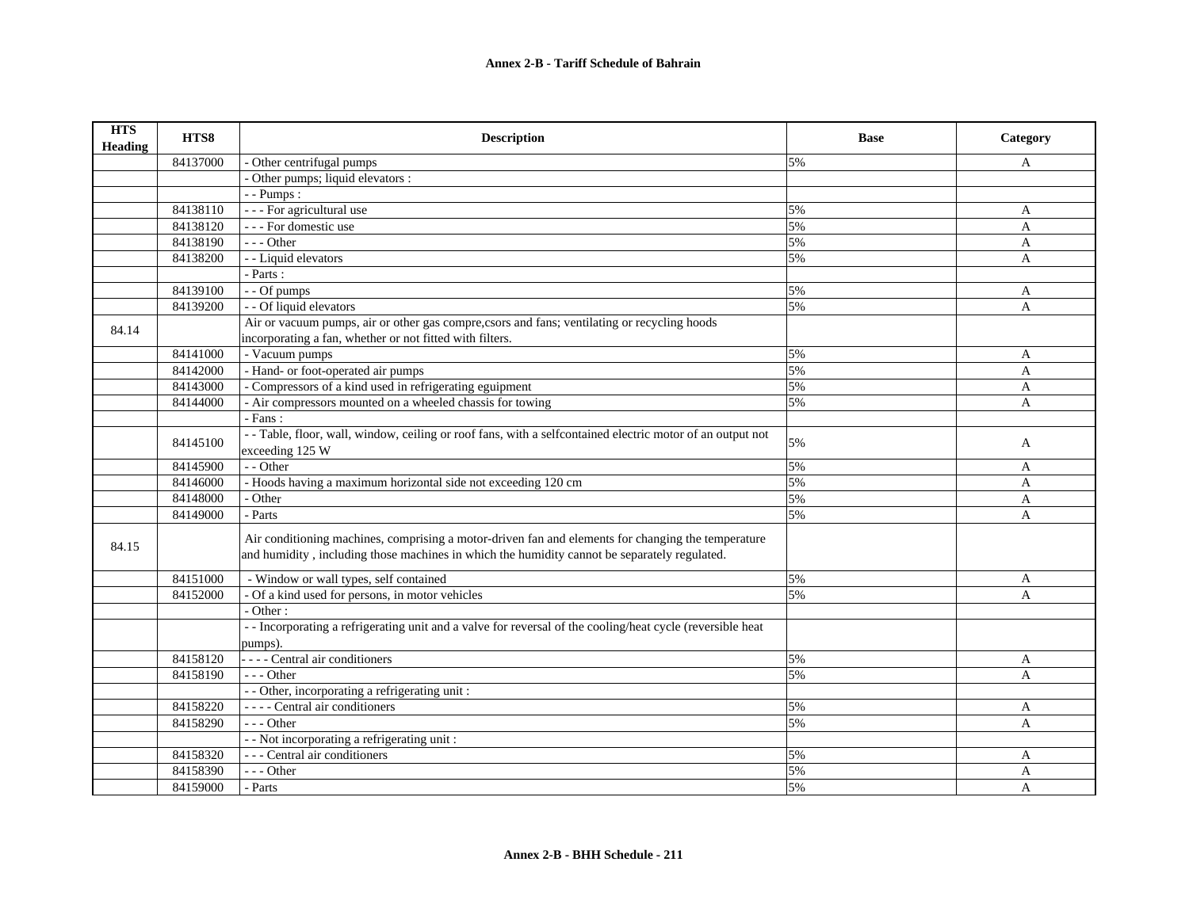| HTS Heading | HTS8 | Description | Base | Category |
|---|---|---|---|---|
| | 84137000 | - Other centrifugal pumps | 5% | A |
| | | - Other pumps; liquid elevators : | | |
| | | - - Pumps : | | |
| | 84138110 | - - - For agricultural use | 5% | A |
| | 84138120 | - - - For domestic use | 5% | A |
| | 84138190 | - - - Other | 5% | A |
| | 84138200 | - - Liquid elevators | 5% | A |
| | | - Parts : | | |
| | 84139100 | - - Of pumps | 5% | A |
| | 84139200 | - - Of liquid elevators | 5% | A |
| 84.14 | | Air or vacuum pumps, air or other gas compre,csors and fans; ventilating or recycling hoods incorporating a fan, whether or not fitted with filters. | | |
| | 84141000 | - Vacuum pumps | 5% | A |
| | 84142000 | - Hand- or foot-operated air pumps | 5% | A |
| | 84143000 | - Compressors of a kind used in refrigerating eguipment | 5% | A |
| | 84144000 | - Air compressors mounted on a wheeled chassis for towing | 5% | A |
| | | - Fans : | | |
| | 84145100 | - - Table, floor, wall, window, ceiling or roof fans, with a selfcontained electric motor of an output not exceeding 125 W | 5% | A |
| | 84145900 | - - Other | 5% | A |
| | 84146000 | - Hoods having a maximum horizontal side not exceeding 120 cm | 5% | A |
| | 84148000 | - Other | 5% | A |
| | 84149000 | - Parts | 5% | A |
| 84.15 | | Air conditioning machines, comprising a motor-driven fan and elements for changing the temperature and humidity , including those machines in which the humidity cannot be separately regulated. | | |
| | 84151000 | - Window or wall types, self contained | 5% | A |
| | 84152000 | - Of a kind used for persons, in motor vehicles | 5% | A |
| | | - Other : | | |
| | | - - Incorporating a refrigerating unit and a valve for reversal of the cooling/heat cycle (reversible heat pumps). | | |
| | 84158120 | - - - - Central air conditioners | 5% | A |
| | 84158190 | - - - Other | 5% | A |
| | | - - Other, incorporating a refrigerating unit : | | |
| | 84158220 | - - - - Central air conditioners | 5% | A |
| | 84158290 | - - - Other | 5% | A |
| | | - - Not incorporating a refrigerating unit : | | |
| | 84158320 | - - - Central air conditioners | 5% | A |
| | 84158390 | - - - Other | 5% | A |
| | 84159000 | - Parts | 5% | A |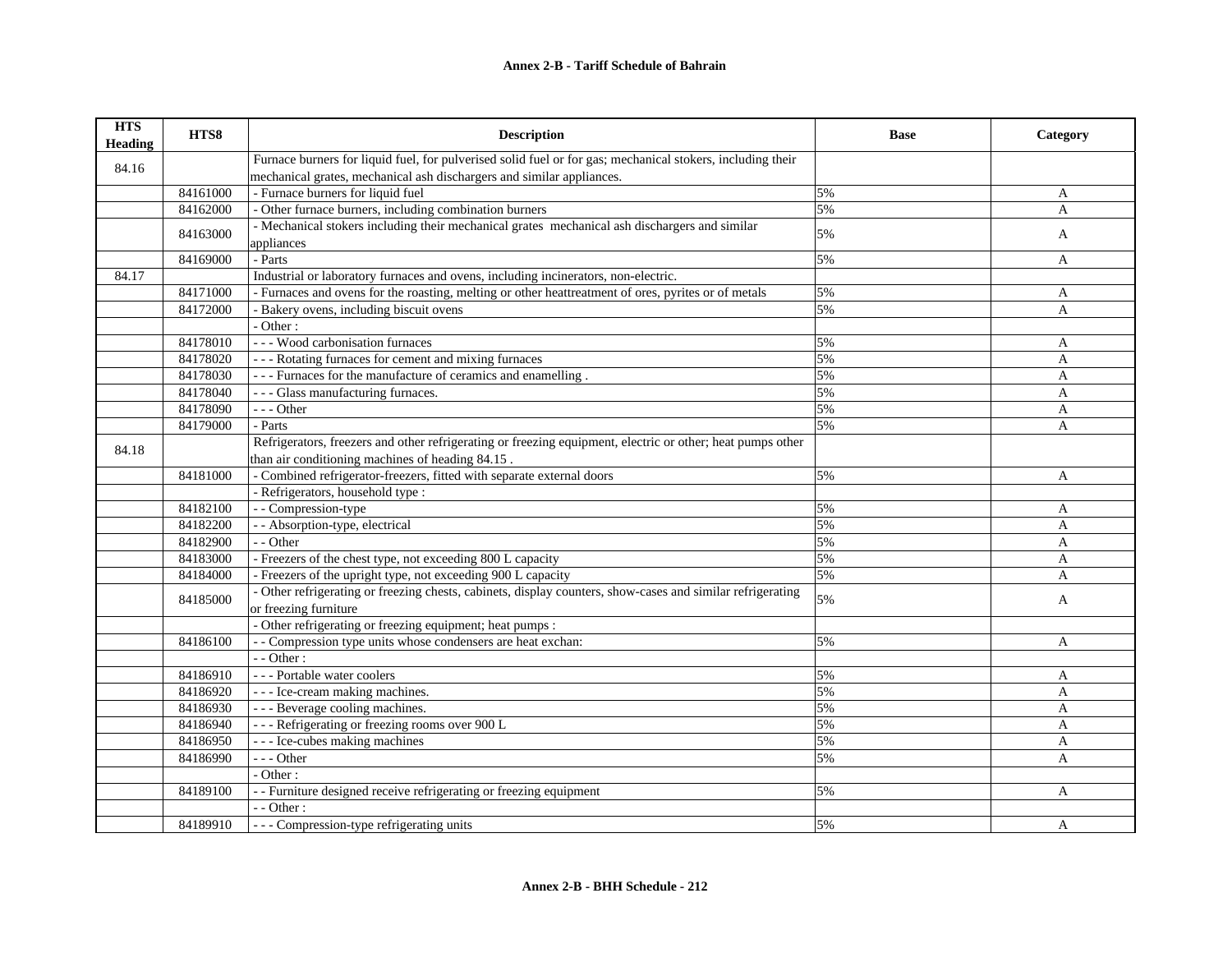| HTS Heading | HTS8 | Description | Base | Category |
|---|---|---|---|---|
| 84.16 | | Furnace burners for liquid fuel, for pulverised solid fuel or for gas; mechanical stokers, including their mechanical grates, mechanical ash dischargers and similar appliances. | | |
| | 84161000 | - Furnace burners for liquid fuel | 5% | A |
| | 84162000 | - Other furnace burners, including combination burners | 5% | A |
| | 84163000 | - Mechanical stokers including their mechanical grates mechanical ash dischargers and similar appliances | 5% | A |
| | 84169000 | - Parts | 5% | A |
| 84.17 | | Industrial or laboratory furnaces and ovens, including incinerators, non-electric. | | |
| | 84171000 | - Furnaces and ovens for the roasting, melting or other heattreatment of ores, pyrites or of metals | 5% | A |
| | 84172000 | - Bakery ovens, including biscuit ovens | 5% | A |
| | | - Other : | | |
| | 84178010 | - - - Wood carbonisation furnaces | 5% | A |
| | 84178020 | - - - Rotating furnaces for cement and mixing furnaces | 5% | A |
| | 84178030 | - - - Furnaces for the manufacture of ceramics and enamelling . | 5% | A |
| | 84178040 | - - - Glass manufacturing furnaces. | 5% | A |
| | 84178090 | - - - Other | 5% | A |
| | 84179000 | - Parts | 5% | A |
| 84.18 | | Refrigerators, freezers and other refrigerating or freezing equipment, electric or other; heat pumps other than air conditioning machines of heading 84.15 . | | |
| | 84181000 | - Combined refrigerator-freezers, fitted with separate external doors | 5% | A |
| | | - Refrigerators, household type : | | |
| | 84182100 | - - Compression-type | 5% | A |
| | 84182200 | - - Absorption-type, electrical | 5% | A |
| | 84182900 | - - Other | 5% | A |
| | 84183000 | - Freezers of the chest type, not exceeding 800 L capacity | 5% | A |
| | 84184000 | - Freezers of the upright type, not exceeding 900 L capacity | 5% | A |
| | 84185000 | - Other refrigerating or freezing chests, cabinets, display counters, show-cases and similar refrigerating or freezing furniture | 5% | A |
| | | - Other refrigerating or freezing equipment; heat pumps : | | |
| | 84186100 | - - Compression type units whose condensers are heat exchan: | 5% | A |
| | | - - Other : | | |
| | 84186910 | - - - Portable water coolers | 5% | A |
| | 84186920 | - - - Ice-cream making machines. | 5% | A |
| | 84186930 | - - - Beverage cooling machines. | 5% | A |
| | 84186940 | - - - Refrigerating or freezing rooms over 900 L | 5% | A |
| | 84186950 | - - - Ice-cubes making machines | 5% | A |
| | 84186990 | - - - Other | 5% | A |
| | | - Other : | | |
| | 84189100 | - - Furniture designed receive refrigerating or freezing equipment | 5% | A |
| | | - - Other : | | |
| | 84189910 | - - - Compression-type refrigerating units | 5% | A |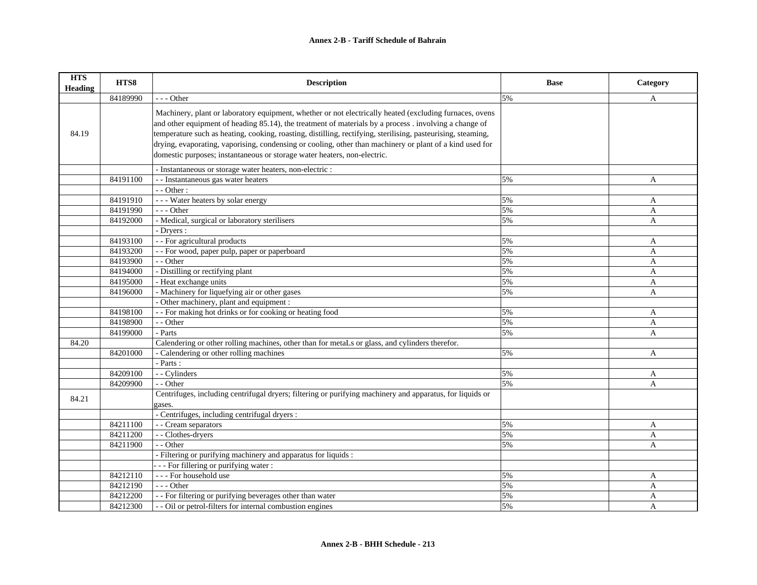## Annex 2-B - Tariff Schedule of Bahrain

| HTS Heading | HTS8 | Description | Base | Category |
|---|---|---|---|---|
| | 84189990 | - - - Other | 5% | A |
| 84.19 | | Machinery, plant or laboratory equipment, whether or not electrically heated (excluding furnaces, ovens and other equipment of heading 85.14), the treatment of materials by a process . involving a change of temperature such as heating, cooking, roasting, distilling, rectifying, sterilising, pasteurising, steaming, drying, evaporating, vaporising, condensing or cooling, other than machinery or plant of a kind used for domestic purposes; instantaneous or storage water heaters, non-electric. | | |
| | | - Instantaneous or storage water heaters, non-electric : | | |
| | 84191100 | - - Instantaneous gas water heaters | 5% | A |
| | | - - Other : | | |
| | 84191910 | - - - Water heaters by solar energy | 5% | A |
| | 84191990 | - - - Other | 5% | A |
| | 84192000 | - Medical, surgical or laboratory sterilisers | 5% | A |
| | | - Dryers : | | |
| | 84193100 | - - For agricultural products | 5% | A |
| | 84193200 | - - For wood, paper pulp, paper or paperboard | 5% | A |
| | 84193900 | - - Other | 5% | A |
| | 84194000 | - Distilling or rectifying plant | 5% | A |
| | 84195000 | - Heat exchange units | 5% | A |
| | 84196000 | - Machinery for liquefying air or other gases | 5% | A |
| | | - Other machinery, plant and equipment : | | |
| | 84198100 | - - For making hot drinks or for cooking or heating food | 5% | A |
| | 84198900 | - - Other | 5% | A |
| | 84199000 | - Parts | 5% | A |
| 84.20 | | Calendering or other rolling machines, other than for metaLs or glass, and cylinders therefor. | | |
| | 84201000 | - Calendering or other rolling machines | 5% | A |
| | | - Parts : | | |
| | 84209100 | - - Cylinders | 5% | A |
| | 84209900 | - - Other | 5% | A |
| 84.21 | | Centrifuges, including centrifugal dryers; filtering or purifying machinery and apparatus, for liquids or gases. | | |
| | | - Centrifuges, including centrifugal dryers : | | |
| | 84211100 | - - Cream separators | 5% | A |
| | 84211200 | - - Clothes-dryers | 5% | A |
| | 84211900 | - - Other | 5% | A |
| | | - Filtering or purifying machinery and apparatus for liquids : | | |
| | | - - - For fillering or purifying water : | | |
| | 84212110 | - - - For household use | 5% | A |
| | 84212190 | - - - Other | 5% | A |
| | 84212200 | - - For filtering or purifying beverages other than water | 5% | A |
| | 84212300 | - - Oil or petrol-filters for internal combustion engines | 5% | A |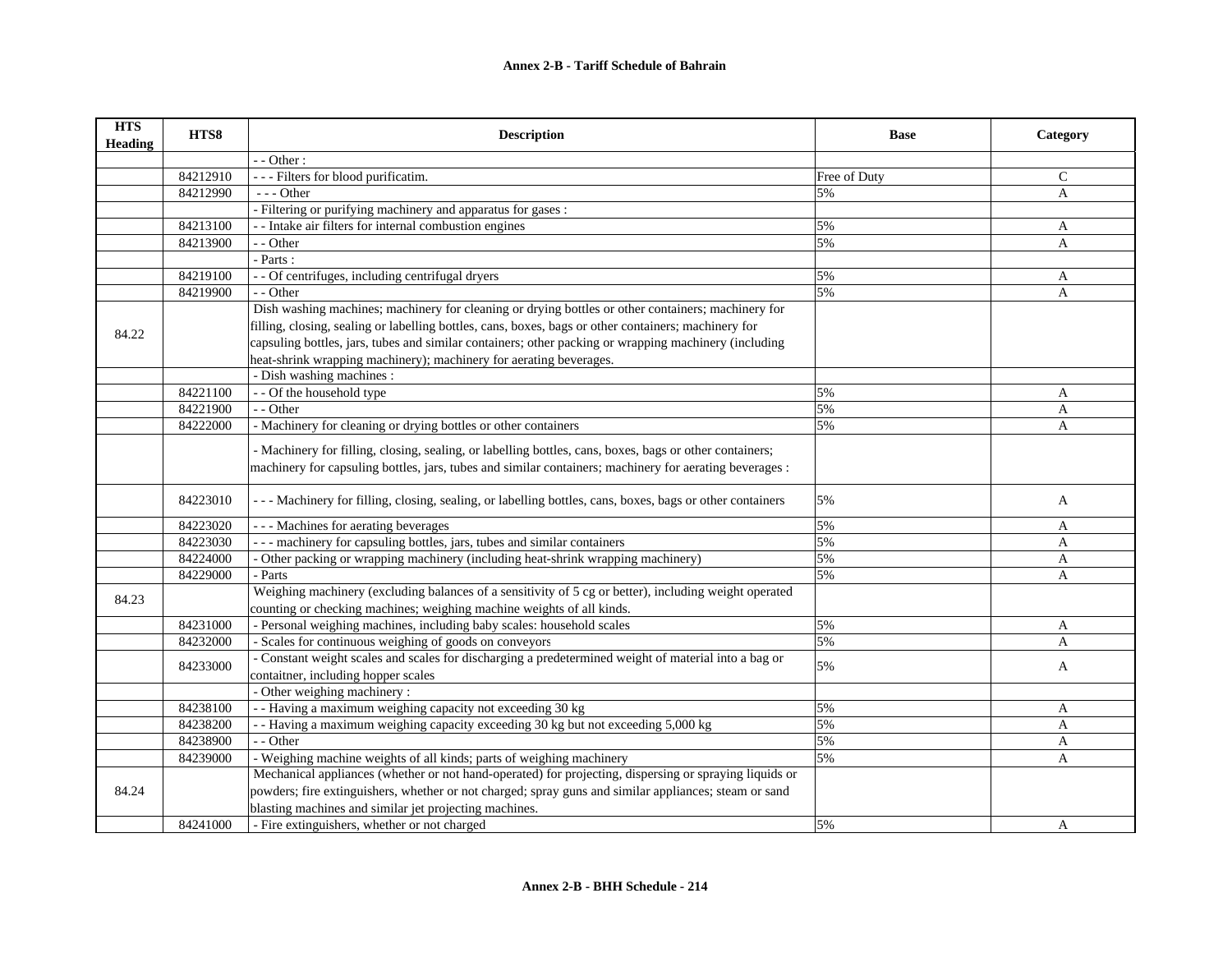# Annex 2-B - Tariff Schedule of Bahrain

| HTS Heading | HTS8 | Description | Base | Category |
|---|---|---|---|---|
| | | - - Other : | | |
| | 84212910 | - - - Filters for blood purificatim. | Free of Duty | C |
| | 84212990 | - - - Other | 5% | A |
| | | - Filtering or purifying machinery and apparatus for gases : | | |
| | 84213100 | - - Intake air filters for internal combustion engines | 5% | A |
| | 84213900 | - - Other | 5% | A |
| | | - Parts : | | |
| | 84219100 | - - Of centrifuges, including centrifugal dryers | 5% | A |
| | 84219900 | - - Other | 5% | A |
| 84.22 | | Dish washing machines; machinery for cleaning or drying bottles or other containers; machinery for filling, closing, sealing or labelling bottles, cans, boxes, bags or other containers; machinery for capsuling bottles, jars, tubes and similar containers; other packing or wrapping machinery (including heat-shrink wrapping machinery); machinery for aerating beverages. | | |
| | | - Dish washing machines : | | |
| | 84221100 | - - Of the household type | 5% | A |
| | 84221900 | - - Other | 5% | A |
| | 84222000 | - Machinery for cleaning or drying bottles or other containers | 5% | A |
| | | - Machinery for filling, closing, sealing, or labelling bottles, cans, boxes, bags or other containers; machinery for capsuling bottles, jars, tubes and similar containers; machinery for aerating beverages : | | |
| | 84223010 | - - - Machinery for filling, closing, sealing, or labelling bottles, cans, boxes, bags or other containers | 5% | A |
| | 84223020 | - - - Machines for aerating beverages | 5% | A |
| | 84223030 | - - - machinery for capsuling bottles, jars, tubes and similar containers | 5% | A |
| | 84224000 | - Other packing or wrapping machinery (including heat-shrink wrapping machinery) | 5% | A |
| | 84229000 | - Parts | 5% | A |
| 84.23 | | Weighing machinery (excluding balances of a sensitivity of 5 cg or better), including weight operated counting or checking machines; weighing machine weights of all kinds. | | |
| | 84231000 | - Personal weighing machines, including baby scales: household scales | 5% | A |
| | 84232000 | - Scales for continuous weighing of goods on conveyors | 5% | A |
| | 84233000 | - Constant weight scales and scales for discharging a predetermined weight of material into a bag or contaitner, including hopper scales | 5% | A |
| | | - Other weighing machinery : | | |
| | 84238100 | - - Having a maximum weighing capacity not exceeding 30 kg | 5% | A |
| | 84238200 | - - Having a maximum weighing capacity exceeding 30 kg but not exceeding 5,000 kg | 5% | A |
| | 84238900 | - - Other | 5% | A |
| | 84239000 | - Weighing machine weights of all kinds; parts of weighing machinery | 5% | A |
| 84.24 | | Mechanical appliances (whether or not hand-operated) for projecting, dispersing or spraying liquids or powders; fire extinguishers, whether or not charged; spray guns and similar appliances; steam or sand blasting machines and similar jet projecting machines. | | |
| | 84241000 | - Fire extinguishers, whether or not charged | 5% | A |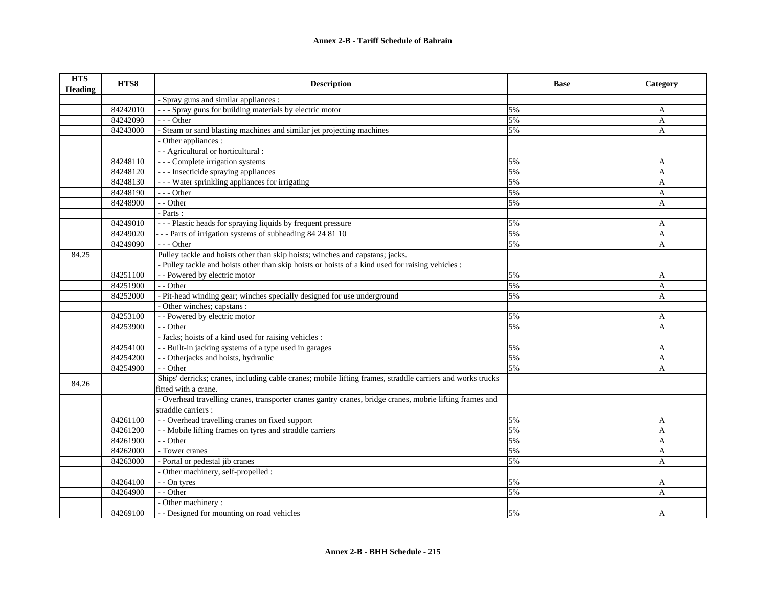| HTS Heading | HTS8 | Description | Base | Category |
|---|---|---|---|---|
| | | - Spray guns and similar appliances : | | |
| | 84242010 | - - - Spray guns for building materials by electric motor | 5% | A |
| | 84242090 | - - - Other | 5% | A |
| | 84243000 | - Steam or sand blasting machines and similar jet projecting machines | 5% | A |
| | | - Other appliances : | | |
| | | - - Agricultural or horticultural : | | |
| | 84248110 | - - - Complete irrigation systems | 5% | A |
| | 84248120 | - - - Insecticide spraying appliances | 5% | A |
| | 84248130 | - - - Water sprinkling appliances for irrigating | 5% | A |
| | 84248190 | - - - Other | 5% | A |
| | 84248900 | - - Other | 5% | A |
| | | - Parts : | | |
| | 84249010 | - - - Plastic heads for spraying liquids by frequent pressure | 5% | A |
| | 84249020 | - - - Parts of irrigation systems of subheading 84 24 81 10 | 5% | A |
| | 84249090 | - - - Other | 5% | A |
| 84.25 | | Pulley tackle and hoists other than skip hoists; winches and capstans; jacks. | | |
| | | - Pulley tackle and hoists other than skip hoists or hoists of a kind used for raising vehicles : | | |
| | 84251100 | - - Powered by electric motor | 5% | A |
| | 84251900 | - - Other | 5% | A |
| | 84252000 | - Pit-head winding gear; winches specially designed for use underground | 5% | A |
| | | - Other winches; capstans : | | |
| | 84253100 | - - Powered by electric motor | 5% | A |
| | 84253900 | - - Other | 5% | A |
| | | - Jacks; hoists of a kind used for raising vehicles : | | |
| | 84254100 | - - Built-in jacking systems of a type used in garages | 5% | A |
| | 84254200 | - - Otherjacks and hoists, hydraulic | 5% | A |
| | 84254900 | - - Other | 5% | A |
| 84.26 | | Ships' derricks; cranes, including cable cranes; mobile lifting frames, straddle carriers and works trucks fitted with a crane. | | |
| | | - Overhead travelling cranes, transporter cranes gantry cranes, bridge cranes, mobrie lifting frames and straddle carriers : | | |
| | 84261100 | - - Overhead travelling cranes on fixed support | 5% | A |
| | 84261200 | - - Mobile lifting frames on tyres and straddle carriers | 5% | A |
| | 84261900 | - - Other | 5% | A |
| | 84262000 | - Tower cranes | 5% | A |
| | 84263000 | - Portal or pedestal jib cranes | 5% | A |
| | | - Other machinery, self-propelled : | | |
| | 84264100 | - - On tyres | 5% | A |
| | 84264900 | - - Other | 5% | A |
| | | - Other machinery : | | |
| | 84269100 | - - Designed for mounting on road vehicles | 5% | A |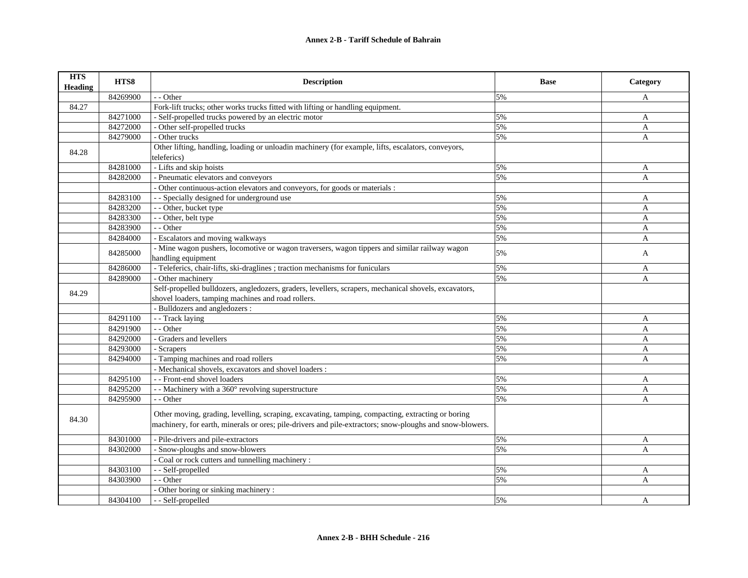| HTS Heading | HTS8 | Description | Base | Category |
|---|---|---|---|---|
| | 84269900 | - - Other | 5% | A |
| 84.27 | | Fork-lift trucks; other works trucks fitted with lifting or handling equipment. | | |
| | 84271000 | - Self-propelled trucks powered by an electric motor | 5% | A |
| | 84272000 | - Other self-propelled trucks | 5% | A |
| | 84279000 | - Other trucks | 5% | A |
| 84.28 | | Other lifting, handling, loading or unloadin machinery (for example, lifts, escalators, conveyors, teleferics) | | |
| | 84281000 | - Lifts and skip hoists | 5% | A |
| | 84282000 | - Pneumatic elevators and conveyors | 5% | A |
| | | - Other continuous-action elevators and conveyors, for goods or materials : | | |
| | 84283100 | - - Specially designed for underground use | 5% | A |
| | 84283200 | - - Other, bucket type | 5% | A |
| | 84283300 | - - Other, belt type | 5% | A |
| | 84283900 | - - Other | 5% | A |
| | 84284000 | - Escalators and moving walkways | 5% | A |
| | 84285000 | - Mine wagon pushers, locomotive or wagon traversers, wagon tippers and similar railway wagon handling equipment | 5% | A |
| | 84286000 | - Teleferics, chair-lifts, ski-draglines ; traction mechanisms for funiculars | 5% | A |
| | 84289000 | - Other machinery | 5% | A |
| 84.29 | | Self-propelled bulldozers, angledozers, graders, levellers, scrapers, mechanical shovels, excavators, shovel loaders, tamping machines and road rollers. | | |
| | | - Bulldozers and angledozers : | | |
| | 84291100 | - - Track laying | 5% | A |
| | 84291900 | - - Other | 5% | A |
| | 84292000 | - Graders and levellers | 5% | A |
| | 84293000 | - Scrapers | 5% | A |
| | 84294000 | - Tamping machines and road rollers | 5% | A |
| | | - Mechanical shovels, excavators and shovel loaders : | | |
| | 84295100 | - - Front-end shovel loaders | 5% | A |
| | 84295200 | - - Machinery with a 360° revolving superstructure | 5% | A |
| | 84295900 | - - Other | 5% | A |
| 84.30 | | Other moving, grading, levelling, scraping, excavating, tamping, compacting, extracting or boring machinery, for earth, minerals or ores; pile-drivers and pile-extractors; snow-ploughs and snow-blowers. | | |
| | 84301000 | - Pile-drivers and pile-extractors | 5% | A |
| | 84302000 | - Snow-ploughs and snow-blowers | 5% | A |
| | | - Coal or rock cutters and tunnelling machinery : | | |
| | 84303100 | - - Self-propelled | 5% | A |
| | 84303900 | - - Other | 5% | A |
| | | - Other boring or sinking machinery : | | |
| | 84304100 | - - Self-propelled | 5% | A |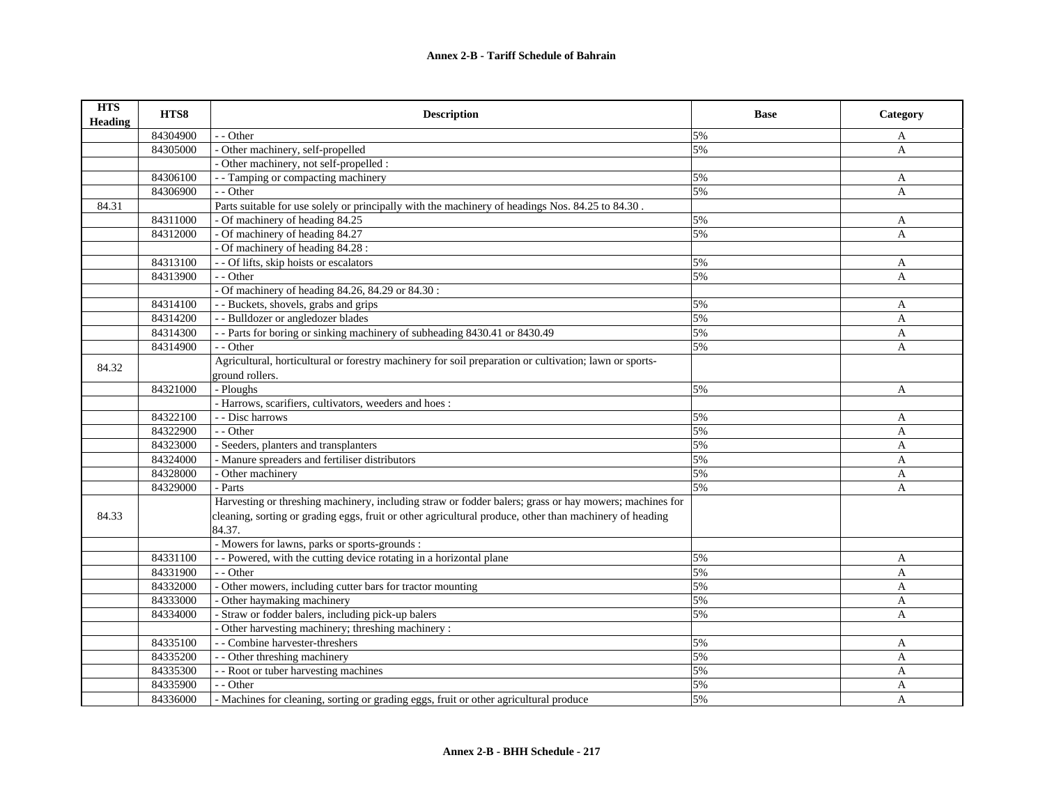**Annex 2-B - Tariff Schedule of Bahrain**

| HTS Heading | HTS8 | Description | Base | Category |
|---|---|---|---|---|
| | 84304900 | - - Other | 5% | A |
| | 84305000 | - Other machinery, self-propelled | 5% | A |
| | | - Other machinery, not self-propelled : | | |
| | 84306100 | - - Tamping or compacting machinery | 5% | A |
| | 84306900 | - - Other | 5% | A |
| 84.31 | | Parts suitable for use solely or principally with the machinery of headings Nos. 84.25 to 84.30 . | | |
| | 84311000 | - Of machinery of heading 84.25 | 5% | A |
| | 84312000 | - Of machinery of heading 84.27 | 5% | A |
| | | - Of machinery of heading 84.28 : | | |
| | 84313100 | - - Of lifts, skip hoists or escalators | 5% | A |
| | 84313900 | - - Other | 5% | A |
| | | - Of machinery of heading 84.26, 84.29 or 84.30 : | | |
| | 84314100 | - - Buckets, shovels, grabs and grips | 5% | A |
| | 84314200 | - - Bulldozer or angledozer blades | 5% | A |
| | 84314300 | - - Parts for boring or sinking machinery of subheading 8430.41 or 8430.49 | 5% | A |
| | 84314900 | - - Other | 5% | A |
| 84.32 | | Agricultural, horticultural or forestry machinery for soil preparation or cultivation; lawn or sports-ground rollers. | | |
| | 84321000 | - Ploughs | 5% | A |
| | | - Harrows, scarifiers, cultivators, weeders and hoes : | | |
| | 84322100 | - - Disc harrows | 5% | A |
| | 84322900 | - - Other | 5% | A |
| | 84323000 | - Seeders, planters and transplanters | 5% | A |
| | 84324000 | - Manure spreaders and fertiliser distributors | 5% | A |
| | 84328000 | - Other machinery | 5% | A |
| | 84329000 | - Parts | 5% | A |
| 84.33 | | Harvesting or threshing machinery, including straw or fodder balers; grass or hay mowers; machines for cleaning, sorting or grading eggs, fruit or other agricultural produce, other than machinery of heading 84.37. | | |
| | | - Mowers for lawns, parks or sports-grounds : | | |
| | 84331100 | - - Powered, with the cutting device rotating in a horizontal plane | 5% | A |
| | 84331900 | - - Other | 5% | A |
| | 84332000 | - Other mowers, including cutter bars for tractor mounting | 5% | A |
| | 84333000 | - Other haymaking machinery | 5% | A |
| | 84334000 | - Straw or fodder balers, including pick-up balers | 5% | A |
| | | - Other harvesting machinery; threshing machinery : | | |
| | 84335100 | - - Combine harvester-threshers | 5% | A |
| | 84335200 | - - Other threshing machinery | 5% | A |
| | 84335300 | - - Root or tuber harvesting machines | 5% | A |
| | 84335900 | - - Other | 5% | A |
| | 84336000 | - Machines for cleaning, sorting or grading eggs, fruit or other agricultural produce | 5% | A |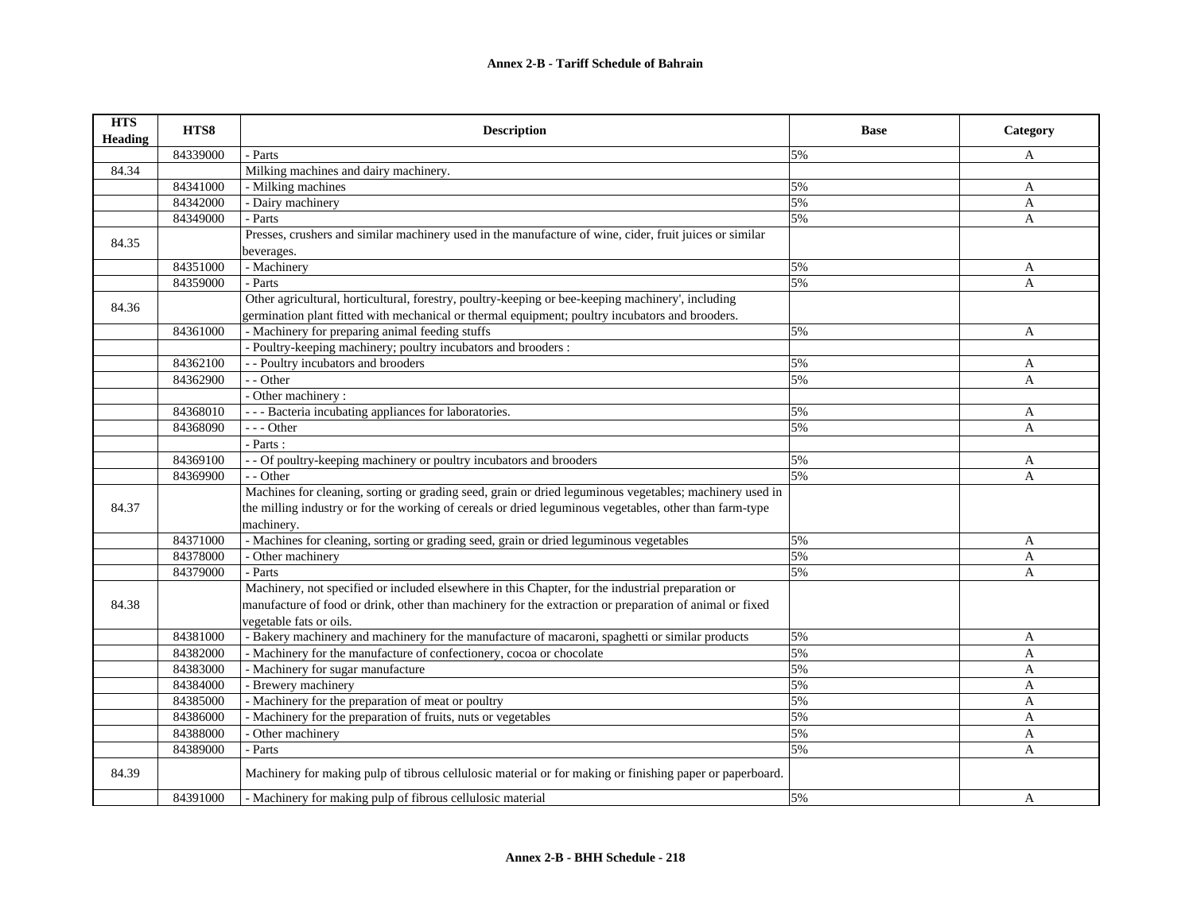| HTS Heading | HTS8 | Description | Base | Category |
|---|---|---|---|---|
| | 84339000 | - Parts | 5% | A |
| 84.34 | | Milking machines and dairy machinery. | | |
| | 84341000 | - Milking machines | 5% | A |
| | 84342000 | - Dairy machinery | 5% | A |
| | 84349000 | - Parts | 5% | A |
| 84.35 | | Presses, crushers and similar machinery used in the manufacture of wine, cider, fruit juices or similar beverages. | | |
| | 84351000 | - Machinery | 5% | A |
| | 84359000 | - Parts | 5% | A |
| 84.36 | | Other agricultural, horticultural, forestry, poultry-keeping or bee-keeping machinery', including germination plant fitted with mechanical or thermal equipment; poultry incubators and brooders. | | |
| | 84361000 | - Machinery for preparing animal feeding stuffs | 5% | A |
| | | - Poultry-keeping machinery; poultry incubators and brooders : | | |
| | 84362100 | - - Poultry incubators and brooders | 5% | A |
| | 84362900 | - - Other | 5% | A |
| | | - Other machinery : | | |
| | 84368010 | - - - Bacteria incubating appliances for laboratories. | 5% | A |
| | 84368090 | - - - Other | 5% | A |
| | | - Parts : | | |
| | 84369100 | - - Of poultry-keeping machinery or poultry incubators and brooders | 5% | A |
| | 84369900 | - - Other | 5% | A |
| 84.37 | | Machines for cleaning, sorting or grading seed, grain or dried leguminous vegetables; machinery used in the milling industry or for the working of cereals or dried leguminous vegetables, other than farm-type machinery. | | |
| | 84371000 | - Machines for cleaning, sorting or grading seed, grain or dried leguminous vegetables | 5% | A |
| | 84378000 | - Other machinery | 5% | A |
| | 84379000 | - Parts | 5% | A |
| 84.38 | | Machinery, not specified or included elsewhere in this Chapter, for the industrial preparation or manufacture of food or drink, other than machinery for the extraction or preparation of animal or fixed vegetable fats or oils. | | |
| | 84381000 | - Bakery machinery and machinery for the manufacture of macaroni, spaghetti or similar products | 5% | A |
| | 84382000 | - Machinery for the manufacture of confectionery, cocoa or chocolate | 5% | A |
| | 84383000 | - Machinery for sugar manufacture | 5% | A |
| | 84384000 | - Brewery machinery | 5% | A |
| | 84385000 | - Machinery for the preparation of meat or poultry | 5% | A |
| | 84386000 | - Machinery for the preparation of fruits, nuts or vegetables | 5% | A |
| | 84388000 | - Other machinery | 5% | A |
| | 84389000 | - Parts | 5% | A |
| 84.39 | | Machinery for making pulp of tibrous cellulosic material or for making or finishing paper or paperboard. | | |
| | 84391000 | - Machinery for making pulp of fibrous cellulosic material | 5% | A |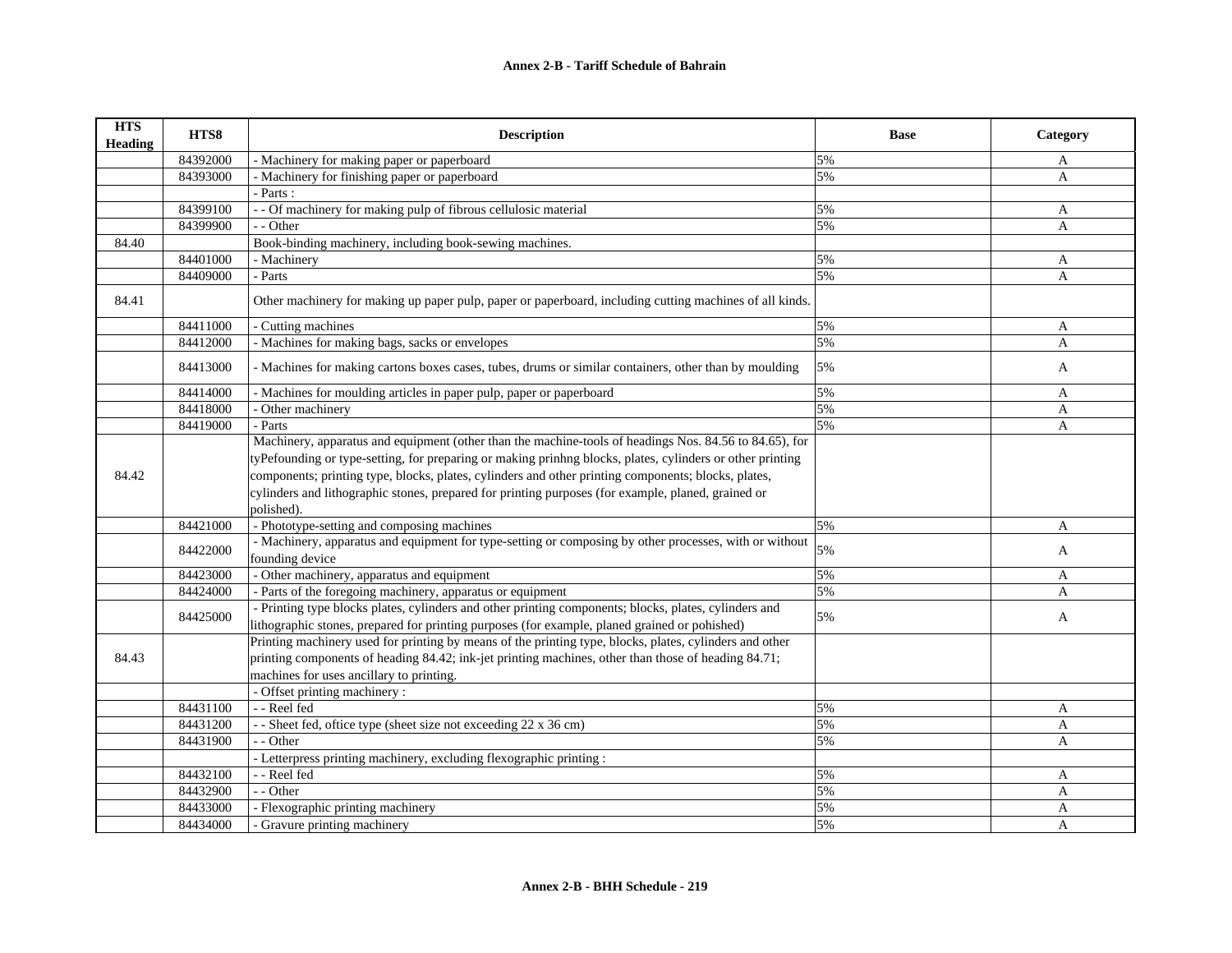| HTS Heading | HTS8 | Description | Base | Category |
|---|---|---|---|---|
| | 84392000 | - Machinery for making paper or paperboard | 5% | A |
| | 84393000 | - Machinery for finishing paper or paperboard | 5% | A |
| | | - Parts : | | |
| | 84399100 | - - Of machinery for making pulp of fibrous cellulosic material | 5% | A |
| | 84399900 | - - Other | 5% | A |
| 84.40 | | Book-binding machinery, including book-sewing machines. | | |
| | 84401000 | - Machinery | 5% | A |
| | 84409000 | - Parts | 5% | A |
| 84.41 | | Other machinery for making up paper pulp, paper or paperboard, including cutting machines of all kinds. | | |
| | 84411000 | - Cutting machines | 5% | A |
| | 84412000 | - Machines for making bags, sacks or envelopes | 5% | A |
| | 84413000 | - Machines for making cartons boxes cases, tubes, drums or similar containers, other than by moulding | 5% | A |
| | 84414000 | - Machines for moulding articles in paper pulp, paper or paperboard | 5% | A |
| | 84418000 | - Other machinery | 5% | A |
| | 84419000 | - Parts | 5% | A |
| 84.42 | | Machinery, apparatus and equipment (other than the machine-tools of headings Nos. 84.56 to 84.65), for tyPefounding or type-setting, for preparing or making prinhng blocks, plates, cylinders or other printing components; printing type, blocks, plates, cylinders and other printing components; blocks, plates, cylinders and lithographic stones, prepared for printing purposes (for example, planed, grained or polished). | | |
| | 84421000 | - Phototype-setting and composing machines | 5% | A |
| | 84422000 | - Machinery, apparatus and equipment for type-setting or composing by other processes, with or without founding device | 5% | A |
| | 84423000 | - Other machinery, apparatus and equipment | 5% | A |
| | 84424000 | - Parts of the foregoing machinery, apparatus or equipment | 5% | A |
| | 84425000 | - Printing type blocks plates, cylinders and other printing components; blocks, plates, cylinders and lithographic stones, prepared for printing purposes (for example, planed grained or pohished) | 5% | A |
| 84.43 | | Printing machinery used for printing by means of the printing type, blocks, plates, cylinders and other printing components of heading 84.42; ink-jet printing machines, other than those of heading 84.71; machines for uses ancillary to printing. | | |
| | | - Offset printing machinery : | | |
| | 84431100 | - - Reel fed | 5% | A |
| | 84431200 | - - Sheet fed, oftice type (sheet size not exceeding 22 x 36 cm) | 5% | A |
| | 84431900 | - - Other | 5% | A |
| | | - Letterpress printing machinery, excluding flexographic printing : | | |
| | 84432100 | - - Reel fed | 5% | A |
| | 84432900 | - - Other | 5% | A |
| | 84433000 | - Flexographic printing machinery | 5% | A |
| | 84434000 | - Gravure printing machinery | 5% | A |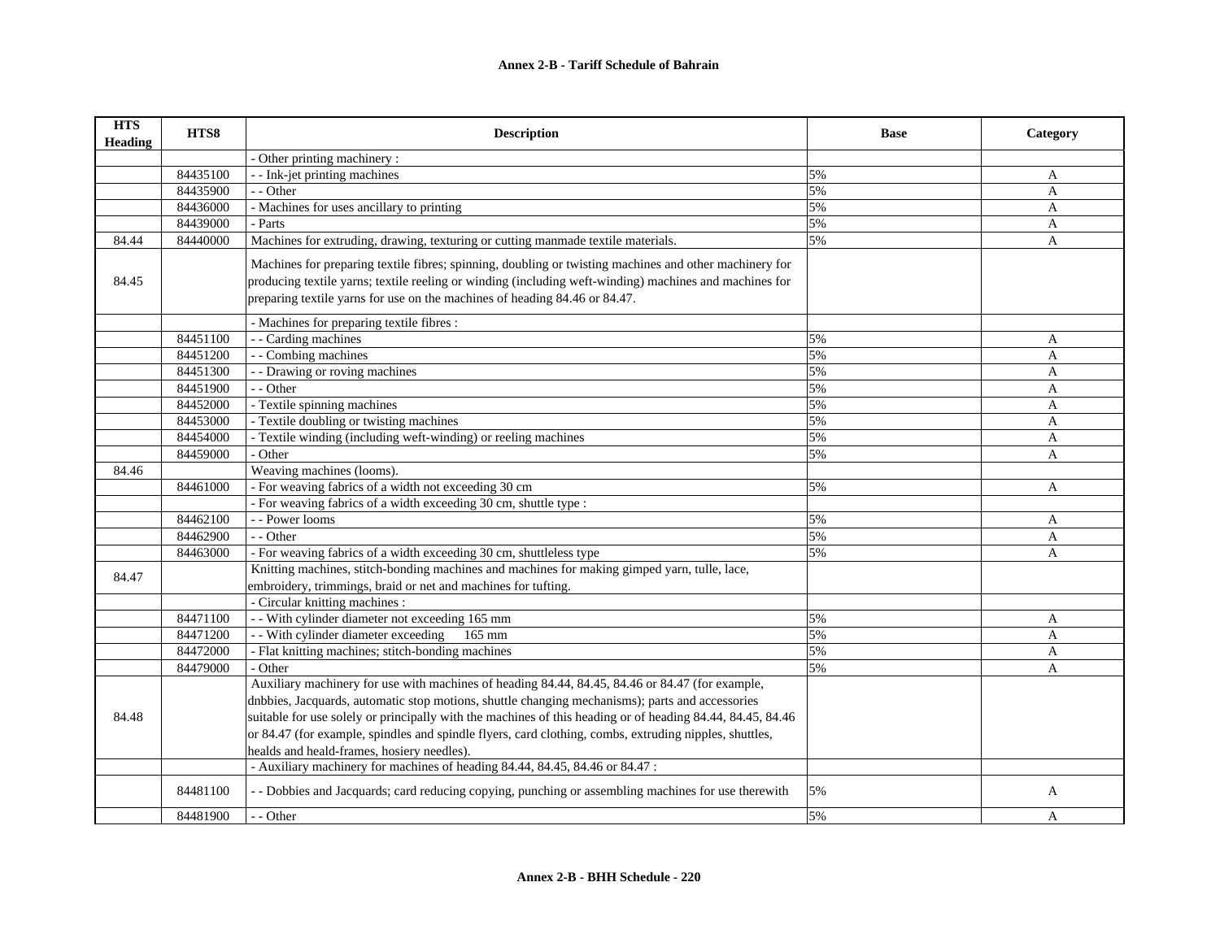## Annex 2-B - Tariff Schedule of Bahrain

| HTS Heading | HTS8 | Description | Base | Category |
|---|---|---|---|---|
| | | - Other printing machinery : | | |
| | 84435100 | - - Ink-jet printing machines | 5% | A |
| | 84435900 | - - Other | 5% | A |
| | 84436000 | - Machines for uses ancillary to printing | 5% | A |
| | 84439000 | - Parts | 5% | A |
| 84.44 | 84440000 | Machines for extruding, drawing, texturing or cutting manmade textile materials. | 5% | A |
| 84.45 | | Machines for preparing textile fibres; spinning, doubling or twisting machines and other machinery for producing textile yarns; textile reeling or winding (including weft-winding) machines and machines for preparing textile yarns for use on the machines of heading 84.46 or 84.47. | | |
| | | - Machines for preparing textile fibres : | | |
| | 84451100 | - - Carding machines | 5% | A |
| | 84451200 | - - Combing machines | 5% | A |
| | 84451300 | - - Drawing or roving machines | 5% | A |
| | 84451900 | - - Other | 5% | A |
| | 84452000 | - Textile spinning machines | 5% | A |
| | 84453000 | - Textile doubling or twisting machines | 5% | A |
| | 84454000 | - Textile winding (including weft-winding) or reeling machines | 5% | A |
| | 84459000 | - Other | 5% | A |
| 84.46 | | Weaving machines (looms). | | |
| | 84461000 | - For weaving fabrics of a width not exceeding 30 cm | 5% | A |
| | | - For weaving fabrics of a width exceeding 30 cm, shuttle type : | | |
| | 84462100 | - - Power looms | 5% | A |
| | 84462900 | - - Other | 5% | A |
| | 84463000 | - For weaving fabrics of a width exceeding 30 cm, shuttleless type | 5% | A |
| 84.47 | | Knitting machines, stitch-bonding machines and machines for making gimped yarn, tulle, lace, embroidery, trimmings, braid or net and machines for tufting. | | |
| | | - Circular knitting machines : | | |
| | 84471100 | - - With cylinder diameter not exceeding 165 mm | 5% | A |
| | 84471200 | - - With cylinder diameter exceeding 165 mm | 5% | A |
| | 84472000 | - Flat knitting machines; stitch-bonding machines | 5% | A |
| | 84479000 | - Other | 5% | A |
| 84.48 | | Auxiliary machinery for use with machines of heading 84.44, 84.45, 84.46 or 84.47 (for example, dnbbies, Jacquards, automatic stop motions, shuttle changing mechanisms); parts and accessories suitable for use solely or principally with the machines of this heading or of heading 84.44, 84.45, 84.46 or 84.47 (for example, spindles and spindle flyers, card clothing, combs, extruding nipples, shuttles, healds and heald-frames, hosiery needles). | | |
| | | - Auxiliary machinery for machines of heading 84.44, 84.45, 84.46 or 84.47 : | | |
| | 84481100 | - - Dobbies and Jacquards; card reducing copying, punching or assembling machines for use therewith | 5% | A |
| | 84481900 | - - Other | 5% | A |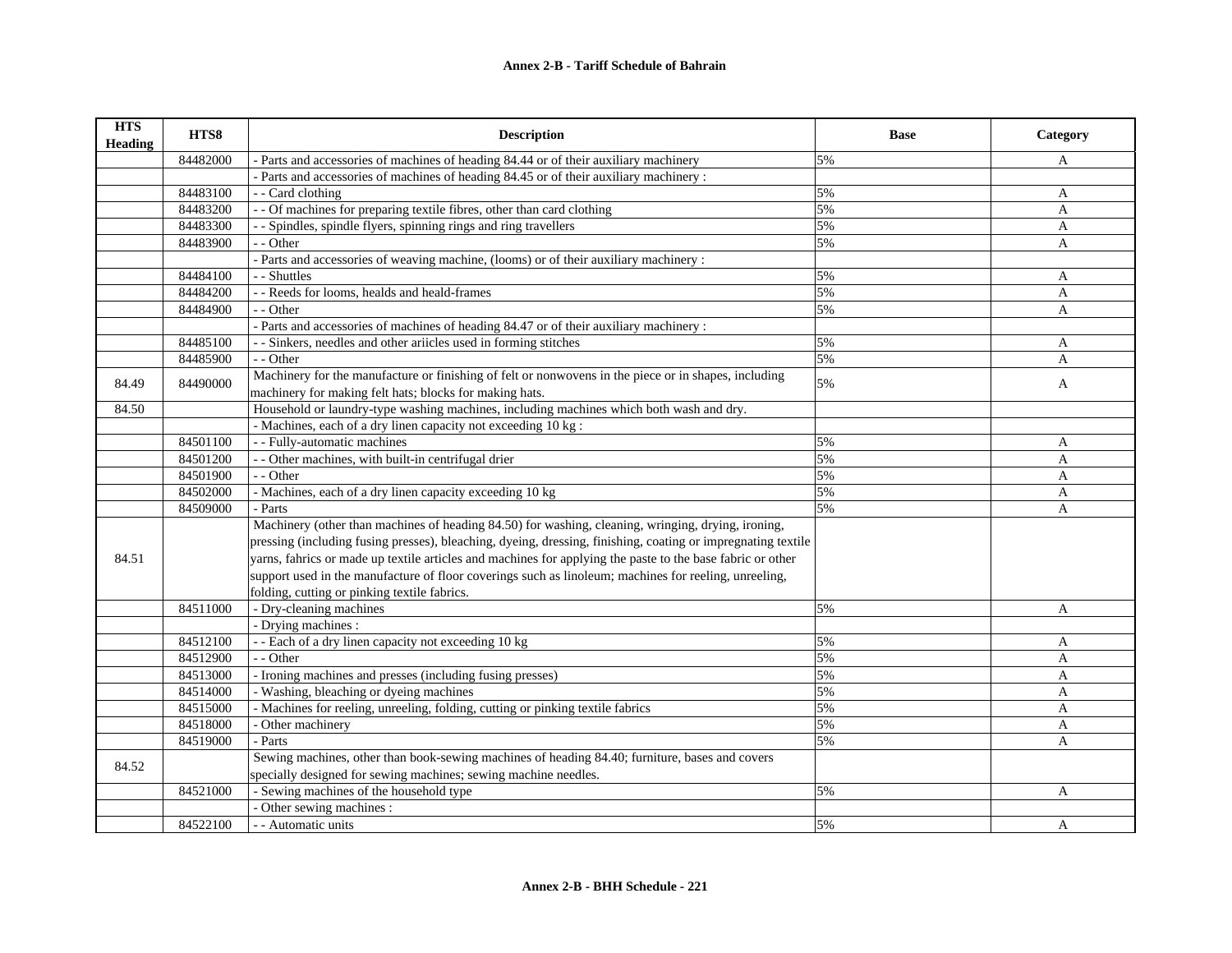| HTS Heading | HTS8 | Description | Base | Category |
|---|---|---|---|---|
| | 84482000 | - Parts and accessories of machines of heading 84.44 or of their auxiliary machinery | 5% | A |
| | | - Parts and accessories of machines of heading 84.45 or of their auxiliary machinery : | | |
| | 84483100 | - - Card clothing | 5% | A |
| | 84483200 | - - Of machines for preparing textile fibres, other than card clothing | 5% | A |
| | 84483300 | - - Spindles, spindle flyers, spinning rings and ring travellers | 5% | A |
| | 84483900 | - - Other | 5% | A |
| | | - Parts and accessories of weaving machine, (looms) or of their auxiliary machinery : | | |
| | 84484100 | - - Shuttles | 5% | A |
| | 84484200 | - - Reeds for looms, healds and heald-frames | 5% | A |
| | 84484900 | - - Other | 5% | A |
| | | - Parts and accessories of machines of heading 84.47 or of their auxiliary machinery : | | |
| | 84485100 | - - Sinkers, needles and other ariicles used in forming stitches | 5% | A |
| | 84485900 | - - Other | 5% | A |
| 84.49 | 84490000 | Machinery for the manufacture or finishing of felt or nonwovens in the piece or in shapes, including machinery for making felt hats; blocks for making hats. | 5% | A |
| 84.50 | | Household or laundry-type washing machines, including machines which both wash and dry. | | |
| | | - Machines, each of a dry linen capacity not exceeding 10 kg : | | |
| | 84501100 | - - Fully-automatic machines | 5% | A |
| | 84501200 | - - Other machines, with built-in centrifugal drier | 5% | A |
| | 84501900 | - - Other | 5% | A |
| | 84502000 | - Machines, each of a dry linen capacity exceeding 10 kg | 5% | A |
| | 84509000 | - Parts | 5% | A |
| 84.51 | | Machinery (other than machines of heading 84.50) for washing, cleaning, wringing, drying, ironing, pressing (including fusing presses), bleaching, dyeing, dressing, finishing, coating or impregnating textile yarns, fabrics or made up textile articles and machines for applying the paste to the base fabric or other support used in the manufacture of floor coverings such as linoleum; machines for reeling, unreeling, folding, cutting or pinking textile fabrics. | | |
| | 84511000 | - Dry-cleaning machines | 5% | A |
| | | - Drying machines : | | |
| | 84512100 | - - Each of a dry linen capacity not exceeding 10 kg | 5% | A |
| | 84512900 | - - Other | 5% | A |
| | 84513000 | - Ironing machines and presses (including fusing presses) | 5% | A |
| | 84514000 | - Washing, bleaching or dyeing machines | 5% | A |
| | 84515000 | - Machines for reeling, unreeling, folding, cutting or pinking textile fabrics | 5% | A |
| | 84518000 | - Other machinery | 5% | A |
| | 84519000 | - Parts | 5% | A |
| 84.52 | | Sewing machines, other than book-sewing machines of heading 84.40; furniture, bases and covers specially designed for sewing machines; sewing machine needles. | | |
| | 84521000 | - Sewing machines of the household type | 5% | A |
| | | - Other sewing machines : | | |
| | 84522100 | - - Automatic units | 5% | A |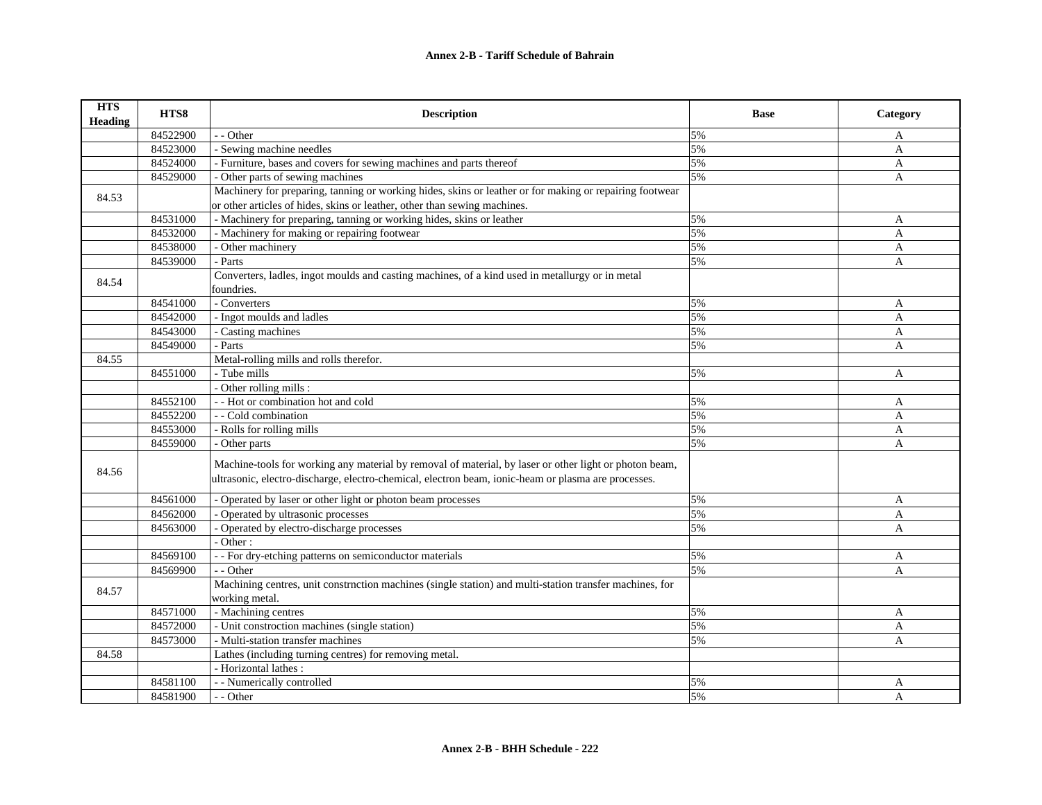| HTS Heading | HTS8 | Description | Base | Category |
|---|---|---|---|---|
| | 84522900 | - - Other | 5% | A |
| | 84523000 | - Sewing machine needles | 5% | A |
| | 84524000 | - Furniture, bases and covers for sewing machines and parts thereof | 5% | A |
| | 84529000 | - Other parts of sewing machines | 5% | A |
| 84.53 | | Machinery for preparing, tanning or working hides, skins or leather or for making or repairing footwear or other articles of hides, skins or leather, other than sewing machines. | | |
| | 84531000 | - Machinery for preparing, tanning or working hides, skins or leather | 5% | A |
| | 84532000 | - Machinery for making or repairing footwear | 5% | A |
| | 84538000 | - Other machinery | 5% | A |
| | 84539000 | - Parts | 5% | A |
| 84.54 | | Converters, ladles, ingot moulds and casting machines, of a kind used in metallurgy or in metal foundries. | | |
| | 84541000 | - Converters | 5% | A |
| | 84542000 | - Ingot moulds and ladles | 5% | A |
| | 84543000 | - Casting machines | 5% | A |
| | 84549000 | - Parts | 5% | A |
| 84.55 | | Metal-rolling mills and rolls therefor. | | |
| | 84551000 | - Tube mills | 5% | A |
| | | - Other rolling mills : | | |
| | 84552100 | - - Hot or combination hot and cold | 5% | A |
| | 84552200 | - - Cold combination | 5% | A |
| | 84553000 | - Rolls for rolling mills | 5% | A |
| | 84559000 | - Other parts | 5% | A |
| 84.56 | | Machine-tools for working any material by removal of material, by laser or other light or photon beam, ultrasonic, electro-discharge, electro-chemical, electron beam, ionic-heam or plasma are processes. | | |
| | 84561000 | - Operated by laser or other light or photon beam processes | 5% | A |
| | 84562000 | - Operated by ultrasonic processes | 5% | A |
| | 84563000 | - Operated by electro-discharge processes | 5% | A |
| | | - Other : | | |
| | 84569100 | - - For dry-etching patterns on semiconductor materials | 5% | A |
| | 84569900 | - - Other | 5% | A |
| 84.57 | | Machining centres, unit constrnction machines (single station) and multi-station transfer machines, for working metal. | | |
| | 84571000 | - Machining centres | 5% | A |
| | 84572000 | - Unit constroction machines (single station) | 5% | A |
| | 84573000 | - Multi-station transfer machines | 5% | A |
| 84.58 | | Lathes (including turning centres) for removing metal. | | |
| | | - Horizontal lathes : | | |
| | 84581100 | - - Numerically controlled | 5% | A |
| | 84581900 | - - Other | 5% | A |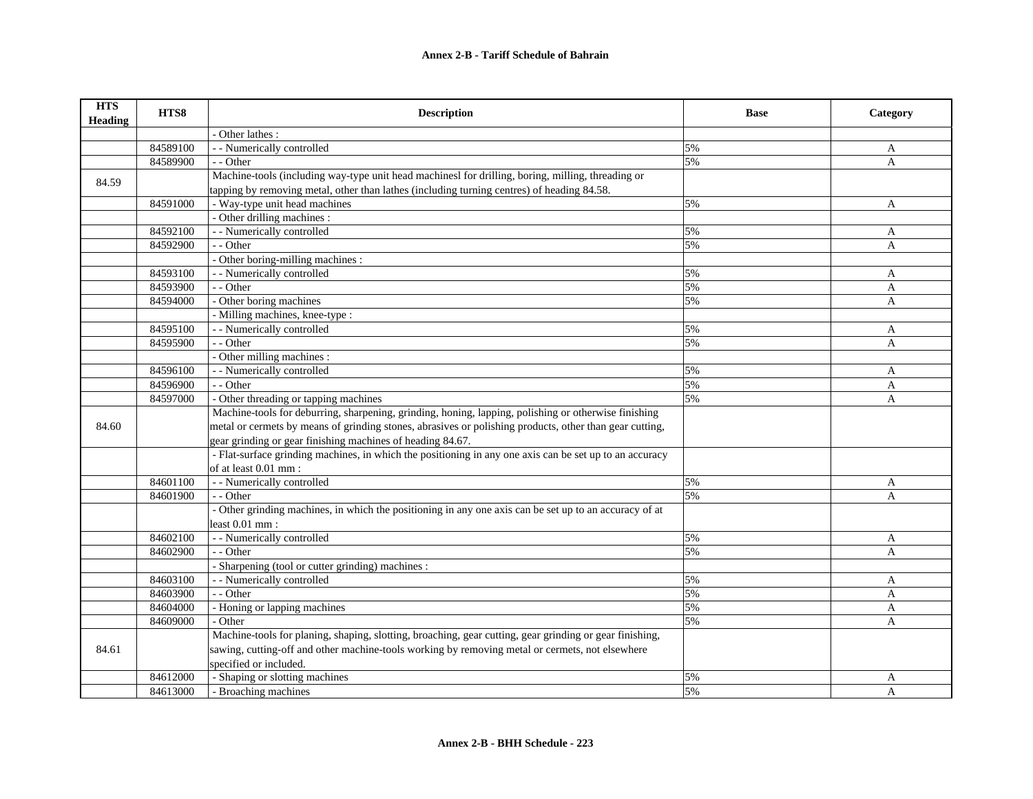| HTS Heading | HTS8 | Description | Base | Category |
|---|---|---|---|---|
| | | - Other lathes : | | |
| | 84589100 | - - Numerically controlled | 5% | A |
| | 84589900 | - - Other | 5% | A |
| 84.59 | | Machine-tools (including way-type unit head machinesl for drilling, boring, milling, threading or tapping by removing metal, other than lathes (including turning centres) of heading 84.58. | | |
| | 84591000 | - Way-type unit head machines | 5% | A |
| | | - Other drilling machines : | | |
| | 84592100 | - - Numerically controlled | 5% | A |
| | 84592900 | - - Other | 5% | A |
| | | - Other boring-milling machines : | | |
| | 84593100 | - - Numerically controlled | 5% | A |
| | 84593900 | - - Other | 5% | A |
| | 84594000 | - Other boring machines | 5% | A |
| | | - Milling machines, knee-type : | | |
| | 84595100 | - - Numerically controlled | 5% | A |
| | 84595900 | - - Other | 5% | A |
| | | - Other milling machines : | | |
| | 84596100 | - - Numerically controlled | 5% | A |
| | 84596900 | - - Other | 5% | A |
| | 84597000 | - Other threading or tapping machines | 5% | A |
| 84.60 | | Machine-tools for deburring, sharpening, grinding, honing, lapping, polishing or otherwise finishing metal or cermets by means of grinding stones, abrasives or polishing products, other than gear cutting, gear grinding or gear finishing machines of heading 84.67. | | |
| | | - Flat-surface grinding machines, in which the positioning in any one axis can be set up to an accuracy of at least 0.01 mm : | | |
| | 84601100 | - - Numerically controlled | 5% | A |
| | 84601900 | - - Other | 5% | A |
| | | - Other grinding machines, in which the positioning in any one axis can be set up to an accuracy of at least 0.01 mm : | | |
| | 84602100 | - - Numerically controlled | 5% | A |
| | 84602900 | - - Other | 5% | A |
| | | - Sharpening (tool or cutter grinding) machines : | | |
| | 84603100 | - - Numerically controlled | 5% | A |
| | 84603900 | - - Other | 5% | A |
| | 84604000 | - Honing or lapping machines | 5% | A |
| | 84609000 | - Other | 5% | A |
| 84.61 | | Machine-tools for planing, shaping, slotting, broaching, gear cutting, gear grinding or gear finishing, sawing, cutting-off and other machine-tools working by removing metal or cermets, not elsewhere specified or included. | | |
| | 84612000 | - Shaping or slotting machines | 5% | A |
| | 84613000 | - Broaching machines | 5% | A |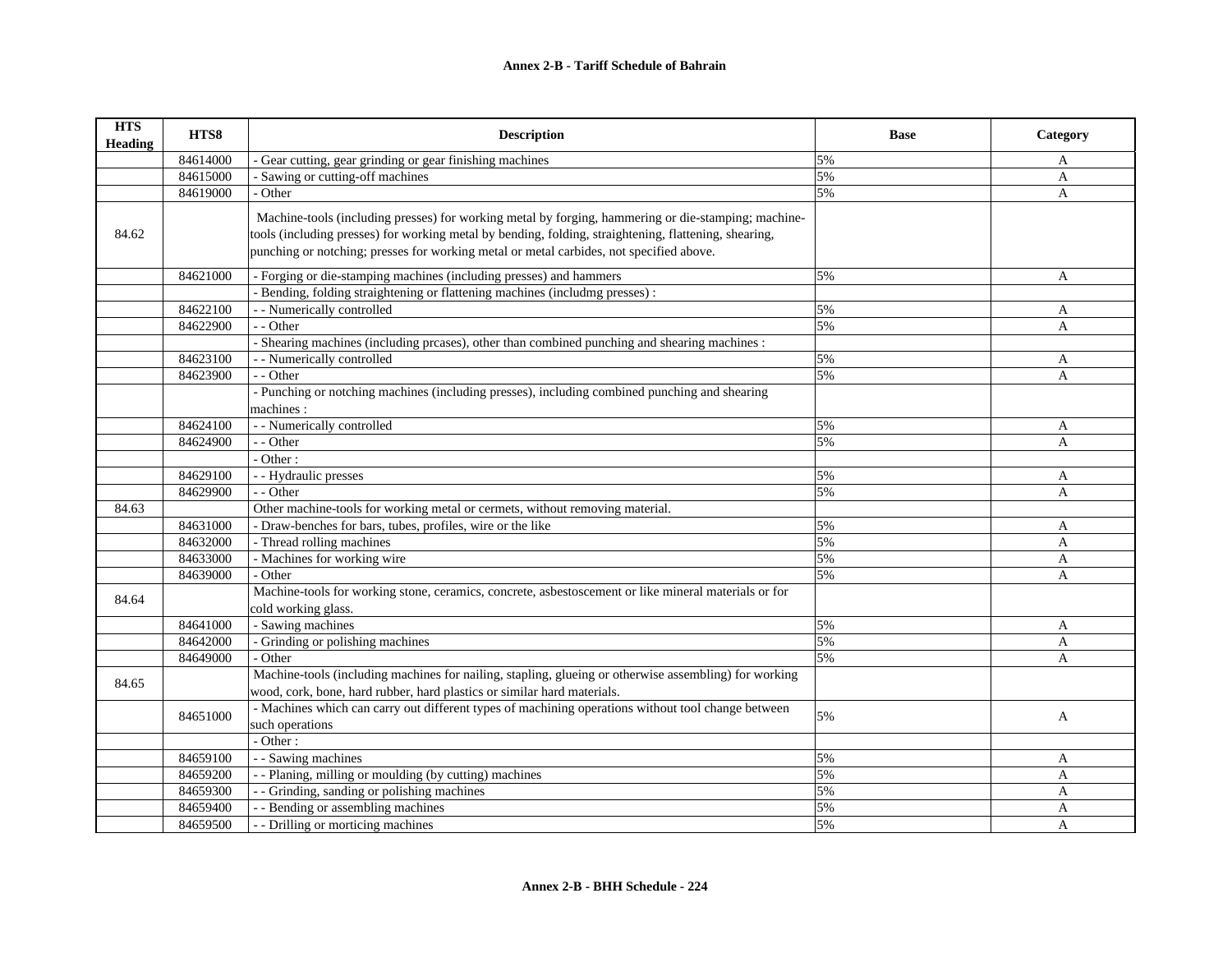## Annex 2-B - Tariff Schedule of Bahrain

| HTS Heading | HTS8 | Description | Base | Category |
|---|---|---|---|---|
| | 84614000 | - Gear cutting, gear grinding or gear finishing machines | 5% | A |
| | 84615000 | - Sawing or cutting-off machines | 5% | A |
| | 84619000 | - Other | 5% | A |
| 84.62 | | Machine-tools (including presses) for working metal by forging, hammering or die-stamping; machine-tools (including presses) for working metal by bending, folding, straightening, flattening, shearing, punching or notching; presses for working metal or metal carbides, not specified above. | | |
| | 84621000 | - Forging or die-stamping machines (including presses) and hammers | 5% | A |
| | | - Bending, folding straightening or flattening machines (includmg presses) : | | |
| | 84622100 | - - Numerically controlled | 5% | A |
| | 84622900 | - - Other | 5% | A |
| | | - Shearing machines (including prcases), other than combined punching and shearing machines : | | |
| | 84623100 | - - Numerically controlled | 5% | A |
| | 84623900 | - - Other | 5% | A |
| | | - Punching or notching machines (including presses), including combined punching and shearing machines : | | |
| | 84624100 | - - Numerically controlled | 5% | A |
| | 84624900 | - - Other | 5% | A |
| | | - Other : | | |
| | 84629100 | - - Hydraulic presses | 5% | A |
| | 84629900 | - - Other | 5% | A |
| 84.63 | | Other machine-tools for working metal or cermets, without removing material. | | |
| | 84631000 | - Draw-benches for bars, tubes, profiles, wire or the like | 5% | A |
| | 84632000 | - Thread rolling machines | 5% | A |
| | 84633000 | - Machines for working wire | 5% | A |
| | 84639000 | - Other | 5% | A |
| 84.64 | | Machine-tools for working stone, ceramics, concrete, asbestoscement or like mineral materials or for cold working glass. | | |
| | 84641000 | - Sawing machines | 5% | A |
| | 84642000 | - Grinding or polishing machines | 5% | A |
| | 84649000 | - Other | 5% | A |
| 84.65 | | Machine-tools (including machines for nailing, stapling, glueing or otherwise assembling) for working wood, cork, bone, hard rubber, hard plastics or similar hard materials. | | |
| | 84651000 | - Machines which can carry out different types of machining operations without tool change between such operations | 5% | A |
| | | - Other : | | |
| | 84659100 | - - Sawing machines | 5% | A |
| | 84659200 | - - Planing, milling or moulding (by cutting) machines | 5% | A |
| | 84659300 | - - Grinding, sanding or polishing machines | 5% | A |
| | 84659400 | - - Bending or assembling machines | 5% | A |
| | 84659500 | - - Drilling or morticing machines | 5% | A |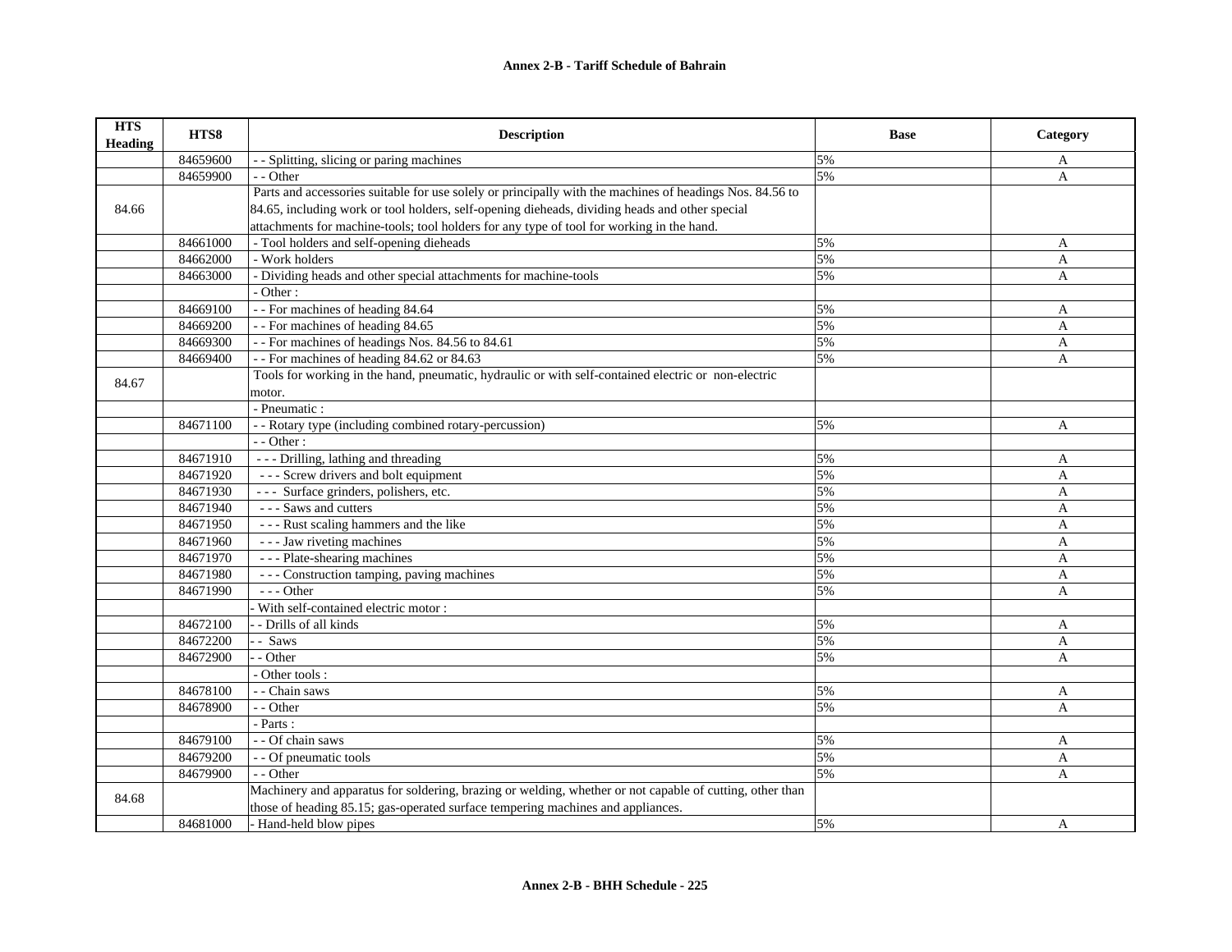# Annex 2-B - Tariff Schedule of Bahrain

| HTS Heading | HTS8 | Description | Base | Category |
|---|---|---|---|---|
| | 84659600 | - - Splitting, slicing or paring machines | 5% | A |
| | 84659900 | - - Other | 5% | A |
| 84.66 | | Parts and accessories suitable for use solely or principally with the machines of headings Nos. 84.56 to 84.65, including work or tool holders, self-opening dieheads, dividing heads and other special attachments for machine-tools; tool holders for any type of tool for working in the hand. | | |
| | 84661000 | - Tool holders and self-opening dieheads | 5% | A |
| | 84662000 | - Work holders | 5% | A |
| | 84663000 | - Dividing heads and other special attachments for machine-tools | 5% | A |
| | | - Other : | | |
| | 84669100 | - - For machines of heading 84.64 | 5% | A |
| | 84669200 | - - For machines of heading 84.65 | 5% | A |
| | 84669300 | - - For machines of headings Nos. 84.56 to 84.61 | 5% | A |
| | 84669400 | - - For machines of heading 84.62 or 84.63 | 5% | A |
| 84.67 | | Tools for working in the hand, pneumatic, hydraulic or with self-contained electric or non-electric motor. | | |
| | | - Pneumatic : | | |
| | 84671100 | - - Rotary type (including combined rotary-percussion) | 5% | A |
| | | - - Other : | | |
| | 84671910 | - - - Drilling, lathing and threading | 5% | A |
| | 84671920 | - - - Screw drivers and bolt equipment | 5% | A |
| | 84671930 | - - - Surface grinders, polishers, etc. | 5% | A |
| | 84671940 | - - - Saws and cutters | 5% | A |
| | 84671950 | - - - Rust scaling hammers and the like | 5% | A |
| | 84671960 | - - - Jaw riveting machines | 5% | A |
| | 84671970 | - - - Plate-shearing machines | 5% | A |
| | 84671980 | - - - Construction tamping, paving machines | 5% | A |
| | 84671990 | - - - Other | 5% | A |
| | | - With self-contained electric motor : | | |
| | 84672100 | - - Drills of all kinds | 5% | A |
| | 84672200 | - - Saws | 5% | A |
| | 84672900 | - - Other | 5% | A |
| | | - Other tools : | | |
| | 84678100 | - - Chain saws | 5% | A |
| | 84678900 | - - Other | 5% | A |
| | | - Parts : | | |
| | 84679100 | - - Of chain saws | 5% | A |
| | 84679200 | - - Of pneumatic tools | 5% | A |
| | 84679900 | - - Other | 5% | A |
| 84.68 | | Machinery and apparatus for soldering, brazing or welding, whether or not capable of cutting, other than those of heading 85.15; gas-operated surface tempering machines and appliances. | | |
| | 84681000 | - Hand-held blow pipes | 5% | A |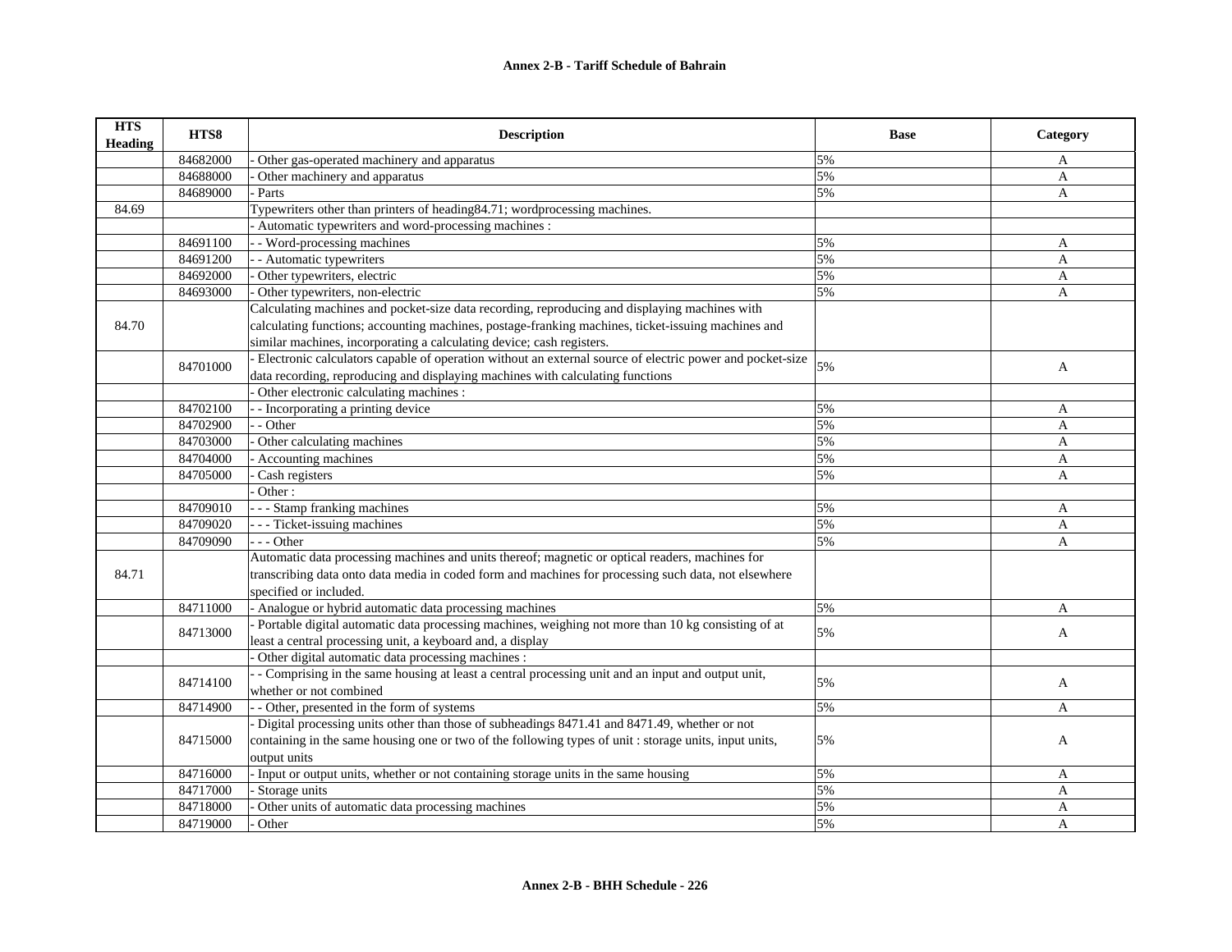| HTS Heading | HTS8 | Description | Base | Category |
|---|---|---|---|---|
| | 84682000 | - Other gas-operated machinery and apparatus | 5% | A |
| | 84688000 | - Other machinery and apparatus | 5% | A |
| | 84689000 | - Parts | 5% | A |
| 84.69 | | Typewriters other than printers of heading84.71; wordprocessing machines. | | |
| | | - Automatic typewriters and word-processing machines : | | |
| | 84691100 | - - Word-processing machines | 5% | A |
| | 84691200 | - - Automatic typewriters | 5% | A |
| | 84692000 | - Other typewriters, electric | 5% | A |
| | 84693000 | - Other typewriters, non-electric | 5% | A |
| 84.70 | | Calculating machines and pocket-size data recording, reproducing and displaying machines with calculating functions; accounting machines, postage-franking machines, ticket-issuing machines and similar machines, incorporating a calculating device; cash registers. | | |
| | 84701000 | - Electronic calculators capable of operation without an external source of electric power and pocket-size data recording, reproducing and displaying machines with calculating functions | 5% | A |
| | | - Other electronic calculating machines : | | |
| | 84702100 | - - Incorporating a printing device | 5% | A |
| | 84702900 | - - Other | 5% | A |
| | 84703000 | - Other calculating machines | 5% | A |
| | 84704000 | - Accounting machines | 5% | A |
| | 84705000 | - Cash registers | 5% | A |
| | | - Other : | | |
| | 84709010 | - - - Stamp franking machines | 5% | A |
| | 84709020 | - - - Ticket-issuing machines | 5% | A |
| | 84709090 | - - - Other | 5% | A |
| 84.71 | | Automatic data processing machines and units thereof; magnetic or optical readers, machines for transcribing data onto data media in coded form and machines for processing such data, not elsewhere specified or included. | | |
| | 84711000 | - Analogue or hybrid automatic data processing machines | 5% | A |
| | 84713000 | - Portable digital automatic data processing machines, weighing not more than 10 kg consisting of at least a central processing unit, a keyboard and, a display | 5% | A |
| | | - Other digital automatic data processing machines : | | |
| | 84714100 | - - Comprising in the same housing at least a central processing unit and an input and output unit, whether or not combined | 5% | A |
| | 84714900 | - - Other, presented in the form of systems | 5% | A |
| | 84715000 | - Digital processing units other than those of subheadings 8471.41 and 8471.49, whether or not containing in the same housing one or two of the following types of unit : storage units, input units, output units | 5% | A |
| | 84716000 | - Input or output units, whether or not containing storage units in the same housing | 5% | A |
| | 84717000 | - Storage units | 5% | A |
| | 84718000 | - Other units of automatic data processing machines | 5% | A |
| | 84719000 | - Other | 5% | A |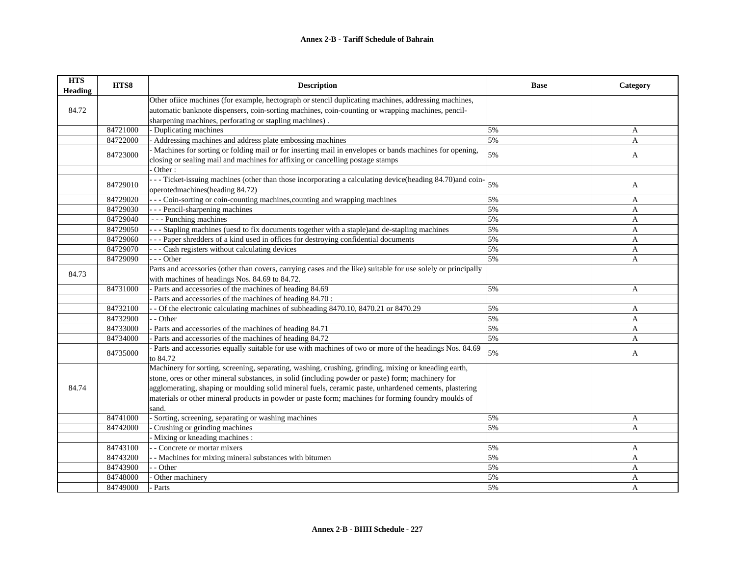| HTS Heading | HTS8 | Description | Base | Category |
|---|---|---|---|---|
| 84.72 | | Other ofiice machines (for example, hectograph or stencil duplicating machines, addressing machines, automatic banknote dispensers, coin-sorting machines, coin-counting or wrapping machines, pencil-sharpening machines, perforating or stapling machines) . | | |
| | 84721000 | - Duplicating machines | 5% | A |
| | 84722000 | - Addressing machines and address plate embossing machines | 5% | A |
| | 84723000 | - Machines for sorting or folding mail or for inserting mail in envelopes or bands machines for opening, closing or sealing mail and machines for affixing or cancelling postage stamps | 5% | A |
| | | - Other : | | |
| | 84729010 | - - - Ticket-issuing machines (other than those incorporating a calculating device(heading 84.70)and coin-operotedmachines(heading 84.72) | 5% | A |
| | 84729020 | - - - Coin-sorting or coin-counting machines,counting and wrapping machines | 5% | A |
| | 84729030 | - - - Pencil-sharpening machines | 5% | A |
| | 84729040 | - - - Punching machines | 5% | A |
| | 84729050 | - - - Stapling machines (uesd to fix documents together with a staple)and de-stapling machines | 5% | A |
| | 84729060 | - - - Paper shredders of a kind used in offices for destroying confidential documents | 5% | A |
| | 84729070 | - - - Cash registers without calculating devices | 5% | A |
| | 84729090 | - - - Other | 5% | A |
| 84.73 | | Parts and accessories (other than covers, carrying cases and the like) suitable for use solely or principally with machines of headings Nos. 84.69 to 84.72. | | |
| | 84731000 | - Parts and accessories of the machines of heading 84.69 | 5% | A |
| | | - Parts and accessories of the machines of heading 84.70 : | | |
| | 84732100 | - - Of the electronic calculating machines of subheading 8470.10, 8470.21 or 8470.29 | 5% | A |
| | 84732900 | - - Other | 5% | A |
| | 84733000 | - Parts and accessories of the machines of heading 84.71 | 5% | A |
| | 84734000 | - Parts and accessories of the machines of heading 84.72 | 5% | A |
| | 84735000 | - Parts and accessories equally suitable for use with machines of two or more of the headings Nos. 84.69 to 84.72 | 5% | A |
| 84.74 | | Machinery for sorting, screening, separating, washing, crushing, grinding, mixing or kneading earth, stone, ores or other mineral substances, in solid (including powder or paste) form; machinery for agglomerating, shaping or moulding solid mineral fuels, ceramic paste, unhardened cements, plastering materials or other mineral products in powder or paste form; machines for forming foundry moulds of sand. | | |
| | 84741000 | - Sorting, screening, separating or washing machines | 5% | A |
| | 84742000 | - Crushing or grinding machines | 5% | A |
| | | - Mixing or kneading machines : | | |
| | 84743100 | - - Concrete or mortar mixers | 5% | A |
| | 84743200 | - - Machines for mixing mineral substances with bitumen | 5% | A |
| | 84743900 | - - Other | 5% | A |
| | 84748000 | - Other machinery | 5% | A |
| | 84749000 | - Parts | 5% | A |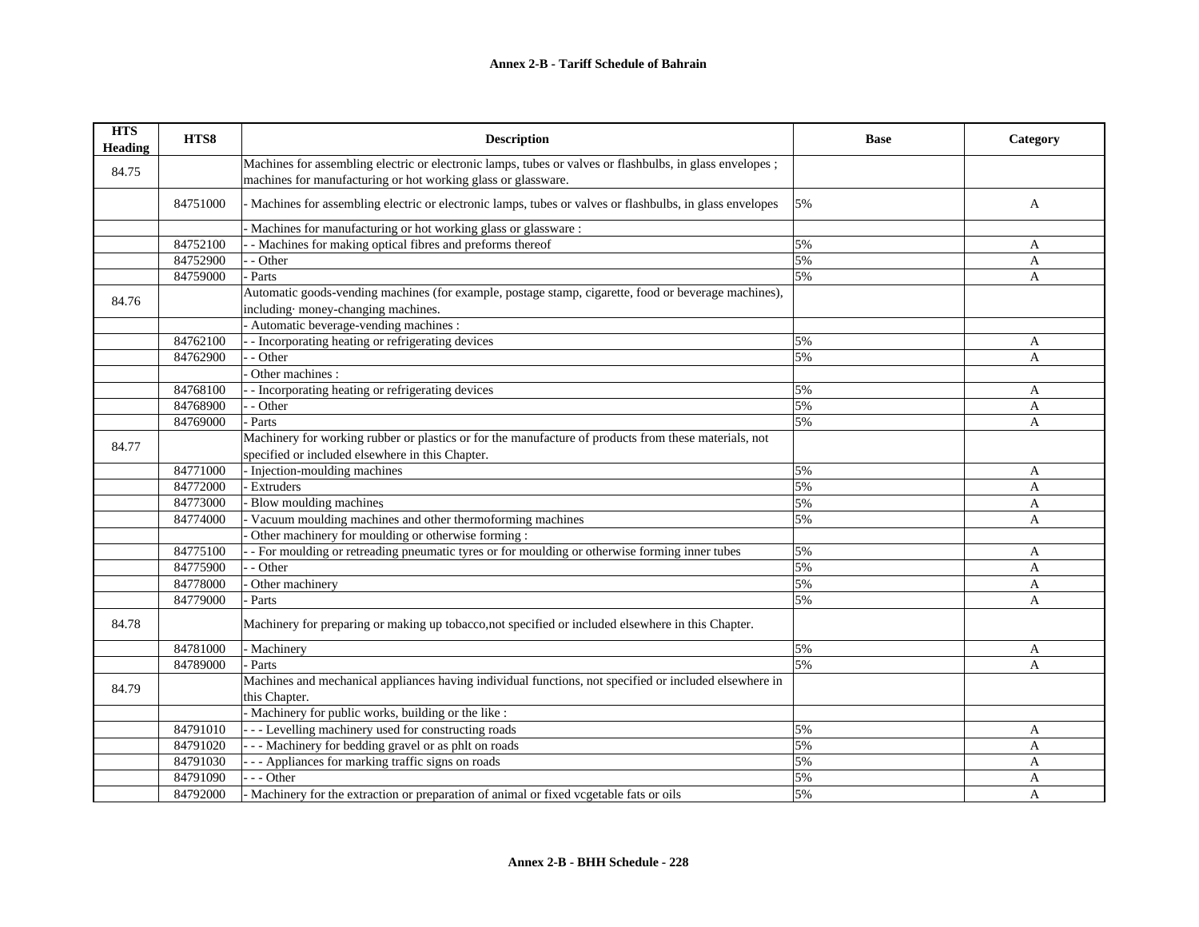| HTS Heading | HTS8 | Description | Base | Category |
|---|---|---|---|---|
| 84.75 | | Machines for assembling electric or electronic lamps, tubes or valves or flashbulbs, in glass envelopes ; machines for manufacturing or hot working glass or glassware. | | |
| | 84751000 | - Machines for assembling electric or electronic lamps, tubes or valves or flashbulbs, in glass envelopes | 5% | A |
| | | - Machines for manufacturing or hot working glass or glassware : | | |
| | 84752100 | - - Machines for making optical fibres and preforms thereof | 5% | A |
| | 84752900 | - - Other | 5% | A |
| | 84759000 | - Parts | 5% | A |
| 84.76 | | Automatic goods-vending machines (for example, postage stamp, cigarette, food or beverage machines), including· money-changing machines. | | |
| | | - Automatic beverage-vending machines : | | |
| | 84762100 | - - Incorporating heating or refrigerating devices | 5% | A |
| | 84762900 | - - Other | 5% | A |
| | | - Other machines : | | |
| | 84768100 | - - Incorporating heating or refrigerating devices | 5% | A |
| | 84768900 | - - Other | 5% | A |
| | 84769000 | - Parts | 5% | A |
| 84.77 | | Machinery for working rubber or plastics or for the manufacture of products from these materials, not specified or included elsewhere in this Chapter. | | |
| | 84771000 | - Injection-moulding machines | 5% | A |
| | 84772000 | - Extruders | 5% | A |
| | 84773000 | - Blow moulding machines | 5% | A |
| | 84774000 | - Vacuum moulding machines and other thermoforming machines | 5% | A |
| | | - Other machinery for moulding or otherwise forming : | | |
| | 84775100 | - - For moulding or retreading pneumatic tyres or for moulding or otherwise forming inner tubes | 5% | A |
| | 84775900 | - - Other | 5% | A |
| | 84778000 | - Other machinery | 5% | A |
| | 84779000 | - Parts | 5% | A |
| 84.78 | | Machinery for preparing or making up tobacco,not specified or included elsewhere in this Chapter. | | |
| | 84781000 | - Machinery | 5% | A |
| | 84789000 | - Parts | 5% | A |
| 84.79 | | Machines and mechanical appliances having individual functions, not specified or included elsewhere in this Chapter. | | |
| | | - Machinery for public works, building or the like : | | |
| | 84791010 | - - - Levelling machinery used for constructing roads | 5% | A |
| | 84791020 | - - - Machinery for bedding gravel or as phlt on roads | 5% | A |
| | 84791030 | - - - Appliances for marking traffic signs on roads | 5% | A |
| | 84791090 | - - - Other | 5% | A |
| | 84792000 | - Machinery for the extraction or preparation of animal or fixed vcgetable fats or oils | 5% | A |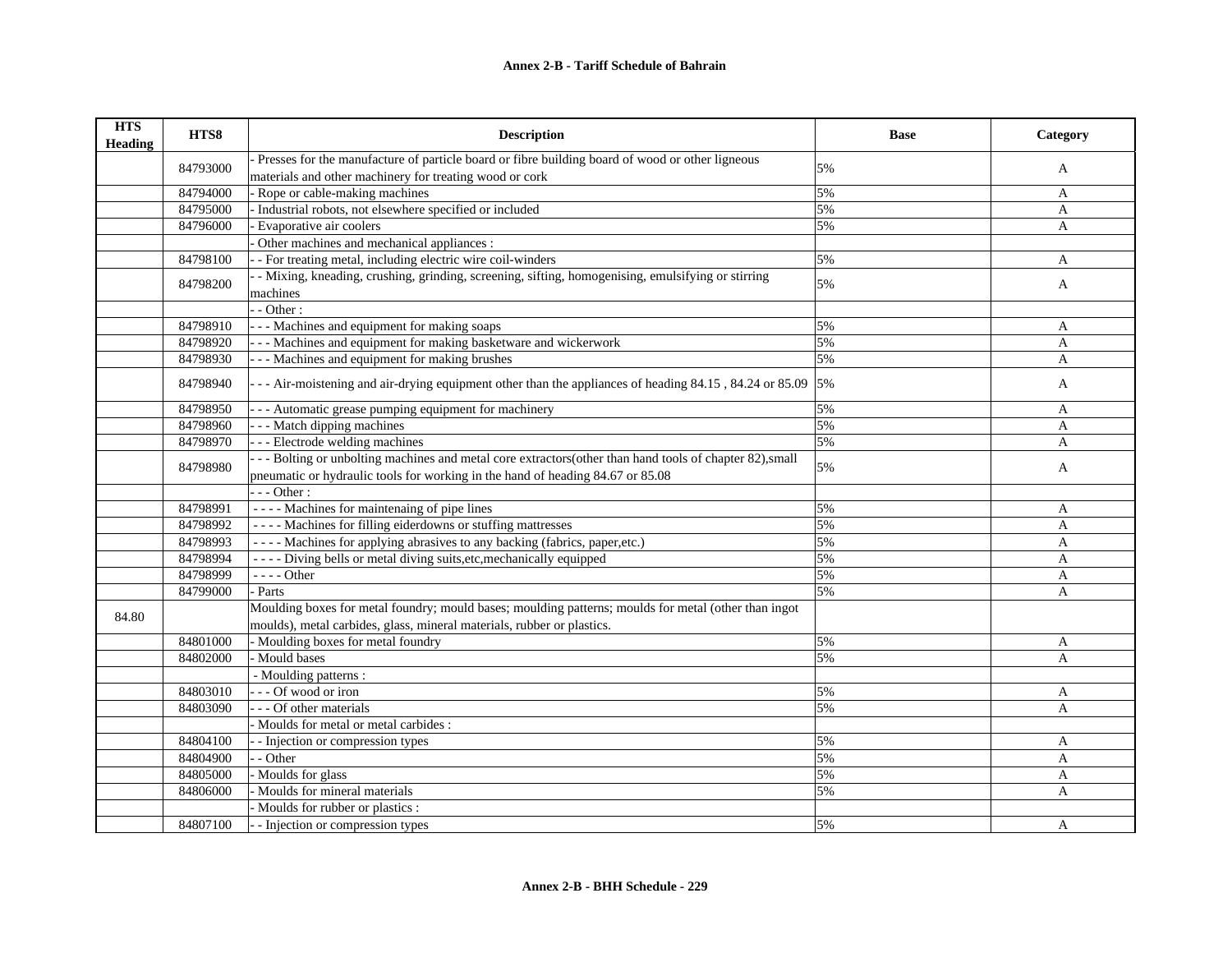## Annex 2-B - Tariff Schedule of Bahrain

| HTS Heading | HTS8 | Description | Base | Category |
|---|---|---|---|---|
| | 84793000 | - Presses for the manufacture of particle board or fibre building board of wood or other ligneous materials and other machinery for treating wood or cork | 5% | A |
| | 84794000 | - Rope or cable-making machines | 5% | A |
| | 84795000 | - Industrial robots, not elsewhere specified or included | 5% | A |
| | 84796000 | - Evaporative air coolers | 5% | A |
| | | - Other machines and mechanical appliances : | | |
| | 84798100 | - - For treating metal, including electric wire coil-winders | 5% | A |
| | 84798200 | - - Mixing, kneading, crushing, grinding, screening, sifting, homogenising, emulsifying or stirring machines | 5% | A |
| | | - - Other : | | |
| | 84798910 | - - - Machines and equipment for making soaps | 5% | A |
| | 84798920 | - - - Machines and equipment for making basketware and wickerwork | 5% | A |
| | 84798930 | - - - Machines and equipment for making brushes | 5% | A |
| | 84798940 | - - - Air-moistening and air-drying equipment other than the appliances of heading 84.15 , 84.24 or 85.09 | 5% | A |
| | 84798950 | - - - Automatic grease pumping equipment for machinery | 5% | A |
| | 84798960 | - - - Match dipping machines | 5% | A |
| | 84798970 | - - - Electrode welding machines | 5% | A |
| | 84798980 | - - - Bolting or unbolting machines and metal core extractors(other than hand tools of chapter 82),small pneumatic or hydraulic tools for working in the hand of heading 84.67 or 85.08 | 5% | A |
| | | - - - Other : | | |
| | 84798991 | - - - - Machines for maintenaing of pipe lines | 5% | A |
| | 84798992 | - - - - Machines for filling eiderdowns or stuffing mattresses | 5% | A |
| | 84798993 | - - - - Machines for applying abrasives to any backing (fabrics, paper,etc.) | 5% | A |
| | 84798994 | - - - - Diving bells or metal diving suits,etc,mechanically equipped | 5% | A |
| | 84798999 | - - - - Other | 5% | A |
| | 84799000 | - Parts | 5% | A |
| 84.80 | | Moulding boxes for metal foundry; mould bases; moulding patterns; moulds for metal (other than ingot moulds), metal carbides, glass, mineral materials, rubber or plastics. | | |
| | 84801000 | - Moulding boxes for metal foundry | 5% | A |
| | 84802000 | - Mould bases | 5% | A |
| | | - Moulding patterns : | | |
| | 84803010 | - - - Of wood or iron | 5% | A |
| | 84803090 | - - - Of other materials | 5% | A |
| | | - Moulds for metal or metal carbides : | | |
| | 84804100 | - - Injection or compression types | 5% | A |
| | 84804900 | - - Other | 5% | A |
| | 84805000 | - Moulds for glass | 5% | A |
| | 84806000 | - Moulds for mineral materials | 5% | A |
| | | - Moulds for rubber or plastics : | | |
| | 84807100 | - - Injection or compression types | 5% | A |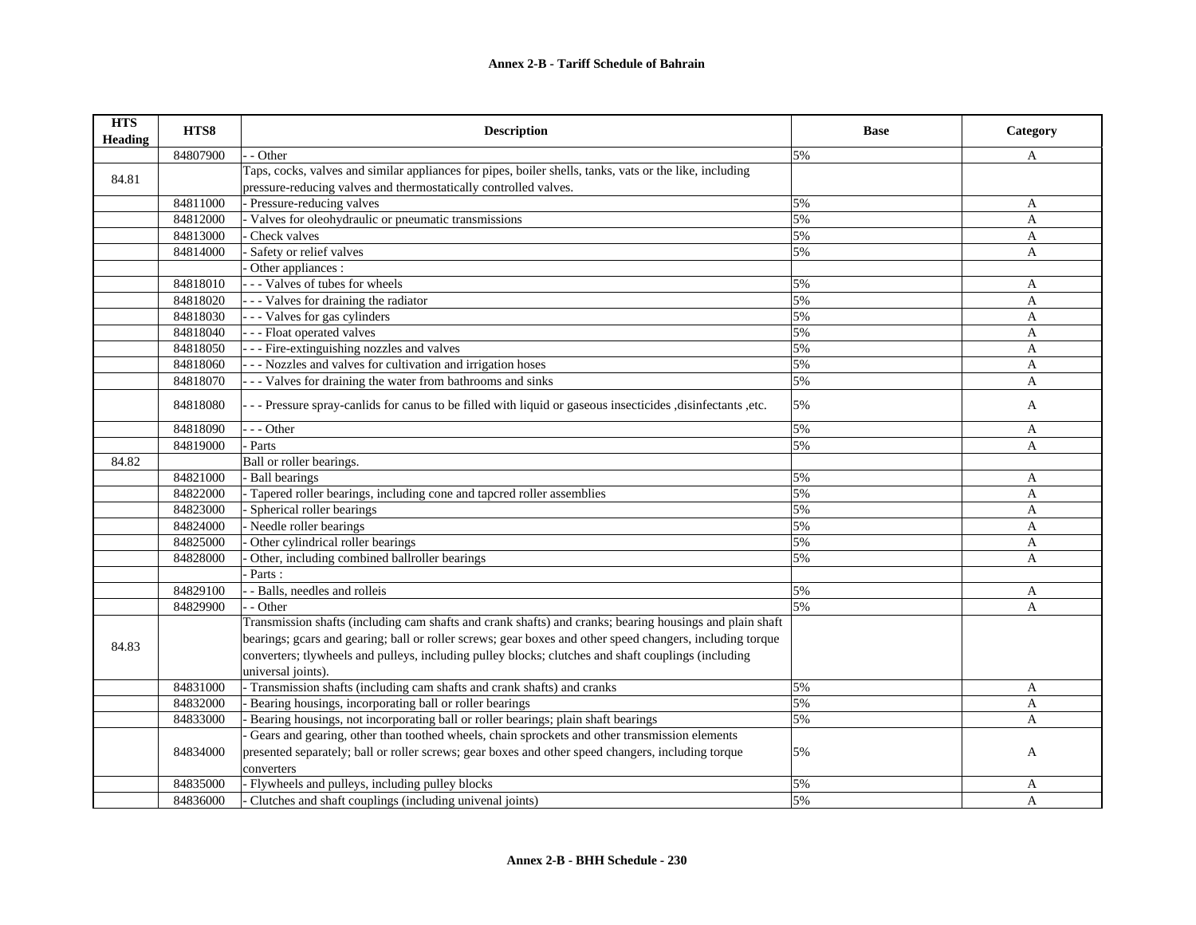**Annex 2-B - Tariff Schedule of Bahrain**

| HTS Heading | HTS8 | Description | Base | Category |
|---|---|---|---|---|
| | 84807900 | - - Other | 5% | A |
| 84.81 | | Taps, cocks, valves and similar appliances for pipes, boiler shells, tanks, vats or the like, including pressure-reducing valves and thermostatically controlled valves. | | |
| | 84811000 | - Pressure-reducing valves | 5% | A |
| | 84812000 | - Valves for oleohydraulic or pneumatic transmissions | 5% | A |
| | 84813000 | - Check valves | 5% | A |
| | 84814000 | - Safety or relief valves | 5% | A |
| | | - Other appliances : | | |
| | 84818010 | - - - Valves of tubes for wheels | 5% | A |
| | 84818020 | - - - Valves for draining the radiator | 5% | A |
| | 84818030 | - - - Valves for gas cylinders | 5% | A |
| | 84818040 | - - - Float operated valves | 5% | A |
| | 84818050 | - - - Fire-extinguishing nozzles and valves | 5% | A |
| | 84818060 | - - - Nozzles and valves for cultivation and irrigation hoses | 5% | A |
| | 84818070 | - - - Valves for draining the water from bathrooms and sinks | 5% | A |
| | 84818080 | - - - Pressure spray-canlids for canus to be filled with liquid or gaseous insecticides ,disinfectants ,etc. | 5% | A |
| | 84818090 | - - - Other | 5% | A |
| | 84819000 | - Parts | 5% | A |
| 84.82 | | Ball or roller bearings. | | |
| | 84821000 | - Ball bearings | 5% | A |
| | 84822000 | - Tapered roller bearings, including cone and tapcred roller assemblies | 5% | A |
| | 84823000 | - Spherical roller bearings | 5% | A |
| | 84824000 | - Needle roller bearings | 5% | A |
| | 84825000 | - Other cylindrical roller bearings | 5% | A |
| | 84828000 | - Other, including combined ballroller bearings | 5% | A |
| | | - Parts : | | |
| | 84829100 | - - Balls, needles and rolleis | 5% | A |
| | 84829900 | - - Other | 5% | A |
| 84.83 | | Transmission shafts (including cam shafts and crank shafts) and cranks; bearing housings and plain shaft bearings; gcars and gearing; ball or roller screws; gear boxes and other speed changers, including torque converters; tlywheels and pulleys, including pulley blocks; clutches and shaft couplings (including universal joints). | | |
| | 84831000 | - Transmission shafts (including cam shafts and crank shafts) and cranks | 5% | A |
| | 84832000 | - Bearing housings, incorporating ball or roller bearings | 5% | A |
| | 84833000 | - Bearing housings, not incorporating ball or roller bearings; plain shaft bearings | 5% | A |
| | 84834000 | - Gears and gearing, other than toothed wheels, chain sprockets and other transmission elements presented separately; ball or roller screws; gear boxes and other speed changers, including torque converters | 5% | A |
| | 84835000 | - Flywheels and pulleys, including pulley blocks | 5% | A |
| | 84836000 | - Clutches and shaft couplings (including univenal joints) | 5% | A |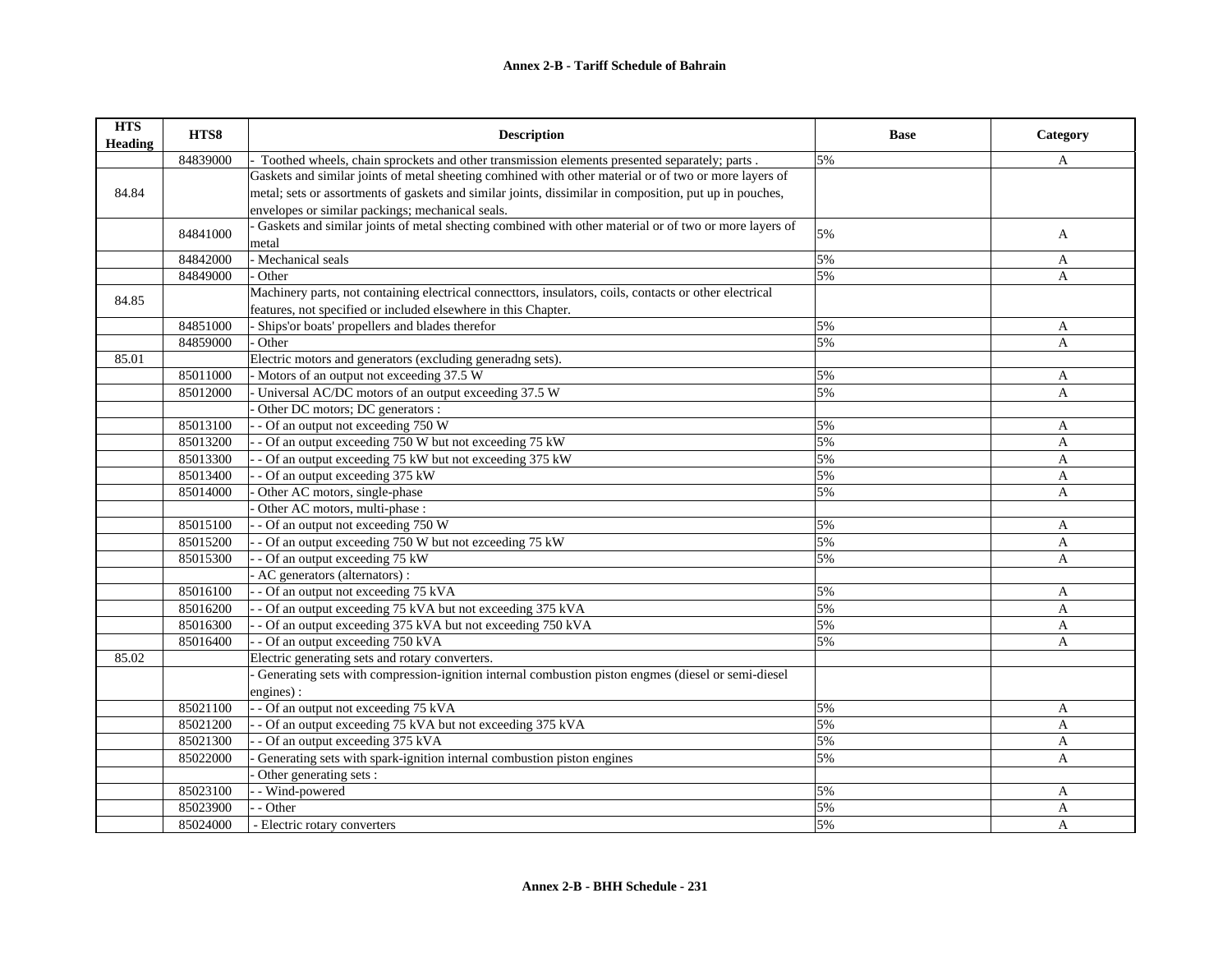**Annex 2-B - Tariff Schedule of Bahrain**

| HTS Heading | HTS8 | Description | Base | Category |
|---|---|---|---|---|
| | 84839000 | - Toothed wheels, chain sprockets and other transmission elements presented separately; parts . | 5% | A |
| 84.84 | | Gaskets and similar joints of metal sheeting comhined with other material or of two or more layers of metal; sets or assortments of gaskets and similar joints, dissimilar in composition, put up in pouches, envelopes or similar packings; mechanical seals. | | |
| | 84841000 | - Gaskets and similar joints of metal shecting combined with other material or of two or more layers of metal | 5% | A |
| | 84842000 | - Mechanical seals | 5% | A |
| | 84849000 | - Other | 5% | A |
| 84.85 | | Machinery parts, not containing electrical connecttors, insulators, coils, contacts or other electrical features, not specified or included elsewhere in this Chapter. | | |
| | 84851000 | - Ships'or boats' propellers and blades therefor | 5% | A |
| | 84859000 | - Other | 5% | A |
| 85.01 | | Electric motors and generators (excluding generadng sets). | | |
| | 85011000 | - Motors of an output not exceeding 37.5 W | 5% | A |
| | 85012000 | - Universal AC/DC motors of an output exceeding 37.5 W | 5% | A |
| | | - Other DC motors; DC generators : | | |
| | 85013100 | - - Of an output not exceeding 750 W | 5% | A |
| | 85013200 | - - Of an output exceeding 750 W but not exceeding 75 kW | 5% | A |
| | 85013300 | - - Of an output exceeding 75 kW but not exceeding 375 kW | 5% | A |
| | 85013400 | - - Of an output exceeding 375 kW | 5% | A |
| | 85014000 | - Other AC motors, single-phase | 5% | A |
| | | - Other AC motors, multi-phase : | | |
| | 85015100 | - - Of an output not exceeding 750 W | 5% | A |
| | 85015200 | - - Of an output exceeding 750 W but not ezceeding 75 kW | 5% | A |
| | 85015300 | - - Of an output exceeding 75 kW | 5% | A |
| | | - AC generators (alternators) : | | |
| | 85016100 | - - Of an output not exceeding 75 kVA | 5% | A |
| | 85016200 | - - Of an output exceeding 75 kVA but not exceeding 375 kVA | 5% | A |
| | 85016300 | - - Of an output exceeding 375 kVA but not exceeding 750 kVA | 5% | A |
| | 85016400 | - - Of an output exceeding 750 kVA | 5% | A |
| 85.02 | | Electric generating sets and rotary converters. | | |
| | | - Generating sets with compression-ignition internal combustion piston engmes (diesel or semi-diesel engines) : | | |
| | 85021100 | - - Of an output not exceeding 75 kVA | 5% | A |
| | 85021200 | - - Of an output exceeding 75 kVA but not exceeding 375 kVA | 5% | A |
| | 85021300 | - - Of an output exceeding 375 kVA | 5% | A |
| | 85022000 | - Generating sets with spark-ignition internal combustion piston engines | 5% | A |
| | | - Other generating sets : | | |
| | 85023100 | - - Wind-powered | 5% | A |
| | 85023900 | - - Other | 5% | A |
| | 85024000 | - Electric rotary converters | 5% | A |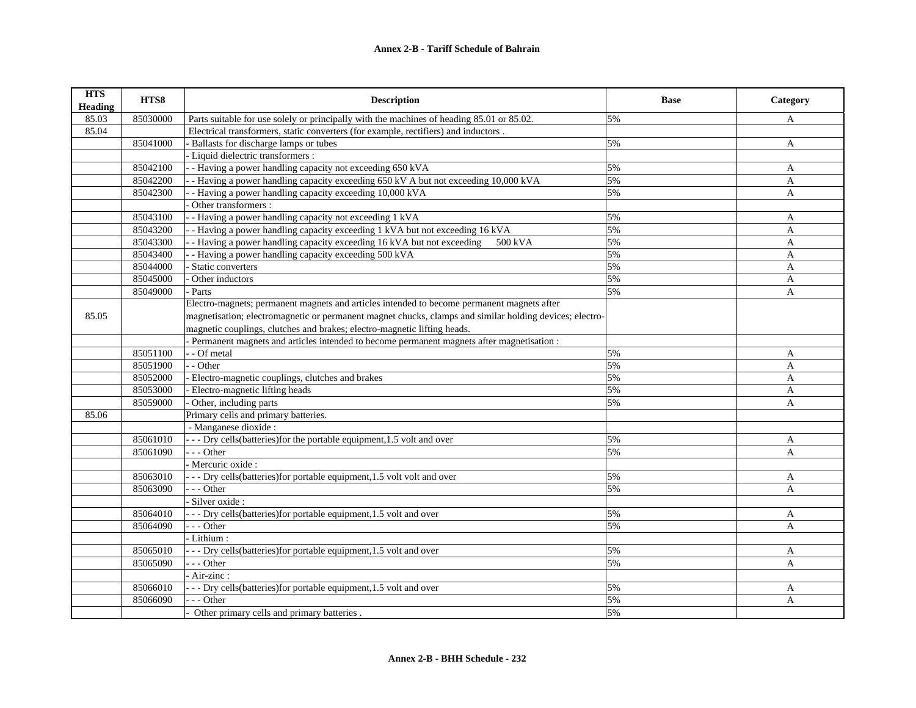**Annex 2-B - Tariff Schedule of Bahrain**

| HTS Heading | HTS8 | Description | Base | Category |
|---|---|---|---|---|
| 85.03 | 85030000 | Parts suitable for use solely or principally with the machines of heading 85.01 or 85.02. | 5% | A |
| 85.04 | | Electrical transformers, static converters (for example, rectifiers) and inductors . | | |
| | 85041000 | - Ballasts for discharge lamps or tubes | 5% | A |
| | | - Liquid dielectric transformers : | | |
| | 85042100 | - - Having a power handling capacity not exceeding 650 kVA | 5% | A |
| | 85042200 | - - Having a power handling capacity exceeding 650 kV A but not exceeding 10,000 kVA | 5% | A |
| | 85042300 | - - Having a power handling capacity exceeding 10,000 kVA | 5% | A |
| | | - Other transformers : | | |
| | 85043100 | - - Having a power handling capacity not exceeding 1 kVA | 5% | A |
| | 85043200 | - - Having a power handling capacity exceeding 1 kVA but not exceeding 16 kVA | 5% | A |
| | 85043300 | - - Having a power handling capacity exceeding 16 kVA but not exceeding 500 kVA | 5% | A |
| | 85043400 | - - Having a power handling capacity exceeding 500 kVA | 5% | A |
| | 85044000 | - Static converters | 5% | A |
| | 85045000 | - Other inductors | 5% | A |
| | 85049000 | - Parts | 5% | A |
| 85.05 | | Electro-magnets; permanent magnets and articles intended to become permanent magnets after magnetisation; electromagnetic or permanent magnet chucks, clamps and similar holding devices; electro-magnetic couplings, clutches and brakes; electro-magnetic lifting heads. | | |
| | | - Permanent magnets and articles intended to become permanent magnets after magnetisation : | | |
| | 85051100 | - - Of metal | 5% | A |
| | 85051900 | - - Other | 5% | A |
| | 85052000 | - Electro-magnetic couplings, clutches and brakes | 5% | A |
| | 85053000 | - Electro-magnetic lifting heads | 5% | A |
| | 85059000 | - Other, including parts | 5% | A |
| 85.06 | | Primary cells and primary batteries. | | |
| | | - Manganese dioxide : | | |
| | 85061010 | - - - Dry cells(batteries)for the portable equipment,1.5 volt and over | 5% | A |
| | 85061090 | - - - Other | 5% | A |
| | | - Mercuric oxide : | | |
| | 85063010 | - - - Dry cells(batteries)for portable equipment,1.5 volt volt and over | 5% | A |
| | 85063090 | - - - Other | 5% | A |
| | | - Silver oxide : | | |
| | 85064010 | - - - Dry cells(batteries)for portable equipment,1.5 volt and over | 5% | A |
| | 85064090 | - - - Other | 5% | A |
| | | - Lithium : | | |
| | 85065010 | - - - Dry cells(batteries)for portable equipment,1.5 volt and over | 5% | A |
| | 85065090 | - - - Other | 5% | A |
| | | - Air-zinc : | | |
| | 85066010 | - - - Dry cells(batteries)for portable equipment,1.5 volt and over | 5% | A |
| | 85066090 | - - - Other | 5% | A |
| | | - Other primary cells and primary batteries . | 5% | |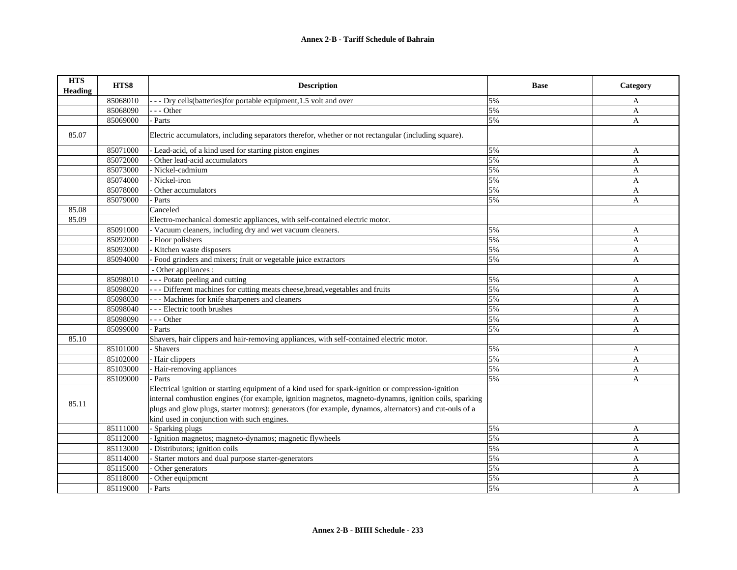| HTS Heading | HTS8 | Description | Base | Category |
|---|---|---|---|---|
| | 85068010 | - - - Dry cells(batteries)for portable equipment,1.5 volt and over | 5% | A |
| | 85068090 | - - - Other | 5% | A |
| | 85069000 | - Parts | 5% | A |
| 85.07 | | Electric accumulators, including separators therefor, whether or not rectangular (including square). | | |
| | 85071000 | - Lead-acid, of a kind used for starting piston engines | 5% | A |
| | 85072000 | - Other lead-acid accumulators | 5% | A |
| | 85073000 | - Nickel-cadmium | 5% | A |
| | 85074000 | - Nickel-iron | 5% | A |
| | 85078000 | - Other accumulators | 5% | A |
| | 85079000 | - Parts | 5% | A |
| 85.08 | | Canceled | | |
| 85.09 | | Electro-mechanical domestic appliances, with self-contained electric motor. | | |
| | 85091000 | - Vacuum cleaners, including dry and wet vacuum cleaners. | 5% | A |
| | 85092000 | - Floor polishers | 5% | A |
| | 85093000 | - Kitchen waste disposers | 5% | A |
| | 85094000 | - Food grinders and mixers; fruit or vegetable juice extractors | 5% | A |
| | | - Other appliances : | | |
| | 85098010 | - - - Potato peeling and cutting | 5% | A |
| | 85098020 | - - - Different machines for cutting meats cheese,bread,vegetables and fruits | 5% | A |
| | 85098030 | - - - Machines for knife sharpeners and cleaners | 5% | A |
| | 85098040 | - - - Electric tooth brushes | 5% | A |
| | 85098090 | - - - Other | 5% | A |
| | 85099000 | - Parts | 5% | A |
| 85.10 | | Shavers, hair clippers and hair-removing appliances, with self-contained electric motor. | | |
| | 85101000 | - Shavers | 5% | A |
| | 85102000 | - Hair clippers | 5% | A |
| | 85103000 | - Hair-removing appliances | 5% | A |
| | 85109000 | - Parts | 5% | A |
| 85.11 | | Electrical ignition or starting equipment of a kind used for spark-ignition or compression-ignition internal comhustion engines (for example, ignition magnetos, magneto-dynamns, ignition coils, sparking plugs and glow plugs, starter motnrs); generators (for example, dynamos, alternators) and cut-ouls of a kind used in conjunction with such engines. | | |
| | 85111000 | - Sparking plugs | 5% | A |
| | 85112000 | - Ignition magnetos; magneto-dynamos; magnetic flywheels | 5% | A |
| | 85113000 | - Distributors; ignition coils | 5% | A |
| | 85114000 | - Starter motors and dual purpose starter-generators | 5% | A |
| | 85115000 | - Other generators | 5% | A |
| | 85118000 | - Other equipmcnt | 5% | A |
| | 85119000 | - Parts | 5% | A |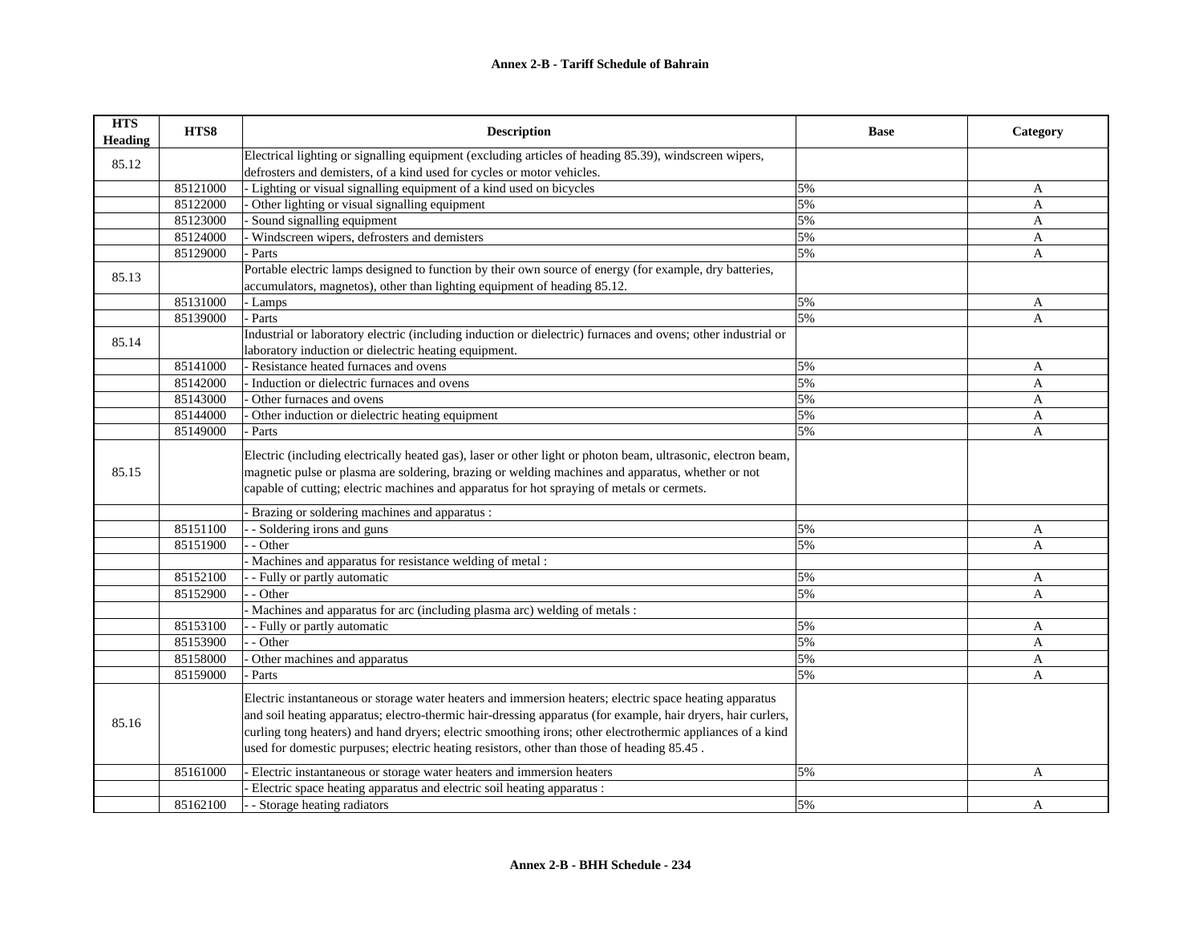## Annex 2-B - Tariff Schedule of Bahrain

| HTS Heading | HTS8 | Description | Base | Category |
|---|---|---|---|---|
| 85.12 | | Electrical lighting or signalling equipment (excluding articles of heading 85.39), windscreen wipers, defrosters and demisters, of a kind used for cycles or motor vehicles. | | |
| | 85121000 | - Lighting or visual signalling equipment of a kind used on bicycles | 5% | A |
| | 85122000 | - Other lighting or visual signalling equipment | 5% | A |
| | 85123000 | - Sound signalling equipment | 5% | A |
| | 85124000 | - Windscreen wipers, defrosters and demisters | 5% | A |
| | 85129000 | - Parts | 5% | A |
| 85.13 | | Portable electric lamps designed to function by their own source of energy (for example, dry batteries, accumulators, magnetos), other than lighting equipment of heading 85.12. | | |
| | 85131000 | - Lamps | 5% | A |
| | 85139000 | - Parts | 5% | A |
| 85.14 | | Industrial or laboratory electric (including induction or dielectric) furnaces and ovens; other industrial or laboratory induction or dielectric heating equipment. | | |
| | 85141000 | - Resistance heated furnaces and ovens | 5% | A |
| | 85142000 | - Induction or dielectric furnaces and ovens | 5% | A |
| | 85143000 | - Other furnaces and ovens | 5% | A |
| | 85144000 | - Other induction or dielectric heating equipment | 5% | A |
| | 85149000 | - Parts | 5% | A |
| 85.15 | | Electric (including electrically heated gas), laser or other light or photon beam, ultrasonic, electron beam, magnetic pulse or plasma are soldering, brazing or welding machines and apparatus, whether or not capable of cutting; electric machines and apparatus for hot spraying of metals or cermets. | | |
| | | - Brazing or soldering machines and apparatus : | | |
| | 85151100 | - - Soldering irons and guns | 5% | A |
| | 85151900 | - - Other | 5% | A |
| | | - Machines and apparatus for resistance welding of metal : | | |
| | 85152100 | - - Fully or partly automatic | 5% | A |
| | 85152900 | - - Other | 5% | A |
| | | - Machines and apparatus for arc (including plasma arc) welding of metals : | | |
| | 85153100 | - - Fully or partly automatic | 5% | A |
| | 85153900 | - - Other | 5% | A |
| | 85158000 | - Other machines and apparatus | 5% | A |
| | 85159000 | - Parts | 5% | A |
| 85.16 | | Electric instantaneous or storage water heaters and immersion heaters; electric space heating apparatus and soil heating apparatus; electro-thermic hair-dressing apparatus (for example, hair dryers, hair curlers, curling tong heaters) and hand dryers; electric smoothing irons; other electrothermic appliances of a kind used for domestic purpuses; electric heating resistors, other than those of heading 85.45 . | | |
| | 85161000 | - Electric instantaneous or storage water heaters and immersion heaters | 5% | A |
| | | - Electric space heating apparatus and electric soil heating apparatus : | | |
| | 85162100 | - - Storage heating radiators | 5% | A |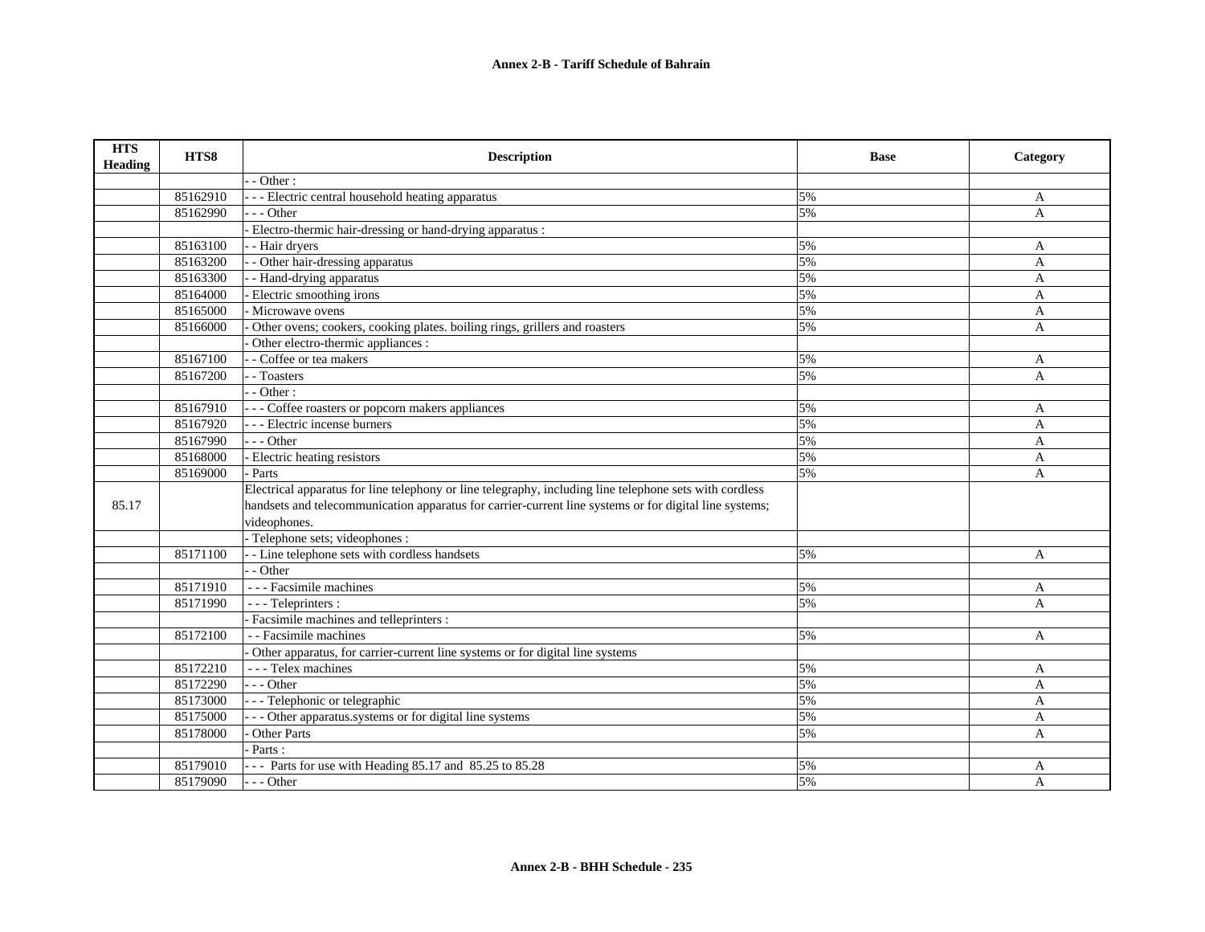| HTS Heading | HTS8 | Description | Base | Category |
|---|---|---|---|---|
| | | - - Other : | | |
| | 85162910 | - - - Electric central household heating apparatus | 5% | A |
| | 85162990 | - - - Other | 5% | A |
| | | - Electro-thermic hair-dressing or hand-drying apparatus : | | |
| | 85163100 | - - Hair dryers | 5% | A |
| | 85163200 | - - Other hair-dressing apparatus | 5% | A |
| | 85163300 | - - Hand-drying apparatus | 5% | A |
| | 85164000 | - Electric smoothing irons | 5% | A |
| | 85165000 | - Microwave ovens | 5% | A |
| | 85166000 | - Other ovens; cookers, cooking plates. boiling rings, grillers and roasters | 5% | A |
| | | - Other electro-thermic appliances : | | |
| | 85167100 | - - Coffee or tea makers | 5% | A |
| | 85167200 | - - Toasters | 5% | A |
| | | - - Other : | | |
| | 85167910 | - - - Coffee roasters or popcorn makers appliances | 5% | A |
| | 85167920 | - - - Electric incense burners | 5% | A |
| | 85167990 | - - - Other | 5% | A |
| | 85168000 | - Electric heating resistors | 5% | A |
| | 85169000 | - Parts | 5% | A |
| 85.17 | | Electrical apparatus for line telephony or line telegraphy, including line telephone sets with cordless handsets and telecommunication apparatus for carrier-current line systems or for digital line systems; videophones. | | |
| | | - Telephone sets; videophones : | | |
| | 85171100 | - - Line telephone sets with cordless handsets | 5% | A |
| | | - - Other | | |
| | 85171910 | - - - Facsimile machines | 5% | A |
| | 85171990 | - - - Teleprinters : | 5% | A |
| | | - Facsimile machines and telleprinters : | | |
| | 85172100 | - - Facsimile machines | 5% | A |
| | | - Other apparatus, for carrier-current line systems or for digital line systems | | |
| | 85172210 | - - - Telex machines | 5% | A |
| | 85172290 | - - - Other | 5% | A |
| | 85173000 | - - - Telephonic or telegraphic | 5% | A |
| | 85175000 | - - - Other apparatus.systems or for digital line systems | 5% | A |
| | 85178000 | - Other Parts | 5% | A |
| | | - Parts : | | |
| | 85179010 | - - - Parts for use with Heading 85.17 and 85.25 to 85.28 | 5% | A |
| | 85179090 | - - - Other | 5% | A |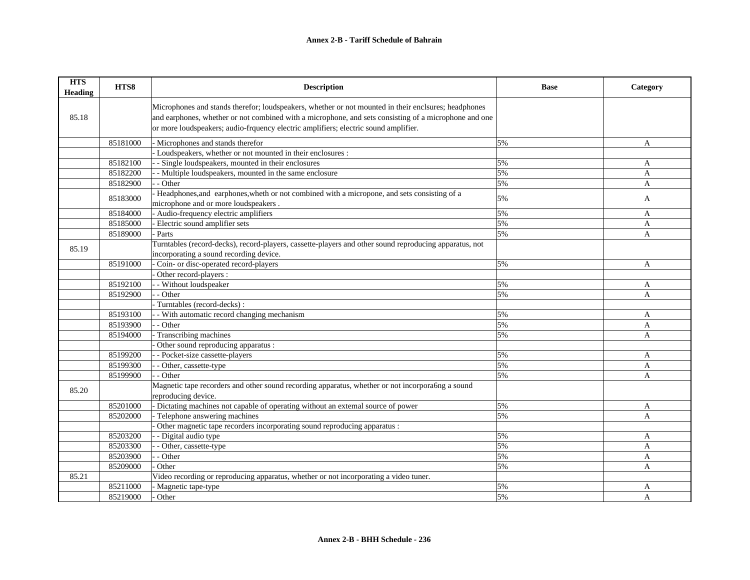**Annex 2-B - Tariff Schedule of Bahrain**

| HTS Heading | HTS8 | Description | Base | Category |
|---|---|---|---|---|
| 85.18 | | Microphones and stands therefor; loudspeakers, whether or not mounted in their enclsures; headphones and earphones, whether or not combined with a microphone, and sets consisting of a microphone and one or more loudspeakers; audio-frquency electric amplifiers; electric sound amplifier. | | |
| | 85181000 | - Microphones and stands therefor | 5% | A |
| | | - Loudspeakers, whether or not mounted in their enclosures : | | |
| | 85182100 | - - Single loudspeakers, mounted in their enclosures | 5% | A |
| | 85182200 | - - Multiple loudspeakers, mounted in the same enclosure | 5% | A |
| | 85182900 | - - Other | 5% | A |
| | 85183000 | - Headphones,and earphones,wheth or not combined with a micropone, and sets consisting of a microphone and or more loudspeakers . | 5% | A |
| | 85184000 | - Audio-frequency electric amplifiers | 5% | A |
| | 85185000 | - Electric sound amplifier sets | 5% | A |
| | 85189000 | - Parts | 5% | A |
| 85.19 | | Turntables (record-decks), record-players, cassette-players and other sound reproducing apparatus, not incorporating a sound recording device. | | |
| | 85191000 | - Coin- or disc-operated record-players | 5% | A |
| | | - Other record-players : | | |
| | 85192100 | - - Without loudspeaker | 5% | A |
| | 85192900 | - - Other | 5% | A |
| | | - Turntables (record-decks) : | | |
| | 85193100 | - - With automatic record changing mechanism | 5% | A |
| | 85193900 | - - Other | 5% | A |
| | 85194000 | - Transcribing machines | 5% | A |
| | | - Other sound reproducing apparatus : | | |
| | 85199200 | - - Pocket-size cassette-players | 5% | A |
| | 85199300 | - - Other, cassette-type | 5% | A |
| | 85199900 | - - Other | 5% | A |
| 85.20 | | Magnetic tape recorders and other sound recording apparatus, whether or not incorpora6ng a sound reproducing device. | | |
| | 85201000 | - Dictating machines not capable of operating without an extemal source of power | 5% | A |
| | 85202000 | - Telephone answering machines | 5% | A |
| | | - Other magnetic tape recorders incorporating sound reproducing apparatus : | | |
| | 85203200 | - - Digital audio type | 5% | A |
| | 85203300 | - - Other, cassette-type | 5% | A |
| | 85203900 | - - Other | 5% | A |
| | 85209000 | - Other | 5% | A |
| 85.21 | | Video recording or reproducing apparatus, whether or not incorporating a video tuner. | | |
| | 85211000 | - Magnetic tape-type | 5% | A |
| | 85219000 | - Other | 5% | A |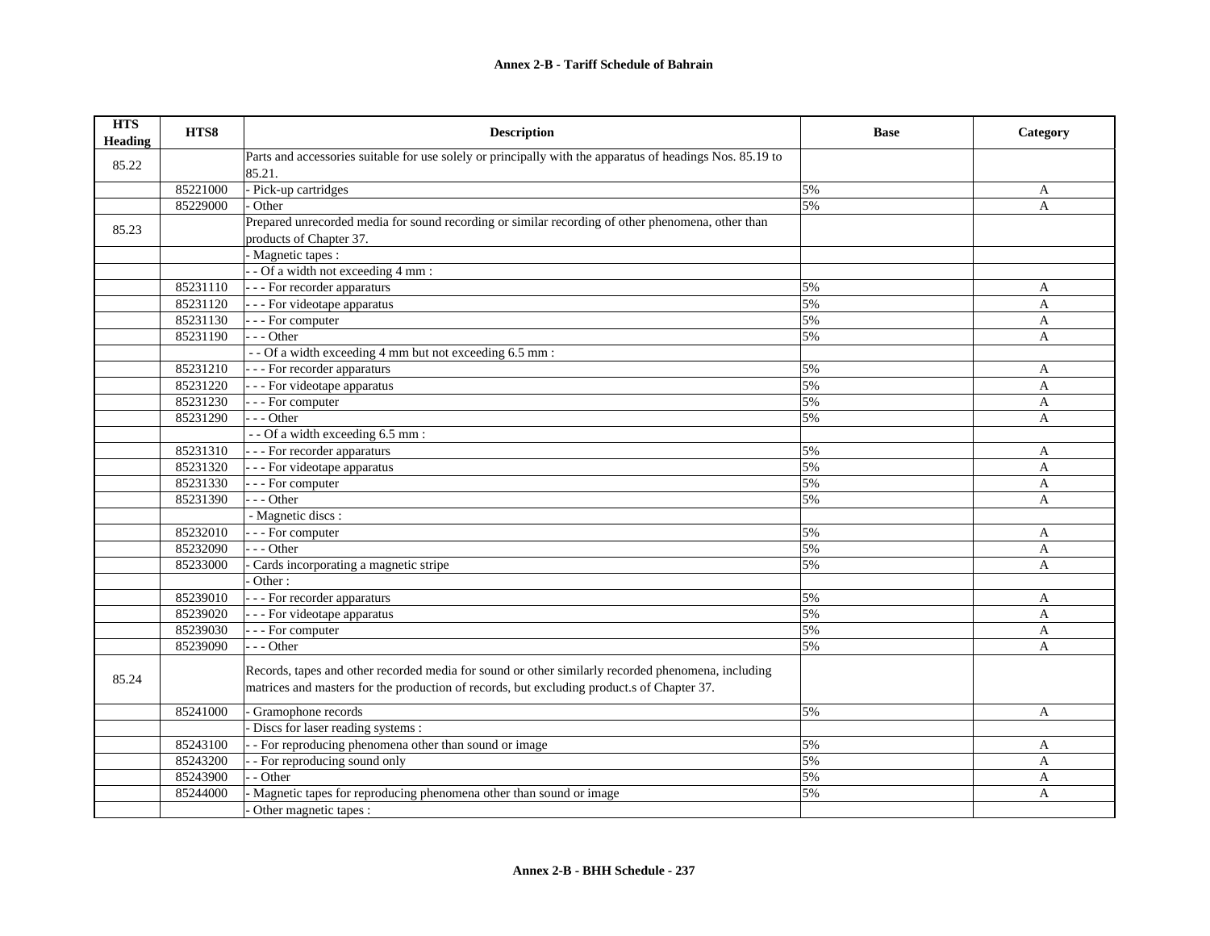| HTS Heading | HTS8 | Description | Base | Category |
|---|---|---|---|---|
| 85.22 | | Parts and accessories suitable for use solely or principally with the apparatus of headings Nos. 85.19 to 85.21. | | |
| | 85221000 | - Pick-up cartridges | 5% | A |
| | 85229000 | - Other | 5% | A |
| 85.23 | | Prepared unrecorded media for sound recording or similar recording of other phenomena, other than products of Chapter 37. | | |
| | | - Magnetic tapes : | | |
| | | - - Of a width not exceeding 4 mm : | | |
| | 85231110 | - - - For recorder apparaturs | 5% | A |
| | 85231120 | - - - For videotape apparatus | 5% | A |
| | 85231130 | - - - For computer | 5% | A |
| | 85231190 | - - - Other | 5% | A |
| | | - - Of a width exceeding 4 mm but not exceeding 6.5 mm : | | |
| | 85231210 | - - - For recorder apparaturs | 5% | A |
| | 85231220 | - - - For videotape apparatus | 5% | A |
| | 85231230 | - - - For computer | 5% | A |
| | 85231290 | - - - Other | 5% | A |
| | | - - Of a width exceeding 6.5 mm : | | |
| | 85231310 | - - - For recorder apparaturs | 5% | A |
| | 85231320 | - - - For videotape apparatus | 5% | A |
| | 85231330 | - - - For computer | 5% | A |
| | 85231390 | - - - Other | 5% | A |
| | | - Magnetic discs : | | |
| | 85232010 | - - - For computer | 5% | A |
| | 85232090 | - - - Other | 5% | A |
| | 85233000 | - Cards incorporating a magnetic stripe | 5% | A |
| | | - Other : | | |
| | 85239010 | - - - For recorder apparaturs | 5% | A |
| | 85239020 | - - - For videotape apparatus | 5% | A |
| | 85239030 | - - - For computer | 5% | A |
| | 85239090 | - - - Other | 5% | A |
| 85.24 | | Records, tapes and other recorded media for sound or other similarly recorded phenomena, including matrices and masters for the production of records, but excluding product.s of Chapter 37. | | |
| | 85241000 | - Gramophone records | 5% | A |
| | | - Discs for laser reading systems : | | |
| | 85243100 | - - For reproducing phenomena other than sound or image | 5% | A |
| | 85243200 | - - For reproducing sound only | 5% | A |
| | 85243900 | - - Other | 5% | A |
| | 85244000 | - Magnetic tapes for reproducing phenomena other than sound or image | 5% | A |
| | | - Other magnetic tapes : | | |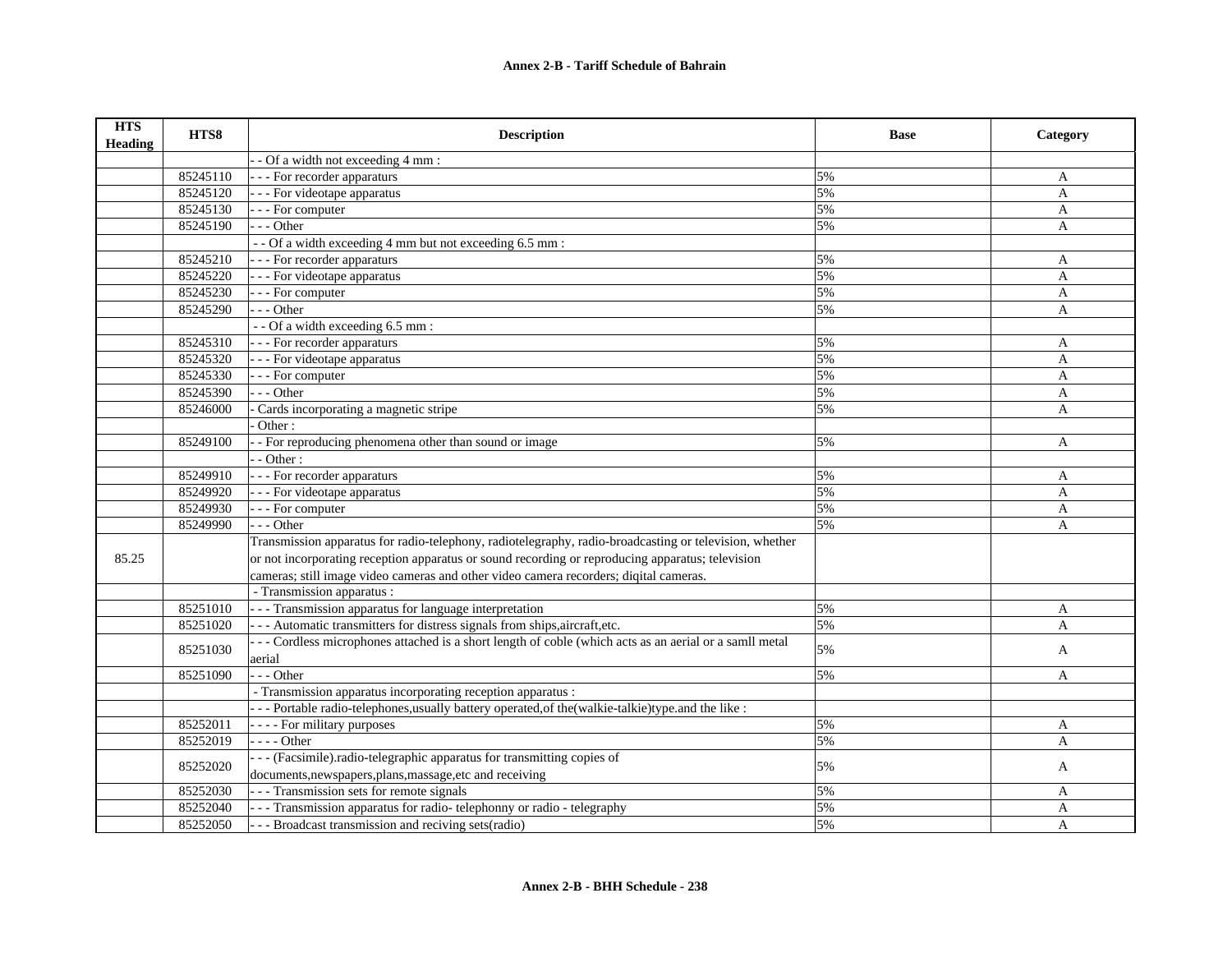# Annex 2-B - Tariff Schedule of Bahrain

| HTS Heading | HTS8 | Description | Base | Category |
|---|---|---|---|---|
| | | - - Of a width not exceeding 4 mm : | | |
| | 85245110 | - - - For recorder apparaturs | 5% | A |
| | 85245120 | - - - For videotape apparatus | 5% | A |
| | 85245130 | - - - For computer | 5% | A |
| | 85245190 | - - - Other | 5% | A |
| | | - - Of a width exceeding 4 mm but not exceeding 6.5 mm : | | |
| | 85245210 | - - - For recorder apparaturs | 5% | A |
| | 85245220 | - - - For videotape apparatus | 5% | A |
| | 85245230 | - - - For computer | 5% | A |
| | 85245290 | - - - Other | 5% | A |
| | | - - Of a width exceeding 6.5 mm : | | |
| | 85245310 | - - - For recorder apparaturs | 5% | A |
| | 85245320 | - - - For videotape apparatus | 5% | A |
| | 85245330 | - - - For computer | 5% | A |
| | 85245390 | - - - Other | 5% | A |
| | 85246000 | - Cards incorporating a magnetic stripe | 5% | A |
| | | - Other : | | |
| | 85249100 | - - For reproducing phenomena other than sound or image | 5% | A |
| | | - - Other : | | |
| | 85249910 | - - - For recorder apparaturs | 5% | A |
| | 85249920 | - - - For videotape apparatus | 5% | A |
| | 85249930 | - - - For computer | 5% | A |
| | 85249990 | - - - Other | 5% | A |
| 85.25 | | Transmission apparatus for radio-telephony, radiotelegraphy, radio-broadcasting or television, whether or not incorporating reception apparatus or sound recording or reproducing apparatus; television cameras; still image video cameras and other video camera recorders; diqital cameras. | | |
| | | - Transmission apparatus : | | |
| | 85251010 | - - - Transmission apparatus for language interpretation | 5% | A |
| | 85251020 | - - - Automatic transmitters for distress signals from ships,aircraft,etc. | 5% | A |
| | 85251030 | - - - Cordless microphones attached is a short length of coble (which acts as an aerial or a samll metal aerial | 5% | A |
| | 85251090 | - - - Other | 5% | A |
| | | - Transmission apparatus incorporating reception apparatus : | | |
| | | - - - Portable radio-telephones,usually battery operated,of the(walkie-talkie)type.and the like : | | |
| | 85252011 | - - - - For military purposes | 5% | A |
| | 85252019 | - - - - Other | 5% | A |
| | 85252020 | - - - (Facsimile).radio-telegraphic apparatus for transmitting copies of documents,newspapers,plans,massage,etc and receiving | 5% | A |
| | 85252030 | - - - Transmission sets for remote signals | 5% | A |
| | 85252040 | - - - Transmission apparatus for radio- telephonny or radio - telegraphy | 5% | A |
| | 85252050 | - - - Broadcast transmission and reciving sets(radio) | 5% | A |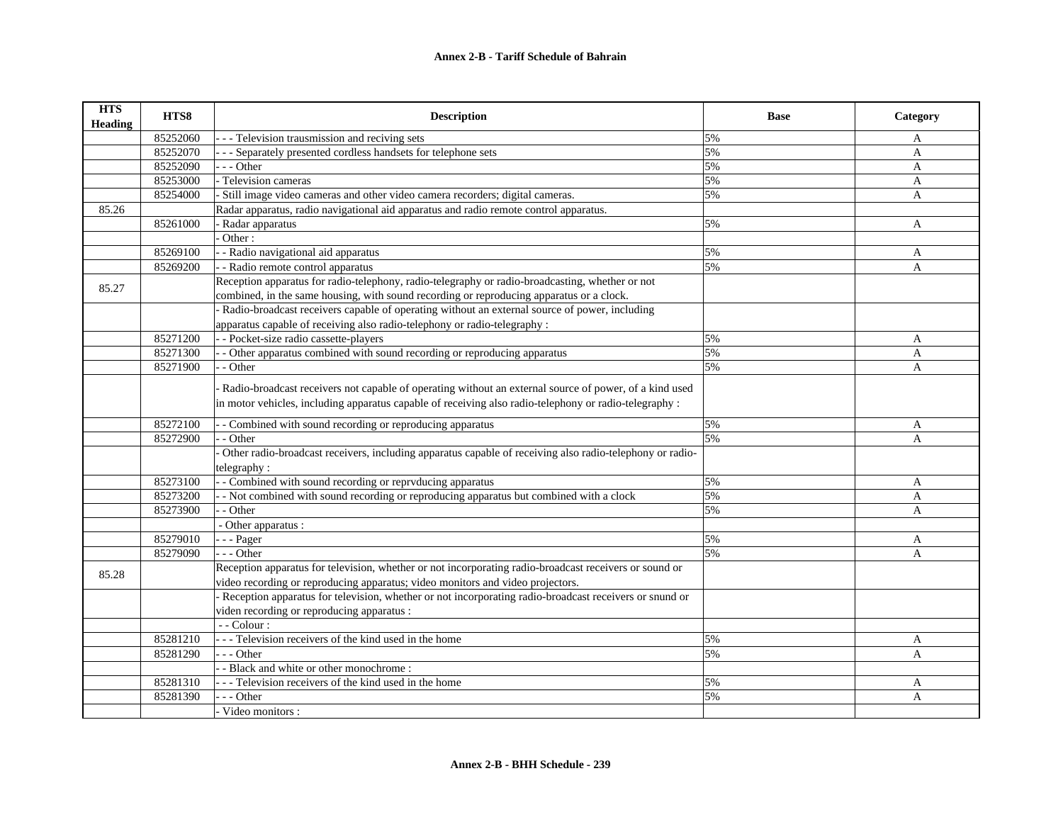## Annex 2-B - Tariff Schedule of Bahrain

| HTS Heading | HTS8 | Description | Base | Category |
|---|---|---|---|---|
| | 85252060 | - - - Television trausmission and reciving sets | 5% | A |
| | 85252070 | - - - Separately presented cordless handsets for telephone sets | 5% | A |
| | 85252090 | - - - Other | 5% | A |
| | 85253000 | - Television cameras | 5% | A |
| | 85254000 | - Still image video cameras and other video camera recorders; digital cameras. | 5% | A |
| 85.26 | | Radar apparatus, radio navigational aid apparatus and radio remote control apparatus. | | |
| | 85261000 | - Radar apparatus | 5% | A |
| | | - Other : | | |
| | 85269100 | - - Radio navigational aid apparatus | 5% | A |
| | 85269200 | - - Radio remote control apparatus | 5% | A |
| 85.27 | | Reception apparatus for radio-telephony, radio-telegraphy or radio-broadcasting, whether or not combined, in the same housing, with sound recording or reproducing apparatus or a clock. | | |
| | | - Radio-broadcast receivers capable of operating without an external source of power, including apparatus capable of receiving also radio-telephony or radio-telegraphy : | | |
| | 85271200 | - - Pocket-size radio cassette-players | 5% | A |
| | 85271300 | - - Other apparatus combined with sound recording or reproducing apparatus | 5% | A |
| | 85271900 | - - Other | 5% | A |
| | | - Radio-broadcast receivers not capable of operating without an external source of power, of a kind used in motor vehicles, including apparatus capable of receiving also radio-telephony or radio-telegraphy : | | |
| | 85272100 | - - Combined with sound recording or reproducing apparatus | 5% | A |
| | 85272900 | - - Other | 5% | A |
| | | - Other radio-broadcast receivers, including apparatus capable of receiving also radio-telephony or radio-telegraphy : | | |
| | 85273100 | - - Combined with sound recording or reprvducing apparatus | 5% | A |
| | 85273200 | - - Not combined with sound recording or reproducing apparatus but combined with a clock | 5% | A |
| | 85273900 | - - Other | 5% | A |
| | | - Other apparatus : | | |
| | 85279010 | - - - Pager | 5% | A |
| | 85279090 | - - - Other | 5% | A |
| 85.28 | | Reception apparatus for television, whether or not incorporating radio-broadcast receivers or sound or video recording or reproducing apparatus; video monitors and video projectors. | | |
| | | - Reception apparatus for television, whether or not incorporating radio-broadcast receivers or snund or viden recording or reproducing apparatus : | | |
| | | - - Colour : | | |
| | 85281210 | - - - Television receivers of the kind used in the home | 5% | A |
| | 85281290 | - - - Other | 5% | A |
| | | - - Black and white or other monochrome : | | |
| | 85281310 | - - - Television receivers of the kind used in the home | 5% | A |
| | 85281390 | - - - Other | 5% | A |
| | | - Video monitors : | | |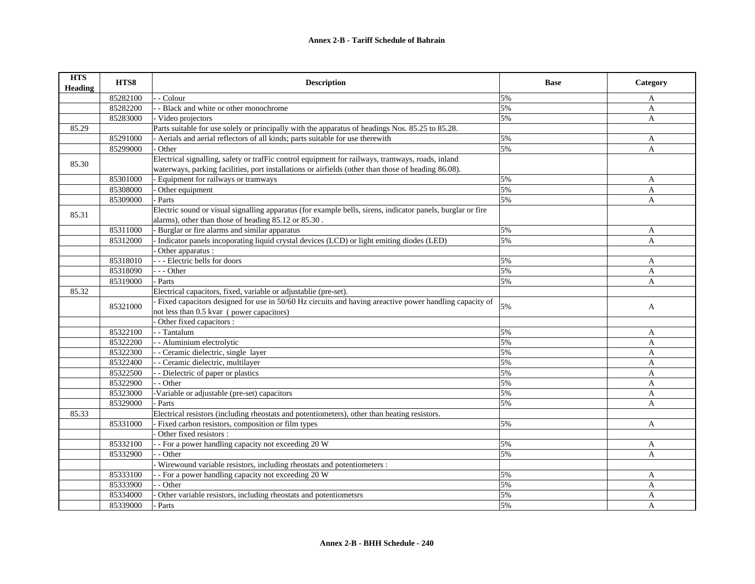# Annex 2-B - Tariff Schedule of Bahrain

| HTS Heading | HTS8 | Description | Base | Category |
|---|---|---|---|---|
| | 85282100 | - - Colour | 5% | A |
| | 85282200 | - - Black and white or other monochrome | 5% | A |
| | 85283000 | - Video projectors | 5% | A |
| 85.29 | | Parts suitable for use solely or principally with the apparatus of headings Nos. 85.25 to 85.28. | | |
| | 85291000 | - Aerials and aerial reflectors of all kinds; parts suitable for use therewith | 5% | A |
| | 85299000 | - Other | 5% | A |
| 85.30 | | Electrical signalling, safety or trafFic control equipment for railways, tramways, roads, inland waterways, parking facilities, port installations or airfields (other than those of heading 86.08). | | |
| | 85301000 | - Equipment for railways or tramways | 5% | A |
| | 85308000 | - Other equipment | 5% | A |
| | 85309000 | - Parts | 5% | A |
| 85.31 | | Electric sound or visual signalling apparatus (for example bells, sirens, indicator panels, burglar or fire alarms), other than those of heading 85.12 or 85.30 . | | |
| | 85311000 | - Burglar or fire alarms and similar apparatus | 5% | A |
| | 85312000 | - Indicator panels incoporating liquid crystal devices (LCD) or light emiting diodes (LED) | 5% | A |
| | | - Other apparatus : | | |
| | 85318010 | - - - Electric bells for doors | 5% | A |
| | 85318090 | - - - Other | 5% | A |
| | 85319000 | - Parts | 5% | A |
| 85.32 | | Electrical capacitors, fixed, variable or adjustablie (pre-set). | | |
| | 85321000 | - Fixed capacitors designed for use in 50/60 Hz circuits and having areactive power handling capacity of not less than 0.5 kvar ( power capacitors) | 5% | A |
| | | - Other fixed capacitors : | | |
| | 85322100 | - - Tantalum | 5% | A |
| | 85322200 | - - Aluminium electrolytic | 5% | A |
| | 85322300 | - - Ceramic dielectric, single layer | 5% | A |
| | 85322400 | - - Ceramic dielectric, multilayer | 5% | A |
| | 85322500 | - - Dielectric of paper or plastics | 5% | A |
| | 85322900 | - - Other | 5% | A |
| | 85323000 | -Variable or adjustable (pre-set) capacitors | 5% | A |
| | 85329000 | - Parts | 5% | A |
| 85.33 | | Electrical resistors (including rheostats and potentiometers), other than heating resistors. | | |
| | 85331000 | - Fixed carbon resistors, composition or film types | 5% | A |
| | | - Other fixed resistors : | | |
| | 85332100 | - - For a power handling capacity not exceeding 20 W | 5% | A |
| | 85332900 | - - Other | 5% | A |
| | | - Wirewound variable resistors, including rheostats and potentiometers : | | |
| | 85333100 | - - For a power handling capacity not exceeding 20 W | 5% | A |
| | 85333900 | - - Other | 5% | A |
| | 85334000 | - Other variable resistors, including rheostats and potentiometsrs | 5% | A |
| | 85339000 | - Parts | 5% | A |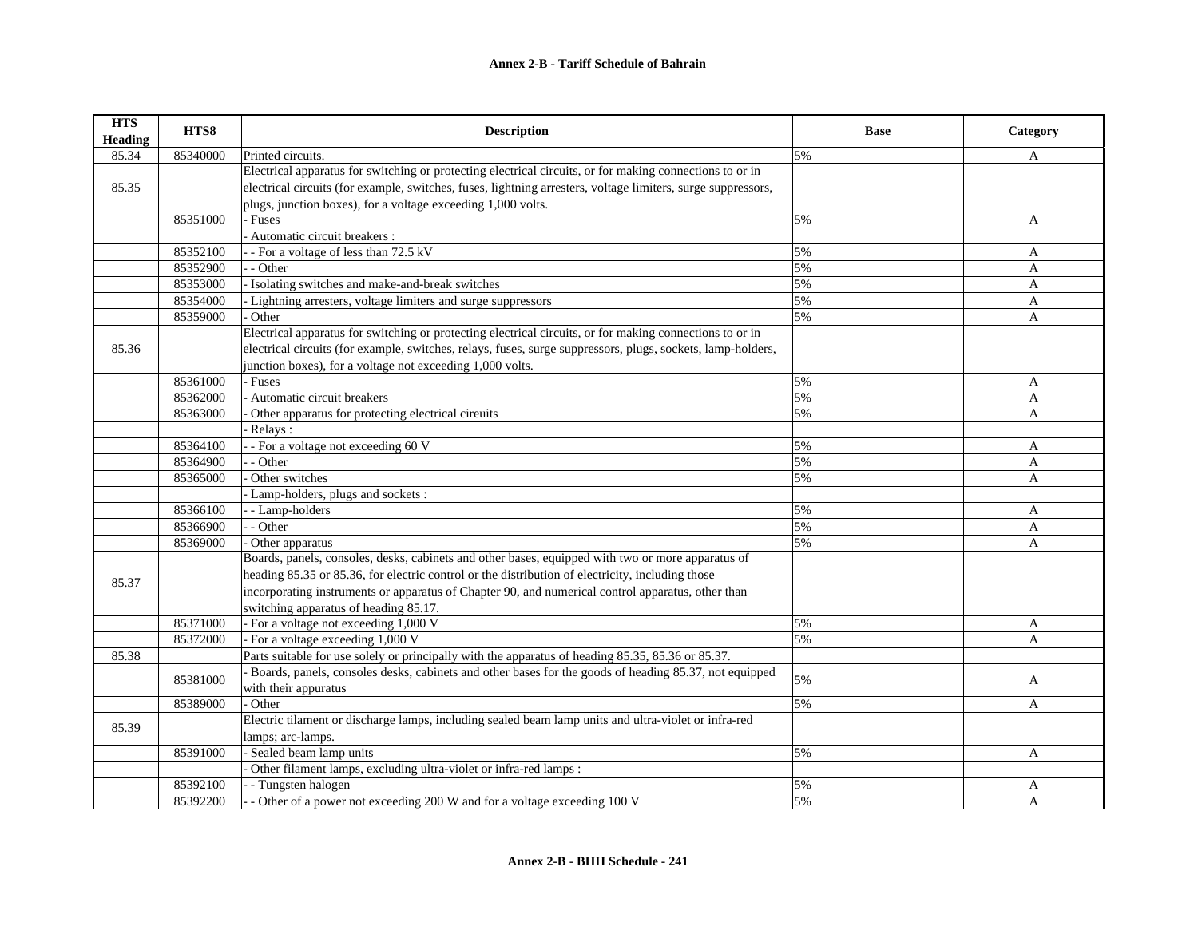| HTS Heading | HTS8 | Description | Base | Category |
|---|---|---|---|---|
| 85.34 | 85340000 | Printed circuits. | 5% | A |
| 85.35 | | Electrical apparatus for switching or protecting electrical circuits, or for making connections to or in electrical circuits (for example, switches, fuses, lightning arresters, voltage limiters, surge suppressors, plugs, junction boxes), for a voltage exceeding 1,000 volts. | | |
| | 85351000 | - Fuses | 5% | A |
| | | - Automatic circuit breakers : | | |
| | 85352100 | - - For a voltage of less than 72.5 kV | 5% | A |
| | 85352900 | - - Other | 5% | A |
| | 85353000 | - Isolating switches and make-and-break switches | 5% | A |
| | 85354000 | - Lightning arresters, voltage limiters and surge suppressors | 5% | A |
| | 85359000 | - Other | 5% | A |
| 85.36 | | Electrical apparatus for switching or protecting electrical circuits, or for making connections to or in electrical circuits (for example, switches, relays, fuses, surge suppressors, plugs, sockets, lamp-holders, junction boxes), for a voltage not exceeding 1,000 volts. | | |
| | 85361000 | - Fuses | 5% | A |
| | 85362000 | - Automatic circuit breakers | 5% | A |
| | 85363000 | - Other apparatus for protecting electrical cireuits | 5% | A |
| | | - Relays : | | |
| | 85364100 | - - For a voltage not exceeding 60 V | 5% | A |
| | 85364900 | - - Other | 5% | A |
| | 85365000 | - Other switches | 5% | A |
| | | - Lamp-holders, plugs and sockets : | | |
| | 85366100 | - - Lamp-holders | 5% | A |
| | 85366900 | - - Other | 5% | A |
| | 85369000 | - Other apparatus | 5% | A |
| 85.37 | | Boards, panels, consoles, desks, cabinets and other bases, equipped with two or more apparatus of heading 85.35 or 85.36, for electric control or the distribution of electricity, including those incorporating instruments or apparatus of Chapter 90, and numerical control apparatus, other than switching apparatus of heading 85.17. | | |
| | 85371000 | - For a voltage not exceeding 1,000 V | 5% | A |
| | 85372000 | - For a voltage exceeding 1,000 V | 5% | A |
| 85.38 | | Parts suitable for use solely or principally with the apparatus of heading 85.35, 85.36 or 85.37. | | |
| | 85381000 | - Boards, panels, consoles desks, cabinets and other bases for the goods of heading 85.37, not equipped with their appuratus | 5% | A |
| | 85389000 | - Other | 5% | A |
| 85.39 | | Electric tilament or discharge lamps, including sealed beam lamp units and ultra-violet or infra-red lamps; arc-lamps. | | |
| | 85391000 | - Sealed beam lamp units | 5% | A |
| | | - Other filament lamps, excluding ultra-violet or infra-red lamps : | | |
| | 85392100 | - - Tungsten halogen | 5% | A |
| | 85392200 | - - Other of a power not exceeding 200 W and for a voltage exceeding 100 V | 5% | A |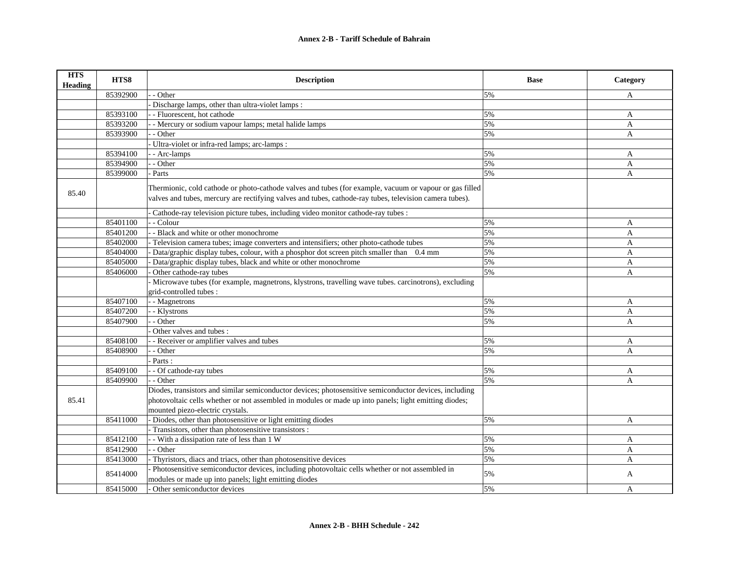| HTS Heading | HTS8 | Description | Base | Category |
|---|---|---|---|---|
| | 85392900 | - - Other | 5% | A |
| | | - Discharge lamps, other than ultra-violet lamps : | | |
| | 85393100 | - - Fluorescent, hot cathode | 5% | A |
| | 85393200 | - - Mercury or sodium vapour lamps; metal halide lamps | 5% | A |
| | 85393900 | - - Other | 5% | A |
| | | - Ultra-violet or infra-red lamps; arc-lamps : | | |
| | 85394100 | - - Arc-lamps | 5% | A |
| | 85394900 | - - Other | 5% | A |
| | 85399000 | - Parts | 5% | A |
| 85.40 | | Thermionic, cold cathode or photo-cathode valves and tubes (for example, vacuum or vapour or gas filled valves and tubes, mercury are rectifying valves and tubes, cathode-ray tubes, television camera tubes). | | |
| | | - Cathode-ray television picture tubes, including video monitor cathode-ray tubes : | | |
| | 85401100 | - - Colour | 5% | A |
| | 85401200 | - - Black and white or other monochrome | 5% | A |
| | 85402000 | - Television camera tubes; image converters and intensifiers; other photo-cathode tubes | 5% | A |
| | 85404000 | - Data/graphic display tubes, colour, with a phosphor dot screen pitch smaller than 0.4 mm | 5% | A |
| | 85405000 | - Data/graphic display tubes, black and white or other monochrome | 5% | A |
| | 85406000 | - Other cathode-ray tubes | 5% | A |
| | | - Microwave tubes (for example, magnetrons, klystrons, travelling wave tubes. carcinotrons), excluding grid-controlled tubes : | | |
| | 85407100 | - - Magnetrons | 5% | A |
| | 85407200 | - - Klystrons | 5% | A |
| | 85407900 | - - Other | 5% | A |
| | | - Other valves and tubes : | | |
| | 85408100 | - - Receiver or amplifier valves and tubes | 5% | A |
| | 85408900 | - - Other | 5% | A |
| | | - Parts : | | |
| | 85409100 | - - Of cathode-ray tubes | 5% | A |
| | 85409900 | - - Other | 5% | A |
| 85.41 | | Diodes, transistors and similar semiconductor devices; photosensitive semiconductor devices, including photovoltaic cells whether or not assembled in modules or made up into panels; light emitting diodes; mounted piezo-electric crystals. | | |
| | 85411000 | - Diodes, other than photosensitive or light emitting diodes | 5% | A |
| | | - Transistors, other than photosensitive transistors : | | |
| | 85412100 | - - With a dissipation rate of less than 1 W | 5% | A |
| | 85412900 | - - Other | 5% | A |
| | 85413000 | - Thyristors, diacs and triacs, other than photosensitive devices | 5% | A |
| | 85414000 | - Photosensitive semiconductor devices, including photovoltaic cells whether or not assembled in modules or made up into panels; light emitting diodes | 5% | A |
| | 85415000 | - Other semiconductor devices | 5% | A |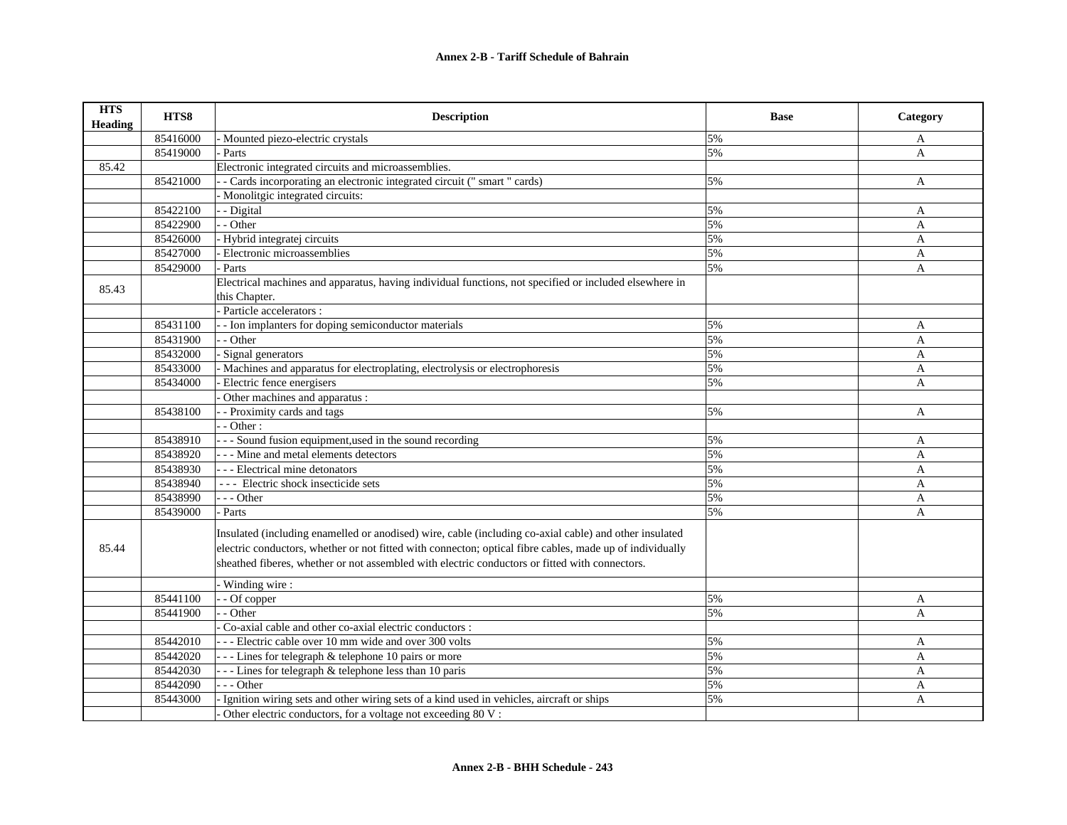**Annex 2-B - Tariff Schedule of Bahrain**

| HTS Heading | HTS8 | Description | Base | Category |
|---|---|---|---|---|
| | 85416000 | - Mounted piezo-electric crystals | 5% | A |
| | 85419000 | - Parts | 5% | A |
| 85.42 | | Electronic integrated circuits and microassemblies. | | |
| | 85421000 | - - Cards incorporating an electronic integrated circuit (" smart " cards) | 5% | A |
| | | - Monolitgic integrated circuits: | | |
| | 85422100 | - - Digital | 5% | A |
| | 85422900 | - - Other | 5% | A |
| | 85426000 | - Hybrid integratej circuits | 5% | A |
| | 85427000 | - Electronic microassemblies | 5% | A |
| | 85429000 | - Parts | 5% | A |
| 85.43 | | Electrical machines and apparatus, having individual functions, not specified or included elsewhere in this Chapter. | | |
| | | - Particle accelerators : | | |
| | 85431100 | - - Ion implanters for doping semiconductor materials | 5% | A |
| | 85431900 | - - Other | 5% | A |
| | 85432000 | - Signal generators | 5% | A |
| | 85433000 | - Machines and apparatus for electroplating, electrolysis or electrophoresis | 5% | A |
| | 85434000 | - Electric fence energisers | 5% | A |
| | | - Other machines and apparatus : | | |
| | 85438100 | - - Proximity cards and tags | 5% | A |
| | | - - Other : | | |
| | 85438910 | - - - Sound fusion equipment,used in the sound recording | 5% | A |
| | 85438920 | - - - Mine and metal elements detectors | 5% | A |
| | 85438930 | - - - Electrical mine detonators | 5% | A |
| | 85438940 | - - - Electric shock insecticide sets | 5% | A |
| | 85438990 | - - - Other | 5% | A |
| | 85439000 | - Parts | 5% | A |
| 85.44 | | Insulated (including enamelled or anodised) wire, cable (including co-axial cable) and other insulated electric conductors, whether or not fitted with connecton; optical fibre cables, made up of individually sheathed fiberes, whether or not assembled with electric conductors or fitted with connectors. | | |
| | | - Winding wire : | | |
| | 85441100 | - - Of copper | 5% | A |
| | 85441900 | - - Other | 5% | A |
| | | - Co-axial cable and other co-axial electric conductors : | | |
| | 85442010 | - - - Electric cable over 10 mm wide and over 300 volts | 5% | A |
| | 85442020 | - - - Lines for telegraph & telephone 10 pairs or more | 5% | A |
| | 85442030 | - - - Lines for telegraph & telephone less than 10 paris | 5% | A |
| | 85442090 | - - - Other | 5% | A |
| | 85443000 | - Ignition wiring sets and other wiring sets of a kind used in vehicles, aircraft or ships | 5% | A |
| | | - Other electric conductors, for a voltage not exceeding 80 V : | | |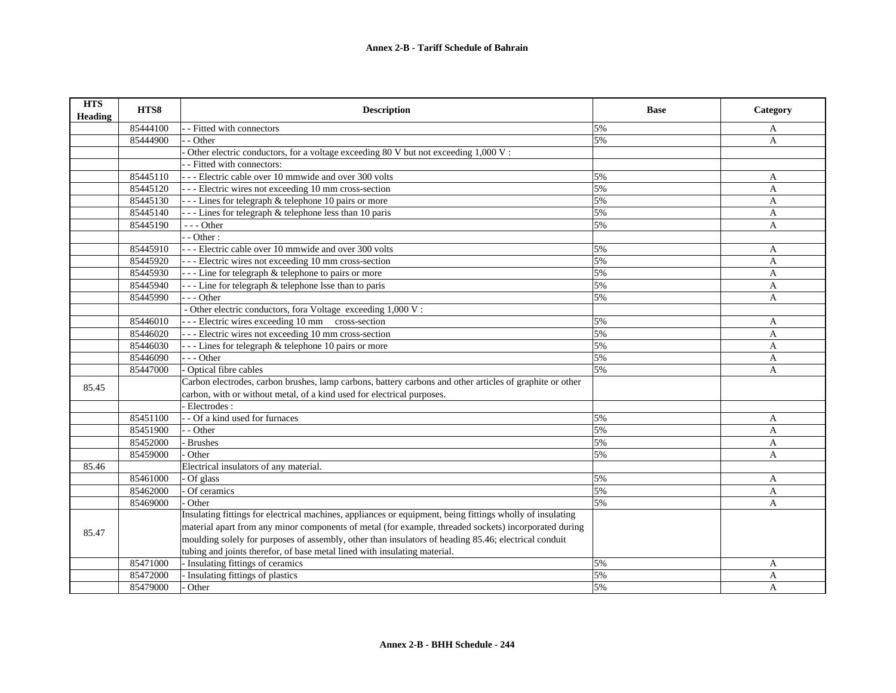| HTS Heading | HTS8 | Description | Base | Category |
|---|---|---|---|---|
| | 85444100 | - - Fitted with connectors | 5% | A |
| | 85444900 | - - Other | 5% | A |
| | | - Other electric conductors, for a voltage exceeding 80 V but not exceeding 1,000 V : | | |
| | | - - Fitted with connectors: | | |
| | 85445110 | - - - Electric cable over 10 mmwide and over 300 volts | 5% | A |
| | 85445120 | - - - Electric wires not exceeding 10 mm cross-section | 5% | A |
| | 85445130 | - - - Lines for telegraph & telephone 10 pairs or more | 5% | A |
| | 85445140 | - - - Lines for telegraph & telephone less than 10 paris | 5% | A |
| | 85445190 | - - - Other | 5% | A |
| | | - - Other : | | |
| | 85445910 | - - - Electric cable over 10 mmwide and over 300 volts | 5% | A |
| | 85445920 | - - - Electric wires not exceeding 10 mm cross-section | 5% | A |
| | 85445930 | - - - Line for telegraph & telephone to pairs or more | 5% | A |
| | 85445940 | - - - Line for telegraph & telephone lsse than to paris | 5% | A |
| | 85445990 | - - - Other | 5% | A |
| | | - Other electric conductors, fora Voltage exceeding 1,000 V : | | |
| | 85446010 | - - - Electric wires exceeding 10 mm cross-section | 5% | A |
| | 85446020 | - - - Electric wires not exceeding 10 mm cross-section | 5% | A |
| | 85446030 | - - - Lines for telegraph & telephone 10 pairs or more | 5% | A |
| | 85446090 | - - - Other | 5% | A |
| | 85447000 | - Optical fibre cables | 5% | A |
| 85.45 | | Carbon electrodes, carbon brushes, lamp carbons, battery carbons and other articles of graphite or other carbon, with or without metal, of a kind used for electrical purposes. | | |
| | | - Electrodes : | | |
| | 85451100 | - - Of a kind used for furnaces | 5% | A |
| | 85451900 | - - Other | 5% | A |
| | 85452000 | - Brushes | 5% | A |
| | 85459000 | - Other | 5% | A |
| 85.46 | | Electrical insulators of any material. | | |
| | 85461000 | - Of glass | 5% | A |
| | 85462000 | - Of ceramics | 5% | A |
| | 85469000 | - Other | 5% | A |
| 85.47 | | Insulating fittings for electrical machines, appliances or equipment, being fittings wholly of insulating material apart from any minor components of metal (for example, threaded sockets) incorporated during moulding solely for purposes of assembly, other than insulators of heading 85.46; electrical conduit tubing and joints therefor, of base metal lined with insulating material. | | |
| | 85471000 | - Insulating fittings of ceramics | 5% | A |
| | 85472000 | - Insulating fittings of plastics | 5% | A |
| | 85479000 | - Other | 5% | A |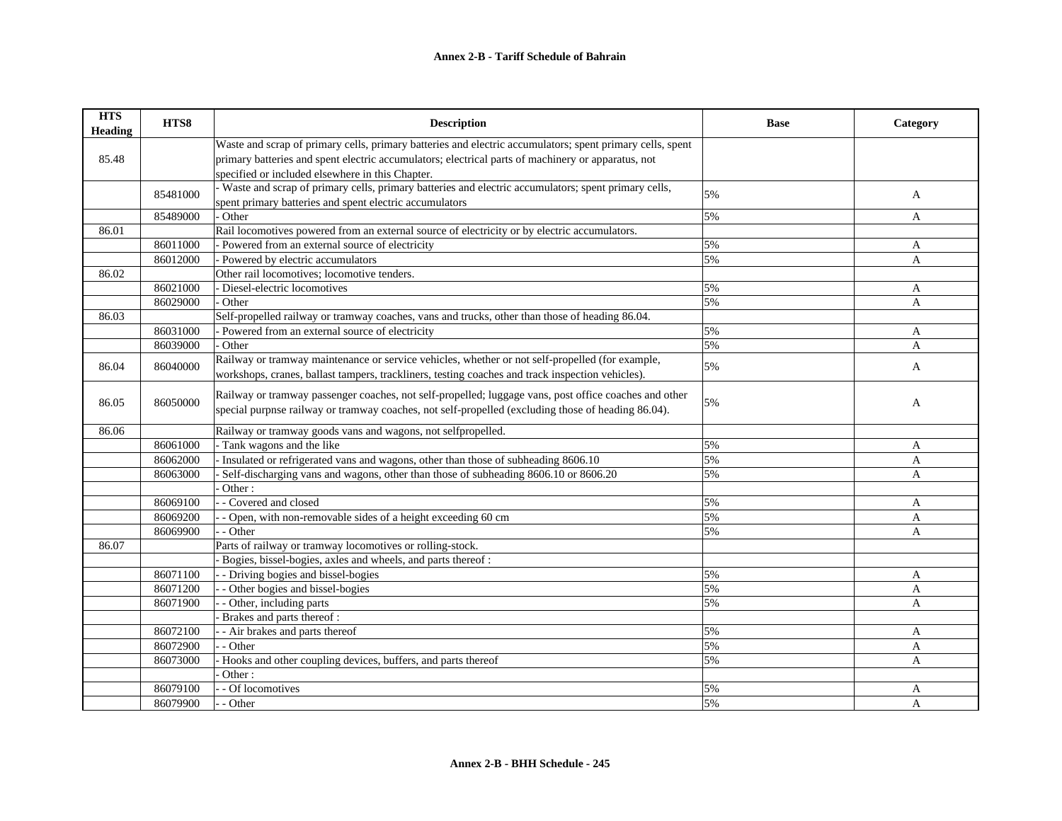**Annex 2-B - Tariff Schedule of Bahrain**

| HTS Heading | HTS8 | Description | Base | Category |
|---|---|---|---|---|
| 85.48 | | Waste and scrap of primary cells, primary batteries and electric accumulators; spent primary cells, spent primary batteries and spent electric accumulators; electrical parts of machinery or apparatus, not specified or included elsewhere in this Chapter. | | |
| | 85481000 | - Waste and scrap of primary cells, primary batteries and electric accumulators; spent primary cells, spent primary batteries and spent electric accumulators | 5% | A |
| | 85489000 | - Other | 5% | A |
| 86.01 | | Rail locomotives powered from an external source of electricity or by electric accumulators. | | |
| | 86011000 | - Powered from an external source of electricity | 5% | A |
| | 86012000 | - Powered by electric accumulators | 5% | A |
| 86.02 | | Other rail locomotives; locomotive tenders. | | |
| | 86021000 | - Diesel-electric locomotives | 5% | A |
| | 86029000 | - Other | 5% | A |
| 86.03 | | Self-propelled railway or tramway coaches, vans and trucks, other than those of heading 86.04. | | |
| | 86031000 | - Powered from an external source of electricity | 5% | A |
| | 86039000 | - Other | 5% | A |
| 86.04 | 86040000 | Railway or tramway maintenance or service vehicles, whether or not self-propelled (for example, workshops, cranes, ballast tampers, trackliners, testing coaches and track inspection vehicles). | 5% | A |
| 86.05 | 86050000 | Railway or tramway passenger coaches, not self-propelled; luggage vans, post office coaches and other special purpnse railway or tramway coaches, not self-propelled (excluding those of heading 86.04). | 5% | A |
| 86.06 | | Railway or tramway goods vans and wagons, not selfpropelled. | | |
| | 86061000 | - Tank wagons and the like | 5% | A |
| | 86062000 | - Insulated or refrigerated vans and wagons, other than those of subheading 8606.10 | 5% | A |
| | 86063000 | - Self-discharging vans and wagons, other than those of subheading 8606.10 or 8606.20 | 5% | A |
| | | - Other : | | |
| | 86069100 | - - Covered and closed | 5% | A |
| | 86069200 | - - Open, with non-removable sides of a height exceeding 60 cm | 5% | A |
| | 86069900 | - - Other | 5% | A |
| 86.07 | | Parts of railway or tramway locomotives or rolling-stock. | | |
| | | - Bogies, bissel-bogies, axles and wheels, and parts thereof : | | |
| | 86071100 | - - Driving bogies and bissel-bogies | 5% | A |
| | 86071200 | - - Other bogies and bissel-bogies | 5% | A |
| | 86071900 | - - Other, including parts | 5% | A |
| | | - Brakes and parts thereof : | | |
| | 86072100 | - - Air brakes and parts thereof | 5% | A |
| | 86072900 | - - Other | 5% | A |
| | 86073000 | - Hooks and other coupling devices, buffers, and parts thereof | 5% | A |
| | | - Other : | | |
| | 86079100 | - - Of locomotives | 5% | A |
| | 86079900 | - - Other | 5% | A |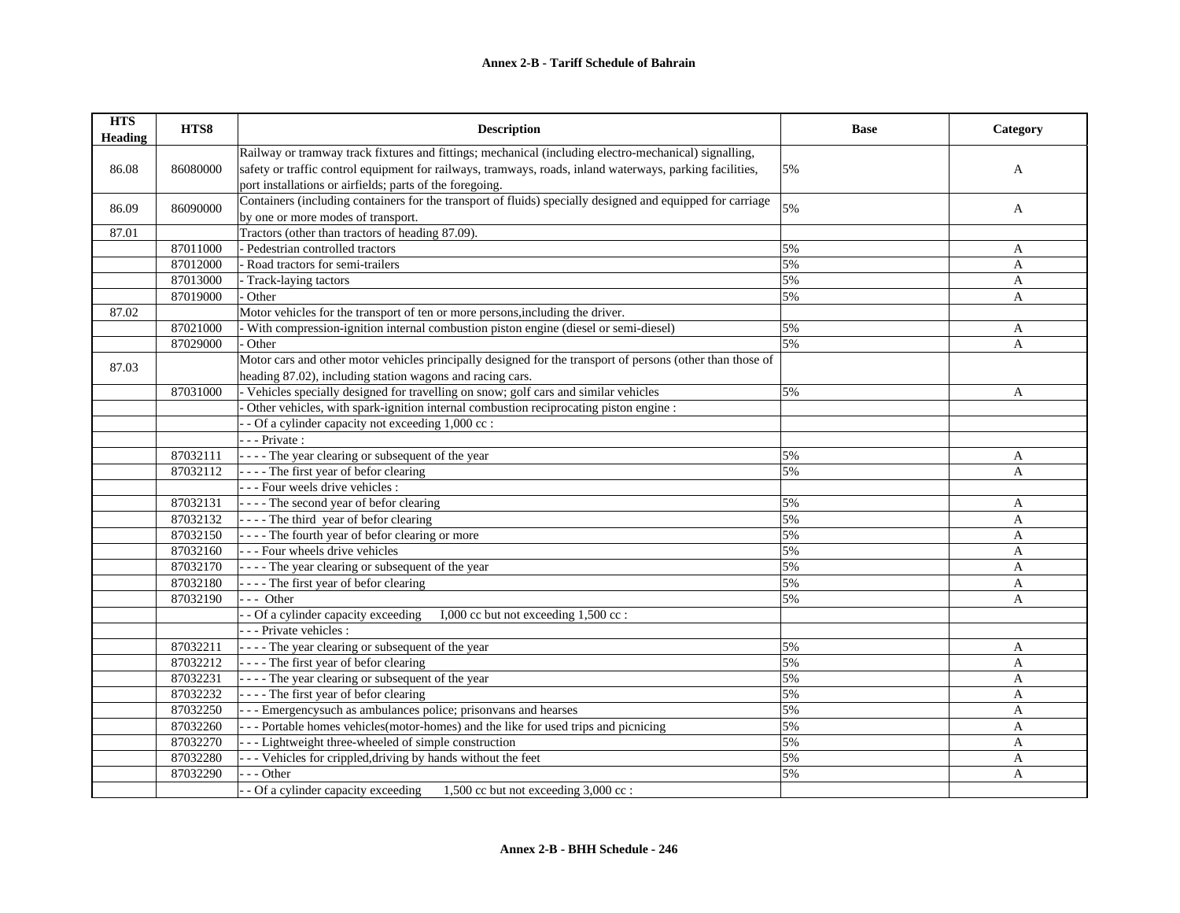**Annex 2-B - Tariff Schedule of Bahrain**

| HTS Heading | HTS8 | Description | Base | Category |
|---|---|---|---|---|
| 86.08 | 86080000 | Railway or tramway track fixtures and fittings; mechanical (including electro-mechanical) signalling, safety or traffic control equipment for railways, tramways, roads, inland waterways, parking facilities, port installations or airfields; parts of the foregoing. | 5% | A |
| 86.09 | 86090000 | Containers (including containers for the transport of fluids) specially designed and equipped for carriage by one or more modes of transport. | 5% | A |
| 87.01 | | Tractors (other than tractors of heading 87.09). | | |
| | 87011000 | - Pedestrian controlled tractors | 5% | A |
| | 87012000 | - Road tractors for semi-trailers | 5% | A |
| | 87013000 | - Track-laying tactors | 5% | A |
| | 87019000 | - Other | 5% | A |
| 87.02 | | Motor vehicles for the transport of ten or more persons,including the driver. | | |
| | 87021000 | - With compression-ignition internal combustion piston engine (diesel or semi-diesel) | 5% | A |
| | 87029000 | - Other | 5% | A |
| 87.03 | | Motor cars and other motor vehicles principally designed for the transport of persons (other than those of heading 87.02), including station wagons and racing cars. | | |
| | 87031000 | - Vehicles specially designed for travelling on snow; golf cars and similar vehicles | 5% | A |
| | | - Other vehicles, with spark-ignition internal combustion reciprocating piston engine : | | |
| | | - - Of a cylinder capacity not exceeding 1,000 cc : | | |
| | | - - - Private : | | |
| | 87032111 | - - - - The year clearing or subsequent of the year | 5% | A |
| | 87032112 | - - - - The first year of befor clearing | 5% | A |
| | | - - - Four weels drive vehicles : | | |
| | 87032131 | - - - - The second year of befor clearing | 5% | A |
| | 87032132 | - - - - The third year of befor clearing | 5% | A |
| | 87032150 | - - - - The fourth year of befor clearing or more | 5% | A |
| | 87032160 | - - - Four wheels drive vehicles | 5% | A |
| | 87032170 | - - - - The year clearing or subsequent of the year | 5% | A |
| | 87032180 | - - - - The first year of befor clearing | 5% | A |
| | 87032190 | - - - Other | 5% | A |
| | | - - Of a cylinder capacity exceeding I,000 cc but not exceeding 1,500 cc : | | |
| | | - - - Private vehicles : | | |
| | 87032211 | - - - - The year clearing or subsequent of the year | 5% | A |
| | 87032212 | - - - - The first year of befor clearing | 5% | A |
| | 87032231 | - - - - The year clearing or subsequent of the year | 5% | A |
| | 87032232 | - - - - The first year of befor clearing | 5% | A |
| | 87032250 | - - - Emergencysuch as ambulances police; prisonvans and hearses | 5% | A |
| | 87032260 | - - - Portable homes vehicles(motor-homes) and the like for used trips and picnicing | 5% | A |
| | 87032270 | - - - Lightweight three-wheeled of simple construction | 5% | A |
| | 87032280 | - - - Vehicles for crippled,driving by hands without the feet | 5% | A |
| | 87032290 | - - - Other | 5% | A |
| | | - - Of a cylinder capacity exceeding 1,500 cc but not exceeding 3,000 cc : | | |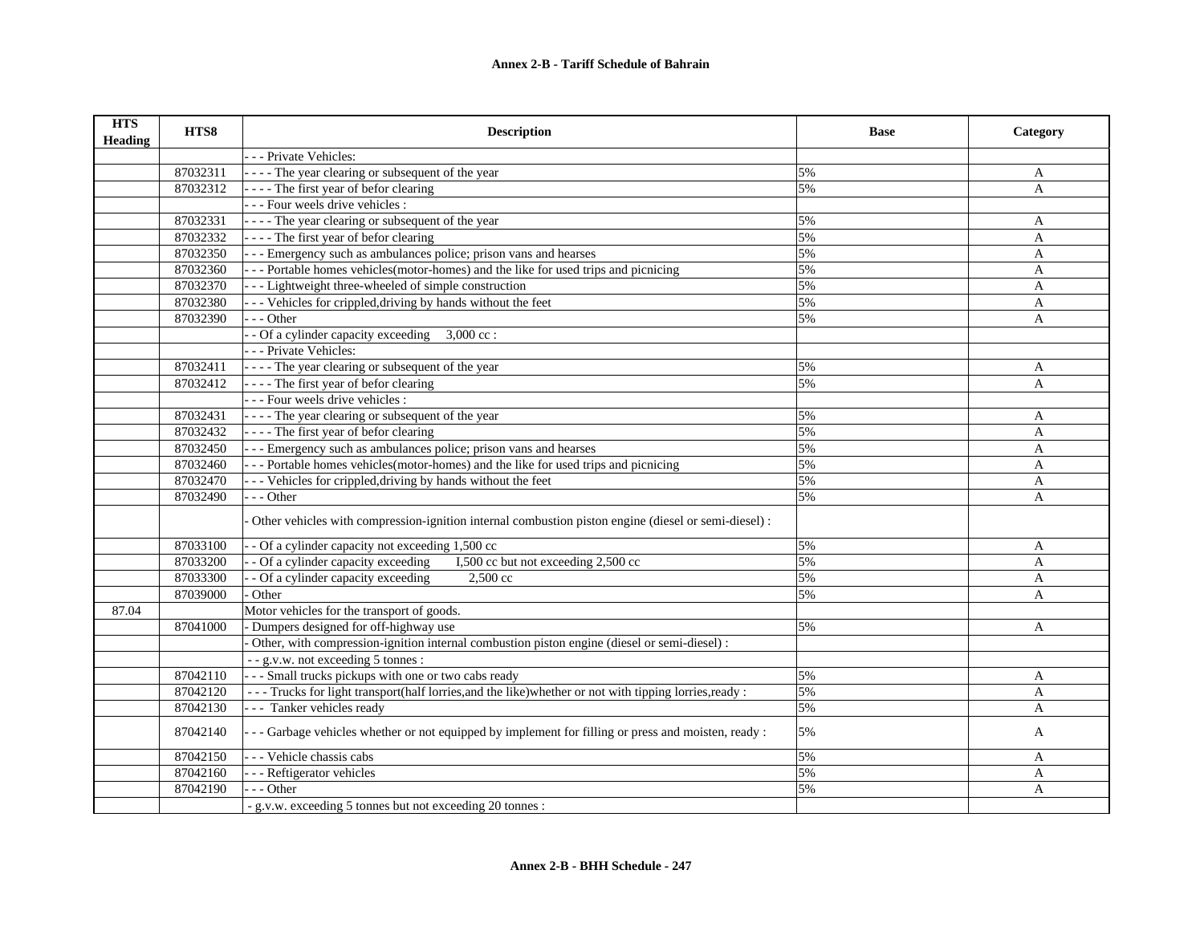# Annex 2-B - Tariff Schedule of Bahrain

| HTS Heading | HTS8 | Description | Base | Category |
|---|---|---|---|---|
| | | - - - Private Vehicles: | | |
| | 87032311 | - - - - The year clearing or subsequent of the year | 5% | A |
| | 87032312 | - - - - The first year of befor clearing | 5% | A |
| | | - - - Four weels drive vehicles : | | |
| | 87032331 | - - - - The year clearing or subsequent of the year | 5% | A |
| | 87032332 | - - - - The first year of befor clearing | 5% | A |
| | 87032350 | - - - Emergency such as ambulances police; prison vans and hearses | 5% | A |
| | 87032360 | - - - Portable homes vehicles(motor-homes) and the like for used trips and picnicing | 5% | A |
| | 87032370 | - - - Lightweight three-wheeled of simple construction | 5% | A |
| | 87032380 | - - - Vehicles for crippled,driving by hands without the feet | 5% | A |
| | 87032390 | - - - Other | 5% | A |
| | | - - Of a cylinder capacity exceeding 3,000 cc : | | |
| | | - - - Private Vehicles: | | |
| | 87032411 | - - - - The year clearing or subsequent of the year | 5% | A |
| | 87032412 | - - - - The first year of befor clearing | 5% | A |
| | | - - - Four weels drive vehicles : | | |
| | 87032431 | - - - - The year clearing or subsequent of the year | 5% | A |
| | 87032432 | - - - - The first year of befor clearing | 5% | A |
| | 87032450 | - - - Emergency such as ambulances police; prison vans and hearses | 5% | A |
| | 87032460 | - - - Portable homes vehicles(motor-homes) and the like for used trips and picnicing | 5% | A |
| | 87032470 | - - - Vehicles for crippled,driving by hands without the feet | 5% | A |
| | 87032490 | - - - Other | 5% | A |
| | | - Other vehicles with compression-ignition internal combustion piston engine (diesel or semi-diesel) : | | |
| | 87033100 | - - Of a cylinder capacity not exceeding 1,500 cc | 5% | A |
| | 87033200 | - - Of a cylinder capacity exceeding I,500 cc but not exceeding 2,500 cc | 5% | A |
| | 87033300 | - - Of a cylinder capacity exceeding 2,500 cc | 5% | A |
| | 87039000 | - Other | 5% | A |
| 87.04 | | Motor vehicles for the transport of goods. | | |
| | 87041000 | - Dumpers designed for off-highway use | 5% | A |
| | | - Other, with compression-ignition internal combustion piston engine (diesel or semi-diesel) : | | |
| | | - - g.v.w. not exceeding 5 tonnes : | | |
| | 87042110 | - - - Small trucks pickups with one or two cabs ready | 5% | A |
| | 87042120 | - - - Trucks for light transport(half lorries,and the like)whether or not with tipping lorries,ready : | 5% | A |
| | 87042130 | - - - Tanker vehicles ready | 5% | A |
| | 87042140 | - - - Garbage vehicles whether or not equipped by implement for filling or press and moisten, ready : | 5% | A |
| | 87042150 | - - - Vehicle chassis cabs | 5% | A |
| | 87042160 | - - - Reftigerator vehicles | 5% | A |
| | 87042190 | - - - Other | 5% | A |
| | | - g.v.w. exceeding 5 tonnes but not exceeding 20 tonnes : | | |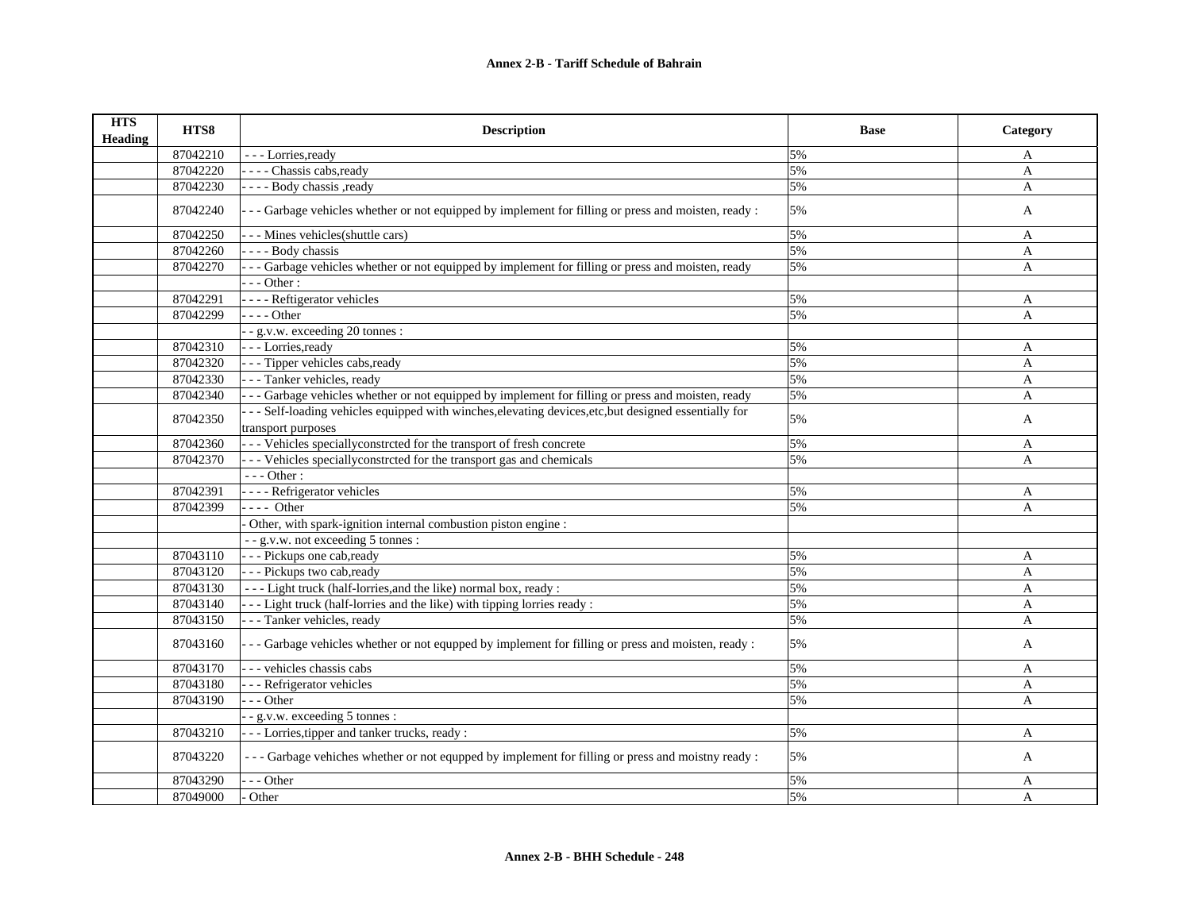**Annex 2-B - Tariff Schedule of Bahrain**

| HTS Heading | HTS8 | Description | Base | Category |
|---|---|---|---|---|
| | 87042210 | - - - Lorries,ready | 5% | A |
| | 87042220 | - - - - Chassis cabs,ready | 5% | A |
| | 87042230 | - - - - Body chassis ,ready | 5% | A |
| | 87042240 | - - - Garbage vehicles whether or not equipped by implement for filling or press and moisten, ready : | 5% | A |
| | 87042250 | - - - Mines vehicles(shuttle cars) | 5% | A |
| | 87042260 | - - - - Body chassis | 5% | A |
| | 87042270 | - - - Garbage vehicles whether or not equipped by implement for filling or press and moisten, ready | 5% | A |
| | | - - - Other : | | |
| | 87042291 | - - - - Reftigerator vehicles | 5% | A |
| | 87042299 | - - - - Other | 5% | A |
| | | - - g.v.w. exceeding 20 tonnes : | | |
| | 87042310 | - - - Lorries,ready | 5% | A |
| | 87042320 | - - - Tipper vehicles cabs,ready | 5% | A |
| | 87042330 | - - - Tanker vehicles, ready | 5% | A |
| | 87042340 | - - - Garbage vehicles whether or not equipped by implement for filling or press and moisten, ready | 5% | A |
| | 87042350 | - - - Self-loading vehicles equipped with winches,elevating devices,etc,but designed essentially for transport purposes | 5% | A |
| | 87042360 | - - - Vehicles speciallyconstrcted for the transport of fresh concrete | 5% | A |
| | 87042370 | - - - Vehicles speciallyconstrcted for the transport gas and chemicals | 5% | A |
| | | - - - Other : | | |
| | 87042391 | - - - - Refrigerator vehicles | 5% | A |
| | 87042399 | - - - - Other | 5% | A |
| | | - Other, with spark-ignition internal combustion piston engine : | | |
| | | - - g.v.w. not exceeding 5 tonnes : | | |
| | 87043110 | - - - Pickups one cab,ready | 5% | A |
| | 87043120 | - - - Pickups two cab,ready | 5% | A |
| | 87043130 | - - - Light truck (half-lorries,and the like) normal box, ready : | 5% | A |
| | 87043140 | - - - Light truck (half-lorries and the like) with tipping lorries ready : | 5% | A |
| | 87043150 | - - - Tanker vehicles, ready | 5% | A |
| | 87043160 | - - - Garbage vehicles whether or not equpped by implement for filling or press and moisten, ready : | 5% | A |
| | 87043170 | - - - vehicles chassis cabs | 5% | A |
| | 87043180 | - - - Refrigerator vehicles | 5% | A |
| | 87043190 | - - - Other | 5% | A |
| | | - - g.v.w. exceeding 5 tonnes : | | |
| | 87043210 | - - - Lorries,tipper and tanker trucks, ready : | 5% | A |
| | 87043220 | - - - Garbage vehiches whether or not equpped by implement for filling or press and moistny ready : | 5% | A |
| | 87043290 | - - - Other | 5% | A |
| | 87049000 | - Other | 5% | A |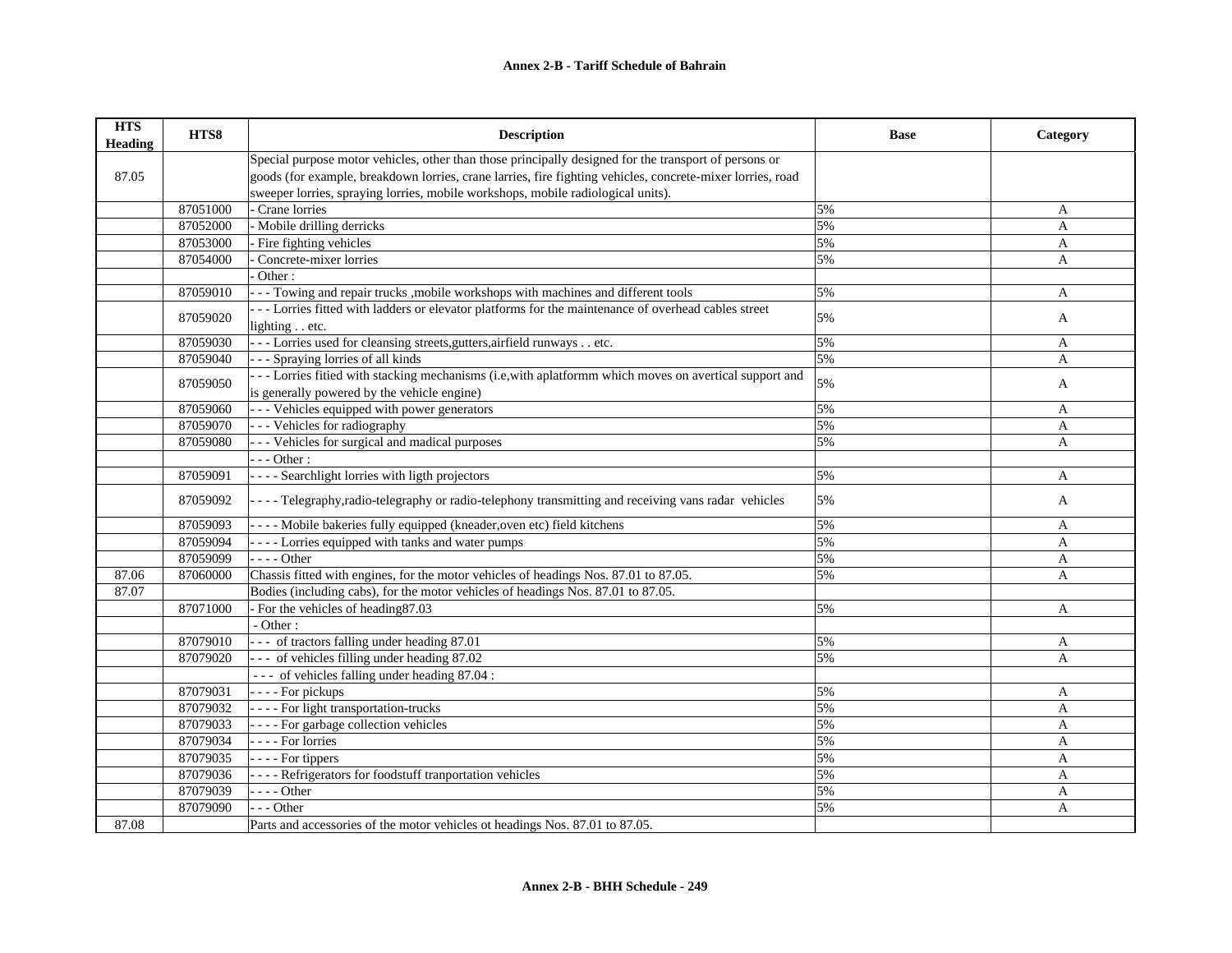**Annex 2-B - Tariff Schedule of Bahrain**

| HTS Heading | HTS8 | Description | Base | Category |
|---|---|---|---|---|
| 87.05 | | Special purpose motor vehicles, other than those principally designed for the transport of persons or goods (for example, breakdown lorries, crane larries, fire fighting vehicles, concrete-mixer lorries, road sweeper lorries, spraying lorries, mobile workshops, mobile radiological units). | | |
| | 87051000 | - Crane lorries | 5% | A |
| | 87052000 | - Mobile drilling derricks | 5% | A |
| | 87053000 | - Fire fighting vehicles | 5% | A |
| | 87054000 | - Concrete-mixer lorries | 5% | A |
| | | - Other : | | |
| | 87059010 | - - - Towing and repair trucks ,mobile workshops with machines and different tools | 5% | A |
| | 87059020 | - - - Lorries fitted with ladders or elevator platforms for the maintenance of overhead cables street lighting . . etc. | 5% | A |
| | 87059030 | - - - Lorries used for cleansing streets,gutters,airfield runways . . etc. | 5% | A |
| | 87059040 | - - - Spraying lorries of all kinds | 5% | A |
| | 87059050 | - - - Lorries fitied with stacking mechanisms (i.e,with aplatformm which moves on avertical support and is generally powered by the vehicle engine) | 5% | A |
| | 87059060 | - - - Vehicles equipped with power generators | 5% | A |
| | 87059070 | - - - Vehicles for radiography | 5% | A |
| | 87059080 | - - - Vehicles for surgical and madical purposes | 5% | A |
| | | - - - Other : | | |
| | 87059091 | - - - - Searchlight lorries with ligth projectors | 5% | A |
| | 87059092 | - - - - Telegraphy,radio-telegraphy or radio-telephony transmitting and receiving vans radar vehicles | 5% | A |
| | 87059093 | - - - - Mobile bakeries fully equipped (kneader,oven etc) field kitchens | 5% | A |
| | 87059094 | - - - - Lorries equipped with tanks and water pumps | 5% | A |
| | 87059099 | - - - - Other | 5% | A |
| 87.06 | 87060000 | Chassis fitted with engines, for the motor vehicles of headings Nos. 87.01 to 87.05. | 5% | A |
| 87.07 | | Bodies (including cabs), for the motor vehicles of headings Nos. 87.01 to 87.05. | | |
| | 87071000 | - For the vehicles of heading87.03 | 5% | A |
| | | - Other : | | |
| | 87079010 | - - - of tractors falling under heading 87.01 | 5% | A |
| | 87079020 | - - - of vehicles filling under heading 87.02 | 5% | A |
| | | - - - of vehicles falling under heading 87.04 : | | |
| | 87079031 | - - - - For pickups | 5% | A |
| | 87079032 | - - - - For light transportation-trucks | 5% | A |
| | 87079033 | - - - - For garbage collection vehicles | 5% | A |
| | 87079034 | - - - - For lorries | 5% | A |
| | 87079035 | - - - - For tippers | 5% | A |
| | 87079036 | - - - - Refrigerators for foodstuff tranportation vehicles | 5% | A |
| | 87079039 | - - - - Other | 5% | A |
| | 87079090 | - - - Other | 5% | A |
| 87.08 | | Parts and accessories of the motor vehicles ot headings Nos. 87.01 to 87.05. | | |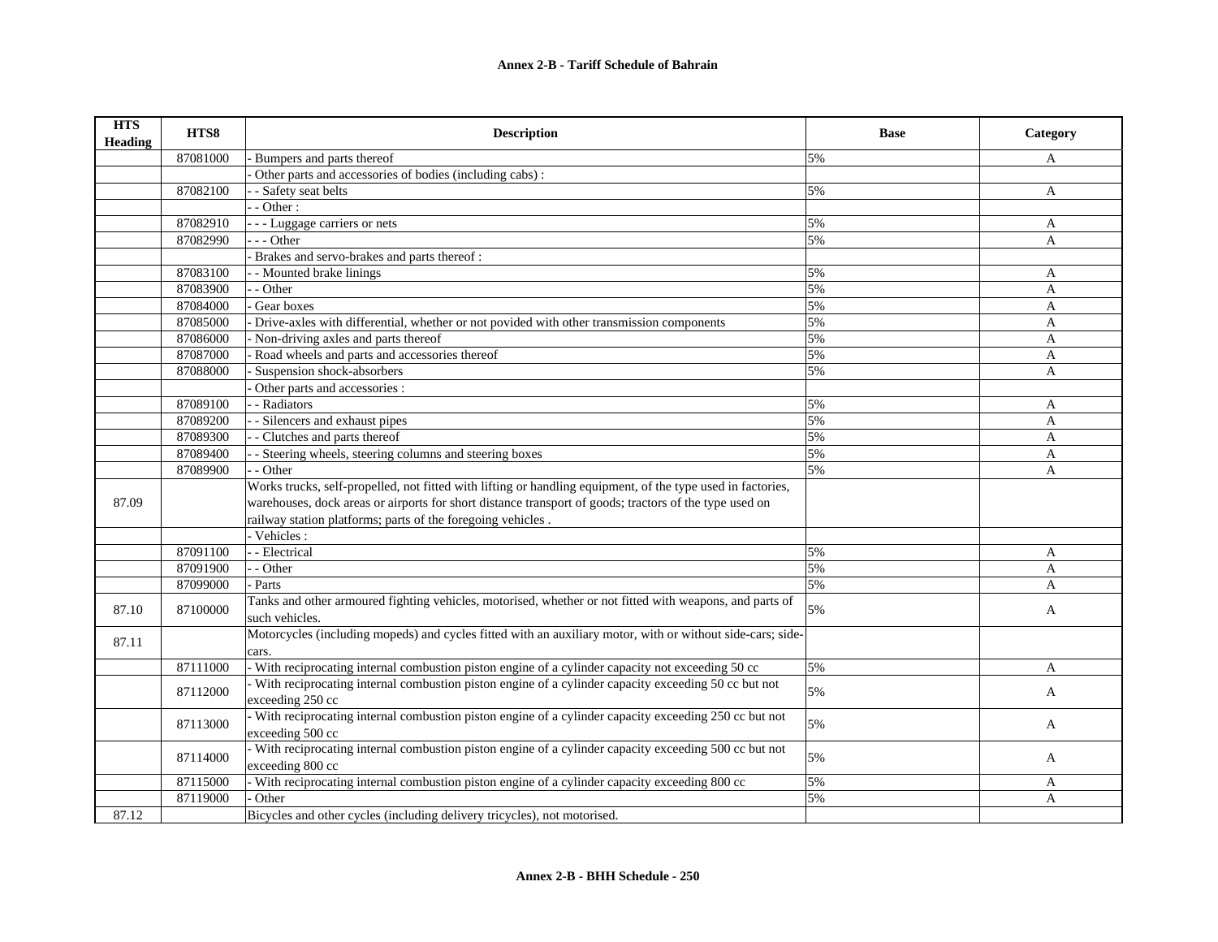| HTS Heading | HTS8 | Description | Base | Category |
|---|---|---|---|---|
| | 87081000 | - Bumpers and parts thereof | 5% | A |
| | | - Other parts and accessories of bodies (including cabs) : | | |
| | 87082100 | - - Safety seat belts | 5% | A |
| | | - - Other : | | |
| | 87082910 | - - - Luggage carriers or nets | 5% | A |
| | 87082990 | - - - Other | 5% | A |
| | | - Brakes and servo-brakes and parts thereof : | | |
| | 87083100 | - - Mounted brake linings | 5% | A |
| | 87083900 | - - Other | 5% | A |
| | 87084000 | - Gear boxes | 5% | A |
| | 87085000 | - Drive-axles with differential, whether or not povided with other transmission components | 5% | A |
| | 87086000 | - Non-driving axles and parts thereof | 5% | A |
| | 87087000 | - Road wheels and parts and accessories thereof | 5% | A |
| | 87088000 | - Suspension shock-absorbers | 5% | A |
| | | - Other parts and accessories : | | |
| | 87089100 | - - Radiators | 5% | A |
| | 87089200 | - - Silencers and exhaust pipes | 5% | A |
| | 87089300 | - - Clutches and parts thereof | 5% | A |
| | 87089400 | - - Steering wheels, steering columns and steering boxes | 5% | A |
| | 87089900 | - - Other | 5% | A |
| 87.09 | | Works trucks, self-propelled, not fitted with lifting or handling equipment, of the type used in factories, warehouses, dock areas or airports for short distance transport of goods; tractors of the type used on railway station platforms; parts of the foregoing vehicles . | | |
| | | - Vehicles : | | |
| | 87091100 | - - Electrical | 5% | A |
| | 87091900 | - - Other | 5% | A |
| | 87099000 | - Parts | 5% | A |
| 87.10 | 87100000 | Tanks and other armoured fighting vehicles, motorised, whether or not fitted with weapons, and parts of such vehicles. | 5% | A |
| 87.11 | | Motorcycles (including mopeds) and cycles fitted with an auxiliary motor, with or without side-cars; side-cars. | | |
| | 87111000 | - With reciprocating internal combustion piston engine of a cylinder capacity not exceeding 50 cc | 5% | A |
| | 87112000 | - With reciprocating internal combustion piston engine of a cylinder capacity exceeding 50 cc but not exceeding 250 cc | 5% | A |
| | 87113000 | - With reciprocating internal combustion piston engine of a cylinder capacity exceeding 250 cc but not exceeding 500 cc | 5% | A |
| | 87114000 | - With reciprocating internal combustion piston engine of a cylinder capacity exceeding 500 cc but not exceeding 800 cc | 5% | A |
| | 87115000 | - With reciprocating internal combustion piston engine of a cylinder capacity exceeding 800 cc | 5% | A |
| | 87119000 | - Other | 5% | A |
| 87.12 | | Bicycles and other cycles (including delivery tricycles), not motorised. | | |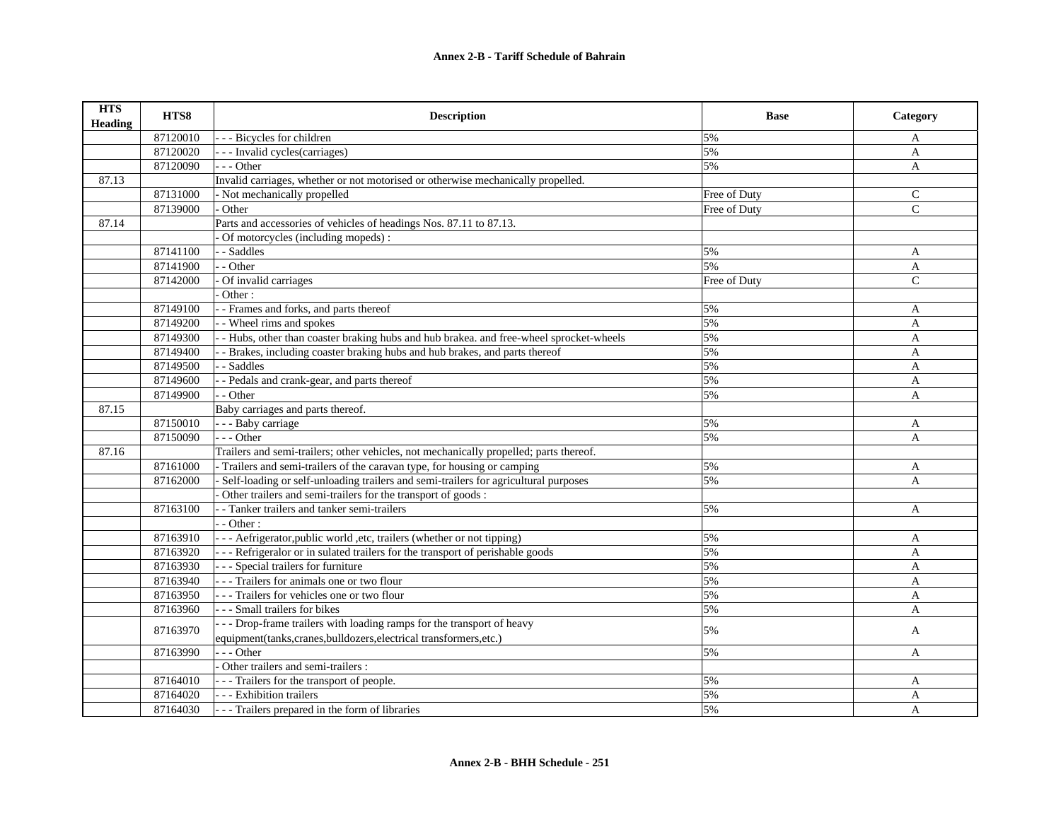**Annex 2-B - Tariff Schedule of Bahrain**

| HTS Heading | HTS8 | Description | Base | Category |
|---|---|---|---|---|
| | 87120010 | - - - Bicycles for children | 5% | A |
| | 87120020 | - - - Invalid cycles(carriages) | 5% | A |
| | 87120090 | - - - Other | 5% | A |
| 87.13 | | Invalid carriages, whether or not motorised or otherwise mechanically propelled. | | |
| | 87131000 | - Not mechanically propelled | Free of Duty | C |
| | 87139000 | - Other | Free of Duty | C |
| 87.14 | | Parts and accessories of vehicles of headings Nos. 87.11 to 87.13. | | |
| | | - Of motorcycles (including mopeds) : | | |
| | 87141100 | - - Saddles | 5% | A |
| | 87141900 | - - Other | 5% | A |
| | 87142000 | - Of invalid carriages | Free of Duty | C |
| | | - Other : | | |
| | 87149100 | - - Frames and forks, and parts thereof | 5% | A |
| | 87149200 | - - Wheel rims and spokes | 5% | A |
| | 87149300 | - - Hubs, other than coaster braking hubs and hub brakea. and free-wheel sprocket-wheels | 5% | A |
| | 87149400 | - - Brakes, including coaster braking hubs and hub brakes, and parts thereof | 5% | A |
| | 87149500 | - - Saddles | 5% | A |
| | 87149600 | - - Pedals and crank-gear, and parts thereof | 5% | A |
| | 87149900 | - - Other | 5% | A |
| 87.15 | | Baby carriages and parts thereof. | | |
| | 87150010 | - - - Baby carriage | 5% | A |
| | 87150090 | - - - Other | 5% | A |
| 87.16 | | Trailers and semi-trailers; other vehicles, not mechanically propelled; parts thereof. | | |
| | 87161000 | - Trailers and semi-trailers of the caravan type, for housing or camping | 5% | A |
| | 87162000 | - Self-loading or self-unloading trailers and semi-trailers for agricultural purposes | 5% | A |
| | | - Other trailers and semi-trailers for the transport of goods : | | |
| | 87163100 | - - Tanker trailers and tanker semi-trailers | 5% | A |
| | | - - Other : | | |
| | 87163910 | - - - Aefrigerator,public world ,etc, trailers (whether or not tipping) | 5% | A |
| | 87163920 | - - - Refrigeralor or in sulated trailers for the transport of perishable goods | 5% | A |
| | 87163930 | - - - Special trailers for furniture | 5% | A |
| | 87163940 | - - - Trailers for animals one or two flour | 5% | A |
| | 87163950 | - - - Trailers for vehicles one or two flour | 5% | A |
| | 87163960 | - - - Small trailers for bikes | 5% | A |
| | 87163970 | - - - Drop-frame trailers with loading ramps for the transport of heavy equipment(tanks,cranes,bulldozers,electrical transformers,etc.) | 5% | A |
| | 87163990 | - - - Other | 5% | A |
| | | - Other trailers and semi-trailers : | | |
| | 87164010 | - - - Trailers for the transport of people. | 5% | A |
| | 87164020 | - - - Exhibition trailers | 5% | A |
| | 87164030 | - - - Trailers prepared in the form of libraries | 5% | A |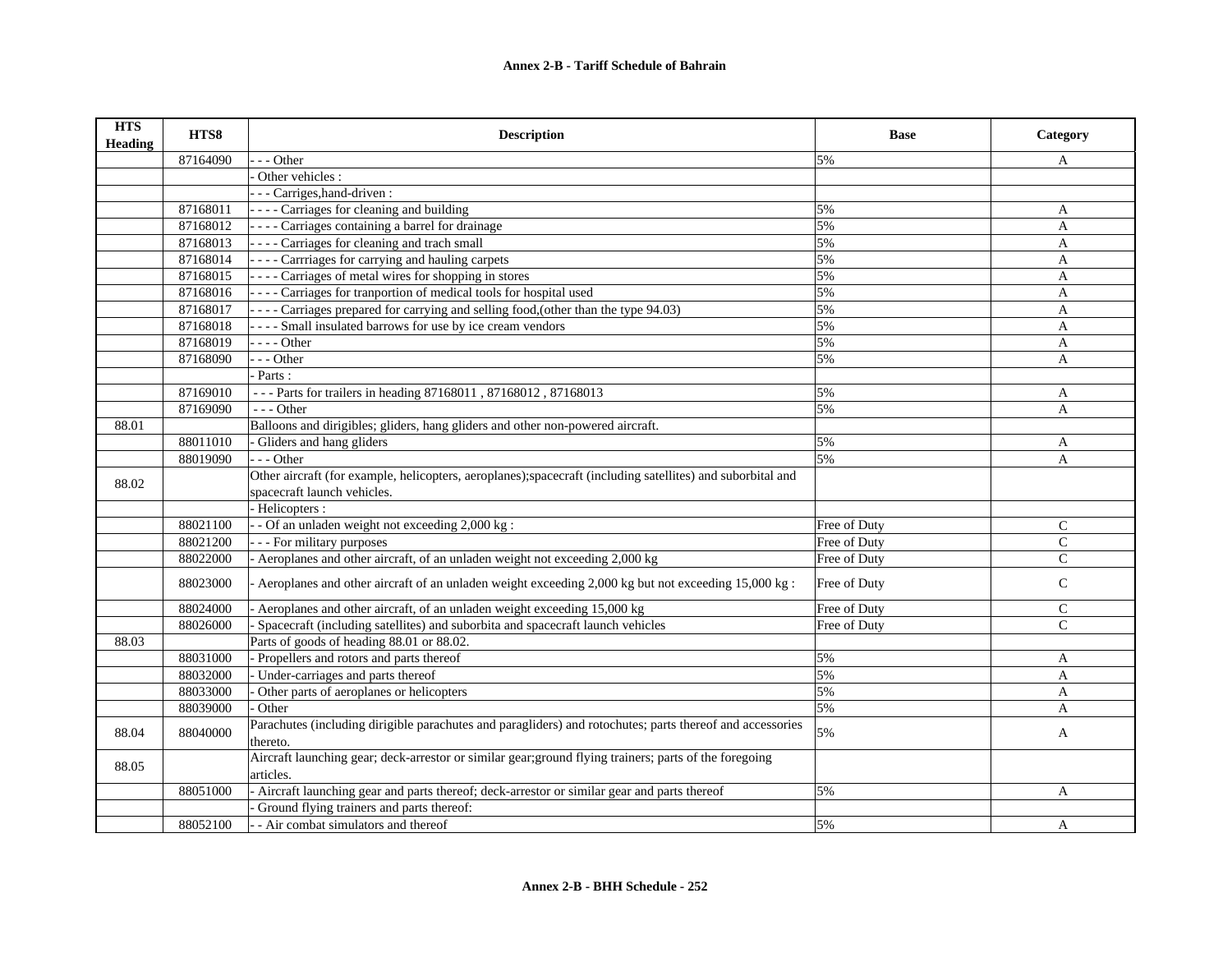| HTS Heading | HTS8 | Description | Base | Category |
|---|---|---|---|---|
| | 87164090 | - - - Other | 5% | A |
| | | - Other vehicles : | | |
| | | - - - Carriges,hand-driven : | | |
| | 87168011 | - - - - Carriages for cleaning and building | 5% | A |
| | 87168012 | - - - - Carriages containing a barrel for drainage | 5% | A |
| | 87168013 | - - - - Carriages for cleaning and trach small | 5% | A |
| | 87168014 | - - - - Carrriages for carrying and hauling carpets | 5% | A |
| | 87168015 | - - - - Carriages of metal wires for shopping in stores | 5% | A |
| | 87168016 | - - - - Carriages for tranportion of medical tools for hospital used | 5% | A |
| | 87168017 | - - - - Carriages prepared for carrying and selling food,(other than the type 94.03) | 5% | A |
| | 87168018 | - - - - Small insulated barrows for use by ice cream vendors | 5% | A |
| | 87168019 | - - - - Other | 5% | A |
| | 87168090 | - - - Other | 5% | A |
| | | - Parts : | | |
| | 87169010 | - - - Parts for trailers in heading 87168011 , 87168012 , 87168013 | 5% | A |
| | 87169090 | - - - Other | 5% | A |
| 88.01 | | Balloons and dirigibles; gliders, hang gliders and other non-powered aircraft. | | |
| | 88011010 | - Gliders and hang gliders | 5% | A |
| | 88019090 | - - - Other | 5% | A |
| 88.02 | | Other aircraft (for example, helicopters, aeroplanes);spacecraft (including satellites) and suborbital and spacecraft launch vehicles. | | |
| | | - Helicopters : | | |
| | 88021100 | - - Of an unladen weight not exceeding 2,000 kg : | Free of Duty | C |
| | 88021200 | - - - For military purposes | Free of Duty | C |
| | 88022000 | - Aeroplanes and other aircraft, of an unladen weight not exceeding 2,000 kg | Free of Duty | C |
| | 88023000 | - Aeroplanes and other aircraft of an unladen weight exceeding 2,000 kg but not exceeding 15,000 kg : | Free of Duty | C |
| | 88024000 | - Aeroplanes and other aircraft, of an unladen weight exceeding 15,000 kg | Free of Duty | C |
| | 88026000 | - Spacecraft (including satellites) and suborbita and spacecraft launch vehicles | Free of Duty | C |
| 88.03 | | Parts of goods of heading 88.01 or 88.02. | | |
| | 88031000 | - Propellers and rotors and parts thereof | 5% | A |
| | 88032000 | - Under-carriages and parts thereof | 5% | A |
| | 88033000 | - Other parts of aeroplanes or helicopters | 5% | A |
| | 88039000 | - Other | 5% | A |
| 88.04 | 88040000 | Parachutes (including dirigible parachutes and paragliders) and rotochutes; parts thereof and accessories thereto. | 5% | A |
| 88.05 | | Aircraft launching gear; deck-arrestor or similar gear;ground flying trainers; parts of the foregoing articles. | | |
| | 88051000 | - Aircraft launching gear and parts thereof; deck-arrestor or similar gear and parts thereof | 5% | A |
| | | - Ground flying trainers and parts thereof: | | |
| | 88052100 | - - Air combat simulators and thereof | 5% | A |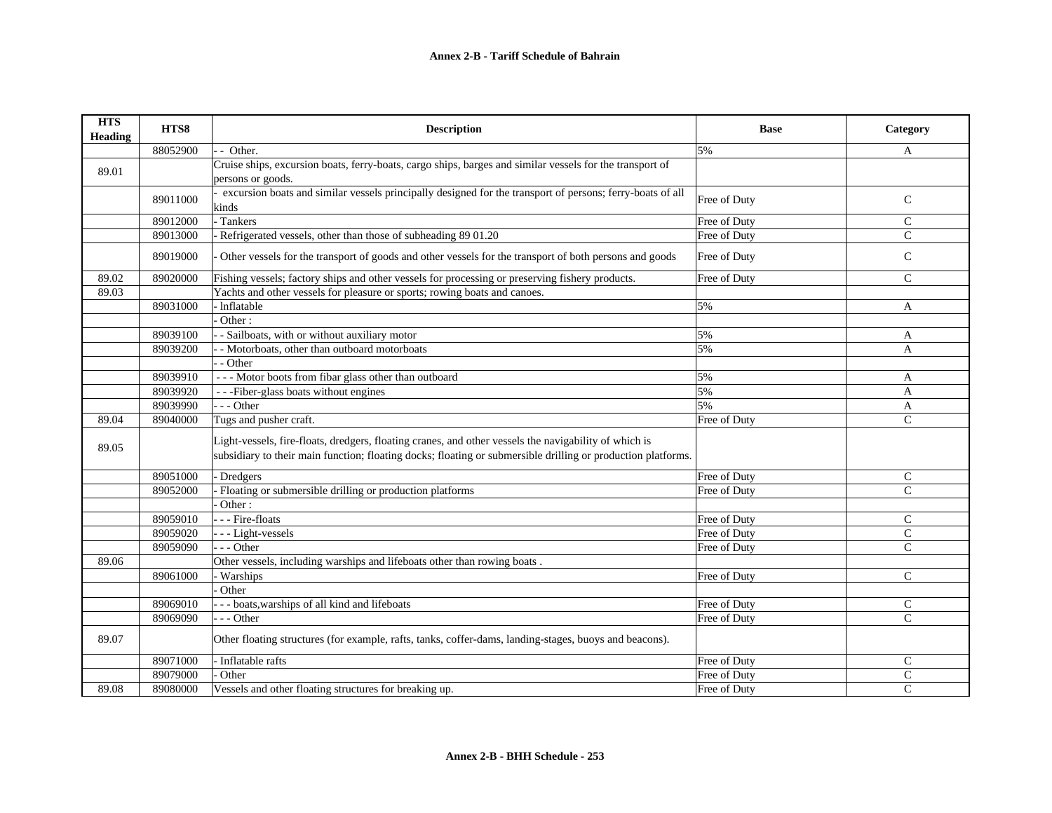| HTS Heading | HTS8 | Description | Base | Category |
|---|---|---|---|---|
| | 88052900 | - - Other. | 5% | A |
| 89.01 | | Cruise ships, excursion boats, ferry-boats, cargo ships, barges and similar vessels for the transport of persons or goods. | | |
| | 89011000 | - excursion boats and similar vessels principally designed for the transport of persons; ferry-boats of all kinds | Free of Duty | C |
| | 89012000 | - Tankers | Free of Duty | C |
| | 89013000 | - Refrigerated vessels, other than those of subheading 89 01.20 | Free of Duty | C |
| | 89019000 | - Other vessels for the transport of goods and other vessels for the transport of both persons and goods | Free of Duty | C |
| 89.02 | 89020000 | Fishing vessels; factory ships and other vessels for processing or preserving fishery products. | Free of Duty | C |
| 89.03 | | Yachts and other vessels for pleasure or sports; rowing boats and canoes. | | |
| | 89031000 | - lnflatable | 5% | A |
| | | - Other : | | |
| | 89039100 | - - Sailboats, with or without auxiliary motor | 5% | A |
| | 89039200 | - - Motorboats, other than outboard motorboats | 5% | A |
| | | - - Other | | |
| | 89039910 | - - - Motor boots from fibar glass other than outboard | 5% | A |
| | 89039920 | - - -Fiber-glass boats without engines | 5% | A |
| | 89039990 | - - - Other | 5% | A |
| 89.04 | 89040000 | Tugs and pusher craft. | Free of Duty | C |
| 89.05 | | Light-vessels, fire-floats, dredgers, floating cranes, and other vessels the navigability of which is subsidiary to their main function; floating docks; floating or submersible drilling or production platforms. | | |
| | 89051000 | - Dredgers | Free of Duty | C |
| | 89052000 | - Floating or submersible drilling or production platforms | Free of Duty | C |
| | | - Other : | | |
| | 89059010 | - - - Fire-floats | Free of Duty | C |
| | 89059020 | - - - Light-vessels | Free of Duty | C |
| | 89059090 | - - - Other | Free of Duty | C |
| 89.06 | | Other vessels, including warships and lifeboats other than rowing boats . | | |
| | 89061000 | - Warships | Free of Duty | C |
| | | - Other | | |
| | 89069010 | - - - boats,warships of all kind and lifeboats | Free of Duty | C |
| | 89069090 | - - - Other | Free of Duty | C |
| 89.07 | | Other floating structures (for example, rafts, tanks, coffer-dams, landing-stages, buoys and beacons). | | |
| | 89071000 | - Inflatable rafts | Free of Duty | C |
| | 89079000 | - Other | Free of Duty | C |
| 89.08 | 89080000 | Vessels and other floating structures for breaking up. | Free of Duty | C |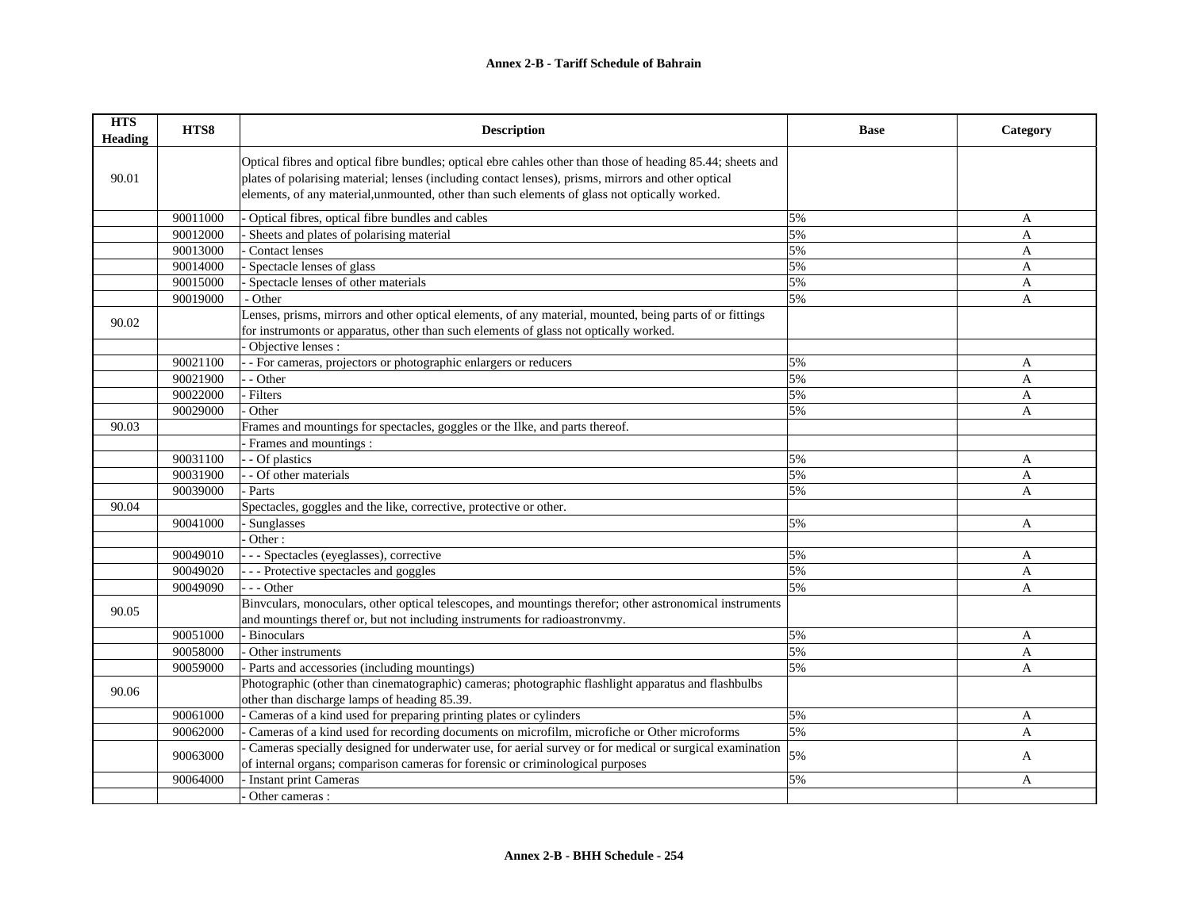**Annex 2-B - Tariff Schedule of Bahrain**

| HTS Heading | HTS8 | Description | Base | Category |
|---|---|---|---|---|
| 90.01 | | Optical fibres and optical fibre bundles; optical ebre cahles other than those of heading 85.44; sheets and plates of polarising material; lenses (including contact lenses), prisms, mirrors and other optical elements, of any material,unmounted, other than such elements of glass not optically worked. | | |
| | 90011000 | - Optical fibres, optical fibre bundles and cables | 5% | A |
| | 90012000 | - Sheets and plates of polarising material | 5% | A |
| | 90013000 | - Contact lenses | 5% | A |
| | 90014000 | - Spectacle lenses of glass | 5% | A |
| | 90015000 | - Spectacle lenses of other materials | 5% | A |
| | 90019000 | - Other | 5% | A |
| 90.02 | | Lenses, prisms, mirrors and other optical elements, of any material, mounted, being parts of or fittings for instrumonts or apparatus, other than such elements of glass not optically worked. | | |
| | | - Objective lenses : | | |
| | 90021100 | - - For cameras, projectors or photographic enlargers or reducers | 5% | A |
| | 90021900 | - - Other | 5% | A |
| | 90022000 | - Filters | 5% | A |
| | 90029000 | - Other | 5% | A |
| 90.03 | | Frames and mountings for spectacles, goggles or the Ilke, and parts thereof. | | |
| | | - Frames and mountings : | | |
| | 90031100 | - - Of plastics | 5% | A |
| | 90031900 | - - Of other materials | 5% | A |
| | 90039000 | - Parts | 5% | A |
| 90.04 | | Spectacles, goggles and the like, corrective, protective or other. | | |
| | 90041000 | - Sunglasses | 5% | A |
| | | - Other : | | |
| | 90049010 | - - - Spectacles (eyeglasses), corrective | 5% | A |
| | 90049020 | - - - Protective spectacles and goggles | 5% | A |
| | 90049090 | - - - Other | 5% | A |
| 90.05 | | Binvculars, monoculars, other optical telescopes, and mountings therefor; other astronomical instruments and mountings theref or, but not including instruments for radioastronvmy. | | |
| | 90051000 | - Binoculars | 5% | A |
| | 90058000 | - Other instruments | 5% | A |
| | 90059000 | - Parts and accessories (including mountings) | 5% | A |
| 90.06 | | Photographic (other than cinematographic) cameras; photographic flashlight apparatus and flashbulbs other than discharge lamps of heading 85.39. | | |
| | 90061000 | - Cameras of a kind used for preparing printing plates or cylinders | 5% | A |
| | 90062000 | - Cameras of a kind used for recording documents on microfilm, microfiche or Other microforms | 5% | A |
| | 90063000 | - Cameras specially designed for underwater use, for aerial survey or for medical or surgical examination of internal organs; comparison cameras for forensic or criminological purposes | 5% | A |
| | 90064000 | - Instant print Cameras | 5% | A |
| | | - Other cameras : | | |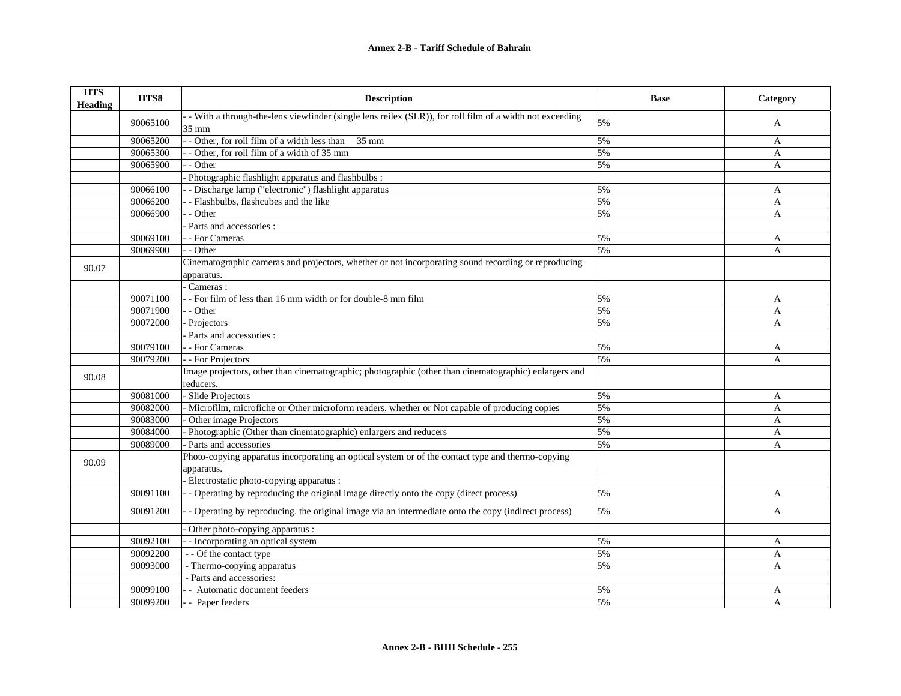# Annex 2-B - Tariff Schedule of Bahrain

| HTS Heading | HTS8 | Description | Base | Category |
|---|---|---|---|---|
| | 90065100 | - - With a through-the-lens viewfinder (single lens reilex (SLR)), for roll film of a width not exceeding 35 mm | 5% | A |
| | 90065200 | - - Other, for roll film of a width less than 35 mm | 5% | A |
| | 90065300 | - - Other, for roll film of a width of 35 mm | 5% | A |
| | 90065900 | - - Other | 5% | A |
| | | - Photographic flashlight apparatus and flashbulbs : | | |
| | 90066100 | - - Discharge lamp ("electronic") flashlight apparatus | 5% | A |
| | 90066200 | - - Flashbulbs, flashcubes and the like | 5% | A |
| | 90066900 | - - Other | 5% | A |
| | | - Parts and accessories : | | |
| | 90069100 | - - For Cameras | 5% | A |
| | 90069900 | - - Other | 5% | A |
| 90.07 | | Cinematographic cameras and projectors, whether or not incorporating sound recording or reproducing apparatus. | | |
| | | - Cameras : | | |
| | 90071100 | - - For film of less than 16 mm width or for double-8 mm film | 5% | A |
| | 90071900 | - - Other | 5% | A |
| | 90072000 | - Projectors | 5% | A |
| | | - Parts and accessories : | | |
| | 90079100 | - - For Cameras | 5% | A |
| | 90079200 | - - For Projectors | 5% | A |
| 90.08 | | Image projectors, other than cinematographic; photographic (other than cinematographic) enlargers and reducers. | | |
| | 90081000 | - Slide Projectors | 5% | A |
| | 90082000 | - Microfilm, microfiche or Other microform readers, whether or Not capable of producing copies | 5% | A |
| | 90083000 | - Other image Projectors | 5% | A |
| | 90084000 | - Photographic (Other than cinematographic) enlargers and reducers | 5% | A |
| | 90089000 | - Parts and accessories | 5% | A |
| 90.09 | | Photo-copying apparatus incorporating an optical system or of the contact type and thermo-copying apparatus. | | |
| | | - Electrostatic photo-copying apparatus : | | |
| | 90091100 | - - Operating by reproducing the original image directly onto the copy (direct process) | 5% | A |
| | 90091200 | - - Operating by reproducing. the original image via an intermediate onto the copy (indirect process) | 5% | A |
| | | - Other photo-copying apparatus : | | |
| | 90092100 | - - Incorporating an optical system | 5% | A |
| | 90092200 | - - Of the contact type | 5% | A |
| | 90093000 | - Thermo-copying apparatus | 5% | A |
| | | - Parts and accessories: | | |
| | 90099100 | - - Automatic document feeders | 5% | A |
| | 90099200 | - - Paper feeders | 5% | A |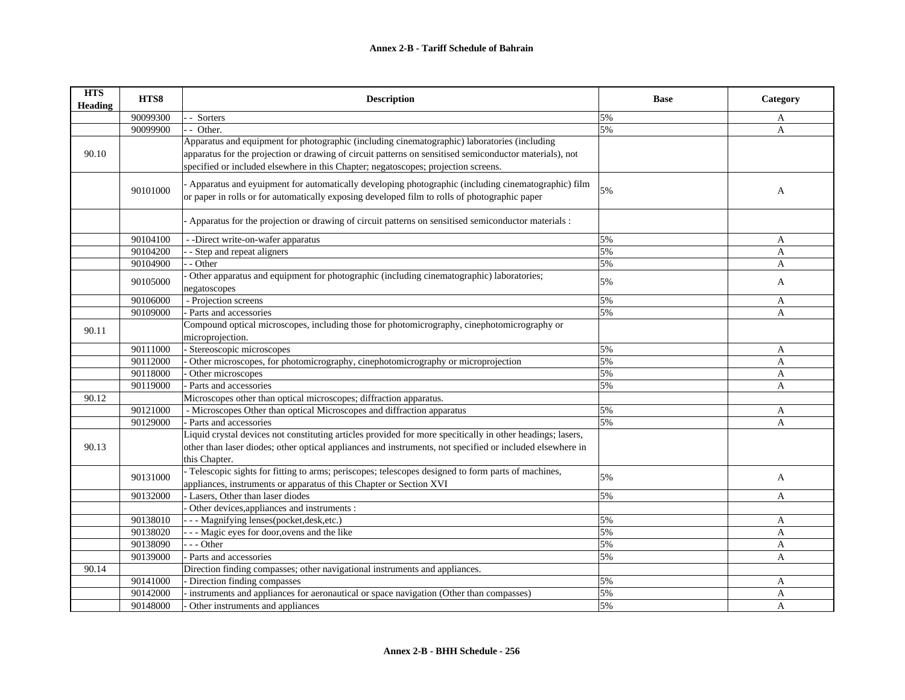| HTS Heading | HTS8 | Description | Base | Category |
|---|---|---|---|---|
| | 90099300 | - - Sorters | 5% | A |
| | 90099900 | - - Other. | 5% | A |
| 90.10 | | Apparatus and equipment for photographic (including cinematographic) laboratories (including apparatus for the projection or drawing of circuit patterns on sensitised semiconductor materials), not specified or included elsewhere in this Chapter; negatoscopes; projection screens. | | |
| | 90101000 | - Apparatus and eyuipment for automatically developing photographic (including cinematographic) film or paper in rolls or for automatically exposing developed film to rolls of photographic paper | 5% | A |
| | | - Apparatus for the projection or drawing of circuit patterns on sensitised semiconductor materials : | | |
| | 90104100 | - -Direct write-on-wafer apparatus | 5% | A |
| | 90104200 | - - Step and repeat aligners | 5% | A |
| | 90104900 | - - Other | 5% | A |
| | 90105000 | - Other apparatus and equipment for photographic (including cinematographic) laboratories; negatoscopes | 5% | A |
| | 90106000 | - Projection screens | 5% | A |
| | 90109000 | - Parts and accessories | 5% | A |
| 90.11 | | Compound optical microscopes, including those for photomicrography, cinephotomicrography or microprojection. | | |
| | 90111000 | - Stereoscopic microscopes | 5% | A |
| | 90112000 | - Other microscopes, for photomicrography, cinephotomicrography or microprojection | 5% | A |
| | 90118000 | - Other microscopes | 5% | A |
| | 90119000 | - Parts and accessories | 5% | A |
| 90.12 | | Microscopes other than optical microscopes; diffraction apparatus. | | |
| | 90121000 | - Microscopes Other than optical Microscopes and diffraction apparatus | 5% | A |
| | 90129000 | - Parts and accessories | 5% | A |
| 90.13 | | Liquid crystal devices not constituting articles provided for more specitically in other headings; lasers, other than laser diodes; other optical appliances and instruments, not specified or included elsewhere in this Chapter. | | |
| | 90131000 | - Telescopic sights for fitting to arms; periscopes; telescopes designed to form parts of machines, appliances, instruments or apparatus of this Chapter or Section XVI | 5% | A |
| | 90132000 | - Lasers, Other than laser diodes | 5% | A |
| | | - Other devices,appliances and instruments : | | |
| | 90138010 | - - - Magnifying lenses(pocket,desk,etc.) | 5% | A |
| | 90138020 | - - - Magic eyes for door,ovens and the like | 5% | A |
| | 90138090 | - - - Other | 5% | A |
| | 90139000 | - Parts and accessories | 5% | A |
| 90.14 | | Direction finding compasses; other navigational instruments and appliances. | | |
| | 90141000 | - Direction finding compasses | 5% | A |
| | 90142000 | - instruments and appliances for aeronautical or space navigation (Other than compasses) | 5% | A |
| | 90148000 | - Other instruments and appliances | 5% | A |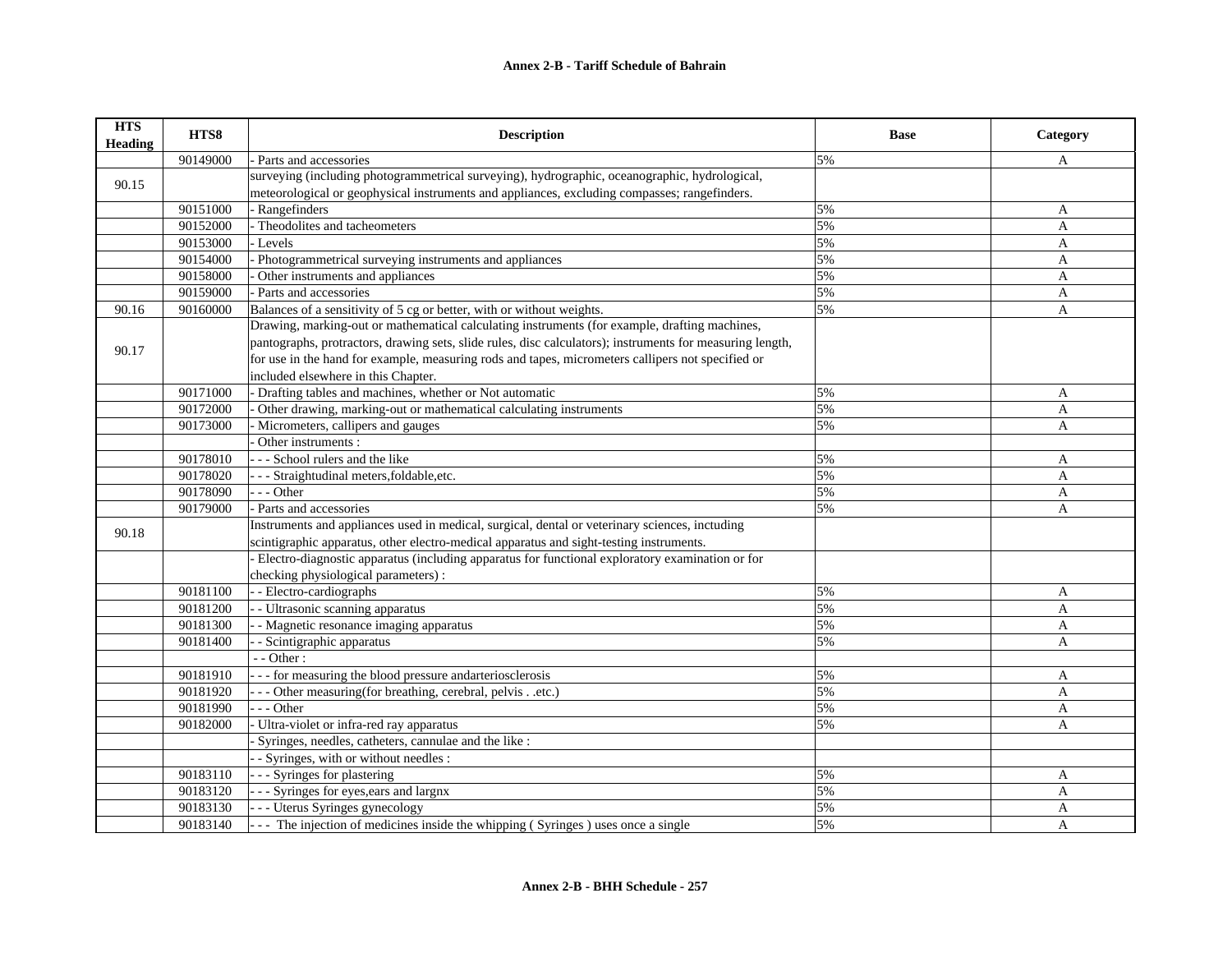## Annex 2-B - Tariff Schedule of Bahrain

| HTS Heading | HTS8 | Description | Base | Category |
|---|---|---|---|---|
| | 90149000 | - Parts and accessories | 5% | A |
| 90.15 | | surveying (including photogrammetrical surveying), hydrographic, oceanographic, hydrological, meteorological or geophysical instruments and appliances, excluding compasses; rangefinders. | | |
| | 90151000 | - Rangefinders | 5% | A |
| | 90152000 | - Theodolites and tacheometers | 5% | A |
| | 90153000 | - Levels | 5% | A |
| | 90154000 | - Photogrammetrical surveying instruments and appliances | 5% | A |
| | 90158000 | - Other instruments and appliances | 5% | A |
| | 90159000 | - Parts and accessories | 5% | A |
| 90.16 | 90160000 | Balances of a sensitivity of 5 cg or better, with or without weights. | 5% | A |
| 90.17 | | Drawing, marking-out or mathematical calculating instruments (for example, drafting machines, pantographs, protractors, drawing sets, slide rules, disc calculators); instruments for measuring length, for use in the hand for example, measuring rods and tapes, micrometers callipers not specified or included elsewhere in this Chapter. | | |
| | 90171000 | - Drafting tables and machines, whether or Not automatic | 5% | A |
| | 90172000 | - Other drawing, marking-out or mathematical calculating instruments | 5% | A |
| | 90173000 | - Micrometers, callipers and gauges | 5% | A |
| | | - Other instruments : | | |
| | 90178010 | - - - School rulers and the like | 5% | A |
| | 90178020 | - - - Straightudinal meters,foldable,etc. | 5% | A |
| | 90178090 | - - - Other | 5% | A |
| | 90179000 | - Parts and accessories | 5% | A |
| 90.18 | | Instruments and appliances used in medical, surgical, dental or veterinary sciences, inctuding scintigraphic apparatus, other electro-medical apparatus and sight-testing instruments. | | |
| | | - Electro-diagnostic apparatus (including apparatus for functional exploratory examination or for checking physiological parameters) : | | |
| | 90181100 | - - Electro-cardiographs | 5% | A |
| | 90181200 | - - Ultrasonic scanning apparatus | 5% | A |
| | 90181300 | - - Magnetic resonance imaging apparatus | 5% | A |
| | 90181400 | - - Scintigraphic apparatus | 5% | A |
| | | - - Other : | | |
| | 90181910 | - - - for measuring the blood pressure andarteriosclerosis | 5% | A |
| | 90181920 | - - - Other measuring(for breathing, cerebral, pelvis . .etc.) | 5% | A |
| | 90181990 | - - - Other | 5% | A |
| | 90182000 | - Ultra-violet or infra-red ray apparatus | 5% | A |
| | | - Syringes, needles, catheters, cannulae and the like : | | |
| | | - - Syringes, with or without needles : | | |
| | 90183110 | - - - Syringes for plastering | 5% | A |
| | 90183120 | - - - Syringes for eyes,ears and largnx | 5% | A |
| | 90183130 | - - - Uterus Syringes gynecology | 5% | A |
| | 90183140 | - - - The injection of medicines inside the whipping ( Syringes ) uses once a single | 5% | A |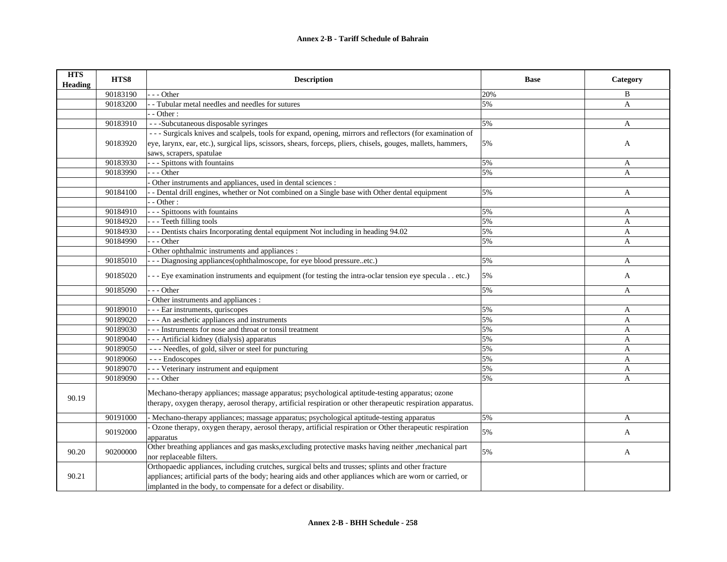## Annex 2-B - Tariff Schedule of Bahrain

| HTS Heading | HTS8 | Description | Base | Category |
|---|---|---|---|---|
| | 90183190 | - - - Other | 20% | B |
| | 90183200 | - - Tubular metal needles and needles for sutures | 5% | A |
| | | - - Other : | | |
| | 90183910 | - - -Subcutaneous disposable syringes | 5% | A |
| | 90183920 | - - - Surgicals knives and scalpels, tools for expand, opening, mirrors and reflectors (for examination of eye, larynx, ear, etc.), surgical lips, scissors, shears, forceps, pliers, chisels, gouges, mallets, hammers, saws, scrapers, spatulae | 5% | A |
| | 90183930 | - - - Spittons with fountains | 5% | A |
| | 90183990 | - - - Other | 5% | A |
| | | - Other instruments and appliances, used in dental sciences : | | |
| | 90184100 | - - Dental drill engines, whether or Not combined on a Single base with Other dental equipment | 5% | A |
| | | - - Other : | | |
| | 90184910 | - - - Spittoons with fountains | 5% | A |
| | 90184920 | - - - Teeth filling tools | 5% | A |
| | 90184930 | - - - Dentists chairs Incorporating dental equipment Not including in heading 94.02 | 5% | A |
| | 90184990 | - - - Other | 5% | A |
| | | - Other ophthalmic instruments and appliances : | | |
| | 90185010 | - - - Diagnosing appliances(ophthalmoscope, for eye blood pressure..etc.) | 5% | A |
| | 90185020 | - - - Eye examination instruments and equipment (for testing the intra-oclar tension eye specula . . etc.) | 5% | A |
| | 90185090 | - - - Other | 5% | A |
| | | - Other instruments and appliances : | | |
| | 90189010 | - - - Ear instruments, quriscopes | 5% | A |
| | 90189020 | - - - An aesthetic appliances and instruments | 5% | A |
| | 90189030 | - - - Instruments for nose and throat or tonsil treatment | 5% | A |
| | 90189040 | - - - Artificial kidney (dialysis) apparatus | 5% | A |
| | 90189050 | - - - Needles, of gold, silver or steel for puncturing | 5% | A |
| | 90189060 | - - - Endoscopes | 5% | A |
| | 90189070 | - - - Veterinary instrument and equipment | 5% | A |
| | 90189090 | - - - Other | 5% | A |
| 90.19 | | Mechano-therapy appliances; massage apparatus; psychological aptitude-testing apparatus; ozone therapy, oxygen therapy, aerosol therapy, artificial respiration or other therapeutic respiration apparatus. | | |
| | 90191000 | - Mechano-therapy appliances; massage apparatus; psychological aptitude-testing apparatus | 5% | A |
| | 90192000 | - Ozone therapy, oxygen therapy, aerosol therapy, artificial respiration or Other therapeutic respiration apparatus | 5% | A |
| 90.20 | 90200000 | Other breathing appliances and gas masks,excluding protective masks having neither ,mechanical part nor replaceable filters. | 5% | A |
| 90.21 | | Orthopaedic appliances, including crutches, surgical belts and trusses; splints and other fracture appliances; artificial parts of the body; hearing aids and other appliances which are worn or carried, or implanted in the body, to compensate for a defect or disability. | | |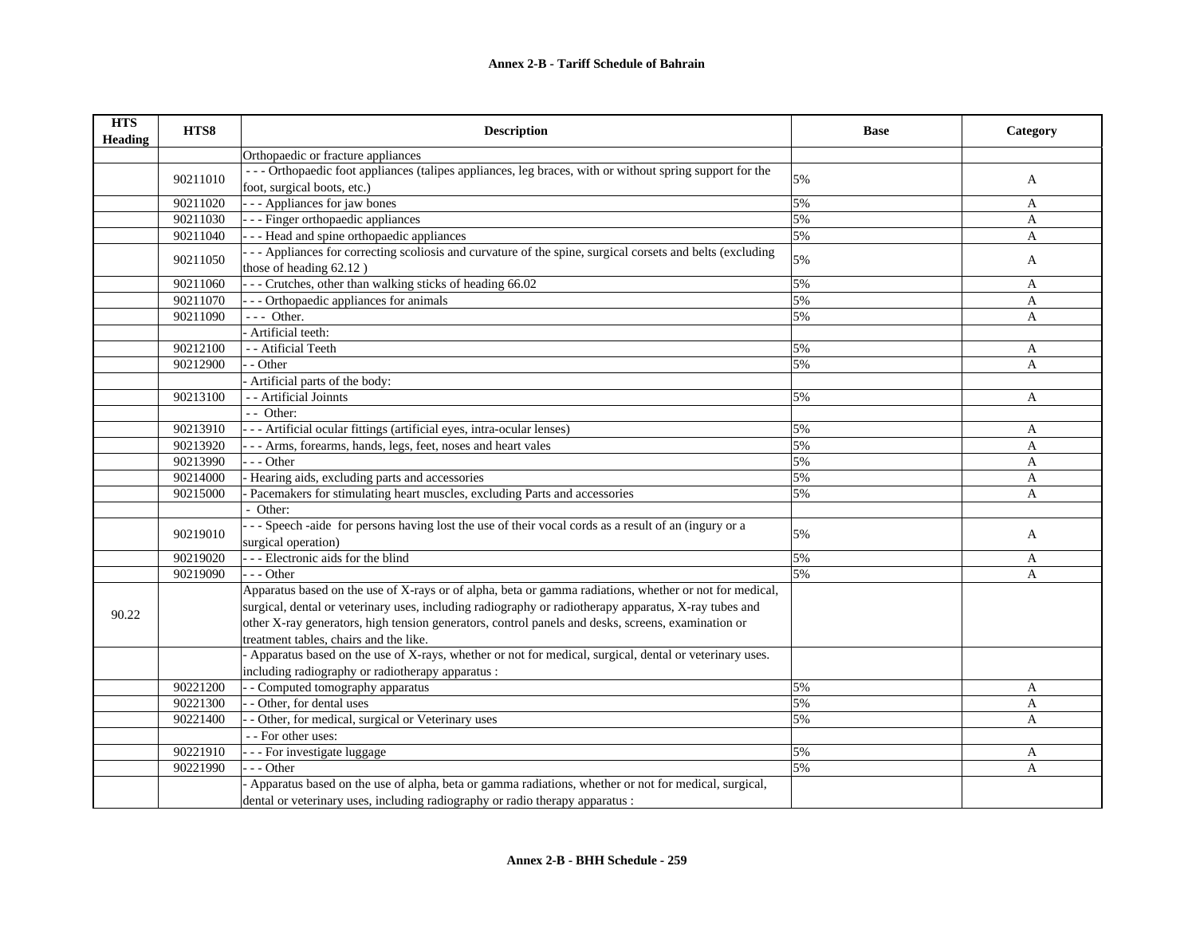| HTS Heading | HTS8 | Description | Base | Category |
|---|---|---|---|---|
| | | Orthopaedic or fracture appliances | | |
| | 90211010 | - - - Orthopaedic foot appliances (talipes appliances, leg braces, with or without spring support for the foot, surgical boots, etc.) | 5% | A |
| | 90211020 | - - - Appliances for jaw bones | 5% | A |
| | 90211030 | - - - Finger orthopaedic appliances | 5% | A |
| | 90211040 | - - - Head and spine orthopaedic appliances | 5% | A |
| | 90211050 | - - - Appliances for correcting scoliosis and curvature of the spine, surgical corsets and belts (excluding those of heading 62.12 ) | 5% | A |
| | 90211060 | - - - Crutches, other than walking sticks of heading 66.02 | 5% | A |
| | 90211070 | - - - Orthopaedic appliances for animals | 5% | A |
| | 90211090 | - - - Other. | 5% | A |
| | | - Artificial teeth: | | |
| | 90212100 | - - Atificial Teeth | 5% | A |
| | 90212900 | - - Other | 5% | A |
| | | - Artificial parts of the body: | | |
| | 90213100 | - - Artificial Joinnts | 5% | A |
| | | - - Other: | | |
| | 90213910 | - - - Artificial ocular fittings (artificial eyes, intra-ocular lenses) | 5% | A |
| | 90213920 | - - - Arms, forearms, hands, legs, feet, noses and heart vales | 5% | A |
| | 90213990 | - - - Other | 5% | A |
| | 90214000 | - Hearing aids, excluding parts and accessories | 5% | A |
| | 90215000 | - Pacemakers for stimulating heart muscles, excluding Parts and accessories | 5% | A |
| | | - Other: | | |
| | 90219010 | - - - Speech -aide for persons having lost the use of their vocal cords as a result of an (ingury or a surgical operation) | 5% | A |
| | 90219020 | - - - Electronic aids for the blind | 5% | A |
| | 90219090 | - - - Other | 5% | A |
| 90.22 | | Apparatus based on the use of X-rays or of alpha, beta or gamma radiations, whether or not for medical, surgical, dental or veterinary uses, including radiography or radiotherapy apparatus, X-ray tubes and other X-ray generators, high tension generators, control panels and desks, screens, examination or treatment tables, chairs and the like. | | |
| | | - Apparatus based on the use of X-rays, whether or not for medical, surgical, dental or veterinary uses. including radiography or radiotherapy apparatus : | | |
| | 90221200 | - - Computed tomography apparatus | 5% | A |
| | 90221300 | - - Other, for dental uses | 5% | A |
| | 90221400 | - - Other, for medical, surgical or Veterinary uses | 5% | A |
| | | - - For other uses: | | |
| | 90221910 | - - - For investigate luggage | 5% | A |
| | 90221990 | - - - Other | 5% | A |
| | | - Apparatus based on the use of alpha, beta or gamma radiations, whether or not for medical, surgical, dental or veterinary uses, including radiography or radio therapy apparatus : | | |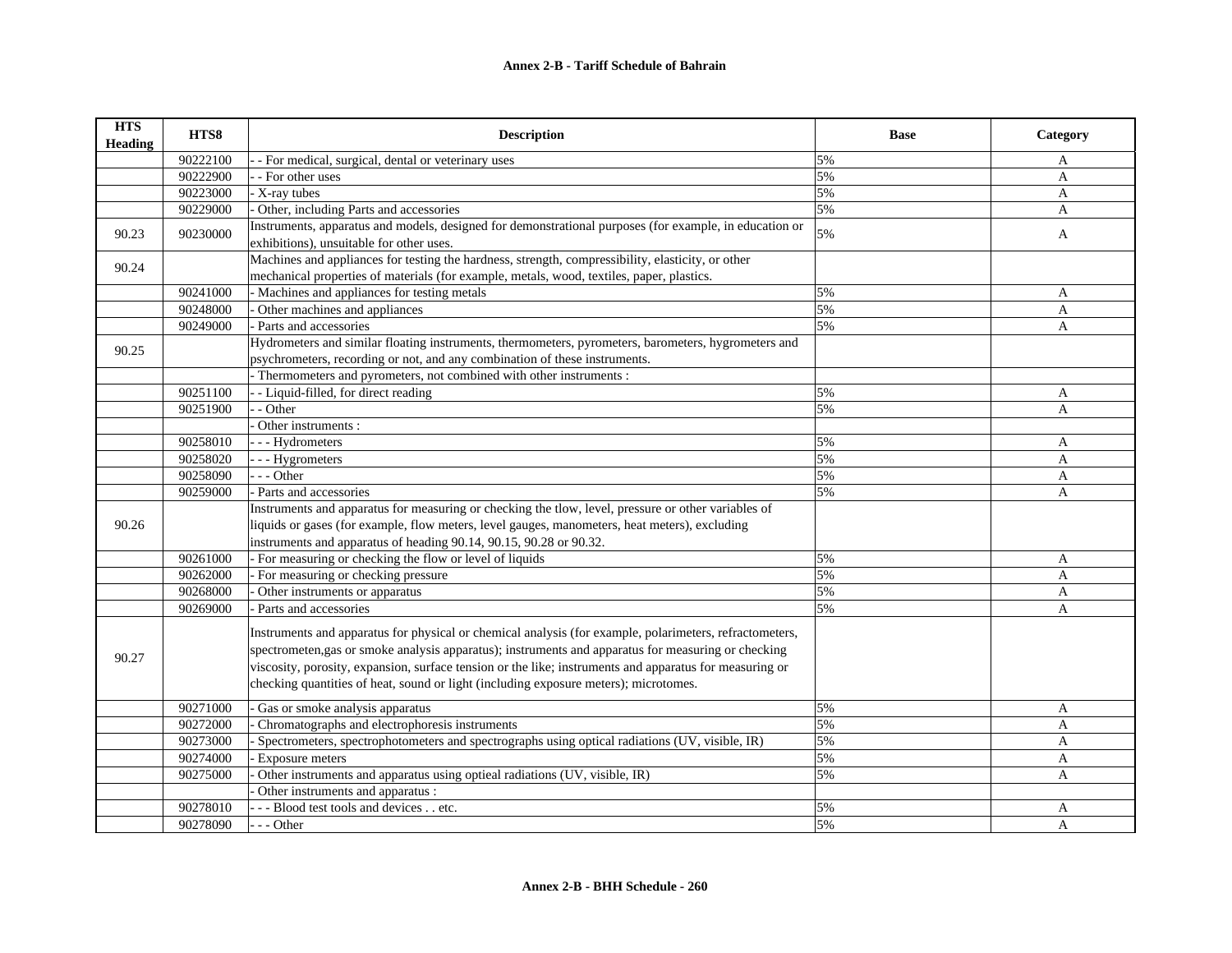| HTS Heading | HTS8 | Description | Base | Category |
|---|---|---|---|---|
| | 90222100 | - - For medical, surgical, dental or veterinary uses | 5% | A |
| | 90222900 | - - For other uses | 5% | A |
| | 90223000 | - X-ray tubes | 5% | A |
| | 90229000 | - Other, including Parts and accessories | 5% | A |
| 90.23 | 90230000 | Instruments, apparatus and models, designed for demonstrational purposes (for example, in education or exhibitions), unsuitable for other uses. | 5% | A |
| 90.24 | | Machines and appliances for testing the hardness, strength, compressibility, elasticity, or other mechanical properties of materials (for example, metals, wood, textiles, paper, plastics. | | |
| | 90241000 | - Machines and appliances for testing metals | 5% | A |
| | 90248000 | - Other machines and appliances | 5% | A |
| | 90249000 | - Parts and accessories | 5% | A |
| 90.25 | | Hydrometers and similar floating instruments, thermometers, pyrometers, barometers, hygrometers and psychrometers, recording or not, and any combination of these instruments. | | |
| | | - Thermometers and pyrometers, not combined with other instruments : | | |
| | 90251100 | - - Liquid-filled, for direct reading | 5% | A |
| | 90251900 | - - Other | 5% | A |
| | | - Other instruments : | | |
| | 90258010 | - - - Hydrometers | 5% | A |
| | 90258020 | - - - Hygrometers | 5% | A |
| | 90258090 | - - - Other | 5% | A |
| | 90259000 | - Parts and accessories | 5% | A |
| 90.26 | | Instruments and apparatus for measuring or checking the tlow, level, pressure or other variables of liquids or gases (for example, flow meters, level gauges, manometers, heat meters), excluding instruments and apparatus of heading 90.14, 90.15, 90.28 or 90.32. | | |
| | 90261000 | - For measuring or checking the flow or level of liquids | 5% | A |
| | 90262000 | - For measuring or checking pressure | 5% | A |
| | 90268000 | - Other instruments or apparatus | 5% | A |
| | 90269000 | - Parts and accessories | 5% | A |
| 90.27 | | Instruments and apparatus for physical or chemical analysis (for example, polarimeters, refractometers, spectrometen,gas or smoke analysis apparatus); instruments and apparatus for measuring or checking viscosity, porosity, expansion, surface tension or the like; instruments and apparatus for measuring or checking quantities of heat, sound or light (including exposure meters); microtomes. | | |
| | 90271000 | - Gas or smoke analysis apparatus | 5% | A |
| | 90272000 | - Chromatographs and electrophoresis instruments | 5% | A |
| | 90273000 | - Spectrometers, spectrophotometers and spectrographs using optical radiations (UV, visible, IR) | 5% | A |
| | 90274000 | - Exposure meters | 5% | A |
| | 90275000 | - Other instruments and apparatus using optieal radiations (UV, visible, IR) | 5% | A |
| | | - Other instruments and apparatus : | | |
| | 90278010 | - - - Blood test tools and devices . . etc. | 5% | A |
| | 90278090 | - - - Other | 5% | A |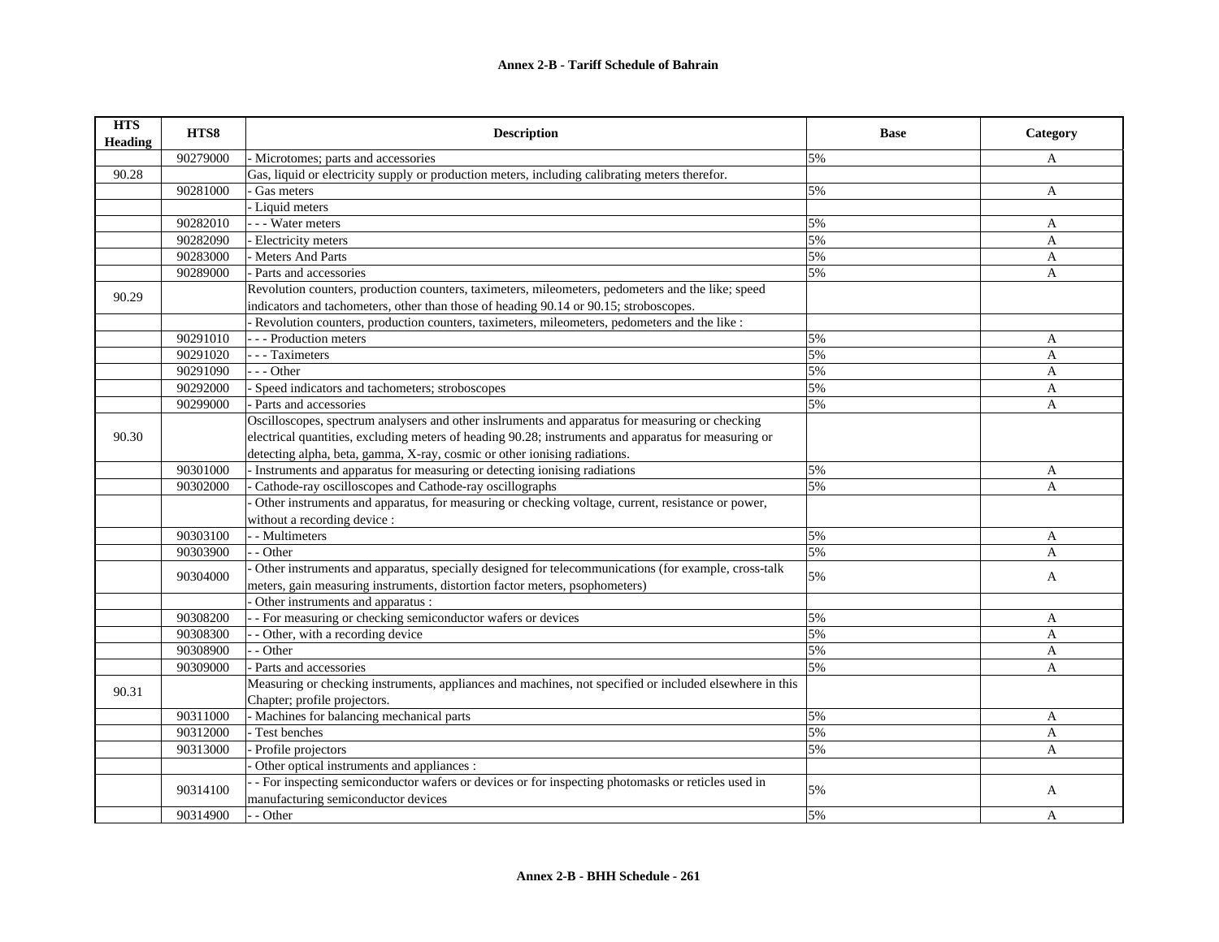## Annex 2-B - Tariff Schedule of Bahrain

| HTS Heading | HTS8 | Description | Base | Category |
|---|---|---|---|---|
| | 90279000 | - Microtomes; parts and accessories | 5% | A |
| 90.28 | | Gas, liquid or electricity supply or production meters, including calibrating meters therefor. | | |
| | 90281000 | - Gas meters | 5% | A |
| | | - Liquid meters | | |
| | 90282010 | - - - Water meters | 5% | A |
| | 90282090 | - Electricity meters | 5% | A |
| | 90283000 | - Meters And Parts | 5% | A |
| | 90289000 | - Parts and accessories | 5% | A |
| 90.29 | | Revolution counters, production counters, taximeters, mileometers, pedometers and the like; speed indicators and tachometers, other than those of heading 90.14 or 90.15; stroboscopes. | | |
| | | - Revolution counters, production counters, taximeters, mileometers, pedometers and the like : | | |
| | 90291010 | - - - Production meters | 5% | A |
| | 90291020 | - - - Taximeters | 5% | A |
| | 90291090 | - - - Other | 5% | A |
| | 90292000 | - Speed indicators and tachometers; stroboscopes | 5% | A |
| | 90299000 | - Parts and accessories | 5% | A |
| 90.30 | | Oscilloscopes, spectrum analysers and other inslruments and apparatus for measuring or checking electrical quantities, excluding meters of heading 90.28; instruments and apparatus for measuring or detecting alpha, beta, gamma, X-ray, cosmic or other ionising radiations. | | |
| | 90301000 | - Instruments and apparatus for measuring or detecting ionising radiations | 5% | A |
| | 90302000 | - Cathode-ray oscilloscopes and Cathode-ray oscillographs | 5% | A |
| | | - Other instruments and apparatus, for measuring or checking voltage, current, resistance or power, without a recording device : | | |
| | 90303100 | - - Multimeters | 5% | A |
| | 90303900 | - - Other | 5% | A |
| | 90304000 | - Other instruments and apparatus, specially designed for telecommunications (for example, cross-talk meters, gain measuring instruments, distortion factor meters, psophometers) | 5% | A |
| | | - Other instruments and apparatus : | | |
| | 90308200 | - - For measuring or checking semiconductor wafers or devices | 5% | A |
| | 90308300 | - - Other, with a recording device | 5% | A |
| | 90308900 | - - Other | 5% | A |
| | 90309000 | - Parts and accessories | 5% | A |
| 90.31 | | Measuring or checking instruments, appliances and machines, not specified or included elsewhere in this Chapter; profile projectors. | | |
| | 90311000 | - Machines for balancing mechanical parts | 5% | A |
| | 90312000 | - Test benches | 5% | A |
| | 90313000 | - Profile projectors | 5% | A |
| | | - Other optical instruments and appliances : | | |
| | 90314100 | - - For inspecting semiconductor wafers or devices or for inspecting photomasks or reticles used in manufacturing semiconductor devices | 5% | A |
| | 90314900 | - - Other | 5% | A |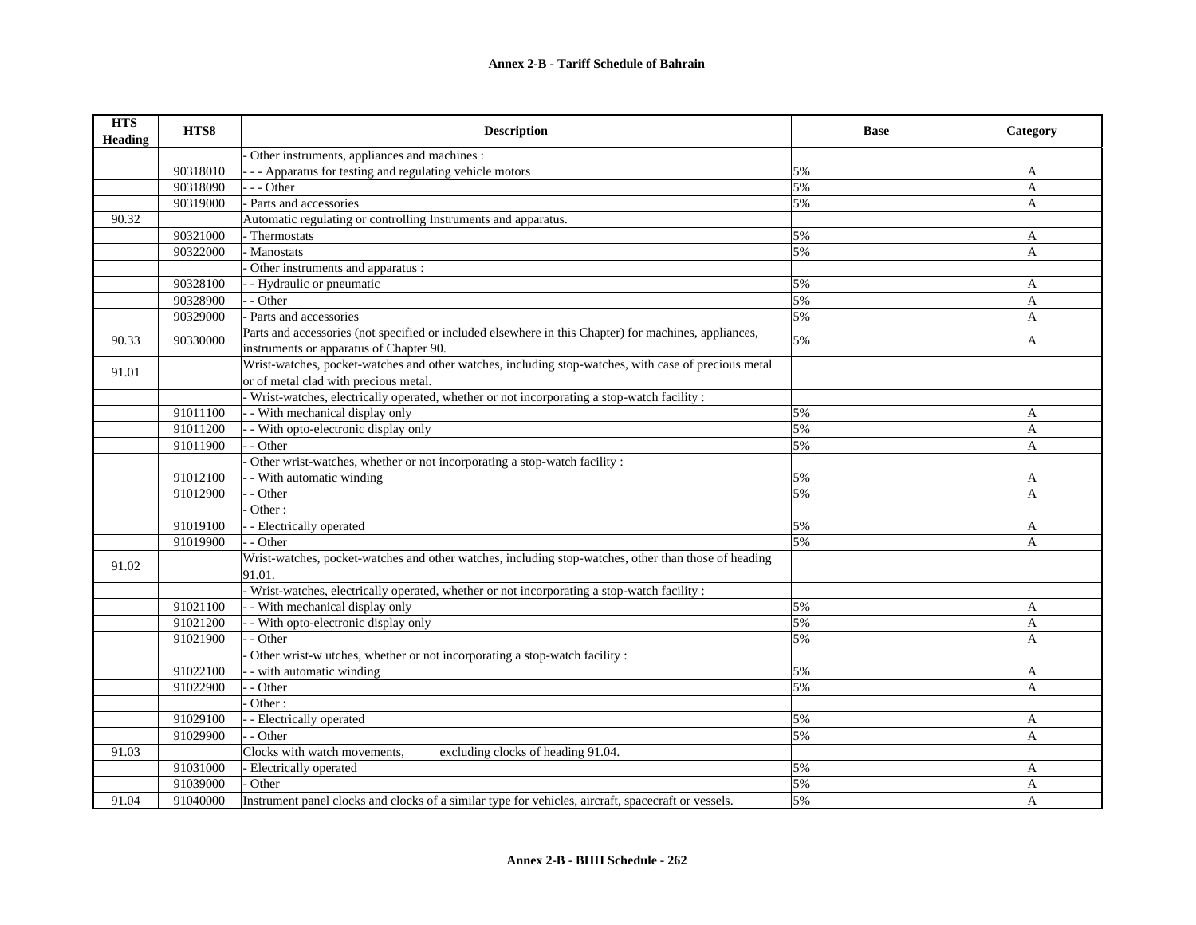## Annex 2-B - Tariff Schedule of Bahrain

| HTS Heading | HTS8 | Description | Base | Category |
|---|---|---|---|---|
| | | - Other instruments, appliances and machines : | | |
| | 90318010 | - - - Apparatus for testing and regulating vehicle motors | 5% | A |
| | 90318090 | - - - Other | 5% | A |
| | 90319000 | - Parts and accessories | 5% | A |
| 90.32 | | Automatic regulating or controlling Instruments and apparatus. | | |
| | 90321000 | - Thermostats | 5% | A |
| | 90322000 | - Manostats | 5% | A |
| | | - Other instruments and apparatus : | | |
| | 90328100 | - - Hydraulic or pneumatic | 5% | A |
| | 90328900 | - - Other | 5% | A |
| | 90329000 | - Parts and accessories | 5% | A |
| 90.33 | 90330000 | Parts and accessories (not specified or included elsewhere in this Chapter) for machines, appliances, instruments or apparatus of Chapter 90. | 5% | A |
| 91.01 | | Wrist-watches, pocket-watches and other watches, including stop-watches, with case of precious metal or of metal clad with precious metal. | | |
| | | - Wrist-watches, electrically operated, whether or not incorporating a stop-watch facility : | | |
| | 91011100 | - - With mechanical display only | 5% | A |
| | 91011200 | - - With opto-electronic display only | 5% | A |
| | 91011900 | - - Other | 5% | A |
| | | - Other wrist-watches, whether or not incorporating a stop-watch facility : | | |
| | 91012100 | - - With automatic winding | 5% | A |
| | 91012900 | - - Other | 5% | A |
| | | - Other : | | |
| | 91019100 | - - Electrically operated | 5% | A |
| | 91019900 | - - Other | 5% | A |
| 91.02 | | Wrist-watches, pocket-watches and other watches, including stop-watches, other than those of heading 91.01. | | |
| | | - Wrist-watches, electrically operated, whether or not incorporating a stop-watch facility : | | |
| | 91021100 | - - With mechanical display only | 5% | A |
| | 91021200 | - - With opto-electronic display only | 5% | A |
| | 91021900 | - - Other | 5% | A |
| | | - Other wrist-w utches, whether or not incorporating a stop-watch facility : | | |
| | 91022100 | - - with automatic winding | 5% | A |
| | 91022900 | - - Other | 5% | A |
| | | - Other : | | |
| | 91029100 | - - Electrically operated | 5% | A |
| | 91029900 | - - Other | 5% | A |
| 91.03 | | Clocks with watch movements, excluding clocks of heading 91.04. | | |
| | 91031000 | - Electrically operated | 5% | A |
| | 91039000 | - Other | 5% | A |
| 91.04 | 91040000 | Instrument panel clocks and clocks of a similar type for vehicles, aircraft, spacecraft or vessels. | 5% | A |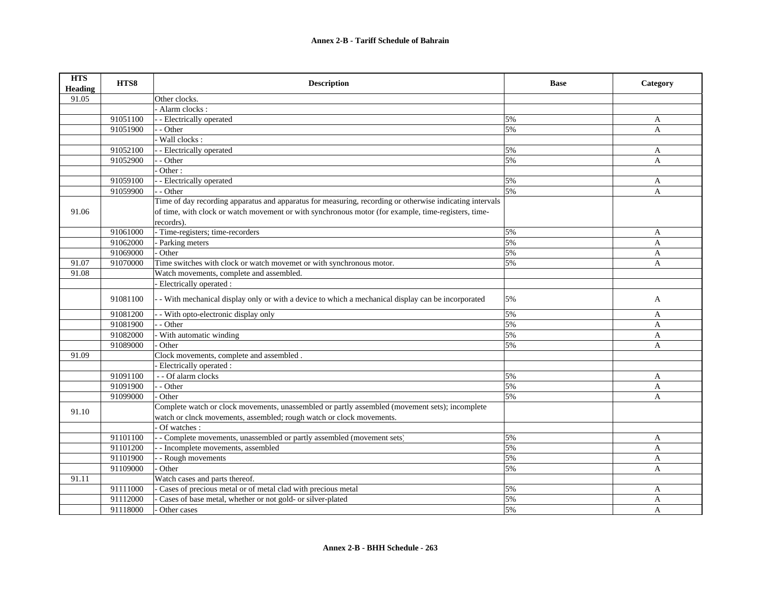| HTS Heading | HTS8 | Description | Base | Category |
|---|---|---|---|---|
| 91.05 | | Other clocks. | | |
| | | - Alarm clocks : | | |
| | 91051100 | - - Electrically operated | 5% | A |
| | 91051900 | - - Other | 5% | A |
| | | - Wall clocks : | | |
| | 91052100 | - - Electrically operated | 5% | A |
| | 91052900 | - - Other | 5% | A |
| | | - Other : | | |
| | 91059100 | - - Electrically operated | 5% | A |
| | 91059900 | - - Other | 5% | A |
| 91.06 | | Time of day recording apparatus and apparatus for measuring, recording or otherwise indicating intervals of time, with clock or watch movement or with synchronous motor (for example, time-registers, time-recordrs). | | |
| | 91061000 | - Time-registers; time-recorders | 5% | A |
| | 91062000 | - Parking meters | 5% | A |
| | 91069000 | - Other | 5% | A |
| 91.07 | 91070000 | Time switches with clock or watch movemet or with synchronous motor. | 5% | A |
| 91.08 | | Watch movements, complete and assembled. | | |
| | | - Electrically operated : | | |
| | 91081100 | - - With mechanical display only or with a device to which a mechanical display can be incorporated | 5% | A |
| | 91081200 | - - With opto-electronic display only | 5% | A |
| | 91081900 | - - Other | 5% | A |
| | 91082000 | - With automatic winding | 5% | A |
| | 91089000 | - Other | 5% | A |
| 91.09 | | Clock movements, complete and assembled . | | |
| | | - Electrically operated : | | |
| | 91091100 | - - Of alarm clocks | 5% | A |
| | 91091900 | - - Other | 5% | A |
| | 91099000 | - Other | 5% | A |
| 91.10 | | Complete watch or clock movements, unassembled or partly assembled (movement sets); incomplete watch or clnck movements, assembled; rough watch or clock movements. | | |
| | | - Of watches : | | |
| | 91101100 | - - Complete movements, unassembled or partly assembled (movement sets) | 5% | A |
| | 91101200 | - - Incomplete movements, assembled | 5% | A |
| | 91101900 | - - Rough movements | 5% | A |
| | 91109000 | - Other | 5% | A |
| 91.11 | | Watch cases and parts thereof. | | |
| | 91111000 | - Cases of precious metal or of metal clad with precious metal | 5% | A |
| | 91112000 | - Cases of base metal, whether or not gold- or silver-plated | 5% | A |
| | 91118000 | - Other cases | 5% | A |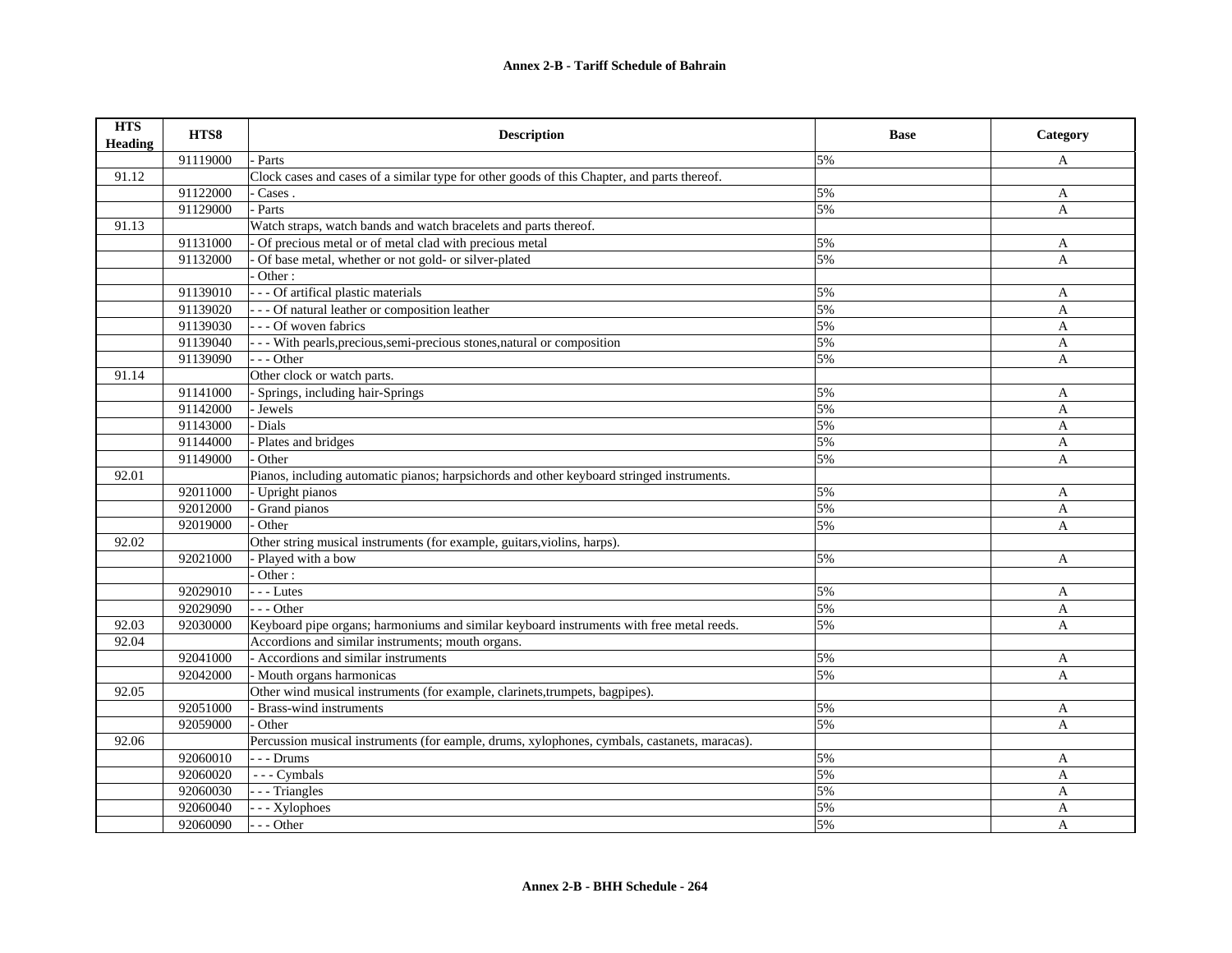| HTS Heading | HTS8 | Description | Base | Category |
|---|---|---|---|---|
| | 91119000 | - Parts | 5% | A |
| 91.12 | | Clock cases and cases of a similar type for other goods of this Chapter, and parts thereof. | | |
| | 91122000 | - Cases . | 5% | A |
| | 91129000 | - Parts | 5% | A |
| 91.13 | | Watch straps, watch bands and watch bracelets and parts thereof. | | |
| | 91131000 | - Of precious metal or of metal clad with precious metal | 5% | A |
| | 91132000 | - Of base metal, whether or not gold- or silver-plated | 5% | A |
| | | - Other : | | |
| | 91139010 | - - - Of artifical plastic materials | 5% | A |
| | 91139020 | - - - Of natural leather or composition leather | 5% | A |
| | 91139030 | - - - Of woven fabrics | 5% | A |
| | 91139040 | - - - With pearls,precious,semi-precious stones,natural or composition | 5% | A |
| | 91139090 | - - - Other | 5% | A |
| 91.14 | | Other clock or watch parts. | | |
| | 91141000 | - Springs, including hair-Springs | 5% | A |
| | 91142000 | - Jewels | 5% | A |
| | 91143000 | - Dials | 5% | A |
| | 91144000 | - Plates and bridges | 5% | A |
| | 91149000 | - Other | 5% | A |
| 92.01 | | Pianos, including automatic pianos; harpsichords and other keyboard stringed instruments. | | |
| | 92011000 | - Upright pianos | 5% | A |
| | 92012000 | - Grand pianos | 5% | A |
| | 92019000 | - Other | 5% | A |
| 92.02 | | Other string musical instruments (for example, guitars,violins, harps). | | |
| | 92021000 | - Played with a bow | 5% | A |
| | | - Other : | | |
| | 92029010 | - - - Lutes | 5% | A |
| | 92029090 | - - - Other | 5% | A |
| 92.03 | 92030000 | Keyboard pipe organs; harmoniums and similar keyboard instruments with free metal reeds. | 5% | A |
| 92.04 | | Accordions and similar instruments; mouth organs. | | |
| | 92041000 | - Accordions and similar instruments | 5% | A |
| | 92042000 | - Mouth organs harmonicas | 5% | A |
| 92.05 | | Other wind musical instruments (for example, clarinets,trumpets, bagpipes). | | |
| | 92051000 | - Brass-wind instruments | 5% | A |
| | 92059000 | - Other | 5% | A |
| 92.06 | | Percussion musical instruments (for eample, drums, xylophones, cymbals, castanets, maracas). | | |
| | 92060010 | - - - Drums | 5% | A |
| | 92060020 | - - - Cymbals | 5% | A |
| | 92060030 | - - - Triangles | 5% | A |
| | 92060040 | - - - Xylophoes | 5% | A |
| | 92060090 | - - - Other | 5% | A |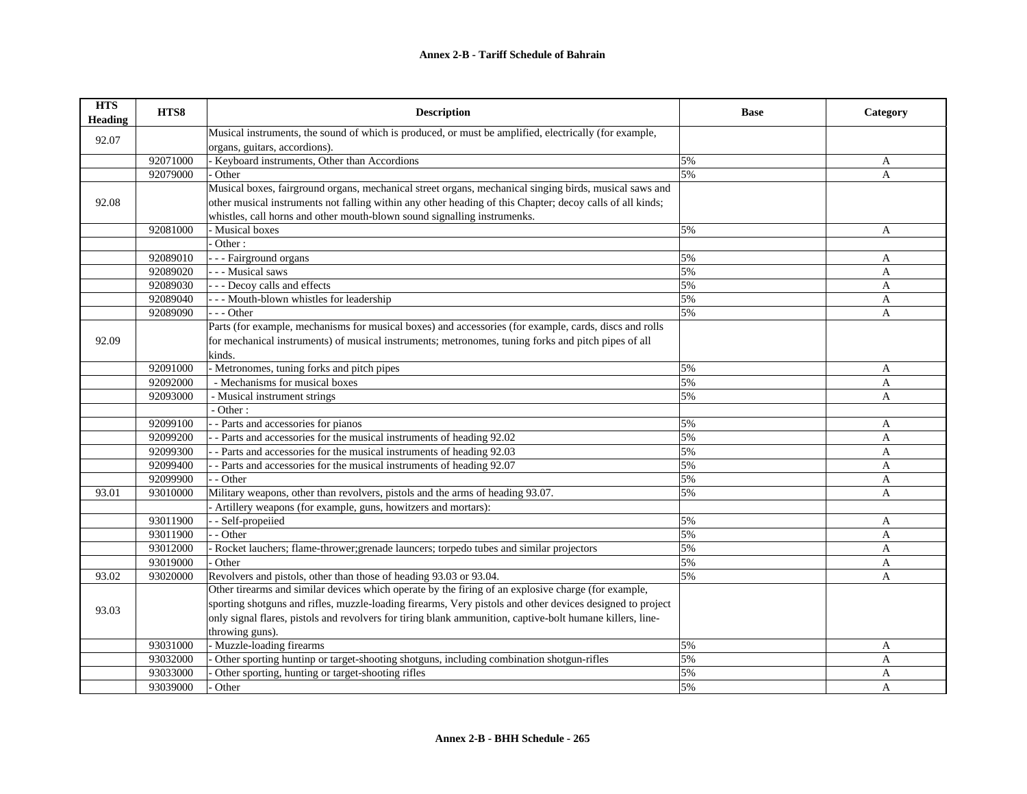| HTS Heading | HTS8 | Description | Base | Category |
|---|---|---|---|---|
| 92.07 | | Musical instruments, the sound of which is produced, or must be amplified, electrically (for example, organs, guitars, accordions). | | |
| | 92071000 | - Keyboard instruments, Other than Accordions | 5% | A |
| | 92079000 | - Other | 5% | A |
| 92.08 | | Musical boxes, fairground organs, mechanical street organs, mechanical singing birds, musical saws and other musical instruments not falling within any other heading of this Chapter; decoy calls of all kinds; whistles, call horns and other mouth-blown sound signalling instrumenks. | | |
| | 92081000 | - Musical boxes | 5% | A |
| | | - Other : | | |
| | 92089010 | - - - Fairground organs | 5% | A |
| | 92089020 | - - - Musical saws | 5% | A |
| | 92089030 | - - - Decoy calls and effects | 5% | A |
| | 92089040 | - - - Mouth-blown whistles for leadership | 5% | A |
| | 92089090 | - - - Other | 5% | A |
| 92.09 | | Parts (for example, mechanisms for musical boxes) and accessories (for example, cards, discs and rolls for mechanical instruments) of musical instruments; metronomes, tuning forks and pitch pipes of all kinds. | | |
| | 92091000 | - Metronomes, tuning forks and pitch pipes | 5% | A |
| | 92092000 | - Mechanisms for musical boxes | 5% | A |
| | 92093000 | - Musical instrument strings | 5% | A |
| | | - Other : | | |
| | 92099100 | - - Parts and accessories for pianos | 5% | A |
| | 92099200 | - - Parts and accessories for the musical instruments of heading 92.02 | 5% | A |
| | 92099300 | - - Parts and accessories for the musical instruments of heading 92.03 | 5% | A |
| | 92099400 | - - Parts and accessories for the musical instruments of heading 92.07 | 5% | A |
| | 92099900 | - - Other | 5% | A |
| 93.01 | 93010000 | Military weapons, other than revolvers, pistols and the arms of heading 93.07. | 5% | A |
| | | - Artillery weapons (for example, guns, howitzers and mortars): | | |
| | 93011900 | - - Self-propeiied | 5% | A |
| | 93011900 | - - Other | 5% | A |
| | 93012000 | - Rocket lauchers; flame-thrower;grenade launcers; torpedo tubes and similar projectors | 5% | A |
| | 93019000 | - Other | 5% | A |
| 93.02 | 93020000 | Revolvers and pistols, other than those of heading 93.03 or 93.04. | 5% | A |
| 93.03 | | Other tirearms and similar devices which operate by the firing of an explosive charge (for example, sporting shotguns and rifles, muzzle-loading firearms, Very pistols and other devices designed to project only signal flares, pistols and revolvers for tiring blank ammunition, captive-bolt humane killers, line-throwing guns). | | |
| | 93031000 | - Muzzle-loading firearms | 5% | A |
| | 93032000 | - Other sporting huntinp or target-shooting shotguns, including combination shotgun-rifles | 5% | A |
| | 93033000 | - Other sporting, hunting or target-shooting rifles | 5% | A |
| | 93039000 | - Other | 5% | A |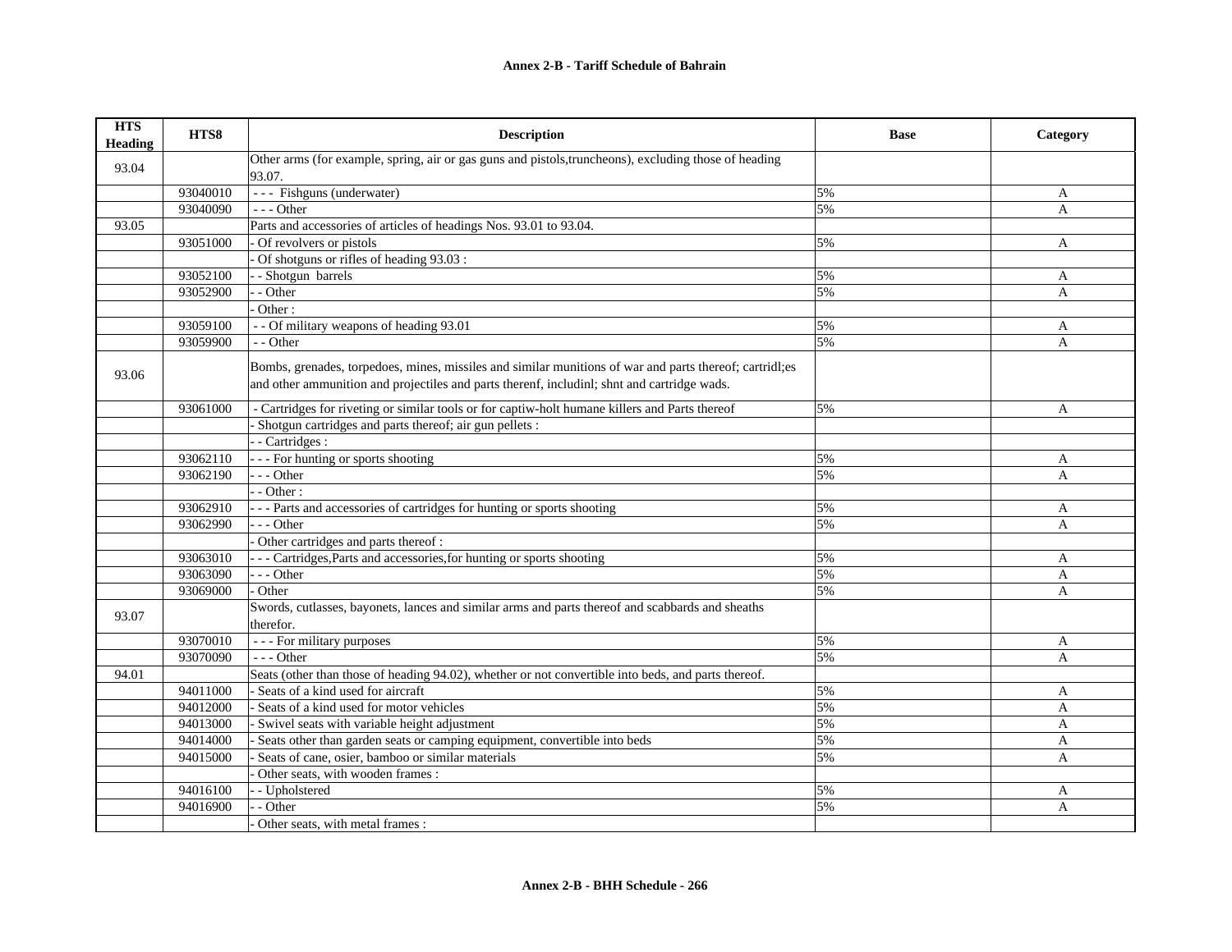# Annex 2-B - Tariff Schedule of Bahrain

| HTS Heading | HTS8 | Description | Base | Category |
|---|---|---|---|---|
| 93.04 | | Other arms (for example, spring, air or gas guns and pistols,truncheons), excluding those of heading 93.07. | | |
| | 93040010 | - - - Fishguns (underwater) | 5% | A |
| | 93040090 | - - - Other | 5% | A |
| 93.05 | | Parts and accessories of articles of headings Nos. 93.01 to 93.04. | | |
| | 93051000 | - Of revolvers or pistols | 5% | A |
| | | - Of shotguns or rifles of heading 93.03 : | | |
| | 93052100 | - - Shotgun barrels | 5% | A |
| | 93052900 | - - Other | 5% | A |
| | | - Other : | | |
| | 93059100 | - - Of military weapons of heading 93.01 | 5% | A |
| | 93059900 | - - Other | 5% | A |
| 93.06 | | Bombs, grenades, torpedoes, mines, missiles and similar munitions of war and parts thereof; cartridl;es and other ammunition and projectiles and parts therenf, includinl; shnt and cartridge wads. | | |
| | 93061000 | - Cartridges for riveting or similar tools or for captiw-holt humane killers and Parts thereof | 5% | A |
| | | - Shotgun cartridges and parts thereof; air gun pellets : | | |
| | | - - Cartridges : | | |
| | 93062110 | - - - For hunting or sports shooting | 5% | A |
| | 93062190 | - - - Other | 5% | A |
| | | - - Other : | | |
| | 93062910 | - - - Parts and accessories of cartridges for hunting or sports shooting | 5% | A |
| | 93062990 | - - - Other | 5% | A |
| | | - Other cartridges and parts thereof : | | |
| | 93063010 | - - - Cartridges,Parts and accessories,for hunting or sports shooting | 5% | A |
| | 93063090 | - - - Other | 5% | A |
| | 93069000 | - Other | 5% | A |
| 93.07 | | Swords, cutlasses, bayonets, lances and similar arms and parts thereof and scabbards and sheaths therefor. | | |
| | 93070010 | - - - For military purposes | 5% | A |
| | 93070090 | - - - Other | 5% | A |
| 94.01 | | Seats (other than those of heading 94.02), whether or not convertible into beds, and parts thereof. | | |
| | 94011000 | - Seats of a kind used for aircraft | 5% | A |
| | 94012000 | - Seats of a kind used for motor vehicles | 5% | A |
| | 94013000 | - Swivel seats with variable height adjustment | 5% | A |
| | 94014000 | - Seats other than garden seats or camping equipment, convertible into beds | 5% | A |
| | 94015000 | - Seats of cane, osier, bamboo or similar materials | 5% | A |
| | | - Other seats, with wooden frames : | | |
| | 94016100 | - - Upholstered | 5% | A |
| | 94016900 | - - Other | 5% | A |
| | | - Other seats, with metal frames : | | |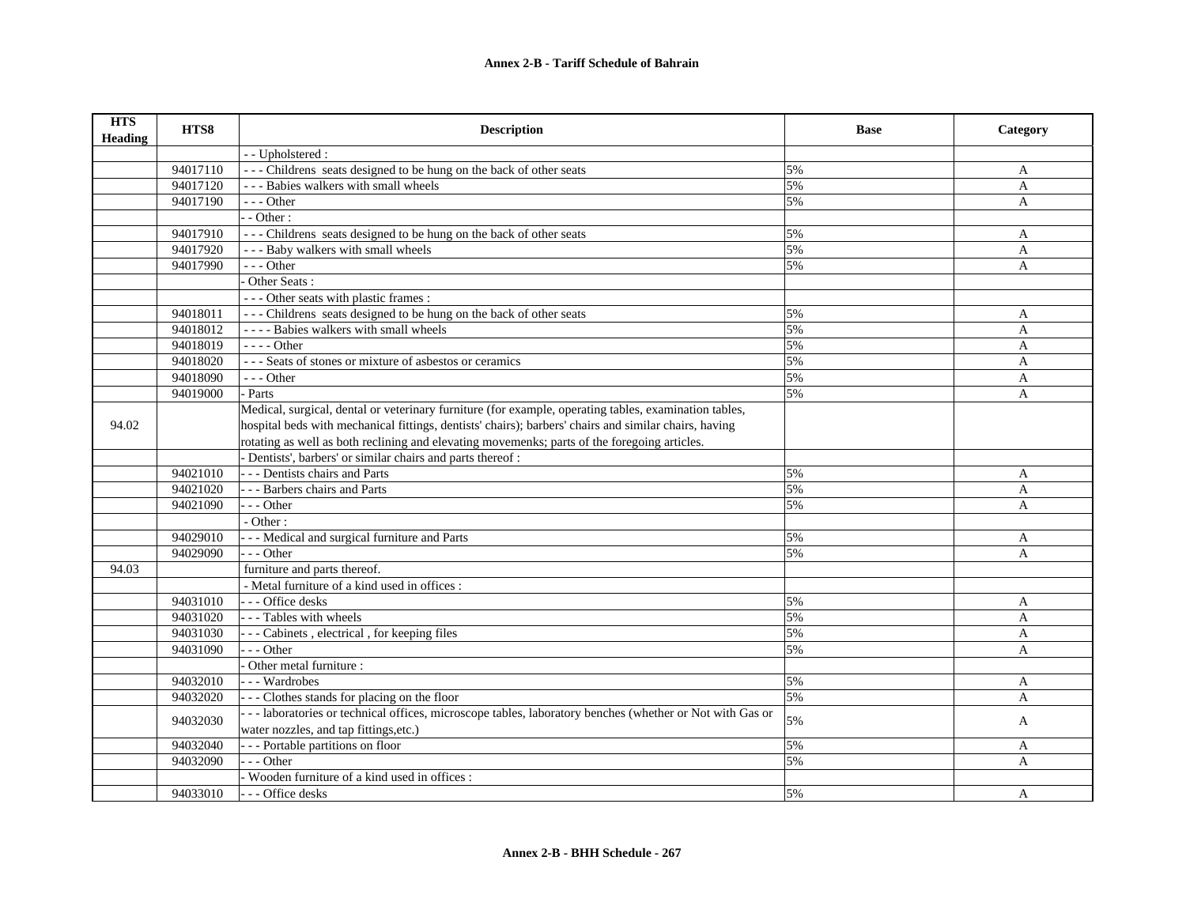| HTS Heading | HTS8 | Description | Base | Category |
|---|---|---|---|---|
| | | - - Upholstered : | | |
| | 94017110 | - - - Childrens seats designed to be hung on the back of other seats | 5% | A |
| | 94017120 | - - - Babies walkers with small wheels | 5% | A |
| | 94017190 | - - - Other | 5% | A |
| | | - - Other : | | |
| | 94017910 | - - - Childrens seats designed to be hung on the back of other seats | 5% | A |
| | 94017920 | - - - Baby walkers with small wheels | 5% | A |
| | 94017990 | - - - Other | 5% | A |
| | | - Other Seats : | | |
| | | - - - Other seats with plastic frames : | | |
| | 94018011 | - - - Childrens seats designed to be hung on the back of other seats | 5% | A |
| | 94018012 | - - - - Babies walkers with small wheels | 5% | A |
| | 94018019 | - - - - Other | 5% | A |
| | 94018020 | - - - Seats of stones or mixture of asbestos or ceramics | 5% | A |
| | 94018090 | - - - Other | 5% | A |
| | 94019000 | - Parts | 5% | A |
| 94.02 | | Medical, surgical, dental or veterinary furniture (for example, operating tables, examination tables, hospital beds with mechanical fittings, dentists' chairs); barbers' chairs and similar chairs, having rotating as well as both reclining and elevating movemenks; parts of the foregoing articles. | | |
| | | - Dentists', barbers' or similar chairs and parts thereof : | | |
| | 94021010 | - - - Dentists chairs and Parts | 5% | A |
| | 94021020 | - - - Barbers chairs and Parts | 5% | A |
| | 94021090 | - - - Other | 5% | A |
| | | - Other : | | |
| | 94029010 | - - - Medical and surgical furniture and Parts | 5% | A |
| | 94029090 | - - - Other | 5% | A |
| 94.03 | | furniture and parts thereof. | | |
| | | - Metal furniture of a kind used in offices : | | |
| | 94031010 | - - - Office desks | 5% | A |
| | 94031020 | - - - Tables with wheels | 5% | A |
| | 94031030 | - - - Cabinets , electrical , for keeping files | 5% | A |
| | 94031090 | - - - Other | 5% | A |
| | | - Other metal furniture : | | |
| | 94032010 | - - - Wardrobes | 5% | A |
| | 94032020 | - - - Clothes stands for placing on the floor | 5% | A |
| | 94032030 | - - - laboratories or technical offices, microscope tables, laboratory benches (whether or Not with Gas or water nozzles, and tap fittings,etc.) | 5% | A |
| | 94032040 | - - - Portable partitions on floor | 5% | A |
| | 94032090 | - - - Other | 5% | A |
| | | - Wooden furniture of a kind used in offices : | | |
| | 94033010 | - - - Office desks | 5% | A |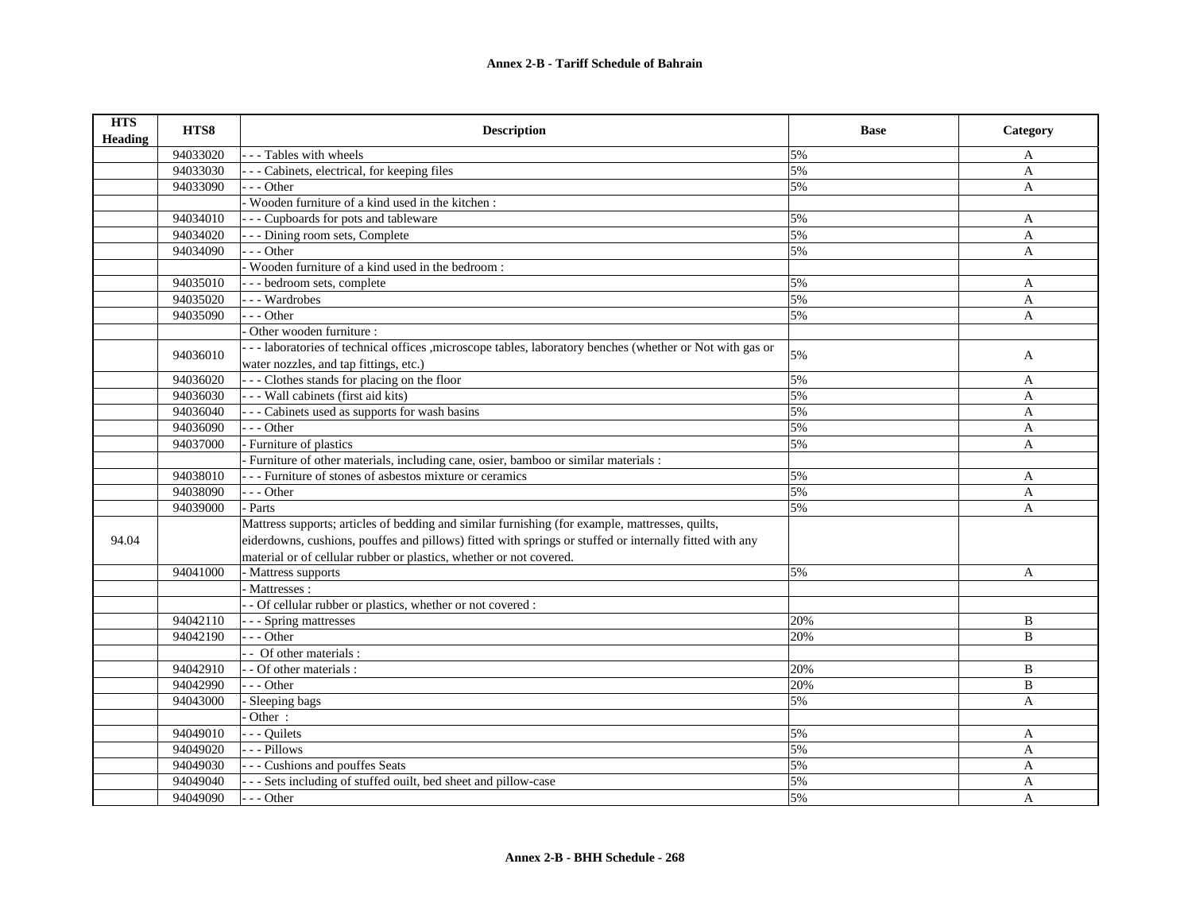# Annex 2-B - Tariff Schedule of Bahrain

| HTS Heading | HTS8 | Description | Base | Category |
|---|---|---|---|---|
| | 94033020 | - - - Tables with wheels | 5% | A |
| | 94033030 | - - - Cabinets, electrical, for keeping files | 5% | A |
| | 94033090 | - - - Other | 5% | A |
| | | - Wooden furniture of a kind used in the kitchen : | | |
| | 94034010 | - - - Cupboards for pots and tableware | 5% | A |
| | 94034020 | - - - Dining room sets, Complete | 5% | A |
| | 94034090 | - - - Other | 5% | A |
| | | - Wooden furniture of a kind used in the bedroom : | | |
| | 94035010 | - - - bedroom sets, complete | 5% | A |
| | 94035020 | - - - Wardrobes | 5% | A |
| | 94035090 | - - - Other | 5% | A |
| | | - Other wooden furniture : | | |
| | 94036010 | - - - laboratories of technical offices ,microscope tables, laboratory benches (whether or Not with gas or water nozzles, and tap fittings, etc.) | 5% | A |
| | 94036020 | - - - Clothes stands for placing on the floor | 5% | A |
| | 94036030 | - - - Wall cabinets (first aid kits) | 5% | A |
| | 94036040 | - - - Cabinets used as supports for wash basins | 5% | A |
| | 94036090 | - - - Other | 5% | A |
| | 94037000 | - Furniture of plastics | 5% | A |
| | | - Furniture of other materials, including cane, osier, bamboo or similar materials : | | |
| | 94038010 | - - - Furniture of stones of asbestos mixture or ceramics | 5% | A |
| | 94038090 | - - - Other | 5% | A |
| | 94039000 | - Parts | 5% | A |
| 94.04 | | Mattress supports; articles of bedding and similar furnishing (for example, mattresses, quilts, eiderdowns, cushions, pouffes and pillows) fitted with springs or stuffed or internally fitted with any material or of cellular rubber or plastics, whether or not covered. | | |
| | 94041000 | - Mattress supports | 5% | A |
| | | - Mattresses : | | |
| | | - - Of cellular rubber or plastics, whether or not covered : | | |
| | 94042110 | - - - Spring mattresses | 20% | B |
| | 94042190 | - - - Other | 20% | B |
| | | - - Of other materials : | | |
| | 94042910 | - - Of other materials : | 20% | B |
| | 94042990 | - - - Other | 20% | B |
| | 94043000 | - Sleeping bags | 5% | A |
| | | - Other : | | |
| | 94049010 | - - - Quilets | 5% | A |
| | 94049020 | - - - Pillows | 5% | A |
| | 94049030 | - - - Cushions and pouffes Seats | 5% | A |
| | 94049040 | - - - Sets including of stuffed ouilt, bed sheet and pillow-case | 5% | A |
| | 94049090 | - - - Other | 5% | A |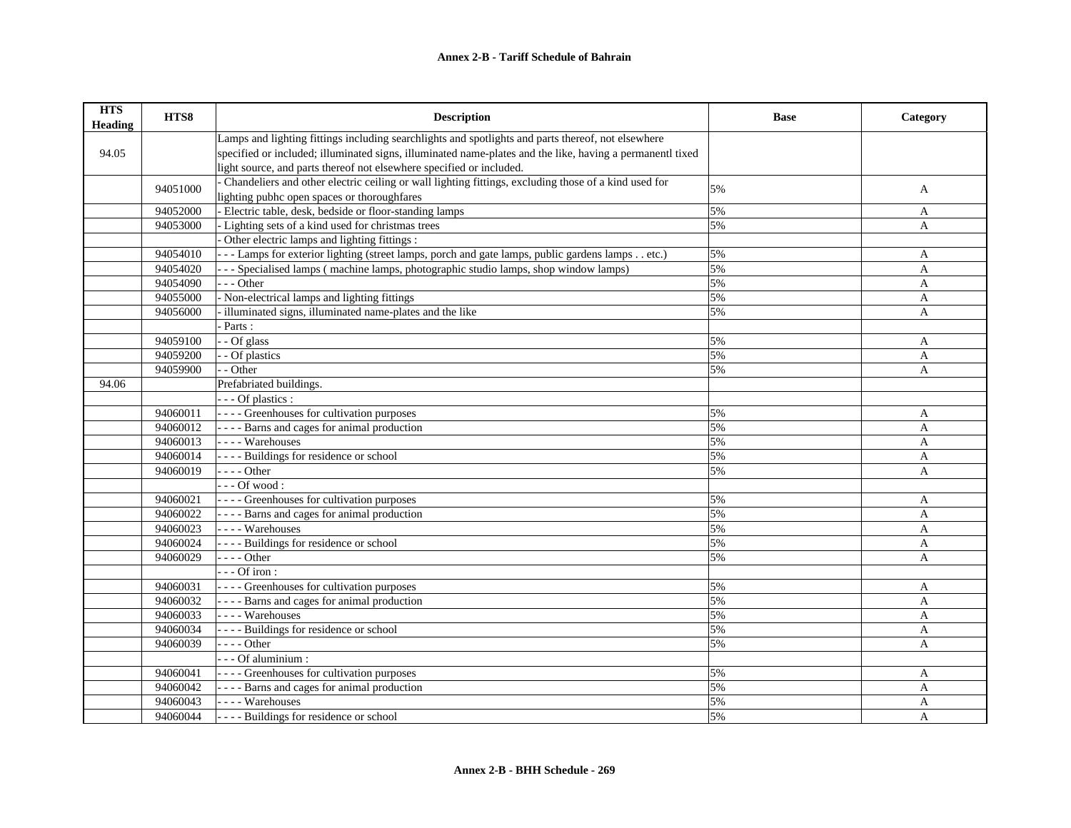# Annex 2-B - Tariff Schedule of Bahrain

| HTS Heading | HTS8 | Description | Base | Category |
|---|---|---|---|---|
| 94.05 | | Lamps and lighting fittings including searchlights and spotlights and parts thereof, not elsewhere specified or included; illuminated signs, illuminated name-plates and the like, having a permanentl tixed light source, and parts thereof not elsewhere specified or included. | | |
| | 94051000 | - Chandeliers and other electric ceiling or wall lighting fittings, excluding those of a kind used for lighting pubhc open spaces or thoroughfares | 5% | A |
| | 94052000 | - Electric table, desk, bedside or floor-standing lamps | 5% | A |
| | 94053000 | - Lighting sets of a kind used for christmas trees | 5% | A |
| | | - Other electric lamps and lighting fittings : | | |
| | 94054010 | - - - Lamps for exterior lighting (street lamps, porch and gate lamps, public gardens lamps . . etc.) | 5% | A |
| | 94054020 | - - - Specialised lamps ( machine lamps, photographic studio lamps, shop window lamps) | 5% | A |
| | 94054090 | - - - Other | 5% | A |
| | 94055000 | - Non-electrical lamps and lighting fittings | 5% | A |
| | 94056000 | - illuminated signs, illuminated name-plates and the like | 5% | A |
| | | - Parts : | | |
| | 94059100 | - - Of glass | 5% | A |
| | 94059200 | - - Of plastics | 5% | A |
| | 94059900 | - - Other | 5% | A |
| 94.06 | | Prefabriated buildings. | | |
| | | - - - Of plastics : | | |
| | 94060011 | - - - - Greenhouses for cultivation purposes | 5% | A |
| | 94060012 | - - - - Barns and cages for animal production | 5% | A |
| | 94060013 | - - - - Warehouses | 5% | A |
| | 94060014 | - - - - Buildings for residence or school | 5% | A |
| | 94060019 | - - - - Other | 5% | A |
| | | - - - Of wood : | | |
| | 94060021 | - - - - Greenhouses for cultivation purposes | 5% | A |
| | 94060022 | - - - - Barns and cages for animal production | 5% | A |
| | 94060023 | - - - - Warehouses | 5% | A |
| | 94060024 | - - - - Buildings for residence or school | 5% | A |
| | 94060029 | - - - - Other | 5% | A |
| | | - - - Of iron : | | |
| | 94060031 | - - - - Greenhouses for cultivation purposes | 5% | A |
| | 94060032 | - - - - Barns and cages for animal production | 5% | A |
| | 94060033 | - - - - Warehouses | 5% | A |
| | 94060034 | - - - - Buildings for residence or school | 5% | A |
| | 94060039 | - - - - Other | 5% | A |
| | | - - - Of aluminium : | | |
| | 94060041 | - - - - Greenhouses for cultivation purposes | 5% | A |
| | 94060042 | - - - - Barns and cages for animal production | 5% | A |
| | 94060043 | - - - - Warehouses | 5% | A |
| | 94060044 | - - - - Buildings for residence or school | 5% | A |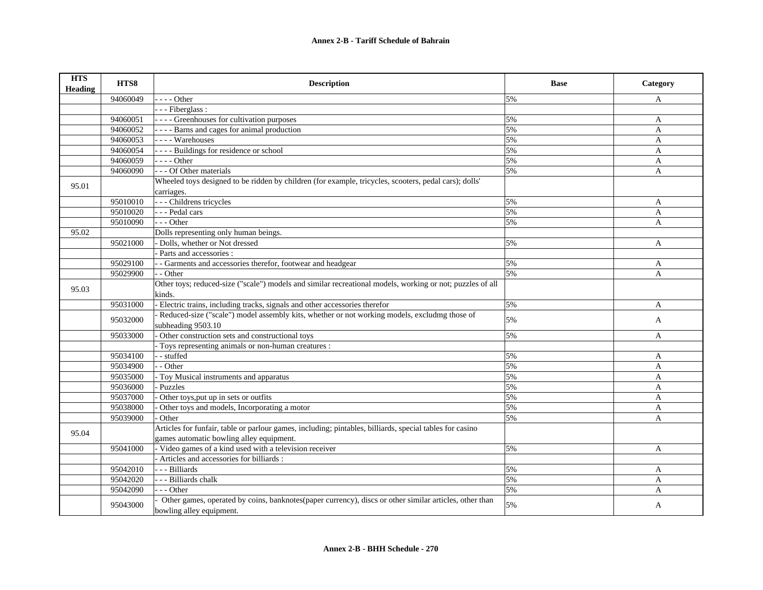**Annex 2-B - Tariff Schedule of Bahrain**

| HTS Heading | HTS8 | Description | Base | Category |
|---|---|---|---|---|
| | 94060049 | - - - - Other | 5% | A |
| | | - - - Fiberglass : | | |
| | 94060051 | - - - - Greenhouses for cultivation purposes | 5% | A |
| | 94060052 | - - - - Barns and cages for animal production | 5% | A |
| | 94060053 | - - - - Warehouses | 5% | A |
| | 94060054 | - - - - Buildings for residence or school | 5% | A |
| | 94060059 | - - - - Other | 5% | A |
| | 94060090 | - - - Of Other materials | 5% | A |
| 95.01 | | Wheeled toys designed to be ridden by children (for example, tricycles, scooters, pedal cars); dolls' carriages. | | |
| | 95010010 | - - - Childrens tricycles | 5% | A |
| | 95010020 | - - - Pedal cars | 5% | A |
| | 95010090 | - - - Other | 5% | A |
| 95.02 | | Dolls representing only human beings. | | |
| | 95021000 | - Dolls, whether or Not dressed | 5% | A |
| | | - Parts and accessories : | | |
| | 95029100 | - - Garments and accessories therefor, footwear and headgear | 5% | A |
| | 95029900 | - - Other | 5% | A |
| 95.03 | | Other toys; reduced-size ("scale") models and similar recreational models, working or not; puzzles of all kinds. | | |
| | 95031000 | - Electric trains, including tracks, signals and other accessories therefor | 5% | A |
| | 95032000 | - Reduced-size ("scale") model assembly kits, whether or not working models, excludmg those of subheading 9503.10 | 5% | A |
| | 95033000 | - Other construction sets and constructional toys | 5% | A |
| | | - Toys representing animals or non-human creatures : | | |
| | 95034100 | - - stuffed | 5% | A |
| | 95034900 | - - Other | 5% | A |
| | 95035000 | - Toy Musical instruments and apparatus | 5% | A |
| | 95036000 | - Puzzles | 5% | A |
| | 95037000 | - Other toys,put up in sets or outfits | 5% | A |
| | 95038000 | - Other toys and models, Incorporating a motor | 5% | A |
| | 95039000 | - Other | 5% | A |
| 95.04 | | Articles for funfair, table or parlour games, including; pintables, billiards, special tables for casino games automatic bowling alley equipment. | | |
| | 95041000 | - Video games of a kind used with a television receiver | 5% | A |
| | | - Articles and accessories for billiards : | | |
| | 95042010 | - - - Billiards | 5% | A |
| | 95042020 | - - - Billiards chalk | 5% | A |
| | 95042090 | - - - Other | 5% | A |
| | 95043000 | - Other games, operated by coins, banknotes(paper currency), discs or other similar articles, other than bowling alley equipment. | 5% | A |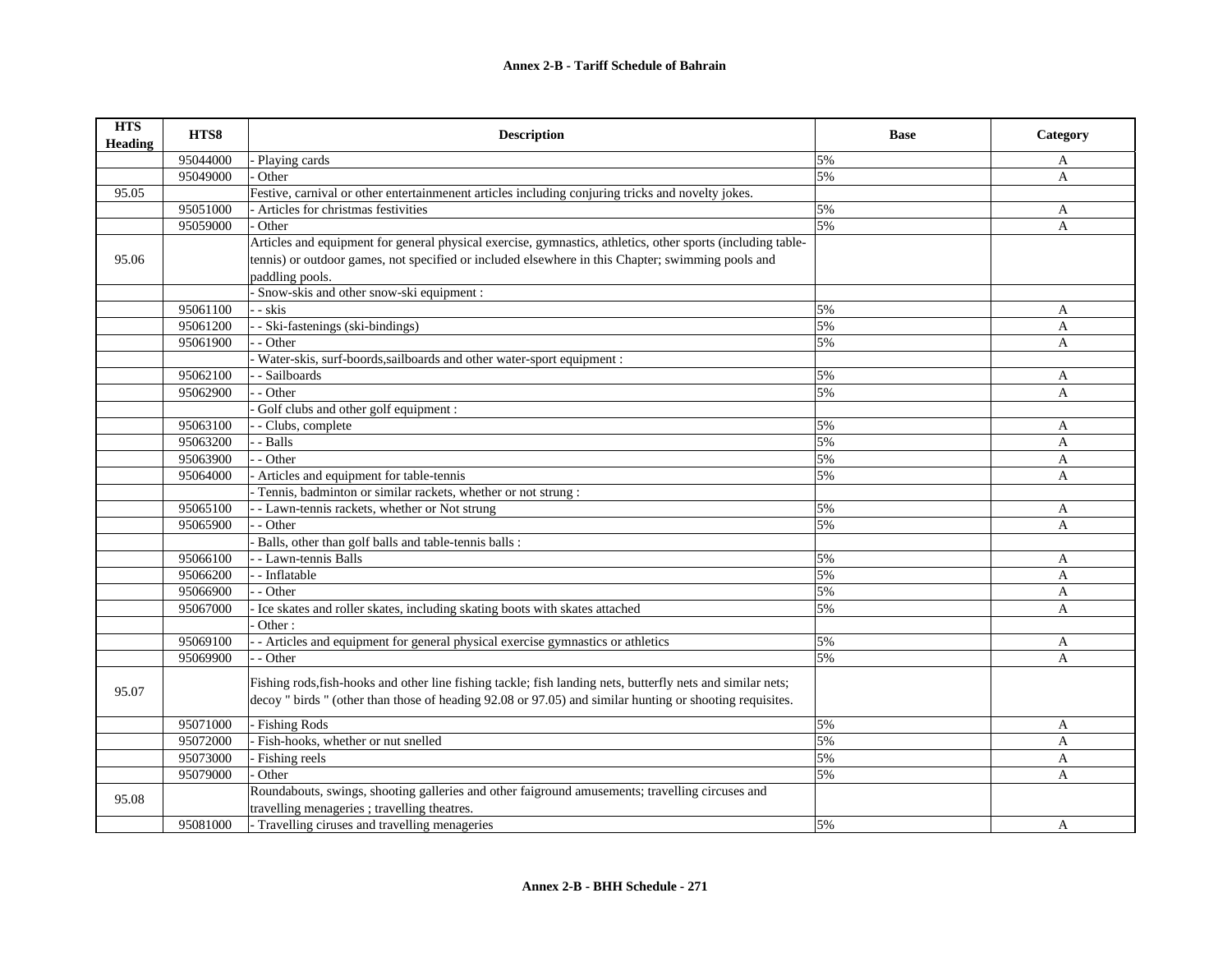**Annex 2-B - Tariff Schedule of Bahrain**

| HTS Heading | HTS8 | Description | Base | Category |
|---|---|---|---|---|
| | 95044000 | - Playing cards | 5% | A |
| | 95049000 | - Other | 5% | A |
| 95.05 | | Festive, carnival or other entertainmenent articles including conjuring tricks and novelty jokes. | | |
| | 95051000 | - Articles for christmas festivities | 5% | A |
| | 95059000 | - Other | 5% | A |
| 95.06 | | Articles and equipment for general physical exercise, gymnastics, athletics, other sports (including table-tennis) or outdoor games, not specified or included elsewhere in this Chapter; swimming pools and paddling pools. | | |
| | | - Snow-skis and other snow-ski equipment : | | |
| | 95061100 | - - skis | 5% | A |
| | 95061200 | - - Ski-fastenings (ski-bindings) | 5% | A |
| | 95061900 | - - Other | 5% | A |
| | | - Water-skis, surf-boords,sailboards and other water-sport equipment : | | |
| | 95062100 | - - Sailboards | 5% | A |
| | 95062900 | - - Other | 5% | A |
| | | - Golf clubs and other golf equipment : | | |
| | 95063100 | - - Clubs, complete | 5% | A |
| | 95063200 | - - Balls | 5% | A |
| | 95063900 | - - Other | 5% | A |
| | 95064000 | - Articles and equipment for table-tennis | 5% | A |
| | | - Tennis, badminton or similar rackets, whether or not strung : | | |
| | 95065100 | - - Lawn-tennis rackets, whether or Not strung | 5% | A |
| | 95065900 | - - Other | 5% | A |
| | | - Balls, other than golf balls and table-tennis balls : | | |
| | 95066100 | - - Lawn-tennis Balls | 5% | A |
| | 95066200 | - - Inflatable | 5% | A |
| | 95066900 | - - Other | 5% | A |
| | 95067000 | - Ice skates and roller skates, including skating boots with skates attached | 5% | A |
| | | - Other : | | |
| | 95069100 | - - Articles and equipment for general physical exercise gymnastics or athletics | 5% | A |
| | 95069900 | - - Other | 5% | A |
| 95.07 | | Fishing rods,fish-hooks and other line fishing tackle; fish landing nets, butterfly nets and similar nets; decoy " birds " (other than those of heading 92.08 or 97.05) and similar hunting or shooting requisites. | | |
| | 95071000 | - Fishing Rods | 5% | A |
| | 95072000 | - Fish-hooks, whether or nut snelled | 5% | A |
| | 95073000 | - Fishing reels | 5% | A |
| | 95079000 | - Other | 5% | A |
| 95.08 | | Roundabouts, swings, shooting galleries and other faiground amusements; travelling circuses and travelling menageries ; travelling theatres. | | |
| | 95081000 | - Travelling ciruses and travelling menageries | 5% | A |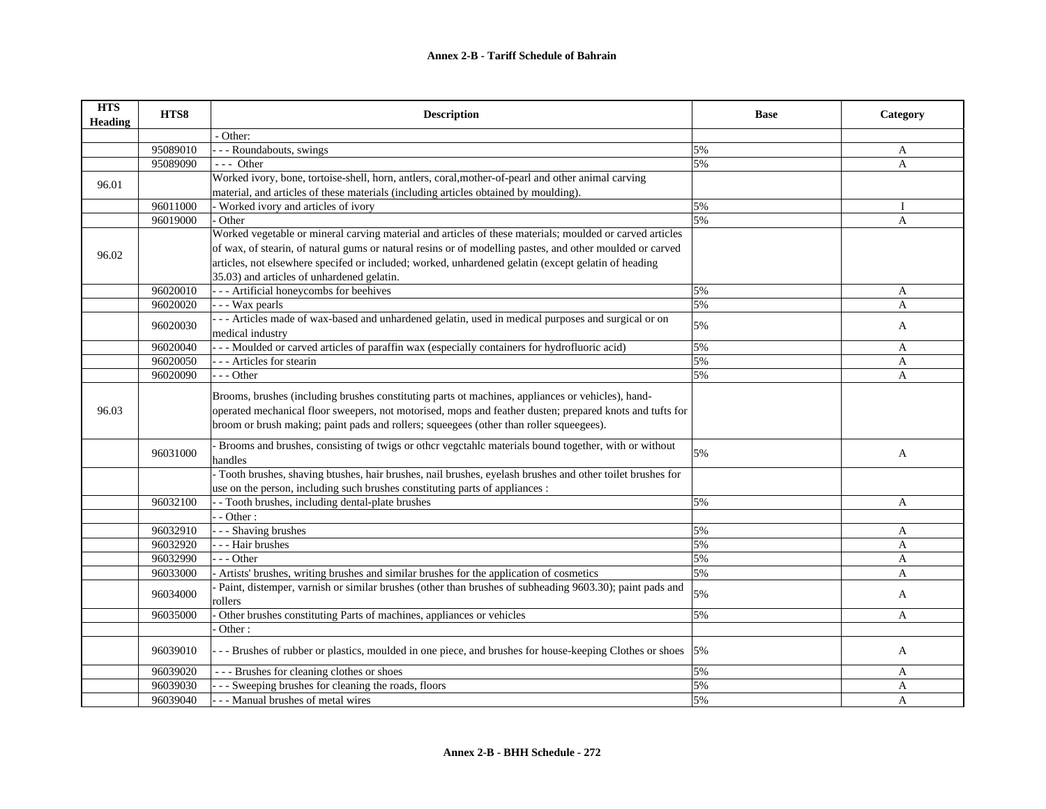**Annex 2-B - Tariff Schedule of Bahrain**

| HTS Heading | HTS8 | Description | Base | Category |
|---|---|---|---|---|
| | | - Other: | | |
| | 95089010 | - - - Roundabouts, swings | 5% | A |
| | 95089090 | - - -  Other | 5% | A |
| 96.01 | | Worked ivory, bone, tortoise-shell, horn, antlers, coral,mother-of-pearl and other animal carving material, and articles of these materials (including articles obtained by moulding). | | |
| | 96011000 | - Worked ivory and articles of ivory | 5% | I |
| | 96019000 | - Other | 5% | A |
| 96.02 | | Worked vegetable or mineral carving material and articles of these materials; moulded or carved articles of wax, of stearin, of natural gums or natural resins or of modelling pastes, and other moulded or carved articles, not elsewhere specifed or included; worked, unhardened gelatin (except gelatin of heading 35.03) and articles of unhardened gelatin. | | |
| | 96020010 | - - - Artificial honeycombs for beehives | 5% | A |
| | 96020020 | - - - Wax pearls | 5% | A |
| | 96020030 | - - - Articles made of wax-based and unhardened gelatin, used in medical purposes and surgical or on medical industry | 5% | A |
| | 96020040 | - - - Moulded or carved articles of paraffin wax (especially containers for hydrofluoric acid) | 5% | A |
| | 96020050 | - - - Articles for stearin | 5% | A |
| | 96020090 | - - - Other | 5% | A |
| 96.03 | | Brooms, brushes (including brushes constituting parts ot machines, appliances or vehicles), hand-operated mechanical floor sweepers, not motorised, mops and feather dusten; prepared knots and tufts for broom or brush making; paint pads and rollers; squeegees (other than roller squeegees). | | |
| | 96031000 | - Brooms and brushes, consisting of twigs or othcr vegctahlc materials bound together, with or without handles | 5% | A |
| | | - Tooth brushes, shaving btushes, hair brushes, nail brushes, eyelash brushes and other toilet brushes for use on the person, including such brushes constituting parts of appliances : | | |
| | 96032100 | - - Tooth brushes, including dental-plate brushes | 5% | A |
| | | - - Other : | | |
| | 96032910 | - - - Shaving brushes | 5% | A |
| | 96032920 | - - - Hair brushes | 5% | A |
| | 96032990 | - - - Other | 5% | A |
| | 96033000 | - Artists' brushes, writing brushes and similar brushes for the application of cosmetics | 5% | A |
| | 96034000 | - Paint, distemper, varnish or similar brushes (other than brushes of subheading 9603.30); paint pads and rollers | 5% | A |
| | 96035000 | - Other brushes constituting Parts of machines, appliances or vehicles | 5% | A |
| | | - Other : | | |
| | 96039010 | - - - Brushes of rubber or plastics, moulded in one piece, and brushes for house-keeping Clothes or shoes | 5% | A |
| | 96039020 | - - - Brushes for cleaning clothes or shoes | 5% | A |
| | 96039030 | - - - Sweeping brushes for cleaning the roads, floors | 5% | A |
| | 96039040 | - - - Manual brushes of metal wires | 5% | A |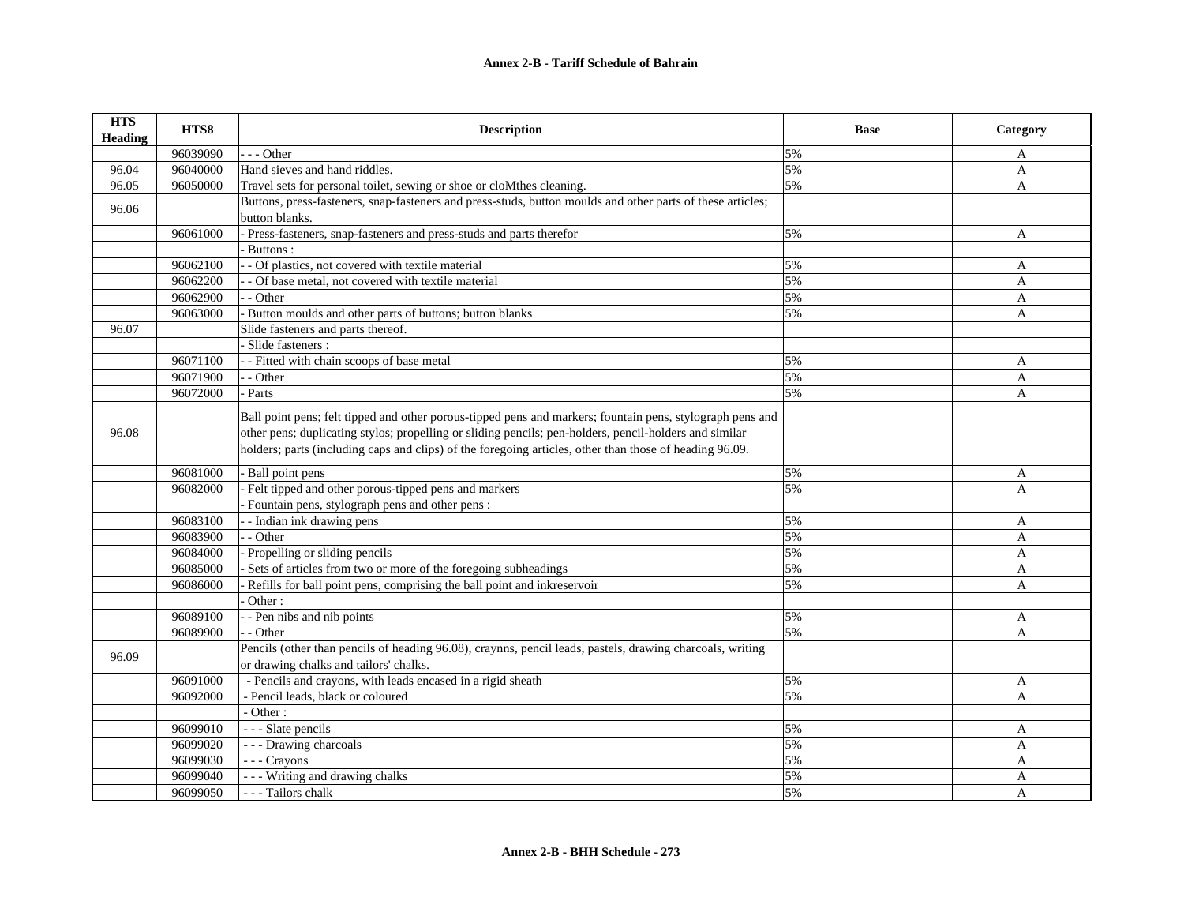**Annex 2-B - Tariff Schedule of Bahrain**

| HTS Heading | HTS8 | Description | Base | Category |
|---|---|---|---|---|
| | 96039090 | - - - Other | 5% | A |
| 96.04 | 96040000 | Hand sieves and hand riddles. | 5% | A |
| 96.05 | 96050000 | Travel sets for personal toilet, sewing or shoe or cloMthes cleaning. | 5% | A |
| 96.06 | | Buttons, press-fasteners, snap-fasteners and press-studs, button moulds and other parts of these articles; button blanks. | | |
| | 96061000 | - Press-fasteners, snap-fasteners and press-studs and parts therefor | 5% | A |
| | | - Buttons : | | |
| | 96062100 | - - Of plastics, not covered with textile material | 5% | A |
| | 96062200 | - - Of base metal, not covered with textile material | 5% | A |
| | 96062900 | - - Other | 5% | A |
| | 96063000 | - Button moulds and other parts of buttons; button blanks | 5% | A |
| 96.07 | | Slide fasteners and parts thereof. | | |
| | | - Slide fasteners : | | |
| | 96071100 | - - Fitted with chain scoops of base metal | 5% | A |
| | 96071900 | - - Other | 5% | A |
| | 96072000 | - Parts | 5% | A |
| 96.08 | | Ball point pens; felt tipped and other porous-tipped pens and markers; fountain pens, stylograph pens and other pens; duplicating stylos; propelling or sliding pencils; pen-holders, pencil-holders and similar holders; parts (including caps and clips) of the foregoing articles, other than those of heading 96.09. | | |
| | 96081000 | - Ball point pens | 5% | A |
| | 96082000 | - Felt tipped and other porous-tipped pens and markers | 5% | A |
| | | - Fountain pens, stylograph pens and other pens : | | |
| | 96083100 | - - Indian ink drawing pens | 5% | A |
| | 96083900 | - - Other | 5% | A |
| | 96084000 | - Propelling or sliding pencils | 5% | A |
| | 96085000 | - Sets of articles from two or more of the foregoing subheadings | 5% | A |
| | 96086000 | - Refills for ball point pens, comprising the ball point and inkreservoir | 5% | A |
| | | - Other : | | |
| | 96089100 | - - Pen nibs and nib points | 5% | A |
| | 96089900 | - - Other | 5% | A |
| 96.09 | | Pencils (other than pencils of heading 96.08), craynns, pencil leads, pastels, drawing charcoals, writing or drawing chalks and tailors' chalks. | | |
| | 96091000 | - Pencils and crayons, with leads encased in a rigid sheath | 5% | A |
| | 96092000 | - Pencil leads, black or coloured | 5% | A |
| | | - Other : | | |
| | 96099010 | - - - Slate pencils | 5% | A |
| | 96099020 | - - - Drawing charcoals | 5% | A |
| | 96099030 | - - - Crayons | 5% | A |
| | 96099040 | - - - Writing and drawing chalks | 5% | A |
| | 96099050 | - - - Tailors chalk | 5% | A |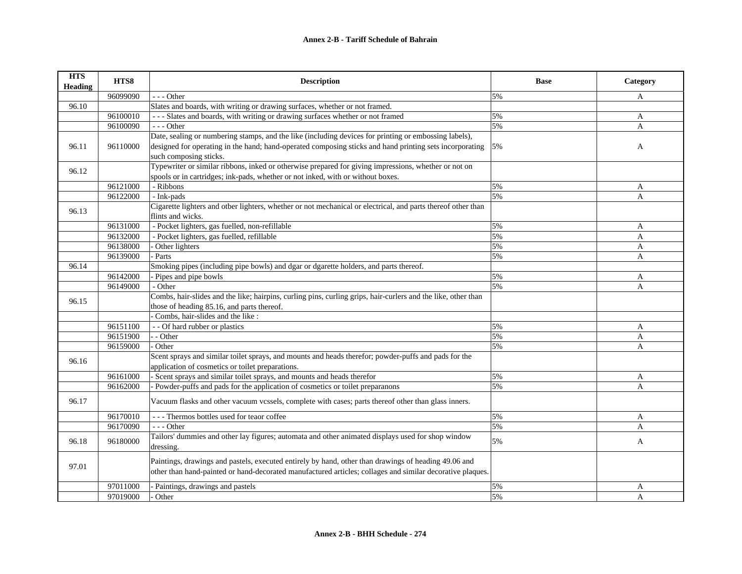| HTS Heading | HTS8 | Description | Base | Category |
|---|---|---|---|---|
| | 96099090 | - - - Other | 5% | A |
| 96.10 | | Slates and boards, with writing or drawing surfaces, whether or not framed. | | |
| | 96100010 | - - - Slates and boards, with writing or drawing surfaces whether or not framed | 5% | A |
| | 96100090 | - - - Other | 5% | A |
| 96.11 | 96110000 | Date, sealing or numbering stamps, and the like (including devices for printing or embossing labels), designed for operating in the hand; hand-operated composing sticks and hand printing sets incorporating such composing sticks. | 5% | A |
| 96.12 | | Typewriter or similar ribbons, inked or otherwise prepared for giving impressions, whether or not on spools or in cartridges; ink-pads, whether or not inked, with or without boxes. | | |
| | 96121000 | - Ribbons | 5% | A |
| | 96122000 | - Ink-pads | 5% | A |
| 96.13 | | Cigarette lighters and otber lighters, whether or not mechanical or electrical, and parts thereof other than flints and wicks. | | |
| | 96131000 | - Pocket lighters, gas fuelled, non-refillable | 5% | A |
| | 96132000 | - Pocket lighters, gas fuelled, refillable | 5% | A |
| | 96138000 | - Other lighters | 5% | A |
| | 96139000 | - Parts | 5% | A |
| 96.14 | | Smoking pipes (including pipe bowls) and dgar or dgarette holders, and parts thereof. | | |
| | 96142000 | - Pipes and pipe bowls | 5% | A |
| | 96149000 | - Other | 5% | A |
| 96.15 | | Combs, hair-slides and the like; hairpins, curling pins, curling grips, hair-curlers and the like, other than those of heading 85.16, and parts thereof. | | |
| | | - Combs, hair-slides and the like : | | |
| | 96151100 | - - Of hard rubber or plastics | 5% | A |
| | 96151900 | - - Other | 5% | A |
| | 96159000 | - Other | 5% | A |
| 96.16 | | Scent sprays and similar toilet sprays, and mounts and heads therefor; powder-puffs and pads for the application of cosmetics or toilet preparations. | | |
| | 96161000 | - Scent sprays and similar toilet sprays, and mounts and heads therefor | 5% | A |
| | 96162000 | - Powder-puffs and pads for the application of cosmetics or toilet preparanons | 5% | A |
| 96.17 | | Vacuum flasks and other vacuum vcssels, complete with cases; parts thereof other than glass inners. | | |
| | 96170010 | - - - Thermos bottles used for teaor coffee | 5% | A |
| | 96170090 | - - - Other | 5% | A |
| 96.18 | 96180000 | Tailors' dummies and other lay figures; automata and other animated displays used for shop window dressing. | 5% | A |
| 97.01 | | Paintings, drawings and pastels, executed entirely by hand, other than drawings of heading 49.06 and other than hand-painted or hand-decorated manufactured articles; collages and similar decorative plaques. | | |
| | 97011000 | - Paintings, drawings and pastels | 5% | A |
| | 97019000 | - Other | 5% | A |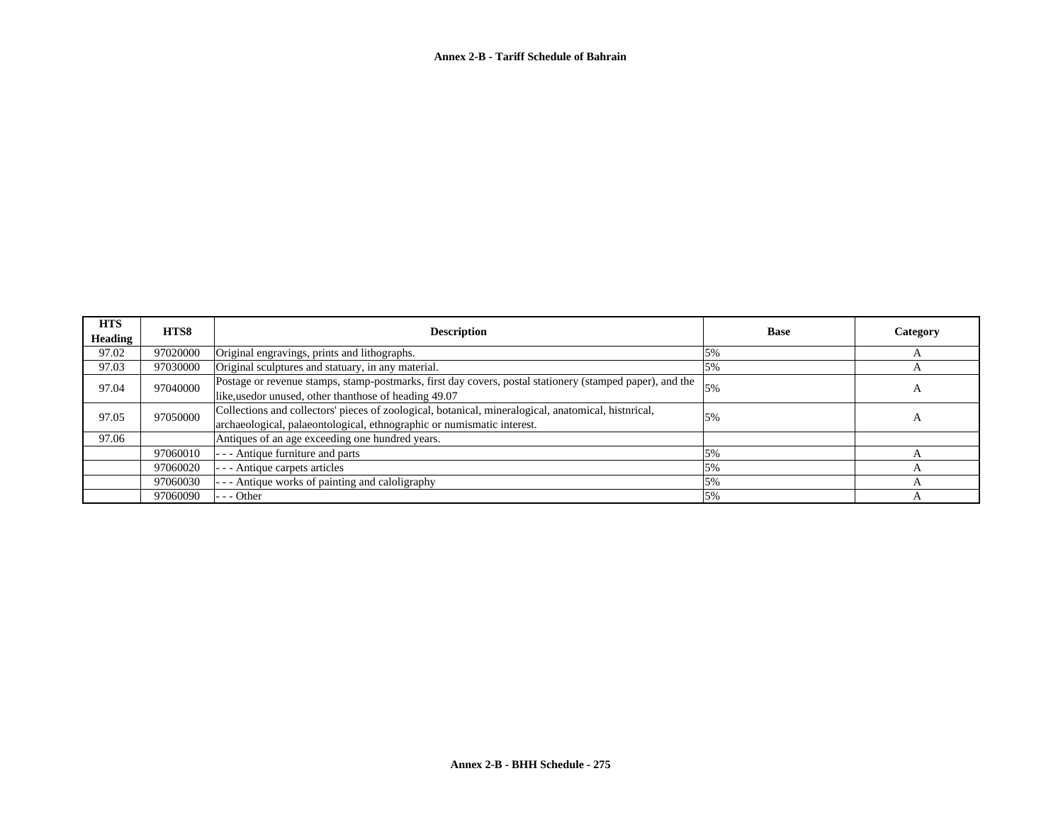**Annex 2-B - Tariff Schedule of Bahrain**

| HTS Heading | HTS8 | Description | Base | Category |
|---|---|---|---|---|
| 97.02 | 97020000 | Original engravings, prints and lithographs. | 5% | A |
| 97.03 | 97030000 | Original sculptures and statuary, in any material. | 5% | A |
| 97.04 | 97040000 | Postage or revenue stamps, stamp-postmarks, first day covers, postal stationery (stamped paper), and the like,usedor unused, other thanthose of heading 49.07 | 5% | A |
| 97.05 | 97050000 | Collections and collectors' pieces of zoological, botanical, mineralogical, anatomical, histnrical, archaeological, palaeontological, ethnographic or numismatic interest. | 5% | A |
| 97.06 | | Antiques of an age exceeding one hundred years. | | |
| | 97060010 | - - - Antique furniture and parts | 5% | A |
| | 97060020 | - - - Antique carpets articles | 5% | A |
| | 97060030 | - - - Antique works of painting and caloligraphy | 5% | A |
| | 97060090 | - - - Other | 5% | A |